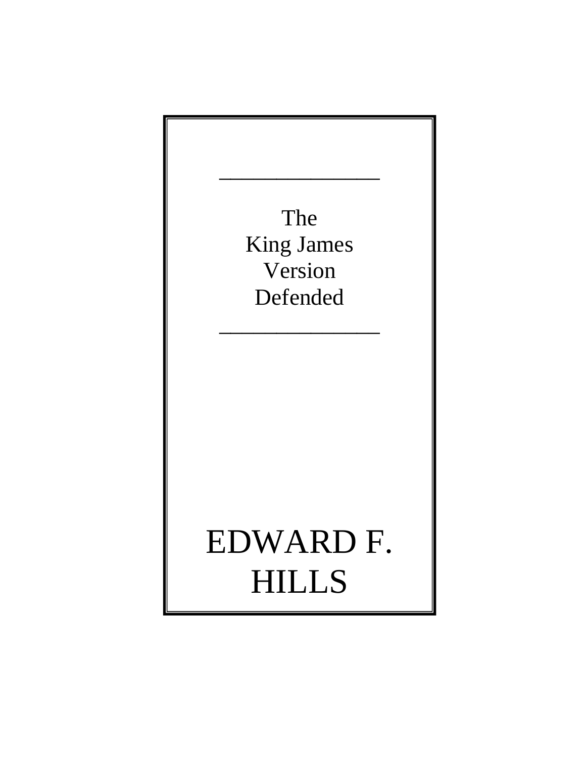# The King James Version Defended

# EDWARD F. HILLS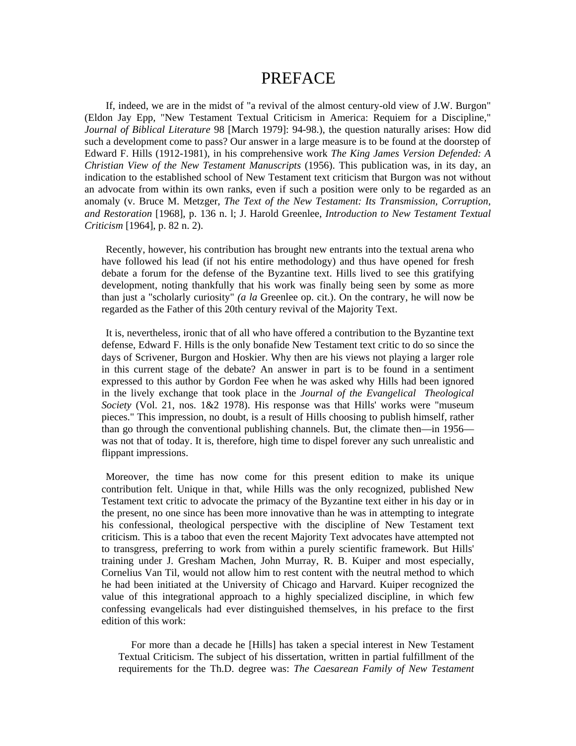# PREFACE

If, indeed, we are in the midst of "a revival of the almost century-old view of J.W. Burgon" (Eldon Jay Epp, "New Testament Textual Criticism in America: Requiem for a Discipline," *Journal of Biblical Literature* 98 [March 1979]: 94-98.), the question naturally arises: How did such a development come to pass? Our answer in a large measure is to be found at the doorstep of Edward F. Hills (1912-1981), in his comprehensive work *The King James Version Defended: A Christian View of the New Testament Manuscripts* (1956). This publication was, in its day, an indication to the established school of New Testament text criticism that Burgon was not without an advocate from within its own ranks, even if such a position were only to be regarded as an anomaly (v. Bruce M. Metzger, *The Text of the New Testament: Its Transmission, Corruption, and Restoration* [1968], p. 136 n. l; J. Harold Greenlee, *Introduction to New Testament Textual Criticism* [1964], p. 82 n. 2).

Recently, however, his contribution has brought new entrants into the textual arena who have followed his lead (if not his entire methodology) and thus have opened for fresh debate a forum for the defense of the Byzantine text. Hills lived to see this gratifying development, noting thankfully that his work was finally being seen by some as more than just a "scholarly curiosity" *(a la* Greenlee op. cit.). On the contrary, he will now be regarded as the Father of this 20th century revival of the Majority Text.

It is, nevertheless, ironic that of all who have offered a contribution to the Byzantine text defense, Edward F. Hills is the only bonafide New Testament text critic to do so since the days of Scrivener, Burgon and Hoskier. Why then are his views not playing a larger role in this current stage of the debate? An answer in part is to be found in a sentiment expressed to this author by Gordon Fee when he was asked why Hills had been ignored in the lively exchange that took place in the *Journal of the Evangelical Theological Society* (Vol. 21, nos. 1&2 1978). His response was that Hills' works were "museum pieces." This impression, no doubt, is a result of Hills choosing to publish himself, rather than go through the conventional publishing channels. But, the climate then—in 1956—was not that of today. It is, therefore, high time to dispel forever any such unrealistic and flippant impressions.

Moreover, the time has now come for this present edition to make its unique contribution felt. Unique in that, while Hills was the only recognized, published New Testament text critic to advocate the primacy of the Byzantine text either in his day or in the present, no one since has been more innovative than he was in attempting to integrate his confessional, theological perspective with the discipline of New Testament text criticism. This is a taboo that even the recent Majority Text advocates have attempted not to transgress, preferring to work from within a purely scientific framework. But Hills' training under J. Gresham Machen, John Murray, R. B. Kuiper and most especially, Cornelius Van Til, would not allow him to rest content with the neutral method to which he had been initiated at the University of Chicago and Harvard. Kuiper recognized the value of this integrational approach to a highly specialized discipline, in which few confessing evangelicals had ever distinguished themselves, in his preface to the first edition of this work:

> For more than a decade he [Hills] has taken a special interest in New Testament Textual Criticism. The subject of his dissertation, written in partial fulfillment of the requirements for the Th.D. degree was: *The Caesarean Family of New Testament*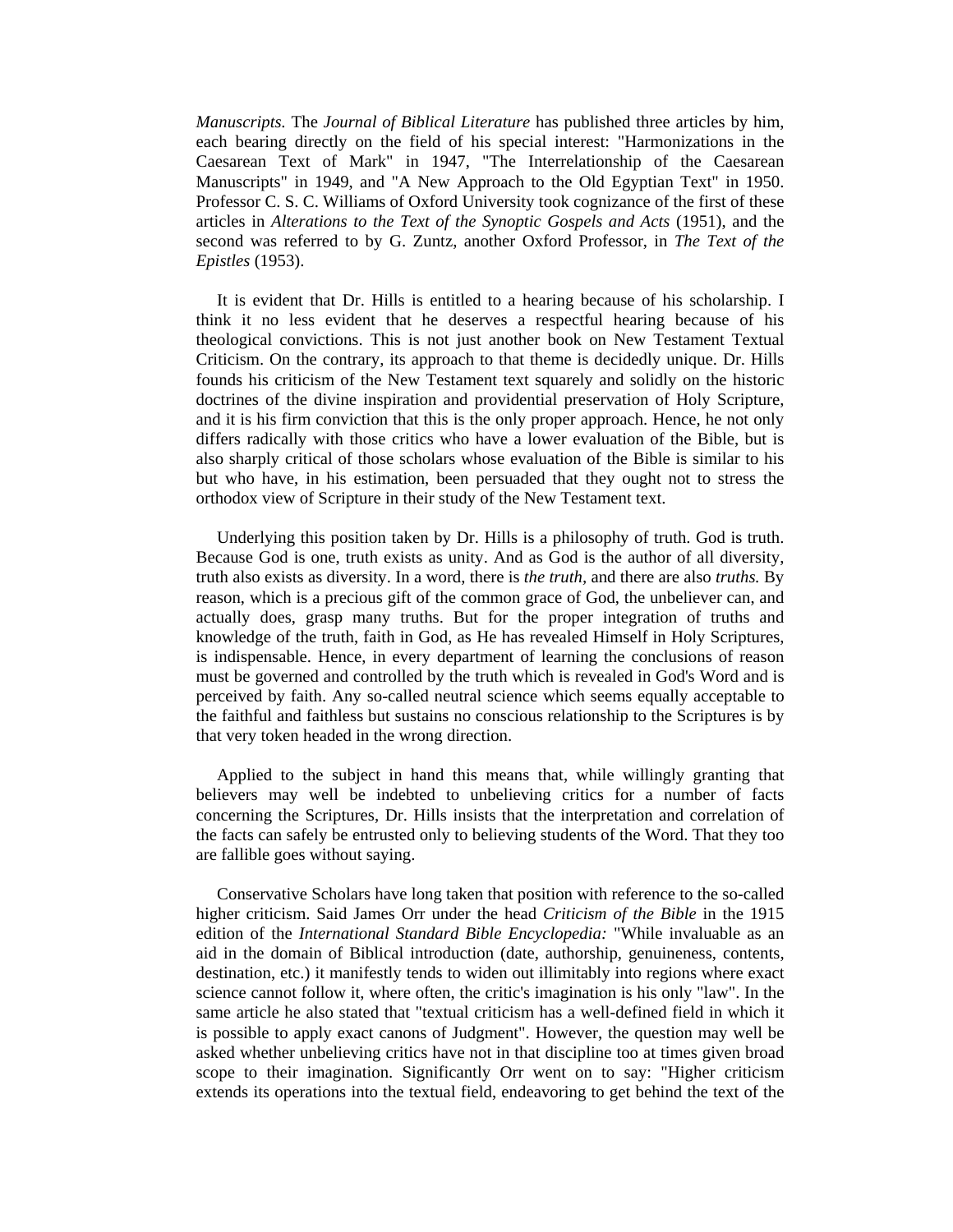*Manuscripts.* The *Journal of Biblical Literature* has published three articles by him, each bearing directly on the field of his special interest: "Harmonizations in the Caesarean Text of Mark" in 1947, "The Interrelationship of the Caesarean Manuscripts" in 1949, and "A New Approach to the Old Egyptian Text" in 1950. Professor C. S. C. Williams of Oxford University took cognizance of the first of these articles in *Alterations to the Text of the Synoptic Gospels and Acts* (1951), and the second was referred to by G. Zuntz, another Oxford Professor, in *The Text of the Epistles* (1953).

It is evident that Dr. Hills is entitled to a hearing because of his scholarship. I think it no less evident that he deserves a respectful hearing because of his theological convictions. This is not just another book on New Testament Textual Criticism. On the contrary, its approach to that theme is decidedly unique. Dr. Hills founds his criticism of the New Testament text squarely and solidly on the historic doctrines of the divine inspiration and providential preservation of Holy Scripture, and it is his firm conviction that this is the only proper approach. Hence, he not only differs radically with those critics who have a lower evaluation of the Bible, but is also sharply critical of those scholars whose evaluation of the Bible is similar to his but who have, in his estimation, been persuaded that they ought not to stress the orthodox view of Scripture in their study of the New Testament text.

Underlying this position taken by Dr. Hills is a philosophy of truth. God is truth. Because God is one, truth exists as unity. And as God is the author of all diversity, truth also exists as diversity. In a word, there is *the truth,* and there are also *truths.* By reason, which is a precious gift of the common grace of God, the unbeliever can, and actually does, grasp many truths. But for the proper integration of truths and knowledge of the truth, faith in God, as He has revealed Himself in Holy Scriptures, is indispensable. Hence, in every department of learning the conclusions of reason must be governed and controlled by the truth which is revealed in God's Word and is perceived by faith. Any so-called neutral science which seems equally acceptable to the faithful and faithless but sustains no conscious relationship to the Scriptures is by that very token headed in the wrong direction.

Applied to the subject in hand this means that, while willingly granting that believers may well be indebted to unbelieving critics for a number of facts concerning the Scriptures, Dr. Hills insists that the interpretation and correlation of the facts can safely be entrusted only to believing students of the Word. That they too are fallible goes without saying.

Conservative Scholars have long taken that position with reference to the so-called higher criticism. Said James Orr under the head *Criticism of the Bible* in the 1915 edition of the *International Standard Bible Encyclopedia:* "While invaluable as an aid in the domain of Biblical introduction (date, authorship, genuineness, contents, destination, etc.) it manifestly tends to widen out illimitably into regions where exact science cannot follow it, where often, the critic's imagination is his only "law". In the same article he also stated that "textual criticism has a well-defined field in which it is possible to apply exact canons of Judgment". However, the question may well be asked whether unbelieving critics have not in that discipline too at times given broad scope to their imagination. Significantly Orr went on to say: "Higher criticism extends its operations into the textual field, endeavoring to get behind the text of the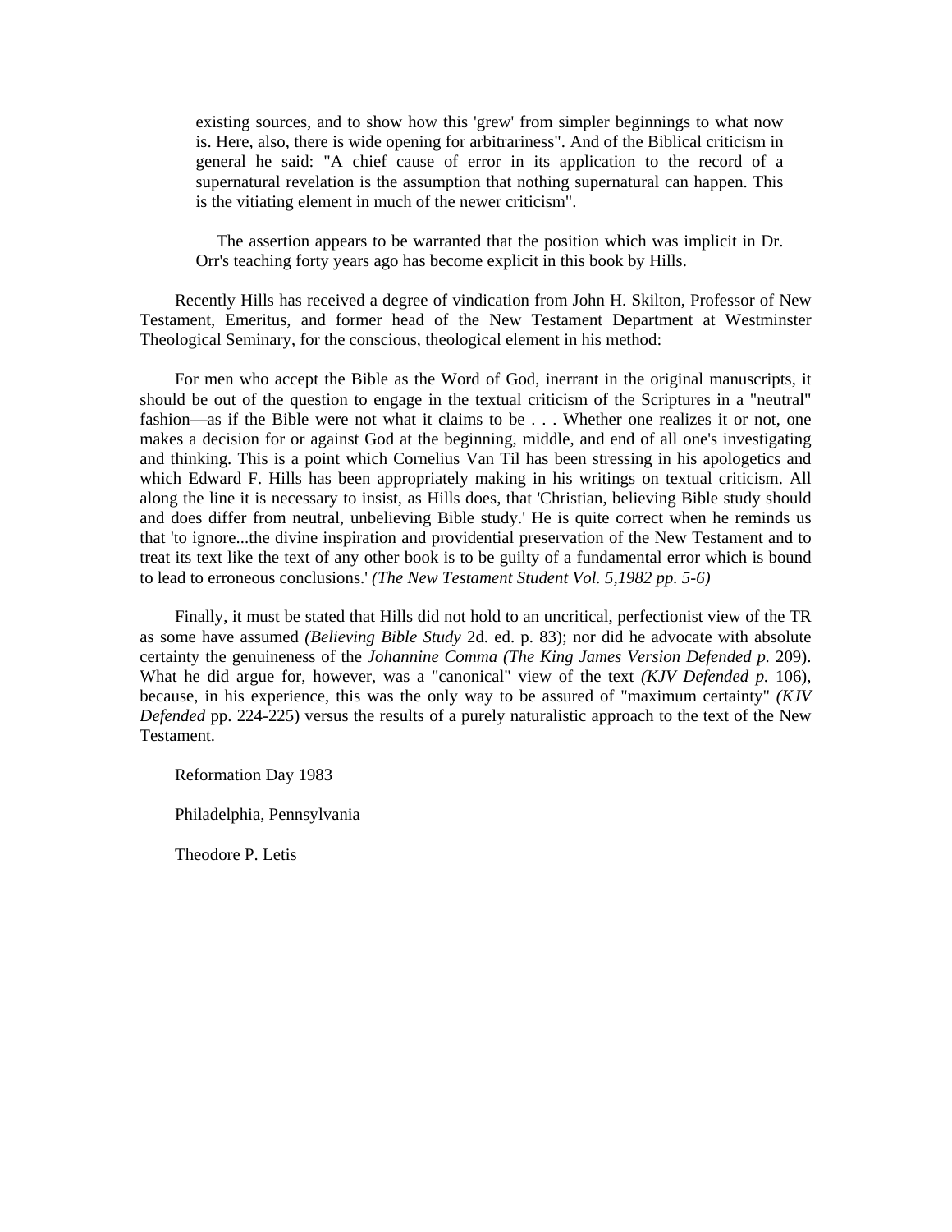> existing sources, and to show how this 'grew' from simpler beginnings to what now is. Here, also, there is wide opening for arbitrariness". And of the Biblical criticism in general he said: "A chief cause of error in its application to the record of a supernatural revelation is the assumption that nothing supernatural can happen. This is the vitiating element in much of the newer criticism".
>
> The assertion appears to be warranted that the position which was implicit in Dr. Orr's teaching forty years ago has become explicit in this book by Hills.

Recently Hills has received a degree of vindication from John H. Skilton, Professor of New Testament, Emeritus, and former head of the New Testament Department at Westminster Theological Seminary, for the conscious, theological element in his method:

For men who accept the Bible as the Word of God, inerrant in the original manuscripts, it should be out of the question to engage in the textual criticism of the Scriptures in a "neutral" fashion—as if the Bible were not what it claims to be . . . Whether one realizes it or not, one makes a decision for or against God at the beginning, middle, and end of all one's investigating and thinking. This is a point which Cornelius Van Til has been stressing in his apologetics and which Edward F. Hills has been appropriately making in his writings on textual criticism. All along the line it is necessary to insist, as Hills does, that 'Christian, believing Bible study should and does differ from neutral, unbelieving Bible study.' He is quite correct when he reminds us that 'to ignore...the divine inspiration and providential preservation of the New Testament and to treat its text like the text of any other book is to be guilty of a fundamental error which is bound to lead to erroneous conclusions.' *(The New Testament Student Vol. 5,1982 pp. 5-6)*

Finally, it must be stated that Hills did not hold to an uncritical, perfectionist view of the TR as some have assumed *(Believing Bible Study* 2d. ed. p. 83); nor did he advocate with absolute certainty the genuineness of the *Johannine Comma (The King James Version Defended p.* 209). What he did argue for, however, was a "canonical" view of the text *(KJV Defended p.* 106), because, in his experience, this was the only way to be assured of "maximum certainty" *(KJV Defended* pp. 224-225) versus the results of a purely naturalistic approach to the text of the New Testament.

Reformation Day 1983

Philadelphia, Pennsylvania

Theodore P. Letis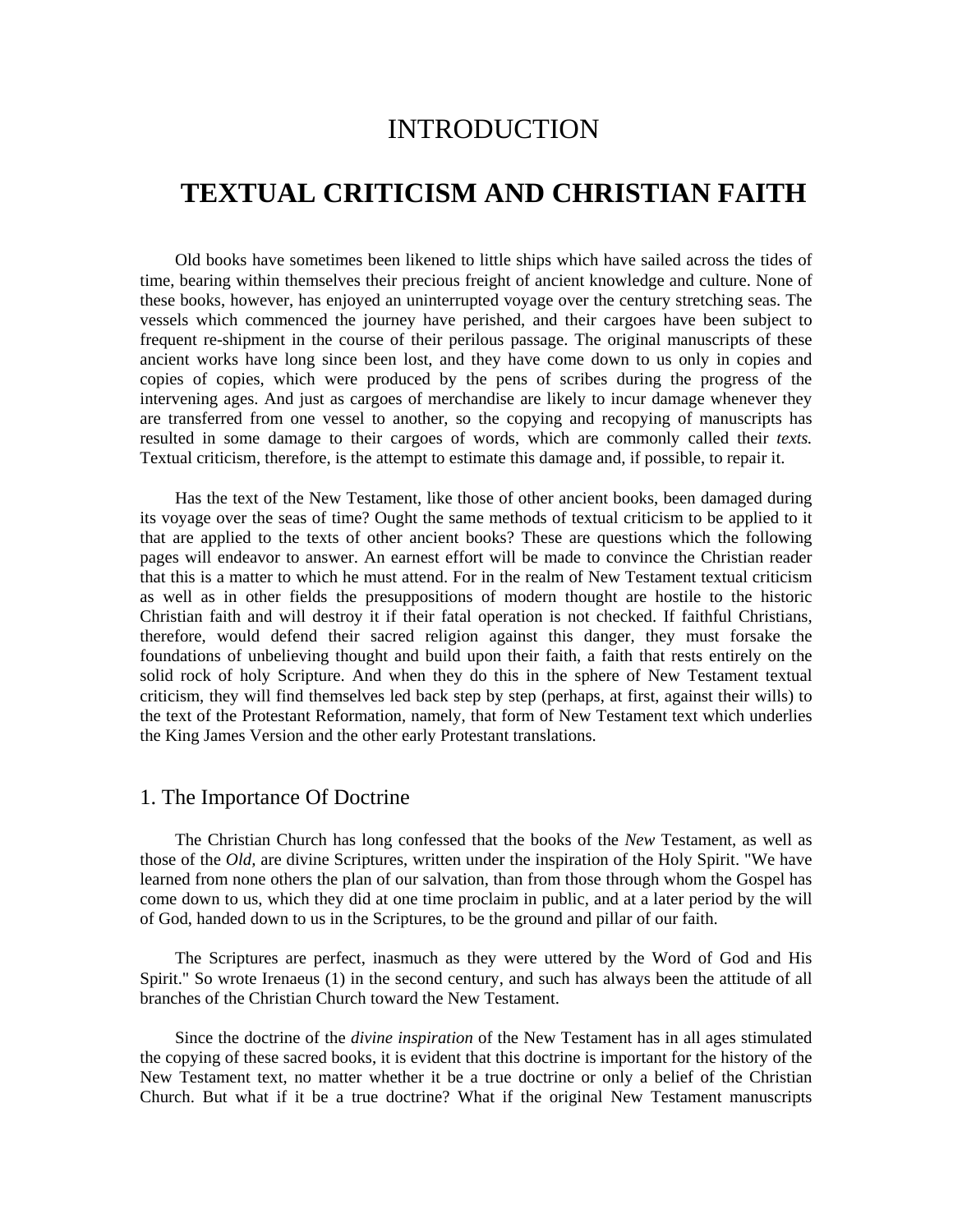# INTRODUCTION

# TEXTUAL CRITICISM AND CHRISTIAN FAITH

Old books have sometimes been likened to little ships which have sailed across the tides of time, bearing within themselves their precious freight of ancient knowledge and culture. None of these books, however, has enjoyed an uninterrupted voyage over the century stretching seas. The vessels which commenced the journey have perished, and their cargoes have been subject to frequent re-shipment in the course of their perilous passage. The original manuscripts of these ancient works have long since been lost, and they have come down to us only in copies and copies of copies, which were produced by the pens of scribes during the progress of the intervening ages. And just as cargoes of merchandise are likely to incur damage whenever they are transferred from one vessel to another, so the copying and recopying of manuscripts has resulted in some damage to their cargoes of words, which are commonly called their *texts.* Textual criticism, therefore, is the attempt to estimate this damage and, if possible, to repair it.

Has the text of the New Testament, like those of other ancient books, been damaged during its voyage over the seas of time? Ought the same methods of textual criticism to be applied to it that are applied to the texts of other ancient books? These are questions which the following pages will endeavor to answer. An earnest effort will be made to convince the Christian reader that this is a matter to which he must attend. For in the realm of New Testament textual criticism as well as in other fields the presuppositions of modern thought are hostile to the historic Christian faith and will destroy it if their fatal operation is not checked. If faithful Christians, therefore, would defend their sacred religion against this danger, they must forsake the foundations of unbelieving thought and build upon their faith, a faith that rests entirely on the solid rock of holy Scripture. And when they do this in the sphere of New Testament textual criticism, they will find themselves led back step by step (perhaps, at first, against their wills) to the text of the Protestant Reformation, namely, that form of New Testament text which underlies the King James Version and the other early Protestant translations.

## 1. The Importance Of Doctrine

The Christian Church has long confessed that the books of the *New* Testament, as well as those of the *Old,* are divine Scriptures, written under the inspiration of the Holy Spirit. "We have learned from none others the plan of our salvation, than from those through whom the Gospel has come down to us, which they did at one time proclaim in public, and at a later period by the will of God, handed down to us in the Scriptures, to be the ground and pillar of our faith.

The Scriptures are perfect, inasmuch as they were uttered by the Word of God and His Spirit." So wrote Irenaeus (1) in the second century, and such has always been the attitude of all branches of the Christian Church toward the New Testament.

Since the doctrine of the *divine inspiration* of the New Testament has in all ages stimulated the copying of these sacred books, it is evident that this doctrine is important for the history of the New Testament text, no matter whether it be a true doctrine or only a belief of the Christian Church. But what if it be a true doctrine? What if the original New Testament manuscripts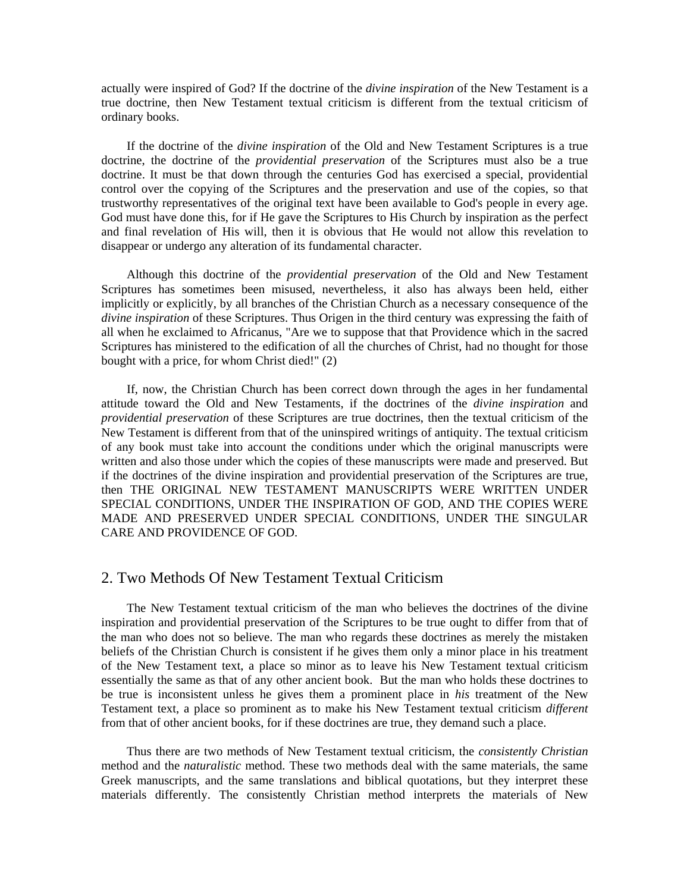actually were inspired of God? If the doctrine of the *divine inspiration* of the New Testament is a true doctrine, then New Testament textual criticism is different from the textual criticism of ordinary books.

If the doctrine of the *divine inspiration* of the Old and New Testament Scriptures is a true doctrine, the doctrine of the *providential preservation* of the Scriptures must also be a true doctrine. It must be that down through the centuries God has exercised a special, providential control over the copying of the Scriptures and the preservation and use of the copies, so that trustworthy representatives of the original text have been available to God's people in every age. God must have done this, for if He gave the Scriptures to His Church by inspiration as the perfect and final revelation of His will, then it is obvious that He would not allow this revelation to disappear or undergo any alteration of its fundamental character.

Although this doctrine of the *providential preservation* of the Old and New Testament Scriptures has sometimes been misused, nevertheless, it also has always been held, either implicitly or explicitly, by all branches of the Christian Church as a necessary consequence of the *divine inspiration* of these Scriptures. Thus Origen in the third century was expressing the faith of all when he exclaimed to Africanus, "Are we to suppose that that Providence which in the sacred Scriptures has ministered to the edification of all the churches of Christ, had no thought for those bought with a price, for whom Christ died!" (2)

If, now, the Christian Church has been correct down through the ages in her fundamental attitude toward the Old and New Testaments, if the doctrines of the *divine inspiration* and *providential preservation* of these Scriptures are true doctrines, then the textual criticism of the New Testament is different from that of the uninspired writings of antiquity. The textual criticism of any book must take into account the conditions under which the original manuscripts were written and also those under which the copies of these manuscripts were made and preserved. But if the doctrines of the divine inspiration and providential preservation of the Scriptures are true, then THE ORIGINAL NEW TESTAMENT MANUSCRIPTS WERE WRITTEN UNDER SPECIAL CONDITIONS, UNDER THE INSPIRATION OF GOD, AND THE COPIES WERE MADE AND PRESERVED UNDER SPECIAL CONDITIONS, UNDER THE SINGULAR CARE AND PROVIDENCE OF GOD.

## 2. Two Methods Of New Testament Textual Criticism

The New Testament textual criticism of the man who believes the doctrines of the divine inspiration and providential preservation of the Scriptures to be true ought to differ from that of the man who does not so believe. The man who regards these doctrines as merely the mistaken beliefs of the Christian Church is consistent if he gives them only a minor place in his treatment of the New Testament text, a place so minor as to leave his New Testament textual criticism essentially the same as that of any other ancient book. But the man who holds these doctrines to be true is inconsistent unless he gives them a prominent place in *his* treatment of the New Testament text, a place so prominent as to make his New Testament textual criticism *different* from that of other ancient books, for if these doctrines are true, they demand such a place.

Thus there are two methods of New Testament textual criticism, the *consistently Christian* method and the *naturalistic* method. These two methods deal with the same materials, the same Greek manuscripts, and the same translations and biblical quotations, but they interpret these materials differently. The consistently Christian method interprets the materials of New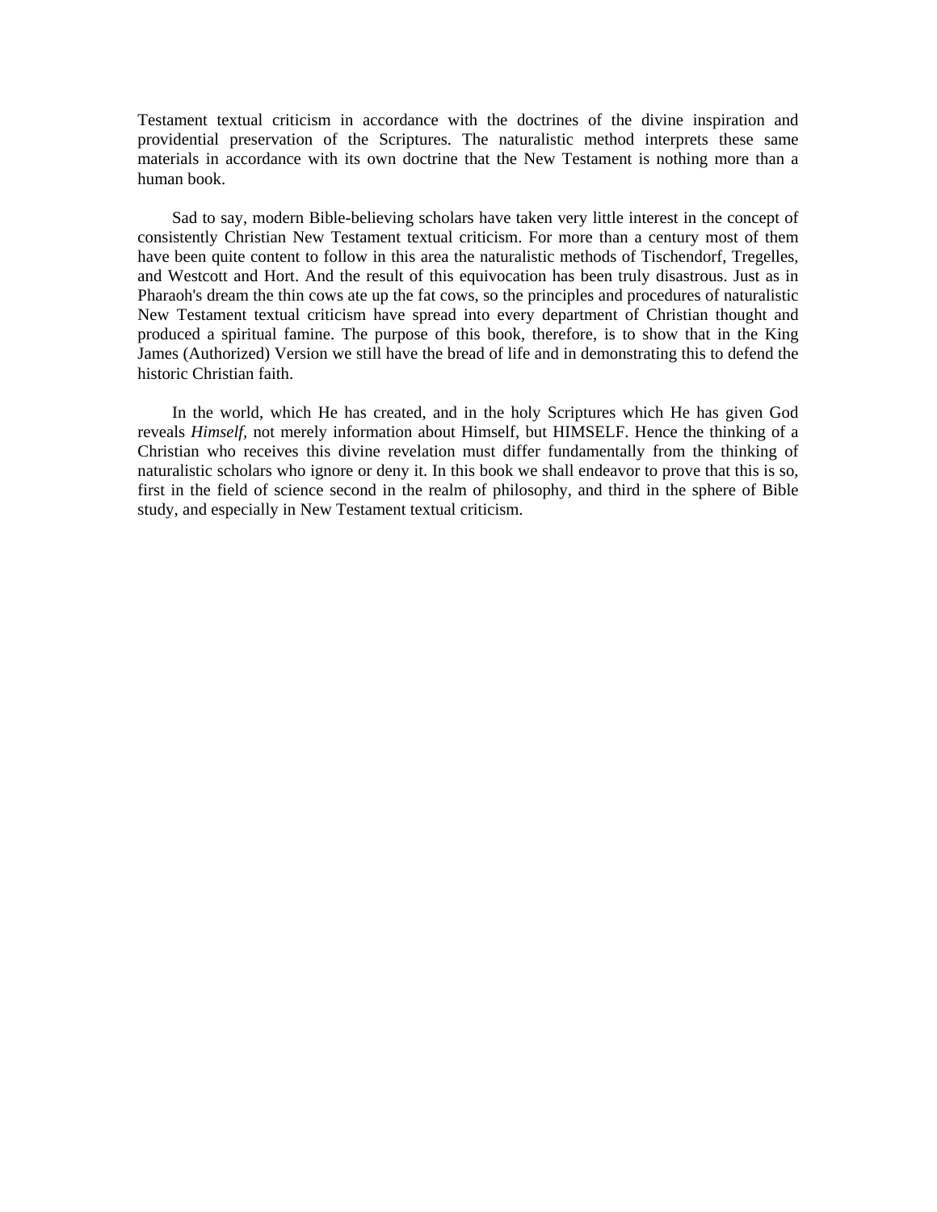Testament textual criticism in accordance with the doctrines of the divine inspiration and providential preservation of the Scriptures. The naturalistic method interprets these same materials in accordance with its own doctrine that the New Testament is nothing more than a human book.

Sad to say, modern Bible-believing scholars have taken very little interest in the concept of consistently Christian New Testament textual criticism. For more than a century most of them have been quite content to follow in this area the naturalistic methods of Tischendorf, Tregelles, and Westcott and Hort. And the result of this equivocation has been truly disastrous. Just as in Pharaoh's dream the thin cows ate up the fat cows, so the principles and procedures of naturalistic New Testament textual criticism have spread into every department of Christian thought and produced a spiritual famine. The purpose of this book, therefore, is to show that in the King James (Authorized) Version we still have the bread of life and in demonstrating this to defend the historic Christian faith.

In the world, which He has created, and in the holy Scriptures which He has given God reveals *Himself*, not merely information about Himself, but HIMSELF. Hence the thinking of a Christian who receives this divine revelation must differ fundamentally from the thinking of naturalistic scholars who ignore or deny it. In this book we shall endeavor to prove that this is so, first in the field of science second in the realm of philosophy, and third in the sphere of Bible study, and especially in New Testament textual criticism.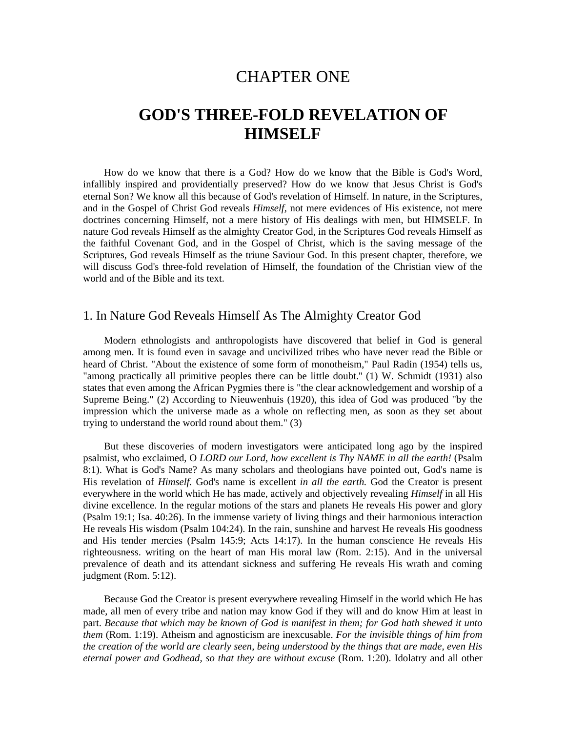# CHAPTER ONE

# GOD'S THREE-FOLD REVELATION OF HIMSELF

How do we know that there is a God? How do we know that the Bible is God's Word, infallibly inspired and providentially preserved? How do we know that Jesus Christ is God's eternal Son? We know all this because of God's revelation of Himself. In nature, in the Scriptures, and in the Gospel of Christ God reveals *Himself*, not mere evidences of His existence, not mere doctrines concerning Himself, not a mere history of His dealings with men, but HIMSELF. In nature God reveals Himself as the almighty Creator God, in the Scriptures God reveals Himself as the faithful Covenant God, and in the Gospel of Christ, which is the saving message of the Scriptures, God reveals Himself as the triune Saviour God. In this present chapter, therefore, we will discuss God's three-fold revelation of Himself, the foundation of the Christian view of the world and of the Bible and its text.

## 1. In Nature God Reveals Himself As The Almighty Creator God

Modern ethnologists and anthropologists have discovered that belief in God is general among men. It is found even in savage and uncivilized tribes who have never read the Bible or heard of Christ. "About the existence of some form of monotheism," Paul Radin (1954) tells us, "among practically all primitive peoples there can be little doubt." (1) W. Schmidt (1931) also states that even among the African Pygmies there is "the clear acknowledgement and worship of a Supreme Being." (2) According to Nieuwenhuis (1920), this idea of God was produced "by the impression which the universe made as a whole on reflecting men, as soon as they set about trying to understand the world round about them." (3)

But these discoveries of modern investigators were anticipated long ago by the inspired psalmist, who exclaimed, O *LORD our Lord, how excellent is Thy NAME in all the earth!* (Psalm 8:1). What is God's Name? As many scholars and theologians have pointed out, God's name is His revelation of *Himself.* God's name is excellent *in all the earth.* God the Creator is present everywhere in the world which He has made, actively and objectively revealing *Himself* in all His divine excellence. In the regular motions of the stars and planets He reveals His power and glory (Psalm 19:1; Isa. 40:26). In the immense variety of living things and their harmonious interaction He reveals His wisdom (Psalm 104:24). In the rain, sunshine and harvest He reveals His goodness and His tender mercies (Psalm 145:9; Acts 14:17). In the human conscience He reveals His righteousness. writing on the heart of man His moral law (Rom. 2:15). And in the universal prevalence of death and its attendant sickness and suffering He reveals His wrath and coming judgment (Rom. 5:12).

Because God the Creator is present everywhere revealing Himself in the world which He has made, all men of every tribe and nation may know God if they will and do know Him at least in part. *Because that which may be known of God is manifest in them; for God hath shewed it unto them* (Rom. 1:19). Atheism and agnosticism are inexcusable. *For the invisible things of him from the creation of the world are clearly seen, being understood by the things that are made, even His eternal power and Godhead, so that they are without excuse* (Rom. 1:20). Idolatry and all other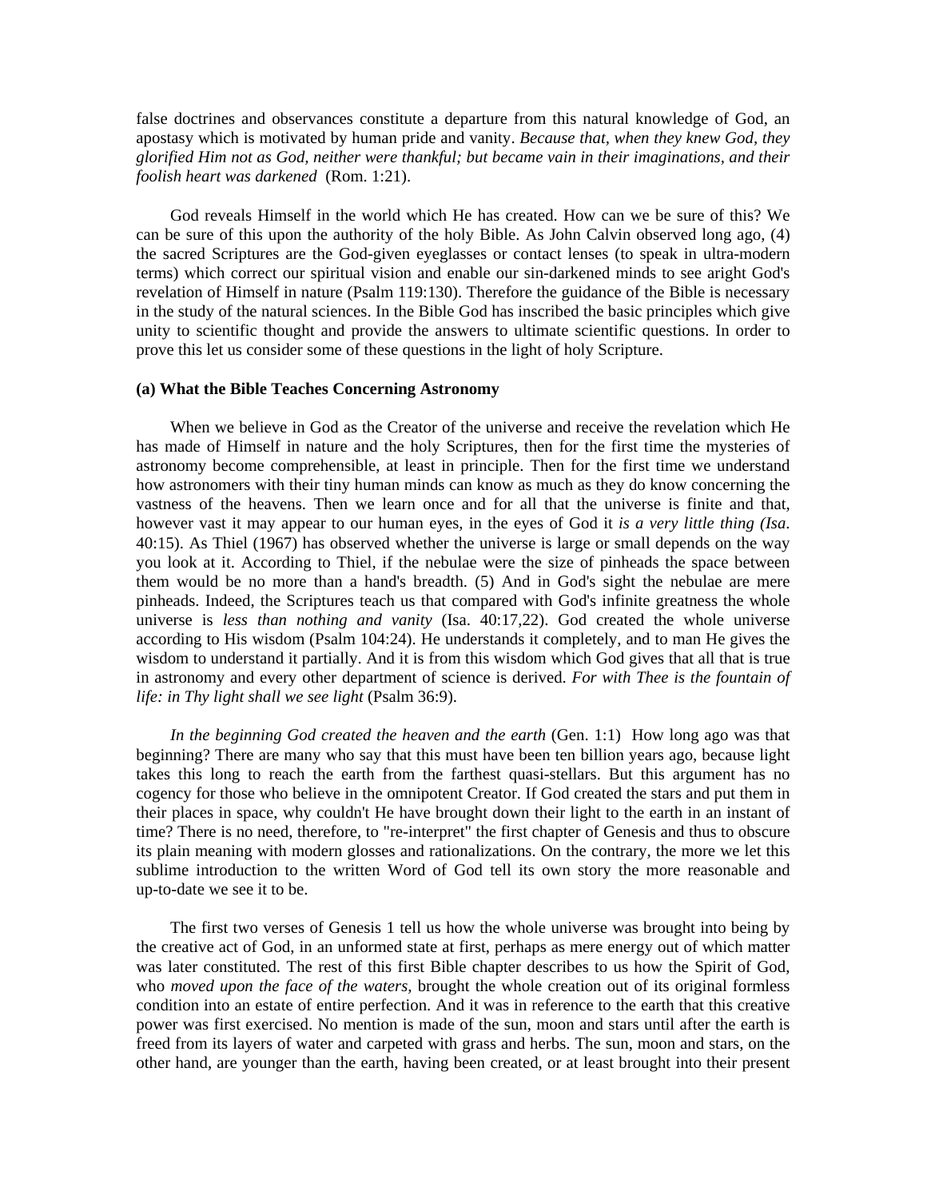false doctrines and observances constitute a departure from this natural knowledge of God, an apostasy which is motivated by human pride and vanity. *Because that, when they knew God, they glorified Him not as God, neither were thankful; but became vain in their imaginations, and their foolish heart was darkened* (Rom. 1:21).

God reveals Himself in the world which He has created. How can we be sure of this? We can be sure of this upon the authority of the holy Bible. As John Calvin observed long ago, (4) the sacred Scriptures are the God-given eyeglasses or contact lenses (to speak in ultra-modern terms) which correct our spiritual vision and enable our sin-darkened minds to see aright God's revelation of Himself in nature (Psalm 119:130). Therefore the guidance of the Bible is necessary in the study of the natural sciences. In the Bible God has inscribed the basic principles which give unity to scientific thought and provide the answers to ultimate scientific questions. In order to prove this let us consider some of these questions in the light of holy Scripture.

**(a) What the Bible Teaches Concerning Astronomy**

When we believe in God as the Creator of the universe and receive the revelation which He has made of Himself in nature and the holy Scriptures, then for the first time the mysteries of astronomy become comprehensible, at least in principle. Then for the first time we understand how astronomers with their tiny human minds can know as much as they do know concerning the vastness of the heavens. Then we learn once and for all that the universe is finite and that, however vast it may appear to our human eyes, in the eyes of God it *is a very little thing (Isa.* 40:15). As Thiel (1967) has observed whether the universe is large or small depends on the way you look at it. According to Thiel, if the nebulae were the size of pinheads the space between them would be no more than a hand's breadth. (5) And in God's sight the nebulae are mere pinheads. Indeed, the Scriptures teach us that compared with God's infinite greatness the whole universe is *less than nothing and vanity* (Isa. 40:17,22). God created the whole universe according to His wisdom (Psalm 104:24). He understands it completely, and to man He gives the wisdom to understand it partially. And it is from this wisdom which God gives that all that is true in astronomy and every other department of science is derived. *For with Thee is the fountain of life: in Thy light shall we see light* (Psalm 36:9).

*In the beginning God created the heaven and the earth* (Gen. 1:1) How long ago was that beginning? There are many who say that this must have been ten billion years ago, because light takes this long to reach the earth from the farthest quasi-stellars. But this argument has no cogency for those who believe in the omnipotent Creator. If God created the stars and put them in their places in space, why couldn't He have brought down their light to the earth in an instant of time? There is no need, therefore, to "re-interpret" the first chapter of Genesis and thus to obscure its plain meaning with modern glosses and rationalizations. On the contrary, the more we let this sublime introduction to the written Word of God tell its own story the more reasonable and up-to-date we see it to be.

The first two verses of Genesis 1 tell us how the whole universe was brought into being by the creative act of God, in an unformed state at first, perhaps as mere energy out of which matter was later constituted. The rest of this first Bible chapter describes to us how the Spirit of God, who *moved upon the face of the waters,* brought the whole creation out of its original formless condition into an estate of entire perfection. And it was in reference to the earth that this creative power was first exercised. No mention is made of the sun, moon and stars until after the earth is freed from its layers of water and carpeted with grass and herbs. The sun, moon and stars, on the other hand, are younger than the earth, having been created, or at least brought into their present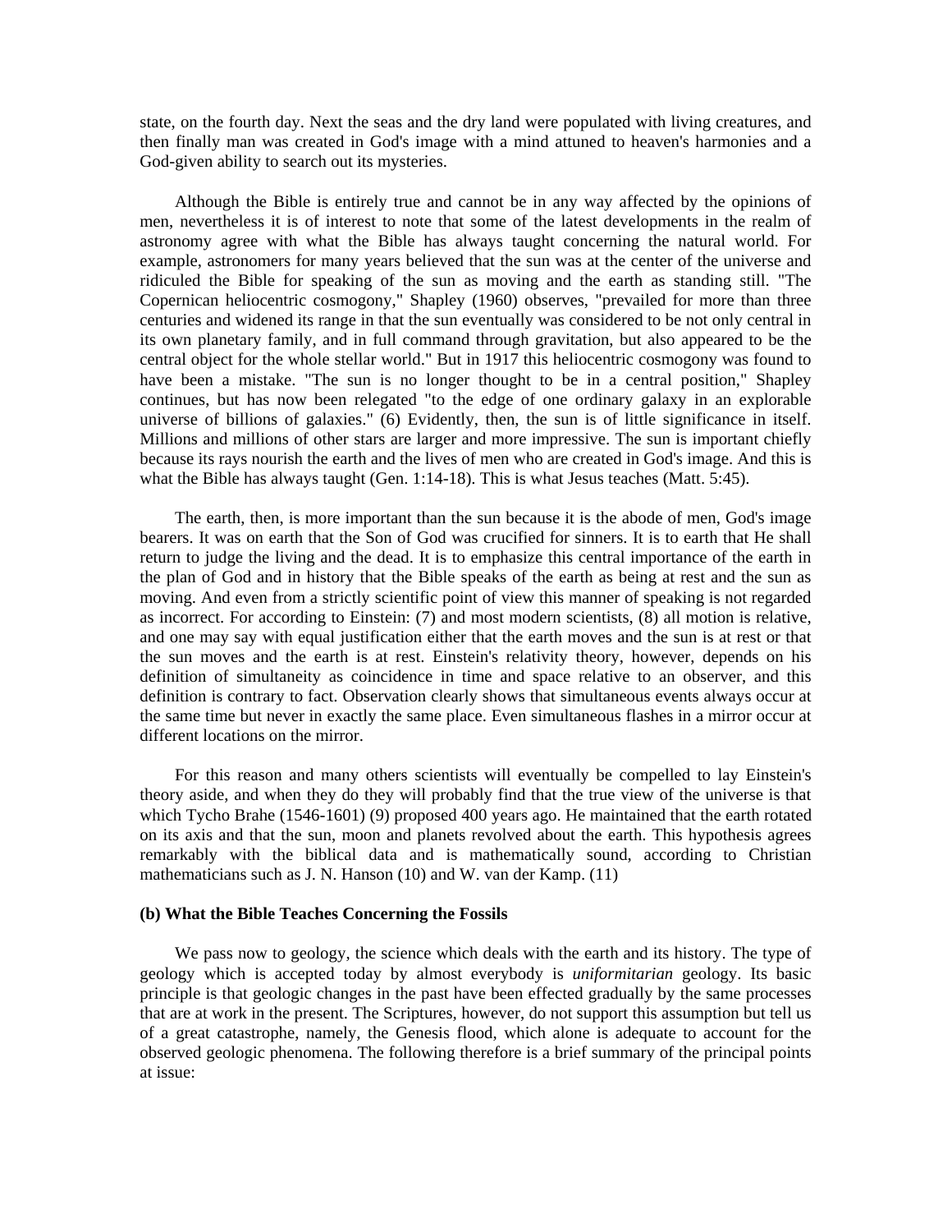state, on the fourth day. Next the seas and the dry land were populated with living creatures, and then finally man was created in God's image with a mind attuned to heaven's harmonies and a God-given ability to search out its mysteries.

Although the Bible is entirely true and cannot be in any way affected by the opinions of men, nevertheless it is of interest to note that some of the latest developments in the realm of astronomy agree with what the Bible has always taught concerning the natural world. For example, astronomers for many years believed that the sun was at the center of the universe and ridiculed the Bible for speaking of the sun as moving and the earth as standing still. "The Copernican heliocentric cosmogony," Shapley (1960) observes, "prevailed for more than three centuries and widened its range in that the sun eventually was considered to be not only central in its own planetary family, and in full command through gravitation, but also appeared to be the central object for the whole stellar world." But in 1917 this heliocentric cosmogony was found to have been a mistake. "The sun is no longer thought to be in a central position," Shapley continues, but has now been relegated "to the edge of one ordinary galaxy in an explorable universe of billions of galaxies." (6) Evidently, then, the sun is of little significance in itself. Millions and millions of other stars are larger and more impressive. The sun is important chiefly because its rays nourish the earth and the lives of men who are created in God's image. And this is what the Bible has always taught (Gen. 1:14-18). This is what Jesus teaches (Matt. 5:45).

The earth, then, is more important than the sun because it is the abode of men, God's image bearers. It was on earth that the Son of God was crucified for sinners. It is to earth that He shall return to judge the living and the dead. It is to emphasize this central importance of the earth in the plan of God and in history that the Bible speaks of the earth as being at rest and the sun as moving. And even from a strictly scientific point of view this manner of speaking is not regarded as incorrect. For according to Einstein: (7) and most modern scientists, (8) all motion is relative, and one may say with equal justification either that the earth moves and the sun is at rest or that the sun moves and the earth is at rest. Einstein's relativity theory, however, depends on his definition of simultaneity as coincidence in time and space relative to an observer, and this definition is contrary to fact. Observation clearly shows that simultaneous events always occur at the same time but never in exactly the same place. Even simultaneous flashes in a mirror occur at different locations on the mirror.

For this reason and many others scientists will eventually be compelled to lay Einstein's theory aside, and when they do they will probably find that the true view of the universe is that which Tycho Brahe (1546-1601) (9) proposed 400 years ago. He maintained that the earth rotated on its axis and that the sun, moon and planets revolved about the earth. This hypothesis agrees remarkably with the biblical data and is mathematically sound, according to Christian mathematicians such as J. N. Hanson (10) and W. van der Kamp. (11)

**(b) What the Bible Teaches Concerning the Fossils**

We pass now to geology, the science which deals with the earth and its history. The type of geology which is accepted today by almost everybody is *uniformitarian* geology. Its basic principle is that geologic changes in the past have been effected gradually by the same processes that are at work in the present. The Scriptures, however, do not support this assumption but tell us of a great catastrophe, namely, the Genesis flood, which alone is adequate to account for the observed geologic phenomena. The following therefore is a brief summary of the principal points at issue: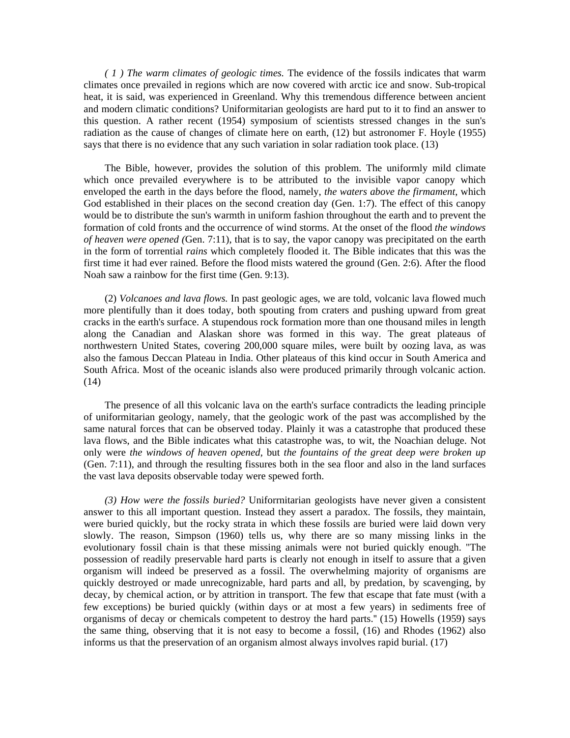*( 1 ) The warm climates of geologic times.* The evidence of the fossils indicates that warm climates once prevailed in regions which are now covered with arctic ice and snow. Sub-tropical heat, it is said, was experienced in Greenland. Why this tremendous difference between ancient and modern climatic conditions? Uniformitarian geologists are hard put to it to find an answer to this question. A rather recent (1954) symposium of scientists stressed changes in the sun's radiation as the cause of changes of climate here on earth, (12) but astronomer F. Hoyle (1955) says that there is no evidence that any such variation in solar radiation took place. (13)

The Bible, however, provides the solution of this problem. The uniformly mild climate which once prevailed everywhere is to be attributed to the invisible vapor canopy which enveloped the earth in the days before the flood, namely, *the waters above the firmament*, which God established in their places on the second creation day (Gen. 1:7). The effect of this canopy would be to distribute the sun's warmth in uniform fashion throughout the earth and to prevent the formation of cold fronts and the occurrence of wind storms. At the onset of the flood *the windows of heaven were opened (*Gen. 7:11), that is to say, the vapor canopy was precipitated on the earth in the form of torrential *rains* which completely flooded it. The Bible indicates that this was the first time it had ever rained. Before the flood mists watered the ground (Gen. 2:6). After the flood Noah saw a rainbow for the first time (Gen. 9:13).

(2) *Volcanoes and lava flows.* In past geologic ages, we are told, volcanic lava flowed much more plentifully than it does today, both spouting from craters and pushing upward from great cracks in the earth's surface. A stupendous rock formation more than one thousand miles in length along the Canadian and Alaskan shore was formed in this way. The great plateaus of northwestern United States, covering 200,000 square miles, were built by oozing lava, as was also the famous Deccan Plateau in India. Other plateaus of this kind occur in South America and South Africa. Most of the oceanic islands also were produced primarily through volcanic action. (14)

The presence of all this volcanic lava on the earth's surface contradicts the leading principle of uniformitarian geology, namely, that the geologic work of the past was accomplished by the same natural forces that can be observed today. Plainly it was a catastrophe that produced these lava flows, and the Bible indicates what this catastrophe was, to wit, the Noachian deluge. Not only were *the windows of heaven opened,* but *the fountains of the great deep were broken up* (Gen. 7:11), and through the resulting fissures both in the sea floor and also in the land surfaces the vast lava deposits observable today were spewed forth.

*(3) How were the fossils buried?* Uniforrnitarian geologists have never given a consistent answer to this all important question. Instead they assert a paradox. The fossils, they maintain, were buried quickly, but the rocky strata in which these fossils are buried were laid down very slowly. The reason, Simpson (1960) tells us, why there are so many missing links in the evolutionary fossil chain is that these missing animals were not buried quickly enough. "The possession of readily preservable hard parts is clearly not enough in itself to assure that a given organism will indeed be preserved as a fossil. The overwhelming majority of organisms are quickly destroyed or made unrecognizable, hard parts and all, by predation, by scavenging, by decay, by chemical action, or by attrition in transport. The few that escape that fate must (with a few exceptions) be buried quickly (within days or at most a few years) in sediments free of organisms of decay or chemicals competent to destroy the hard parts." (15) Howells (1959) says the same thing, observing that it is not easy to become a fossil, (16) and Rhodes (1962) also informs us that the preservation of an organism almost always involves rapid burial. (17)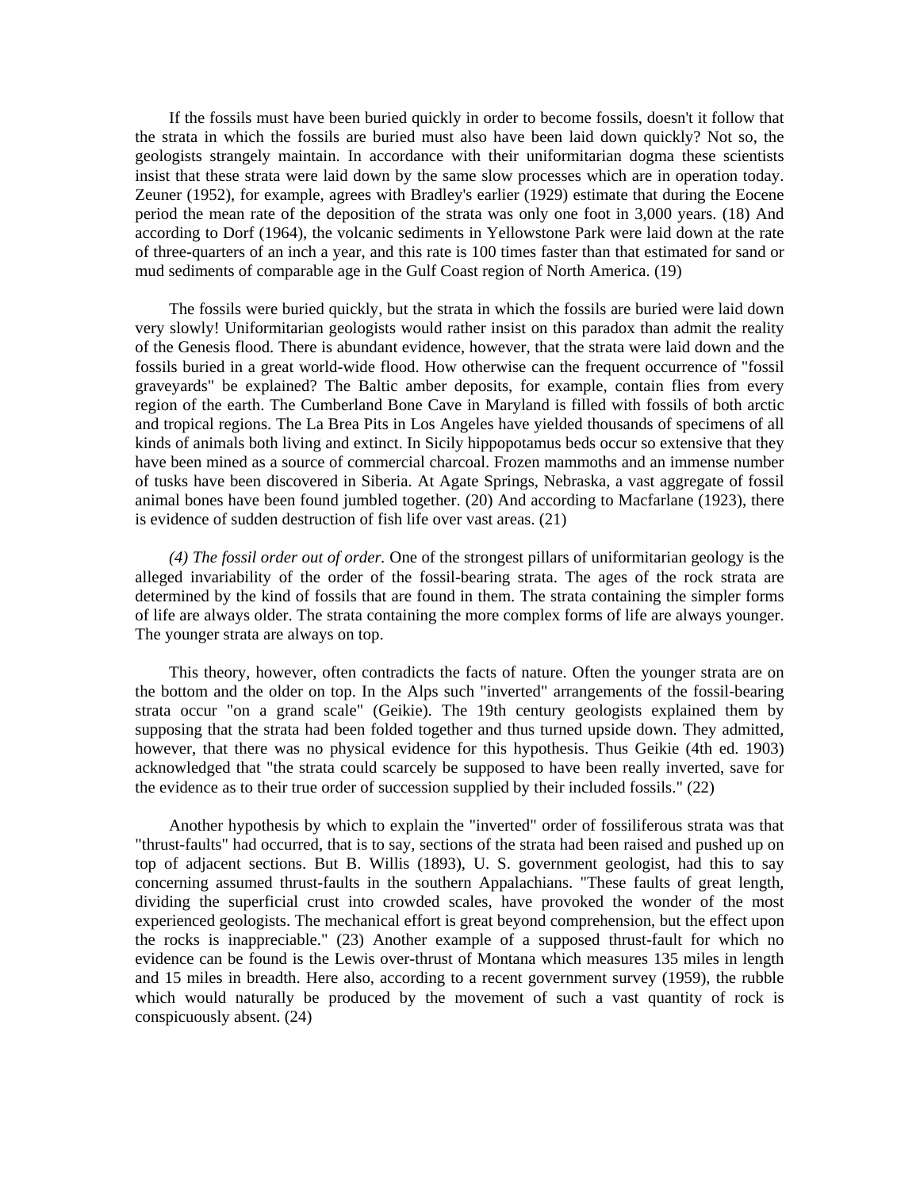If the fossils must have been buried quickly in order to become fossils, doesn't it follow that the strata in which the fossils are buried must also have been laid down quickly? Not so, the geologists strangely maintain. In accordance with their uniformitarian dogma these scientists insist that these strata were laid down by the same slow processes which are in operation today. Zeuner (1952), for example, agrees with Bradley's earlier (1929) estimate that during the Eocene period the mean rate of the deposition of the strata was only one foot in 3,000 years. (18) And according to Dorf (1964), the volcanic sediments in Yellowstone Park were laid down at the rate of three-quarters of an inch a year, and this rate is 100 times faster than that estimated for sand or mud sediments of comparable age in the Gulf Coast region of North America. (19)

The fossils were buried quickly, but the strata in which the fossils are buried were laid down very slowly! Uniformitarian geologists would rather insist on this paradox than admit the reality of the Genesis flood. There is abundant evidence, however, that the strata were laid down and the fossils buried in a great world-wide flood. How otherwise can the frequent occurrence of "fossil graveyards" be explained? The Baltic amber deposits, for example, contain flies from every region of the earth. The Cumberland Bone Cave in Maryland is filled with fossils of both arctic and tropical regions. The La Brea Pits in Los Angeles have yielded thousands of specimens of all kinds of animals both living and extinct. In Sicily hippopotamus beds occur so extensive that they have been mined as a source of commercial charcoal. Frozen mammoths and an immense number of tusks have been discovered in Siberia. At Agate Springs, Nebraska, a vast aggregate of fossil animal bones have been found jumbled together. (20) And according to Macfarlane (1923), there is evidence of sudden destruction of fish life over vast areas. (21)

*(4) The fossil order out of order.* One of the strongest pillars of uniformitarian geology is the alleged invariability of the order of the fossil-bearing strata. The ages of the rock strata are determined by the kind of fossils that are found in them. The strata containing the simpler forms of life are always older. The strata containing the more complex forms of life are always younger. The younger strata are always on top.

This theory, however, often contradicts the facts of nature. Often the younger strata are on the bottom and the older on top. In the Alps such "inverted" arrangements of the fossil-bearing strata occur "on a grand scale" (Geikie). The 19th century geologists explained them by supposing that the strata had been folded together and thus turned upside down. They admitted, however, that there was no physical evidence for this hypothesis. Thus Geikie (4th ed. 1903) acknowledged that "the strata could scarcely be supposed to have been really inverted, save for the evidence as to their true order of succession supplied by their included fossils." (22)

Another hypothesis by which to explain the "inverted" order of fossiliferous strata was that "thrust-faults" had occurred, that is to say, sections of the strata had been raised and pushed up on top of adjacent sections. But B. Willis (1893), U. S. government geologist, had this to say concerning assumed thrust-faults in the southern Appalachians. "These faults of great length, dividing the superficial crust into crowded scales, have provoked the wonder of the most experienced geologists. The mechanical effort is great beyond comprehension, but the effect upon the rocks is inappreciable." (23) Another example of a supposed thrust-fault for which no evidence can be found is the Lewis over-thrust of Montana which measures 135 miles in length and 15 miles in breadth. Here also, according to a recent government survey (1959), the rubble which would naturally be produced by the movement of such a vast quantity of rock is conspicuously absent. (24)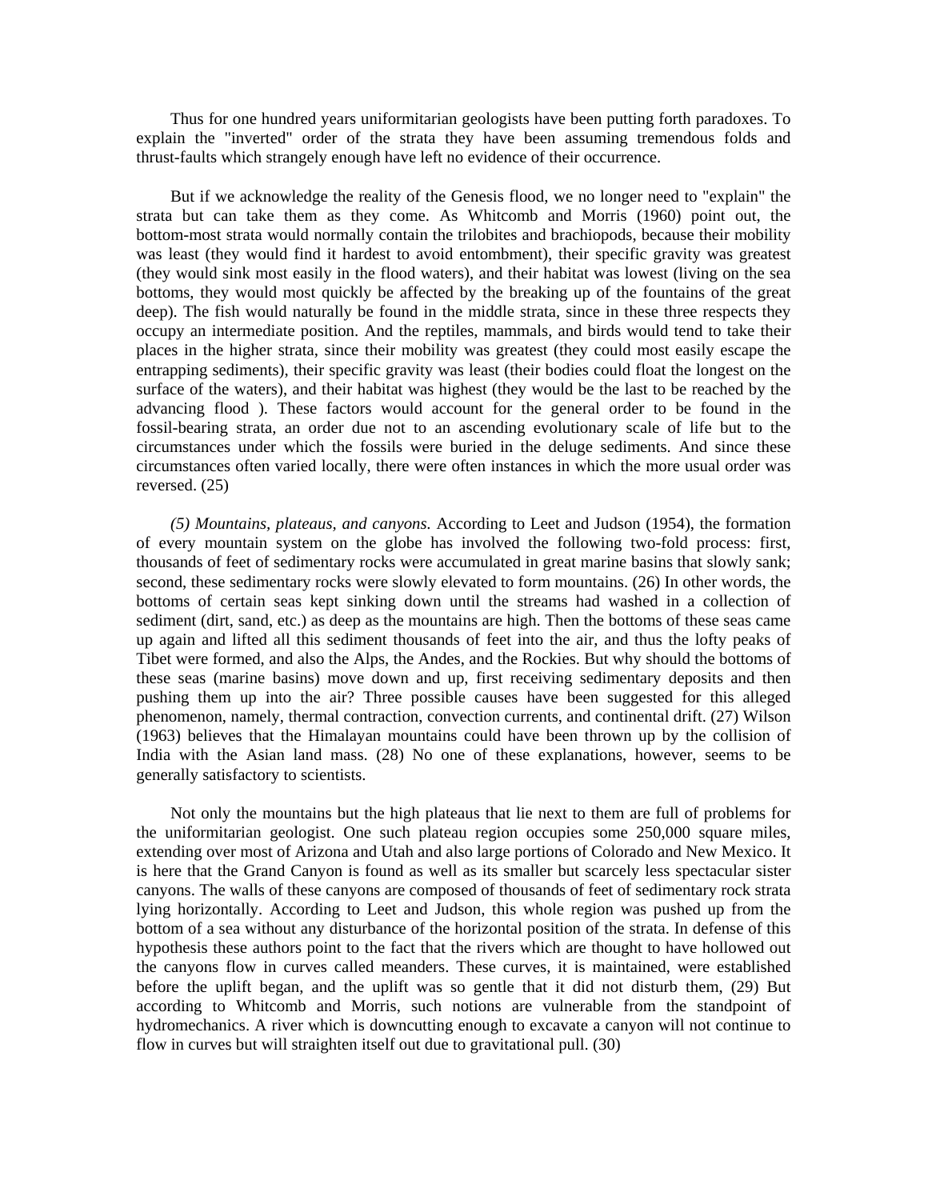Thus for one hundred years uniformitarian geologists have been putting forth paradoxes. To explain the "inverted" order of the strata they have been assuming tremendous folds and thrust-faults which strangely enough have left no evidence of their occurrence.

But if we acknowledge the reality of the Genesis flood, we no longer need to "explain" the strata but can take them as they come. As Whitcomb and Morris (1960) point out, the bottom-most strata would normally contain the trilobites and brachiopods, because their mobility was least (they would find it hardest to avoid entombment), their specific gravity was greatest (they would sink most easily in the flood waters), and their habitat was lowest (living on the sea bottoms, they would most quickly be affected by the breaking up of the fountains of the great deep). The fish would naturally be found in the middle strata, since in these three respects they occupy an intermediate position. And the reptiles, mammals, and birds would tend to take their places in the higher strata, since their mobility was greatest (they could most easily escape the entrapping sediments), their specific gravity was least (their bodies could float the longest on the surface of the waters), and their habitat was highest (they would be the last to be reached by the advancing flood ). These factors would account for the general order to be found in the fossil-bearing strata, an order due not to an ascending evolutionary scale of life but to the circumstances under which the fossils were buried in the deluge sediments. And since these circumstances often varied locally, there were often instances in which the more usual order was reversed. (25)

*(5) Mountains, plateaus, and canyons.* According to Leet and Judson (1954), the formation of every mountain system on the globe has involved the following two-fold process: first, thousands of feet of sedimentary rocks were accumulated in great marine basins that slowly sank; second, these sedimentary rocks were slowly elevated to form mountains. (26) In other words, the bottoms of certain seas kept sinking down until the streams had washed in a collection of sediment (dirt, sand, etc.) as deep as the mountains are high. Then the bottoms of these seas came up again and lifted all this sediment thousands of feet into the air, and thus the lofty peaks of Tibet were formed, and also the Alps, the Andes, and the Rockies. But why should the bottoms of these seas (marine basins) move down and up, first receiving sedimentary deposits and then pushing them up into the air? Three possible causes have been suggested for this alleged phenomenon, namely, thermal contraction, convection currents, and continental drift. (27) Wilson (1963) believes that the Himalayan mountains could have been thrown up by the collision of India with the Asian land mass. (28) No one of these explanations, however, seems to be generally satisfactory to scientists.

Not only the mountains but the high plateaus that lie next to them are full of problems for the uniformitarian geologist. One such plateau region occupies some 250,000 square miles, extending over most of Arizona and Utah and also large portions of Colorado and New Mexico. It is here that the Grand Canyon is found as well as its smaller but scarcely less spectacular sister canyons. The walls of these canyons are composed of thousands of feet of sedimentary rock strata lying horizontally. According to Leet and Judson, this whole region was pushed up from the bottom of a sea without any disturbance of the horizontal position of the strata. In defense of this hypothesis these authors point to the fact that the rivers which are thought to have hollowed out the canyons flow in curves called meanders. These curves, it is maintained, were established before the uplift began, and the uplift was so gentle that it did not disturb them, (29) But according to Whitcomb and Morris, such notions are vulnerable from the standpoint of hydromechanics. A river which is downcutting enough to excavate a canyon will not continue to flow in curves but will straighten itself out due to gravitational pull. (30)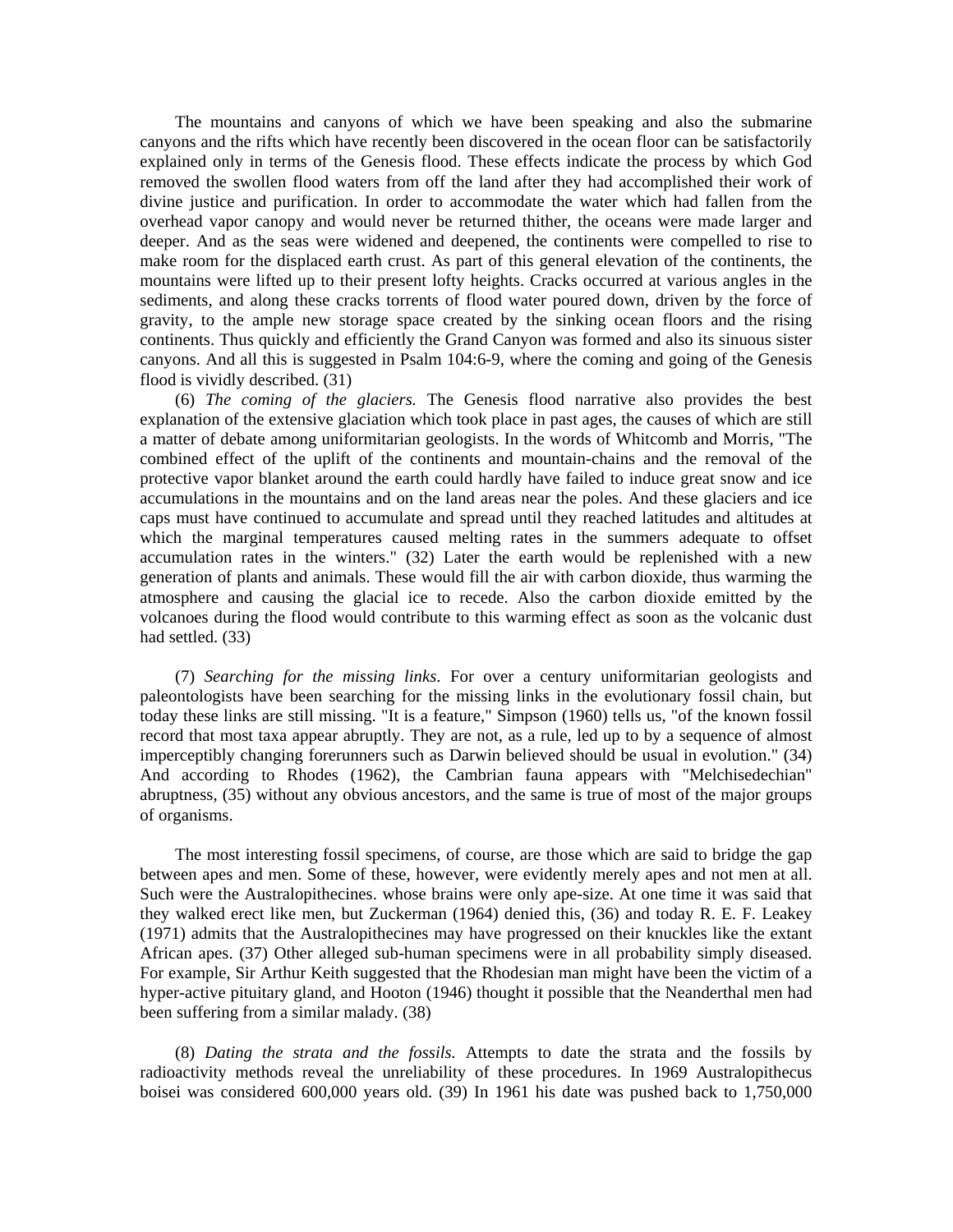The mountains and canyons of which we have been speaking and also the submarine canyons and the rifts which have recently been discovered in the ocean floor can be satisfactorily explained only in terms of the Genesis flood. These effects indicate the process by which God removed the swollen flood waters from off the land after they had accomplished their work of divine justice and purification. In order to accommodate the water which had fallen from the overhead vapor canopy and would never be returned thither, the oceans were made larger and deeper. And as the seas were widened and deepened, the continents were compelled to rise to make room for the displaced earth crust. As part of this general elevation of the continents, the mountains were lifted up to their present lofty heights. Cracks occurred at various angles in the sediments, and along these cracks torrents of flood water poured down, driven by the force of gravity, to the ample new storage space created by the sinking ocean floors and the rising continents. Thus quickly and efficiently the Grand Canyon was formed and also its sinuous sister canyons. And all this is suggested in Psalm 104:6-9, where the coming and going of the Genesis flood is vividly described. (31)

(6) *The coming of the glaciers.* The Genesis flood narrative also provides the best explanation of the extensive glaciation which took place in past ages, the causes of which are still a matter of debate among uniformitarian geologists. In the words of Whitcomb and Morris, "The combined effect of the uplift of the continents and mountain-chains and the removal of the protective vapor blanket around the earth could hardly have failed to induce great snow and ice accumulations in the mountains and on the land areas near the poles. And these glaciers and ice caps must have continued to accumulate and spread until they reached latitudes and altitudes at which the marginal temperatures caused melting rates in the summers adequate to offset accumulation rates in the winters." (32) Later the earth would be replenished with a new generation of plants and animals. These would fill the air with carbon dioxide, thus warming the atmosphere and causing the glacial ice to recede. Also the carbon dioxide emitted by the volcanoes during the flood would contribute to this warming effect as soon as the volcanic dust had settled. (33)

(7) *Searching for the missing links*. For over a century uniformitarian geologists and paleontologists have been searching for the missing links in the evolutionary fossil chain, but today these links are still missing. "It is a feature," Simpson (1960) tells us, "of the known fossil record that most taxa appear abruptly. They are not, as a rule, led up to by a sequence of almost imperceptibly changing forerunners such as Darwin believed should be usual in evolution." (34) And according to Rhodes (1962), the Cambrian fauna appears with "Melchisedechian" abruptness, (35) without any obvious ancestors, and the same is true of most of the major groups of organisms.

The most interesting fossil specimens, of course, are those which are said to bridge the gap between apes and men. Some of these, however, were evidently merely apes and not men at all. Such were the Australopithecines. whose brains were only ape-size. At one time it was said that they walked erect like men, but Zuckerman (1964) denied this, (36) and today R. E. F. Leakey (1971) admits that the Australopithecines may have progressed on their knuckles like the extant African apes. (37) Other alleged sub-human specimens were in all probability simply diseased. For example, Sir Arthur Keith suggested that the Rhodesian man might have been the victim of a hyper-active pituitary gland, and Hooton (1946) thought it possible that the Neanderthal men had been suffering from a similar malady. (38)

(8) *Dating the strata and the fossils.* Attempts to date the strata and the fossils by radioactivity methods reveal the unreliability of these procedures. In 1969 Australopithecus boisei was considered 600,000 years old. (39) In 1961 his date was pushed back to 1,750,000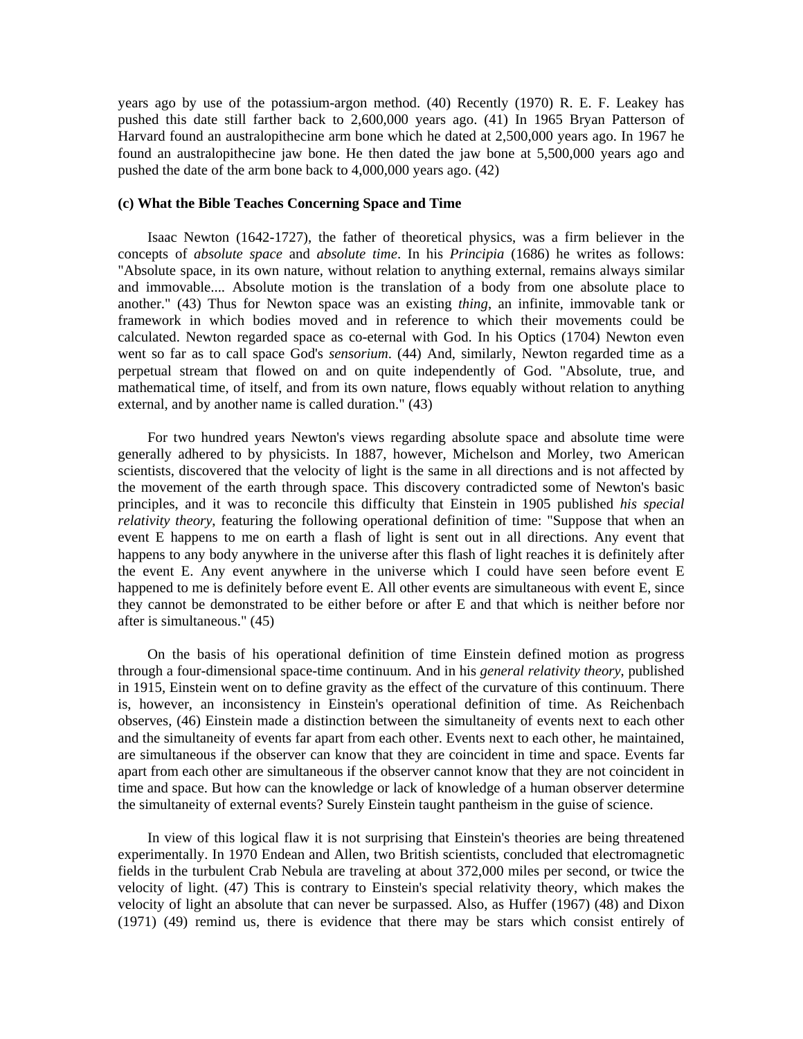years ago by use of the potassium-argon method. (40) Recently (1970) R. E. F. Leakey has pushed this date still farther back to 2,600,000 years ago. (41) In 1965 Bryan Patterson of Harvard found an australopithecine arm bone which he dated at 2,500,000 years ago. In 1967 he found an australopithecine jaw bone. He then dated the jaw bone at 5,500,000 years ago and pushed the date of the arm bone back to 4,000,000 years ago. (42)

**(c) What the Bible Teaches Concerning Space and Time**

Isaac Newton (1642-1727), the father of theoretical physics, was a firm believer in the concepts of *absolute space* and *absolute time*. In his *Principia* (1686) he writes as follows: "Absolute space, in its own nature, without relation to anything external, remains always similar and immovable.... Absolute motion is the translation of a body from one absolute place to another." (43) Thus for Newton space was an existing *thing*, an infinite, immovable tank or framework in which bodies moved and in reference to which their movements could be calculated. Newton regarded space as co-eternal with God. In his Optics (1704) Newton even went so far as to call space God's *sensorium*. (44) And, similarly, Newton regarded time as a perpetual stream that flowed on and on quite independently of God. "Absolute, true, and mathematical time, of itself, and from its own nature, flows equably without relation to anything external, and by another name is called duration." (43)

For two hundred years Newton's views regarding absolute space and absolute time were generally adhered to by physicists. In 1887, however, Michelson and Morley, two American scientists, discovered that the velocity of light is the same in all directions and is not affected by the movement of the earth through space. This discovery contradicted some of Newton's basic principles, and it was to reconcile this difficulty that Einstein in 1905 published *his special relativity theory*, featuring the following operational definition of time: "Suppose that when an event E happens to me on earth a flash of light is sent out in all directions. Any event that happens to any body anywhere in the universe after this flash of light reaches it is definitely after the event E. Any event anywhere in the universe which I could have seen before event E happened to me is definitely before event E. All other events are simultaneous with event E, since they cannot be demonstrated to be either before or after E and that which is neither before nor after is simultaneous." (45)

On the basis of his operational definition of time Einstein defined motion as progress through a four-dimensional space-time continuum. And in his *general relativity theory*, published in 1915, Einstein went on to define gravity as the effect of the curvature of this continuum. There is, however, an inconsistency in Einstein's operational definition of time. As Reichenbach observes, (46) Einstein made a distinction between the simultaneity of events next to each other and the simultaneity of events far apart from each other. Events next to each other, he maintained, are simultaneous if the observer can know that they are coincident in time and space. Events far apart from each other are simultaneous if the observer cannot know that they are not coincident in time and space. But how can the knowledge or lack of knowledge of a human observer determine the simultaneity of external events? Surely Einstein taught pantheism in the guise of science.

In view of this logical flaw it is not surprising that Einstein's theories are being threatened experimentally. In 1970 Endean and Allen, two British scientists, concluded that electromagnetic fields in the turbulent Crab Nebula are traveling at about 372,000 miles per second, or twice the velocity of light. (47) This is contrary to Einstein's special relativity theory, which makes the velocity of light an absolute that can never be surpassed. Also, as Huffer (1967) (48) and Dixon (1971) (49) remind us, there is evidence that there may be stars which consist entirely of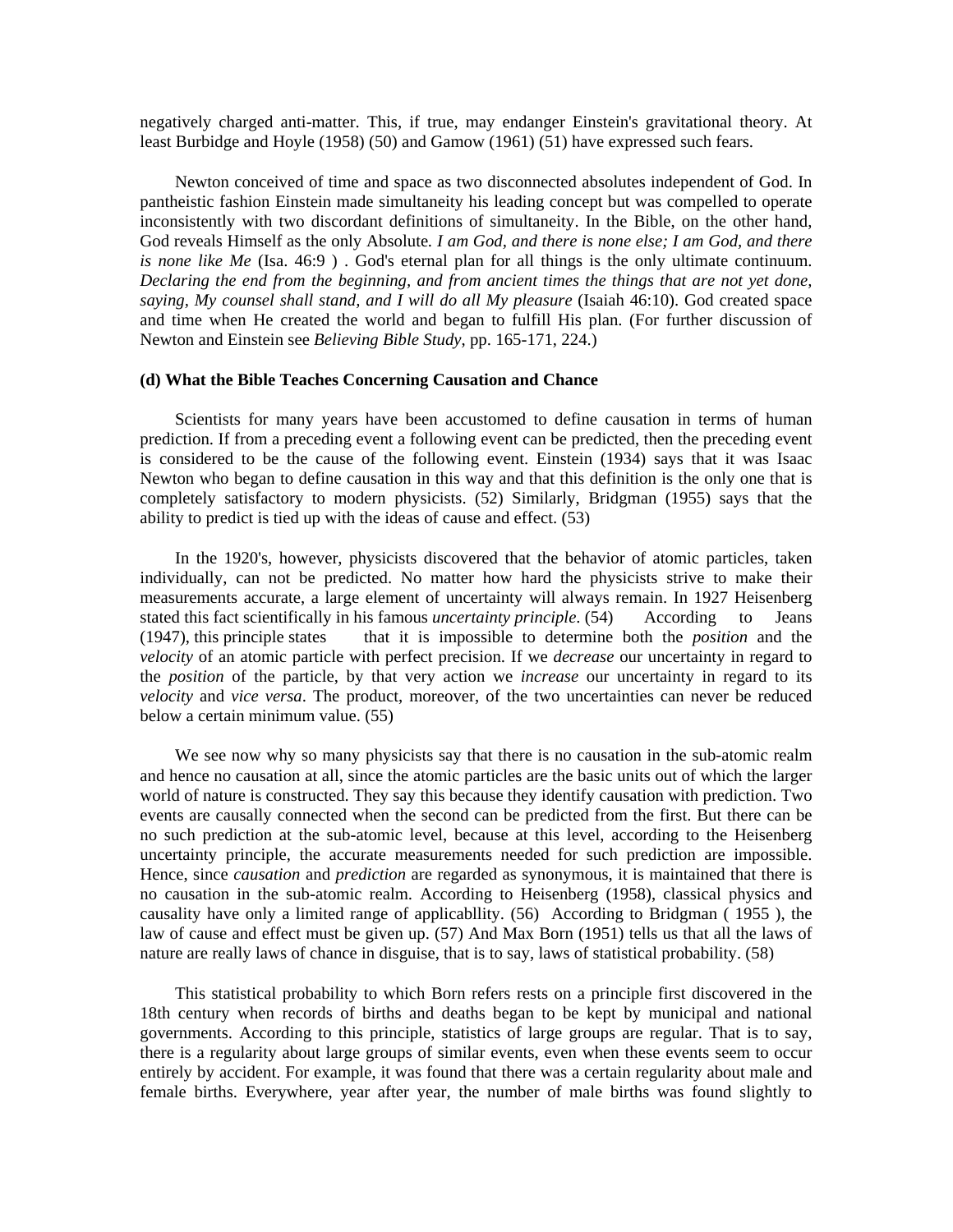negatively charged anti-matter. This, if true, may endanger Einstein's gravitational theory. At least Burbidge and Hoyle (1958) (50) and Gamow (1961) (51) have expressed such fears.

Newton conceived of time and space as two disconnected absolutes independent of God. In pantheistic fashion Einstein made simultaneity his leading concept but was compelled to operate inconsistently with two discordant definitions of simultaneity. In the Bible, on the other hand, God reveals Himself as the only Absolute. *I am God, and there is none else; I am God, and there is none like Me* (Isa. 46:9 ) . God's eternal plan for all things is the only ultimate continuum. *Declaring the end from the beginning, and from ancient times the things that are not yet done, saying, My counsel shall stand, and I will do all My pleasure* (Isaiah 46:10). God created space and time when He created the world and began to fulfill His plan. (For further discussion of Newton and Einstein see *Believing Bible Study*, pp. 165-171, 224.)

**(d) What the Bible Teaches Concerning Causation and Chance**

Scientists for many years have been accustomed to define causation in terms of human prediction. If from a preceding event a following event can be predicted, then the preceding event is considered to be the cause of the following event. Einstein (1934) says that it was Isaac Newton who began to define causation in this way and that this definition is the only one that is completely satisfactory to modern physicists. (52) Similarly, Bridgman (1955) says that the ability to predict is tied up with the ideas of cause and effect. (53)

In the 1920's, however, physicists discovered that the behavior of atomic particles, taken individually, can not be predicted. No matter how hard the physicists strive to make their measurements accurate, a large element of uncertainty will always remain. In 1927 Heisenberg stated this fact scientifically in his famous *uncertainty principle*. (54) According to Jeans (1947), this principle states that it is impossible to determine both the *position* and the *velocity* of an atomic particle with perfect precision. If we *decrease* our uncertainty in regard to the *position* of the particle, by that very action we *increase* our uncertainty in regard to its *velocity* and *vice versa*. The product, moreover, of the two uncertainties can never be reduced below a certain minimum value. (55)

We see now why so many physicists say that there is no causation in the sub-atomic realm and hence no causation at all, since the atomic particles are the basic units out of which the larger world of nature is constructed. They say this because they identify causation with prediction. Two events are causally connected when the second can be predicted from the first. But there can be no such prediction at the sub-atomic level, because at this level, according to the Heisenberg uncertainty principle, the accurate measurements needed for such prediction are impossible. Hence, since *causation* and *prediction* are regarded as synonymous, it is maintained that there is no causation in the sub-atomic realm. According to Heisenberg (1958), classical physics and causality have only a limited range of applicabllity. (56) According to Bridgman ( 1955 ), the law of cause and effect must be given up. (57) And Max Born (1951) tells us that all the laws of nature are really laws of chance in disguise, that is to say, laws of statistical probability. (58)

This statistical probability to which Born refers rests on a principle first discovered in the 18th century when records of births and deaths began to be kept by municipal and national governments. According to this principle, statistics of large groups are regular. That is to say, there is a regularity about large groups of similar events, even when these events seem to occur entirely by accident. For example, it was found that there was a certain regularity about male and female births. Everywhere, year after year, the number of male births was found slightly to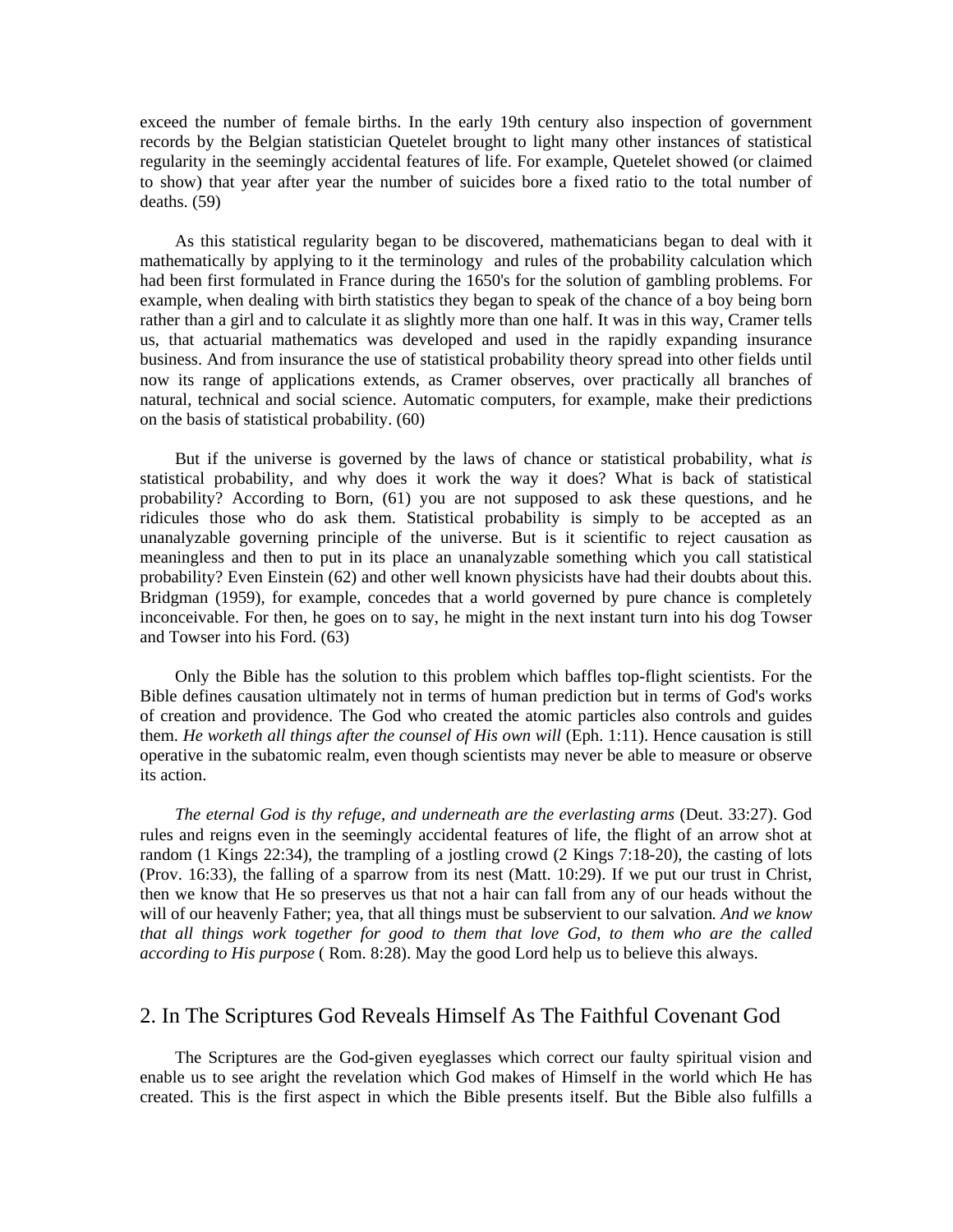exceed the number of female births. In the early 19th century also inspection of government records by the Belgian statistician Quetelet brought to light many other instances of statistical regularity in the seemingly accidental features of life. For example, Quetelet showed (or claimed to show) that year after year the number of suicides bore a fixed ratio to the total number of deaths. (59)

As this statistical regularity began to be discovered, mathematicians began to deal with it mathematically by applying to it the terminology and rules of the probability calculation which had been first formulated in France during the 1650's for the solution of gambling problems. For example, when dealing with birth statistics they began to speak of the chance of a boy being born rather than a girl and to calculate it as slightly more than one half. It was in this way, Cramer tells us, that actuarial mathematics was developed and used in the rapidly expanding insurance business. And from insurance the use of statistical probability theory spread into other fields until now its range of applications extends, as Cramer observes, over practically all branches of natural, technical and social science. Automatic computers, for example, make their predictions on the basis of statistical probability. (60)

But if the universe is governed by the laws of chance or statistical probability, what *is* statistical probability, and why does it work the way it does? What is back of statistical probability? According to Born, (61) you are not supposed to ask these questions, and he ridicules those who do ask them. Statistical probability is simply to be accepted as an unanalyzable governing principle of the universe. But is it scientific to reject causation as meaningless and then to put in its place an unanalyzable something which you call statistical probability? Even Einstein (62) and other well known physicists have had their doubts about this. Bridgman (1959), for example, concedes that a world governed by pure chance is completely inconceivable. For then, he goes on to say, he might in the next instant turn into his dog Towser and Towser into his Ford. (63)

Only the Bible has the solution to this problem which baffles top-flight scientists. For the Bible defines causation ultimately not in terms of human prediction but in terms of God's works of creation and providence. The God who created the atomic particles also controls and guides them. *He worketh all things after the counsel of His own will* (Eph. 1:11). Hence causation is still operative in the subatomic realm, even though scientists may never be able to measure or observe its action.

*The eternal God is thy refuge, and underneath are the everlasting arms* (Deut. 33:27). God rules and reigns even in the seemingly accidental features of life, the flight of an arrow shot at random (1 Kings 22:34), the trampling of a jostling crowd (2 Kings 7:18-20), the casting of lots (Prov. 16:33), the falling of a sparrow from its nest (Matt. 10:29). If we put our trust in Christ, then we know that He so preserves us that not a hair can fall from any of our heads without the will of our heavenly Father; yea, that all things must be subservient to our salvation. *And we know that all things work together for good to them that love God, to them who are the called according to His purpose* ( Rom. 8:28). May the good Lord help us to believe this always.

## 2. In The Scriptures God Reveals Himself As The Faithful Covenant God

The Scriptures are the God-given eyeglasses which correct our faulty spiritual vision and enable us to see aright the revelation which God makes of Himself in the world which He has created. This is the first aspect in which the Bible presents itself. But the Bible also fulfills a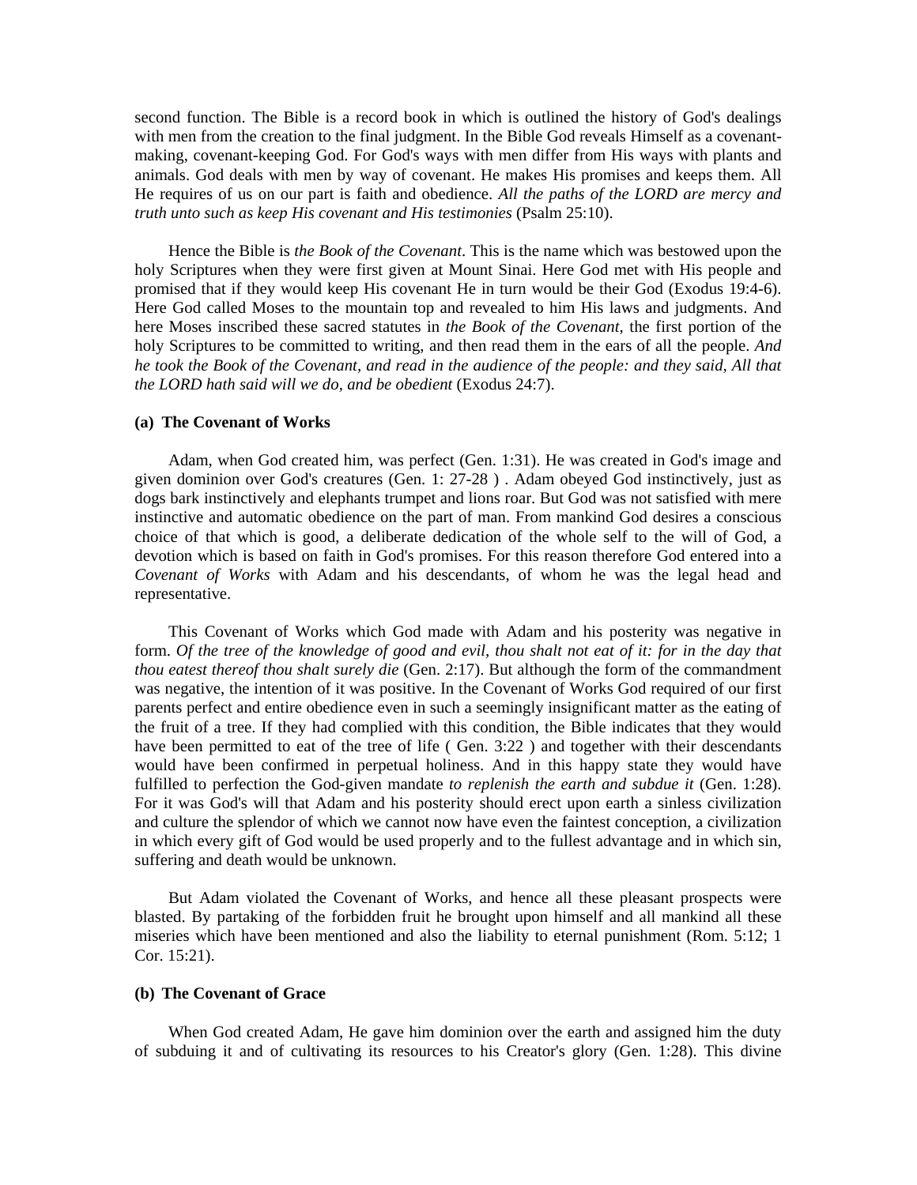second function. The Bible is a record book in which is outlined the history of God's dealings with men from the creation to the final judgment. In the Bible God reveals Himself as a covenant-making, covenant-keeping God. For God's ways with men differ from His ways with plants and animals. God deals with men by way of covenant. He makes His promises and keeps them. All He requires of us on our part is faith and obedience. *All the paths of the LORD are mercy and truth unto such as keep His covenant and His testimonies* (Psalm 25:10).

Hence the Bible is *the Book of the Covenant*. This is the name which was bestowed upon the holy Scriptures when they were first given at Mount Sinai. Here God met with His people and promised that if they would keep His covenant He in turn would be their God (Exodus 19:4-6). Here God called Moses to the mountain top and revealed to him His laws and judgments. And here Moses inscribed these sacred statutes in *the Book of the Covenant*, the first portion of the holy Scriptures to be committed to writing, and then read them in the ears of all the people. *And he took the Book of the Covenant, and read in the audience of the people: and they said, All that the LORD hath said will we do, and be obedient* (Exodus 24:7).

**(a) The Covenant of Works**

Adam, when God created him, was perfect (Gen. 1:31). He was created in God's image and given dominion over God's creatures (Gen. 1: 27-28 ) . Adam obeyed God instinctively, just as dogs bark instinctively and elephants trumpet and lions roar. But God was not satisfied with mere instinctive and automatic obedience on the part of man. From mankind God desires a conscious choice of that which is good, a deliberate dedication of the whole self to the will of God, a devotion which is based on faith in God's promises. For this reason therefore God entered into a *Covenant of Works* with Adam and his descendants, of whom he was the legal head and representative.

This Covenant of Works which God made with Adam and his posterity was negative in form. *Of the tree of the knowledge of good and evil, thou shalt not eat of it: for in the day that thou eatest thereof thou shalt surely die* (Gen. 2:17). But although the form of the commandment was negative, the intention of it was positive. In the Covenant of Works God required of our first parents perfect and entire obedience even in such a seemingly insignificant matter as the eating of the fruit of a tree. If they had complied with this condition, the Bible indicates that they would have been permitted to eat of the tree of life ( Gen. 3:22 ) and together with their descendants would have been confirmed in perpetual holiness. And in this happy state they would have fulfilled to perfection the God-given mandate *to replenish the earth and subdue it* (Gen. 1:28). For it was God's will that Adam and his posterity should erect upon earth a sinless civilization and culture the splendor of which we cannot now have even the faintest conception, a civilization in which every gift of God would be used properly and to the fullest advantage and in which sin, suffering and death would be unknown.

But Adam violated the Covenant of Works, and hence all these pleasant prospects were blasted. By partaking of the forbidden fruit he brought upon himself and all mankind all these miseries which have been mentioned and also the liability to eternal punishment (Rom. 5:12; 1 Cor. 15:21).

**(b) The Covenant of Grace**

When God created Adam, He gave him dominion over the earth and assigned him the duty of subduing it and of cultivating its resources to his Creator's glory (Gen. 1:28). This divine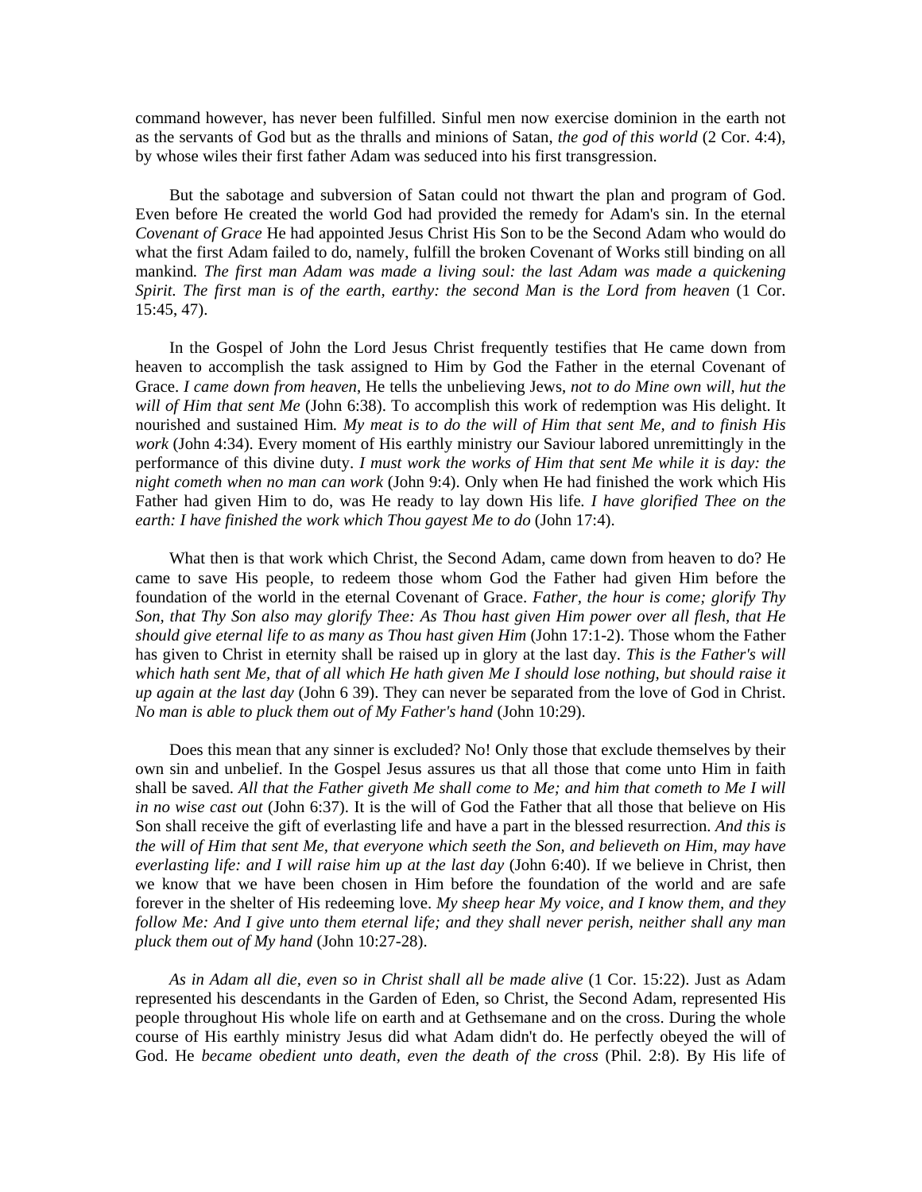command however, has never been fulfilled. Sinful men now exercise dominion in the earth not as the servants of God but as the thralls and minions of Satan, *the god of this world* (2 Cor. 4:4), by whose wiles their first father Adam was seduced into his first transgression.

But the sabotage and subversion of Satan could not thwart the plan and program of God. Even before He created the world God had provided the remedy for Adam's sin. In the eternal *Covenant of Grace* He had appointed Jesus Christ His Son to be the Second Adam who would do what the first Adam failed to do, namely, fulfill the broken Covenant of Works still binding on all mankind. *The first man Adam was made a living soul: the last Adam was made a quickening Spirit. The first man is of the earth, earthy: the second Man is the Lord from heaven* (1 Cor. 15:45, 47).

In the Gospel of John the Lord Jesus Christ frequently testifies that He came down from heaven to accomplish the task assigned to Him by God the Father in the eternal Covenant of Grace. *I came down from heaven*, He tells the unbelieving Jews, *not to do Mine own will, hut the will of Him that sent Me* (John 6:38). To accomplish this work of redemption was His delight. It nourished and sustained Him. *My meat is to do the will of Him that sent Me, and to finish His work* (John 4:34). Every moment of His earthly ministry our Saviour labored unremittingly in the performance of this divine duty. *I must work the works of Him that sent Me while it is day: the night cometh when no man can work* (John 9:4). Only when He had finished the work which His Father had given Him to do, was He ready to lay down His life. *I have glorified Thee on the earth: I have finished the work which Thou gayest Me to do* (John 17:4).

What then is that work which Christ, the Second Adam, came down from heaven to do? He came to save His people, to redeem those whom God the Father had given Him before the foundation of the world in the eternal Covenant of Grace. *Father, the hour is come; glorify Thy Son, that Thy Son also may glorify Thee: As Thou hast given Him power over all flesh, that He should give eternal life to as many as Thou hast given Him* (John 17:1-2). Those whom the Father has given to Christ in eternity shall be raised up in glory at the last day. *This is the Father's will which hath sent Me, that of all which He hath given Me I should lose nothing, but should raise it up again at the last day* (John 6 39). They can never be separated from the love of God in Christ. *No man is able to pluck them out of My Father's hand* (John 10:29).

Does this mean that any sinner is excluded? No! Only those that exclude themselves by their own sin and unbelief. In the Gospel Jesus assures us that all those that come unto Him in faith shall be saved. *All that the Father giveth Me shall come to Me; and him that cometh to Me I will in no wise cast out* (John 6:37). It is the will of God the Father that all those that believe on His Son shall receive the gift of everlasting life and have a part in the blessed resurrection. *And this is the will of Him that sent Me, that everyone which seeth the Son, and believeth on Him, may have everlasting life: and I will raise him up at the last day* (John 6:40). If we believe in Christ, then we know that we have been chosen in Him before the foundation of the world and are safe forever in the shelter of His redeeming love. *My sheep hear My voice, and I know them, and they follow Me: And I give unto them eternal life; and they shall never perish, neither shall any man pluck them out of My hand* (John 10:27-28).

*As in Adam all die, even so in Christ shall all be made alive* (1 Cor. 15:22). Just as Adam represented his descendants in the Garden of Eden, so Christ, the Second Adam, represented His people throughout His whole life on earth and at Gethsemane and on the cross. During the whole course of His earthly ministry Jesus did what Adam didn't do. He perfectly obeyed the will of God. He *became obedient unto death, even the death of the cross* (Phil. 2:8). By His life of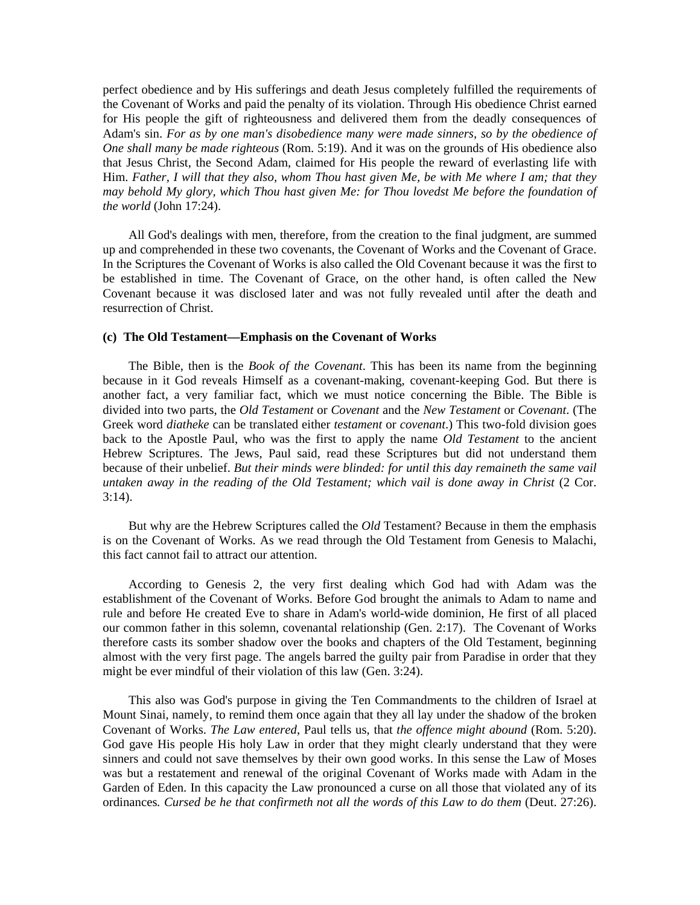perfect obedience and by His sufferings and death Jesus completely fulfilled the requirements of the Covenant of Works and paid the penalty of its violation. Through His obedience Christ earned for His people the gift of righteousness and delivered them from the deadly consequences of Adam's sin. *For as by one man's disobedience many were made sinners, so by the obedience of One shall many be made righteous* (Rom. 5:19). And it was on the grounds of His obedience also that Jesus Christ, the Second Adam, claimed for His people the reward of everlasting life with Him. *Father, I will that they also, whom Thou hast given Me, be with Me where I am; that they may behold My glory, which Thou hast given Me: for Thou lovedst Me before the foundation of the world* (John 17:24).

All God's dealings with men, therefore, from the creation to the final judgment, are summed up and comprehended in these two covenants, the Covenant of Works and the Covenant of Grace. In the Scriptures the Covenant of Works is also called the Old Covenant because it was the first to be established in time. The Covenant of Grace, on the other hand, is often called the New Covenant because it was disclosed later and was not fully revealed until after the death and resurrection of Christ.

#### (c) The Old Testament—Emphasis on the Covenant of Works

The Bible, then is the *Book of the Covenant*. This has been its name from the beginning because in it God reveals Himself as a covenant-making, covenant-keeping God. But there is another fact, a very familiar fact, which we must notice concerning the Bible. The Bible is divided into two parts, the *Old Testament* or *Covenant* and the *New Testament* or *Covenant*. (The Greek word *diatheke* can be translated either *testament* or *covenant*.) This two-fold division goes back to the Apostle Paul, who was the first to apply the name *Old Testament* to the ancient Hebrew Scriptures. The Jews, Paul said, read these Scriptures but did not understand them because of their unbelief. *But their minds were blinded: for until this day remaineth the same vail untaken away in the reading of the Old Testament; which vail is done away in Christ* (2 Cor. 3:14).

But why are the Hebrew Scriptures called the *Old* Testament? Because in them the emphasis is on the Covenant of Works. As we read through the Old Testament from Genesis to Malachi, this fact cannot fail to attract our attention.

According to Genesis 2, the very first dealing which God had with Adam was the establishment of the Covenant of Works. Before God brought the animals to Adam to name and rule and before He created Eve to share in Adam's world-wide dominion, He first of all placed our common father in this solemn, covenantal relationship (Gen. 2:17). The Covenant of Works therefore casts its somber shadow over the books and chapters of the Old Testament, beginning almost with the very first page. The angels barred the guilty pair from Paradise in order that they might be ever mindful of their violation of this law (Gen. 3:24).

This also was God's purpose in giving the Ten Commandments to the children of Israel at Mount Sinai, namely, to remind them once again that they all lay under the shadow of the broken Covenant of Works. *The Law entered*, Paul tells us, that *the offence might abound* (Rom. 5:20). God gave His people His holy Law in order that they might clearly understand that they were sinners and could not save themselves by their own good works. In this sense the Law of Moses was but a restatement and renewal of the original Covenant of Works made with Adam in the Garden of Eden. In this capacity the Law pronounced a curse on all those that violated any of its ordinances. *Cursed be he that confirmeth not all the words of this Law to do them* (Deut. 27:26).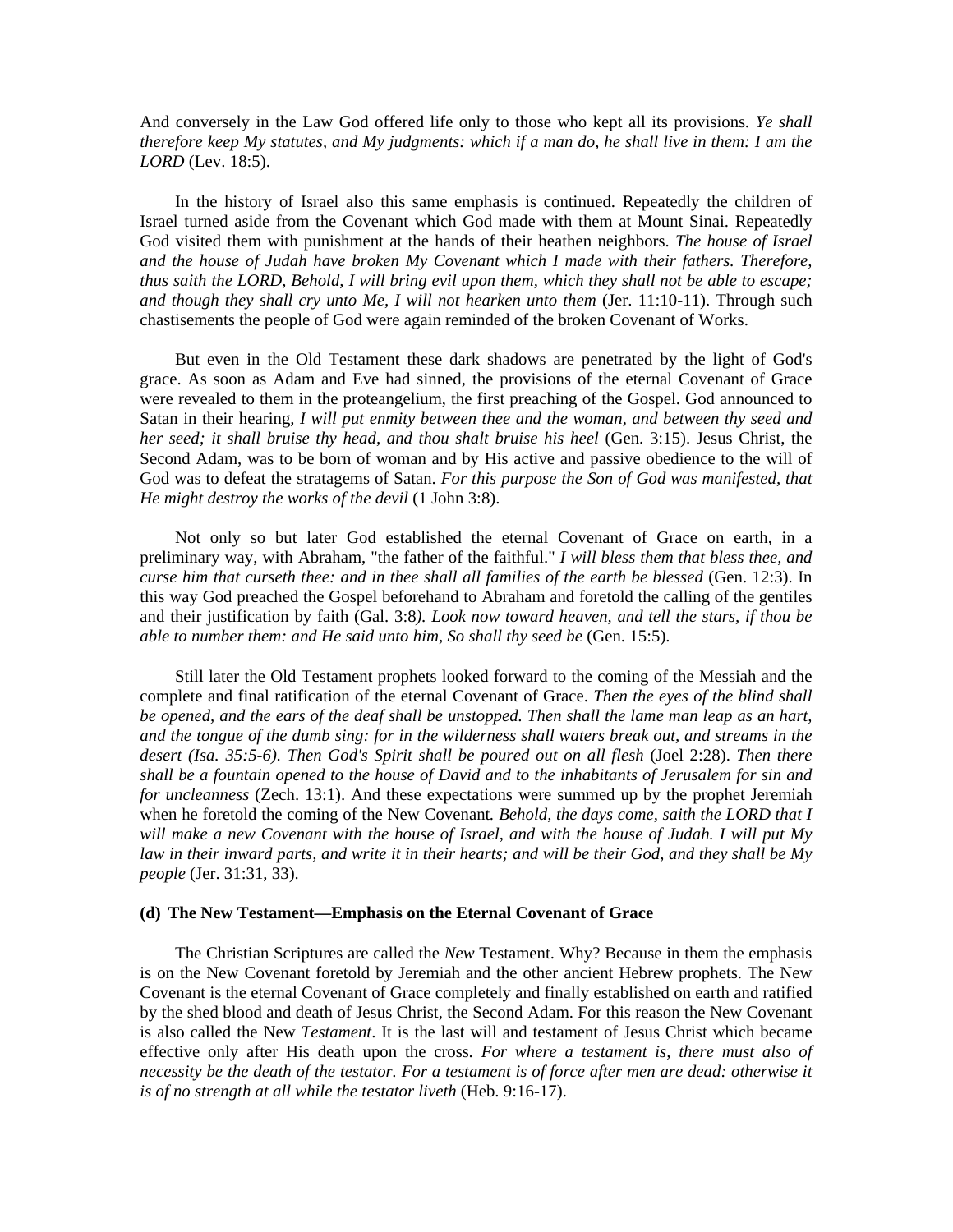And conversely in the Law God offered life only to those who kept all its provisions. *Ye shall therefore keep My statutes, and My judgments: which if a man do, he shall live in them: I am the LORD* (Lev. 18:5).

In the history of Israel also this same emphasis is continued. Repeatedly the children of Israel turned aside from the Covenant which God made with them at Mount Sinai. Repeatedly God visited them with punishment at the hands of their heathen neighbors. *The house of Israel and the house of Judah have broken My Covenant which I made with their fathers. Therefore, thus saith the LORD, Behold, I will bring evil upon them, which they shall not be able to escape; and though they shall cry unto Me, I will not hearken unto them* (Jer. 11:10-11). Through such chastisements the people of God were again reminded of the broken Covenant of Works.

But even in the Old Testament these dark shadows are penetrated by the light of God's grace. As soon as Adam and Eve had sinned, the provisions of the eternal Covenant of Grace were revealed to them in the proteangelium, the first preaching of the Gospel. God announced to Satan in their hearing, *I will put enmity between thee and the woman, and between thy seed and her seed; it shall bruise thy head, and thou shalt bruise his heel* (Gen. 3:15). Jesus Christ, the Second Adam, was to be born of woman and by His active and passive obedience to the will of God was to defeat the stratagems of Satan. *For this purpose the Son of God was manifested, that He might destroy the works of the devil* (1 John 3:8).

Not only so but later God established the eternal Covenant of Grace on earth, in a preliminary way, with Abraham, "the father of the faithful." *I will bless them that bless thee, and curse him that curseth thee: and in thee shall all families of the earth be blessed* (Gen. 12:3). In this way God preached the Gospel beforehand to Abraham and foretold the calling of the gentiles and their justification by faith (Gal. 3:8*). Look now toward heaven, and tell the stars, if thou be able to number them: and He said unto him, So shall thy seed be* (Gen. 15:5).

Still later the Old Testament prophets looked forward to the coming of the Messiah and the complete and final ratification of the eternal Covenant of Grace. *Then the eyes of the blind shall be opened, and the ears of the deaf shall be unstopped. Then shall the lame man leap as an hart, and the tongue of the dumb sing: for in the wilderness shall waters break out, and streams in the desert (Isa. 35:5-6). Then God's Spirit shall be poured out on all flesh* (Joel 2:28). *Then there shall be a fountain opened to the house of David and to the inhabitants of Jerusalem for sin and for uncleanness* (Zech. 13:1). And these expectations were summed up by the prophet Jeremiah when he foretold the coming of the New Covenant*. Behold, the days come, saith the LORD that I will make a new Covenant with the house of Israel, and with the house of Judah. I will put My law in their inward parts, and write it in their hearts; and will be their God, and they shall be My people* (Jer. 31:31, 33).

**(d) The New Testament—Emphasis on the Eternal Covenant of Grace**

The Christian Scriptures are called the *New* Testament. Why? Because in them the emphasis is on the New Covenant foretold by Jeremiah and the other ancient Hebrew prophets. The New Covenant is the eternal Covenant of Grace completely and finally established on earth and ratified by the shed blood and death of Jesus Christ, the Second Adam. For this reason the New Covenant is also called the New *Testament*. It is the last will and testament of Jesus Christ which became effective only after His death upon the cross. *For where a testament is, there must also of necessity be the death of the testator. For a testament is of force after men are dead: otherwise it is of no strength at all while the testator liveth* (Heb. 9:16-17).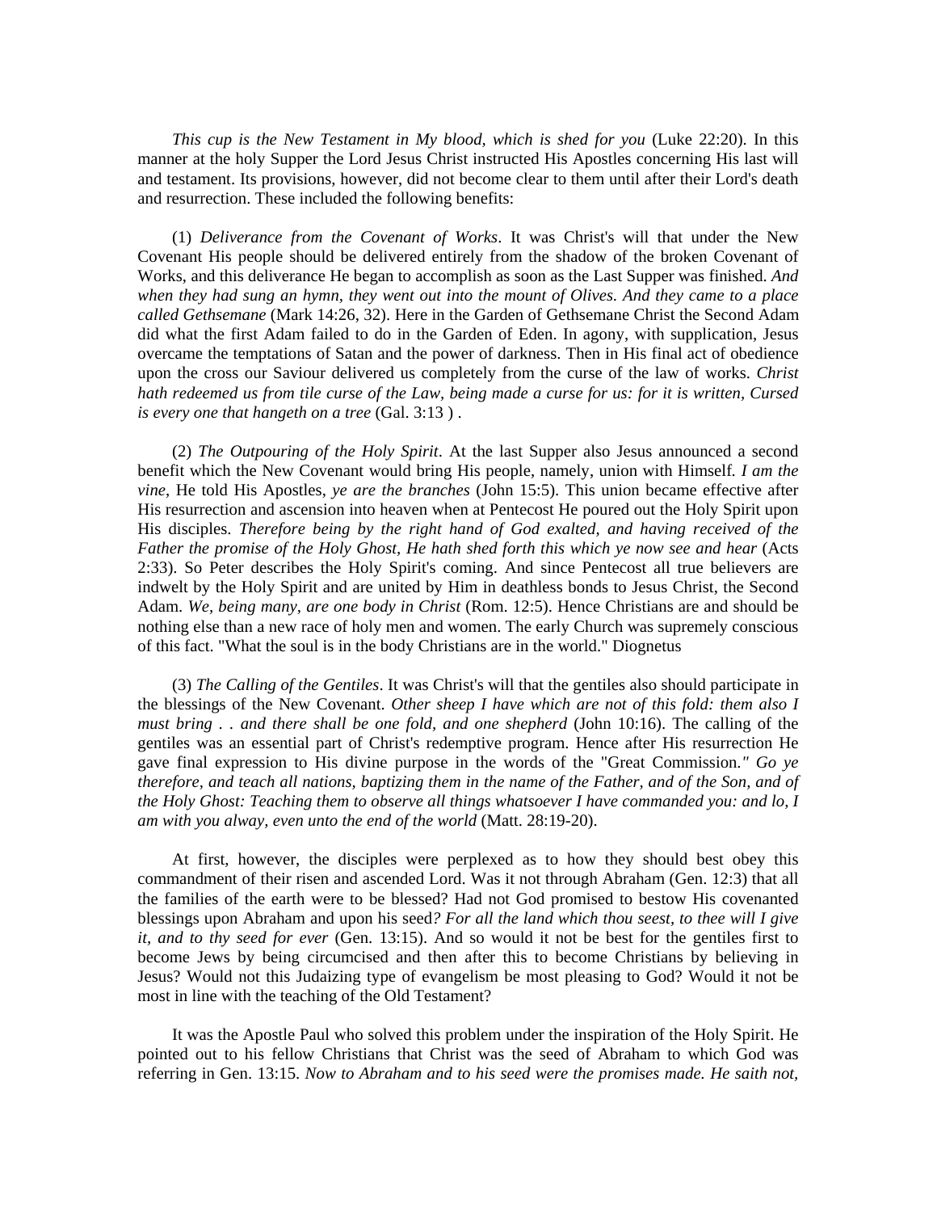*This cup is the New Testament in My blood, which is shed for you* (Luke 22:20). In this manner at the holy Supper the Lord Jesus Christ instructed His Apostles concerning His last will and testament. Its provisions, however, did not become clear to them until after their Lord's death and resurrection. These included the following benefits:

(1) *Deliverance from the Covenant of Works*. It was Christ's will that under the New Covenant His people should be delivered entirely from the shadow of the broken Covenant of Works, and this deliverance He began to accomplish as soon as the Last Supper was finished. *And when they had sung an hymn, they went out into the mount of Olives. And they came to a place called Gethsemane* (Mark 14:26, 32). Here in the Garden of Gethsemane Christ the Second Adam did what the first Adam failed to do in the Garden of Eden. In agony, with supplication, Jesus overcame the temptations of Satan and the power of darkness. Then in His final act of obedience upon the cross our Saviour delivered us completely from the curse of the law of works. *Christ hath redeemed us from tile curse of the Law, being made a curse for us: for it is written, Cursed is every one that hangeth on a tree* (Gal. 3:13 ) .

(2) *The Outpouring of the Holy Spirit*. At the last Supper also Jesus announced a second benefit which the New Covenant would bring His people, namely, union with Himself. *I am the vine*, He told His Apostles, *ye are the branches* (John 15:5). This union became effective after His resurrection and ascension into heaven when at Pentecost He poured out the Holy Spirit upon His disciples. *Therefore being by the right hand of God exalted, and having received of the Father the promise of the Holy Ghost, He hath shed forth this which ye now see and hear* (Acts 2:33). So Peter describes the Holy Spirit's coming. And since Pentecost all true believers are indwelt by the Holy Spirit and are united by Him in deathless bonds to Jesus Christ, the Second Adam. *We, being many, are one body in Christ* (Rom. 12:5). Hence Christians are and should be nothing else than a new race of holy men and women. The early Church was supremely conscious of this fact. "What the soul is in the body Christians are in the world." Diognetus

(3) *The Calling of the Gentiles*. It was Christ's will that the gentiles also should participate in the blessings of the New Covenant. *Other sheep I have which are not of this fold: them also I must bring . . and there shall be one fold, and one shepherd* (John 10:16). The calling of the gentiles was an essential part of Christ's redemptive program. Hence after His resurrection He gave final expression to His divine purpose in the words of the "Great Commission." *Go ye therefore, and teach all nations, baptizing them in the name of the Father, and of the Son, and of the Holy Ghost: Teaching them to observe all things whatsoever I have commanded you: and lo, I am with you alway, even unto the end of the world* (Matt. 28:19-20).

At first, however, the disciples were perplexed as to how they should best obey this commandment of their risen and ascended Lord. Was it not through Abraham (Gen. 12:3) that all the families of the earth were to be blessed? Had not God promised to bestow His covenanted blessings upon Abraham and upon his seed*? For all the land which thou seest, to thee will I give it, and to thy seed for ever* (Gen. 13:15). And so would it not be best for the gentiles first to become Jews by being circumcised and then after this to become Christians by believing in Jesus? Would not this Judaizing type of evangelism be most pleasing to God? Would it not be most in line with the teaching of the Old Testament?

It was the Apostle Paul who solved this problem under the inspiration of the Holy Spirit. He pointed out to his fellow Christians that Christ was the seed of Abraham to which God was referring in Gen. 13:15. *Now to Abraham and to his seed were the promises made. He saith not,*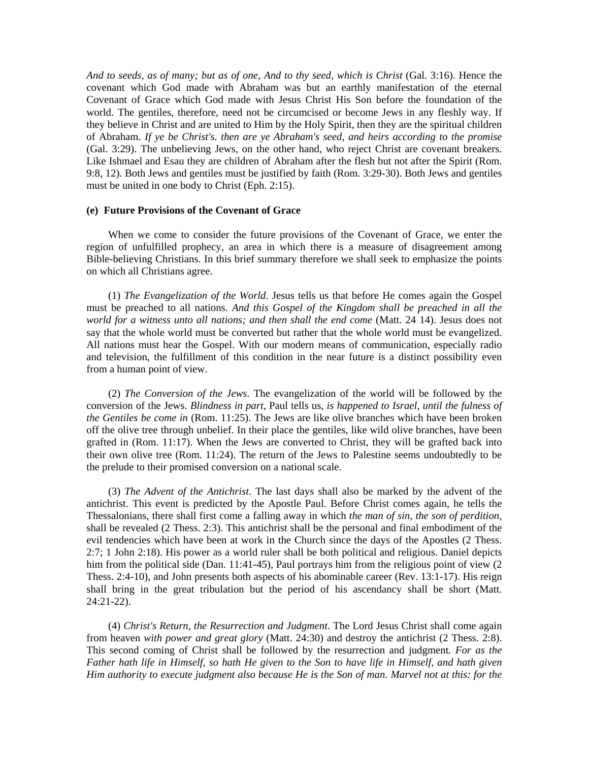*And to seeds, as of many; but as of one, And to thy seed, which is Christ* (Gal. 3:16). Hence the covenant which God made with Abraham was but an earthly manifestation of the eternal Covenant of Grace which God made with Jesus Christ His Son before the foundation of the world. The gentiles, therefore, need not be circumcised or become Jews in any fleshly way. If they believe in Christ and are united to Him by the Holy Spirit, then they are the spiritual children of Abraham. *If ye be Christ's. then are ye Abraham's seed, and heirs according to the promise* (Gal. 3:29). The unbelieving Jews, on the other hand, who reject Christ are covenant breakers. Like Ishmael and Esau they are children of Abraham after the flesh but not after the Spirit (Rom. 9:8, 12). Both Jews and gentiles must be justified by faith (Rom. 3:29-30). Both Jews and gentiles must be united in one body to Christ (Eph. 2:15).

**(e) Future Provisions of the Covenant of Grace**

When we come to consider the future provisions of the Covenant of Grace, we enter the region of unfulfilled prophecy, an area in which there is a measure of disagreement among Bible-believing Christians. In this brief summary therefore we shall seek to emphasize the points on which all Christians agree.

(1) *The Evangelization of the World*. Jesus tells us that before He comes again the Gospel must be preached to all nations. *And this Gospel of the Kingdom shall be preached in all the world for a witness unto all nations; and then shall the end come* (Matt. 24 14). Jesus does not say that the whole world must be converted but rather that the whole world must be evangelized. All nations must hear the Gospel. With our modern means of communication, especially radio and television, the fulfillment of this condition in the near future is a distinct possibility even from a human point of view.

(2) *The Conversion of the Jews*. The evangelization of the world will be followed by the conversion of the Jews. *Blindness in part*, Paul tells us, *is happened to Israel, until the fulness of the Gentiles be come in* (Rom. 11:25). The Jews are like olive branches which have been broken off the olive tree through unbelief. In their place the gentiles, like wild olive branches, have been grafted in (Rom. 11:17). When the Jews are converted to Christ, they will be grafted back into their own olive tree (Rom. 11:24). The return of the Jews to Palestine seems undoubtedly to be the prelude to their promised conversion on a national scale.

(3) *The Advent of the Antichrist*. The last days shall also be marked by the advent of the antichrist. This event is predicted by the Apostle Paul. Before Christ comes again, he tells the Thessalonians, there shall first come a falling away in which *the man of sin, the son of perdition*, shall be revealed (2 Thess. 2:3). This antichrist shall be the personal and final embodiment of the evil tendencies which have been at work in the Church since the days of the Apostles (2 Thess. 2:7; 1 John 2:18). His power as a world ruler shall be both political and religious. Daniel depicts him from the political side (Dan. 11:41-45), Paul portrays him from the religious point of view (2 Thess. 2:4-10), and John presents both aspects of his abominable career (Rev. 13:1-17). His reign shall bring in the great tribulation but the period of his ascendancy shall be short (Matt. 24:21-22).

(4) *Christ's Return, the Resurrection and Judgment*. The Lord Jesus Christ shall come again from heaven *with power and great glory* (Matt. 24:30) and destroy the antichrist (2 Thess. 2:8). This second coming of Christ shall be followed by the resurrection and judgment. *For as the Father hath life in Himself, so hath He given to the Son to have life in Himself, and hath given Him authority to execute judgment also because He is the Son of man. Marvel not at this: for the*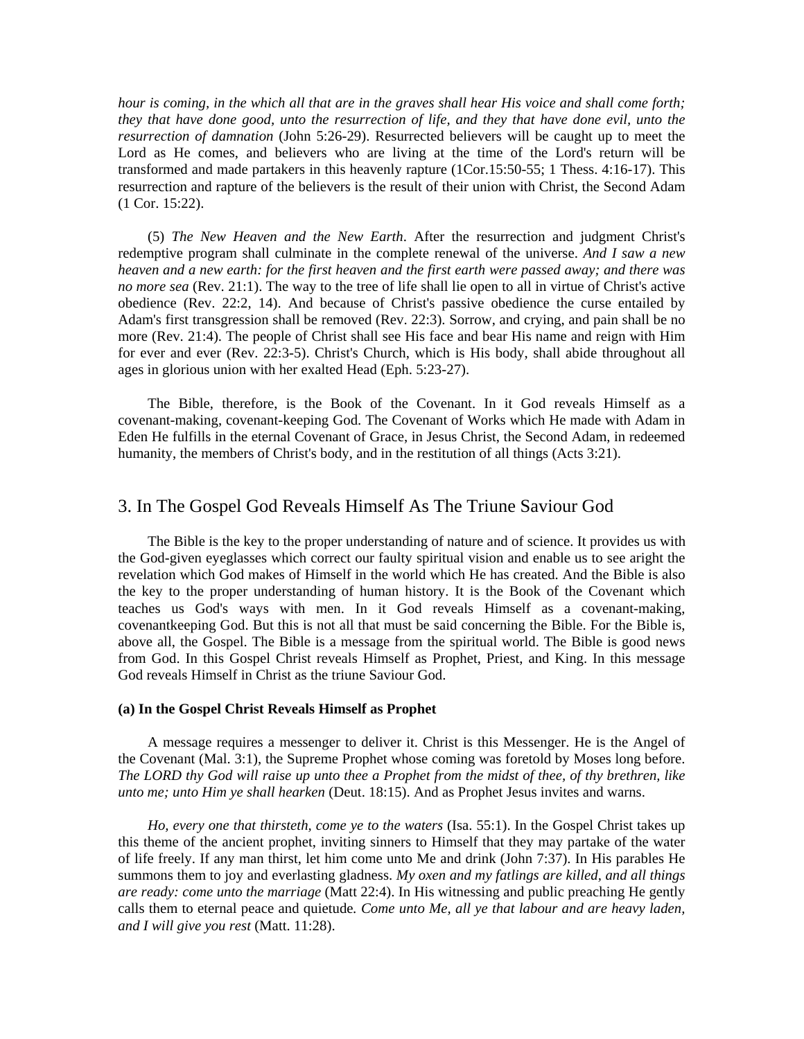*hour is coming, in the which all that are in the graves shall hear His voice and shall come forth; they that have done good, unto the resurrection of life, and they that have done evil, unto the resurrection of damnation* (John 5:26-29). Resurrected believers will be caught up to meet the Lord as He comes, and believers who are living at the time of the Lord's return will be transformed and made partakers in this heavenly rapture (1Cor.15:50-55; 1 Thess. 4:16-17). This resurrection and rapture of the believers is the result of their union with Christ, the Second Adam (1 Cor. 15:22).

(5) *The New Heaven and the New Earth*. After the resurrection and judgment Christ's redemptive program shall culminate in the complete renewal of the universe. *And I saw a new heaven and a new earth: for the first heaven and the first earth were passed away; and there was no more sea* (Rev. 21:1). The way to the tree of life shall lie open to all in virtue of Christ's active obedience (Rev. 22:2, 14). And because of Christ's passive obedience the curse entailed by Adam's first transgression shall be removed (Rev. 22:3). Sorrow, and crying, and pain shall be no more (Rev. 21:4). The people of Christ shall see His face and bear His name and reign with Him for ever and ever (Rev. 22:3-5). Christ's Church, which is His body, shall abide throughout all ages in glorious union with her exalted Head (Eph. 5:23-27).

The Bible, therefore, is the Book of the Covenant. In it God reveals Himself as a covenant-making, covenant-keeping God. The Covenant of Works which He made with Adam in Eden He fulfills in the eternal Covenant of Grace, in Jesus Christ, the Second Adam, in redeemed humanity, the members of Christ's body, and in the restitution of all things (Acts 3:21).

## 3. In The Gospel God Reveals Himself As The Triune Saviour God

The Bible is the key to the proper understanding of nature and of science. It provides us with the God-given eyeglasses which correct our faulty spiritual vision and enable us to see aright the revelation which God makes of Himself in the world which He has created. And the Bible is also the key to the proper understanding of human history. It is the Book of the Covenant which teaches us God's ways with men. In it God reveals Himself as a covenant-making, covenantkeeping God. But this is not all that must be said concerning the Bible. For the Bible is, above all, the Gospel. The Bible is a message from the spiritual world. The Bible is good news from God. In this Gospel Christ reveals Himself as Prophet, Priest, and King. In this message God reveals Himself in Christ as the triune Saviour God.

**(a) In the Gospel Christ Reveals Himself as Prophet**

A message requires a messenger to deliver it. Christ is this Messenger. He is the Angel of the Covenant (Mal. 3:1), the Supreme Prophet whose coming was foretold by Moses long before. *The LORD thy God will raise up unto thee a Prophet from the midst of thee, of thy brethren, like unto me; unto Him ye shall hearken* (Deut. 18:15). And as Prophet Jesus invites and warns.

*Ho, every one that thirsteth, come ye to the waters* (Isa. 55:1). In the Gospel Christ takes up this theme of the ancient prophet, inviting sinners to Himself that they may partake of the water of life freely. If any man thirst, let him come unto Me and drink (John 7:37). In His parables He summons them to joy and everlasting gladness. *My oxen and my fatlings are killed, and all things are ready: come unto the marriage* (Matt 22:4). In His witnessing and public preaching He gently calls them to eternal peace and quietude. *Come unto Me, all ye that labour and are heavy laden, and I will give you rest* (Matt. 11:28).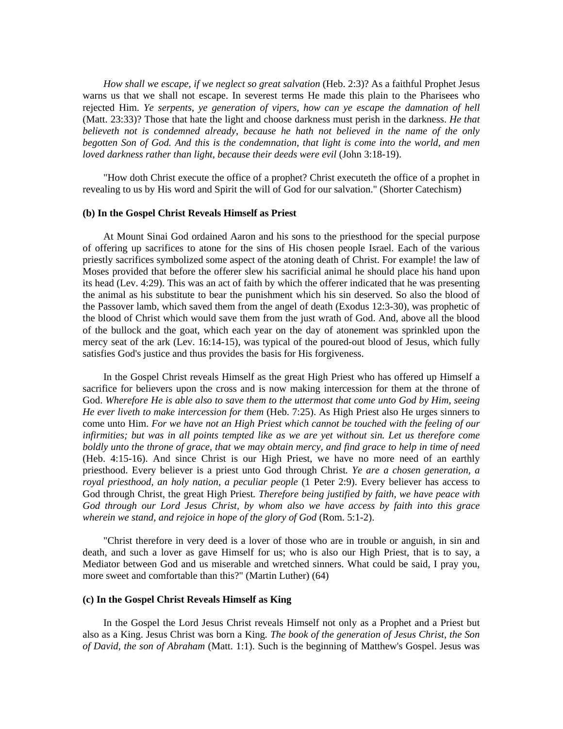*How shall we escape, if we neglect so great salvation* (Heb. 2:3)? As a faithful Prophet Jesus warns us that we shall not escape. In severest terms He made this plain to the Pharisees who rejected Him. *Ye serpents, ye generation of vipers, how can ye escape the damnation of hell* (Matt. 23:33)? Those that hate the light and choose darkness must perish in the darkness. *He that believeth not is condemned already, because he hath not believed in the name of the only begotten Son of God. And this is the condemnation, that light is come into the world, and men loved darkness rather than light, because their deeds were evil* (John 3:18-19).

"How doth Christ execute the office of a prophet? Christ executeth the office of a prophet in revealing to us by His word and Spirit the will of God for our salvation." (Shorter Catechism)

**(b) In the Gospel Christ Reveals Himself as Priest**

At Mount Sinai God ordained Aaron and his sons to the priesthood for the special purpose of offering up sacrifices to atone for the sins of His chosen people Israel. Each of the various priestly sacrifices symbolized some aspect of the atoning death of Christ. For example! the law of Moses provided that before the offerer slew his sacrificial animal he should place his hand upon its head (Lev. 4:29). This was an act of faith by which the offerer indicated that he was presenting the animal as his substitute to bear the punishment which his sin deserved. So also the blood of the Passover lamb, which saved them from the angel of death (Exodus 12:3-30), was prophetic of the blood of Christ which would save them from the just wrath of God. And, above all the blood of the bullock and the goat, which each year on the day of atonement was sprinkled upon the mercy seat of the ark (Lev. 16:14-15), was typical of the poured-out blood of Jesus, which fully satisfies God's justice and thus provides the basis for His forgiveness.

In the Gospel Christ reveals Himself as the great High Priest who has offered up Himself a sacrifice for believers upon the cross and is now making intercession for them at the throne of God. *Wherefore He is able also to save them to the uttermost that come unto God by Him, seeing He ever liveth to make intercession for them* (Heb. 7:25). As High Priest also He urges sinners to come unto Him. *For we have not an High Priest which cannot be touched with the feeling of our infirmities; but was in all points tempted like as we are yet without sin. Let us therefore come boldly unto the throne of grace, that we may obtain mercy, and find grace to help in time of need* (Heb. 4:15-16). And since Christ is our High Priest, we have no more need of an earthly priesthood. Every believer is a priest unto God through Christ. *Ye are a chosen generation, a royal priesthood, an holy nation, a peculiar people* (1 Peter 2:9). Every believer has access to God through Christ, the great High Priest. *Therefore being justified by faith, we have peace with God through our Lord Jesus Christ, by whom also we have access by faith into this grace wherein we stand, and rejoice in hope of the glory of God* (Rom. 5:1-2).

"Christ therefore in very deed is a lover of those who are in trouble or anguish, in sin and death, and such a lover as gave Himself for us; who is also our High Priest, that is to say, a Mediator between God and us miserable and wretched sinners. What could be said, I pray you, more sweet and comfortable than this?" (Martin Luther) (64)

**(c) In the Gospel Christ Reveals Himself as King**

In the Gospel the Lord Jesus Christ reveals Himself not only as a Prophet and a Priest but also as a King. Jesus Christ was born a King. *The book of the generation of Jesus Christ, the Son of David, the son of Abraham* (Matt. 1:1). Such is the beginning of Matthew's Gospel. Jesus was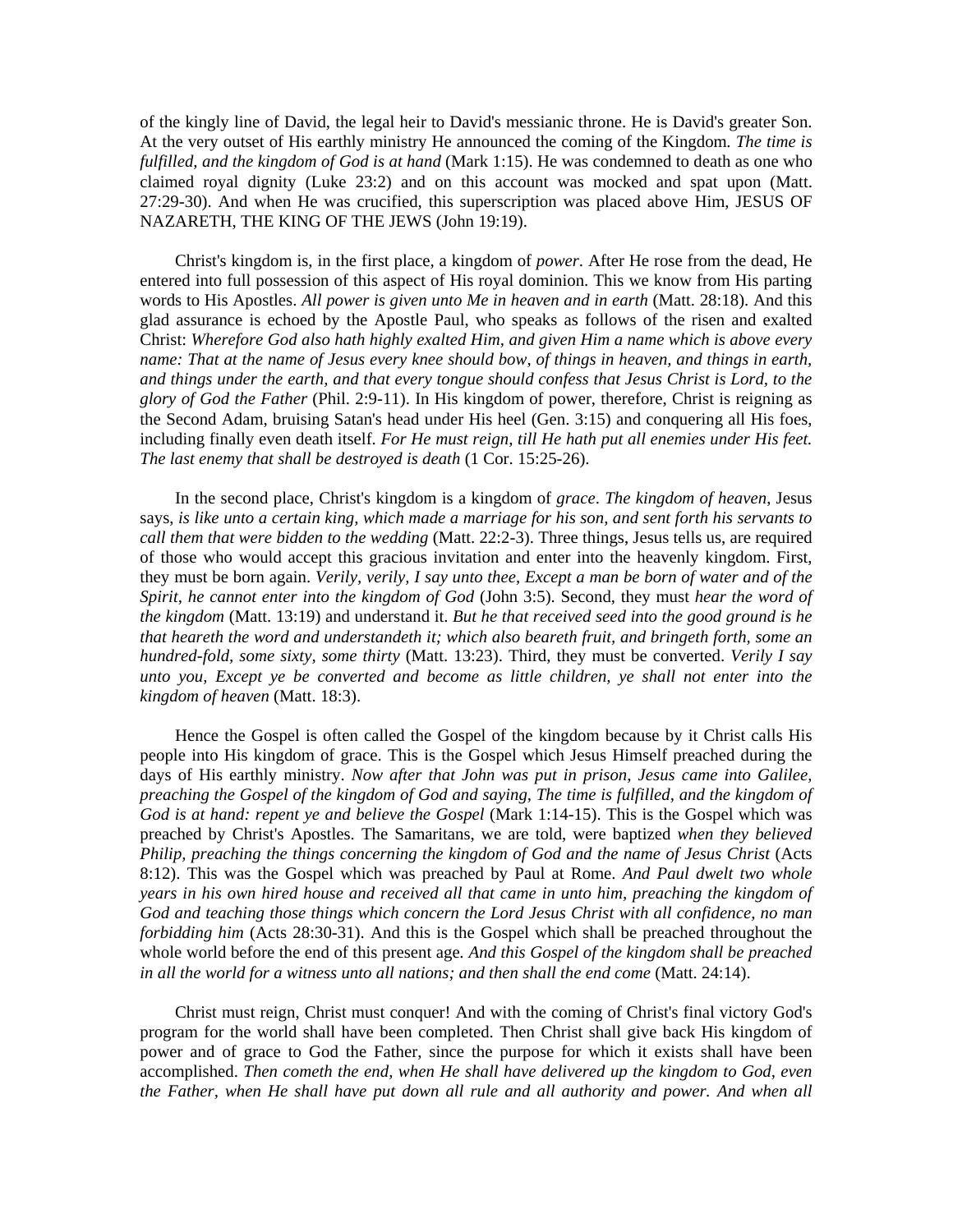of the kingly line of David, the legal heir to David's messianic throne. He is David's greater Son. At the very outset of His earthly ministry He announced the coming of the Kingdom. *The time is fulfilled, and the kingdom of God is at hand* (Mark 1:15). He was condemned to death as one who claimed royal dignity (Luke 23:2) and on this account was mocked and spat upon (Matt. 27:29-30). And when He was crucified, this superscription was placed above Him, JESUS OF NAZARETH, THE KING OF THE JEWS (John 19:19).

Christ's kingdom is, in the first place, a kingdom of *power*. After He rose from the dead, He entered into full possession of this aspect of His royal dominion. This we know from His parting words to His Apostles. *All power is given unto Me in heaven and in earth* (Matt. 28:18). And this glad assurance is echoed by the Apostle Paul, who speaks as follows of the risen and exalted Christ: *Wherefore God also hath highly exalted Him, and given Him a name which is above every name: That at the name of Jesus every knee should bow, of things in heaven, and things in earth, and things under the earth, and that every tongue should confess that Jesus Christ is Lord, to the glory of God the Father* (Phil. 2:9-11). In His kingdom of power, therefore, Christ is reigning as the Second Adam, bruising Satan's head under His heel (Gen. 3:15) and conquering all His foes, including finally even death itself. *For He must reign, till He hath put all enemies under His feet. The last enemy that shall be destroyed is death* (1 Cor. 15:25-26).

In the second place, Christ's kingdom is a kingdom of *grace*. *The kingdom of heaven*, Jesus says, *is like unto a certain king, which made a marriage for his son, and sent forth his servants to call them that were bidden to the wedding* (Matt. 22:2-3). Three things, Jesus tells us, are required of those who would accept this gracious invitation and enter into the heavenly kingdom. First, they must be born again. *Verily, verily, I say unto thee, Except a man be born of water and of the Spirit, he cannot enter into the kingdom of God* (John 3:5). Second, they must *hear the word of the kingdom* (Matt. 13:19) and understand it. *But he that received seed into the good ground is he that heareth the word and understandeth it; which also beareth fruit, and bringeth forth, some an hundred-fold, some sixty, some thirty* (Matt. 13:23). Third, they must be converted. *Verily I say unto you, Except ye be converted and become as little children, ye shall not enter into the kingdom of heaven* (Matt. 18:3).

Hence the Gospel is often called the Gospel of the kingdom because by it Christ calls His people into His kingdom of grace. This is the Gospel which Jesus Himself preached during the days of His earthly ministry. *Now after that John was put in prison, Jesus came into Galilee, preaching the Gospel of the kingdom of God and saying, The time is fulfilled, and the kingdom of God is at hand: repent ye and believe the Gospel* (Mark 1:14-15). This is the Gospel which was preached by Christ's Apostles. The Samaritans, we are told, were baptized *when they believed Philip, preaching the things concerning the kingdom of God and the name of Jesus Christ* (Acts 8:12). This was the Gospel which was preached by Paul at Rome. *And Paul dwelt two whole years in his own hired house and received all that came in unto him, preaching the kingdom of God and teaching those things which concern the Lord Jesus Christ with all confidence, no man forbidding him* (Acts 28:30-31). And this is the Gospel which shall be preached throughout the whole world before the end of this present age. *And this Gospel of the kingdom shall be preached in all the world for a witness unto all nations; and then shall the end come* (Matt. 24:14).

Christ must reign, Christ must conquer! And with the coming of Christ's final victory God's program for the world shall have been completed. Then Christ shall give back His kingdom of power and of grace to God the Father, since the purpose for which it exists shall have been accomplished. *Then cometh the end, when He shall have delivered up the kingdom to God, even the Father, when He shall have put down all rule and all authority and power. And when all*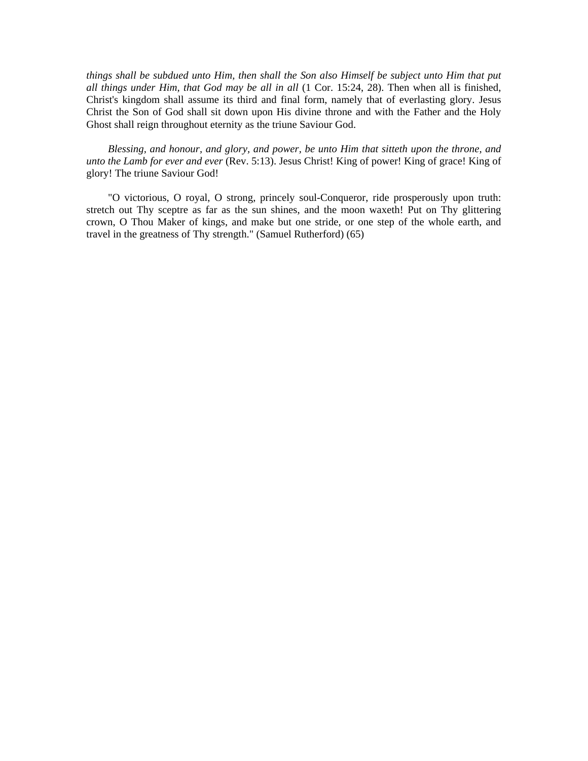*things shall be subdued unto Him, then shall the Son also Himself be subject unto Him that put all things under Him, that God may be all in all* (1 Cor. 15:24, 28). Then when all is finished, Christ's kingdom shall assume its third and final form, namely that of everlasting glory. Jesus Christ the Son of God shall sit down upon His divine throne and with the Father and the Holy Ghost shall reign throughout eternity as the triune Saviour God.

*Blessing, and honour, and glory, and power, be unto Him that sitteth upon the throne, and unto the Lamb for ever and ever* (Rev. 5:13). Jesus Christ! King of power! King of grace! King of glory! The triune Saviour God!

"O victorious, O royal, O strong, princely soul-Conqueror, ride prosperously upon truth: stretch out Thy sceptre as far as the sun shines, and the moon waxeth! Put on Thy glittering crown, O Thou Maker of kings, and make but one stride, or one step of the whole earth, and travel in the greatness of Thy strength." (Samuel Rutherford) (65)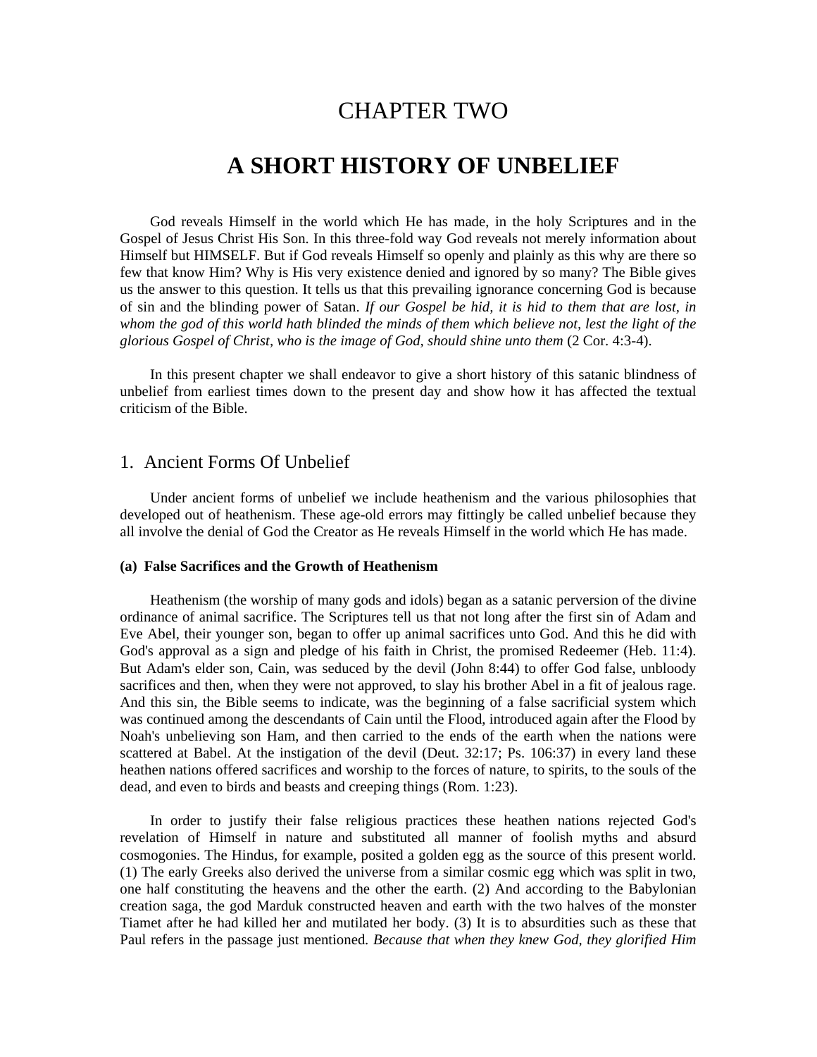# CHAPTER TWO

# A SHORT HISTORY OF UNBELIEF

God reveals Himself in the world which He has made, in the holy Scriptures and in the Gospel of Jesus Christ His Son. In this three-fold way God reveals not merely information about Himself but HIMSELF. But if God reveals Himself so openly and plainly as this why are there so few that know Him? Why is His very existence denied and ignored by so many? The Bible gives us the answer to this question. It tells us that this prevailing ignorance concerning God is because of sin and the blinding power of Satan. *If our Gospel be hid, it is hid to them that are lost, in whom the god of this world hath blinded the minds of them which believe not, lest the light of the glorious Gospel of Christ, who is the image of God, should shine unto them* (2 Cor. 4:3-4).

In this present chapter we shall endeavor to give a short history of this satanic blindness of unbelief from earliest times down to the present day and show how it has affected the textual criticism of the Bible.

## 1. Ancient Forms Of Unbelief

Under ancient forms of unbelief we include heathenism and the various philosophies that developed out of heathenism. These age-old errors may fittingly be called unbelief because they all involve the denial of God the Creator as He reveals Himself in the world which He has made.

#### (a) False Sacrifices and the Growth of Heathenism

Heathenism (the worship of many gods and idols) began as a satanic perversion of the divine ordinance of animal sacrifice. The Scriptures tell us that not long after the first sin of Adam and Eve Abel, their younger son, began to offer up animal sacrifices unto God. And this he did with God's approval as a sign and pledge of his faith in Christ, the promised Redeemer (Heb. 11:4). But Adam's elder son, Cain, was seduced by the devil (John 8:44) to offer God false, unbloody sacrifices and then, when they were not approved, to slay his brother Abel in a fit of jealous rage. And this sin, the Bible seems to indicate, was the beginning of a false sacrificial system which was continued among the descendants of Cain until the Flood, introduced again after the Flood by Noah's unbelieving son Ham, and then carried to the ends of the earth when the nations were scattered at Babel. At the instigation of the devil (Deut. 32:17; Ps. 106:37) in every land these heathen nations offered sacrifices and worship to the forces of nature, to spirits, to the souls of the dead, and even to birds and beasts and creeping things (Rom. 1:23).

In order to justify their false religious practices these heathen nations rejected God's revelation of Himself in nature and substituted all manner of foolish myths and absurd cosmogonies. The Hindus, for example, posited a golden egg as the source of this present world. (1) The early Greeks also derived the universe from a similar cosmic egg which was split in two, one half constituting the heavens and the other the earth. (2) And according to the Babylonian creation saga, the god Marduk constructed heaven and earth with the two halves of the monster Tiamet after he had killed her and mutilated her body. (3) It is to absurdities such as these that Paul refers in the passage just mentioned. *Because that when they knew God, they glorified Him*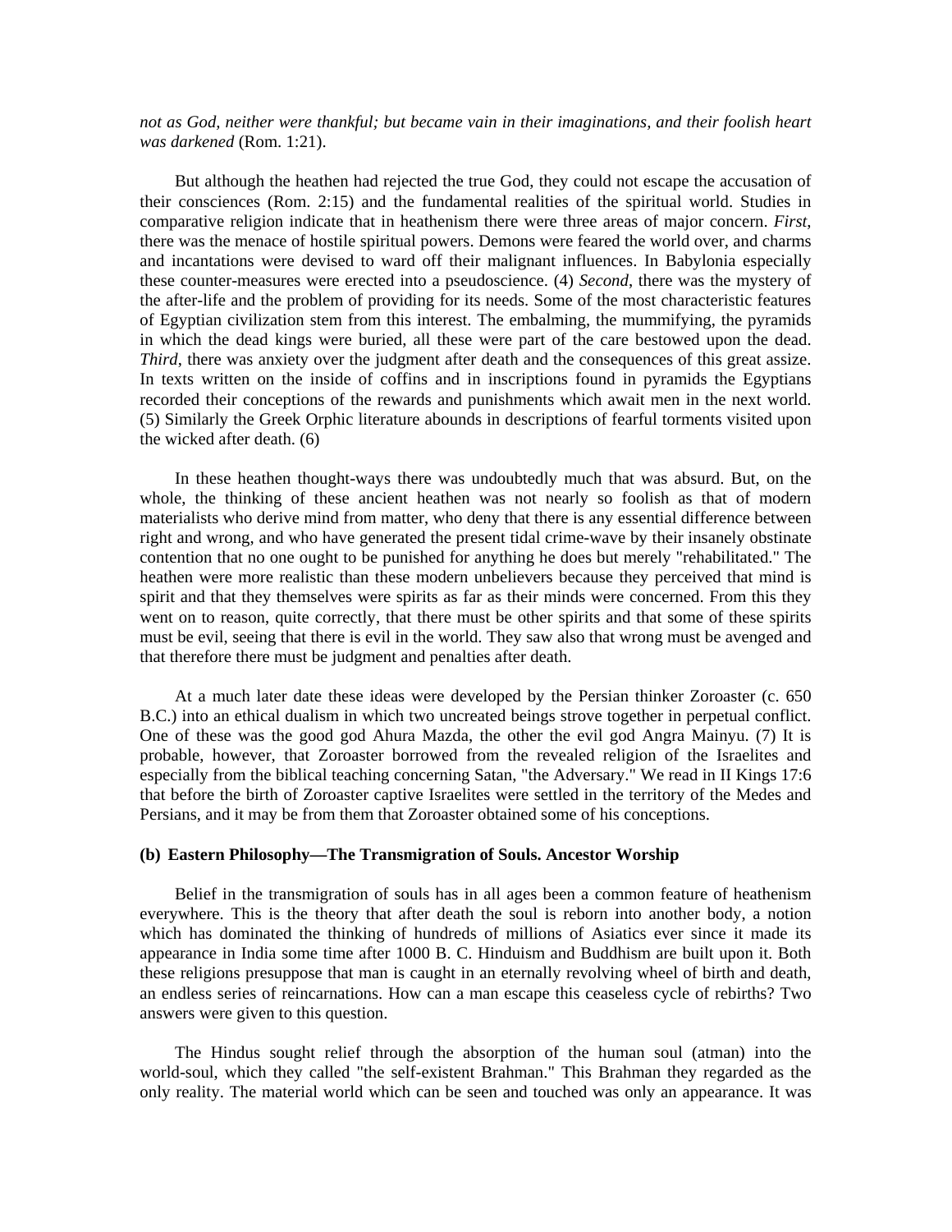*not as God, neither were thankful; but became vain in their imaginations, and their foolish heart was darkened* (Rom. 1:21).

But although the heathen had rejected the true God, they could not escape the accusation of their consciences (Rom. 2:15) and the fundamental realities of the spiritual world. Studies in comparative religion indicate that in heathenism there were three areas of major concern. *First*, there was the menace of hostile spiritual powers. Demons were feared the world over, and charms and incantations were devised to ward off their malignant influences. In Babylonia especially these counter-measures were erected into a pseudoscience. (4) *Second*, there was the mystery of the after-life and the problem of providing for its needs. Some of the most characteristic features of Egyptian civilization stem from this interest. The embalming, the mummifying, the pyramids in which the dead kings were buried, all these were part of the care bestowed upon the dead. *Third*, there was anxiety over the judgment after death and the consequences of this great assize. In texts written on the inside of coffins and in inscriptions found in pyramids the Egyptians recorded their conceptions of the rewards and punishments which await men in the next world. (5) Similarly the Greek Orphic literature abounds in descriptions of fearful torments visited upon the wicked after death. (6)

In these heathen thought-ways there was undoubtedly much that was absurd. But, on the whole, the thinking of these ancient heathen was not nearly so foolish as that of modern materialists who derive mind from matter, who deny that there is any essential difference between right and wrong, and who have generated the present tidal crime-wave by their insanely obstinate contention that no one ought to be punished for anything he does but merely "rehabilitated." The heathen were more realistic than these modern unbelievers because they perceived that mind is spirit and that they themselves were spirits as far as their minds were concerned. From this they went on to reason, quite correctly, that there must be other spirits and that some of these spirits must be evil, seeing that there is evil in the world. They saw also that wrong must be avenged and that therefore there must be judgment and penalties after death.

At a much later date these ideas were developed by the Persian thinker Zoroaster (c. 650 B.C.) into an ethical dualism in which two uncreated beings strove together in perpetual conflict. One of these was the good god Ahura Mazda, the other the evil god Angra Mainyu. (7) It is probable, however, that Zoroaster borrowed from the revealed religion of the Israelites and especially from the biblical teaching concerning Satan, "the Adversary." We read in II Kings 17:6 that before the birth of Zoroaster captive Israelites were settled in the territory of the Medes and Persians, and it may be from them that Zoroaster obtained some of his conceptions.

### (b) Eastern Philosophy—The Transmigration of Souls. Ancestor Worship

Belief in the transmigration of souls has in all ages been a common feature of heathenism everywhere. This is the theory that after death the soul is reborn into another body, a notion which has dominated the thinking of hundreds of millions of Asiatics ever since it made its appearance in India some time after 1000 B. C. Hinduism and Buddhism are built upon it. Both these religions presuppose that man is caught in an eternally revolving wheel of birth and death, an endless series of reincarnations. How can a man escape this ceaseless cycle of rebirths? Two answers were given to this question.

The Hindus sought relief through the absorption of the human soul (atman) into the world-soul, which they called "the self-existent Brahman." This Brahman they regarded as the only reality. The material world which can be seen and touched was only an appearance. It was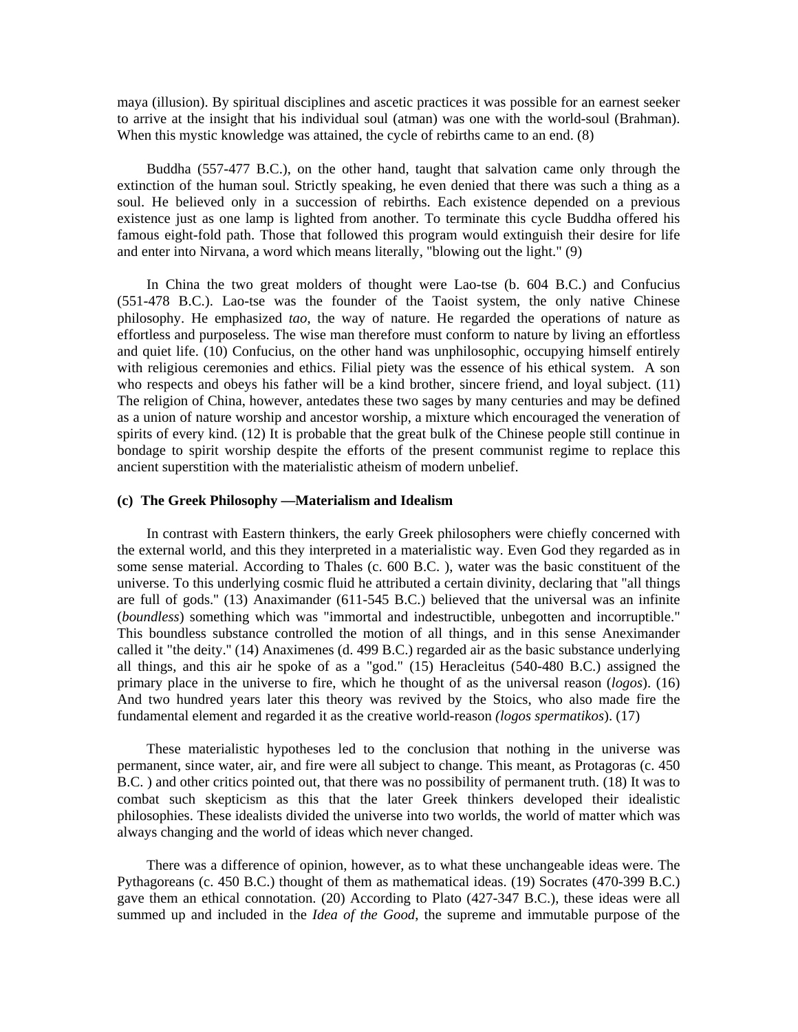maya (illusion). By spiritual disciplines and ascetic practices it was possible for an earnest seeker to arrive at the insight that his individual soul (atman) was one with the world-soul (Brahman). When this mystic knowledge was attained, the cycle of rebirths came to an end. (8)

Buddha (557-477 B.C.), on the other hand, taught that salvation came only through the extinction of the human soul. Strictly speaking, he even denied that there was such a thing as a soul. He believed only in a succession of rebirths. Each existence depended on a previous existence just as one lamp is lighted from another. To terminate this cycle Buddha offered his famous eight-fold path. Those that followed this program would extinguish their desire for life and enter into Nirvana, a word which means literally, "blowing out the light." (9)

In China the two great molders of thought were Lao-tse (b. 604 B.C.) and Confucius (551-478 B.C.). Lao-tse was the founder of the Taoist system, the only native Chinese philosophy. He emphasized *tao*, the way of nature. He regarded the operations of nature as effortless and purposeless. The wise man therefore must conform to nature by living an effortless and quiet life. (10) Confucius, on the other hand was unphilosophic, occupying himself entirely with religious ceremonies and ethics. Filial piety was the essence of his ethical system. A son who respects and obeys his father will be a kind brother, sincere friend, and loyal subject. (11) The religion of China, however, antedates these two sages by many centuries and may be defined as a union of nature worship and ancestor worship, a mixture which encouraged the veneration of spirits of every kind. (12) It is probable that the great bulk of the Chinese people still continue in bondage to spirit worship despite the efforts of the present communist regime to replace this ancient superstition with the materialistic atheism of modern unbelief.

**(c) The Greek Philosophy —Materialism and Idealism**

In contrast with Eastern thinkers, the early Greek philosophers were chiefly concerned with the external world, and this they interpreted in a materialistic way. Even God they regarded as in some sense material. According to Thales (c. 600 B.C. ), water was the basic constituent of the universe. To this underlying cosmic fluid he attributed a certain divinity, declaring that "all things are full of gods." (13) Anaximander (611-545 B.C.) believed that the universal was an infinite (*boundless*) something which was "immortal and indestructible, unbegotten and incorruptible." This boundless substance controlled the motion of all things, and in this sense Aneximander called it "the deity." (14) Anaximenes (d. 499 B.C.) regarded air as the basic substance underlying all things, and this air he spoke of as a "god." (15) Heracleitus (540-480 B.C.) assigned the primary place in the universe to fire, which he thought of as the universal reason (*logos*). (16) And two hundred years later this theory was revived by the Stoics, who also made fire the fundamental element and regarded it as the creative world-reason *(logos spermatikos*). (17)

These materialistic hypotheses led to the conclusion that nothing in the universe was permanent, since water, air, and fire were all subject to change. This meant, as Protagoras (c. 450 B.C. ) and other critics pointed out, that there was no possibility of permanent truth. (18) It was to combat such skepticism as this that the later Greek thinkers developed their idealistic philosophies. These idealists divided the universe into two worlds, the world of matter which was always changing and the world of ideas which never changed.

There was a difference of opinion, however, as to what these unchangeable ideas were. The Pythagoreans (c. 450 B.C.) thought of them as mathematical ideas. (19) Socrates (470-399 B.C.) gave them an ethical connotation. (20) According to Plato (427-347 B.C.), these ideas were all summed up and included in the *Idea of the Good*, the supreme and immutable purpose of the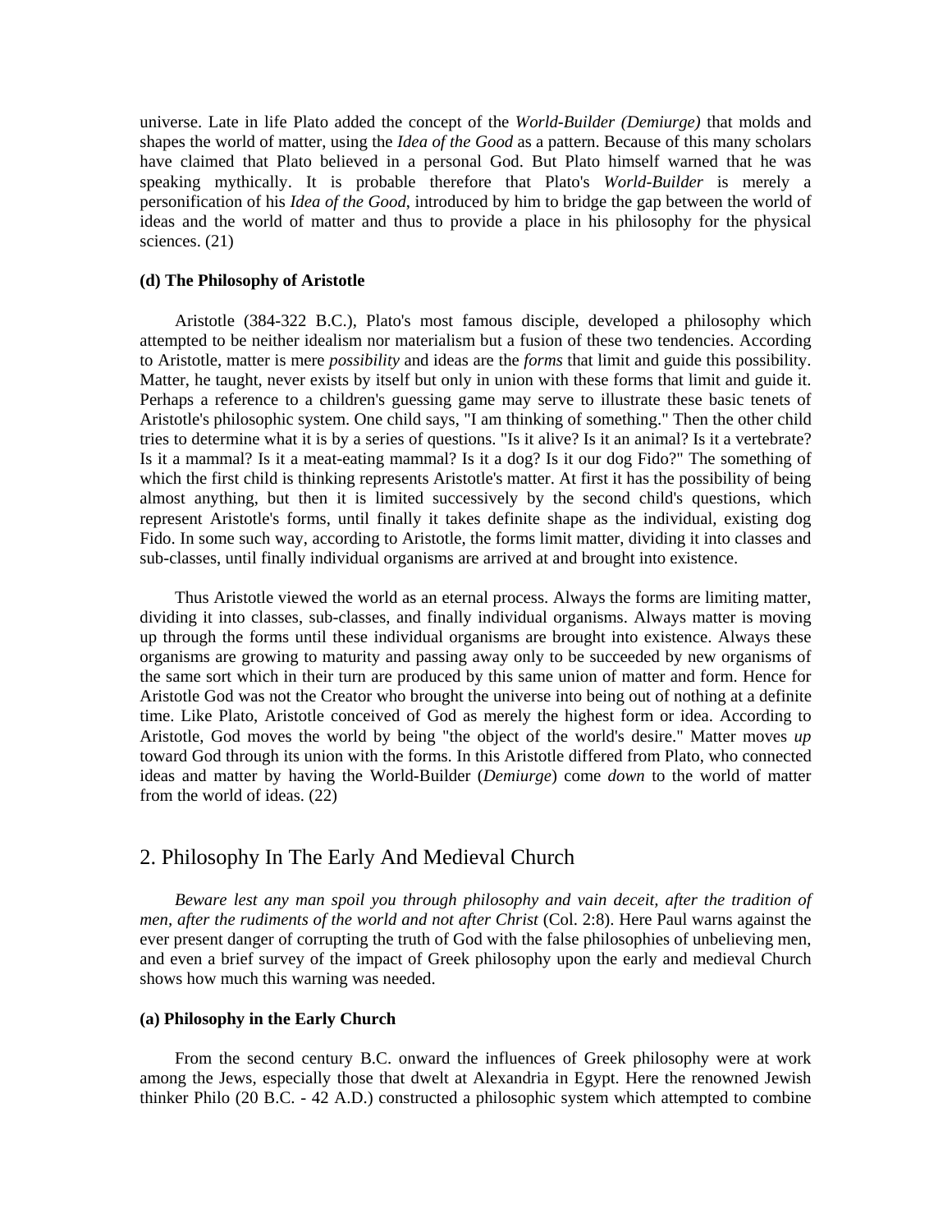universe. Late in life Plato added the concept of the *World-Builder (Demiurge)* that molds and shapes the world of matter, using the *Idea of the Good* as a pattern. Because of this many scholars have claimed that Plato believed in a personal God. But Plato himself warned that he was speaking mythically. It is probable therefore that Plato's *World-Builder* is merely a personification of his *Idea of the Good*, introduced by him to bridge the gap between the world of ideas and the world of matter and thus to provide a place in his philosophy for the physical sciences. (21)

**(d) The Philosophy of Aristotle**

Aristotle (384-322 B.C.), Plato's most famous disciple, developed a philosophy which attempted to be neither idealism nor materialism but a fusion of these two tendencies. According to Aristotle, matter is mere *possibility* and ideas are the *forms* that limit and guide this possibility. Matter, he taught, never exists by itself but only in union with these forms that limit and guide it. Perhaps a reference to a children's guessing game may serve to illustrate these basic tenets of Aristotle's philosophic system. One child says, "I am thinking of something." Then the other child tries to determine what it is by a series of questions. "Is it alive? Is it an animal? Is it a vertebrate? Is it a mammal? Is it a meat-eating mammal? Is it a dog? Is it our dog Fido?" The something of which the first child is thinking represents Aristotle's matter. At first it has the possibility of being almost anything, but then it is limited successively by the second child's questions, which represent Aristotle's forms, until finally it takes definite shape as the individual, existing dog Fido. In some such way, according to Aristotle, the forms limit matter, dividing it into classes and sub-classes, until finally individual organisms are arrived at and brought into existence.

Thus Aristotle viewed the world as an eternal process. Always the forms are limiting matter, dividing it into classes, sub-classes, and finally individual organisms. Always matter is moving up through the forms until these individual organisms are brought into existence. Always these organisms are growing to maturity and passing away only to be succeeded by new organisms of the same sort which in their turn are produced by this same union of matter and form. Hence for Aristotle God was not the Creator who brought the universe into being out of nothing at a definite time. Like Plato, Aristotle conceived of God as merely the highest form or idea. According to Aristotle, God moves the world by being "the object of the world's desire." Matter moves *up* toward God through its union with the forms. In this Aristotle differed from Plato, who connected ideas and matter by having the World-Builder (*Demiurge*) come *down* to the world of matter from the world of ideas. (22)

## 2. Philosophy In The Early And Medieval Church

*Beware lest any man spoil you through philosophy and vain deceit, after the tradition of men, after the rudiments of the world and not after Christ* (Col. 2:8). Here Paul warns against the ever present danger of corrupting the truth of God with the false philosophies of unbelieving men, and even a brief survey of the impact of Greek philosophy upon the early and medieval Church shows how much this warning was needed.

**(a) Philosophy in the Early Church**

From the second century B.C. onward the influences of Greek philosophy were at work among the Jews, especially those that dwelt at Alexandria in Egypt. Here the renowned Jewish thinker Philo (20 B.C. - 42 A.D.) constructed a philosophic system which attempted to combine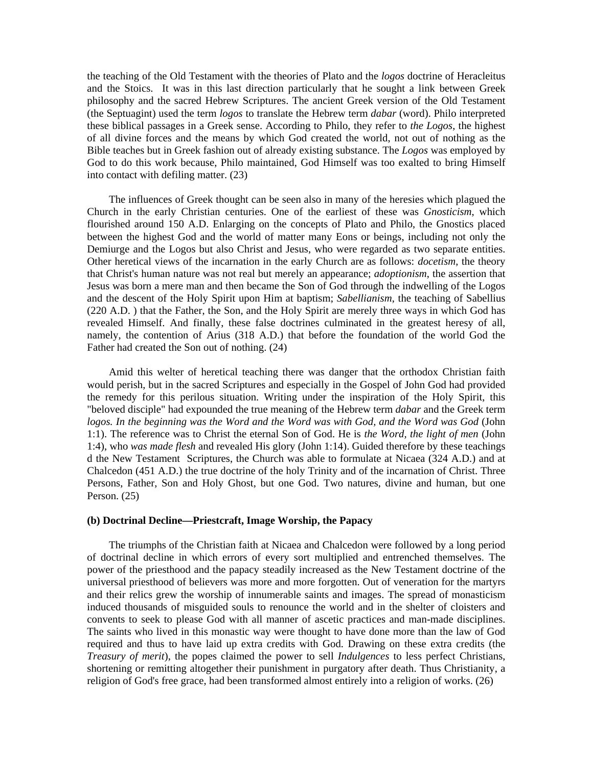the teaching of the Old Testament with the theories of Plato and the *logos* doctrine of Heracleitus and the Stoics. It was in this last direction particularly that he sought a link between Greek philosophy and the sacred Hebrew Scriptures. The ancient Greek version of the Old Testament (the Septuagint) used the term *logos* to translate the Hebrew term *dabar* (word). Philo interpreted these biblical passages in a Greek sense. According to Philo, they refer to *the Logos*, the highest of all divine forces and the means by which God created the world, not out of nothing as the Bible teaches but in Greek fashion out of already existing substance. The *Logos* was employed by God to do this work because, Philo maintained, God Himself was too exalted to bring Himself into contact with defiling matter. (23)

The influences of Greek thought can be seen also in many of the heresies which plagued the Church in the early Christian centuries. One of the earliest of these was *Gnosticism*, which flourished around 150 A.D. Enlarging on the concepts of Plato and Philo, the Gnostics placed between the highest God and the world of matter many Eons or beings, including not only the Demiurge and the Logos but also Christ and Jesus, who were regarded as two separate entities. Other heretical views of the incarnation in the early Church are as follows: *docetism*, the theory that Christ's human nature was not real but merely an appearance; *adoptionism*, the assertion that Jesus was born a mere man and then became the Son of God through the indwelling of the Logos and the descent of the Holy Spirit upon Him at baptism; *Sabellianism*, the teaching of Sabellius (220 A.D. ) that the Father, the Son, and the Holy Spirit are merely three ways in which God has revealed Himself. And finally, these false doctrines culminated in the greatest heresy of all, namely, the contention of Arius (318 A.D.) that before the foundation of the world God the Father had created the Son out of nothing. (24)

Amid this welter of heretical teaching there was danger that the orthodox Christian faith would perish, but in the sacred Scriptures and especially in the Gospel of John God had provided the remedy for this perilous situation. Writing under the inspiration of the Holy Spirit, this "beloved disciple" had expounded the true meaning of the Hebrew term *dabar* and the Greek term *logos. In the beginning was the Word and the Word was with God, and the Word was God* (John 1:1). The reference was to Christ the eternal Son of God. He is *the Word, the light of men* (John 1:4), who *was made flesh* and revealed His glory (John 1:14). Guided therefore by these teachings d the New Testament Scriptures, the Church was able to formulate at Nicaea (324 A.D.) and at Chalcedon (451 A.D.) the true doctrine of the holy Trinity and of the incarnation of Christ. Three Persons, Father, Son and Holy Ghost, but one God. Two natures, divine and human, but one Person. (25)

**(b) Doctrinal Decline—Priestcraft, Image Worship, the Papacy**

The triumphs of the Christian faith at Nicaea and Chalcedon were followed by a long period of doctrinal decline in which errors of every sort multiplied and entrenched themselves. The power of the priesthood and the papacy steadily increased as the New Testament doctrine of the universal priesthood of believers was more and more forgotten. Out of veneration for the martyrs and their relics grew the worship of innumerable saints and images. The spread of monasticism induced thousands of misguided souls to renounce the world and in the shelter of cloisters and convents to seek to please God with all manner of ascetic practices and man-made disciplines. The saints who lived in this monastic way were thought to have done more than the law of God required and thus to have laid up extra credits with God. Drawing on these extra credits (the *Treasury of merit*), the popes claimed the power to sell *Indulgences* to less perfect Christians, shortening or remitting altogether their punishment in purgatory after death. Thus Christianity, a religion of God's free grace, had been transformed almost entirely into a religion of works. (26)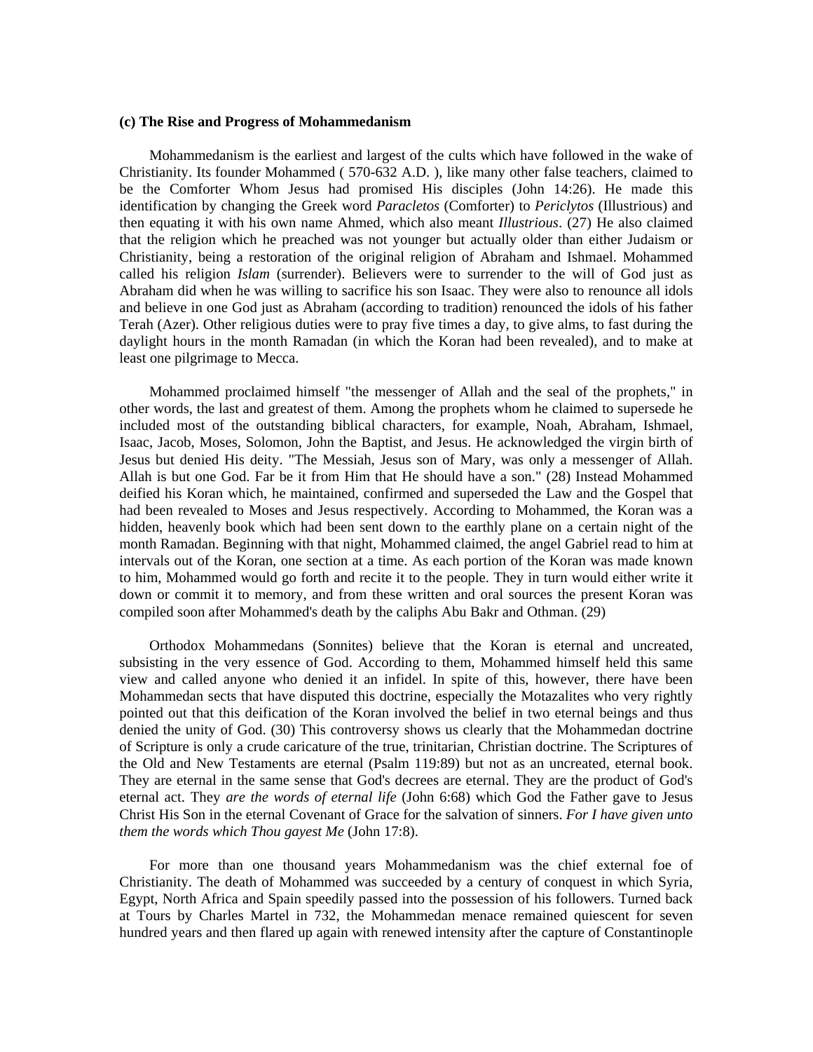**(c) The Rise and Progress of Mohammedanism**

Mohammedanism is the earliest and largest of the cults which have followed in the wake of Christianity. Its founder Mohammed ( 570-632 A.D. ), like many other false teachers, claimed to be the Comforter Whom Jesus had promised His disciples (John 14:26). He made this identification by changing the Greek word *Paracletos* (Comforter) to *Periclytos* (Illustrious) and then equating it with his own name Ahmed, which also meant *Illustrious*. (27) He also claimed that the religion which he preached was not younger but actually older than either Judaism or Christianity, being a restoration of the original religion of Abraham and Ishmael. Mohammed called his religion *Islam* (surrender). Believers were to surrender to the will of God just as Abraham did when he was willing to sacrifice his son Isaac. They were also to renounce all idols and believe in one God just as Abraham (according to tradition) renounced the idols of his father Terah (Azer). Other religious duties were to pray five times a day, to give alms, to fast during the daylight hours in the month Ramadan (in which the Koran had been revealed), and to make at least one pilgrimage to Mecca.

Mohammed proclaimed himself "the messenger of Allah and the seal of the prophets," in other words, the last and greatest of them. Among the prophets whom he claimed to supersede he included most of the outstanding biblical characters, for example, Noah, Abraham, Ishmael, Isaac, Jacob, Moses, Solomon, John the Baptist, and Jesus. He acknowledged the virgin birth of Jesus but denied His deity. "The Messiah, Jesus son of Mary, was only a messenger of Allah. Allah is but one God. Far be it from Him that He should have a son." (28) Instead Mohammed deified his Koran which, he maintained, confirmed and superseded the Law and the Gospel that had been revealed to Moses and Jesus respectively. According to Mohammed, the Koran was a hidden, heavenly book which had been sent down to the earthly plane on a certain night of the month Ramadan. Beginning with that night, Mohammed claimed, the angel Gabriel read to him at intervals out of the Koran, one section at a time. As each portion of the Koran was made known to him, Mohammed would go forth and recite it to the people. They in turn would either write it down or commit it to memory, and from these written and oral sources the present Koran was compiled soon after Mohammed's death by the caliphs Abu Bakr and Othman. (29)

Orthodox Mohammedans (Sonnites) believe that the Koran is eternal and uncreated, subsisting in the very essence of God. According to them, Mohammed himself held this same view and called anyone who denied it an infidel. In spite of this, however, there have been Mohammedan sects that have disputed this doctrine, especially the Motazalites who very rightly pointed out that this deification of the Koran involved the belief in two eternal beings and thus denied the unity of God. (30) This controversy shows us clearly that the Mohammedan doctrine of Scripture is only a crude caricature of the true, trinitarian, Christian doctrine. The Scriptures of the Old and New Testaments are eternal (Psalm 119:89) but not as an uncreated, eternal book. They are eternal in the same sense that God's decrees are eternal. They are the product of God's eternal act. They *are the words of eternal life* (John 6:68) which God the Father gave to Jesus Christ His Son in the eternal Covenant of Grace for the salvation of sinners. *For I have given unto them the words which Thou gavest Me* (John 17:8).

For more than one thousand years Mohammedanism was the chief external foe of Christianity. The death of Mohammed was succeeded by a century of conquest in which Syria, Egypt, North Africa and Spain speedily passed into the possession of his followers. Turned back at Tours by Charles Martel in 732, the Mohammedan menace remained quiescent for seven hundred years and then flared up again with renewed intensity after the capture of Constantinople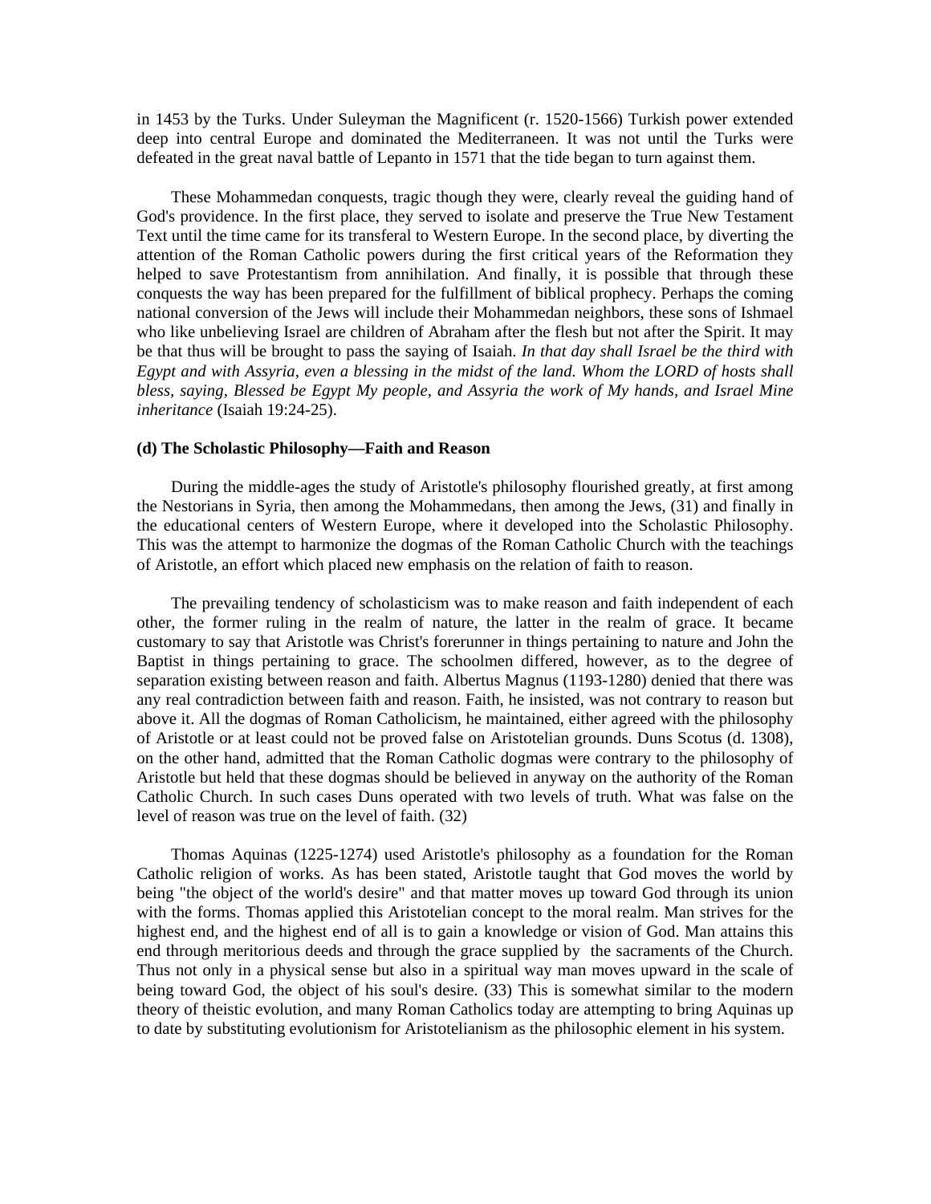in 1453 by the Turks. Under Suleyman the Magnificent (r. 1520-1566) Turkish power extended deep into central Europe and dominated the Mediterraneen. It was not until the Turks were defeated in the great naval battle of Lepanto in 1571 that the tide began to turn against them.

These Mohammedan conquests, tragic though they were, clearly reveal the guiding hand of God's providence. In the first place, they served to isolate and preserve the True New Testament Text until the time came for its transferal to Western Europe. In the second place, by diverting the attention of the Roman Catholic powers during the first critical years of the Reformation they helped to save Protestantism from annihilation. And finally, it is possible that through these conquests the way has been prepared for the fulfillment of biblical prophecy. Perhaps the coming national conversion of the Jews will include their Mohammedan neighbors, these sons of Ishmael who like unbelieving Israel are children of Abraham after the flesh but not after the Spirit. It may be that thus will be brought to pass the saying of Isaiah. *In that day shall Israel be the third with Egypt and with Assyria, even a blessing in the midst of the land. Whom the LORD of hosts shall bless, saying, Blessed be Egypt My people, and Assyria the work of My hands, and Israel Mine inheritance* (Isaiah 19:24-25).

**(d) The Scholastic Philosophy—Faith and Reason**

During the middle-ages the study of Aristotle's philosophy flourished greatly, at first among the Nestorians in Syria, then among the Mohammedans, then among the Jews, (31) and finally in the educational centers of Western Europe, where it developed into the Scholastic Philosophy. This was the attempt to harmonize the dogmas of the Roman Catholic Church with the teachings of Aristotle, an effort which placed new emphasis on the relation of faith to reason.

The prevailing tendency of scholasticism was to make reason and faith independent of each other, the former ruling in the realm of nature, the latter in the realm of grace. It became customary to say that Aristotle was Christ's forerunner in things pertaining to nature and John the Baptist in things pertaining to grace. The schoolmen differed, however, as to the degree of separation existing between reason and faith. Albertus Magnus (1193-1280) denied that there was any real contradiction between faith and reason. Faith, he insisted, was not contrary to reason but above it. All the dogmas of Roman Catholicism, he maintained, either agreed with the philosophy of Aristotle or at least could not be proved false on Aristotelian grounds. Duns Scotus (d. 1308), on the other hand, admitted that the Roman Catholic dogmas were contrary to the philosophy of Aristotle but held that these dogmas should be believed in anyway on the authority of the Roman Catholic Church. In such cases Duns operated with two levels of truth. What was false on the level of reason was true on the level of faith. (32)

Thomas Aquinas (1225-1274) used Aristotle's philosophy as a foundation for the Roman Catholic religion of works. As has been stated, Aristotle taught that God moves the world by being "the object of the world's desire" and that matter moves up toward God through its union with the forms. Thomas applied this Aristotelian concept to the moral realm. Man strives for the highest end, and the highest end of all is to gain a knowledge or vision of God. Man attains this end through meritorious deeds and through the grace supplied by the sacraments of the Church. Thus not only in a physical sense but also in a spiritual way man moves upward in the scale of being toward God, the object of his soul's desire. (33) This is somewhat similar to the modern theory of theistic evolution, and many Roman Catholics today are attempting to bring Aquinas up to date by substituting evolutionism for Aristotelianism as the philosophic element in his system.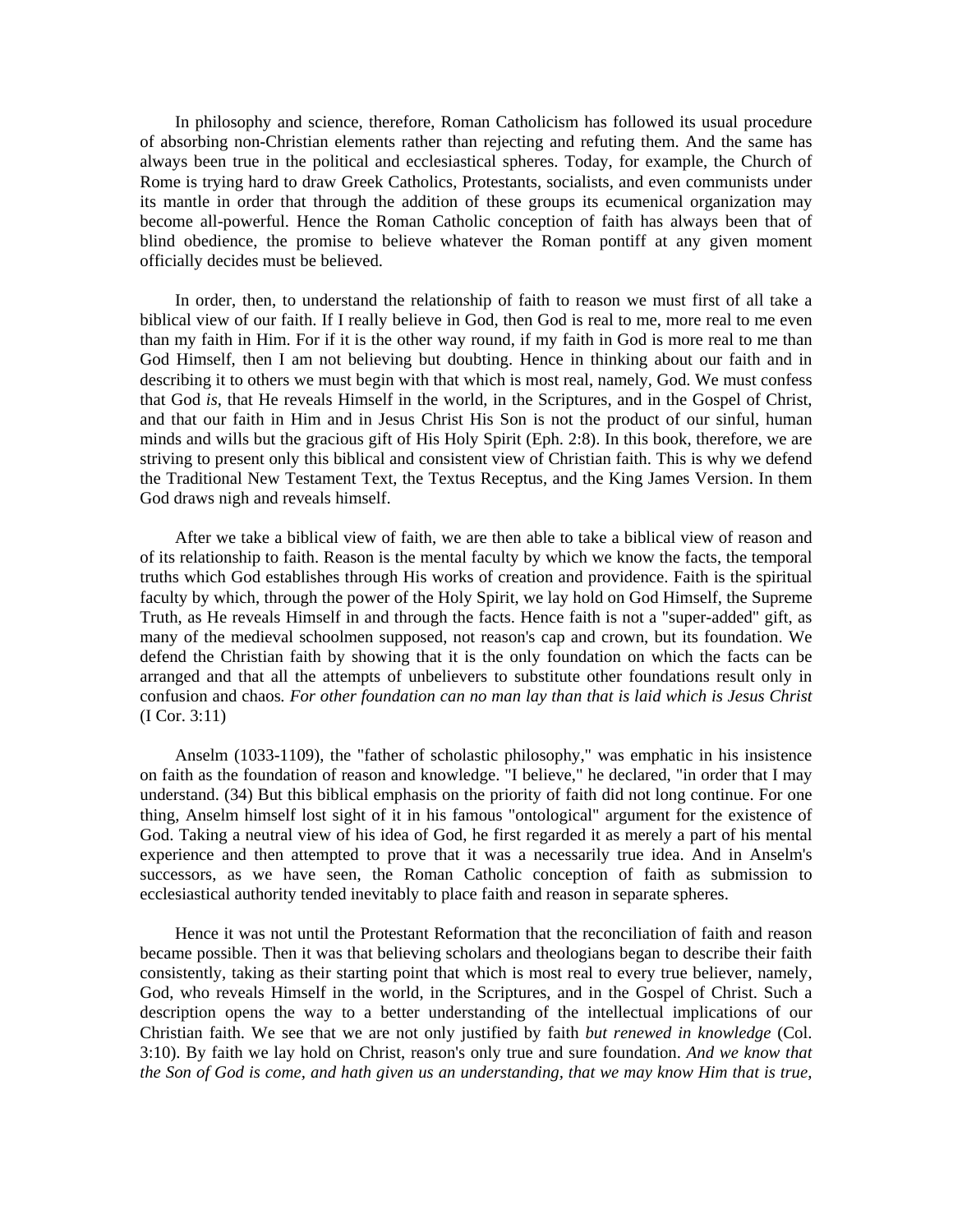In philosophy and science, therefore, Roman Catholicism has followed its usual procedure of absorbing non-Christian elements rather than rejecting and refuting them. And the same has always been true in the political and ecclesiastical spheres. Today, for example, the Church of Rome is trying hard to draw Greek Catholics, Protestants, socialists, and even communists under its mantle in order that through the addition of these groups its ecumenical organization may become all-powerful. Hence the Roman Catholic conception of faith has always been that of blind obedience, the promise to believe whatever the Roman pontiff at any given moment officially decides must be believed.

In order, then, to understand the relationship of faith to reason we must first of all take a biblical view of our faith. If I really believe in God, then God is real to me, more real to me even than my faith in Him. For if it is the other way round, if my faith in God is more real to me than God Himself, then I am not believing but doubting. Hence in thinking about our faith and in describing it to others we must begin with that which is most real, namely, God. We must confess that God *is*, that He reveals Himself in the world, in the Scriptures, and in the Gospel of Christ, and that our faith in Him and in Jesus Christ His Son is not the product of our sinful, human minds and wills but the gracious gift of His Holy Spirit (Eph. 2:8). In this book, therefore, we are striving to present only this biblical and consistent view of Christian faith. This is why we defend the Traditional New Testament Text, the Textus Receptus, and the King James Version. In them God draws nigh and reveals himself.

After we take a biblical view of faith, we are then able to take a biblical view of reason and of its relationship to faith. Reason is the mental faculty by which we know the facts, the temporal truths which God establishes through His works of creation and providence. Faith is the spiritual faculty by which, through the power of the Holy Spirit, we lay hold on God Himself, the Supreme Truth, as He reveals Himself in and through the facts. Hence faith is not a "super-added" gift, as many of the medieval schoolmen supposed, not reason's cap and crown, but its foundation. We defend the Christian faith by showing that it is the only foundation on which the facts can be arranged and that all the attempts of unbelievers to substitute other foundations result only in confusion and chaos. *For other foundation can no man lay than that is laid which is Jesus Christ* (I Cor. 3:11)

Anselm (1033-1109), the "father of scholastic philosophy," was emphatic in his insistence on faith as the foundation of reason and knowledge. "I believe," he declared, "in order that I may understand. (34) But this biblical emphasis on the priority of faith did not long continue. For one thing, Anselm himself lost sight of it in his famous "ontological" argument for the existence of God. Taking a neutral view of his idea of God, he first regarded it as merely a part of his mental experience and then attempted to prove that it was a necessarily true idea. And in Anselm's successors, as we have seen, the Roman Catholic conception of faith as submission to ecclesiastical authority tended inevitably to place faith and reason in separate spheres.

Hence it was not until the Protestant Reformation that the reconciliation of faith and reason became possible. Then it was that believing scholars and theologians began to describe their faith consistently, taking as their starting point that which is most real to every true believer, namely, God, who reveals Himself in the world, in the Scriptures, and in the Gospel of Christ. Such a description opens the way to a better understanding of the intellectual implications of our Christian faith. We see that we are not only justified by faith *but renewed in knowledge* (Col. 3:10). By faith we lay hold on Christ, reason's only true and sure foundation. *And we know that the Son of God is come, and hath given us an understanding, that we may know Him that is true,*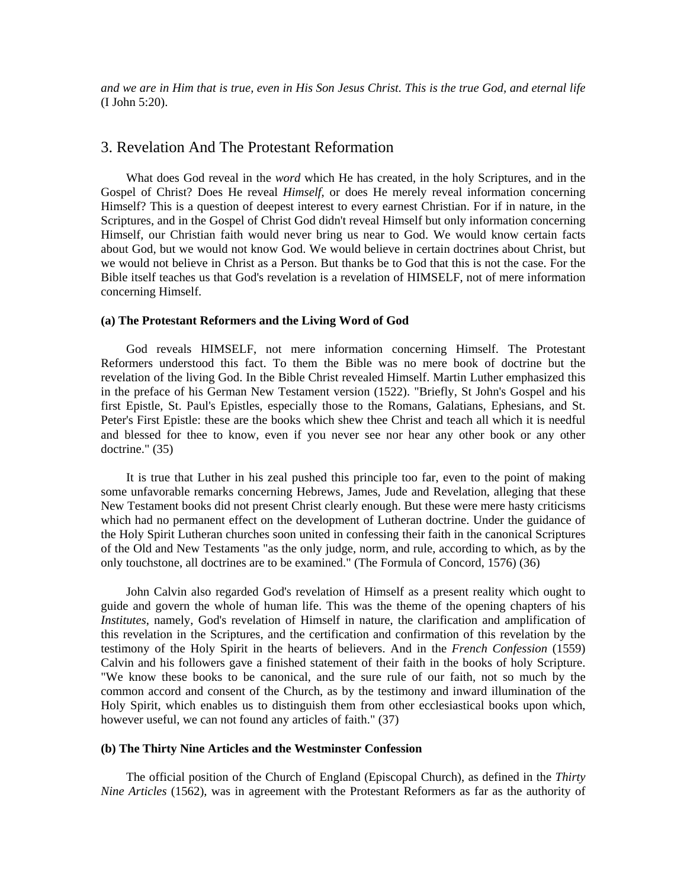*and we are in Him that is true, even in His Son Jesus Christ. This is the true God, and eternal life* (I John 5:20).

## 3. Revelation And The Protestant Reformation

What does God reveal in the *word* which He has created, in the holy Scriptures, and in the Gospel of Christ? Does He reveal *Himself*, or does He merely reveal information concerning Himself? This is a question of deepest interest to every earnest Christian. For if in nature, in the Scriptures, and in the Gospel of Christ God didn't reveal Himself but only information concerning Himself, our Christian faith would never bring us near to God. We would know certain facts about God, but we would not know God. We would believe in certain doctrines about Christ, but we would not believe in Christ as a Person. But thanks be to God that this is not the case. For the Bible itself teaches us that God's revelation is a revelation of HIMSELF, not of mere information concerning Himself.

### (a) The Protestant Reformers and the Living Word of God

God reveals HIMSELF, not mere information concerning Himself. The Protestant Reformers understood this fact. To them the Bible was no mere book of doctrine but the revelation of the living God. In the Bible Christ revealed Himself. Martin Luther emphasized this in the preface of his German New Testament version (1522). "Briefly, St John's Gospel and his first Epistle, St. Paul's Epistles, especially those to the Romans, Galatians, Ephesians, and St. Peter's First Epistle: these are the books which shew thee Christ and teach all which it is needful and blessed for thee to know, even if you never see nor hear any other book or any other doctrine." (35)

It is true that Luther in his zeal pushed this principle too far, even to the point of making some unfavorable remarks concerning Hebrews, James, Jude and Revelation, alleging that these New Testament books did not present Christ clearly enough. But these were mere hasty criticisms which had no permanent effect on the development of Lutheran doctrine. Under the guidance of the Holy Spirit Lutheran churches soon united in confessing their faith in the canonical Scriptures of the Old and New Testaments "as the only judge, norm, and rule, according to which, as by the only touchstone, all doctrines are to be examined." (The Formula of Concord, 1576) (36)

John Calvin also regarded God's revelation of Himself as a present reality which ought to guide and govern the whole of human life. This was the theme of the opening chapters of his *Institutes*, namely, God's revelation of Himself in nature, the clarification and amplification of this revelation in the Scriptures, and the certification and confirmation of this revelation by the testimony of the Holy Spirit in the hearts of believers. And in the *French Confession* (1559) Calvin and his followers gave a finished statement of their faith in the books of holy Scripture. "We know these books to be canonical, and the sure rule of our faith, not so much by the common accord and consent of the Church, as by the testimony and inward illumination of the Holy Spirit, which enables us to distinguish them from other ecclesiastical books upon which, however useful, we can not found any articles of faith." (37)

### (b) The Thirty Nine Articles and the Westminster Confession

The official position of the Church of England (Episcopal Church), as defined in the *Thirty Nine Articles* (1562), was in agreement with the Protestant Reformers as far as the authority of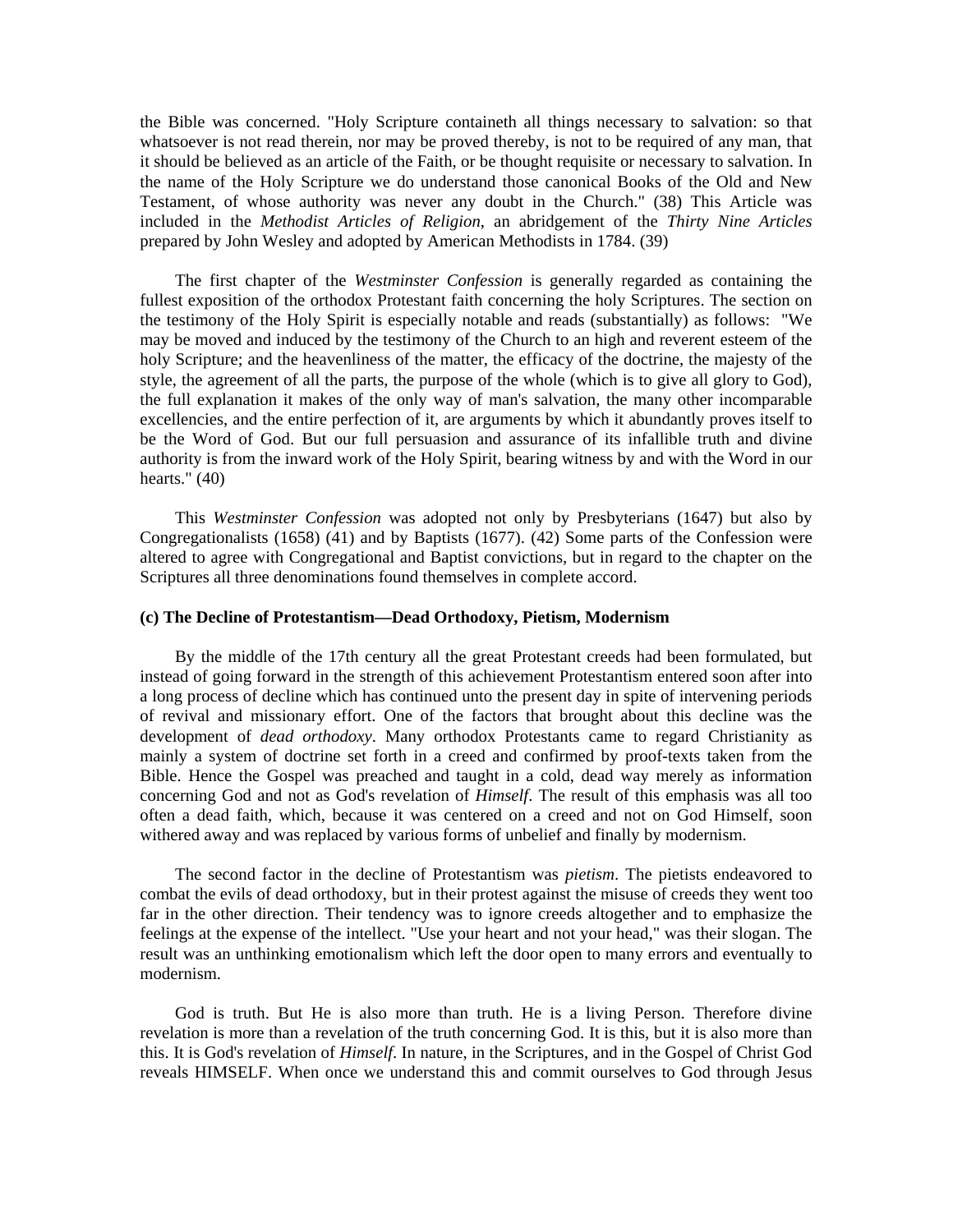the Bible was concerned. "Holy Scripture containeth all things necessary to salvation: so that whatsoever is not read therein, nor may be proved thereby, is not to be required of any man, that it should be believed as an article of the Faith, or be thought requisite or necessary to salvation. In the name of the Holy Scripture we do understand those canonical Books of the Old and New Testament, of whose authority was never any doubt in the Church." (38) This Article was included in the *Methodist Articles of Religion*, an abridgement of the *Thirty Nine Articles* prepared by John Wesley and adopted by American Methodists in 1784. (39)

The first chapter of the *Westminster Confession* is generally regarded as containing the fullest exposition of the orthodox Protestant faith concerning the holy Scriptures. The section on the testimony of the Holy Spirit is especially notable and reads (substantially) as follows: "We may be moved and induced by the testimony of the Church to an high and reverent esteem of the holy Scripture; and the heavenliness of the matter, the efficacy of the doctrine, the majesty of the style, the agreement of all the parts, the purpose of the whole (which is to give all glory to God), the full explanation it makes of the only way of man's salvation, the many other incomparable excellencies, and the entire perfection of it, are arguments by which it abundantly proves itself to be the Word of God. But our full persuasion and assurance of its infallible truth and divine authority is from the inward work of the Holy Spirit, bearing witness by and with the Word in our hearts." (40)

This *Westminster Confession* was adopted not only by Presbyterians (1647) but also by Congregationalists (1658) (41) and by Baptists (1677). (42) Some parts of the Confession were altered to agree with Congregational and Baptist convictions, but in regard to the chapter on the Scriptures all three denominations found themselves in complete accord.

### (c) The Decline of Protestantism—Dead Orthodoxy, Pietism, Modernism

By the middle of the 17th century all the great Protestant creeds had been formulated, but instead of going forward in the strength of this achievement Protestantism entered soon after into a long process of decline which has continued unto the present day in spite of intervening periods of revival and missionary effort. One of the factors that brought about this decline was the development of *dead orthodoxy*. Many orthodox Protestants came to regard Christianity as mainly a system of doctrine set forth in a creed and confirmed by proof-texts taken from the Bible. Hence the Gospel was preached and taught in a cold, dead way merely as information concerning God and not as God's revelation of *Himself*. The result of this emphasis was all too often a dead faith, which, because it was centered on a creed and not on God Himself, soon withered away and was replaced by various forms of unbelief and finally by modernism.

The second factor in the decline of Protestantism was *pietism*. The pietists endeavored to combat the evils of dead orthodoxy, but in their protest against the misuse of creeds they went too far in the other direction. Their tendency was to ignore creeds altogether and to emphasize the feelings at the expense of the intellect. "Use your heart and not your head," was their slogan. The result was an unthinking emotionalism which left the door open to many errors and eventually to modernism.

God is truth. But He is also more than truth. He is a living Person. Therefore divine revelation is more than a revelation of the truth concerning God. It is this, but it is also more than this. It is God's revelation of *Himself*. In nature, in the Scriptures, and in the Gospel of Christ God reveals HIMSELF. When once we understand this and commit ourselves to God through Jesus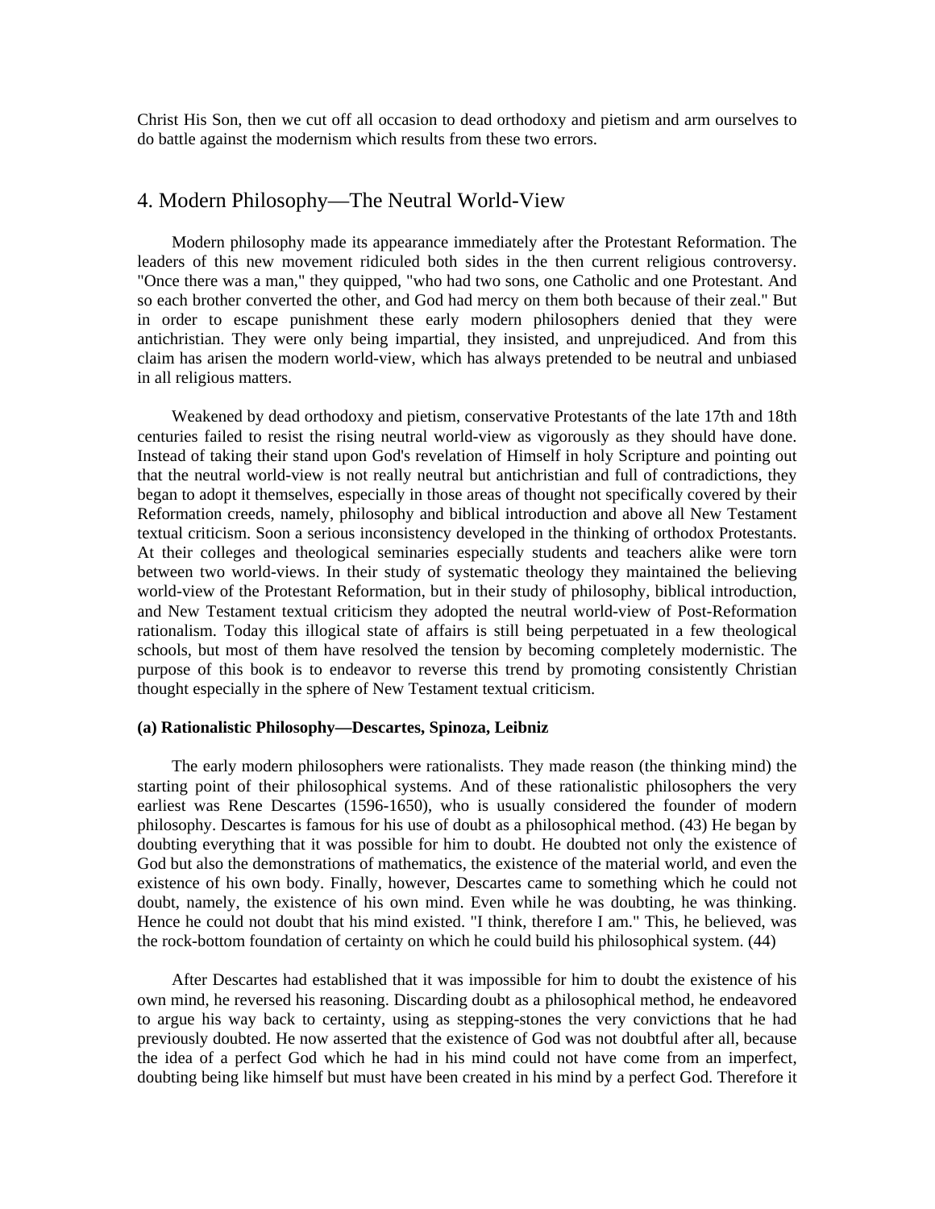Christ His Son, then we cut off all occasion to dead orthodoxy and pietism and arm ourselves to do battle against the modernism which results from these two errors.

## 4. Modern Philosophy—The Neutral World-View

Modern philosophy made its appearance immediately after the Protestant Reformation. The leaders of this new movement ridiculed both sides in the then current religious controversy. "Once there was a man," they quipped, "who had two sons, one Catholic and one Protestant. And so each brother converted the other, and God had mercy on them both because of their zeal." But in order to escape punishment these early modern philosophers denied that they were antichristian. They were only being impartial, they insisted, and unprejudiced. And from this claim has arisen the modern world-view, which has always pretended to be neutral and unbiased in all religious matters.

Weakened by dead orthodoxy and pietism, conservative Protestants of the late 17th and 18th centuries failed to resist the rising neutral world-view as vigorously as they should have done. Instead of taking their stand upon God's revelation of Himself in holy Scripture and pointing out that the neutral world-view is not really neutral but antichristian and full of contradictions, they began to adopt it themselves, especially in those areas of thought not specifically covered by their Reformation creeds, namely, philosophy and biblical introduction and above all New Testament textual criticism. Soon a serious inconsistency developed in the thinking of orthodox Protestants. At their colleges and theological seminaries especially students and teachers alike were torn between two world-views. In their study of systematic theology they maintained the believing world-view of the Protestant Reformation, but in their study of philosophy, biblical introduction, and New Testament textual criticism they adopted the neutral world-view of Post-Reformation rationalism. Today this illogical state of affairs is still being perpetuated in a few theological schools, but most of them have resolved the tension by becoming completely modernistic. The purpose of this book is to endeavor to reverse this trend by promoting consistently Christian thought especially in the sphere of New Testament textual criticism.

**(a) Rationalistic Philosophy—Descartes, Spinoza, Leibniz**

The early modern philosophers were rationalists. They made reason (the thinking mind) the starting point of their philosophical systems. And of these rationalistic philosophers the very earliest was Rene Descartes (1596-1650), who is usually considered the founder of modern philosophy. Descartes is famous for his use of doubt as a philosophical method. (43) He began by doubting everything that it was possible for him to doubt. He doubted not only the existence of God but also the demonstrations of mathematics, the existence of the material world, and even the existence of his own body. Finally, however, Descartes came to something which he could not doubt, namely, the existence of his own mind. Even while he was doubting, he was thinking. Hence he could not doubt that his mind existed. "I think, therefore I am." This, he believed, was the rock-bottom foundation of certainty on which he could build his philosophical system. (44)

After Descartes had established that it was impossible for him to doubt the existence of his own mind, he reversed his reasoning. Discarding doubt as a philosophical method, he endeavored to argue his way back to certainty, using as stepping-stones the very convictions that he had previously doubted. He now asserted that the existence of God was not doubtful after all, because the idea of a perfect God which he had in his mind could not have come from an imperfect, doubting being like himself but must have been created in his mind by a perfect God. Therefore it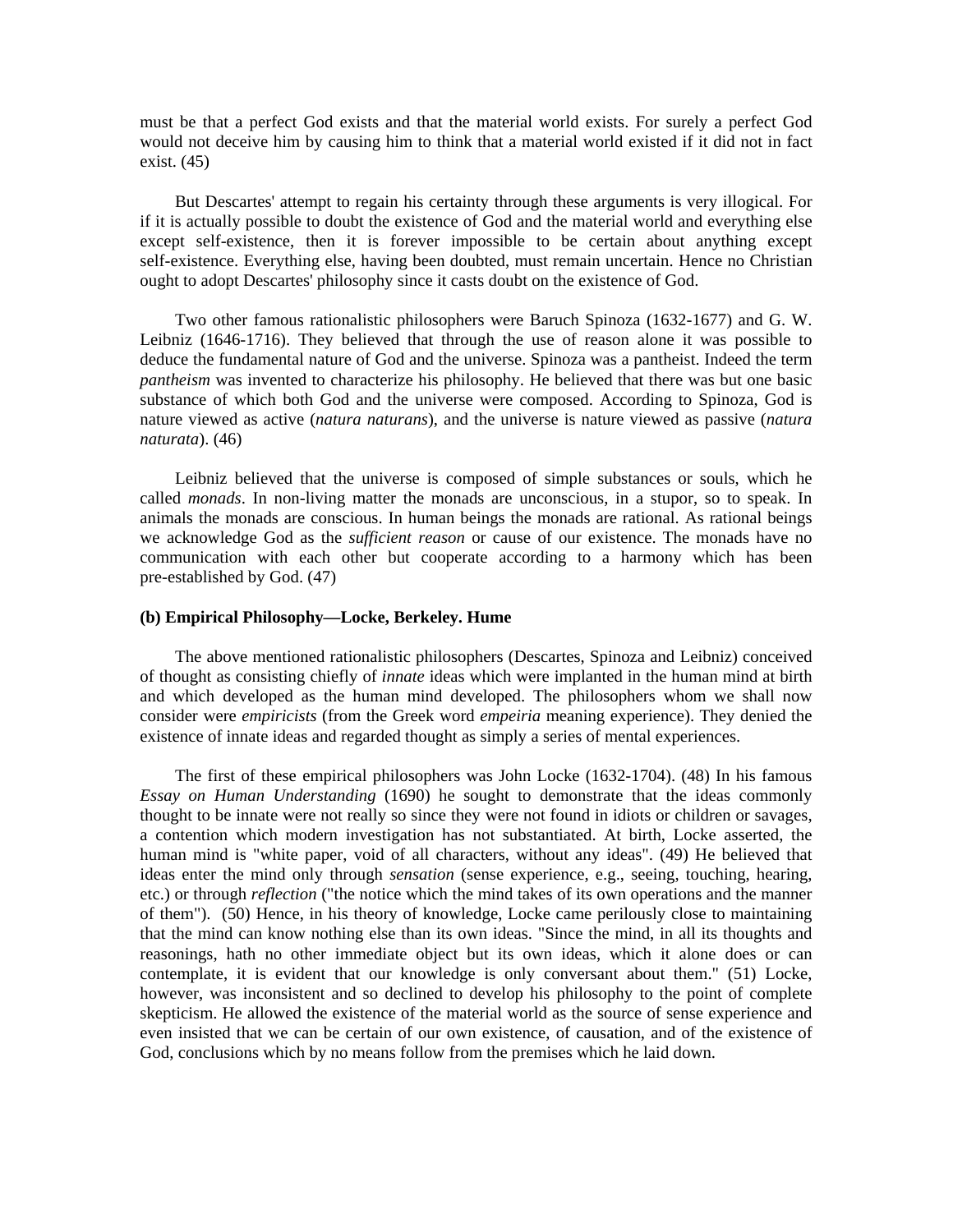must be that a perfect God exists and that the material world exists. For surely a perfect God would not deceive him by causing him to think that a material world existed if it did not in fact exist. (45)

But Descartes' attempt to regain his certainty through these arguments is very illogical. For if it is actually possible to doubt the existence of God and the material world and everything else except self-existence, then it is forever impossible to be certain about anything except self-existence. Everything else, having been doubted, must remain uncertain. Hence no Christian ought to adopt Descartes' philosophy since it casts doubt on the existence of God.

Two other famous rationalistic philosophers were Baruch Spinoza (1632-1677) and G. W. Leibniz (1646-1716). They believed that through the use of reason alone it was possible to deduce the fundamental nature of God and the universe. Spinoza was a pantheist. Indeed the term *pantheism* was invented to characterize his philosophy. He believed that there was but one basic substance of which both God and the universe were composed. According to Spinoza, God is nature viewed as active (*natura naturans*), and the universe is nature viewed as passive (*natura naturata*). (46)

Leibniz believed that the universe is composed of simple substances or souls, which he called *monads*. In non-living matter the monads are unconscious, in a stupor, so to speak. In animals the monads are conscious. In human beings the monads are rational. As rational beings we acknowledge God as the *sufficient reason* or cause of our existence. The monads have no communication with each other but cooperate according to a harmony which has been pre-established by God. (47)

**(b) Empirical Philosophy—Locke, Berkeley. Hume**

The above mentioned rationalistic philosophers (Descartes, Spinoza and Leibniz) conceived of thought as consisting chiefly of *innate* ideas which were implanted in the human mind at birth and which developed as the human mind developed. The philosophers whom we shall now consider were *empiricists* (from the Greek word *empeiria* meaning experience). They denied the existence of innate ideas and regarded thought as simply a series of mental experiences.

The first of these empirical philosophers was John Locke (1632-1704). (48) In his famous *Essay on Human Understanding* (1690) he sought to demonstrate that the ideas commonly thought to be innate were not really so since they were not found in idiots or children or savages, a contention which modern investigation has not substantiated. At birth, Locke asserted, the human mind is "white paper, void of all characters, without any ideas". (49) He believed that ideas enter the mind only through *sensation* (sense experience, e.g., seeing, touching, hearing, etc.) or through *reflection* ("the notice which the mind takes of its own operations and the manner of them"). (50) Hence, in his theory of knowledge, Locke came perilously close to maintaining that the mind can know nothing else than its own ideas. "Since the mind, in all its thoughts and reasonings, hath no other immediate object but its own ideas, which it alone does or can contemplate, it is evident that our knowledge is only conversant about them." (51) Locke, however, was inconsistent and so declined to develop his philosophy to the point of complete skepticism. He allowed the existence of the material world as the source of sense experience and even insisted that we can be certain of our own existence, of causation, and of the existence of God, conclusions which by no means follow from the premises which he laid down.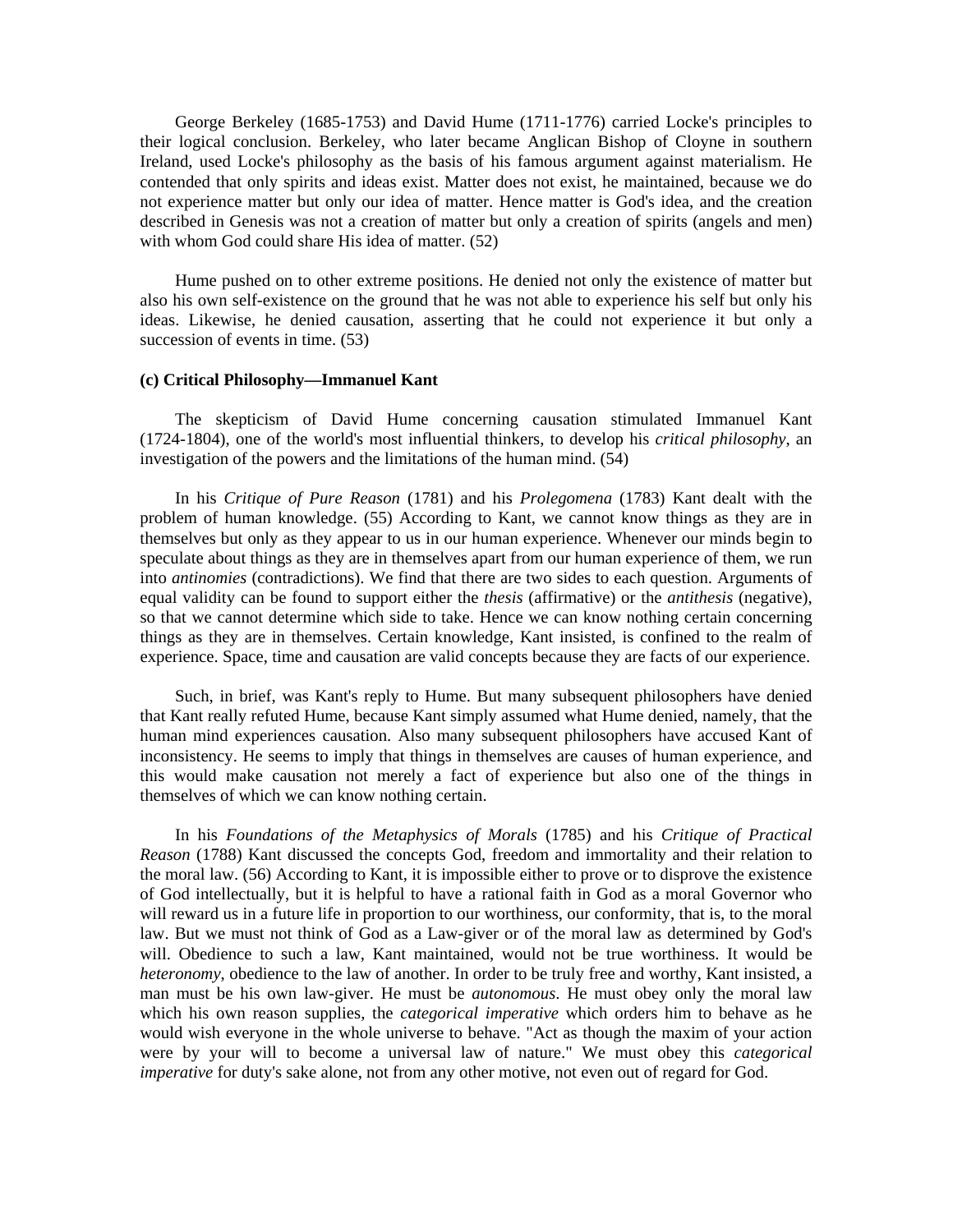George Berkeley (1685-1753) and David Hume (1711-1776) carried Locke's principles to their logical conclusion. Berkeley, who later became Anglican Bishop of Cloyne in southern Ireland, used Locke's philosophy as the basis of his famous argument against materialism. He contended that only spirits and ideas exist. Matter does not exist, he maintained, because we do not experience matter but only our idea of matter. Hence matter is God's idea, and the creation described in Genesis was not a creation of matter but only a creation of spirits (angels and men) with whom God could share His idea of matter. (52)

Hume pushed on to other extreme positions. He denied not only the existence of matter but also his own self-existence on the ground that he was not able to experience his self but only his ideas. Likewise, he denied causation, asserting that he could not experience it but only a succession of events in time. (53)

**(c) Critical Philosophy—Immanuel Kant**

The skepticism of David Hume concerning causation stimulated Immanuel Kant (1724-1804), one of the world's most influential thinkers, to develop his *critical philosophy*, an investigation of the powers and the limitations of the human mind. (54)

In his *Critique of Pure Reason* (1781) and his *Prolegomena* (1783) Kant dealt with the problem of human knowledge. (55) According to Kant, we cannot know things as they are in themselves but only as they appear to us in our human experience. Whenever our minds begin to speculate about things as they are in themselves apart from our human experience of them, we run into *antinomies* (contradictions). We find that there are two sides to each question. Arguments of equal validity can be found to support either the *thesis* (affirmative) or the *antithesis* (negative), so that we cannot determine which side to take. Hence we can know nothing certain concerning things as they are in themselves. Certain knowledge, Kant insisted, is confined to the realm of experience. Space, time and causation are valid concepts because they are facts of our experience.

Such, in brief, was Kant's reply to Hume. But many subsequent philosophers have denied that Kant really refuted Hume, because Kant simply assumed what Hume denied, namely, that the human mind experiences causation. Also many subsequent philosophers have accused Kant of inconsistency. He seems to imply that things in themselves are causes of human experience, and this would make causation not merely a fact of experience but also one of the things in themselves of which we can know nothing certain.

In his *Foundations of the Metaphysics of Morals* (1785) and his *Critique of Practical Reason* (1788) Kant discussed the concepts God, freedom and immortality and their relation to the moral law. (56) According to Kant, it is impossible either to prove or to disprove the existence of God intellectually, but it is helpful to have a rational faith in God as a moral Governor who will reward us in a future life in proportion to our worthiness, our conformity, that is, to the moral law. But we must not think of God as a Law-giver or of the moral law as determined by God's will. Obedience to such a law, Kant maintained, would not be true worthiness. It would be *heteronomy*, obedience to the law of another. In order to be truly free and worthy, Kant insisted, a man must be his own law-giver. He must be *autonomous*. He must obey only the moral law which his own reason supplies, the *categorical imperative* which orders him to behave as he would wish everyone in the whole universe to behave. "Act as though the maxim of your action were by your will to become a universal law of nature." We must obey this *categorical imperative* for duty's sake alone, not from any other motive, not even out of regard for God.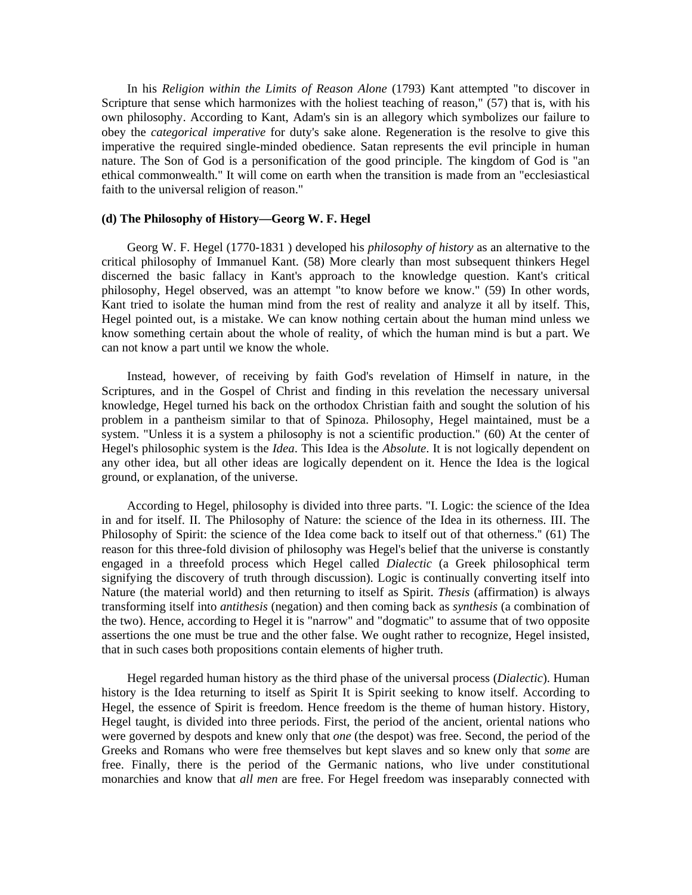In his *Religion within the Limits of Reason Alone* (1793) Kant attempted "to discover in Scripture that sense which harmonizes with the holiest teaching of reason," (57) that is, with his own philosophy. According to Kant, Adam's sin is an allegory which symbolizes our failure to obey the *categorical imperative* for duty's sake alone. Regeneration is the resolve to give this imperative the required single-minded obedience. Satan represents the evil principle in human nature. The Son of God is a personification of the good principle. The kingdom of God is "an ethical commonwealth." It will come on earth when the transition is made from an "ecclesiastical faith to the universal religion of reason."

**(d) The Philosophy of History—Georg W. F. Hegel**

Georg W. F. Hegel (1770-1831 ) developed his *philosophy of history* as an alternative to the critical philosophy of Immanuel Kant. (58) More clearly than most subsequent thinkers Hegel discerned the basic fallacy in Kant's approach to the knowledge question. Kant's critical philosophy, Hegel observed, was an attempt "to know before we know." (59) In other words, Kant tried to isolate the human mind from the rest of reality and analyze it all by itself. This, Hegel pointed out, is a mistake. We can know nothing certain about the human mind unless we know something certain about the whole of reality, of which the human mind is but a part. We can not know a part until we know the whole.

Instead, however, of receiving by faith God's revelation of Himself in nature, in the Scriptures, and in the Gospel of Christ and finding in this revelation the necessary universal knowledge, Hegel turned his back on the orthodox Christian faith and sought the solution of his problem in a pantheism similar to that of Spinoza. Philosophy, Hegel maintained, must be a system. "Unless it is a system a philosophy is not a scientific production." (60) At the center of Hegel's philosophic system is the *Idea*. This Idea is the *Absolute*. It is not logically dependent on any other idea, but all other ideas are logically dependent on it. Hence the Idea is the logical ground, or explanation, of the universe.

According to Hegel, philosophy is divided into three parts. "I. Logic: the science of the Idea in and for itself. II. The Philosophy of Nature: the science of the Idea in its otherness. III. The Philosophy of Spirit: the science of the Idea come back to itself out of that otherness." (61) The reason for this three-fold division of philosophy was Hegel's belief that the universe is constantly engaged in a threefold process which Hegel called *Dialectic* (a Greek philosophical term signifying the discovery of truth through discussion). Logic is continually converting itself into Nature (the material world) and then returning to itself as Spirit. *Thesis* (affirmation) is always transforming itself into *antithesis* (negation) and then coming back as *synthesis* (a combination of the two). Hence, according to Hegel it is "narrow" and "dogmatic" to assume that of two opposite assertions the one must be true and the other false. We ought rather to recognize, Hegel insisted, that in such cases both propositions contain elements of higher truth.

Hegel regarded human history as the third phase of the universal process (*Dialectic*). Human history is the Idea returning to itself as Spirit It is Spirit seeking to know itself. According to Hegel, the essence of Spirit is freedom. Hence freedom is the theme of human history. History, Hegel taught, is divided into three periods. First, the period of the ancient, oriental nations who were governed by despots and knew only that *one* (the despot) was free. Second, the period of the Greeks and Romans who were free themselves but kept slaves and so knew only that *some* are free. Finally, there is the period of the Germanic nations, who live under constitutional monarchies and know that *all men* are free. For Hegel freedom was inseparably connected with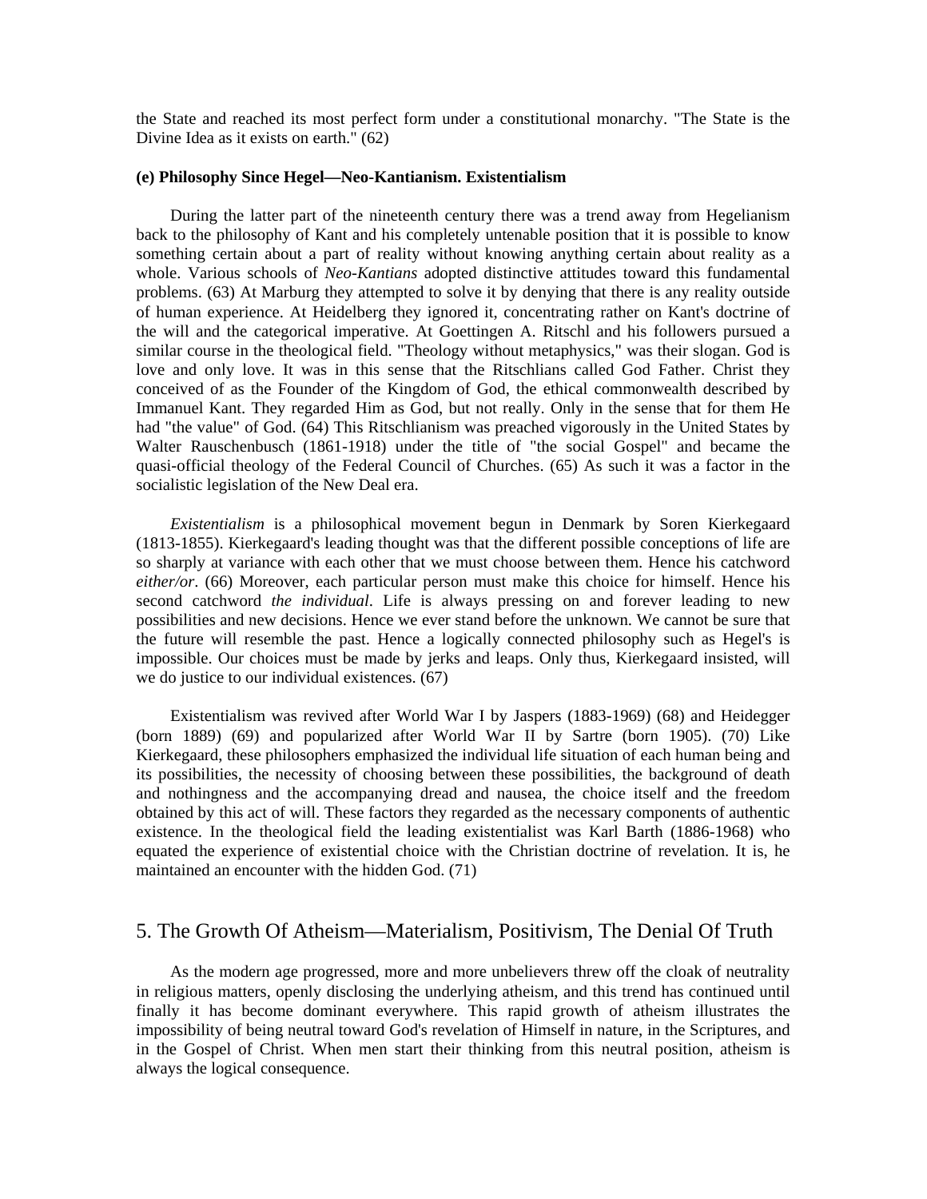the State and reached its most perfect form under a constitutional monarchy. "The State is the Divine Idea as it exists on earth." (62)

### (e) Philosophy Since Hegel—Neo-Kantianism. Existentialism

During the latter part of the nineteenth century there was a trend away from Hegelianism back to the philosophy of Kant and his completely untenable position that it is possible to know something certain about a part of reality without knowing anything certain about reality as a whole. Various schools of *Neo-Kantians* adopted distinctive attitudes toward this fundamental problems. (63) At Marburg they attempted to solve it by denying that there is any reality outside of human experience. At Heidelberg they ignored it, concentrating rather on Kant's doctrine of the will and the categorical imperative. At Goettingen A. Ritschl and his followers pursued a similar course in the theological field. "Theology without metaphysics," was their slogan. God is love and only love. It was in this sense that the Ritschlians called God Father. Christ they conceived of as the Founder of the Kingdom of God, the ethical commonwealth described by Immanuel Kant. They regarded Him as God, but not really. Only in the sense that for them He had "the value" of God. (64) This Ritschlianism was preached vigorously in the United States by Walter Rauschenbusch (1861-1918) under the title of "the social Gospel" and became the quasi-official theology of the Federal Council of Churches. (65) As such it was a factor in the socialistic legislation of the New Deal era.

*Existentialism* is a philosophical movement begun in Denmark by Soren Kierkegaard (1813-1855). Kierkegaard's leading thought was that the different possible conceptions of life are so sharply at variance with each other that we must choose between them. Hence his catchword *either/or*. (66) Moreover, each particular person must make this choice for himself. Hence his second catchword *the individual*. Life is always pressing on and forever leading to new possibilities and new decisions. Hence we ever stand before the unknown. We cannot be sure that the future will resemble the past. Hence a logically connected philosophy such as Hegel's is impossible. Our choices must be made by jerks and leaps. Only thus, Kierkegaard insisted, will we do justice to our individual existences. (67)

Existentialism was revived after World War I by Jaspers (1883-1969) (68) and Heidegger (born 1889) (69) and popularized after World War II by Sartre (born 1905). (70) Like Kierkegaard, these philosophers emphasized the individual life situation of each human being and its possibilities, the necessity of choosing between these possibilities, the background of death and nothingness and the accompanying dread and nausea, the choice itself and the freedom obtained by this act of will. These factors they regarded as the necessary components of authentic existence. In the theological field the leading existentialist was Karl Barth (1886-1968) who equated the experience of existential choice with the Christian doctrine of revelation. It is, he maintained an encounter with the hidden God. (71)

## 5. The Growth Of Atheism—Materialism, Positivism, The Denial Of Truth

As the modern age progressed, more and more unbelievers threw off the cloak of neutrality in religious matters, openly disclosing the underlying atheism, and this trend has continued until finally it has become dominant everywhere. This rapid growth of atheism illustrates the impossibility of being neutral toward God's revelation of Himself in nature, in the Scriptures, and in the Gospel of Christ. When men start their thinking from this neutral position, atheism is always the logical consequence.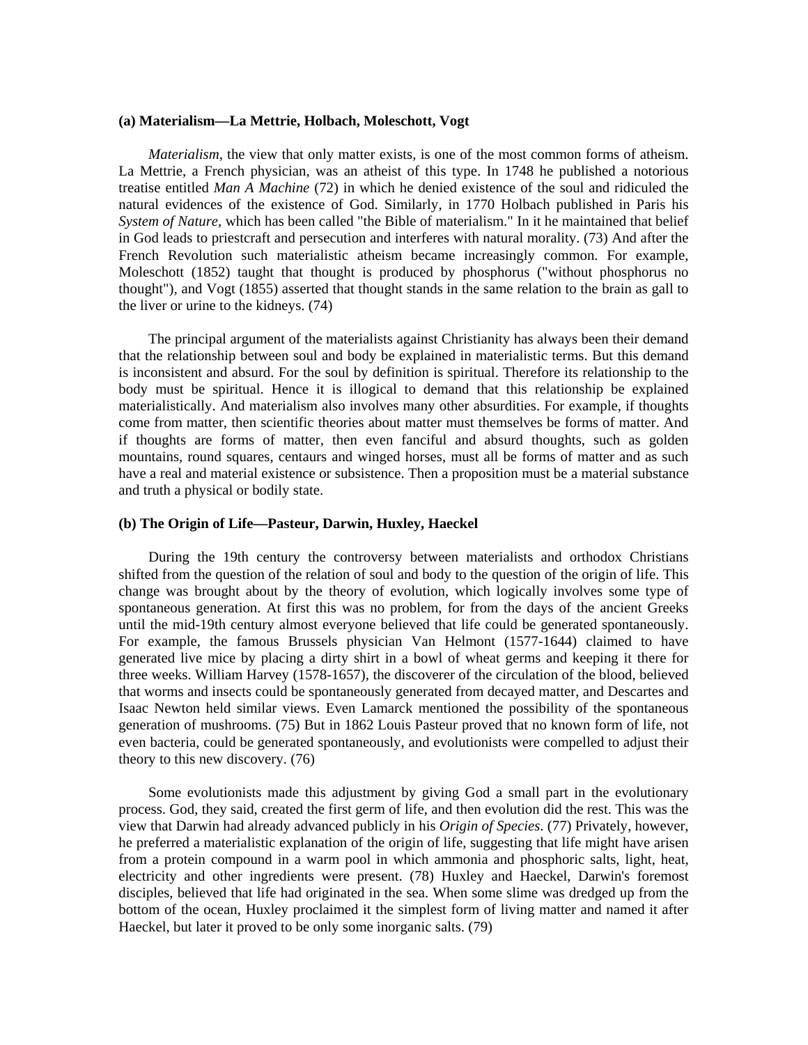**(a) Materialism—La Mettrie, Holbach, Moleschott, Vogt**

*Materialism*, the view that only matter exists, is one of the most common forms of atheism. La Mettrie, a French physician, was an atheist of this type. In 1748 he published a notorious treatise entitled *Man A Machine* (72) in which he denied existence of the soul and ridiculed the natural evidences of the existence of God. Similarly, in 1770 Holbach published in Paris his *System of Nature*, which has been called "the Bible of materialism." In it he maintained that belief in God leads to priestcraft and persecution and interferes with natural morality. (73) And after the French Revolution such materialistic atheism became increasingly common. For example, Moleschott (1852) taught that thought is produced by phosphorus ("without phosphorus no thought"), and Vogt (1855) asserted that thought stands in the same relation to the brain as gall to the liver or urine to the kidneys. (74)

The principal argument of the materialists against Christianity has always been their demand that the relationship between soul and body be explained in materialistic terms. But this demand is inconsistent and absurd. For the soul by definition is spiritual. Therefore its relationship to the body must be spiritual. Hence it is illogical to demand that this relationship be explained materialistically. And materialism also involves many other absurdities. For example, if thoughts come from matter, then scientific theories about matter must themselves be forms of matter. And if thoughts are forms of matter, then even fanciful and absurd thoughts, such as golden mountains, round squares, centaurs and winged horses, must all be forms of matter and as such have a real and material existence or subsistence. Then a proposition must be a material substance and truth a physical or bodily state.

**(b) The Origin of Life—Pasteur, Darwin, Huxley, Haeckel**

During the 19th century the controversy between materialists and orthodox Christians shifted from the question of the relation of soul and body to the question of the origin of life. This change was brought about by the theory of evolution, which logically involves some type of spontaneous generation. At first this was no problem, for from the days of the ancient Greeks until the mid-19th century almost everyone believed that life could be generated spontaneously. For example, the famous Brussels physician Van Helmont (1577-1644) claimed to have generated live mice by placing a dirty shirt in a bowl of wheat germs and keeping it there for three weeks. William Harvey (1578-1657), the discoverer of the circulation of the blood, believed that worms and insects could be spontaneously generated from decayed matter, and Descartes and Isaac Newton held similar views. Even Lamarck mentioned the possibility of the spontaneous generation of mushrooms. (75) But in 1862 Louis Pasteur proved that no known form of life, not even bacteria, could be generated spontaneously, and evolutionists were compelled to adjust their theory to this new discovery. (76)

Some evolutionists made this adjustment by giving God a small part in the evolutionary process. God, they said, created the first germ of life, and then evolution did the rest. This was the view that Darwin had already advanced publicly in his *Origin of Species*. (77) Privately, however, he preferred a materialistic explanation of the origin of life, suggesting that life might have arisen from a protein compound in a warm pool in which ammonia and phosphoric salts, light, heat, electricity and other ingredients were present. (78) Huxley and Haeckel, Darwin's foremost disciples, believed that life had originated in the sea. When some slime was dredged up from the bottom of the ocean, Huxley proclaimed it the simplest form of living matter and named it after Haeckel, but later it proved to be only some inorganic salts. (79)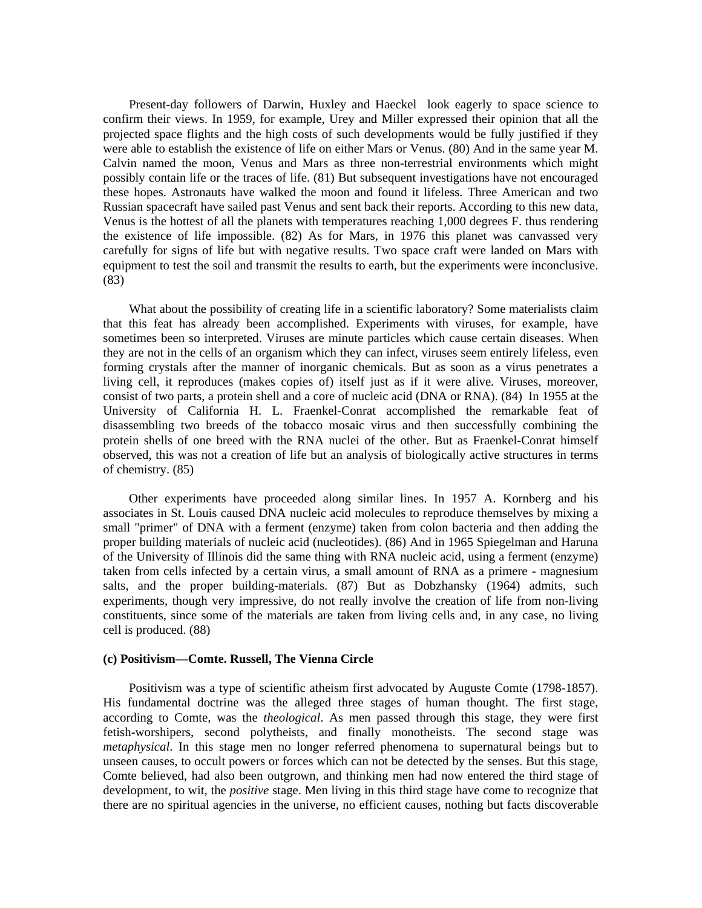Present-day followers of Darwin, Huxley and Haeckel look eagerly to space science to confirm their views. In 1959, for example, Urey and Miller expressed their opinion that all the projected space flights and the high costs of such developments would be fully justified if they were able to establish the existence of life on either Mars or Venus. (80) And in the same year M. Calvin named the moon, Venus and Mars as three non-terrestrial environments which might possibly contain life or the traces of life. (81) But subsequent investigations have not encouraged these hopes. Astronauts have walked the moon and found it lifeless. Three American and two Russian spacecraft have sailed past Venus and sent back their reports. According to this new data, Venus is the hottest of all the planets with temperatures reaching 1,000 degrees F. thus rendering the existence of life impossible. (82) As for Mars, in 1976 this planet was canvassed very carefully for signs of life but with negative results. Two space craft were landed on Mars with equipment to test the soil and transmit the results to earth, but the experiments were inconclusive. (83)

What about the possibility of creating life in a scientific laboratory? Some materialists claim that this feat has already been accomplished. Experiments with viruses, for example, have sometimes been so interpreted. Viruses are minute particles which cause certain diseases. When they are not in the cells of an organism which they can infect, viruses seem entirely lifeless, even forming crystals after the manner of inorganic chemicals. But as soon as a virus penetrates a living cell, it reproduces (makes copies of) itself just as if it were alive. Viruses, moreover, consist of two parts, a protein shell and a core of nucleic acid (DNA or RNA). (84) In 1955 at the University of California H. L. Fraenkel-Conrat accomplished the remarkable feat of disassembling two breeds of the tobacco mosaic virus and then successfully combining the protein shells of one breed with the RNA nuclei of the other. But as Fraenkel-Conrat himself observed, this was not a creation of life but an analysis of biologically active structures in terms of chemistry. (85)

Other experiments have proceeded along similar lines. In 1957 A. Kornberg and his associates in St. Louis caused DNA nucleic acid molecules to reproduce themselves by mixing a small "primer" of DNA with a ferment (enzyme) taken from colon bacteria and then adding the proper building materials of nucleic acid (nucleotides). (86) And in 1965 Spiegelman and Haruna of the University of Illinois did the same thing with RNA nucleic acid, using a ferment (enzyme) taken from cells infected by a certain virus, a small amount of RNA as a primere - magnesium salts, and the proper building-materials. (87) But as Dobzhansky (1964) admits, such experiments, though very impressive, do not really involve the creation of life from non-living constituents, since some of the materials are taken from living cells and, in any case, no living cell is produced. (88)

**(c) Positivism—Comte. Russell, The Vienna Circle**

Positivism was a type of scientific atheism first advocated by Auguste Comte (1798-1857). His fundamental doctrine was the alleged three stages of human thought. The first stage, according to Comte, was the *theological*. As men passed through this stage, they were first fetish-worshipers, second polytheists, and finally monotheists. The second stage was *metaphysical*. In this stage men no longer referred phenomena to supernatural beings but to unseen causes, to occult powers or forces which can not be detected by the senses. But this stage, Comte believed, had also been outgrown, and thinking men had now entered the third stage of development, to wit, the *positive* stage. Men living in this third stage have come to recognize that there are no spiritual agencies in the universe, no efficient causes, nothing but facts discoverable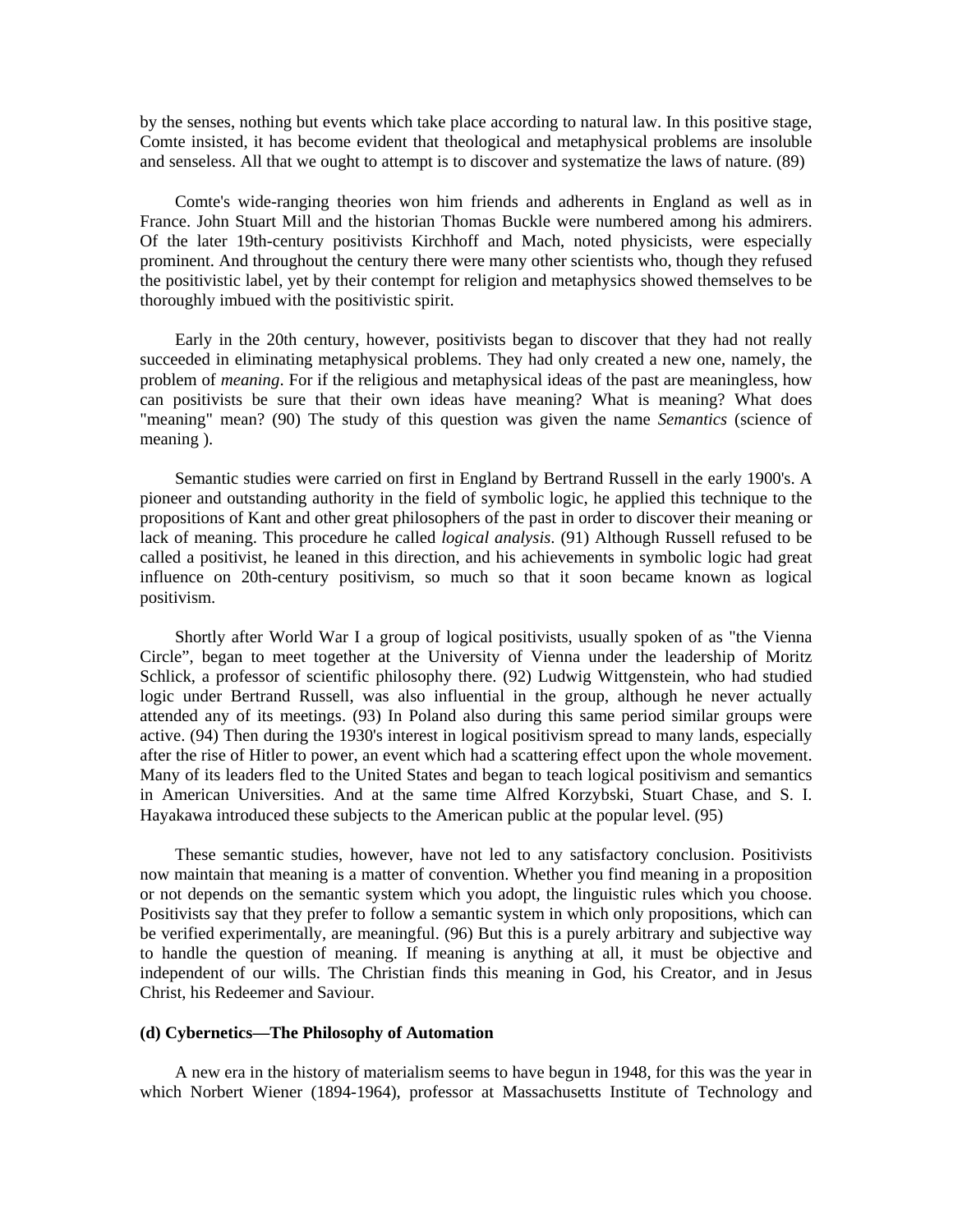by the senses, nothing but events which take place according to natural law. In this positive stage, Comte insisted, it has become evident that theological and metaphysical problems are insoluble and senseless. All that we ought to attempt is to discover and systematize the laws of nature. (89)

Comte's wide-ranging theories won him friends and adherents in England as well as in France. John Stuart Mill and the historian Thomas Buckle were numbered among his admirers. Of the later 19th-century positivists Kirchhoff and Mach, noted physicists, were especially prominent. And throughout the century there were many other scientists who, though they refused the positivistic label, yet by their contempt for religion and metaphysics showed themselves to be thoroughly imbued with the positivistic spirit.

Early in the 20th century, however, positivists began to discover that they had not really succeeded in eliminating metaphysical problems. They had only created a new one, namely, the problem of *meaning*. For if the religious and metaphysical ideas of the past are meaningless, how can positivists be sure that their own ideas have meaning? What is meaning? What does "meaning" mean? (90) The study of this question was given the name *Semantics* (science of meaning ).

Semantic studies were carried on first in England by Bertrand Russell in the early 1900's. A pioneer and outstanding authority in the field of symbolic logic, he applied this technique to the propositions of Kant and other great philosophers of the past in order to discover their meaning or lack of meaning. This procedure he called *logical analysis*. (91) Although Russell refused to be called a positivist, he leaned in this direction, and his achievements in symbolic logic had great influence on 20th-century positivism, so much so that it soon became known as logical positivism.

Shortly after World War I a group of logical positivists, usually spoken of as "the Vienna Circle", began to meet together at the University of Vienna under the leadership of Moritz Schlick, a professor of scientific philosophy there. (92) Ludwig Wittgenstein, who had studied logic under Bertrand Russell, was also influential in the group, although he never actually attended any of its meetings. (93) In Poland also during this same period similar groups were active. (94) Then during the 1930's interest in logical positivism spread to many lands, especially after the rise of Hitler to power, an event which had a scattering effect upon the whole movement. Many of its leaders fled to the United States and began to teach logical positivism and semantics in American Universities. And at the same time Alfred Korzybski, Stuart Chase, and S. I. Hayakawa introduced these subjects to the American public at the popular level. (95)

These semantic studies, however, have not led to any satisfactory conclusion. Positivists now maintain that meaning is a matter of convention. Whether you find meaning in a proposition or not depends on the semantic system which you adopt, the linguistic rules which you choose. Positivists say that they prefer to follow a semantic system in which only propositions, which can be verified experimentally, are meaningful. (96) But this is a purely arbitrary and subjective way to handle the question of meaning. If meaning is anything at all, it must be objective and independent of our wills. The Christian finds this meaning in God, his Creator, and in Jesus Christ, his Redeemer and Saviour.

#### (d) Cybernetics—The Philosophy of Automation

A new era in the history of materialism seems to have begun in 1948, for this was the year in which Norbert Wiener (1894-1964), professor at Massachusetts Institute of Technology and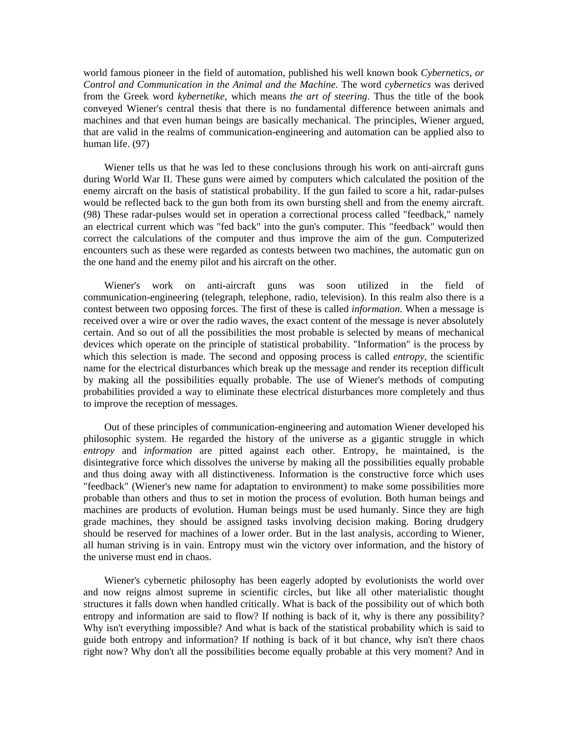world famous pioneer in the field of automation, published his well known book *Cybernetics*, *or Control and Communication in the Animal and the Machine*. The word *cybernetics* was derived from the Greek word *kybernetike*, which means *the art of steering*. Thus the title of the book conveyed Wiener's central thesis that there is no fundamental difference between animals and machines and that even human beings are basically mechanical. The principles, Wiener argued, that are valid in the realms of communication-engineering and automation can be applied also to human life. (97)

Wiener tells us that he was led to these conclusions through his work on anti-aircraft guns during World War II. These guns were aimed by computers which calculated the position of the enemy aircraft on the basis of statistical probability. If the gun failed to score a hit, radar-pulses would be reflected back to the gun both from its own bursting shell and from the enemy aircraft. (98) These radar-pulses would set in operation a correctional process called "feedback," namely an electrical current which was "fed back" into the gun's computer. This "feedback" would then correct the calculations of the computer and thus improve the aim of the gun. Computerized encounters such as these were regarded as contests between two machines, the automatic gun on the one hand and the enemy pilot and his aircraft on the other.

Wiener's work on anti-aircraft guns was soon utilized in the field of communication-engineering (telegraph, telephone, radio, television). In this realm also there is a contest between two opposing forces. The first of these is called *information*. When a message is received over a wire or over the radio waves, the exact content of the message is never absolutely certain. And so out of all the possibilities the most probable is selected by means of mechanical devices which operate on the principle of statistical probability. "Information" is the process by which this selection is made. The second and opposing process is called *entropy*, the scientific name for the electrical disturbances which break up the message and render its reception difficult by making all the possibilities equally probable. The use of Wiener's methods of computing probabilities provided a way to eliminate these electrical disturbances more completely and thus to improve the reception of messages.

Out of these principles of communication-engineering and automation Wiener developed his philosophic system. He regarded the history of the universe as a gigantic struggle in which *entropy* and *information* are pitted against each other. Entropy, he maintained, is the disintegrative force which dissolves the universe by making all the possibilities equally probable and thus doing away with all distinctiveness. Information is the constructive force which uses "feedback" (Wiener's new name for adaptation to environment) to make some possibilities more probable than others and thus to set in motion the process of evolution. Both human beings and machines are products of evolution. Human beings must be used humanly. Since they are high grade machines, they should be assigned tasks involving decision making. Boring drudgery should be reserved for machines of a lower order. But in the last analysis, according to Wiener, all human striving is in vain. Entropy must win the victory over information, and the history of the universe must end in chaos.

Wiener's cybernetic philosophy has been eagerly adopted by evolutionists the world over and now reigns almost supreme in scientific circles, but like all other materialistic thought structures it falls down when handled critically. What is back of the possibility out of which both entropy and information are said to flow? If nothing is back of it, why is there any possibility? Why isn't everything impossible? And what is back of the statistical probability which is said to guide both entropy and information? If nothing is back of it but chance, why isn't there chaos right now? Why don't all the possibilities become equally probable at this very moment? And in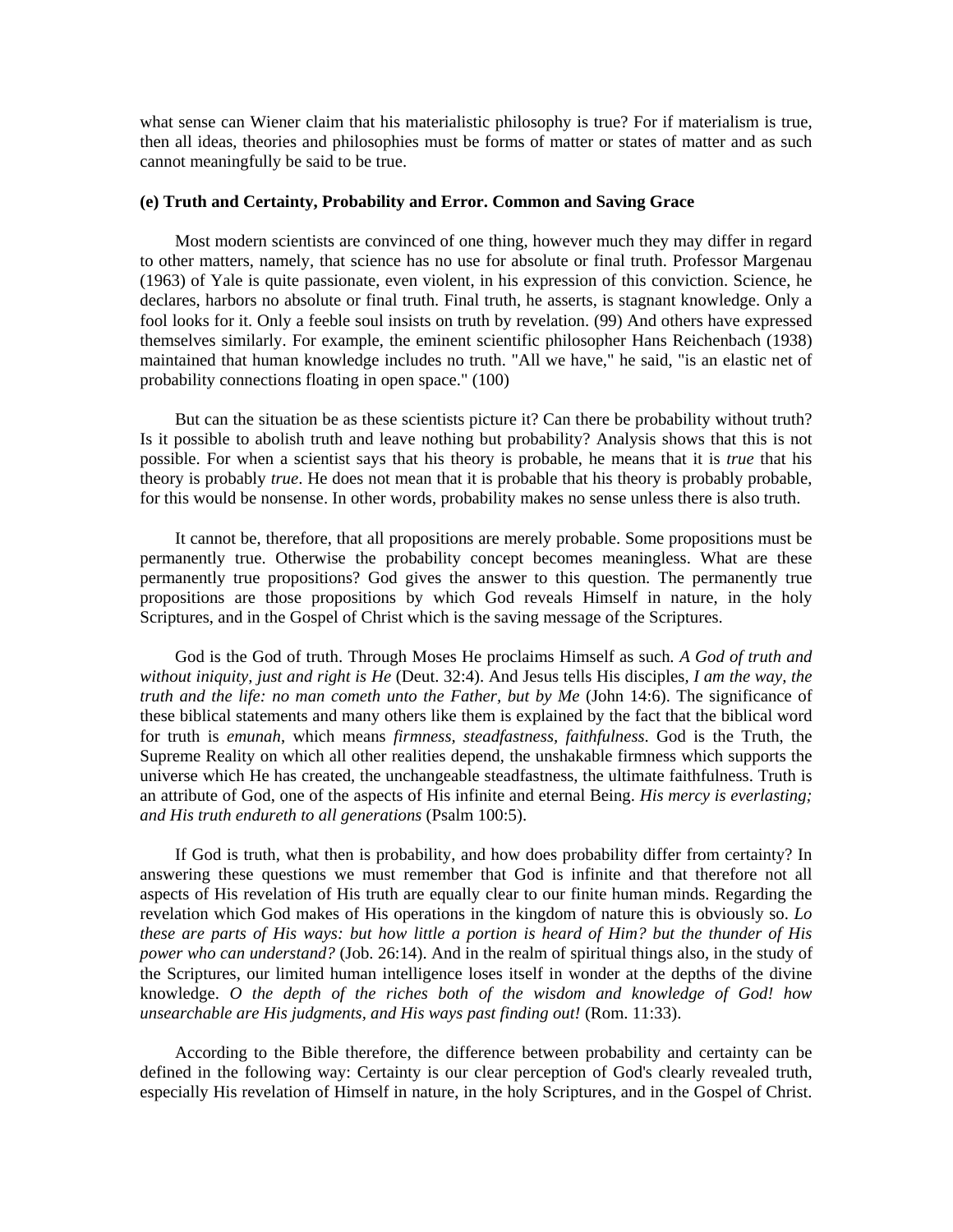what sense can Wiener claim that his materialistic philosophy is true? For if materialism is true, then all ideas, theories and philosophies must be forms of matter or states of matter and as such cannot meaningfully be said to be true.

### (e) Truth and Certainty, Probability and Error. Common and Saving Grace

Most modern scientists are convinced of one thing, however much they may differ in regard to other matters, namely, that science has no use for absolute or final truth. Professor Margenau (1963) of Yale is quite passionate, even violent, in his expression of this conviction. Science, he declares, harbors no absolute or final truth. Final truth, he asserts, is stagnant knowledge. Only a fool looks for it. Only a feeble soul insists on truth by revelation. (99) And others have expressed themselves similarly. For example, the eminent scientific philosopher Hans Reichenbach (1938) maintained that human knowledge includes no truth. "All we have," he said, "is an elastic net of probability connections floating in open space." (100)

But can the situation be as these scientists picture it? Can there be probability without truth? Is it possible to abolish truth and leave nothing but probability? Analysis shows that this is not possible. For when a scientist says that his theory is probable, he means that it is *true* that his theory is probably *true*. He does not mean that it is probable that his theory is probably probable, for this would be nonsense. In other words, probability makes no sense unless there is also truth.

It cannot be, therefore, that all propositions are merely probable. Some propositions must be permanently true. Otherwise the probability concept becomes meaningless. What are these permanently true propositions? God gives the answer to this question. The permanently true propositions are those propositions by which God reveals Himself in nature, in the holy Scriptures, and in the Gospel of Christ which is the saving message of the Scriptures.

God is the God of truth. Through Moses He proclaims Himself as such. *A God of truth and without iniquity, just and right is He* (Deut. 32:4). And Jesus tells His disciples, *I am the way, the truth and the life: no man cometh unto the Father, but by Me* (John 14:6). The significance of these biblical statements and many others like them is explained by the fact that the biblical word for truth is *emunah*, which means *firmness, steadfastness, faithfulness*. God is the Truth, the Supreme Reality on which all other realities depend, the unshakable firmness which supports the universe which He has created, the unchangeable steadfastness, the ultimate faithfulness. Truth is an attribute of God, one of the aspects of His infinite and eternal Being. *His mercy is everlasting; and His truth endureth to all generations* (Psalm 100:5).

If God is truth, what then is probability, and how does probability differ from certainty? In answering these questions we must remember that God is infinite and that therefore not all aspects of His revelation of His truth are equally clear to our finite human minds. Regarding the revelation which God makes of His operations in the kingdom of nature this is obviously so. *Lo these are parts of His ways: but how little a portion is heard of Him? but the thunder of His power who can understand?* (Job. 26:14). And in the realm of spiritual things also, in the study of the Scriptures, our limited human intelligence loses itself in wonder at the depths of the divine knowledge. *O the depth of the riches both of the wisdom and knowledge of God! how unsearchable are His judgments, and His ways past finding out!* (Rom. 11:33).

According to the Bible therefore, the difference between probability and certainty can be defined in the following way: Certainty is our clear perception of God's clearly revealed truth, especially His revelation of Himself in nature, in the holy Scriptures, and in the Gospel of Christ.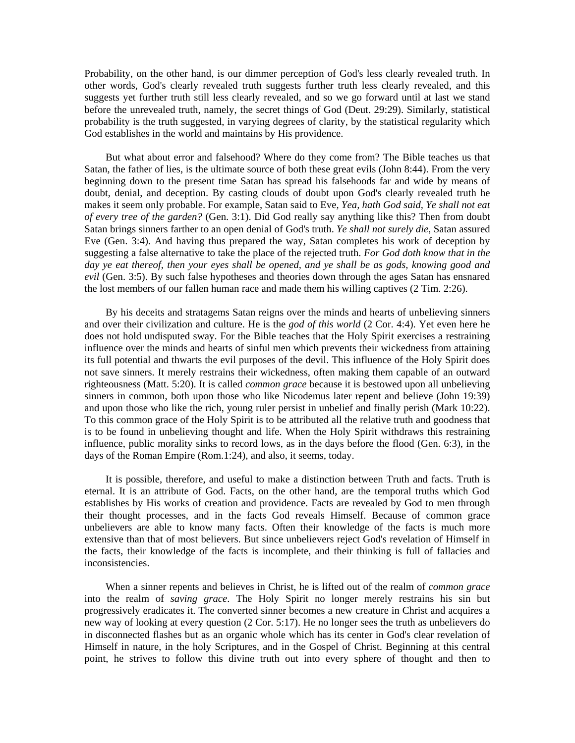Probability, on the other hand, is our dimmer perception of God's less clearly revealed truth. In other words, God's clearly revealed truth suggests further truth less clearly revealed, and this suggests yet further truth still less clearly revealed, and so we go forward until at last we stand before the unrevealed truth, namely, the secret things of God (Deut. 29:29). Similarly, statistical probability is the truth suggested, in varying degrees of clarity, by the statistical regularity which God establishes in the world and maintains by His providence.

But what about error and falsehood? Where do they come from? The Bible teaches us that Satan, the father of lies, is the ultimate source of both these great evils (John 8:44). From the very beginning down to the present time Satan has spread his falsehoods far and wide by means of doubt, denial, and deception. By casting clouds of doubt upon God's clearly revealed truth he makes it seem only probable. For example, Satan said to Eve, *Yea, hath God said, Ye shall not eat of every tree of the garden?* (Gen. 3:1). Did God really say anything like this? Then from doubt Satan brings sinners farther to an open denial of God's truth. *Ye shall not surely die*, Satan assured Eve (Gen. 3:4). And having thus prepared the way, Satan completes his work of deception by suggesting a false alternative to take the place of the rejected truth. *For God doth know that in the day ye eat thereof, then your eyes shall be opened, and ye shall be as gods, knowing good and evil* (Gen. 3:5). By such false hypotheses and theories down through the ages Satan has ensnared the lost members of our fallen human race and made them his willing captives (2 Tim. 2:26).

By his deceits and stratagems Satan reigns over the minds and hearts of unbelieving sinners and over their civilization and culture. He is the *god of this world* (2 Cor. 4:4). Yet even here he does not hold undisputed sway. For the Bible teaches that the Holy Spirit exercises a restraining influence over the minds and hearts of sinful men which prevents their wickedness from attaining its full potential and thwarts the evil purposes of the devil. This influence of the Holy Spirit does not save sinners. It merely restrains their wickedness, often making them capable of an outward righteousness (Matt. 5:20). It is called *common grace* because it is bestowed upon all unbelieving sinners in common, both upon those who like Nicodemus later repent and believe (John 19:39) and upon those who like the rich, young ruler persist in unbelief and finally perish (Mark 10:22). To this common grace of the Holy Spirit is to be attributed all the relative truth and goodness that is to be found in unbelieving thought and life. When the Holy Spirit withdraws this restraining influence, public morality sinks to record lows, as in the days before the flood (Gen. 6:3), in the days of the Roman Empire (Rom.1:24), and also, it seems, today.

It is possible, therefore, and useful to make a distinction between Truth and facts. Truth is eternal. It is an attribute of God. Facts, on the other hand, are the temporal truths which God establishes by His works of creation and providence. Facts are revealed by God to men through their thought processes, and in the facts God reveals Himself. Because of common grace unbelievers are able to know many facts. Often their knowledge of the facts is much more extensive than that of most believers. But since unbelievers reject God's revelation of Himself in the facts, their knowledge of the facts is incomplete, and their thinking is full of fallacies and inconsistencies.

When a sinner repents and believes in Christ, he is lifted out of the realm of *common grace* into the realm of *saving grace*. The Holy Spirit no longer merely restrains his sin but progressively eradicates it. The converted sinner becomes a new creature in Christ and acquires a new way of looking at every question (2 Cor. 5:17). He no longer sees the truth as unbelievers do in disconnected flashes but as an organic whole which has its center in God's clear revelation of Himself in nature, in the holy Scriptures, and in the Gospel of Christ. Beginning at this central point, he strives to follow this divine truth out into every sphere of thought and then to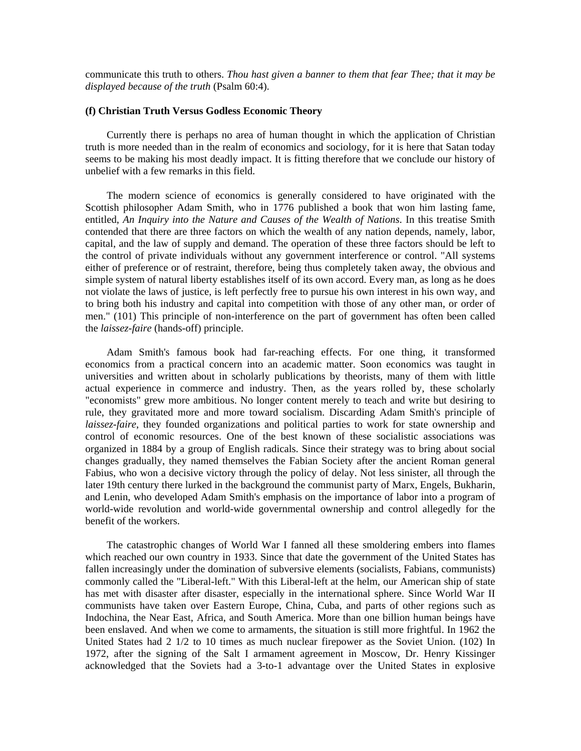communicate this truth to others. *Thou hast given a banner to them that fear Thee; that it may be displayed because of the truth* (Psalm 60:4).

**(f) Christian Truth Versus Godless Economic Theory**

Currently there is perhaps no area of human thought in which the application of Christian truth is more needed than in the realm of economics and sociology, for it is here that Satan today seems to be making his most deadly impact. It is fitting therefore that we conclude our history of unbelief with a few remarks in this field.

The modern science of economics is generally considered to have originated with the Scottish philosopher Adam Smith, who in 1776 published a book that won him lasting fame, entitled, *An Inquiry into the Nature and Causes of the Wealth of Nations*. In this treatise Smith contended that there are three factors on which the wealth of any nation depends, namely, labor, capital, and the law of supply and demand. The operation of these three factors should be left to the control of private individuals without any government interference or control. "All systems either of preference or of restraint, therefore, being thus completely taken away, the obvious and simple system of natural liberty establishes itself of its own accord. Every man, as long as he does not violate the laws of justice, is left perfectly free to pursue his own interest in his own way, and to bring both his industry and capital into competition with those of any other man, or order of men." (101) This principle of non-interference on the part of government has often been called the *laissez-faire* (hands-off) principle.

Adam Smith's famous book had far-reaching effects. For one thing, it transformed economics from a practical concern into an academic matter. Soon economics was taught in universities and written about in scholarly publications by theorists, many of them with little actual experience in commerce and industry. Then, as the years rolled by, these scholarly "economists" grew more ambitious. No longer content merely to teach and write but desiring to rule, they gravitated more and more toward socialism. Discarding Adam Smith's principle of *laissez-faire*, they founded organizations and political parties to work for state ownership and control of economic resources. One of the best known of these socialistic associations was organized in 1884 by a group of English radicals. Since their strategy was to bring about social changes gradually, they named themselves the Fabian Society after the ancient Roman general Fabius, who won a decisive victory through the policy of delay. Not less sinister, all through the later 19th century there lurked in the background the communist party of Marx, Engels, Bukharin, and Lenin, who developed Adam Smith's emphasis on the importance of labor into a program of world-wide revolution and world-wide governmental ownership and control allegedly for the benefit of the workers.

The catastrophic changes of World War I fanned all these smoldering embers into flames which reached our own country in 1933. Since that date the government of the United States has fallen increasingly under the domination of subversive elements (socialists, Fabians, communists) commonly called the "Liberal-left." With this Liberal-left at the helm, our American ship of state has met with disaster after disaster, especially in the international sphere. Since World War II communists have taken over Eastern Europe, China, Cuba, and parts of other regions such as Indochina, the Near East, Africa, and South America. More than one billion human beings have been enslaved. And when we come to armaments, the situation is still more frightful. In 1962 the United States had 2 1/2 to 10 times as much nuclear firepower as the Soviet Union. (102) In 1972, after the signing of the Salt I armament agreement in Moscow, Dr. Henry Kissinger acknowledged that the Soviets had a 3-to-1 advantage over the United States in explosive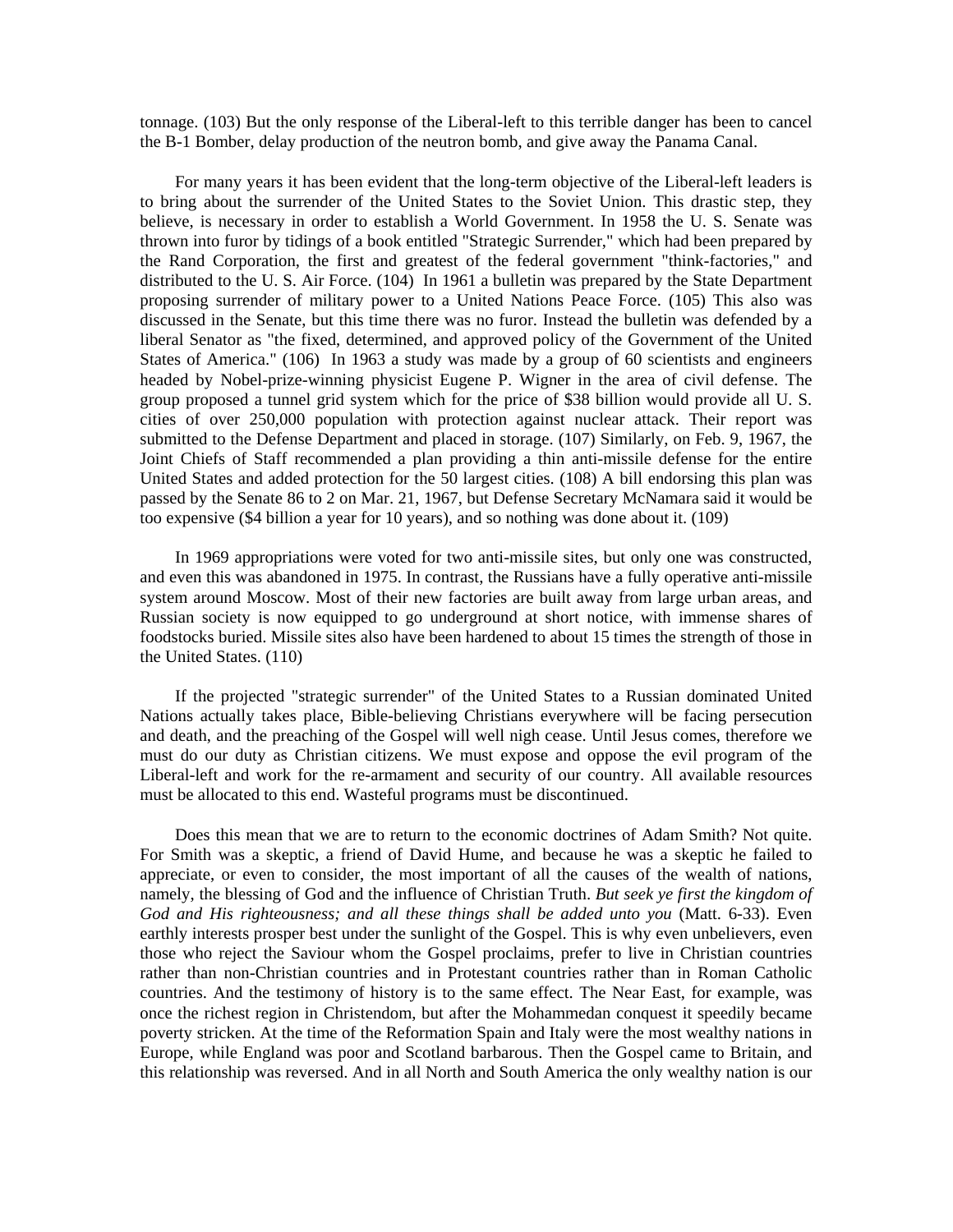tonnage. (103) But the only response of the Liberal-left to this terrible danger has been to cancel the B-1 Bomber, delay production of the neutron bomb, and give away the Panama Canal.

For many years it has been evident that the long-term objective of the Liberal-left leaders is to bring about the surrender of the United States to the Soviet Union. This drastic step, they believe, is necessary in order to establish a World Government. In 1958 the U. S. Senate was thrown into furor by tidings of a book entitled "Strategic Surrender," which had been prepared by the Rand Corporation, the first and greatest of the federal government "think-factories," and distributed to the U. S. Air Force. (104) In 1961 a bulletin was prepared by the State Department proposing surrender of military power to a United Nations Peace Force. (105) This also was discussed in the Senate, but this time there was no furor. Instead the bulletin was defended by a liberal Senator as "the fixed, determined, and approved policy of the Government of the United States of America." (106) In 1963 a study was made by a group of 60 scientists and engineers headed by Nobel-prize-winning physicist Eugene P. Wigner in the area of civil defense. The group proposed a tunnel grid system which for the price of $38 billion would provide all U. S. cities of over 250,000 population with protection against nuclear attack. Their report was submitted to the Defense Department and placed in storage. (107) Similarly, on Feb. 9, 1967, the Joint Chiefs of Staff recommended a plan providing a thin anti-missile defense for the entire United States and added protection for the 50 largest cities. (108) A bill endorsing this plan was passed by the Senate 86 to 2 on Mar. 21, 1967, but Defense Secretary McNamara said it would be too expensive ($4 billion a year for 10 years), and so nothing was done about it. (109)

In 1969 appropriations were voted for two anti-missile sites, but only one was constructed, and even this was abandoned in 1975. In contrast, the Russians have a fully operative anti-missile system around Moscow. Most of their new factories are built away from large urban areas, and Russian society is now equipped to go underground at short notice, with immense shares of foodstocks buried. Missile sites also have been hardened to about 15 times the strength of those in the United States. (110)

If the projected "strategic surrender" of the United States to a Russian dominated United Nations actually takes place, Bible-believing Christians everywhere will be facing persecution and death, and the preaching of the Gospel will well nigh cease. Until Jesus comes, therefore we must do our duty as Christian citizens. We must expose and oppose the evil program of the Liberal-left and work for the re-armament and security of our country. All available resources must be allocated to this end. Wasteful programs must be discontinued.

Does this mean that we are to return to the economic doctrines of Adam Smith? Not quite. For Smith was a skeptic, a friend of David Hume, and because he was a skeptic he failed to appreciate, or even to consider, the most important of all the causes of the wealth of nations, namely, the blessing of God and the influence of Christian Truth. *But seek ye first the kingdom of God and His righteousness; and all these things shall be added unto you* (Matt. 6-33). Even earthly interests prosper best under the sunlight of the Gospel. This is why even unbelievers, even those who reject the Saviour whom the Gospel proclaims, prefer to live in Christian countries rather than non-Christian countries and in Protestant countries rather than in Roman Catholic countries. And the testimony of history is to the same effect. The Near East, for example, was once the richest region in Christendom, but after the Mohammedan conquest it speedily became poverty stricken. At the time of the Reformation Spain and Italy were the most wealthy nations in Europe, while England was poor and Scotland barbarous. Then the Gospel came to Britain, and this relationship was reversed. And in all North and South America the only wealthy nation is our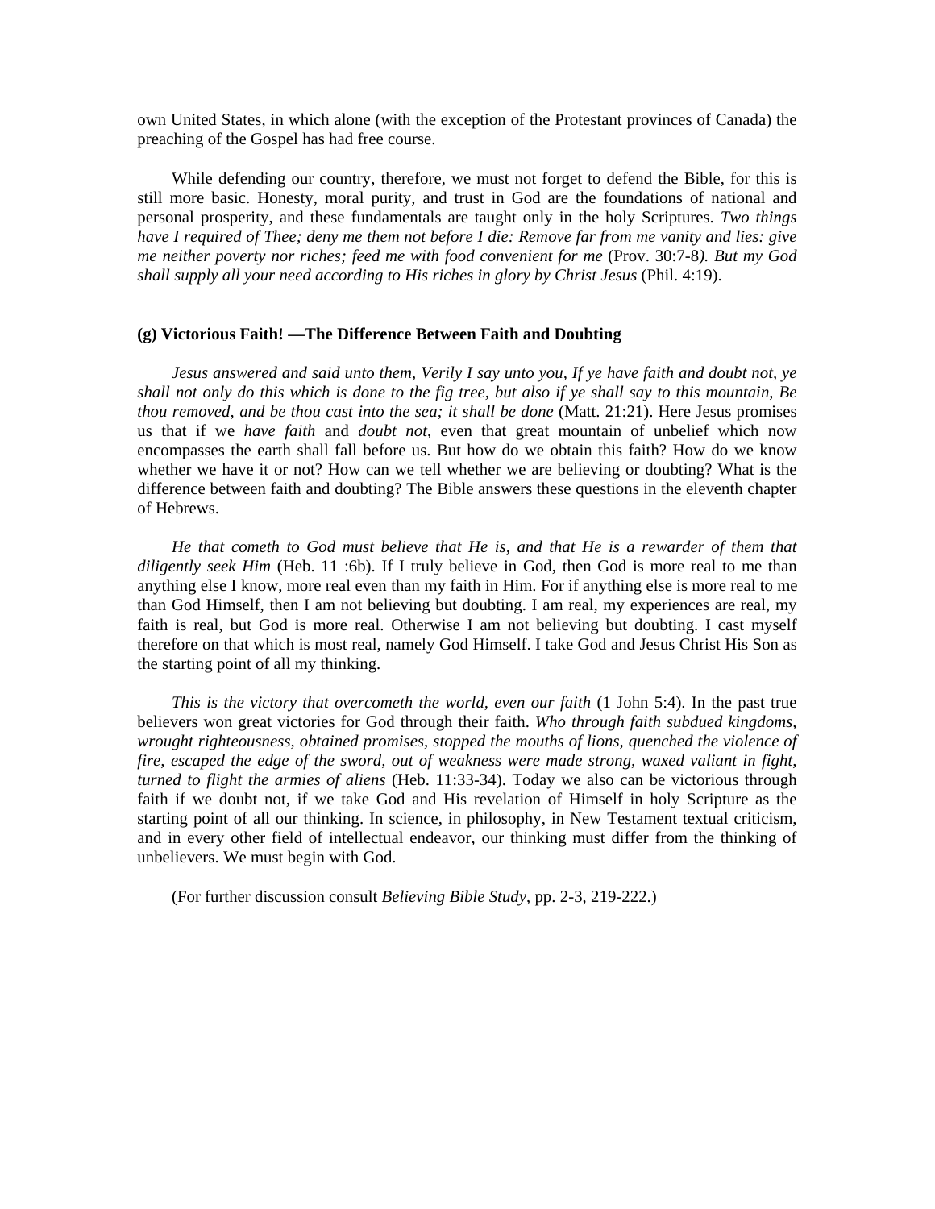own United States, in which alone (with the exception of the Protestant provinces of Canada) the preaching of the Gospel has had free course.

While defending our country, therefore, we must not forget to defend the Bible, for this is still more basic. Honesty, moral purity, and trust in God are the foundations of national and personal prosperity, and these fundamentals are taught only in the holy Scriptures. *Two things have I required of Thee; deny me them not before I die: Remove far from me vanity and lies: give me neither poverty nor riches; feed me with food convenient for me* (Prov. 30:7-8*). But my God shall supply all your need according to His riches in glory by Christ Jesus* (Phil. 4:19).

**(g) Victorious Faith! —The Difference Between Faith and Doubting**

*Jesus answered and said unto them, Verily I say unto you, If ye have faith and doubt not, ye shall not only do this which is done to the fig tree, but also if ye shall say to this mountain, Be thou removed, and be thou cast into the sea; it shall be done* (Matt. 21:21). Here Jesus promises us that if we *have faith* and *doubt not*, even that great mountain of unbelief which now encompasses the earth shall fall before us. But how do we obtain this faith? How do we know whether we have it or not? How can we tell whether we are believing or doubting? What is the difference between faith and doubting? The Bible answers these questions in the eleventh chapter of Hebrews.

*He that cometh to God must believe that He is, and that He is a rewarder of them that diligently seek Him* (Heb. 11 :6b). If I truly believe in God, then God is more real to me than anything else I know, more real even than my faith in Him. For if anything else is more real to me than God Himself, then I am not believing but doubting. I am real, my experiences are real, my faith is real, but God is more real. Otherwise I am not believing but doubting. I cast myself therefore on that which is most real, namely God Himself. I take God and Jesus Christ His Son as the starting point of all my thinking.

*This is the victory that overcometh the world, even our faith* (1 John 5:4). In the past true believers won great victories for God through their faith. *Who through faith subdued kingdoms, wrought righteousness, obtained promises, stopped the mouths of lions, quenched the violence of fire, escaped the edge of the sword, out of weakness were made strong, waxed valiant in fight, turned to flight the armies of aliens* (Heb. 11:33-34). Today we also can be victorious through faith if we doubt not, if we take God and His revelation of Himself in holy Scripture as the starting point of all our thinking. In science, in philosophy, in New Testament textual criticism, and in every other field of intellectual endeavor, our thinking must differ from the thinking of unbelievers. We must begin with God.

(For further discussion consult *Believing Bible Study*, pp. 2-3, 219-222.)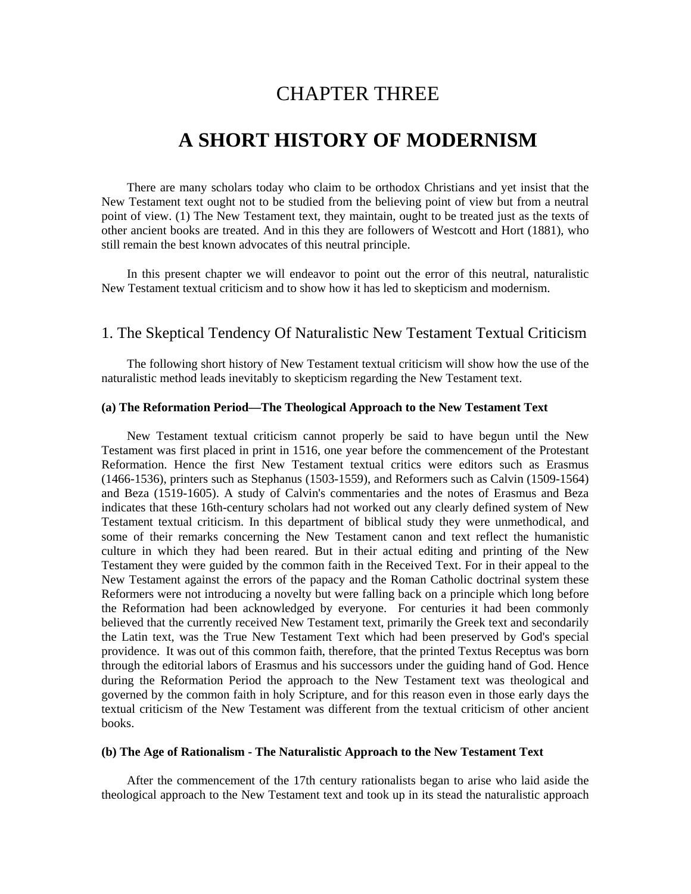# CHAPTER THREE

# A SHORT HISTORY OF MODERNISM

There are many scholars today who claim to be orthodox Christians and yet insist that the New Testament text ought not to be studied from the believing point of view but from a neutral point of view. (1) The New Testament text, they maintain, ought to be treated just as the texts of other ancient books are treated. And in this they are followers of Westcott and Hort (1881), who still remain the best known advocates of this neutral principle.

In this present chapter we will endeavor to point out the error of this neutral, naturalistic New Testament textual criticism and to show how it has led to skepticism and modernism.

## 1. The Skeptical Tendency Of Naturalistic New Testament Textual Criticism

The following short history of New Testament textual criticism will show how the use of the naturalistic method leads inevitably to skepticism regarding the New Testament text.

### (a) The Reformation Period—The Theological Approach to the New Testament Text

New Testament textual criticism cannot properly be said to have begun until the New Testament was first placed in print in 1516, one year before the commencement of the Protestant Reformation. Hence the first New Testament textual critics were editors such as Erasmus (1466-1536), printers such as Stephanus (1503-1559), and Reformers such as Calvin (1509-1564) and Beza (1519-1605). A study of Calvin's commentaries and the notes of Erasmus and Beza indicates that these 16th-century scholars had not worked out any clearly defined system of New Testament textual criticism. In this department of biblical study they were unmethodical, and some of their remarks concerning the New Testament canon and text reflect the humanistic culture in which they had been reared. But in their actual editing and printing of the New Testament they were guided by the common faith in the Received Text. For in their appeal to the New Testament against the errors of the papacy and the Roman Catholic doctrinal system these Reformers were not introducing a novelty but were falling back on a principle which long before the Reformation had been acknowledged by everyone. For centuries it had been commonly believed that the currently received New Testament text, primarily the Greek text and secondarily the Latin text, was the True New Testament Text which had been preserved by God's special providence. It was out of this common faith, therefore, that the printed Textus Receptus was born through the editorial labors of Erasmus and his successors under the guiding hand of God. Hence during the Reformation Period the approach to the New Testament text was theological and governed by the common faith in holy Scripture, and for this reason even in those early days the textual criticism of the New Testament was different from the textual criticism of other ancient books.

### (b) The Age of Rationalism - The Naturalistic Approach to the New Testament Text

After the commencement of the 17th century rationalists began to arise who laid aside the theological approach to the New Testament text and took up in its stead the naturalistic approach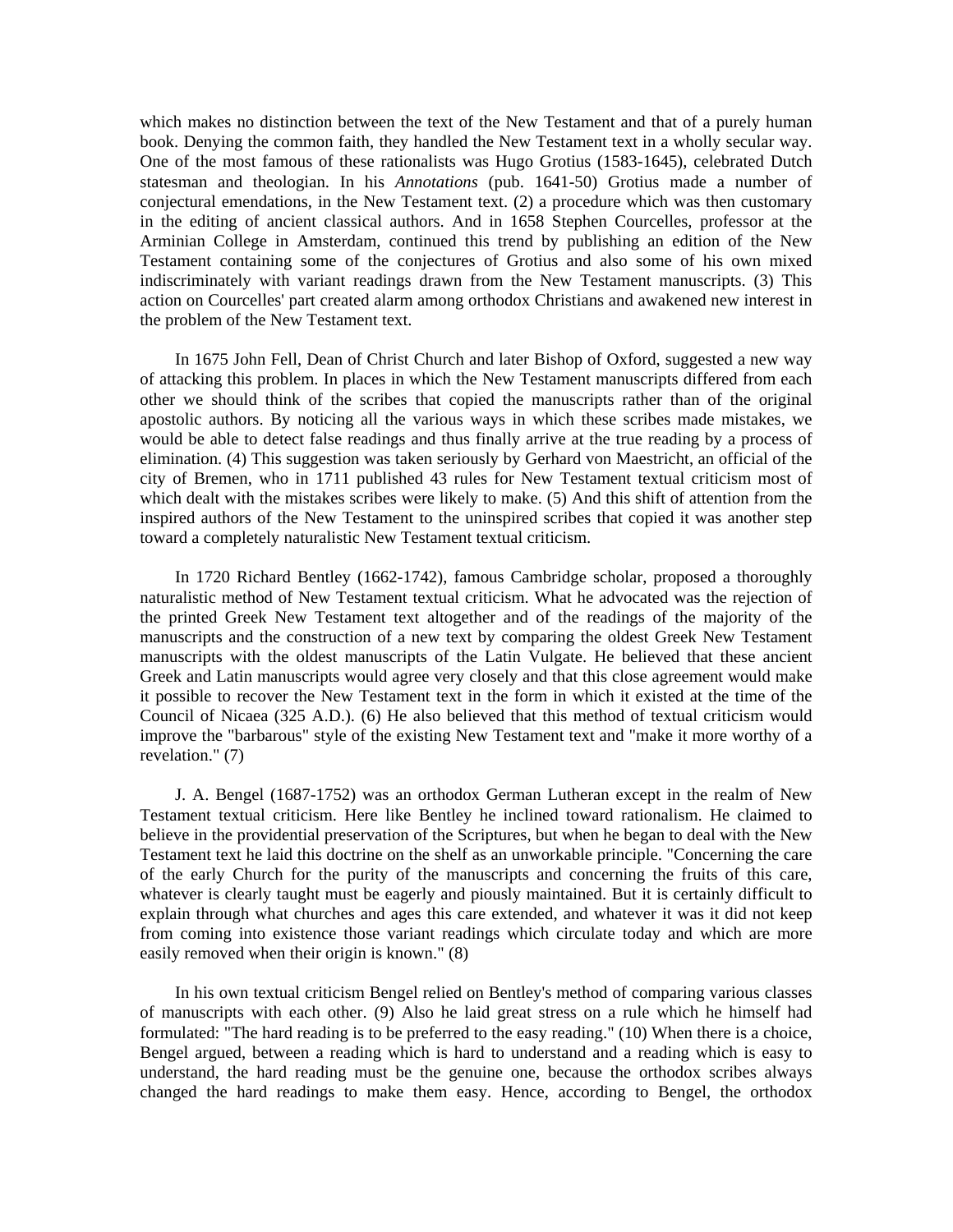which makes no distinction between the text of the New Testament and that of a purely human book. Denying the common faith, they handled the New Testament text in a wholly secular way. One of the most famous of these rationalists was Hugo Grotius (1583-1645), celebrated Dutch statesman and theologian. In his *Annotations* (pub. 1641-50) Grotius made a number of conjectural emendations, in the New Testament text. (2) a procedure which was then customary in the editing of ancient classical authors. And in 1658 Stephen Courcelles, professor at the Arminian College in Amsterdam, continued this trend by publishing an edition of the New Testament containing some of the conjectures of Grotius and also some of his own mixed indiscriminately with variant readings drawn from the New Testament manuscripts. (3) This action on Courcelles' part created alarm among orthodox Christians and awakened new interest in the problem of the New Testament text.

In 1675 John Fell, Dean of Christ Church and later Bishop of Oxford, suggested a new way of attacking this problem. In places in which the New Testament manuscripts differed from each other we should think of the scribes that copied the manuscripts rather than of the original apostolic authors. By noticing all the various ways in which these scribes made mistakes, we would be able to detect false readings and thus finally arrive at the true reading by a process of elimination. (4) This suggestion was taken seriously by Gerhard von Maestricht, an official of the city of Bremen, who in 1711 published 43 rules for New Testament textual criticism most of which dealt with the mistakes scribes were likely to make. (5) And this shift of attention from the inspired authors of the New Testament to the uninspired scribes that copied it was another step toward a completely naturalistic New Testament textual criticism.

In 1720 Richard Bentley (1662-1742), famous Cambridge scholar, proposed a thoroughly naturalistic method of New Testament textual criticism. What he advocated was the rejection of the printed Greek New Testament text altogether and of the readings of the majority of the manuscripts and the construction of a new text by comparing the oldest Greek New Testament manuscripts with the oldest manuscripts of the Latin Vulgate. He believed that these ancient Greek and Latin manuscripts would agree very closely and that this close agreement would make it possible to recover the New Testament text in the form in which it existed at the time of the Council of Nicaea (325 A.D.). (6) He also believed that this method of textual criticism would improve the "barbarous" style of the existing New Testament text and "make it more worthy of a revelation." (7)

J. A. Bengel (1687-1752) was an orthodox German Lutheran except in the realm of New Testament textual criticism. Here like Bentley he inclined toward rationalism. He claimed to believe in the providential preservation of the Scriptures, but when he began to deal with the New Testament text he laid this doctrine on the shelf as an unworkable principle. "Concerning the care of the early Church for the purity of the manuscripts and concerning the fruits of this care, whatever is clearly taught must be eagerly and piously maintained. But it is certainly difficult to explain through what churches and ages this care extended, and whatever it was it did not keep from coming into existence those variant readings which circulate today and which are more easily removed when their origin is known." (8)

In his own textual criticism Bengel relied on Bentley's method of comparing various classes of manuscripts with each other. (9) Also he laid great stress on a rule which he himself had formulated: "The hard reading is to be preferred to the easy reading." (10) When there is a choice, Bengel argued, between a reading which is hard to understand and a reading which is easy to understand, the hard reading must be the genuine one, because the orthodox scribes always changed the hard readings to make them easy. Hence, according to Bengel, the orthodox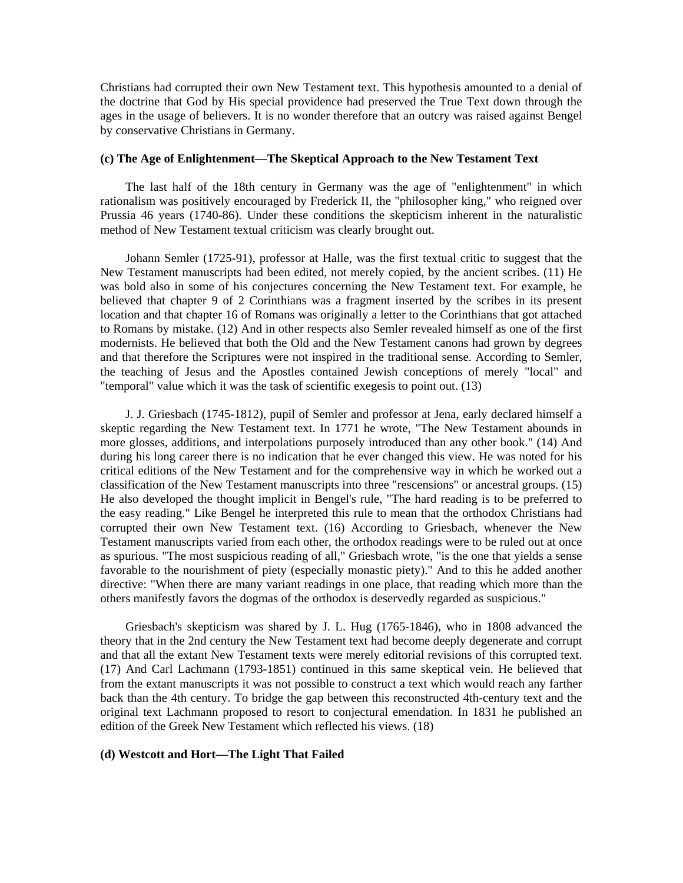Christians had corrupted their own New Testament text. This hypothesis amounted to a denial of the doctrine that God by His special providence had preserved the True Text down through the ages in the usage of believers. It is no wonder therefore that an outcry was raised against Bengel by conservative Christians in Germany.

### (c) The Age of Enlightenment—The Skeptical Approach to the New Testament Text

The last half of the 18th century in Germany was the age of "enlightenment" in which rationalism was positively encouraged by Frederick II, the "philosopher king," who reigned over Prussia 46 years (1740-86). Under these conditions the skepticism inherent in the naturalistic method of New Testament textual criticism was clearly brought out.

Johann Semler (1725-91), professor at Halle, was the first textual critic to suggest that the New Testament manuscripts had been edited, not merely copied, by the ancient scribes. (11) He was bold also in some of his conjectures concerning the New Testament text. For example, he believed that chapter 9 of 2 Corinthians was a fragment inserted by the scribes in its present location and that chapter 16 of Romans was originally a letter to the Corinthians that got attached to Romans by mistake. (12) And in other respects also Semler revealed himself as one of the first modernists. He believed that both the Old and the New Testament canons had grown by degrees and that therefore the Scriptures were not inspired in the traditional sense. According to Semler, the teaching of Jesus and the Apostles contained Jewish conceptions of merely "local" and "temporal" value which it was the task of scientific exegesis to point out. (13)

J. J. Griesbach (1745-1812), pupil of Semler and professor at Jena, early declared himself a skeptic regarding the New Testament text. In 1771 he wrote, "The New Testament abounds in more glosses, additions, and interpolations purposely introduced than any other book." (14) And during his long career there is no indication that he ever changed this view. He was noted for his critical editions of the New Testament and for the comprehensive way in which he worked out a classification of the New Testament manuscripts into three "rescensions" or ancestral groups. (15) He also developed the thought implicit in Bengel's rule, "The hard reading is to be preferred to the easy reading." Like Bengel he interpreted this rule to mean that the orthodox Christians had corrupted their own New Testament text. (16) According to Griesbach, whenever the New Testament manuscripts varied from each other, the orthodox readings were to be ruled out at once as spurious. "The most suspicious reading of all," Griesbach wrote, "is the one that yields a sense favorable to the nourishment of piety (especially monastic piety)." And to this he added another directive: "When there are many variant readings in one place, that reading which more than the others manifestly favors the dogmas of the orthodox is deservedly regarded as suspicious."

Griesbach's skepticism was shared by J. L. Hug (1765-1846), who in 1808 advanced the theory that in the 2nd century the New Testament text had become deeply degenerate and corrupt and that all the extant New Testament texts were merely editorial revisions of this corrupted text. (17) And Carl Lachmann (1793-1851) continued in this same skeptical vein. He believed that from the extant manuscripts it was not possible to construct a text which would reach any farther back than the 4th century. To bridge the gap between this reconstructed 4th-century text and the original text Lachmann proposed to resort to conjectural emendation. In 1831 he published an edition of the Greek New Testament which reflected his views. (18)

### (d) Westcott and Hort—The Light That Failed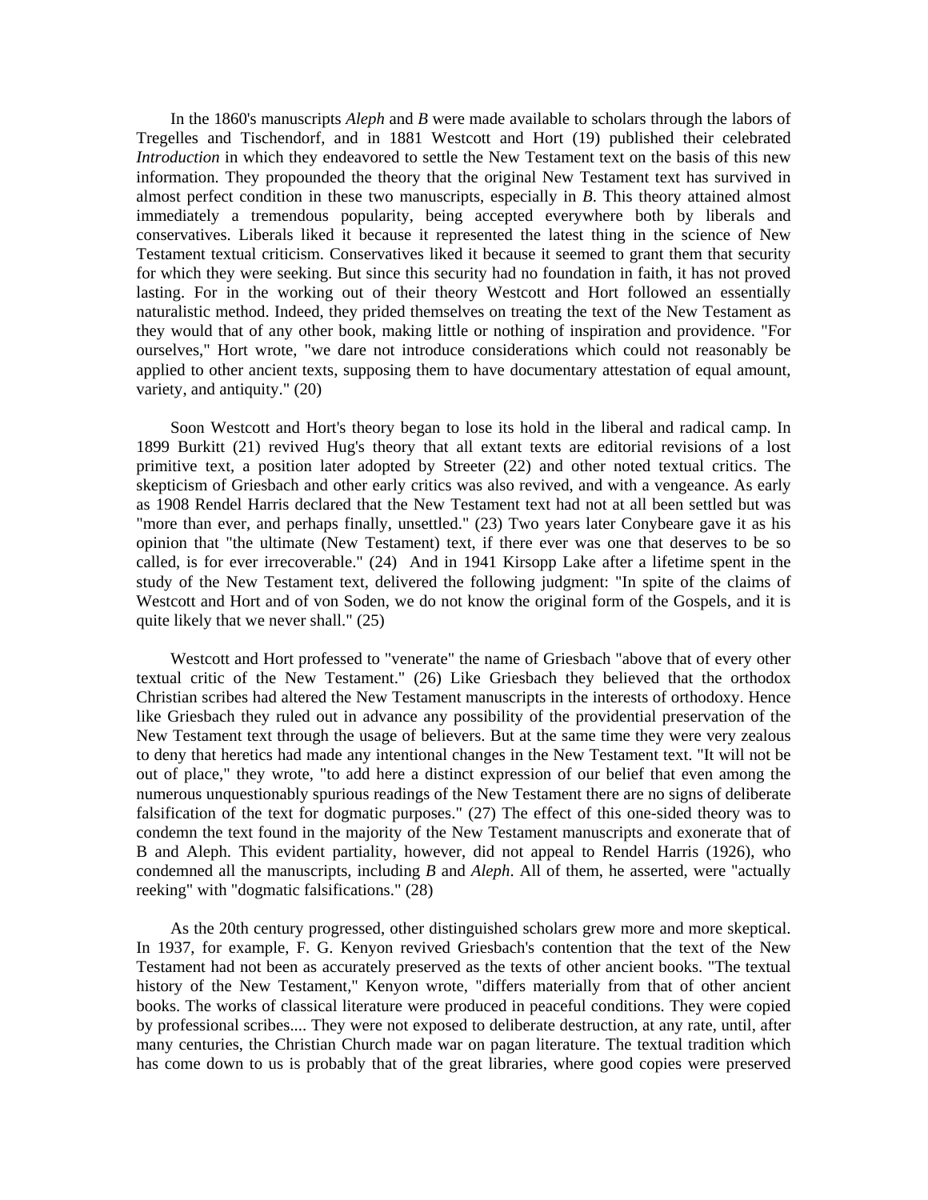In the 1860's manuscripts *Aleph* and *B* were made available to scholars through the labors of Tregelles and Tischendorf, and in 1881 Westcott and Hort (19) published their celebrated *Introduction* in which they endeavored to settle the New Testament text on the basis of this new information. They propounded the theory that the original New Testament text has survived in almost perfect condition in these two manuscripts, especially in *B*. This theory attained almost immediately a tremendous popularity, being accepted everywhere both by liberals and conservatives. Liberals liked it because it represented the latest thing in the science of New Testament textual criticism. Conservatives liked it because it seemed to grant them that security for which they were seeking. But since this security had no foundation in faith, it has not proved lasting. For in the working out of their theory Westcott and Hort followed an essentially naturalistic method. Indeed, they prided themselves on treating the text of the New Testament as they would that of any other book, making little or nothing of inspiration and providence. "For ourselves," Hort wrote, "we dare not introduce considerations which could not reasonably be applied to other ancient texts, supposing them to have documentary attestation of equal amount, variety, and antiquity." (20)

Soon Westcott and Hort's theory began to lose its hold in the liberal and radical camp. In 1899 Burkitt (21) revived Hug's theory that all extant texts are editorial revisions of a lost primitive text, a position later adopted by Streeter (22) and other noted textual critics. The skepticism of Griesbach and other early critics was also revived, and with a vengeance. As early as 1908 Rendel Harris declared that the New Testament text had not at all been settled but was "more than ever, and perhaps finally, unsettled." (23) Two years later Conybeare gave it as his opinion that "the ultimate (New Testament) text, if there ever was one that deserves to be so called, is for ever irrecoverable." (24) And in 1941 Kirsopp Lake after a lifetime spent in the study of the New Testament text, delivered the following judgment: "In spite of the claims of Westcott and Hort and of von Soden, we do not know the original form of the Gospels, and it is quite likely that we never shall." (25)

Westcott and Hort professed to "venerate" the name of Griesbach "above that of every other textual critic of the New Testament." (26) Like Griesbach they believed that the orthodox Christian scribes had altered the New Testament manuscripts in the interests of orthodoxy. Hence like Griesbach they ruled out in advance any possibility of the providential preservation of the New Testament text through the usage of believers. But at the same time they were very zealous to deny that heretics had made any intentional changes in the New Testament text. "It will not be out of place," they wrote, "to add here a distinct expression of our belief that even among the numerous unquestionably spurious readings of the New Testament there are no signs of deliberate falsification of the text for dogmatic purposes." (27) The effect of this one-sided theory was to condemn the text found in the majority of the New Testament manuscripts and exonerate that of B and Aleph. This evident partiality, however, did not appeal to Rendel Harris (1926), who condemned all the manuscripts, including *B* and *Aleph*. All of them, he asserted, were "actually reeking" with "dogmatic falsifications." (28)

As the 20th century progressed, other distinguished scholars grew more and more skeptical. In 1937, for example, F. G. Kenyon revived Griesbach's contention that the text of the New Testament had not been as accurately preserved as the texts of other ancient books. "The textual history of the New Testament," Kenyon wrote, "differs materially from that of other ancient books. The works of classical literature were produced in peaceful conditions. They were copied by professional scribes.... They were not exposed to deliberate destruction, at any rate, until, after many centuries, the Christian Church made war on pagan literature. The textual tradition which has come down to us is probably that of the great libraries, where good copies were preserved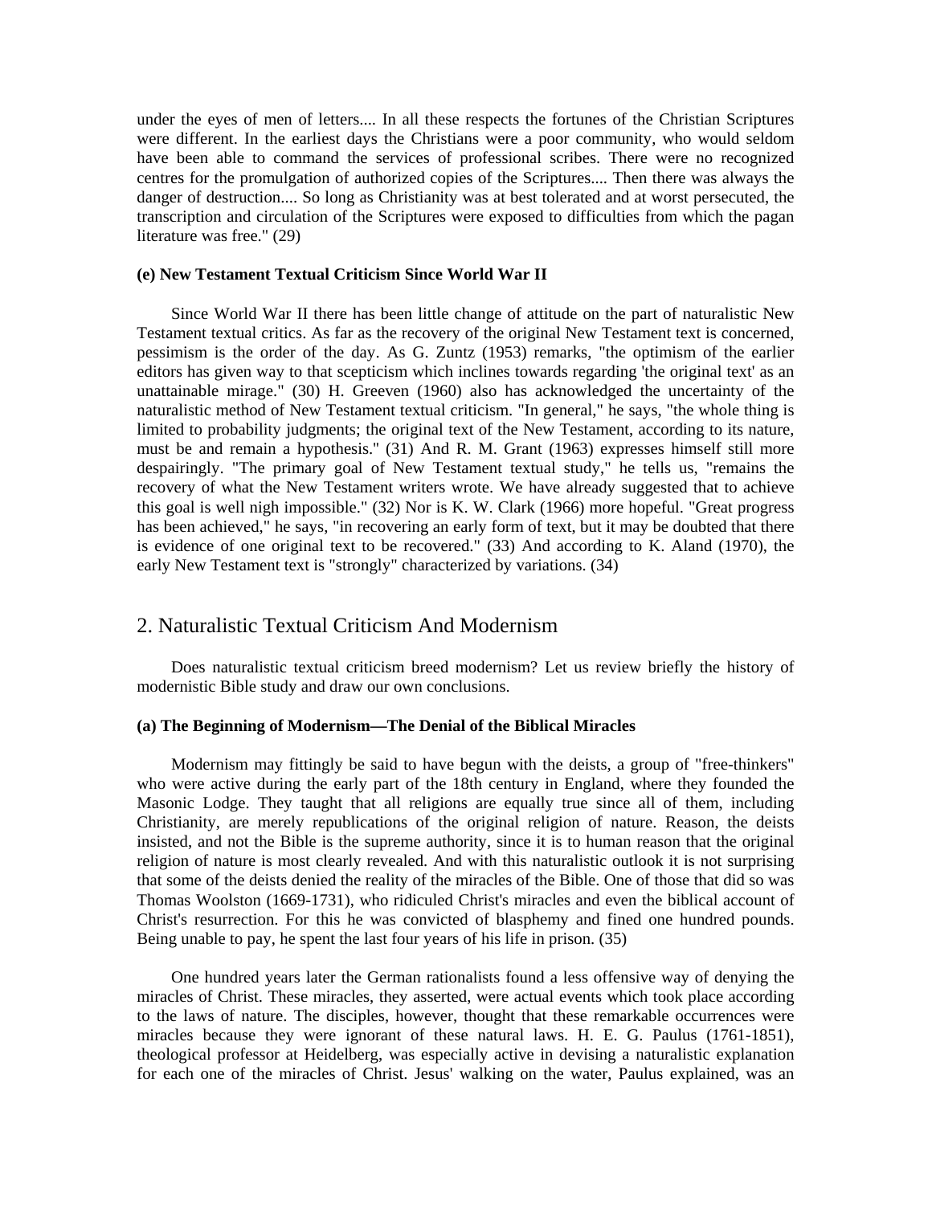under the eyes of men of letters.... In all these respects the fortunes of the Christian Scriptures were different. In the earliest days the Christians were a poor community, who would seldom have been able to command the services of professional scribes. There were no recognized centres for the promulgation of authorized copies of the Scriptures.... Then there was always the danger of destruction.... So long as Christianity was at best tolerated and at worst persecuted, the transcription and circulation of the Scriptures were exposed to difficulties from which the pagan literature was free." (29)

#### (e) New Testament Textual Criticism Since World War II

Since World War II there has been little change of attitude on the part of naturalistic New Testament textual critics. As far as the recovery of the original New Testament text is concerned, pessimism is the order of the day. As G. Zuntz (1953) remarks, "the optimism of the earlier editors has given way to that scepticism which inclines towards regarding 'the original text' as an unattainable mirage." (30) H. Greeven (1960) also has acknowledged the uncertainty of the naturalistic method of New Testament textual criticism. "In general," he says, "the whole thing is limited to probability judgments; the original text of the New Testament, according to its nature, must be and remain a hypothesis." (31) And R. M. Grant (1963) expresses himself still more despairingly. "The primary goal of New Testament textual study," he tells us, "remains the recovery of what the New Testament writers wrote. We have already suggested that to achieve this goal is well nigh impossible." (32) Nor is K. W. Clark (1966) more hopeful. "Great progress has been achieved," he says, "in recovering an early form of text, but it may be doubted that there is evidence of one original text to be recovered." (33) And according to K. Aland (1970), the early New Testament text is "strongly" characterized by variations. (34)

## 2. Naturalistic Textual Criticism And Modernism

Does naturalistic textual criticism breed modernism? Let us review briefly the history of modernistic Bible study and draw our own conclusions.

#### (a) The Beginning of Modernism—The Denial of the Biblical Miracles

Modernism may fittingly be said to have begun with the deists, a group of "free-thinkers" who were active during the early part of the 18th century in England, where they founded the Masonic Lodge. They taught that all religions are equally true since all of them, including Christianity, are merely republications of the original religion of nature. Reason, the deists insisted, and not the Bible is the supreme authority, since it is to human reason that the original religion of nature is most clearly revealed. And with this naturalistic outlook it is not surprising that some of the deists denied the reality of the miracles of the Bible. One of those that did so was Thomas Woolston (1669-1731), who ridiculed Christ's miracles and even the biblical account of Christ's resurrection. For this he was convicted of blasphemy and fined one hundred pounds. Being unable to pay, he spent the last four years of his life in prison. (35)

One hundred years later the German rationalists found a less offensive way of denying the miracles of Christ. These miracles, they asserted, were actual events which took place according to the laws of nature. The disciples, however, thought that these remarkable occurrences were miracles because they were ignorant of these natural laws. H. E. G. Paulus (1761-1851), theological professor at Heidelberg, was especially active in devising a naturalistic explanation for each one of the miracles of Christ. Jesus' walking on the water, Paulus explained, was an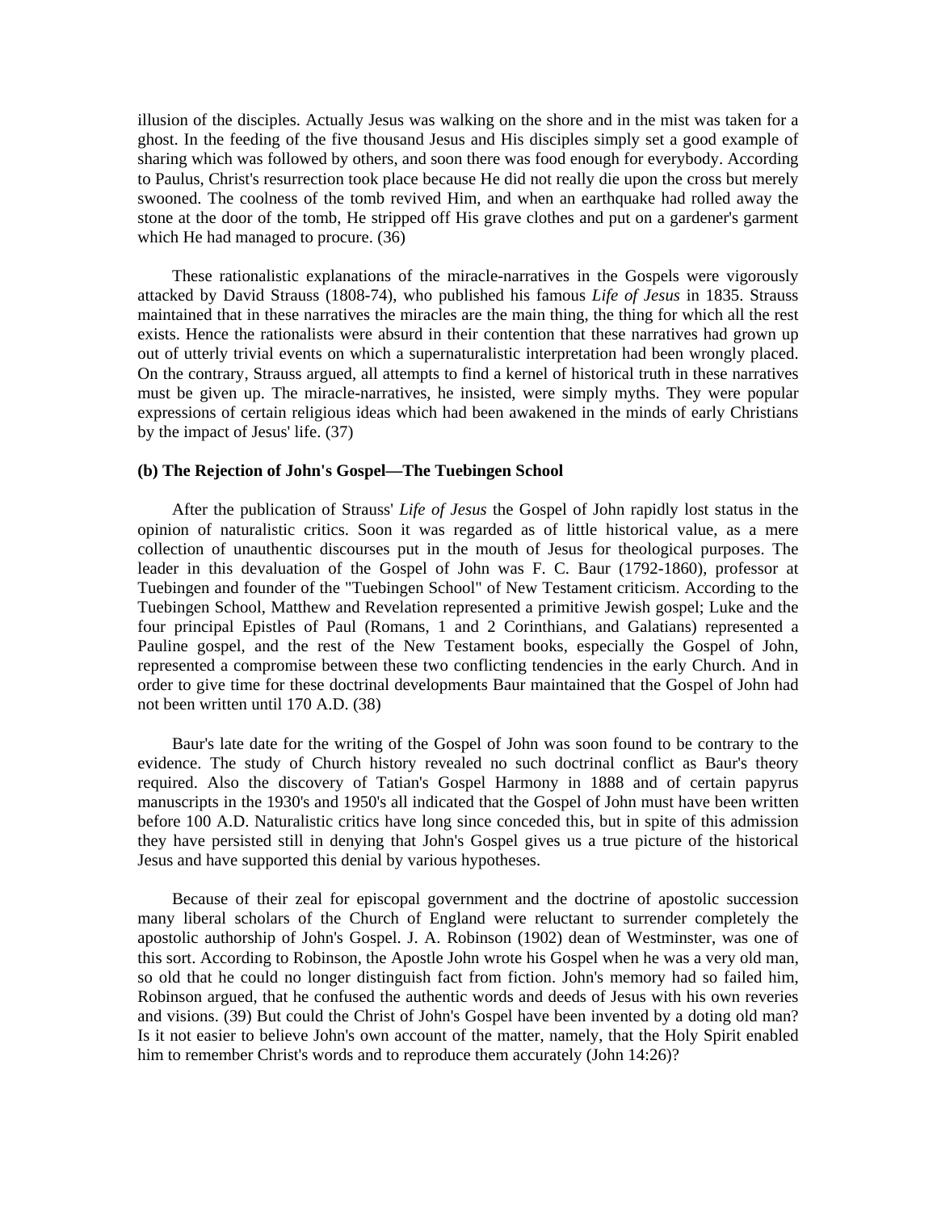illusion of the disciples. Actually Jesus was walking on the shore and in the mist was taken for a ghost. In the feeding of the five thousand Jesus and His disciples simply set a good example of sharing which was followed by others, and soon there was food enough for everybody. According to Paulus, Christ's resurrection took place because He did not really die upon the cross but merely swooned. The coolness of the tomb revived Him, and when an earthquake had rolled away the stone at the door of the tomb, He stripped off His grave clothes and put on a gardener's garment which He had managed to procure. (36)

These rationalistic explanations of the miracle-narratives in the Gospels were vigorously attacked by David Strauss (1808-74), who published his famous *Life of Jesus* in 1835. Strauss maintained that in these narratives the miracles are the main thing, the thing for which all the rest exists. Hence the rationalists were absurd in their contention that these narratives had grown up out of utterly trivial events on which a supernaturalistic interpretation had been wrongly placed. On the contrary, Strauss argued, all attempts to find a kernel of historical truth in these narratives must be given up. The miracle-narratives, he insisted, were simply myths. They were popular expressions of certain religious ideas which had been awakened in the minds of early Christians by the impact of Jesus' life. (37)

**(b) The Rejection of John's Gospel—The Tuebingen School**

After the publication of Strauss' *Life of Jesus* the Gospel of John rapidly lost status in the opinion of naturalistic critics. Soon it was regarded as of little historical value, as a mere collection of unauthentic discourses put in the mouth of Jesus for theological purposes. The leader in this devaluation of the Gospel of John was F. C. Baur (1792-1860), professor at Tuebingen and founder of the "Tuebingen School" of New Testament criticism. According to the Tuebingen School, Matthew and Revelation represented a primitive Jewish gospel; Luke and the four principal Epistles of Paul (Romans, 1 and 2 Corinthians, and Galatians) represented a Pauline gospel, and the rest of the New Testament books, especially the Gospel of John, represented a compromise between these two conflicting tendencies in the early Church. And in order to give time for these doctrinal developments Baur maintained that the Gospel of John had not been written until 170 A.D. (38)

Baur's late date for the writing of the Gospel of John was soon found to be contrary to the evidence. The study of Church history revealed no such doctrinal conflict as Baur's theory required. Also the discovery of Tatian's Gospel Harmony in 1888 and of certain papyrus manuscripts in the 1930's and 1950's all indicated that the Gospel of John must have been written before 100 A.D. Naturalistic critics have long since conceded this, but in spite of this admission they have persisted still in denying that John's Gospel gives us a true picture of the historical Jesus and have supported this denial by various hypotheses.

Because of their zeal for episcopal government and the doctrine of apostolic succession many liberal scholars of the Church of England were reluctant to surrender completely the apostolic authorship of John's Gospel. J. A. Robinson (1902) dean of Westminster, was one of this sort. According to Robinson, the Apostle John wrote his Gospel when he was a very old man, so old that he could no longer distinguish fact from fiction. John's memory had so failed him, Robinson argued, that he confused the authentic words and deeds of Jesus with his own reveries and visions. (39) But could the Christ of John's Gospel have been invented by a doting old man? Is it not easier to believe John's own account of the matter, namely, that the Holy Spirit enabled him to remember Christ's words and to reproduce them accurately (John 14:26)?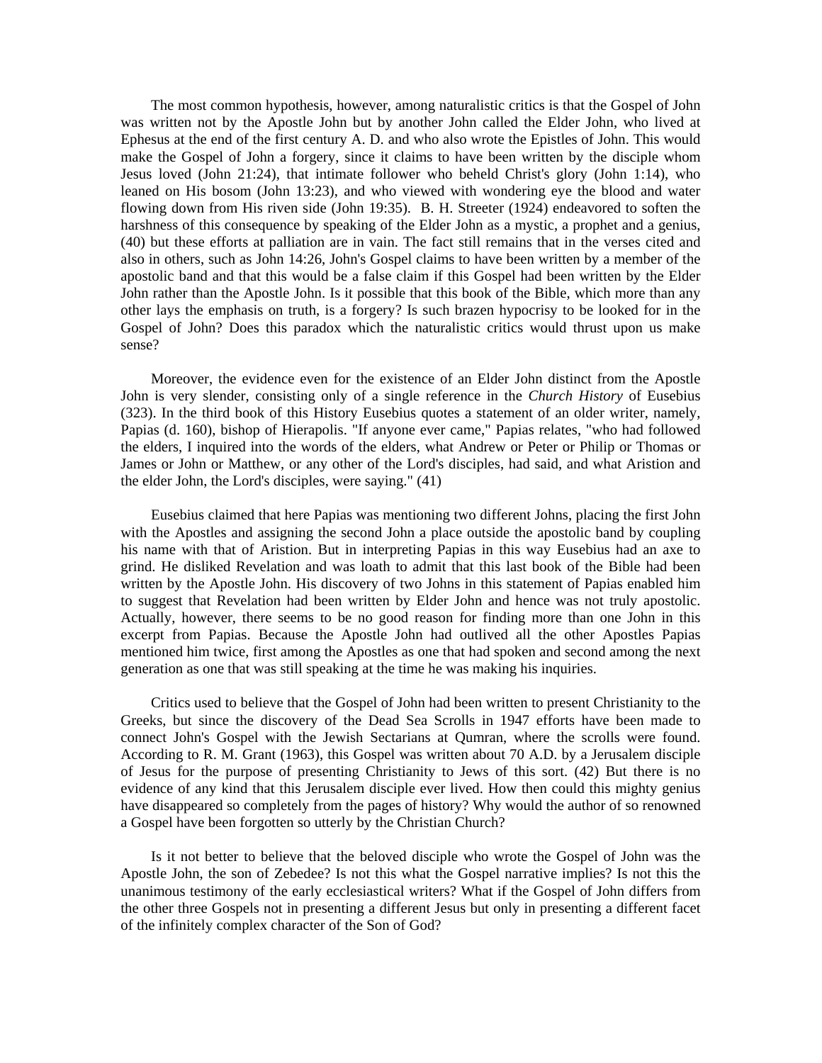The most common hypothesis, however, among naturalistic critics is that the Gospel of John was written not by the Apostle John but by another John called the Elder John, who lived at Ephesus at the end of the first century A. D. and who also wrote the Epistles of John. This would make the Gospel of John a forgery, since it claims to have been written by the disciple whom Jesus loved (John 21:24), that intimate follower who beheld Christ's glory (John 1:14), who leaned on His bosom (John 13:23), and who viewed with wondering eye the blood and water flowing down from His riven side (John 19:35). B. H. Streeter (1924) endeavored to soften the harshness of this consequence by speaking of the Elder John as a mystic, a prophet and a genius, (40) but these efforts at palliation are in vain. The fact still remains that in the verses cited and also in others, such as John 14:26, John's Gospel claims to have been written by a member of the apostolic band and that this would be a false claim if this Gospel had been written by the Elder John rather than the Apostle John. Is it possible that this book of the Bible, which more than any other lays the emphasis on truth, is a forgery? Is such brazen hypocrisy to be looked for in the Gospel of John? Does this paradox which the naturalistic critics would thrust upon us make sense?

Moreover, the evidence even for the existence of an Elder John distinct from the Apostle John is very slender, consisting only of a single reference in the *Church History* of Eusebius (323). In the third book of this History Eusebius quotes a statement of an older writer, namely, Papias (d. 160), bishop of Hierapolis. "If anyone ever came," Papias relates, "who had followed the elders, I inquired into the words of the elders, what Andrew or Peter or Philip or Thomas or James or John or Matthew, or any other of the Lord's disciples, had said, and what Aristion and the elder John, the Lord's disciples, were saying." (41)

Eusebius claimed that here Papias was mentioning two different Johns, placing the first John with the Apostles and assigning the second John a place outside the apostolic band by coupling his name with that of Aristion. But in interpreting Papias in this way Eusebius had an axe to grind. He disliked Revelation and was loath to admit that this last book of the Bible had been written by the Apostle John. His discovery of two Johns in this statement of Papias enabled him to suggest that Revelation had been written by Elder John and hence was not truly apostolic. Actually, however, there seems to be no good reason for finding more than one John in this excerpt from Papias. Because the Apostle John had outlived all the other Apostles Papias mentioned him twice, first among the Apostles as one that had spoken and second among the next generation as one that was still speaking at the time he was making his inquiries.

Critics used to believe that the Gospel of John had been written to present Christianity to the Greeks, but since the discovery of the Dead Sea Scrolls in 1947 efforts have been made to connect John's Gospel with the Jewish Sectarians at Qumran, where the scrolls were found. According to R. M. Grant (1963), this Gospel was written about 70 A.D. by a Jerusalem disciple of Jesus for the purpose of presenting Christianity to Jews of this sort. (42) But there is no evidence of any kind that this Jerusalem disciple ever lived. How then could this mighty genius have disappeared so completely from the pages of history? Why would the author of so renowned a Gospel have been forgotten so utterly by the Christian Church?

Is it not better to believe that the beloved disciple who wrote the Gospel of John was the Apostle John, the son of Zebedee? Is not this what the Gospel narrative implies? Is not this the unanimous testimony of the early ecclesiastical writers? What if the Gospel of John differs from the other three Gospels not in presenting a different Jesus but only in presenting a different facet of the infinitely complex character of the Son of God?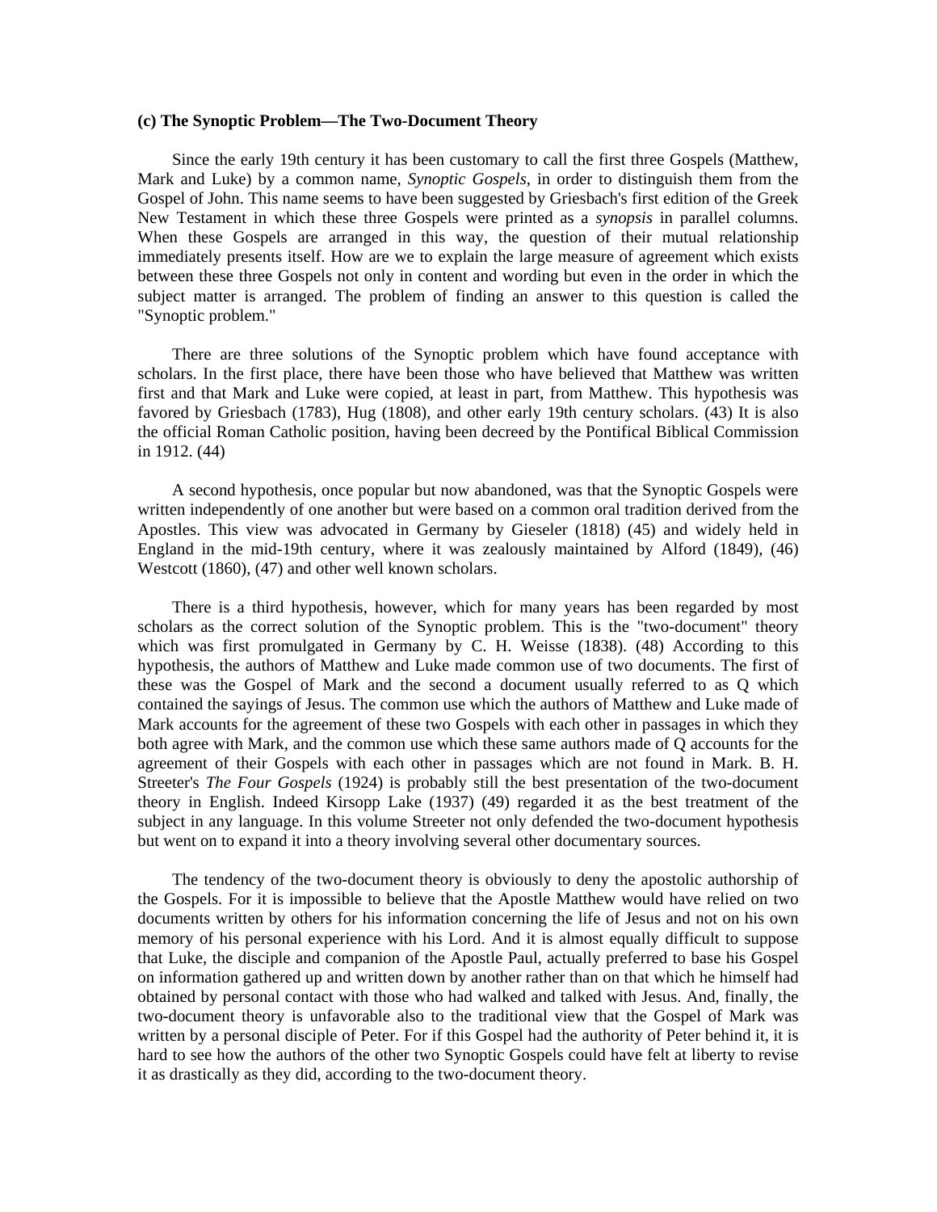**(c) The Synoptic Problem—The Two-Document Theory**

Since the early 19th century it has been customary to call the first three Gospels (Matthew, Mark and Luke) by a common name, *Synoptic Gospels*, in order to distinguish them from the Gospel of John. This name seems to have been suggested by Griesbach's first edition of the Greek New Testament in which these three Gospels were printed as a *synopsis* in parallel columns. When these Gospels are arranged in this way, the question of their mutual relationship immediately presents itself. How are we to explain the large measure of agreement which exists between these three Gospels not only in content and wording but even in the order in which the subject matter is arranged. The problem of finding an answer to this question is called the "Synoptic problem."

There are three solutions of the Synoptic problem which have found acceptance with scholars. In the first place, there have been those who have believed that Matthew was written first and that Mark and Luke were copied, at least in part, from Matthew. This hypothesis was favored by Griesbach (1783), Hug (1808), and other early 19th century scholars. (43) It is also the official Roman Catholic position, having been decreed by the Pontifical Biblical Commission in 1912. (44)

A second hypothesis, once popular but now abandoned, was that the Synoptic Gospels were written independently of one another but were based on a common oral tradition derived from the Apostles. This view was advocated in Germany by Gieseler (1818) (45) and widely held in England in the mid-19th century, where it was zealously maintained by Alford (1849), (46) Westcott (1860), (47) and other well known scholars.

There is a third hypothesis, however, which for many years has been regarded by most scholars as the correct solution of the Synoptic problem. This is the "two-document" theory which was first promulgated in Germany by C. H. Weisse (1838). (48) According to this hypothesis, the authors of Matthew and Luke made common use of two documents. The first of these was the Gospel of Mark and the second a document usually referred to as Q which contained the sayings of Jesus. The common use which the authors of Matthew and Luke made of Mark accounts for the agreement of these two Gospels with each other in passages in which they both agree with Mark, and the common use which these same authors made of Q accounts for the agreement of their Gospels with each other in passages which are not found in Mark. B. H. Streeter's *The Four Gospels* (1924) is probably still the best presentation of the two-document theory in English. Indeed Kirsopp Lake (1937) (49) regarded it as the best treatment of the subject in any language. In this volume Streeter not only defended the two-document hypothesis but went on to expand it into a theory involving several other documentary sources.

The tendency of the two-document theory is obviously to deny the apostolic authorship of the Gospels. For it is impossible to believe that the Apostle Matthew would have relied on two documents written by others for his information concerning the life of Jesus and not on his own memory of his personal experience with his Lord. And it is almost equally difficult to suppose that Luke, the disciple and companion of the Apostle Paul, actually preferred to base his Gospel on information gathered up and written down by another rather than on that which he himself had obtained by personal contact with those who had walked and talked with Jesus. And, finally, the two-document theory is unfavorable also to the traditional view that the Gospel of Mark was written by a personal disciple of Peter. For if this Gospel had the authority of Peter behind it, it is hard to see how the authors of the other two Synoptic Gospels could have felt at liberty to revise it as drastically as they did, according to the two-document theory.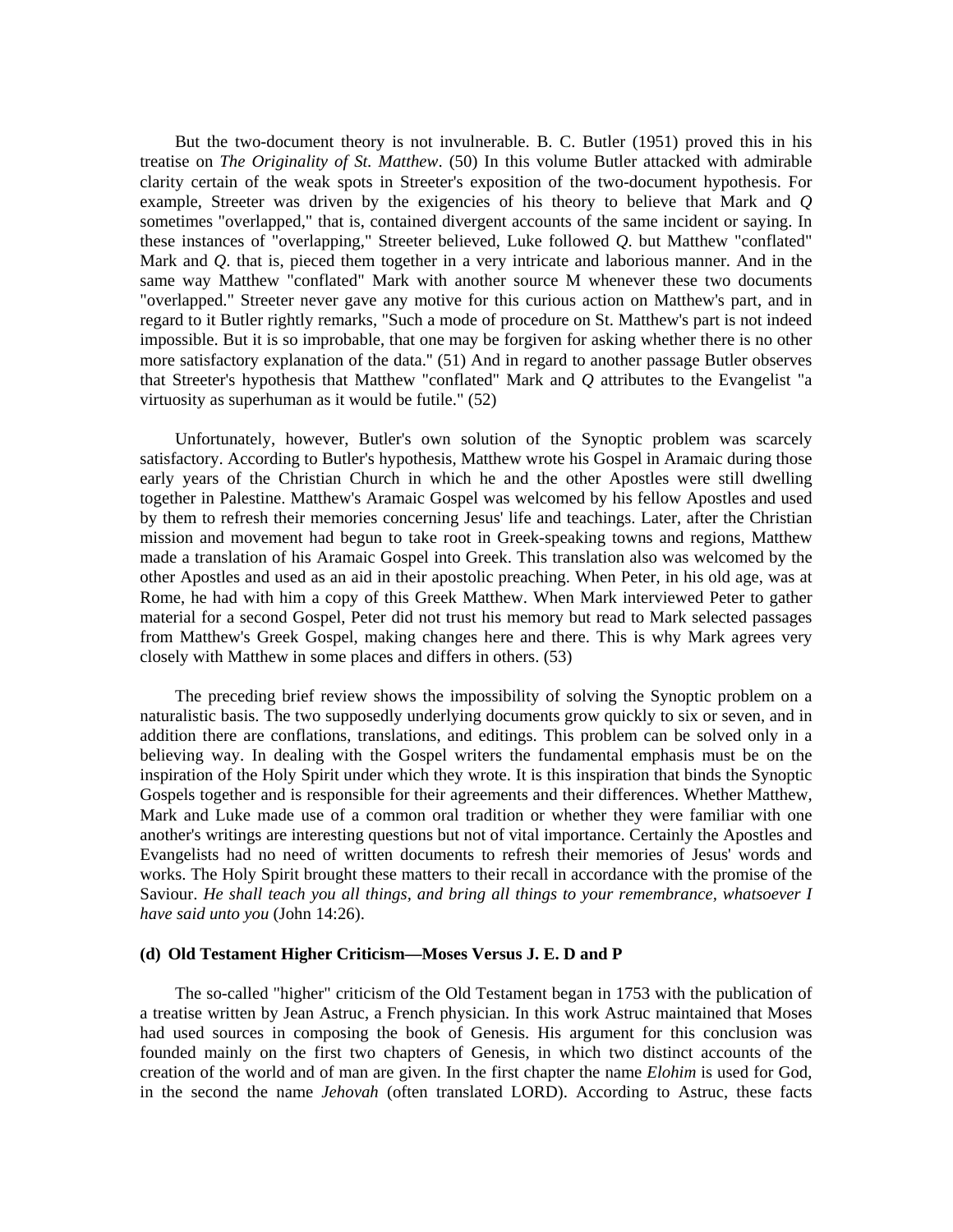But the two-document theory is not invulnerable. B. C. Butler (1951) proved this in his treatise on *The Originality of St. Matthew*. (50) In this volume Butler attacked with admirable clarity certain of the weak spots in Streeter's exposition of the two-document hypothesis. For example, Streeter was driven by the exigencies of his theory to believe that Mark and *Q* sometimes "overlapped," that is, contained divergent accounts of the same incident or saying. In these instances of "overlapping," Streeter believed, Luke followed *Q*. but Matthew "conflated" Mark and *Q*. that is, pieced them together in a very intricate and laborious manner. And in the same way Matthew "conflated" Mark with another source M whenever these two documents "overlapped." Streeter never gave any motive for this curious action on Matthew's part, and in regard to it Butler rightly remarks, "Such a mode of procedure on St. Matthew's part is not indeed impossible. But it is so improbable, that one may be forgiven for asking whether there is no other more satisfactory explanation of the data." (51) And in regard to another passage Butler observes that Streeter's hypothesis that Matthew "conflated" Mark and *Q* attributes to the Evangelist "a virtuosity as superhuman as it would be futile." (52)

Unfortunately, however, Butler's own solution of the Synoptic problem was scarcely satisfactory. According to Butler's hypothesis, Matthew wrote his Gospel in Aramaic during those early years of the Christian Church in which he and the other Apostles were still dwelling together in Palestine. Matthew's Aramaic Gospel was welcomed by his fellow Apostles and used by them to refresh their memories concerning Jesus' life and teachings. Later, after the Christian mission and movement had begun to take root in Greek-speaking towns and regions, Matthew made a translation of his Aramaic Gospel into Greek. This translation also was welcomed by the other Apostles and used as an aid in their apostolic preaching. When Peter, in his old age, was at Rome, he had with him a copy of this Greek Matthew. When Mark interviewed Peter to gather material for a second Gospel, Peter did not trust his memory but read to Mark selected passages from Matthew's Greek Gospel, making changes here and there. This is why Mark agrees very closely with Matthew in some places and differs in others. (53)

The preceding brief review shows the impossibility of solving the Synoptic problem on a naturalistic basis. The two supposedly underlying documents grow quickly to six or seven, and in addition there are conflations, translations, and editings. This problem can be solved only in a believing way. In dealing with the Gospel writers the fundamental emphasis must be on the inspiration of the Holy Spirit under which they wrote. It is this inspiration that binds the Synoptic Gospels together and is responsible for their agreements and their differences. Whether Matthew, Mark and Luke made use of a common oral tradition or whether they were familiar with one another's writings are interesting questions but not of vital importance. Certainly the Apostles and Evangelists had no need of written documents to refresh their memories of Jesus' words and works. The Holy Spirit brought these matters to their recall in accordance with the promise of the Saviour. *He shall teach you all things, and bring all things to your remembrance, whatsoever I have said unto you* (John 14:26).

### (d) Old Testament Higher Criticism—Moses Versus J. E. D and P

The so-called "higher" criticism of the Old Testament began in 1753 with the publication of a treatise written by Jean Astruc, a French physician. In this work Astruc maintained that Moses had used sources in composing the book of Genesis. His argument for this conclusion was founded mainly on the first two chapters of Genesis, in which two distinct accounts of the creation of the world and of man are given. In the first chapter the name *Elohim* is used for God, in the second the name *Jehovah* (often translated LORD). According to Astruc, these facts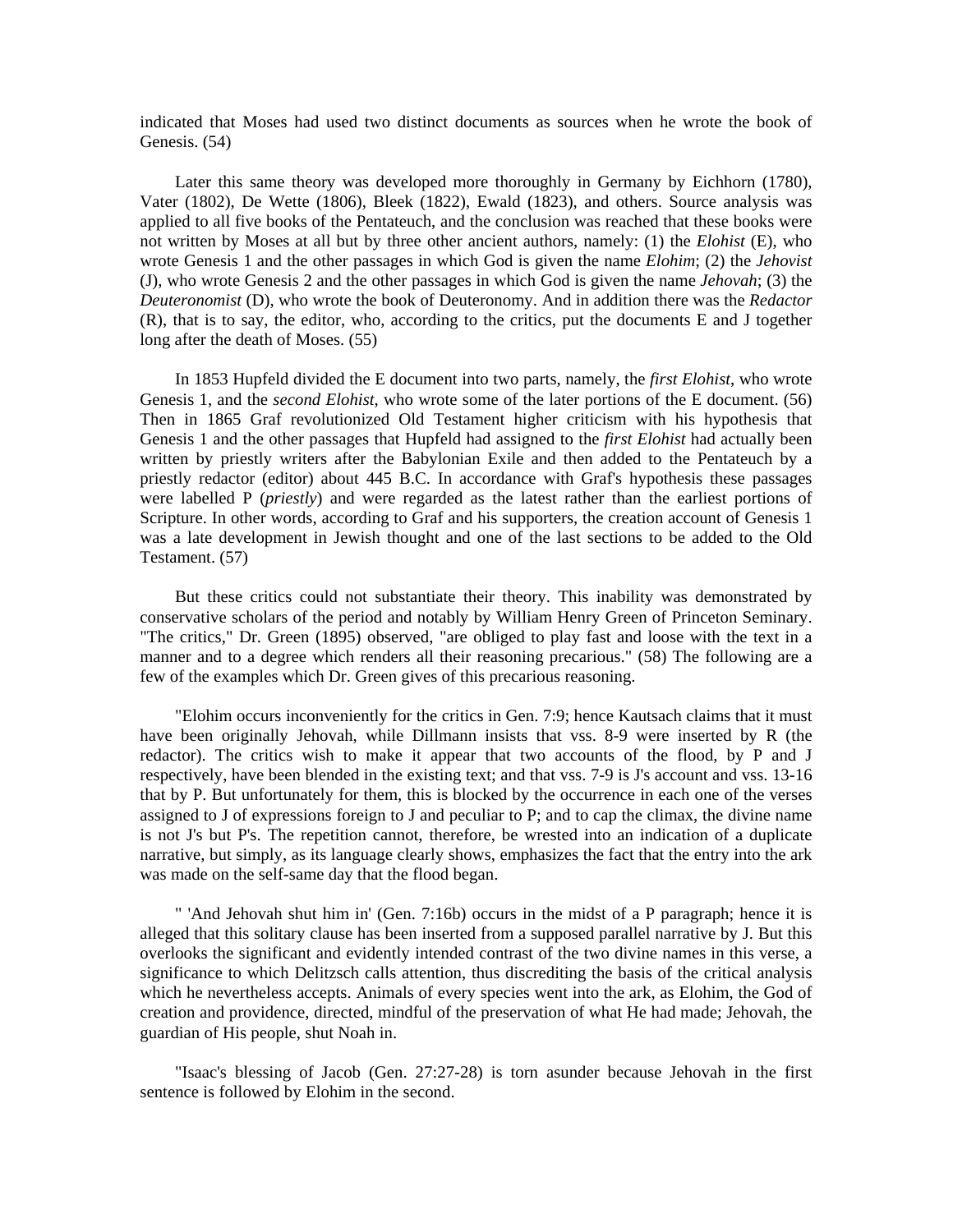indicated that Moses had used two distinct documents as sources when he wrote the book of Genesis. (54)

Later this same theory was developed more thoroughly in Germany by Eichhorn (1780), Vater (1802), De Wette (1806), Bleek (1822), Ewald (1823), and others. Source analysis was applied to all five books of the Pentateuch, and the conclusion was reached that these books were not written by Moses at all but by three other ancient authors, namely: (1) the *Elohist* (E), who wrote Genesis 1 and the other passages in which God is given the name *Elohim*; (2) the *Jehovist* (J), who wrote Genesis 2 and the other passages in which God is given the name *Jehovah*; (3) the *Deuteronomist* (D), who wrote the book of Deuteronomy. And in addition there was the *Redactor* (R), that is to say, the editor, who, according to the critics, put the documents E and J together long after the death of Moses. (55)

In 1853 Hupfeld divided the E document into two parts, namely, the *first Elohist*, who wrote Genesis 1, and the *second Elohist*, who wrote some of the later portions of the E document. (56) Then in 1865 Graf revolutionized Old Testament higher criticism with his hypothesis that Genesis 1 and the other passages that Hupfeld had assigned to the *first Elohist* had actually been written by priestly writers after the Babylonian Exile and then added to the Pentateuch by a priestly redactor (editor) about 445 B.C. In accordance with Graf's hypothesis these passages were labelled P (*priestly*) and were regarded as the latest rather than the earliest portions of Scripture. In other words, according to Graf and his supporters, the creation account of Genesis 1 was a late development in Jewish thought and one of the last sections to be added to the Old Testament. (57)

But these critics could not substantiate their theory. This inability was demonstrated by conservative scholars of the period and notably by William Henry Green of Princeton Seminary. "The critics," Dr. Green (1895) observed, "are obliged to play fast and loose with the text in a manner and to a degree which renders all their reasoning precarious." (58) The following are a few of the examples which Dr. Green gives of this precarious reasoning.

"Elohim occurs inconveniently for the critics in Gen. 7:9; hence Kautsach claims that it must have been originally Jehovah, while Dillmann insists that vss. 8-9 were inserted by R (the redactor). The critics wish to make it appear that two accounts of the flood, by P and J respectively, have been blended in the existing text; and that vss. 7-9 is J's account and vss. 13-16 that by P. But unfortunately for them, this is blocked by the occurrence in each one of the verses assigned to J of expressions foreign to J and peculiar to P; and to cap the climax, the divine name is not J's but P's. The repetition cannot, therefore, be wrested into an indication of a duplicate narrative, but simply, as its language clearly shows, emphasizes the fact that the entry into the ark was made on the self-same day that the flood began.

" 'And Jehovah shut him in' (Gen. 7:16b) occurs in the midst of a P paragraph; hence it is alleged that this solitary clause has been inserted from a supposed parallel narrative by J. But this overlooks the significant and evidently intended contrast of the two divine names in this verse, a significance to which Delitzsch calls attention, thus discrediting the basis of the critical analysis which he nevertheless accepts. Animals of every species went into the ark, as Elohim, the God of creation and providence, directed, mindful of the preservation of what He had made; Jehovah, the guardian of His people, shut Noah in.

"Isaac's blessing of Jacob (Gen. 27:27-28) is torn asunder because Jehovah in the first sentence is followed by Elohim in the second.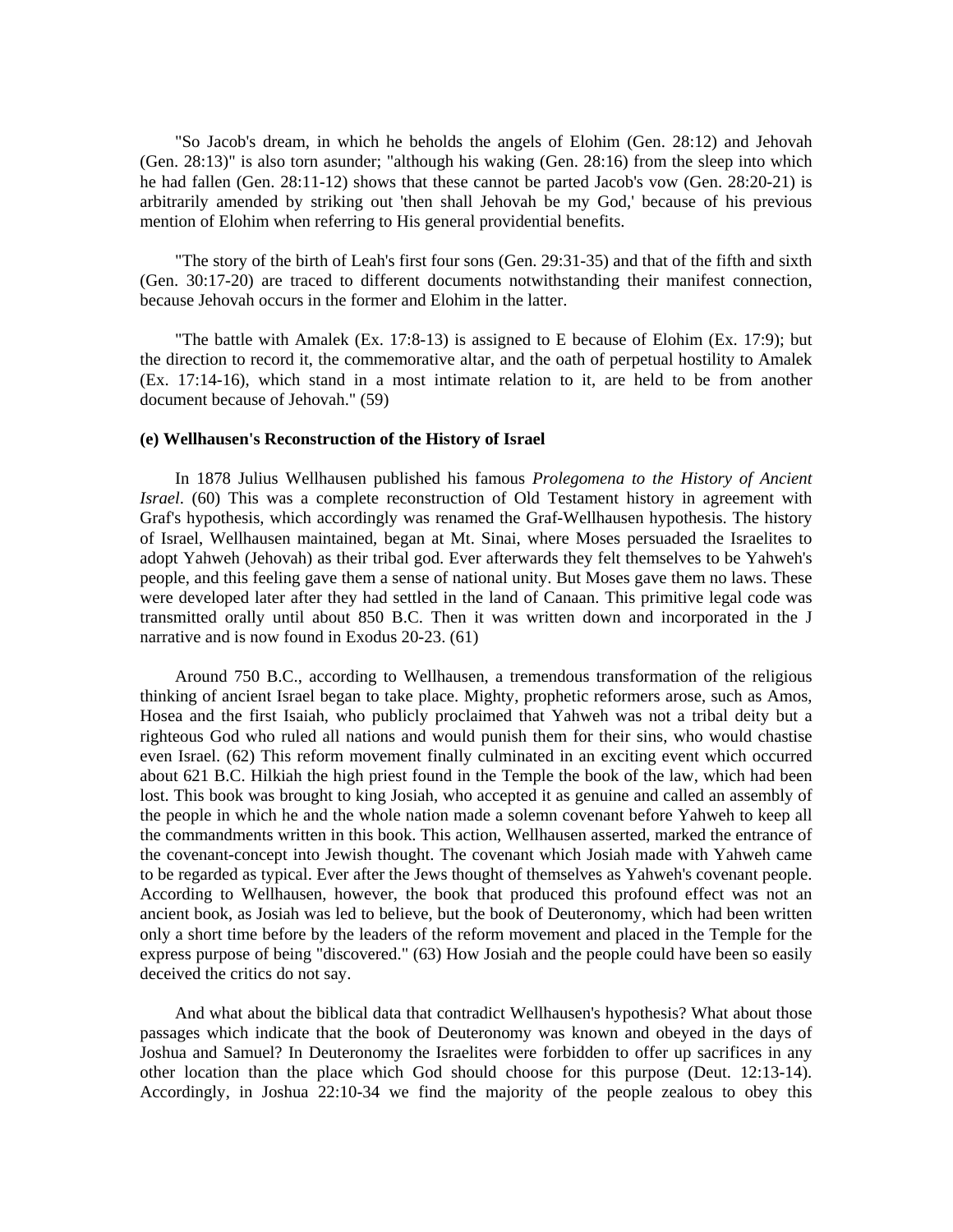"So Jacob's dream, in which he beholds the angels of Elohim (Gen. 28:12) and Jehovah (Gen. 28:13)" is also torn asunder; "although his waking (Gen. 28:16) from the sleep into which he had fallen (Gen. 28:11-12) shows that these cannot be parted Jacob's vow (Gen. 28:20-21) is arbitrarily amended by striking out 'then shall Jehovah be my God,' because of his previous mention of Elohim when referring to His general providential benefits.

"The story of the birth of Leah's first four sons (Gen. 29:31-35) and that of the fifth and sixth (Gen. 30:17-20) are traced to different documents notwithstanding their manifest connection, because Jehovah occurs in the former and Elohim in the latter.

"The battle with Amalek (Ex. 17:8-13) is assigned to E because of Elohim (Ex. 17:9); but the direction to record it, the commemorative altar, and the oath of perpetual hostility to Amalek (Ex. 17:14-16), which stand in a most intimate relation to it, are held to be from another document because of Jehovah." (59)

**(e) Wellhausen's Reconstruction of the History of Israel**

In 1878 Julius Wellhausen published his famous *Prolegomena to the History of Ancient Israel*. (60) This was a complete reconstruction of Old Testament history in agreement with Graf's hypothesis, which accordingly was renamed the Graf-Wellhausen hypothesis. The history of Israel, Wellhausen maintained, began at Mt. Sinai, where Moses persuaded the Israelites to adopt Yahweh (Jehovah) as their tribal god. Ever afterwards they felt themselves to be Yahweh's people, and this feeling gave them a sense of national unity. But Moses gave them no laws. These were developed later after they had settled in the land of Canaan. This primitive legal code was transmitted orally until about 850 B.C. Then it was written down and incorporated in the J narrative and is now found in Exodus 20-23. (61)

Around 750 B.C., according to Wellhausen, a tremendous transformation of the religious thinking of ancient Israel began to take place. Mighty, prophetic reformers arose, such as Amos, Hosea and the first Isaiah, who publicly proclaimed that Yahweh was not a tribal deity but a righteous God who ruled all nations and would punish them for their sins, who would chastise even Israel. (62) This reform movement finally culminated in an exciting event which occurred about 621 B.C. Hilkiah the high priest found in the Temple the book of the law, which had been lost. This book was brought to king Josiah, who accepted it as genuine and called an assembly of the people in which he and the whole nation made a solemn covenant before Yahweh to keep all the commandments written in this book. This action, Wellhausen asserted, marked the entrance of the covenant-concept into Jewish thought. The covenant which Josiah made with Yahweh came to be regarded as typical. Ever after the Jews thought of themselves as Yahweh's covenant people. According to Wellhausen, however, the book that produced this profound effect was not an ancient book, as Josiah was led to believe, but the book of Deuteronomy, which had been written only a short time before by the leaders of the reform movement and placed in the Temple for the express purpose of being "discovered." (63) How Josiah and the people could have been so easily deceived the critics do not say.

And what about the biblical data that contradict Wellhausen's hypothesis? What about those passages which indicate that the book of Deuteronomy was known and obeyed in the days of Joshua and Samuel? In Deuteronomy the Israelites were forbidden to offer up sacrifices in any other location than the place which God should choose for this purpose (Deut. 12:13-14). Accordingly, in Joshua 22:10-34 we find the majority of the people zealous to obey this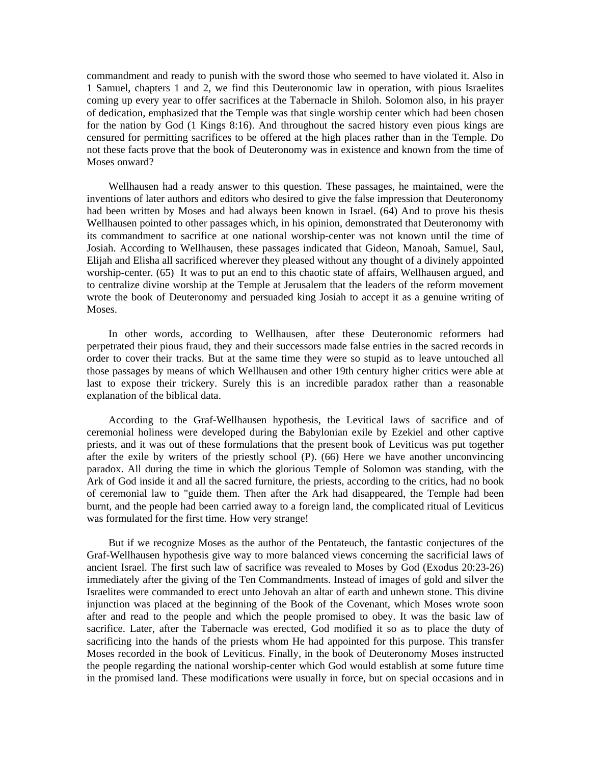commandment and ready to punish with the sword those who seemed to have violated it. Also in 1 Samuel, chapters 1 and 2, we find this Deuteronomic law in operation, with pious Israelites coming up every year to offer sacrifices at the Tabernacle in Shiloh. Solomon also, in his prayer of dedication, emphasized that the Temple was that single worship center which had been chosen for the nation by God (1 Kings 8:16). And throughout the sacred history even pious kings are censured for permitting sacrifices to be offered at the high places rather than in the Temple. Do not these facts prove that the book of Deuteronomy was in existence and known from the time of Moses onward?

Wellhausen had a ready answer to this question. These passages, he maintained, were the inventions of later authors and editors who desired to give the false impression that Deuteronomy had been written by Moses and had always been known in Israel. (64) And to prove his thesis Wellhausen pointed to other passages which, in his opinion, demonstrated that Deuteronomy with its commandment to sacrifice at one national worship-center was not known until the time of Josiah. According to Wellhausen, these passages indicated that Gideon, Manoah, Samuel, Saul, Elijah and Elisha all sacrificed wherever they pleased without any thought of a divinely appointed worship-center. (65) It was to put an end to this chaotic state of affairs, Wellhausen argued, and to centralize divine worship at the Temple at Jerusalem that the leaders of the reform movement wrote the book of Deuteronomy and persuaded king Josiah to accept it as a genuine writing of Moses.

In other words, according to Wellhausen, after these Deuteronomic reformers had perpetrated their pious fraud, they and their successors made false entries in the sacred records in order to cover their tracks. But at the same time they were so stupid as to leave untouched all those passages by means of which Wellhausen and other 19th century higher critics were able at last to expose their trickery. Surely this is an incredible paradox rather than a reasonable explanation of the biblical data.

According to the Graf-Wellhausen hypothesis, the Levitical laws of sacrifice and of ceremonial holiness were developed during the Babylonian exile by Ezekiel and other captive priests, and it was out of these formulations that the present book of Leviticus was put together after the exile by writers of the priestly school (P). (66) Here we have another unconvincing paradox. All during the time in which the glorious Temple of Solomon was standing, with the Ark of God inside it and all the sacred furniture, the priests, according to the critics, had no book of ceremonial law to "guide them. Then after the Ark had disappeared, the Temple had been burnt, and the people had been carried away to a foreign land, the complicated ritual of Leviticus was formulated for the first time. How very strange!

But if we recognize Moses as the author of the Pentateuch, the fantastic conjectures of the Graf-Wellhausen hypothesis give way to more balanced views concerning the sacrificial laws of ancient Israel. The first such law of sacrifice was revealed to Moses by God (Exodus 20:23-26) immediately after the giving of the Ten Commandments. Instead of images of gold and silver the Israelites were commanded to erect unto Jehovah an altar of earth and unhewn stone. This divine injunction was placed at the beginning of the Book of the Covenant, which Moses wrote soon after and read to the people and which the people promised to obey. It was the basic law of sacrifice. Later, after the Tabernacle was erected, God modified it so as to place the duty of sacrificing into the hands of the priests whom He had appointed for this purpose. This transfer Moses recorded in the book of Leviticus. Finally, in the book of Deuteronomy Moses instructed the people regarding the national worship-center which God would establish at some future time in the promised land. These modifications were usually in force, but on special occasions and in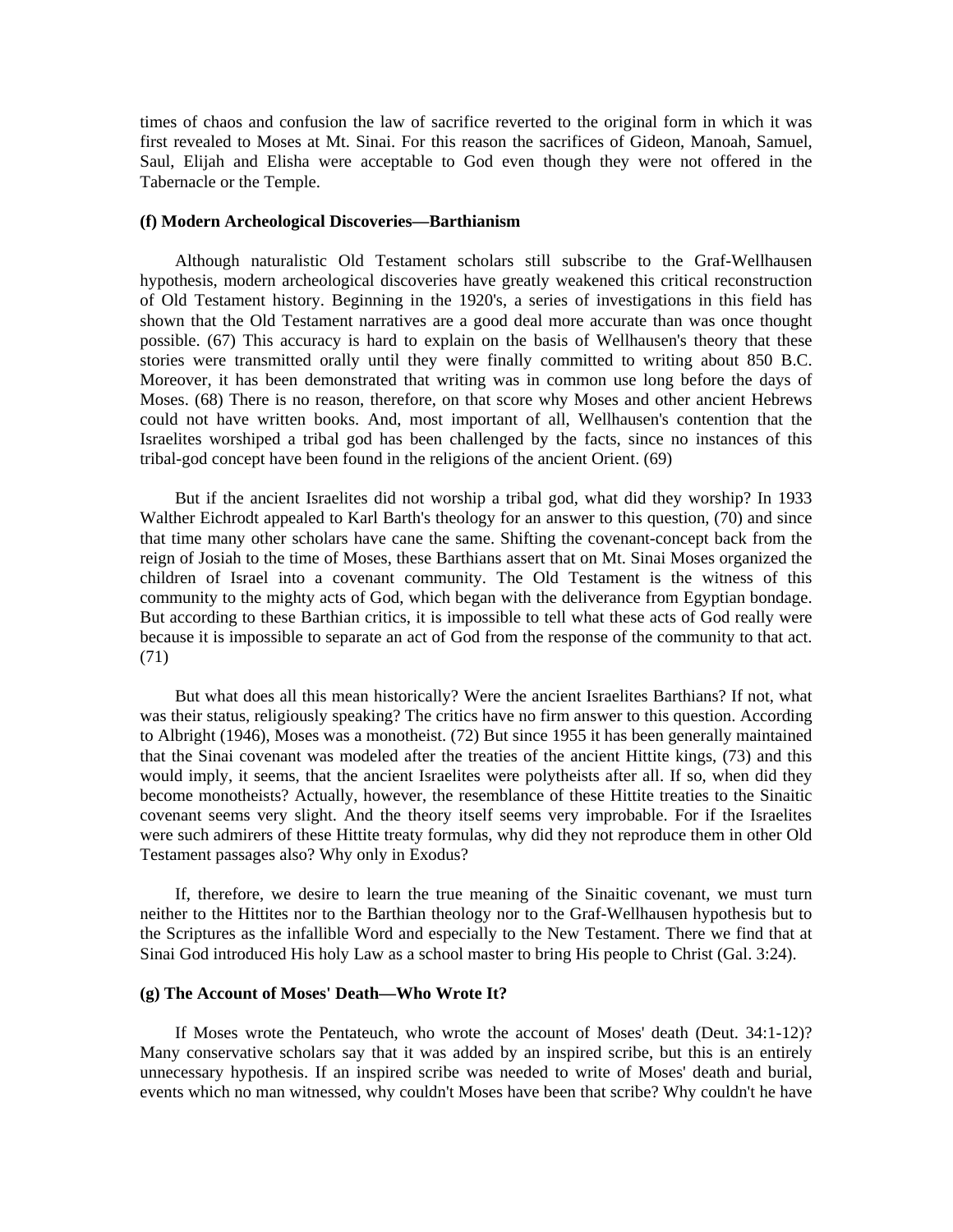times of chaos and confusion the law of sacrifice reverted to the original form in which it was first revealed to Moses at Mt. Sinai. For this reason the sacrifices of Gideon, Manoah, Samuel, Saul, Elijah and Elisha were acceptable to God even though they were not offered in the Tabernacle or the Temple.

**(f) Modern Archeological Discoveries—Barthianism**

Although naturalistic Old Testament scholars still subscribe to the Graf-Wellhausen hypothesis, modern archeological discoveries have greatly weakened this critical reconstruction of Old Testament history. Beginning in the 1920's, a series of investigations in this field has shown that the Old Testament narratives are a good deal more accurate than was once thought possible. (67) This accuracy is hard to explain on the basis of Wellhausen's theory that these stories were transmitted orally until they were finally committed to writing about 850 B.C. Moreover, it has been demonstrated that writing was in common use long before the days of Moses. (68) There is no reason, therefore, on that score why Moses and other ancient Hebrews could not have written books. And, most important of all, Wellhausen's contention that the Israelites worshiped a tribal god has been challenged by the facts, since no instances of this tribal-god concept have been found in the religions of the ancient Orient. (69)

But if the ancient Israelites did not worship a tribal god, what did they worship? In 1933 Walther Eichrodt appealed to Karl Barth's theology for an answer to this question, (70) and since that time many other scholars have cane the same. Shifting the covenant-concept back from the reign of Josiah to the time of Moses, these Barthians assert that on Mt. Sinai Moses organized the children of Israel into a covenant community. The Old Testament is the witness of this community to the mighty acts of God, which began with the deliverance from Egyptian bondage. But according to these Barthian critics, it is impossible to tell what these acts of God really were because it is impossible to separate an act of God from the response of the community to that act. (71)

But what does all this mean historically? Were the ancient Israelites Barthians? If not, what was their status, religiously speaking? The critics have no firm answer to this question. According to Albright (1946), Moses was a monotheist. (72) But since 1955 it has been generally maintained that the Sinai covenant was modeled after the treaties of the ancient Hittite kings, (73) and this would imply, it seems, that the ancient Israelites were polytheists after all. If so, when did they become monotheists? Actually, however, the resemblance of these Hittite treaties to the Sinaitic covenant seems very slight. And the theory itself seems very improbable. For if the Israelites were such admirers of these Hittite treaty formulas, why did they not reproduce them in other Old Testament passages also? Why only in Exodus?

If, therefore, we desire to learn the true meaning of the Sinaitic covenant, we must turn neither to the Hittites nor to the Barthian theology nor to the Graf-Wellhausen hypothesis but to the Scriptures as the infallible Word and especially to the New Testament. There we find that at Sinai God introduced His holy Law as a school master to bring His people to Christ (Gal. 3:24).

**(g) The Account of Moses' Death—Who Wrote It?**

If Moses wrote the Pentateuch, who wrote the account of Moses' death (Deut. 34:1-12)? Many conservative scholars say that it was added by an inspired scribe, but this is an entirely unnecessary hypothesis. If an inspired scribe was needed to write of Moses' death and burial, events which no man witnessed, why couldn't Moses have been that scribe? Why couldn't he have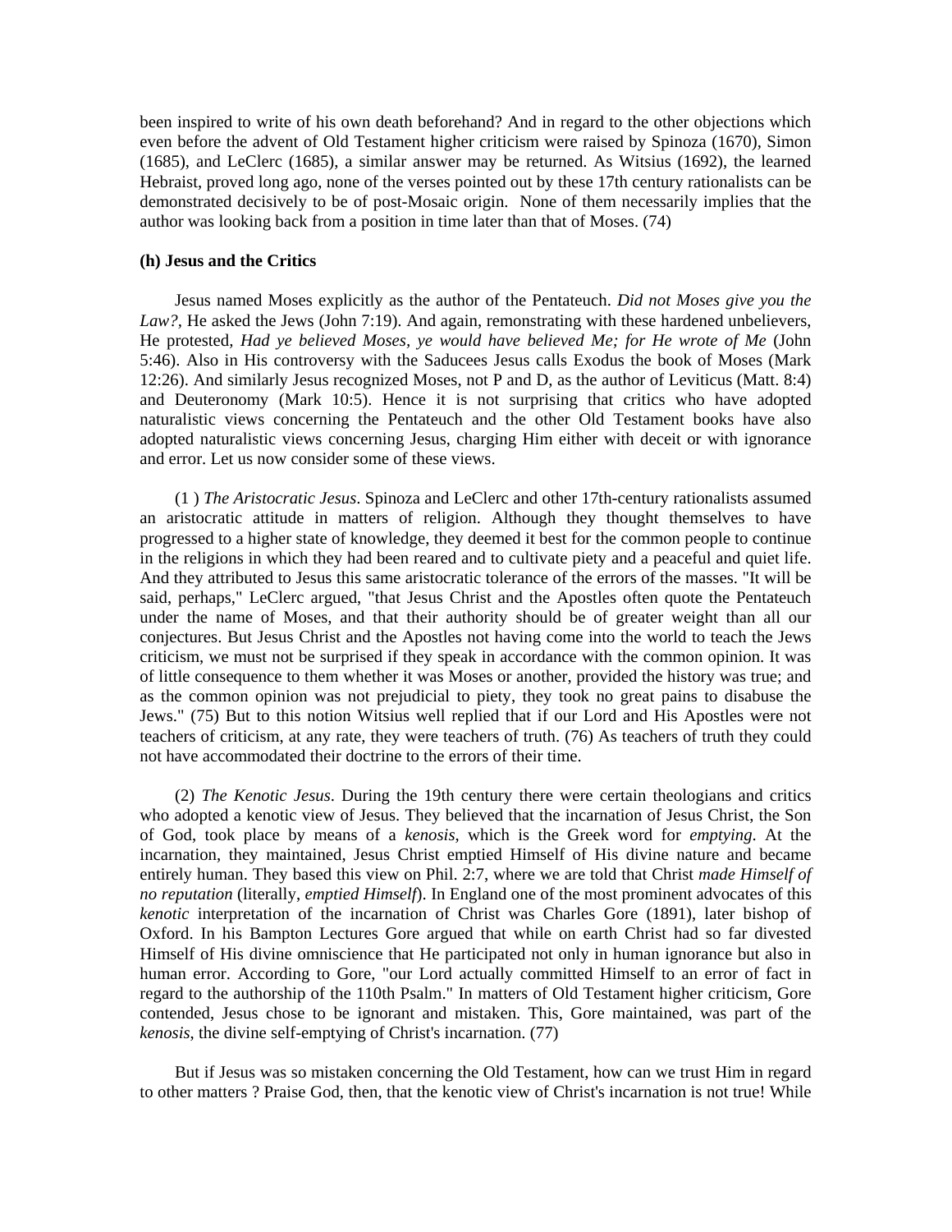been inspired to write of his own death beforehand? And in regard to the other objections which even before the advent of Old Testament higher criticism were raised by Spinoza (1670), Simon (1685), and LeClerc (1685), a similar answer may be returned. As Witsius (1692), the learned Hebraist, proved long ago, none of the verses pointed out by these 17th century rationalists can be demonstrated decisively to be of post-Mosaic origin. None of them necessarily implies that the author was looking back from a position in time later than that of Moses. (74)

**(h) Jesus and the Critics**

Jesus named Moses explicitly as the author of the Pentateuch. *Did not Moses give you the Law?*, He asked the Jews (John 7:19). And again, remonstrating with these hardened unbelievers, He protested, *Had ye believed Moses, ye would have believed Me; for He wrote of Me* (John 5:46). Also in His controversy with the Saducees Jesus calls Exodus the book of Moses (Mark 12:26). And similarly Jesus recognized Moses, not P and D, as the author of Leviticus (Matt. 8:4) and Deuteronomy (Mark 10:5). Hence it is not surprising that critics who have adopted naturalistic views concerning the Pentateuch and the other Old Testament books have also adopted naturalistic views concerning Jesus, charging Him either with deceit or with ignorance and error. Let us now consider some of these views.

(1 ) *The Aristocratic Jesus*. Spinoza and LeClerc and other 17th-century rationalists assumed an aristocratic attitude in matters of religion. Although they thought themselves to have progressed to a higher state of knowledge, they deemed it best for the common people to continue in the religions in which they had been reared and to cultivate piety and a peaceful and quiet life. And they attributed to Jesus this same aristocratic tolerance of the errors of the masses. "It will be said, perhaps," LeClerc argued, "that Jesus Christ and the Apostles often quote the Pentateuch under the name of Moses, and that their authority should be of greater weight than all our conjectures. But Jesus Christ and the Apostles not having come into the world to teach the Jews criticism, we must not be surprised if they speak in accordance with the common opinion. It was of little consequence to them whether it was Moses or another, provided the history was true; and as the common opinion was not prejudicial to piety, they took no great pains to disabuse the Jews." (75) But to this notion Witsius well replied that if our Lord and His Apostles were not teachers of criticism, at any rate, they were teachers of truth. (76) As teachers of truth they could not have accommodated their doctrine to the errors of their time.

(2) *The Kenotic Jesus*. During the 19th century there were certain theologians and critics who adopted a kenotic view of Jesus. They believed that the incarnation of Jesus Christ, the Son of God, took place by means of a *kenosis*, which is the Greek word for *emptying*. At the incarnation, they maintained, Jesus Christ emptied Himself of His divine nature and became entirely human. They based this view on Phil. 2:7, where we are told that Christ *made Himself of no reputation* (literally, *emptied Himself*). In England one of the most prominent advocates of this *kenotic* interpretation of the incarnation of Christ was Charles Gore (1891), later bishop of Oxford. In his Bampton Lectures Gore argued that while on earth Christ had so far divested Himself of His divine omniscience that He participated not only in human ignorance but also in human error. According to Gore, "our Lord actually committed Himself to an error of fact in regard to the authorship of the 110th Psalm." In matters of Old Testament higher criticism, Gore contended, Jesus chose to be ignorant and mistaken. This, Gore maintained, was part of the *kenosis*, the divine self-emptying of Christ's incarnation. (77)

But if Jesus was so mistaken concerning the Old Testament, how can we trust Him in regard to other matters ? Praise God, then, that the kenotic view of Christ's incarnation is not true! While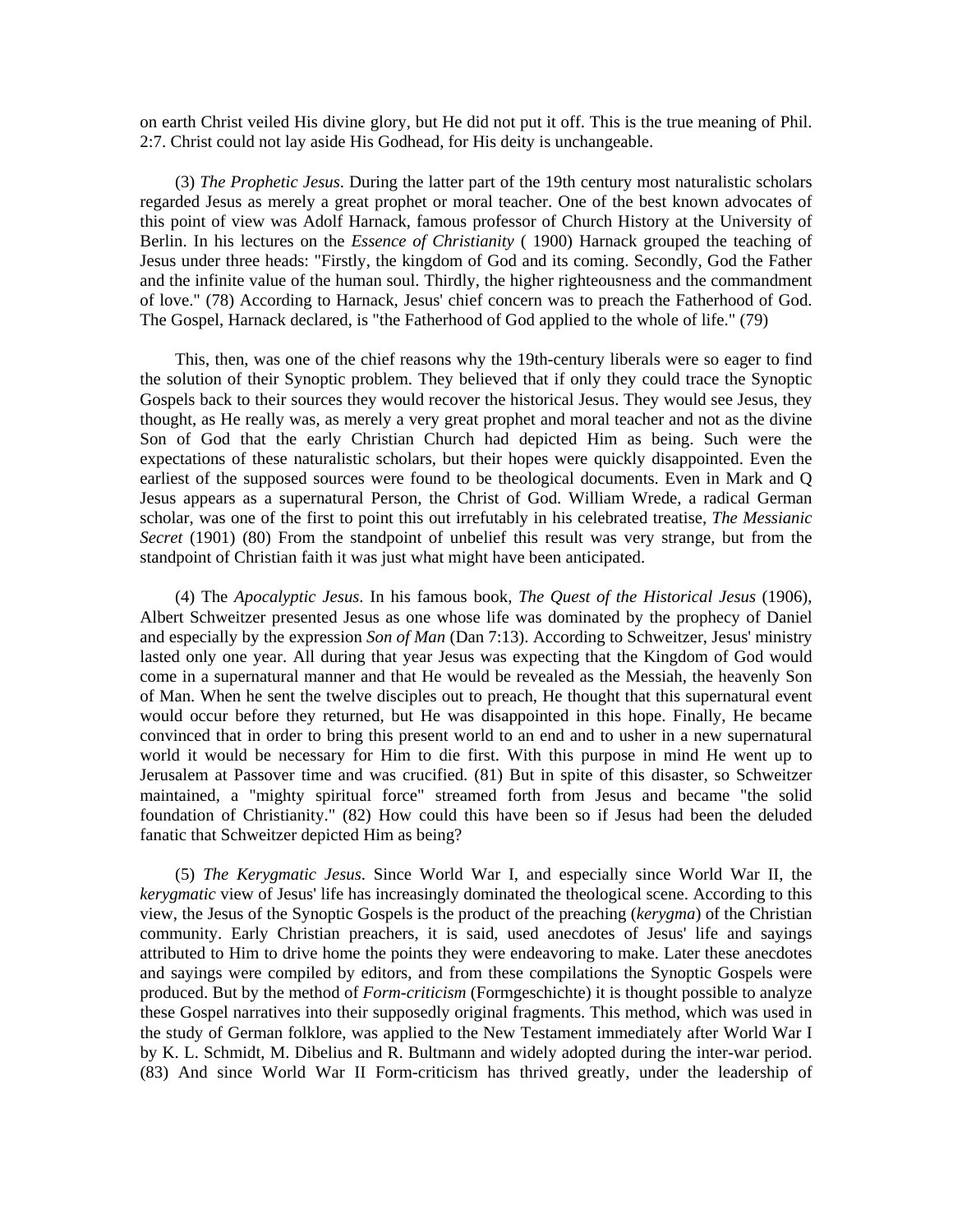on earth Christ veiled His divine glory, but He did not put it off. This is the true meaning of Phil. 2:7. Christ could not lay aside His Godhead, for His deity is unchangeable.

(3) *The Prophetic Jesus*. During the latter part of the 19th century most naturalistic scholars regarded Jesus as merely a great prophet or moral teacher. One of the best known advocates of this point of view was Adolf Harnack, famous professor of Church History at the University of Berlin. In his lectures on the *Essence of Christianity* ( 1900) Harnack grouped the teaching of Jesus under three heads: "Firstly, the kingdom of God and its coming. Secondly, God the Father and the infinite value of the human soul. Thirdly, the higher righteousness and the commandment of love." (78) According to Harnack, Jesus' chief concern was to preach the Fatherhood of God. The Gospel, Harnack declared, is "the Fatherhood of God applied to the whole of life." (79)

This, then, was one of the chief reasons why the 19th-century liberals were so eager to find the solution of their Synoptic problem. They believed that if only they could trace the Synoptic Gospels back to their sources they would recover the historical Jesus. They would see Jesus, they thought, as He really was, as merely a very great prophet and moral teacher and not as the divine Son of God that the early Christian Church had depicted Him as being. Such were the expectations of these naturalistic scholars, but their hopes were quickly disappointed. Even the earliest of the supposed sources were found to be theological documents. Even in Mark and Q Jesus appears as a supernatural Person, the Christ of God. William Wrede, a radical German scholar, was one of the first to point this out irrefutably in his celebrated treatise, *The Messianic Secret* (1901) (80) From the standpoint of unbelief this result was very strange, but from the standpoint of Christian faith it was just what might have been anticipated.

(4) The *Apocalyptic Jesus*. In his famous book, *The Quest of the Historical Jesus* (1906), Albert Schweitzer presented Jesus as one whose life was dominated by the prophecy of Daniel and especially by the expression *Son of Man* (Dan 7:13). According to Schweitzer, Jesus' ministry lasted only one year. All during that year Jesus was expecting that the Kingdom of God would come in a supernatural manner and that He would be revealed as the Messiah, the heavenly Son of Man. When he sent the twelve disciples out to preach, He thought that this supernatural event would occur before they returned, but He was disappointed in this hope. Finally, He became convinced that in order to bring this present world to an end and to usher in a new supernatural world it would be necessary for Him to die first. With this purpose in mind He went up to Jerusalem at Passover time and was crucified. (81) But in spite of this disaster, so Schweitzer maintained, a "mighty spiritual force" streamed forth from Jesus and became "the solid foundation of Christianity." (82) How could this have been so if Jesus had been the deluded fanatic that Schweitzer depicted Him as being?

(5) *The Kerygmatic Jesus*. Since World War I, and especially since World War II, the *kerygmatic* view of Jesus' life has increasingly dominated the theological scene. According to this view, the Jesus of the Synoptic Gospels is the product of the preaching (*kerygma*) of the Christian community. Early Christian preachers, it is said, used anecdotes of Jesus' life and sayings attributed to Him to drive home the points they were endeavoring to make. Later these anecdotes and sayings were compiled by editors, and from these compilations the Synoptic Gospels were produced. But by the method of *Form-criticism* (Formgeschichte) it is thought possible to analyze these Gospel narratives into their supposedly original fragments. This method, which was used in the study of German folklore, was applied to the New Testament immediately after World War I by K. L. Schmidt, M. Dibelius and R. Bultmann and widely adopted during the inter-war period. (83) And since World War II Form-criticism has thrived greatly, under the leadership of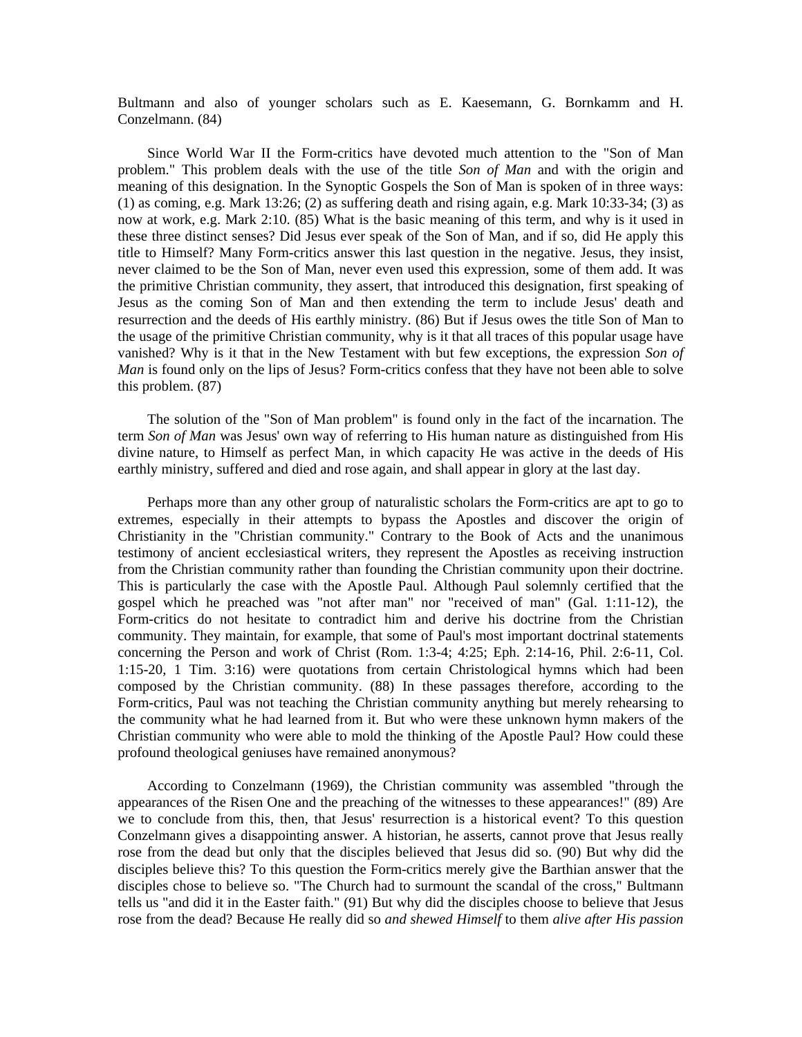Bultmann and also of younger scholars such as E. Kaesemann, G. Bornkamm and H. Conzelmann. (84)

Since World War II the Form-critics have devoted much attention to the "Son of Man problem." This problem deals with the use of the title *Son of Man* and with the origin and meaning of this designation. In the Synoptic Gospels the Son of Man is spoken of in three ways: (1) as coming, e.g. Mark 13:26; (2) as suffering death and rising again, e.g. Mark 10:33-34; (3) as now at work, e.g. Mark 2:10. (85) What is the basic meaning of this term, and why is it used in these three distinct senses? Did Jesus ever speak of the Son of Man, and if so, did He apply this title to Himself? Many Form-critics answer this last question in the negative. Jesus, they insist, never claimed to be the Son of Man, never even used this expression, some of them add. It was the primitive Christian community, they assert, that introduced this designation, first speaking of Jesus as the coming Son of Man and then extending the term to include Jesus' death and resurrection and the deeds of His earthly ministry. (86) But if Jesus owes the title Son of Man to the usage of the primitive Christian community, why is it that all traces of this popular usage have vanished? Why is it that in the New Testament with but few exceptions, the expression *Son of Man* is found only on the lips of Jesus? Form-critics confess that they have not been able to solve this problem. (87)

The solution of the "Son of Man problem" is found only in the fact of the incarnation. The term *Son of Man* was Jesus' own way of referring to His human nature as distinguished from His divine nature, to Himself as perfect Man, in which capacity He was active in the deeds of His earthly ministry, suffered and died and rose again, and shall appear in glory at the last day.

Perhaps more than any other group of naturalistic scholars the Form-critics are apt to go to extremes, especially in their attempts to bypass the Apostles and discover the origin of Christianity in the "Christian community." Contrary to the Book of Acts and the unanimous testimony of ancient ecclesiastical writers, they represent the Apostles as receiving instruction from the Christian community rather than founding the Christian community upon their doctrine. This is particularly the case with the Apostle Paul. Although Paul solemnly certified that the gospel which he preached was "not after man" nor "received of man" (Gal. 1:11-12), the Form-critics do not hesitate to contradict him and derive his doctrine from the Christian community. They maintain, for example, that some of Paul's most important doctrinal statements concerning the Person and work of Christ (Rom. 1:3-4; 4:25; Eph. 2:14-16, Phil. 2:6-11, Col. 1:15-20, 1 Tim. 3:16) were quotations from certain Christological hymns which had been composed by the Christian community. (88) In these passages therefore, according to the Form-critics, Paul was not teaching the Christian community anything but merely rehearsing to the community what he had learned from it. But who were these unknown hymn makers of the Christian community who were able to mold the thinking of the Apostle Paul? How could these profound theological geniuses have remained anonymous?

According to Conzelmann (1969), the Christian community was assembled "through the appearances of the Risen One and the preaching of the witnesses to these appearances!" (89) Are we to conclude from this, then, that Jesus' resurrection is a historical event? To this question Conzelmann gives a disappointing answer. A historian, he asserts, cannot prove that Jesus really rose from the dead but only that the disciples believed that Jesus did so. (90) But why did the disciples believe this? To this question the Form-critics merely give the Barthian answer that the disciples chose to believe so. "The Church had to surmount the scandal of the cross," Bultmann tells us "and did it in the Easter faith." (91) But why did the disciples choose to believe that Jesus rose from the dead? Because He really did so *and shewed Himself* to them *alive after His passion*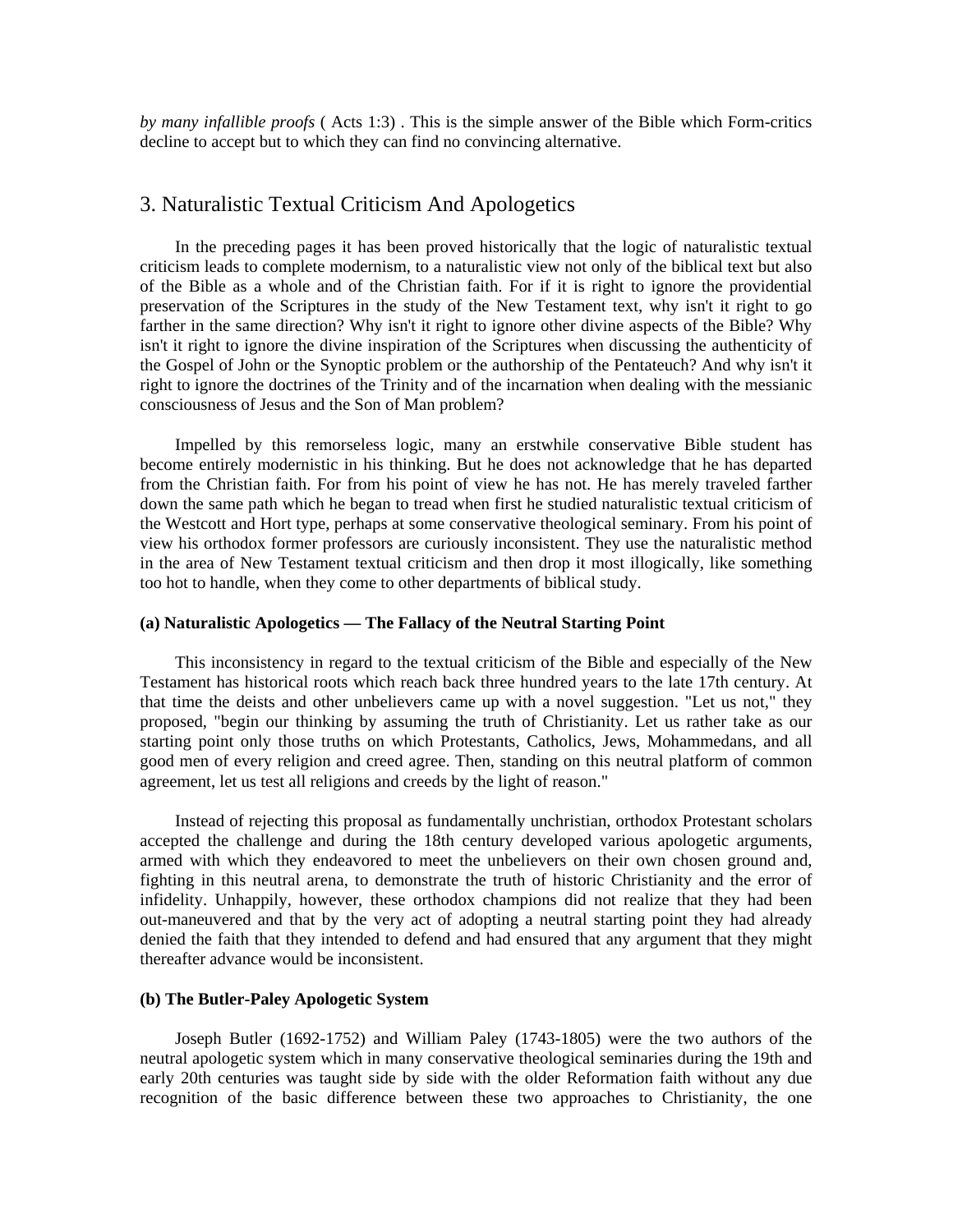*by many infallible proofs* ( Acts 1:3) . This is the simple answer of the Bible which Form-critics decline to accept but to which they can find no convincing alternative.

## 3. Naturalistic Textual Criticism And Apologetics

In the preceding pages it has been proved historically that the logic of naturalistic textual criticism leads to complete modernism, to a naturalistic view not only of the biblical text but also of the Bible as a whole and of the Christian faith. For if it is right to ignore the providential preservation of the Scriptures in the study of the New Testament text, why isn't it right to go farther in the same direction? Why isn't it right to ignore other divine aspects of the Bible? Why isn't it right to ignore the divine inspiration of the Scriptures when discussing the authenticity of the Gospel of John or the Synoptic problem or the authorship of the Pentateuch? And why isn't it right to ignore the doctrines of the Trinity and of the incarnation when dealing with the messianic consciousness of Jesus and the Son of Man problem?

Impelled by this remorseless logic, many an erstwhile conservative Bible student has become entirely modernistic in his thinking. But he does not acknowledge that he has departed from the Christian faith. For from his point of view he has not. He has merely traveled farther down the same path which he began to tread when first he studied naturalistic textual criticism of the Westcott and Hort type, perhaps at some conservative theological seminary. From his point of view his orthodox former professors are curiously inconsistent. They use the naturalistic method in the area of New Testament textual criticism and then drop it most illogically, like something too hot to handle, when they come to other departments of biblical study.

#### (a) Naturalistic Apologetics — The Fallacy of the Neutral Starting Point

This inconsistency in regard to the textual criticism of the Bible and especially of the New Testament has historical roots which reach back three hundred years to the late 17th century. At that time the deists and other unbelievers came up with a novel suggestion. "Let us not," they proposed, "begin our thinking by assuming the truth of Christianity. Let us rather take as our starting point only those truths on which Protestants, Catholics, Jews, Mohammedans, and all good men of every religion and creed agree. Then, standing on this neutral platform of common agreement, let us test all religions and creeds by the light of reason."

Instead of rejecting this proposal as fundamentally unchristian, orthodox Protestant scholars accepted the challenge and during the 18th century developed various apologetic arguments, armed with which they endeavored to meet the unbelievers on their own chosen ground and, fighting in this neutral arena, to demonstrate the truth of historic Christianity and the error of infidelity. Unhappily, however, these orthodox champions did not realize that they had been out-maneuvered and that by the very act of adopting a neutral starting point they had already denied the faith that they intended to defend and had ensured that any argument that they might thereafter advance would be inconsistent.

#### (b) The Butler-Paley Apologetic System

Joseph Butler (1692-1752) and William Paley (1743-1805) were the two authors of the neutral apologetic system which in many conservative theological seminaries during the 19th and early 20th centuries was taught side by side with the older Reformation faith without any due recognition of the basic difference between these two approaches to Christianity, the one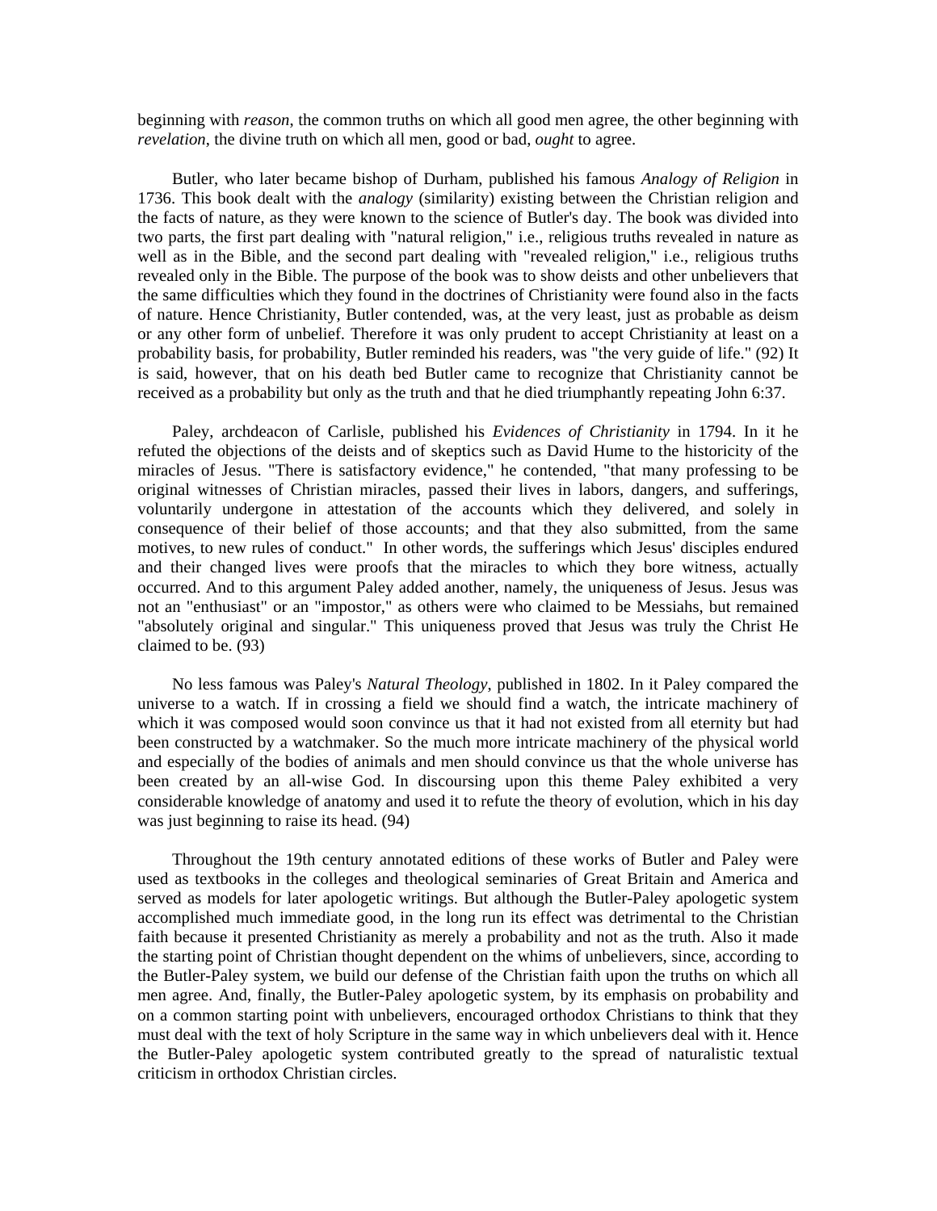beginning with *reason*, the common truths on which all good men agree, the other beginning with *revelation*, the divine truth on which all men, good or bad, *ought* to agree.

Butler, who later became bishop of Durham, published his famous *Analogy of Religion* in 1736. This book dealt with the *analogy* (similarity) existing between the Christian religion and the facts of nature, as they were known to the science of Butler's day. The book was divided into two parts, the first part dealing with "natural religion," i.e., religious truths revealed in nature as well as in the Bible, and the second part dealing with "revealed religion," i.e., religious truths revealed only in the Bible. The purpose of the book was to show deists and other unbelievers that the same difficulties which they found in the doctrines of Christianity were found also in the facts of nature. Hence Christianity, Butler contended, was, at the very least, just as probable as deism or any other form of unbelief. Therefore it was only prudent to accept Christianity at least on a probability basis, for probability, Butler reminded his readers, was "the very guide of life." (92) It is said, however, that on his death bed Butler came to recognize that Christianity cannot be received as a probability but only as the truth and that he died triumphantly repeating John 6:37.

Paley, archdeacon of Carlisle, published his *Evidences of Christianity* in 1794. In it he refuted the objections of the deists and of skeptics such as David Hume to the historicity of the miracles of Jesus. "There is satisfactory evidence," he contended, "that many professing to be original witnesses of Christian miracles, passed their lives in labors, dangers, and sufferings, voluntarily undergone in attestation of the accounts which they delivered, and solely in consequence of their belief of those accounts; and that they also submitted, from the same motives, to new rules of conduct." In other words, the sufferings which Jesus' disciples endured and their changed lives were proofs that the miracles to which they bore witness, actually occurred. And to this argument Paley added another, namely, the uniqueness of Jesus. Jesus was not an "enthusiast" or an "impostor," as others were who claimed to be Messiahs, but remained "absolutely original and singular." This uniqueness proved that Jesus was truly the Christ He claimed to be. (93)

No less famous was Paley's *Natural Theology*, published in 1802. In it Paley compared the universe to a watch. If in crossing a field we should find a watch, the intricate machinery of which it was composed would soon convince us that it had not existed from all eternity but had been constructed by a watchmaker. So the much more intricate machinery of the physical world and especially of the bodies of animals and men should convince us that the whole universe has been created by an all-wise God. In discoursing upon this theme Paley exhibited a very considerable knowledge of anatomy and used it to refute the theory of evolution, which in his day was just beginning to raise its head. (94)

Throughout the 19th century annotated editions of these works of Butler and Paley were used as textbooks in the colleges and theological seminaries of Great Britain and America and served as models for later apologetic writings. But although the Butler-Paley apologetic system accomplished much immediate good, in the long run its effect was detrimental to the Christian faith because it presented Christianity as merely a probability and not as the truth. Also it made the starting point of Christian thought dependent on the whims of unbelievers, since, according to the Butler-Paley system, we build our defense of the Christian faith upon the truths on which all men agree. And, finally, the Butler-Paley apologetic system, by its emphasis on probability and on a common starting point with unbelievers, encouraged orthodox Christians to think that they must deal with the text of holy Scripture in the same way in which unbelievers deal with it. Hence the Butler-Paley apologetic system contributed greatly to the spread of naturalistic textual criticism in orthodox Christian circles.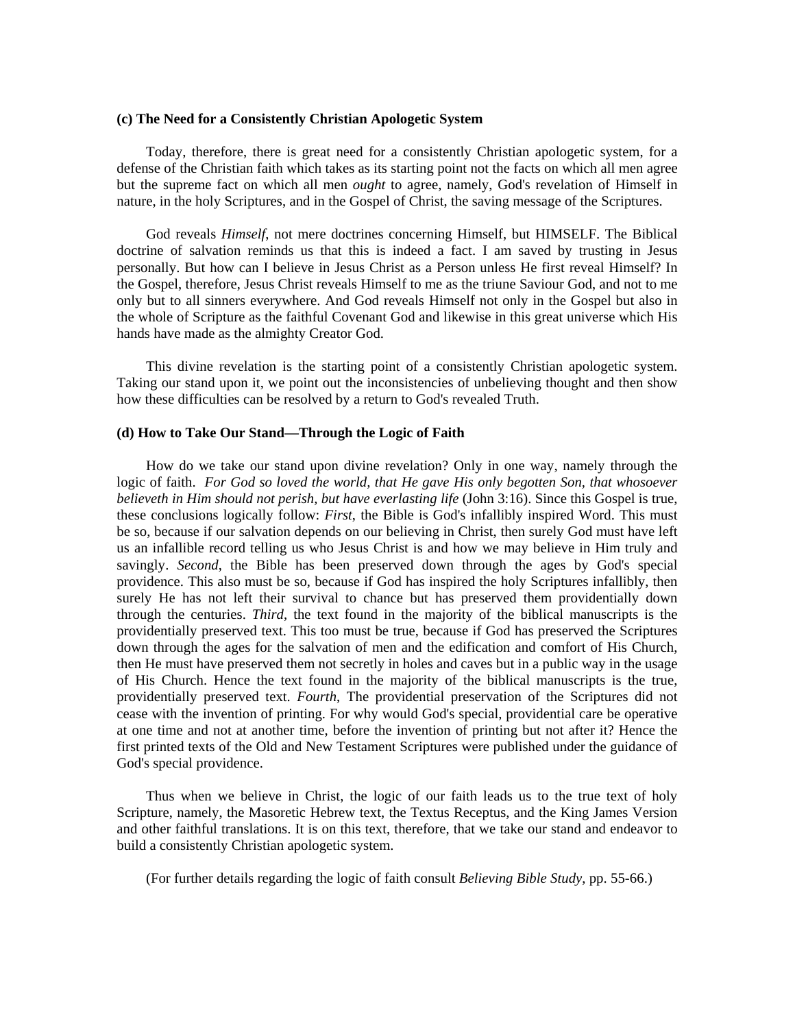### (c) The Need for a Consistently Christian Apologetic System

Today, therefore, there is great need for a consistently Christian apologetic system, for a defense of the Christian faith which takes as its starting point not the facts on which all men agree but the supreme fact on which all men *ought* to agree, namely, God's revelation of Himself in nature, in the holy Scriptures, and in the Gospel of Christ, the saving message of the Scriptures.

God reveals *Himself*, not mere doctrines concerning Himself, but HIMSELF. The Biblical doctrine of salvation reminds us that this is indeed a fact. I am saved by trusting in Jesus personally. But how can I believe in Jesus Christ as a Person unless He first reveal Himself? In the Gospel, therefore, Jesus Christ reveals Himself to me as the triune Saviour God, and not to me only but to all sinners everywhere. And God reveals Himself not only in the Gospel but also in the whole of Scripture as the faithful Covenant God and likewise in this great universe which His hands have made as the almighty Creator God.

This divine revelation is the starting point of a consistently Christian apologetic system. Taking our stand upon it, we point out the inconsistencies of unbelieving thought and then show how these difficulties can be resolved by a return to God's revealed Truth.

### (d) How to Take Our Stand—Through the Logic of Faith

How do we take our stand upon divine revelation? Only in one way, namely through the logic of faith. *For God so loved the world, that He gave His only begotten Son, that whosoever believeth in Him should not perish, but have everlasting life* (John 3:16). Since this Gospel is true, these conclusions logically follow: *First*, the Bible is God's infallibly inspired Word. This must be so, because if our salvation depends on our believing in Christ, then surely God must have left us an infallible record telling us who Jesus Christ is and how we may believe in Him truly and savingly. *Second*, the Bible has been preserved down through the ages by God's special providence. This also must be so, because if God has inspired the holy Scriptures infallibly, then surely He has not left their survival to chance but has preserved them providentially down through the centuries. *Third*, the text found in the majority of the biblical manuscripts is the providentially preserved text. This too must be true, because if God has preserved the Scriptures down through the ages for the salvation of men and the edification and comfort of His Church, then He must have preserved them not secretly in holes and caves but in a public way in the usage of His Church. Hence the text found in the majority of the biblical manuscripts is the true, providentially preserved text. *Fourth*, The providential preservation of the Scriptures did not cease with the invention of printing. For why would God's special, providential care be operative at one time and not at another time, before the invention of printing but not after it? Hence the first printed texts of the Old and New Testament Scriptures were published under the guidance of God's special providence.

Thus when we believe in Christ, the logic of our faith leads us to the true text of holy Scripture, namely, the Masoretic Hebrew text, the Textus Receptus, and the King James Version and other faithful translations. It is on this text, therefore, that we take our stand and endeavor to build a consistently Christian apologetic system.

(For further details regarding the logic of faith consult *Believing Bible Study*, pp. 55-66.)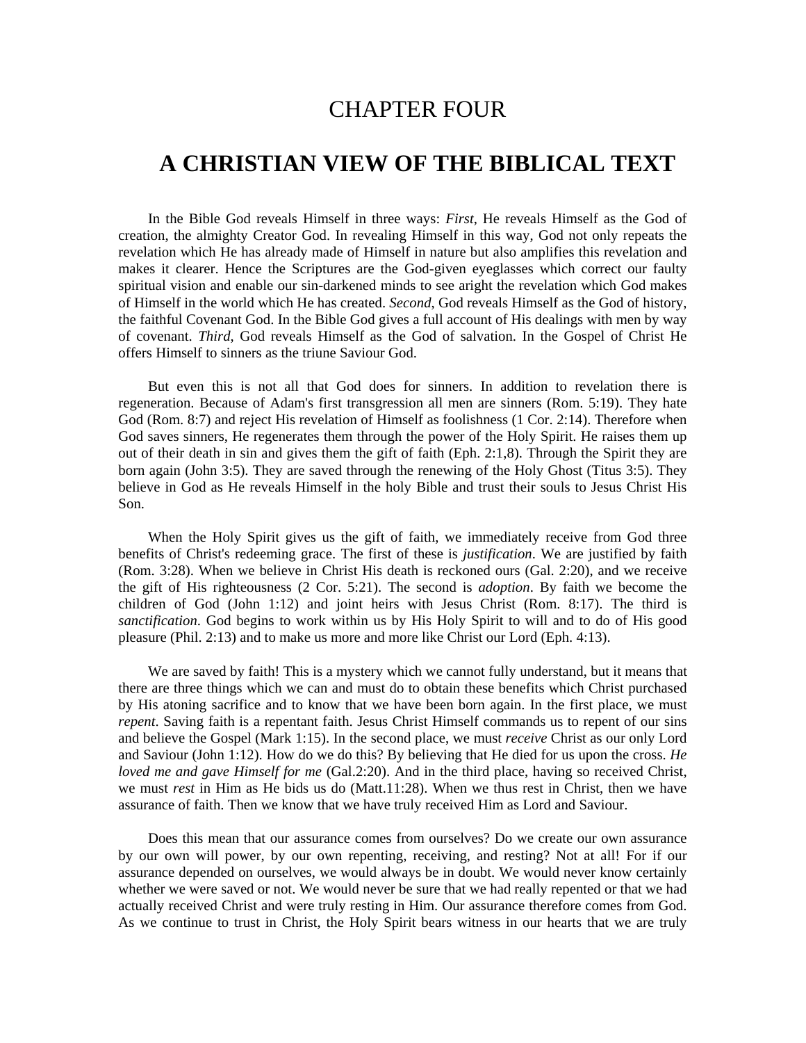# CHAPTER FOUR

# A CHRISTIAN VIEW OF THE BIBLICAL TEXT

In the Bible God reveals Himself in three ways: *First*, He reveals Himself as the God of creation, the almighty Creator God. In revealing Himself in this way, God not only repeats the revelation which He has already made of Himself in nature but also amplifies this revelation and makes it clearer. Hence the Scriptures are the God-given eyeglasses which correct our faulty spiritual vision and enable our sin-darkened minds to see aright the revelation which God makes of Himself in the world which He has created. *Second*, God reveals Himself as the God of history, the faithful Covenant God. In the Bible God gives a full account of His dealings with men by way of covenant. *Third*, God reveals Himself as the God of salvation. In the Gospel of Christ He offers Himself to sinners as the triune Saviour God.

But even this is not all that God does for sinners. In addition to revelation there is regeneration. Because of Adam's first transgression all men are sinners (Rom. 5:19). They hate God (Rom. 8:7) and reject His revelation of Himself as foolishness (1 Cor. 2:14). Therefore when God saves sinners, He regenerates them through the power of the Holy Spirit. He raises them up out of their death in sin and gives them the gift of faith (Eph. 2:1,8). Through the Spirit they are born again (John 3:5). They are saved through the renewing of the Holy Ghost (Titus 3:5). They believe in God as He reveals Himself in the holy Bible and trust their souls to Jesus Christ His Son.

When the Holy Spirit gives us the gift of faith, we immediately receive from God three benefits of Christ's redeeming grace. The first of these is *justification*. We are justified by faith (Rom. 3:28). When we believe in Christ His death is reckoned ours (Gal. 2:20), and we receive the gift of His righteousness (2 Cor. 5:21). The second is *adoption*. By faith we become the children of God (John 1:12) and joint heirs with Jesus Christ (Rom. 8:17). The third is *sanctification*. God begins to work within us by His Holy Spirit to will and to do of His good pleasure (Phil. 2:13) and to make us more and more like Christ our Lord (Eph. 4:13).

We are saved by faith! This is a mystery which we cannot fully understand, but it means that there are three things which we can and must do to obtain these benefits which Christ purchased by His atoning sacrifice and to know that we have been born again. In the first place, we must *repent*. Saving faith is a repentant faith. Jesus Christ Himself commands us to repent of our sins and believe the Gospel (Mark 1:15). In the second place, we must *receive* Christ as our only Lord and Saviour (John 1:12). How do we do this? By believing that He died for us upon the cross. *He loved me and gave Himself for me* (Gal.2:20). And in the third place, having so received Christ, we must *rest* in Him as He bids us do (Matt.11:28). When we thus rest in Christ, then we have assurance of faith. Then we know that we have truly received Him as Lord and Saviour.

Does this mean that our assurance comes from ourselves? Do we create our own assurance by our own will power, by our own repenting, receiving, and resting? Not at all! For if our assurance depended on ourselves, we would always be in doubt. We would never know certainly whether we were saved or not. We would never be sure that we had really repented or that we had actually received Christ and were truly resting in Him. Our assurance therefore comes from God. As we continue to trust in Christ, the Holy Spirit bears witness in our hearts that we are truly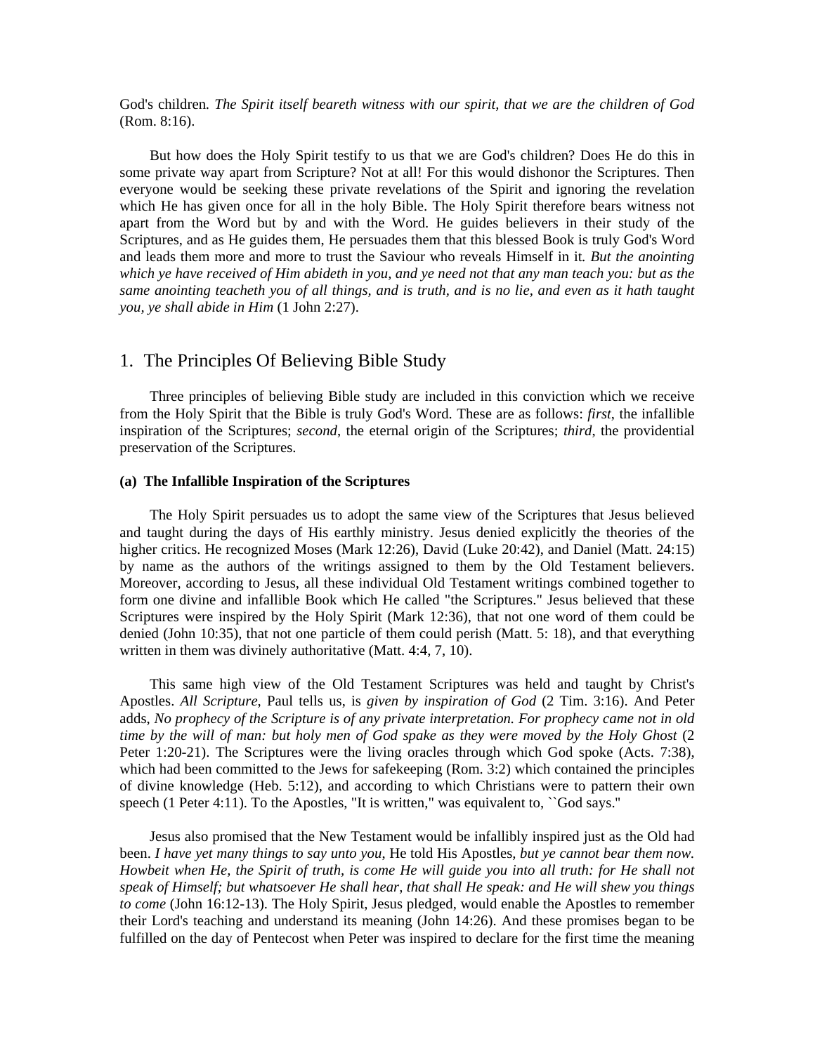God's children. *The Spirit itself beareth witness with our spirit, that we are the children of God* (Rom. 8:16).

But how does the Holy Spirit testify to us that we are God's children? Does He do this in some private way apart from Scripture? Not at all! For this would dishonor the Scriptures. Then everyone would be seeking these private revelations of the Spirit and ignoring the revelation which He has given once for all in the holy Bible. The Holy Spirit therefore bears witness not apart from the Word but by and with the Word. He guides believers in their study of the Scriptures, and as He guides them, He persuades them that this blessed Book is truly God's Word and leads them more and more to trust the Saviour who reveals Himself in it. *But the anointing which ye have received of Him abideth in you, and ye need not that any man teach you: but as the same anointing teacheth you of all things, and is truth, and is no lie, and even as it hath taught you, ye shall abide in Him* (1 John 2:27).

## 1. The Principles Of Believing Bible Study

Three principles of believing Bible study are included in this conviction which we receive from the Holy Spirit that the Bible is truly God's Word. These are as follows: *first*, the infallible inspiration of the Scriptures; *second*, the eternal origin of the Scriptures; *third*, the providential preservation of the Scriptures.

### (a) The Infallible Inspiration of the Scriptures

The Holy Spirit persuades us to adopt the same view of the Scriptures that Jesus believed and taught during the days of His earthly ministry. Jesus denied explicitly the theories of the higher critics. He recognized Moses (Mark 12:26), David (Luke 20:42), and Daniel (Matt. 24:15) by name as the authors of the writings assigned to them by the Old Testament believers. Moreover, according to Jesus, all these individual Old Testament writings combined together to form one divine and infallible Book which He called "the Scriptures." Jesus believed that these Scriptures were inspired by the Holy Spirit (Mark 12:36), that not one word of them could be denied (John 10:35), that not one particle of them could perish (Matt. 5: 18), and that everything written in them was divinely authoritative (Matt. 4:4, 7, 10).

This same high view of the Old Testament Scriptures was held and taught by Christ's Apostles. *All Scripture*, Paul tells us, is *given by inspiration of God* (2 Tim. 3:16). And Peter adds, *No prophecy of the Scripture is of any private interpretation. For prophecy came not in old time by the will of man: but holy men of God spake as they were moved by the Holy Ghost* (2 Peter 1:20-21). The Scriptures were the living oracles through which God spoke (Acts. 7:38), which had been committed to the Jews for safekeeping (Rom. 3:2) which contained the principles of divine knowledge (Heb. 5:12), and according to which Christians were to pattern their own speech (1 Peter 4:11). To the Apostles, "It is written," was equivalent to, ``God says."

Jesus also promised that the New Testament would be infallibly inspired just as the Old had been. *I have yet many things to say unto you*, He told His Apostles, *but ye cannot bear them now. Howbeit when He, the Spirit of truth, is come He will guide you into all truth: for He shall not speak of Himself; but whatsoever He shall hear, that shall He speak: and He will shew you things to come* (John 16:12-13). The Holy Spirit, Jesus pledged, would enable the Apostles to remember their Lord's teaching and understand its meaning (John 14:26). And these promises began to be fulfilled on the day of Pentecost when Peter was inspired to declare for the first time the meaning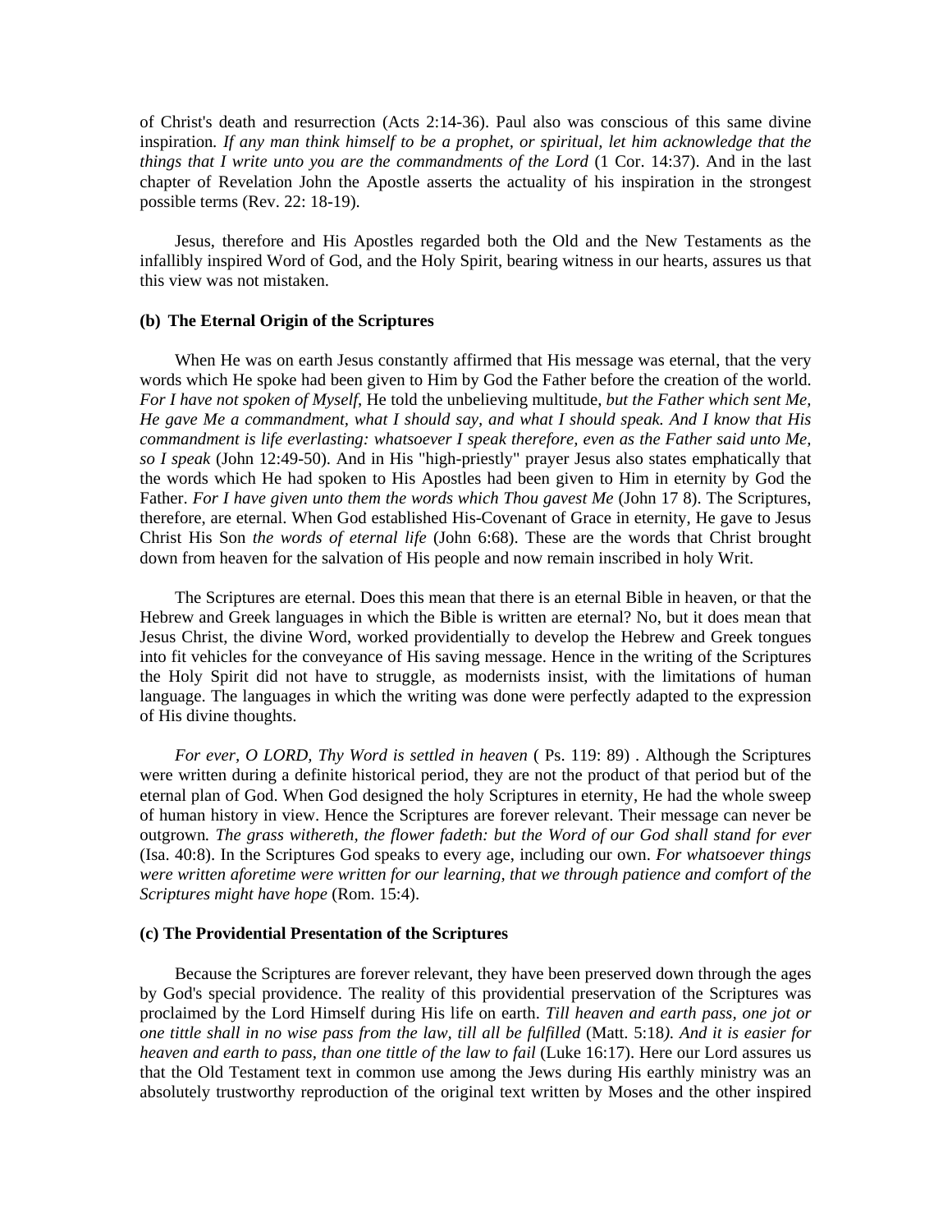of Christ's death and resurrection (Acts 2:14-36). Paul also was conscious of this same divine inspiration. *If any man think himself to be a prophet, or spiritual, let him acknowledge that the things that I write unto you are the commandments of the Lord* (1 Cor. 14:37). And in the last chapter of Revelation John the Apostle asserts the actuality of his inspiration in the strongest possible terms (Rev. 22: 18-19).

Jesus, therefore and His Apostles regarded both the Old and the New Testaments as the infallibly inspired Word of God, and the Holy Spirit, bearing witness in our hearts, assures us that this view was not mistaken.

**(b) The Eternal Origin of the Scriptures**

When He was on earth Jesus constantly affirmed that His message was eternal, that the very words which He spoke had been given to Him by God the Father before the creation of the world. *For I have not spoken of Myself,* He told the unbelieving multitude, *but the Father which sent Me, He gave Me a commandment, what I should say, and what I should speak. And I know that His commandment is life everlasting: whatsoever I speak therefore, even as the Father said unto Me, so I speak* (John 12:49-50). And in His "high-priestly" prayer Jesus also states emphatically that the words which He had spoken to His Apostles had been given to Him in eternity by God the Father. *For I have given unto them the words which Thou gavest Me* (John 17 8). The Scriptures, therefore, are eternal. When God established His-Covenant of Grace in eternity, He gave to Jesus Christ His Son *the words of eternal life* (John 6:68). These are the words that Christ brought down from heaven for the salvation of His people and now remain inscribed in holy Writ.

The Scriptures are eternal. Does this mean that there is an eternal Bible in heaven, or that the Hebrew and Greek languages in which the Bible is written are eternal? No, but it does mean that Jesus Christ, the divine Word, worked providentially to develop the Hebrew and Greek tongues into fit vehicles for the conveyance of His saving message. Hence in the writing of the Scriptures the Holy Spirit did not have to struggle, as modernists insist, with the limitations of human language. The languages in which the writing was done were perfectly adapted to the expression of His divine thoughts.

*For ever, O LORD, Thy Word is settled in heaven* ( Ps. 119: 89) . Although the Scriptures were written during a definite historical period, they are not the product of that period but of the eternal plan of God. When God designed the holy Scriptures in eternity, He had the whole sweep of human history in view. Hence the Scriptures are forever relevant. Their message can never be outgrown. *The grass withereth, the flower fadeth: but the Word of our God shall stand for ever* (Isa. 40:8). In the Scriptures God speaks to every age, including our own. *For whatsoever things were written aforetime were written for our learning, that we through patience and comfort of the Scriptures might have hope* (Rom. 15:4).

**(c) The Providential Presentation of the Scriptures**

Because the Scriptures are forever relevant, they have been preserved down through the ages by God's special providence. The reality of this providential preservation of the Scriptures was proclaimed by the Lord Himself during His life on earth. *Till heaven and earth pass, one jot or one tittle shall in no wise pass from the law, till all be fulfilled* (Matt. 5:18*). And it is easier for heaven and earth to pass, than one tittle of the law to fail* (Luke 16:17). Here our Lord assures us that the Old Testament text in common use among the Jews during His earthly ministry was an absolutely trustworthy reproduction of the original text written by Moses and the other inspired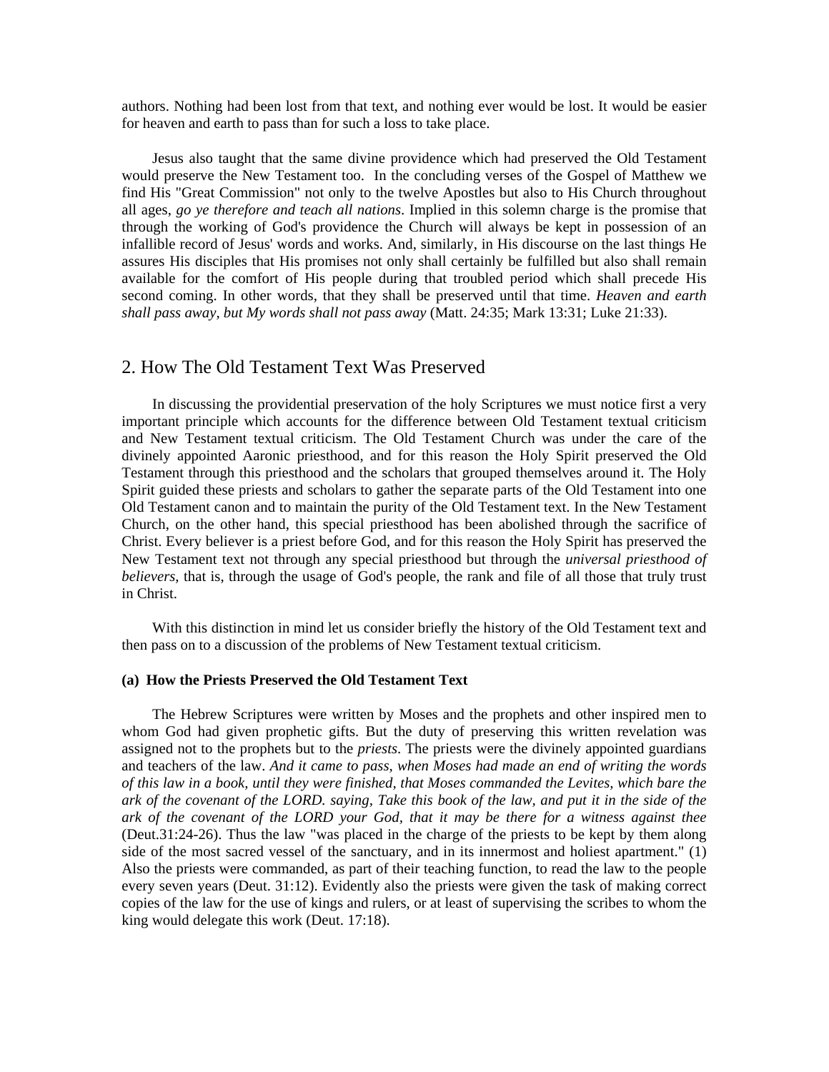authors. Nothing had been lost from that text, and nothing ever would be lost. It would be easier for heaven and earth to pass than for such a loss to take place.

Jesus also taught that the same divine providence which had preserved the Old Testament would preserve the New Testament too. In the concluding verses of the Gospel of Matthew we find His "Great Commission" not only to the twelve Apostles but also to His Church throughout all ages, *go ye therefore and teach all nations*. Implied in this solemn charge is the promise that through the working of God's providence the Church will always be kept in possession of an infallible record of Jesus' words and works. And, similarly, in His discourse on the last things He assures His disciples that His promises not only shall certainly be fulfilled but also shall remain available for the comfort of His people during that troubled period which shall precede His second coming. In other words, that they shall be preserved until that time. *Heaven and earth shall pass away, but My words shall not pass away* (Matt. 24:35; Mark 13:31; Luke 21:33).

## 2. How The Old Testament Text Was Preserved

In discussing the providential preservation of the holy Scriptures we must notice first a very important principle which accounts for the difference between Old Testament textual criticism and New Testament textual criticism. The Old Testament Church was under the care of the divinely appointed Aaronic priesthood, and for this reason the Holy Spirit preserved the Old Testament through this priesthood and the scholars that grouped themselves around it. The Holy Spirit guided these priests and scholars to gather the separate parts of the Old Testament into one Old Testament canon and to maintain the purity of the Old Testament text. In the New Testament Church, on the other hand, this special priesthood has been abolished through the sacrifice of Christ. Every believer is a priest before God, and for this reason the Holy Spirit has preserved the New Testament text not through any special priesthood but through the *universal priesthood of believers*, that is, through the usage of God's people, the rank and file of all those that truly trust in Christ.

With this distinction in mind let us consider briefly the history of the Old Testament text and then pass on to a discussion of the problems of New Testament textual criticism.

### (a) How the Priests Preserved the Old Testament Text

The Hebrew Scriptures were written by Moses and the prophets and other inspired men to whom God had given prophetic gifts. But the duty of preserving this written revelation was assigned not to the prophets but to the *priests*. The priests were the divinely appointed guardians and teachers of the law. *And it came to pass, when Moses had made an end of writing the words of this law in a book, until they were finished, that Moses commanded the Levites, which bare the ark of the covenant of the LORD. saying, Take this book of the law, and put it in the side of the ark of the covenant of the LORD your God, that it may be there for a witness against thee* (Deut.31:24-26). Thus the law "was placed in the charge of the priests to be kept by them along side of the most sacred vessel of the sanctuary, and in its innermost and holiest apartment." (1) Also the priests were commanded, as part of their teaching function, to read the law to the people every seven years (Deut. 31:12). Evidently also the priests were given the task of making correct copies of the law for the use of kings and rulers, or at least of supervising the scribes to whom the king would delegate this work (Deut. 17:18).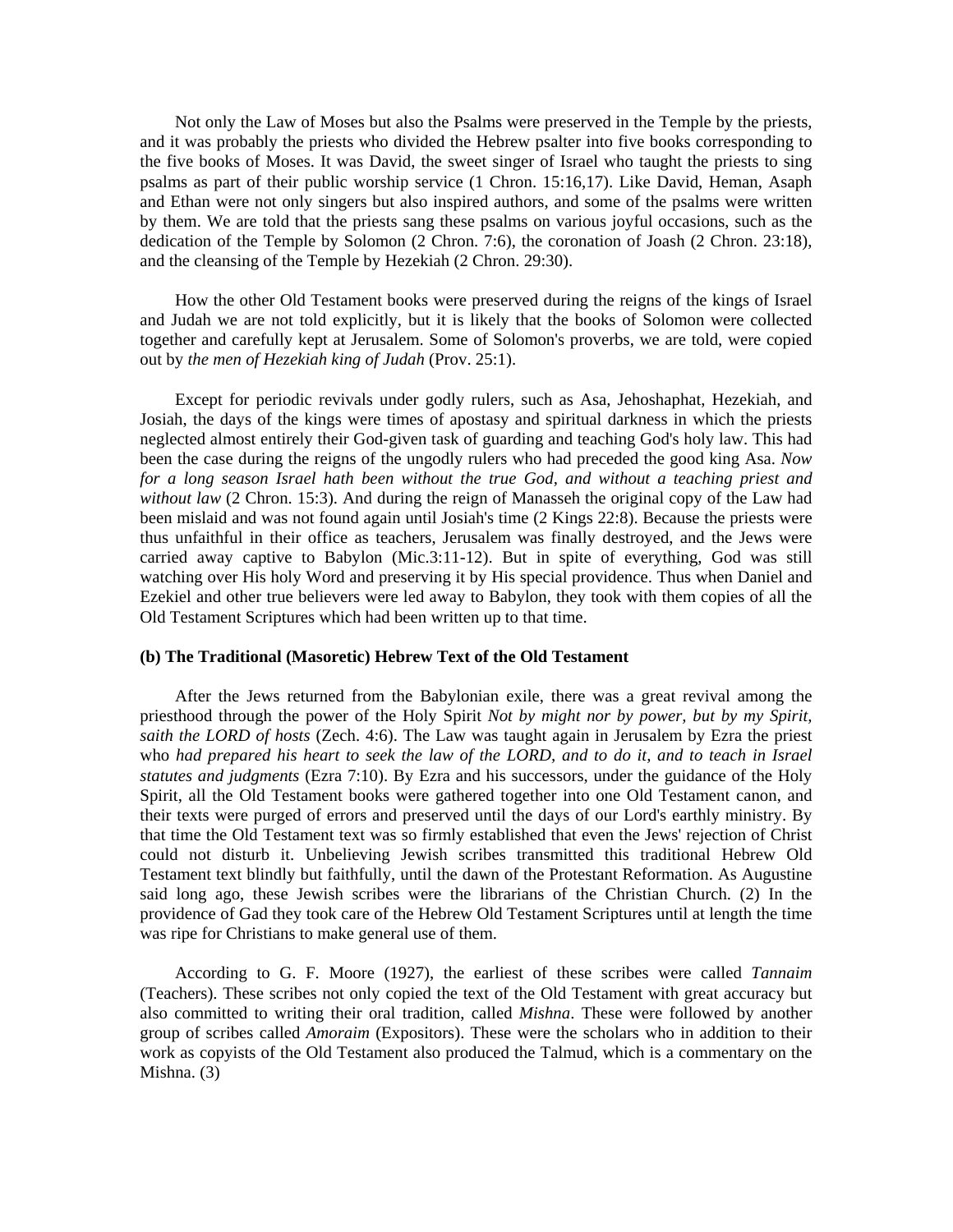Not only the Law of Moses but also the Psalms were preserved in the Temple by the priests, and it was probably the priests who divided the Hebrew psalter into five books corresponding to the five books of Moses. It was David, the sweet singer of Israel who taught the priests to sing psalms as part of their public worship service (1 Chron. 15:16,17). Like David, Heman, Asaph and Ethan were not only singers but also inspired authors, and some of the psalms were written by them. We are told that the priests sang these psalms on various joyful occasions, such as the dedication of the Temple by Solomon (2 Chron. 7:6), the coronation of Joash (2 Chron. 23:18), and the cleansing of the Temple by Hezekiah (2 Chron. 29:30).

How the other Old Testament books were preserved during the reigns of the kings of Israel and Judah we are not told explicitly, but it is likely that the books of Solomon were collected together and carefully kept at Jerusalem. Some of Solomon's proverbs, we are told, were copied out by *the men of Hezekiah king of Judah* (Prov. 25:1).

Except for periodic revivals under godly rulers, such as Asa, Jehoshaphat, Hezekiah, and Josiah, the days of the kings were times of apostasy and spiritual darkness in which the priests neglected almost entirely their God-given task of guarding and teaching God's holy law. This had been the case during the reigns of the ungodly rulers who had preceded the good king Asa. *Now for a long season Israel hath been without the true God, and without a teaching priest and without law* (2 Chron. 15:3). And during the reign of Manasseh the original copy of the Law had been mislaid and was not found again until Josiah's time (2 Kings 22:8). Because the priests were thus unfaithful in their office as teachers, Jerusalem was finally destroyed, and the Jews were carried away captive to Babylon (Mic.3:11-12). But in spite of everything, God was still watching over His holy Word and preserving it by His special providence. Thus when Daniel and Ezekiel and other true believers were led away to Babylon, they took with them copies of all the Old Testament Scriptures which had been written up to that time.

**(b) The Traditional (Masoretic) Hebrew Text of the Old Testament**

After the Jews returned from the Babylonian exile, there was a great revival among the priesthood through the power of the Holy Spirit *Not by might nor by power, but by my Spirit, saith the LORD of hosts* (Zech. 4:6). The Law was taught again in Jerusalem by Ezra the priest who *had prepared his heart to seek the law of the LORD, and to do it, and to teach in Israel statutes and judgments* (Ezra 7:10). By Ezra and his successors, under the guidance of the Holy Spirit, all the Old Testament books were gathered together into one Old Testament canon, and their texts were purged of errors and preserved until the days of our Lord's earthly ministry. By that time the Old Testament text was so firmly established that even the Jews' rejection of Christ could not disturb it. Unbelieving Jewish scribes transmitted this traditional Hebrew Old Testament text blindly but faithfully, until the dawn of the Protestant Reformation. As Augustine said long ago, these Jewish scribes were the librarians of the Christian Church. (2) In the providence of Gad they took care of the Hebrew Old Testament Scriptures until at length the time was ripe for Christians to make general use of them.

According to G. F. Moore (1927), the earliest of these scribes were called *Tannaim* (Teachers). These scribes not only copied the text of the Old Testament with great accuracy but also committed to writing their oral tradition, called *Mishna*. These were followed by another group of scribes called *Amoraim* (Expositors). These were the scholars who in addition to their work as copyists of the Old Testament also produced the Talmud, which is a commentary on the Mishna. (3)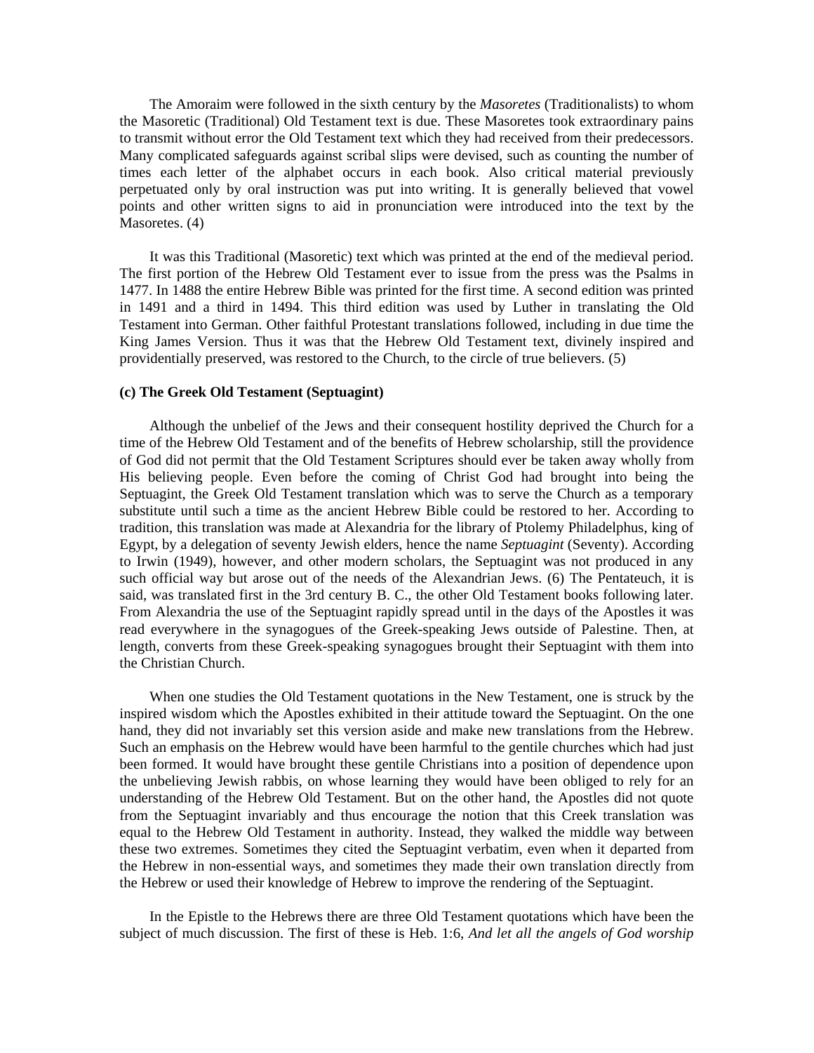The Amoraim were followed in the sixth century by the *Masoretes* (Traditionalists) to whom the Masoretic (Traditional) Old Testament text is due. These Masoretes took extraordinary pains to transmit without error the Old Testament text which they had received from their predecessors. Many complicated safeguards against scribal slips were devised, such as counting the number of times each letter of the alphabet occurs in each book. Also critical material previously perpetuated only by oral instruction was put into writing. It is generally believed that vowel points and other written signs to aid in pronunciation were introduced into the text by the Masoretes. (4)

It was this Traditional (Masoretic) text which was printed at the end of the medieval period. The first portion of the Hebrew Old Testament ever to issue from the press was the Psalms in 1477. In 1488 the entire Hebrew Bible was printed for the first time. A second edition was printed in 1491 and a third in 1494. This third edition was used by Luther in translating the Old Testament into German. Other faithful Protestant translations followed, including in due time the King James Version. Thus it was that the Hebrew Old Testament text, divinely inspired and providentially preserved, was restored to the Church, to the circle of true believers. (5)

**(c) The Greek Old Testament (Septuagint)**

Although the unbelief of the Jews and their consequent hostility deprived the Church for a time of the Hebrew Old Testament and of the benefits of Hebrew scholarship, still the providence of God did not permit that the Old Testament Scriptures should ever be taken away wholly from His believing people. Even before the coming of Christ God had brought into being the Septuagint, the Greek Old Testament translation which was to serve the Church as a temporary substitute until such a time as the ancient Hebrew Bible could be restored to her. According to tradition, this translation was made at Alexandria for the library of Ptolemy Philadelphus, king of Egypt, by a delegation of seventy Jewish elders, hence the name *Septuagint* (Seventy). According to Irwin (1949), however, and other modern scholars, the Septuagint was not produced in any such official way but arose out of the needs of the Alexandrian Jews. (6) The Pentateuch, it is said, was translated first in the 3rd century B. C., the other Old Testament books following later. From Alexandria the use of the Septuagint rapidly spread until in the days of the Apostles it was read everywhere in the synagogues of the Greek-speaking Jews outside of Palestine. Then, at length, converts from these Greek-speaking synagogues brought their Septuagint with them into the Christian Church.

When one studies the Old Testament quotations in the New Testament, one is struck by the inspired wisdom which the Apostles exhibited in their attitude toward the Septuagint. On the one hand, they did not invariably set this version aside and make new translations from the Hebrew. Such an emphasis on the Hebrew would have been harmful to the gentile churches which had just been formed. It would have brought these gentile Christians into a position of dependence upon the unbelieving Jewish rabbis, on whose learning they would have been obliged to rely for an understanding of the Hebrew Old Testament. But on the other hand, the Apostles did not quote from the Septuagint invariably and thus encourage the notion that this Creek translation was equal to the Hebrew Old Testament in authority. Instead, they walked the middle way between these two extremes. Sometimes they cited the Septuagint verbatim, even when it departed from the Hebrew in non-essential ways, and sometimes they made their own translation directly from the Hebrew or used their knowledge of Hebrew to improve the rendering of the Septuagint.

In the Epistle to the Hebrews there are three Old Testament quotations which have been the subject of much discussion. The first of these is Heb. 1:6, *And let all the angels of God worship*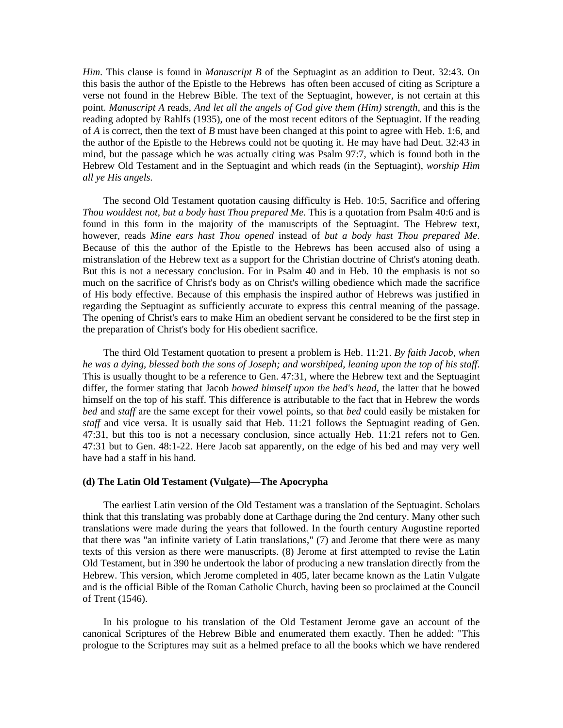*Him*. This clause is found in *Manuscript B* of the Septuagint as an addition to Deut. 32:43. On this basis the author of the Epistle to the Hebrews has often been accused of citing as Scripture a verse not found in the Hebrew Bible. The text of the Septuagint, however, is not certain at this point. *Manuscript A* reads, *And let all the angels of God give them (Him) strength*, and this is the reading adopted by Rahlfs (1935), one of the most recent editors of the Septuagint. If the reading of *A* is correct, then the text of *B* must have been changed at this point to agree with Heb. 1:6, and the author of the Epistle to the Hebrews could not be quoting it. He may have had Deut. 32:43 in mind, but the passage which he was actually citing was Psalm 97:7, which is found both in the Hebrew Old Testament and in the Septuagint and which reads (in the Septuagint), *worship Him all ye His angels.*

The second Old Testament quotation causing difficulty is Heb. 10:5, Sacrifice and offering *Thou wouldest not, but a body hast Thou prepared Me*. This is a quotation from Psalm 40:6 and is found in this form in the majority of the manuscripts of the Septuagint. The Hebrew text, however, reads *Mine ears hast Thou opened* instead of *but a body hast Thou prepared Me*. Because of this the author of the Epistle to the Hebrews has been accused also of using a mistranslation of the Hebrew text as a support for the Christian doctrine of Christ's atoning death. But this is not a necessary conclusion. For in Psalm 40 and in Heb. 10 the emphasis is not so much on the sacrifice of Christ's body as on Christ's willing obedience which made the sacrifice of His body effective. Because of this emphasis the inspired author of Hebrews was justified in regarding the Septuagint as sufficiently accurate to express this central meaning of the passage. The opening of Christ's ears to make Him an obedient servant he considered to be the first step in the preparation of Christ's body for His obedient sacrifice.

The third Old Testament quotation to present a problem is Heb. 11:21. *By faith Jacob, when he was a dying, blessed both the sons of Joseph; and worshiped, leaning upon the top of his staff.* This is usually thought to be a reference to Gen. 47:31, where the Hebrew text and the Septuagint differ, the former stating that Jacob *bowed himself upon the bed's head*, the latter that he bowed himself on the top of his staff. This difference is attributable to the fact that in Hebrew the words *bed* and *staff* are the same except for their vowel points, so that *bed* could easily be mistaken for *staff* and vice versa. It is usually said that Heb. 11:21 follows the Septuagint reading of Gen. 47:31, but this too is not a necessary conclusion, since actually Heb. 11:21 refers not to Gen. 47:31 but to Gen. 48:1-22. Here Jacob sat apparently, on the edge of his bed and may very well have had a staff in his hand.

### (d) The Latin Old Testament (Vulgate)—The Apocrypha

The earliest Latin version of the Old Testament was a translation of the Septuagint. Scholars think that this translating was probably done at Carthage during the 2nd century. Many other such translations were made during the years that followed. In the fourth century Augustine reported that there was "an infinite variety of Latin translations," (7) and Jerome that there were as many texts of this version as there were manuscripts. (8) Jerome at first attempted to revise the Latin Old Testament, but in 390 he undertook the labor of producing a new translation directly from the Hebrew. This version, which Jerome completed in 405, later became known as the Latin Vulgate and is the official Bible of the Roman Catholic Church, having been so proclaimed at the Council of Trent (1546).

In his prologue to his translation of the Old Testament Jerome gave an account of the canonical Scriptures of the Hebrew Bible and enumerated them exactly. Then he added: "This prologue to the Scriptures may suit as a helmed preface to all the books which we have rendered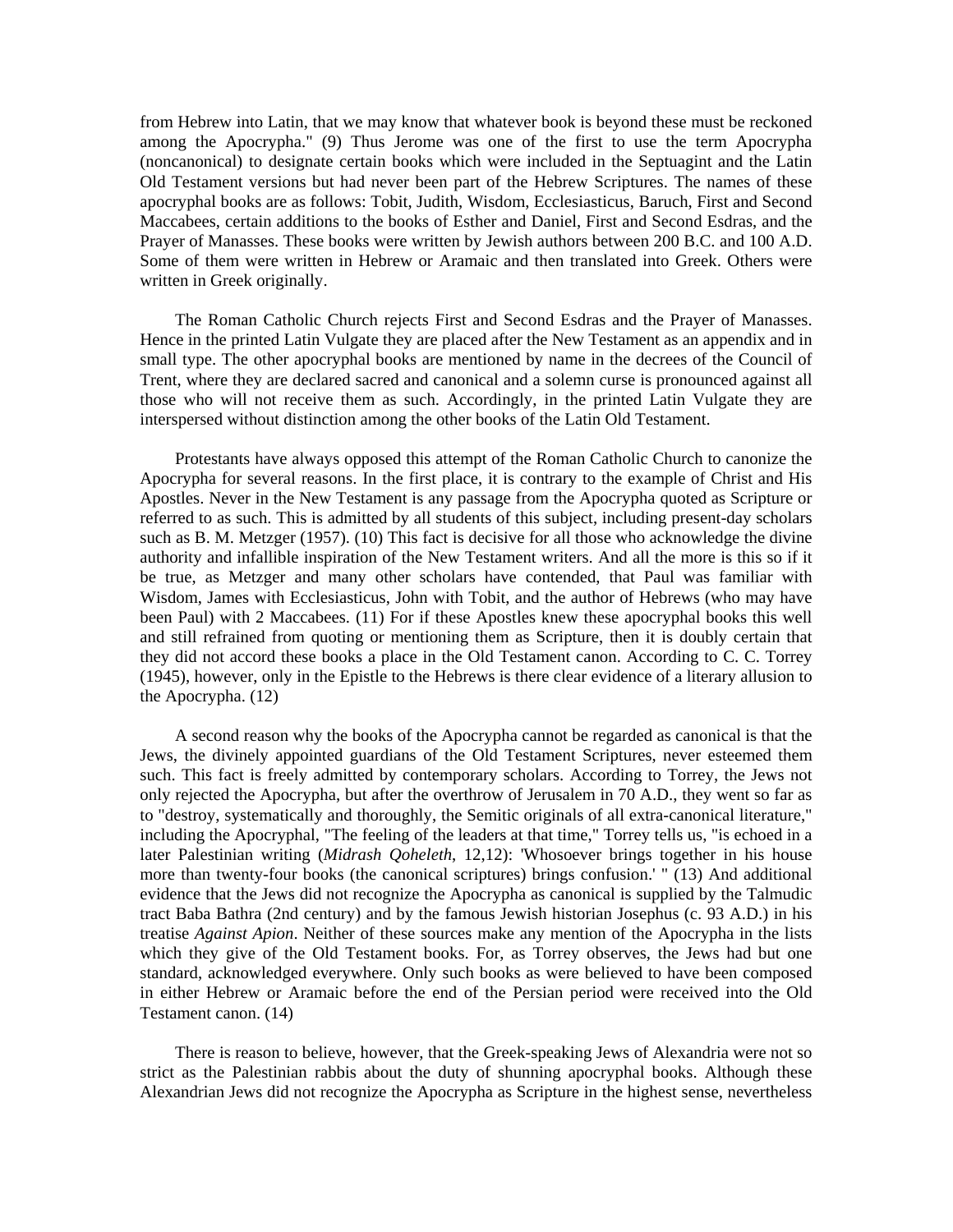from Hebrew into Latin, that we may know that whatever book is beyond these must be reckoned among the Apocrypha." (9) Thus Jerome was one of the first to use the term Apocrypha (noncanonical) to designate certain books which were included in the Septuagint and the Latin Old Testament versions but had never been part of the Hebrew Scriptures. The names of these apocryphal books are as follows: Tobit, Judith, Wisdom, Ecclesiasticus, Baruch, First and Second Maccabees, certain additions to the books of Esther and Daniel, First and Second Esdras, and the Prayer of Manasses. These books were written by Jewish authors between 200 B.C. and 100 A.D. Some of them were written in Hebrew or Aramaic and then translated into Greek. Others were written in Greek originally.

The Roman Catholic Church rejects First and Second Esdras and the Prayer of Manasses. Hence in the printed Latin Vulgate they are placed after the New Testament as an appendix and in small type. The other apocryphal books are mentioned by name in the decrees of the Council of Trent, where they are declared sacred and canonical and a solemn curse is pronounced against all those who will not receive them as such. Accordingly, in the printed Latin Vulgate they are interspersed without distinction among the other books of the Latin Old Testament.

Protestants have always opposed this attempt of the Roman Catholic Church to canonize the Apocrypha for several reasons. In the first place, it is contrary to the example of Christ and His Apostles. Never in the New Testament is any passage from the Apocrypha quoted as Scripture or referred to as such. This is admitted by all students of this subject, including present-day scholars such as B. M. Metzger (1957). (10) This fact is decisive for all those who acknowledge the divine authority and infallible inspiration of the New Testament writers. And all the more is this so if it be true, as Metzger and many other scholars have contended, that Paul was familiar with Wisdom, James with Ecclesiasticus, John with Tobit, and the author of Hebrews (who may have been Paul) with 2 Maccabees. (11) For if these Apostles knew these apocryphal books this well and still refrained from quoting or mentioning them as Scripture, then it is doubly certain that they did not accord these books a place in the Old Testament canon. According to C. C. Torrey (1945), however, only in the Epistle to the Hebrews is there clear evidence of a literary allusion to the Apocrypha. (12)

A second reason why the books of the Apocrypha cannot be regarded as canonical is that the Jews, the divinely appointed guardians of the Old Testament Scriptures, never esteemed them such. This fact is freely admitted by contemporary scholars. According to Torrey, the Jews not only rejected the Apocrypha, but after the overthrow of Jerusalem in 70 A.D., they went so far as to "destroy, systematically and thoroughly, the Semitic originals of all extra-canonical literature," including the Apocryphal, "The feeling of the leaders at that time," Torrey tells us, "is echoed in a later Palestinian writing (*Midrash Qoheleth*, 12,12): 'Whosoever brings together in his house more than twenty-four books (the canonical scriptures) brings confusion.' " (13) And additional evidence that the Jews did not recognize the Apocrypha as canonical is supplied by the Talmudic tract Baba Bathra (2nd century) and by the famous Jewish historian Josephus (c. 93 A.D.) in his treatise *Against Apion*. Neither of these sources make any mention of the Apocrypha in the lists which they give of the Old Testament books. For, as Torrey observes, the Jews had but one standard, acknowledged everywhere. Only such books as were believed to have been composed in either Hebrew or Aramaic before the end of the Persian period were received into the Old Testament canon. (14)

There is reason to believe, however, that the Greek-speaking Jews of Alexandria were not so strict as the Palestinian rabbis about the duty of shunning apocryphal books. Although these Alexandrian Jews did not recognize the Apocrypha as Scripture in the highest sense, nevertheless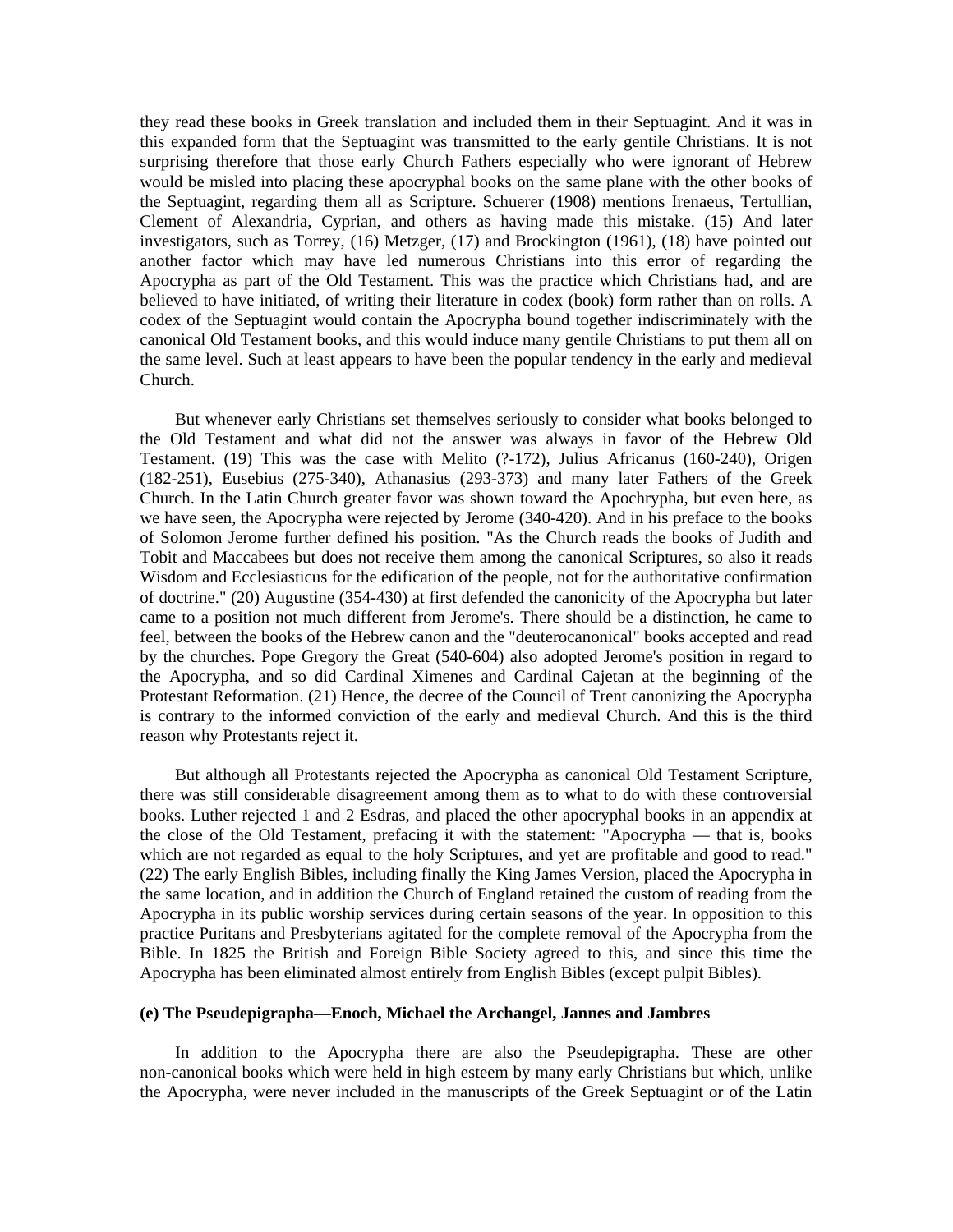they read these books in Greek translation and included them in their Septuagint. And it was in this expanded form that the Septuagint was transmitted to the early gentile Christians. It is not surprising therefore that those early Church Fathers especially who were ignorant of Hebrew would be misled into placing these apocryphal books on the same plane with the other books of the Septuagint, regarding them all as Scripture. Schuerer (1908) mentions Irenaeus, Tertullian, Clement of Alexandria, Cyprian, and others as having made this mistake. (15) And later investigators, such as Torrey, (16) Metzger, (17) and Brockington (1961), (18) have pointed out another factor which may have led numerous Christians into this error of regarding the Apocrypha as part of the Old Testament. This was the practice which Christians had, and are believed to have initiated, of writing their literature in codex (book) form rather than on rolls. A codex of the Septuagint would contain the Apocrypha bound together indiscriminately with the canonical Old Testament books, and this would induce many gentile Christians to put them all on the same level. Such at least appears to have been the popular tendency in the early and medieval Church.

But whenever early Christians set themselves seriously to consider what books belonged to the Old Testament and what did not the answer was always in favor of the Hebrew Old Testament. (19) This was the case with Melito (?-172), Julius Africanus (160-240), Origen (182-251), Eusebius (275-340), Athanasius (293-373) and many later Fathers of the Greek Church. In the Latin Church greater favor was shown toward the Apochrypha, but even here, as we have seen, the Apocrypha were rejected by Jerome (340-420). And in his preface to the books of Solomon Jerome further defined his position. "As the Church reads the books of Judith and Tobit and Maccabees but does not receive them among the canonical Scriptures, so also it reads Wisdom and Ecclesiasticus for the edification of the people, not for the authoritative confirmation of doctrine." (20) Augustine (354-430) at first defended the canonicity of the Apocrypha but later came to a position not much different from Jerome's. There should be a distinction, he came to feel, between the books of the Hebrew canon and the "deuterocanonical" books accepted and read by the churches. Pope Gregory the Great (540-604) also adopted Jerome's position in regard to the Apocrypha, and so did Cardinal Ximenes and Cardinal Cajetan at the beginning of the Protestant Reformation. (21) Hence, the decree of the Council of Trent canonizing the Apocrypha is contrary to the informed conviction of the early and medieval Church. And this is the third reason why Protestants reject it.

But although all Protestants rejected the Apocrypha as canonical Old Testament Scripture, there was still considerable disagreement among them as to what to do with these controversial books. Luther rejected 1 and 2 Esdras, and placed the other apocryphal books in an appendix at the close of the Old Testament, prefacing it with the statement: "Apocrypha — that is, books which are not regarded as equal to the holy Scriptures, and yet are profitable and good to read." (22) The early English Bibles, including finally the King James Version, placed the Apocrypha in the same location, and in addition the Church of England retained the custom of reading from the Apocrypha in its public worship services during certain seasons of the year. In opposition to this practice Puritans and Presbyterians agitated for the complete removal of the Apocrypha from the Bible. In 1825 the British and Foreign Bible Society agreed to this, and since this time the Apocrypha has been eliminated almost entirely from English Bibles (except pulpit Bibles).

**(e) The Pseudepigrapha—Enoch, Michael the Archangel, Jannes and Jambres**

In addition to the Apocrypha there are also the Pseudepigrapha. These are other non-canonical books which were held in high esteem by many early Christians but which, unlike the Apocrypha, were never included in the manuscripts of the Greek Septuagint or of the Latin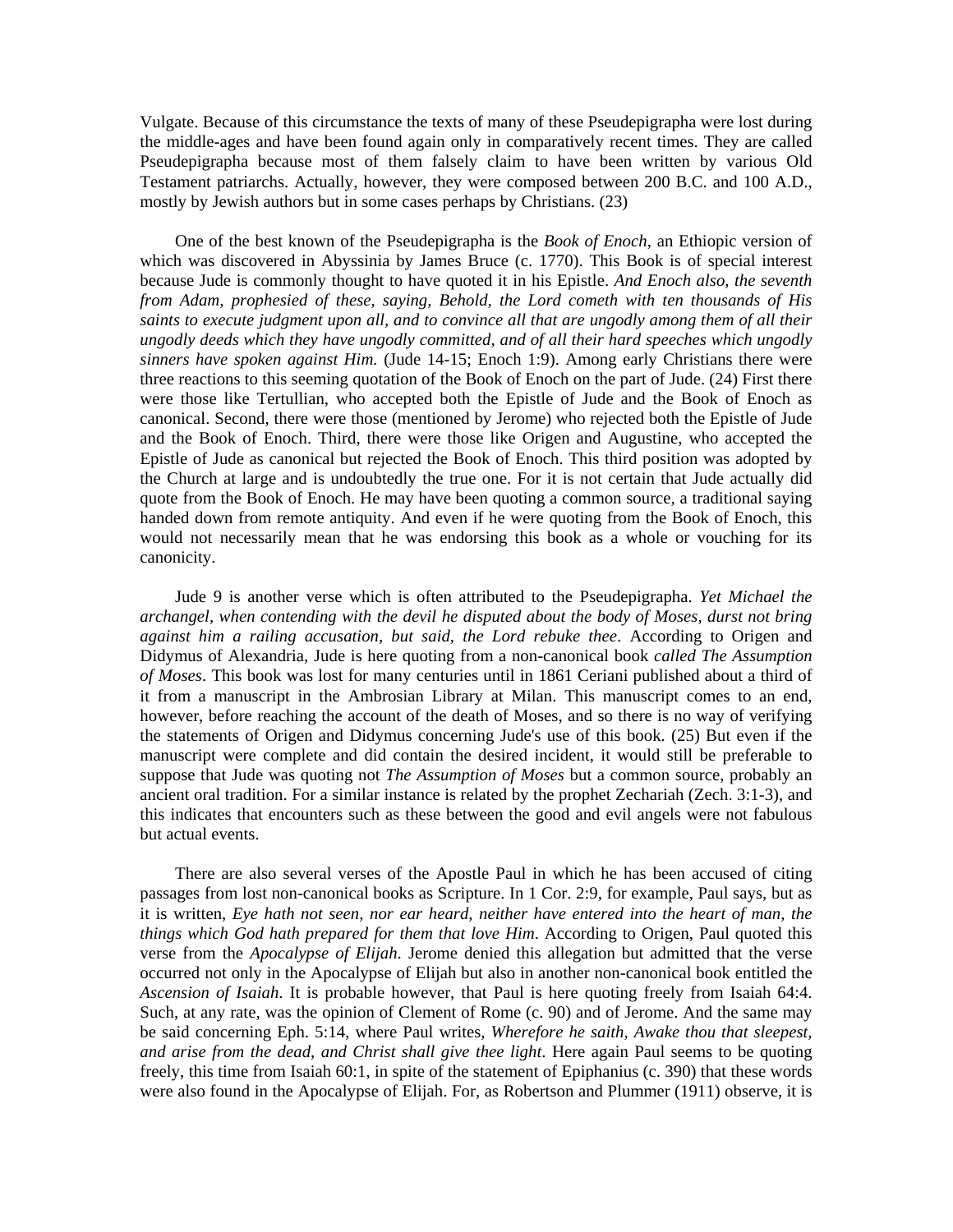Vulgate. Because of this circumstance the texts of many of these Pseudepigrapha were lost during the middle-ages and have been found again only in comparatively recent times. They are called Pseudepigrapha because most of them falsely claim to have been written by various Old Testament patriarchs. Actually, however, they were composed between 200 B.C. and 100 A.D., mostly by Jewish authors but in some cases perhaps by Christians. (23)

One of the best known of the Pseudepigrapha is the *Book of Enoch*, an Ethiopic version of which was discovered in Abyssinia by James Bruce (c. 1770). This Book is of special interest because Jude is commonly thought to have quoted it in his Epistle. *And Enoch also, the seventh from Adam, prophesied of these, saying, Behold, the Lord cometh with ten thousands of His saints to execute judgment upon all, and to convince all that are ungodly among them of all their ungodly deeds which they have ungodly committed, and of all their hard speeches which ungodly sinners have spoken against Him.* (Jude 14-15; Enoch 1:9). Among early Christians there were three reactions to this seeming quotation of the Book of Enoch on the part of Jude. (24) First there were those like Tertullian, who accepted both the Epistle of Jude and the Book of Enoch as canonical. Second, there were those (mentioned by Jerome) who rejected both the Epistle of Jude and the Book of Enoch. Third, there were those like Origen and Augustine, who accepted the Epistle of Jude as canonical but rejected the Book of Enoch. This third position was adopted by the Church at large and is undoubtedly the true one. For it is not certain that Jude actually did quote from the Book of Enoch. He may have been quoting a common source, a traditional saying handed down from remote antiquity. And even if he were quoting from the Book of Enoch, this would not necessarily mean that he was endorsing this book as a whole or vouching for its canonicity.

Jude 9 is another verse which is often attributed to the Pseudepigrapha. *Yet Michael the archangel, when contending with the devil he disputed about the body of Moses, durst not bring against him a railing accusation, but said, the Lord rebuke thee*. According to Origen and Didymus of Alexandria, Jude is here quoting from a non-canonical book *called The Assumption of Moses*. This book was lost for many centuries until in 1861 Ceriani published about a third of it from a manuscript in the Ambrosian Library at Milan. This manuscript comes to an end, however, before reaching the account of the death of Moses, and so there is no way of verifying the statements of Origen and Didymus concerning Jude's use of this book. (25) But even if the manuscript were complete and did contain the desired incident, it would still be preferable to suppose that Jude was quoting not *The Assumption of Moses* but a common source, probably an ancient oral tradition. For a similar instance is related by the prophet Zechariah (Zech. 3:1-3), and this indicates that encounters such as these between the good and evil angels were not fabulous but actual events.

There are also several verses of the Apostle Paul in which he has been accused of citing passages from lost non-canonical books as Scripture. In 1 Cor. 2:9, for example, Paul says, but as it is written, *Eye hath not seen, nor ear heard, neither have entered into the heart of man, the things which God hath prepared for them that love Him*. According to Origen, Paul quoted this verse from the *Apocalypse of Elijah*. Jerome denied this allegation but admitted that the verse occurred not only in the Apocalypse of Elijah but also in another non-canonical book entitled the *Ascension of Isaiah*. It is probable however, that Paul is here quoting freely from Isaiah 64:4. Such, at any rate, was the opinion of Clement of Rome (c. 90) and of Jerome. And the same may be said concerning Eph. 5:14, where Paul writes, *Wherefore he saith, Awake thou that sleepest, and arise from the dead, and Christ shall give thee light*. Here again Paul seems to be quoting freely, this time from Isaiah 60:1, in spite of the statement of Epiphanius (c. 390) that these words were also found in the Apocalypse of Elijah. For, as Robertson and Plummer (1911) observe, it is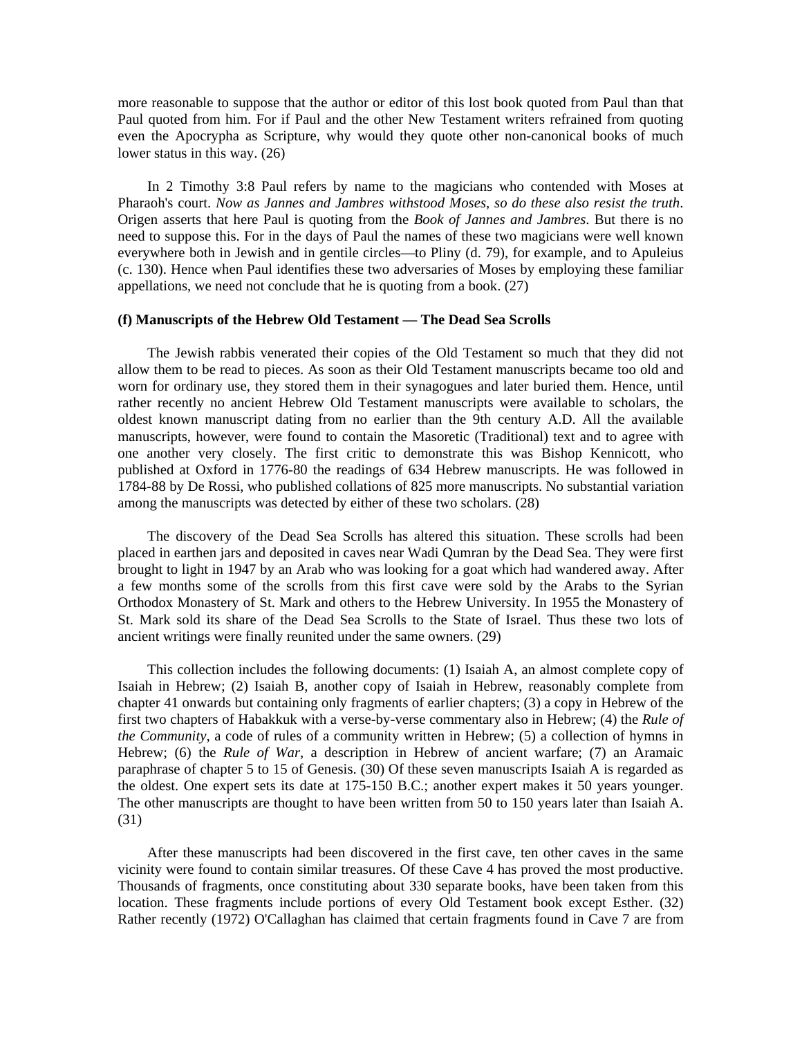more reasonable to suppose that the author or editor of this lost book quoted from Paul than that Paul quoted from him. For if Paul and the other New Testament writers refrained from quoting even the Apocrypha as Scripture, why would they quote other non-canonical books of much lower status in this way. (26)

In 2 Timothy 3:8 Paul refers by name to the magicians who contended with Moses at Pharaoh's court. *Now as Jannes and Jambres withstood Moses, so do these also resist the truth*. Origen asserts that here Paul is quoting from the *Book of Jannes and Jambres*. But there is no need to suppose this. For in the days of Paul the names of these two magicians were well known everywhere both in Jewish and in gentile circles—to Pliny (d. 79), for example, and to Apuleius (c. 130). Hence when Paul identifies these two adversaries of Moses by employing these familiar appellations, we need not conclude that he is quoting from a book. (27)

**(f) Manuscripts of the Hebrew Old Testament — The Dead Sea Scrolls**

The Jewish rabbis venerated their copies of the Old Testament so much that they did not allow them to be read to pieces. As soon as their Old Testament manuscripts became too old and worn for ordinary use, they stored them in their synagogues and later buried them. Hence, until rather recently no ancient Hebrew Old Testament manuscripts were available to scholars, the oldest known manuscript dating from no earlier than the 9th century A.D. All the available manuscripts, however, were found to contain the Masoretic (Traditional) text and to agree with one another very closely. The first critic to demonstrate this was Bishop Kennicott, who published at Oxford in 1776-80 the readings of 634 Hebrew manuscripts. He was followed in 1784-88 by De Rossi, who published collations of 825 more manuscripts. No substantial variation among the manuscripts was detected by either of these two scholars. (28)

The discovery of the Dead Sea Scrolls has altered this situation. These scrolls had been placed in earthen jars and deposited in caves near Wadi Qumran by the Dead Sea. They were first brought to light in 1947 by an Arab who was looking for a goat which had wandered away. After a few months some of the scrolls from this first cave were sold by the Arabs to the Syrian Orthodox Monastery of St. Mark and others to the Hebrew University. In 1955 the Monastery of St. Mark sold its share of the Dead Sea Scrolls to the State of Israel. Thus these two lots of ancient writings were finally reunited under the same owners. (29)

This collection includes the following documents: (1) Isaiah A, an almost complete copy of Isaiah in Hebrew; (2) Isaiah B, another copy of Isaiah in Hebrew, reasonably complete from chapter 41 onwards but containing only fragments of earlier chapters; (3) a copy in Hebrew of the first two chapters of Habakkuk with a verse-by-verse commentary also in Hebrew; (4) the *Rule of the Community*, a code of rules of a community written in Hebrew; (5) a collection of hymns in Hebrew; (6) the *Rule of War*, a description in Hebrew of ancient warfare; (7) an Aramaic paraphrase of chapter 5 to 15 of Genesis. (30) Of these seven manuscripts Isaiah A is regarded as the oldest. One expert sets its date at 175-150 B.C.; another expert makes it 50 years younger. The other manuscripts are thought to have been written from 50 to 150 years later than Isaiah A. (31)

After these manuscripts had been discovered in the first cave, ten other caves in the same vicinity were found to contain similar treasures. Of these Cave 4 has proved the most productive. Thousands of fragments, once constituting about 330 separate books, have been taken from this location. These fragments include portions of every Old Testament book except Esther. (32) Rather recently (1972) O'Callaghan has claimed that certain fragments found in Cave 7 are from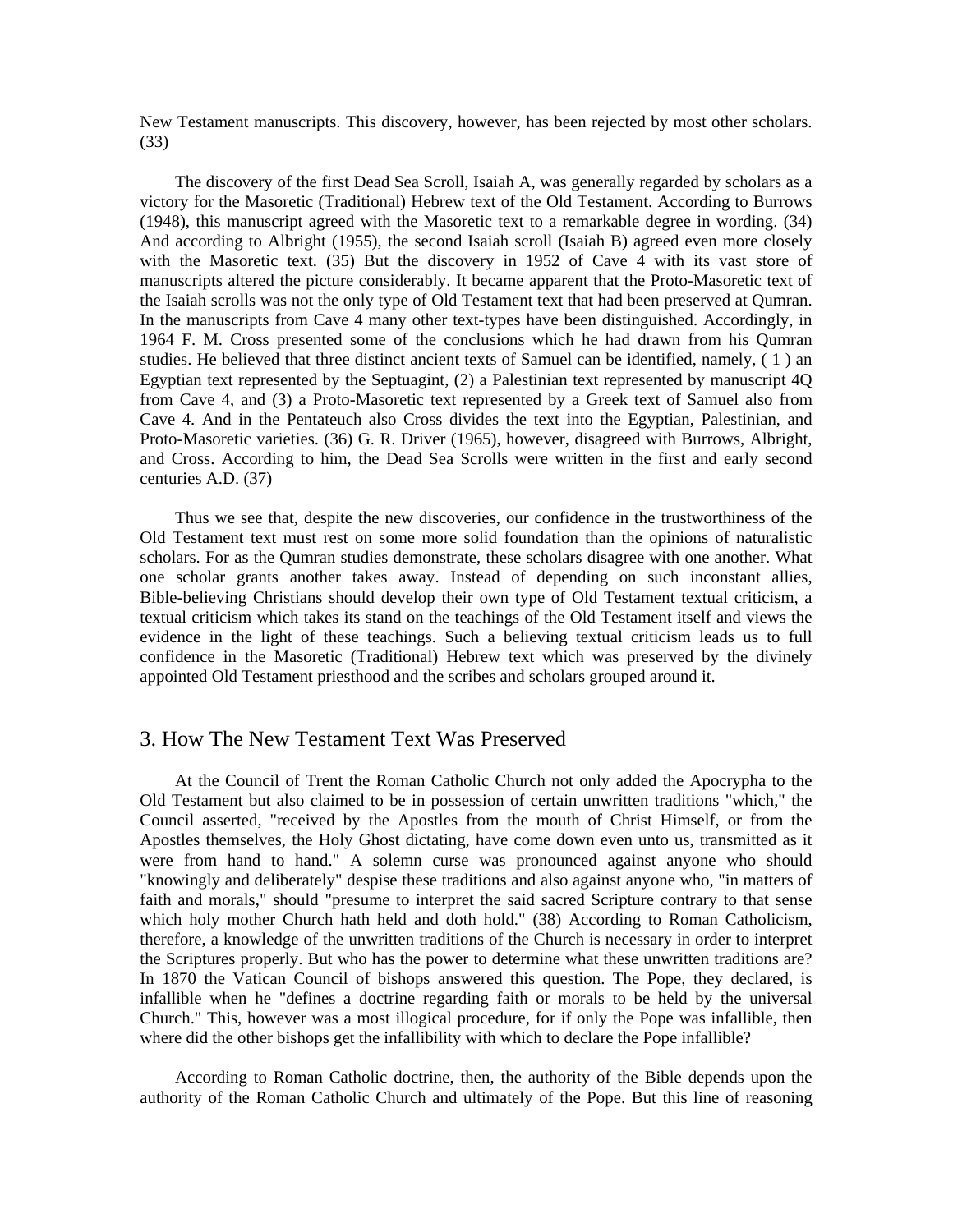New Testament manuscripts. This discovery, however, has been rejected by most other scholars. (33)

The discovery of the first Dead Sea Scroll, Isaiah A, was generally regarded by scholars as a victory for the Masoretic (Traditional) Hebrew text of the Old Testament. According to Burrows (1948), this manuscript agreed with the Masoretic text to a remarkable degree in wording. (34) And according to Albright (1955), the second Isaiah scroll (Isaiah B) agreed even more closely with the Masoretic text. (35) But the discovery in 1952 of Cave 4 with its vast store of manuscripts altered the picture considerably. It became apparent that the Proto-Masoretic text of the Isaiah scrolls was not the only type of Old Testament text that had been preserved at Qumran. In the manuscripts from Cave 4 many other text-types have been distinguished. Accordingly, in 1964 F. M. Cross presented some of the conclusions which he had drawn from his Qumran studies. He believed that three distinct ancient texts of Samuel can be identified, namely, ( 1 ) an Egyptian text represented by the Septuagint, (2) a Palestinian text represented by manuscript 4Q from Cave 4, and (3) a Proto-Masoretic text represented by a Greek text of Samuel also from Cave 4. And in the Pentateuch also Cross divides the text into the Egyptian, Palestinian, and Proto-Masoretic varieties. (36) G. R. Driver (1965), however, disagreed with Burrows, Albright, and Cross. According to him, the Dead Sea Scrolls were written in the first and early second centuries A.D. (37)

Thus we see that, despite the new discoveries, our confidence in the trustworthiness of the Old Testament text must rest on some more solid foundation than the opinions of naturalistic scholars. For as the Qumran studies demonstrate, these scholars disagree with one another. What one scholar grants another takes away. Instead of depending on such inconstant allies, Bible-believing Christians should develop their own type of Old Testament textual criticism, a textual criticism which takes its stand on the teachings of the Old Testament itself and views the evidence in the light of these teachings. Such a believing textual criticism leads us to full confidence in the Masoretic (Traditional) Hebrew text which was preserved by the divinely appointed Old Testament priesthood and the scribes and scholars grouped around it.

## 3. How The New Testament Text Was Preserved

At the Council of Trent the Roman Catholic Church not only added the Apocrypha to the Old Testament but also claimed to be in possession of certain unwritten traditions "which," the Council asserted, "received by the Apostles from the mouth of Christ Himself, or from the Apostles themselves, the Holy Ghost dictating, have come down even unto us, transmitted as it were from hand to hand." A solemn curse was pronounced against anyone who should "knowingly and deliberately" despise these traditions and also against anyone who, "in matters of faith and morals," should "presume to interpret the said sacred Scripture contrary to that sense which holy mother Church hath held and doth hold." (38) According to Roman Catholicism, therefore, a knowledge of the unwritten traditions of the Church is necessary in order to interpret the Scriptures properly. But who has the power to determine what these unwritten traditions are? In 1870 the Vatican Council of bishops answered this question. The Pope, they declared, is infallible when he "defines a doctrine regarding faith or morals to be held by the universal Church." This, however was a most illogical procedure, for if only the Pope was infallible, then where did the other bishops get the infallibility with which to declare the Pope infallible?

According to Roman Catholic doctrine, then, the authority of the Bible depends upon the authority of the Roman Catholic Church and ultimately of the Pope. But this line of reasoning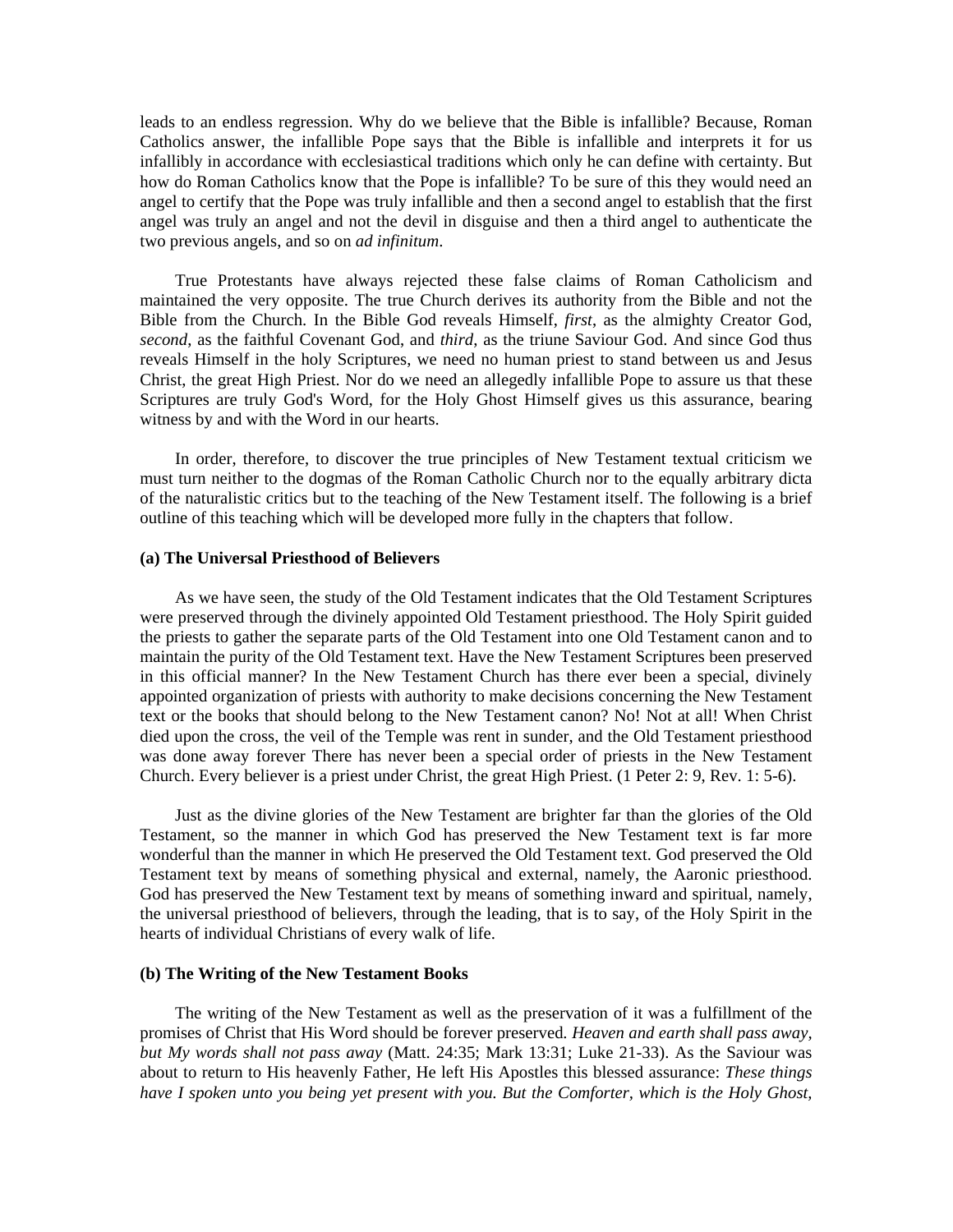leads to an endless regression. Why do we believe that the Bible is infallible? Because, Roman Catholics answer, the infallible Pope says that the Bible is infallible and interprets it for us infallibly in accordance with ecclesiastical traditions which only he can define with certainty. But how do Roman Catholics know that the Pope is infallible? To be sure of this they would need an angel to certify that the Pope was truly infallible and then a second angel to establish that the first angel was truly an angel and not the devil in disguise and then a third angel to authenticate the two previous angels, and so on *ad infinitum*.

True Protestants have always rejected these false claims of Roman Catholicism and maintained the very opposite. The true Church derives its authority from the Bible and not the Bible from the Church. In the Bible God reveals Himself, *first*, as the almighty Creator God, *second*, as the faithful Covenant God, and *third*, as the triune Saviour God. And since God thus reveals Himself in the holy Scriptures, we need no human priest to stand between us and Jesus Christ, the great High Priest. Nor do we need an allegedly infallible Pope to assure us that these Scriptures are truly God's Word, for the Holy Ghost Himself gives us this assurance, bearing witness by and with the Word in our hearts.

In order, therefore, to discover the true principles of New Testament textual criticism we must turn neither to the dogmas of the Roman Catholic Church nor to the equally arbitrary dicta of the naturalistic critics but to the teaching of the New Testament itself. The following is a brief outline of this teaching which will be developed more fully in the chapters that follow.

**(a) The Universal Priesthood of Believers**

As we have seen, the study of the Old Testament indicates that the Old Testament Scriptures were preserved through the divinely appointed Old Testament priesthood. The Holy Spirit guided the priests to gather the separate parts of the Old Testament into one Old Testament canon and to maintain the purity of the Old Testament text. Have the New Testament Scriptures been preserved in this official manner? In the New Testament Church has there ever been a special, divinely appointed organization of priests with authority to make decisions concerning the New Testament text or the books that should belong to the New Testament canon? No! Not at all! When Christ died upon the cross, the veil of the Temple was rent in sunder, and the Old Testament priesthood was done away forever There has never been a special order of priests in the New Testament Church. Every believer is a priest under Christ, the great High Priest. (1 Peter 2: 9, Rev. 1: 5-6).

Just as the divine glories of the New Testament are brighter far than the glories of the Old Testament, so the manner in which God has preserved the New Testament text is far more wonderful than the manner in which He preserved the Old Testament text. God preserved the Old Testament text by means of something physical and external, namely, the Aaronic priesthood. God has preserved the New Testament text by means of something inward and spiritual, namely, the universal priesthood of believers, through the leading, that is to say, of the Holy Spirit in the hearts of individual Christians of every walk of life.

**(b) The Writing of the New Testament Books**

The writing of the New Testament as well as the preservation of it was a fulfillment of the promises of Christ that His Word should be forever preserved. *Heaven and earth shall pass away, but My words shall not pass away* (Matt. 24:35; Mark 13:31; Luke 21-33). As the Saviour was about to return to His heavenly Father, He left His Apostles this blessed assurance: *These things have I spoken unto you being yet present with you. But the Comforter, which is the Holy Ghost,*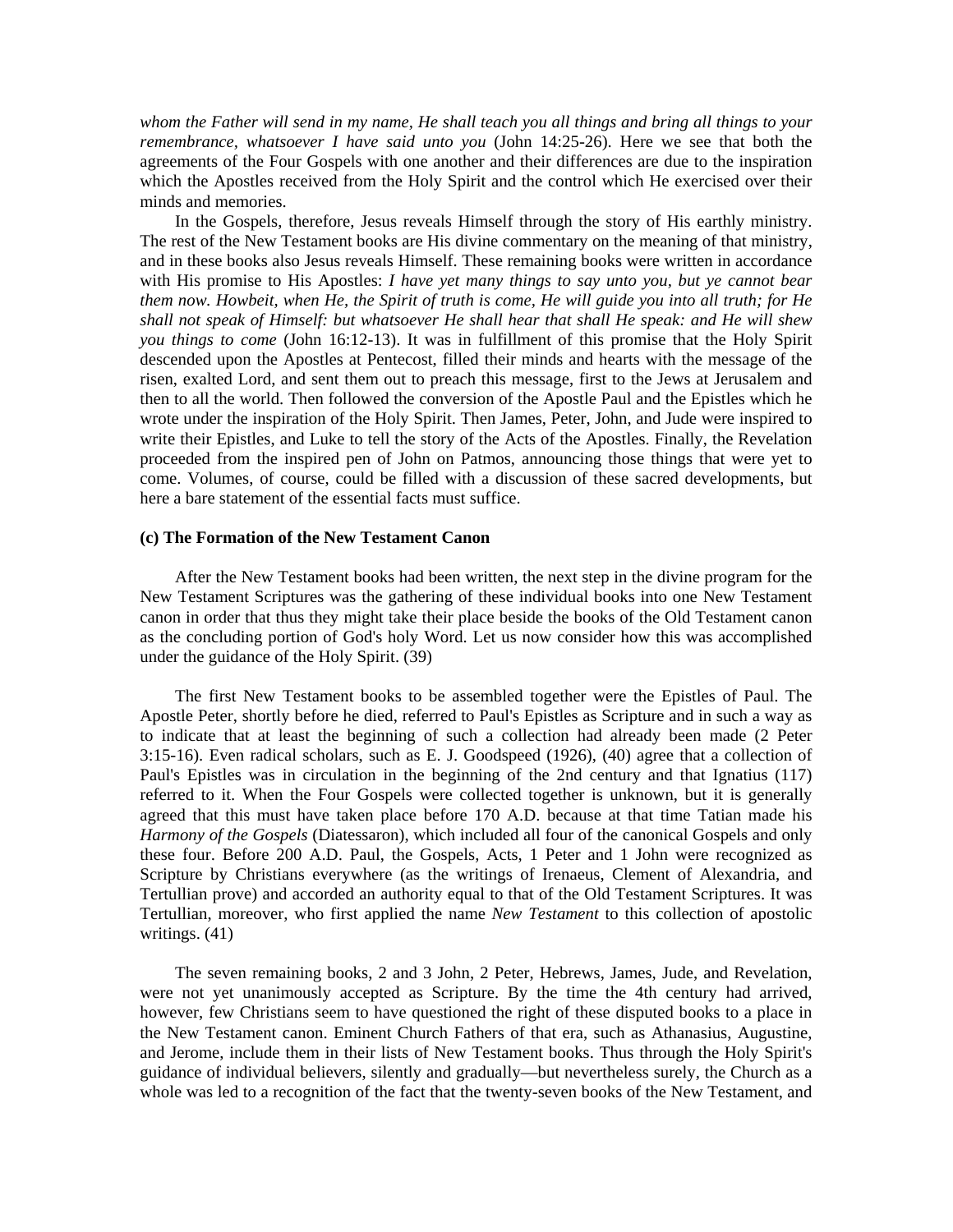*whom the Father will send in my name, He shall teach you all things and bring all things to your remembrance, whatsoever I have said unto you* (John 14:25-26). Here we see that both the agreements of the Four Gospels with one another and their differences are due to the inspiration which the Apostles received from the Holy Spirit and the control which He exercised over their minds and memories.

In the Gospels, therefore, Jesus reveals Himself through the story of His earthly ministry. The rest of the New Testament books are His divine commentary on the meaning of that ministry, and in these books also Jesus reveals Himself. These remaining books were written in accordance with His promise to His Apostles: *I have yet many things to say unto you, but ye cannot bear them now. Howbeit, when He, the Spirit of truth is come, He will guide you into all truth; for He shall not speak of Himself: but whatsoever He shall hear that shall He speak: and He will shew you things to come* (John 16:12-13). It was in fulfillment of this promise that the Holy Spirit descended upon the Apostles at Pentecost, filled their minds and hearts with the message of the risen, exalted Lord, and sent them out to preach this message, first to the Jews at Jerusalem and then to all the world. Then followed the conversion of the Apostle Paul and the Epistles which he wrote under the inspiration of the Holy Spirit. Then James, Peter, John, and Jude were inspired to write their Epistles, and Luke to tell the story of the Acts of the Apostles. Finally, the Revelation proceeded from the inspired pen of John on Patmos, announcing those things that were yet to come. Volumes, of course, could be filled with a discussion of these sacred developments, but here a bare statement of the essential facts must suffice.

**(c) The Formation of the New Testament Canon**

After the New Testament books had been written, the next step in the divine program for the New Testament Scriptures was the gathering of these individual books into one New Testament canon in order that thus they might take their place beside the books of the Old Testament canon as the concluding portion of God's holy Word. Let us now consider how this was accomplished under the guidance of the Holy Spirit. (39)

The first New Testament books to be assembled together were the Epistles of Paul. The Apostle Peter, shortly before he died, referred to Paul's Epistles as Scripture and in such a way as to indicate that at least the beginning of such a collection had already been made (2 Peter 3:15-16). Even radical scholars, such as E. J. Goodspeed (1926), (40) agree that a collection of Paul's Epistles was in circulation in the beginning of the 2nd century and that Ignatius (117) referred to it. When the Four Gospels were collected together is unknown, but it is generally agreed that this must have taken place before 170 A.D. because at that time Tatian made his *Harmony of the Gospels* (Diatessaron), which included all four of the canonical Gospels and only these four. Before 200 A.D. Paul, the Gospels, Acts, 1 Peter and 1 John were recognized as Scripture by Christians everywhere (as the writings of Irenaeus, Clement of Alexandria, and Tertullian prove) and accorded an authority equal to that of the Old Testament Scriptures. It was Tertullian, moreover, who first applied the name *New Testament* to this collection of apostolic writings. (41)

The seven remaining books, 2 and 3 John, 2 Peter, Hebrews, James, Jude, and Revelation, were not yet unanimously accepted as Scripture. By the time the 4th century had arrived, however, few Christians seem to have questioned the right of these disputed books to a place in the New Testament canon. Eminent Church Fathers of that era, such as Athanasius, Augustine, and Jerome, include them in their lists of New Testament books. Thus through the Holy Spirit's guidance of individual believers, silently and gradually—but nevertheless surely, the Church as a whole was led to a recognition of the fact that the twenty-seven books of the New Testament, and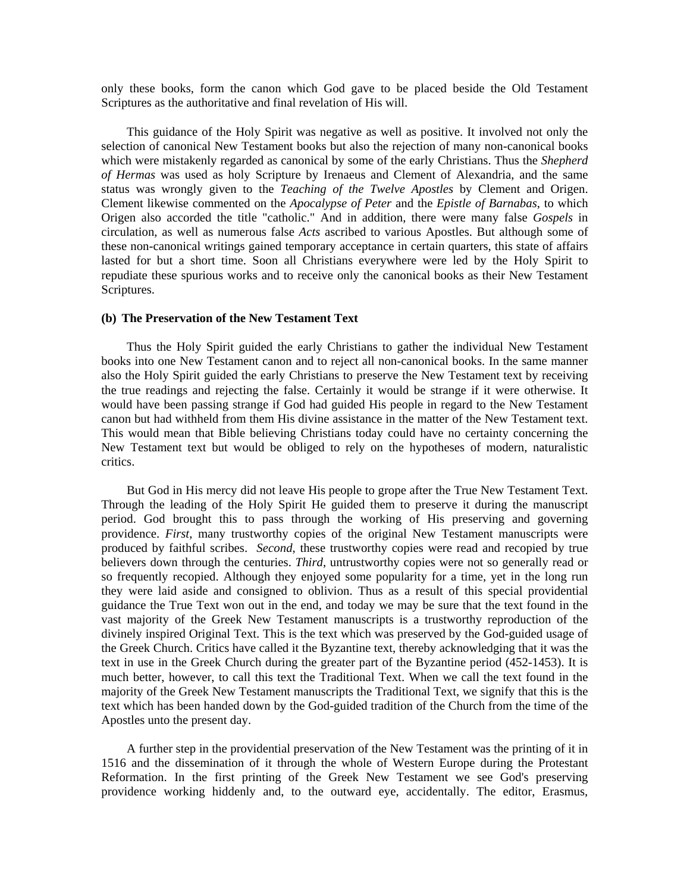only these books, form the canon which God gave to be placed beside the Old Testament Scriptures as the authoritative and final revelation of His will.

This guidance of the Holy Spirit was negative as well as positive. It involved not only the selection of canonical New Testament books but also the rejection of many non-canonical books which were mistakenly regarded as canonical by some of the early Christians. Thus the *Shepherd of Hermas* was used as holy Scripture by Irenaeus and Clement of Alexandria, and the same status was wrongly given to the *Teaching of the Twelve Apostles* by Clement and Origen. Clement likewise commented on the *Apocalypse of Peter* and the *Epistle of Barnabas*, to which Origen also accorded the title "catholic." And in addition, there were many false *Gospels* in circulation, as well as numerous false *Acts* ascribed to various Apostles. But although some of these non-canonical writings gained temporary acceptance in certain quarters, this state of affairs lasted for but a short time. Soon all Christians everywhere were led by the Holy Spirit to repudiate these spurious works and to receive only the canonical books as their New Testament Scriptures.

**(b) The Preservation of the New Testament Text**

Thus the Holy Spirit guided the early Christians to gather the individual New Testament books into one New Testament canon and to reject all non-canonical books. In the same manner also the Holy Spirit guided the early Christians to preserve the New Testament text by receiving the true readings and rejecting the false. Certainly it would be strange if it were otherwise. It would have been passing strange if God had guided His people in regard to the New Testament canon but had withheld from them His divine assistance in the matter of the New Testament text. This would mean that Bible believing Christians today could have no certainty concerning the New Testament text but would be obliged to rely on the hypotheses of modern, naturalistic critics.

But God in His mercy did not leave His people to grope after the True New Testament Text. Through the leading of the Holy Spirit He guided them to preserve it during the manuscript period. God brought this to pass through the working of His preserving and governing providence. *First*, many trustworthy copies of the original New Testament manuscripts were produced by faithful scribes. *Second*, these trustworthy copies were read and recopied by true believers down through the centuries. *Third*, untrustworthy copies were not so generally read or so frequently recopied. Although they enjoyed some popularity for a time, yet in the long run they were laid aside and consigned to oblivion. Thus as a result of this special providential guidance the True Text won out in the end, and today we may be sure that the text found in the vast majority of the Greek New Testament manuscripts is a trustworthy reproduction of the divinely inspired Original Text. This is the text which was preserved by the God-guided usage of the Greek Church. Critics have called it the Byzantine text, thereby acknowledging that it was the text in use in the Greek Church during the greater part of the Byzantine period (452-1453). It is much better, however, to call this text the Traditional Text. When we call the text found in the majority of the Greek New Testament manuscripts the Traditional Text, we signify that this is the text which has been handed down by the God-guided tradition of the Church from the time of the Apostles unto the present day.

A further step in the providential preservation of the New Testament was the printing of it in 1516 and the dissemination of it through the whole of Western Europe during the Protestant Reformation. In the first printing of the Greek New Testament we see God's preserving providence working hiddenly and, to the outward eye, accidentally. The editor, Erasmus,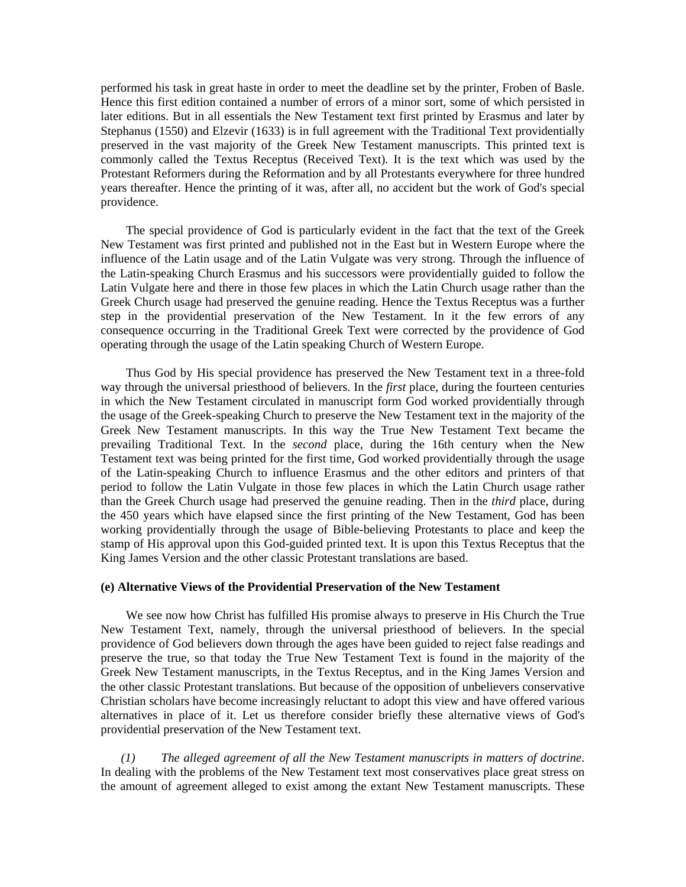performed his task in great haste in order to meet the deadline set by the printer, Froben of Basle. Hence this first edition contained a number of errors of a minor sort, some of which persisted in later editions. But in all essentials the New Testament text first printed by Erasmus and later by Stephanus (1550) and Elzevir (1633) is in full agreement with the Traditional Text providentially preserved in the vast majority of the Greek New Testament manuscripts. This printed text is commonly called the Textus Receptus (Received Text). It is the text which was used by the Protestant Reformers during the Reformation and by all Protestants everywhere for three hundred years thereafter. Hence the printing of it was, after all, no accident but the work of God's special providence.

The special providence of God is particularly evident in the fact that the text of the Greek New Testament was first printed and published not in the East but in Western Europe where the influence of the Latin usage and of the Latin Vulgate was very strong. Through the influence of the Latin-speaking Church Erasmus and his successors were providentially guided to follow the Latin Vulgate here and there in those few places in which the Latin Church usage rather than the Greek Church usage had preserved the genuine reading. Hence the Textus Receptus was a further step in the providential preservation of the New Testament. In it the few errors of any consequence occurring in the Traditional Greek Text were corrected by the providence of God operating through the usage of the Latin speaking Church of Western Europe.

Thus God by His special providence has preserved the New Testament text in a three-fold way through the universal priesthood of believers. In the *first* place, during the fourteen centuries in which the New Testament circulated in manuscript form God worked providentially through the usage of the Greek-speaking Church to preserve the New Testament text in the majority of the Greek New Testament manuscripts. In this way the True New Testament Text became the prevailing Traditional Text. In the *second* place, during the 16th century when the New Testament text was being printed for the first time, God worked providentially through the usage of the Latin-speaking Church to influence Erasmus and the other editors and printers of that period to follow the Latin Vulgate in those few places in which the Latin Church usage rather than the Greek Church usage had preserved the genuine reading. Then in the *third* place, during the 450 years which have elapsed since the first printing of the New Testament, God has been working providentially through the usage of Bible-believing Protestants to place and keep the stamp of His approval upon this God-guided printed text. It is upon this Textus Receptus that the King James Version and the other classic Protestant translations are based.

**(e) Alternative Views of the Providential Preservation of the New Testament**

We see now how Christ has fulfilled His promise always to preserve in His Church the True New Testament Text, namely, through the universal priesthood of believers. In the special providence of God believers down through the ages have been guided to reject false readings and preserve the true, so that today the True New Testament Text is found in the majority of the Greek New Testament manuscripts, in the Textus Receptus, and in the King James Version and the other classic Protestant translations. But because of the opposition of unbelievers conservative Christian scholars have become increasingly reluctant to adopt this view and have offered various alternatives in place of it. Let us therefore consider briefly these alternative views of God's providential preservation of the New Testament text.

*(1) The alleged agreement of all the New Testament manuscripts in matters of doctrine*. In dealing with the problems of the New Testament text most conservatives place great stress on the amount of agreement alleged to exist among the extant New Testament manuscripts. These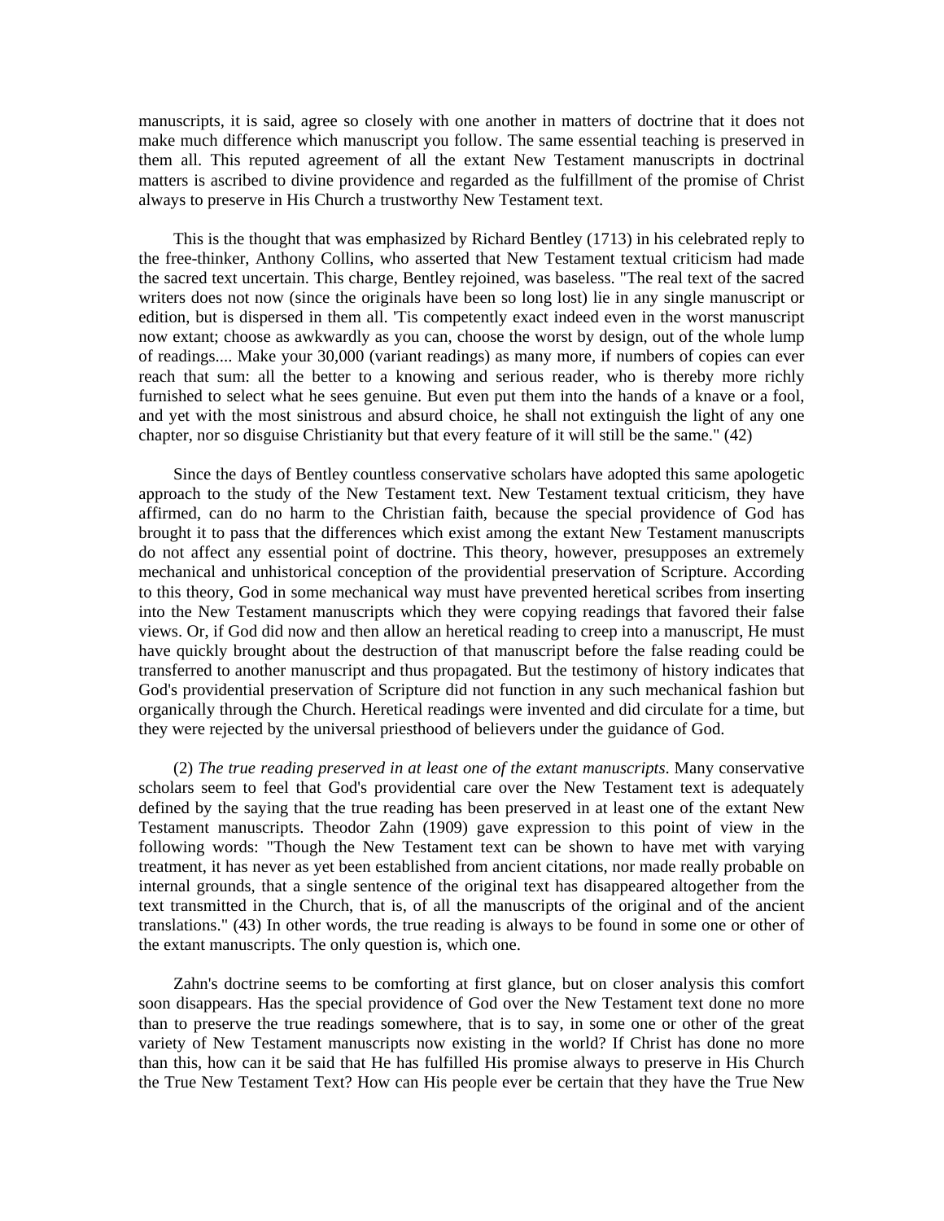manuscripts, it is said, agree so closely with one another in matters of doctrine that it does not make much difference which manuscript you follow. The same essential teaching is preserved in them all. This reputed agreement of all the extant New Testament manuscripts in doctrinal matters is ascribed to divine providence and regarded as the fulfillment of the promise of Christ always to preserve in His Church a trustworthy New Testament text.

This is the thought that was emphasized by Richard Bentley (1713) in his celebrated reply to the free-thinker, Anthony Collins, who asserted that New Testament textual criticism had made the sacred text uncertain. This charge, Bentley rejoined, was baseless. "The real text of the sacred writers does not now (since the originals have been so long lost) lie in any single manuscript or edition, but is dispersed in them all. 'Tis competently exact indeed even in the worst manuscript now extant; choose as awkwardly as you can, choose the worst by design, out of the whole lump of readings.... Make your 30,000 (variant readings) as many more, if numbers of copies can ever reach that sum: all the better to a knowing and serious reader, who is thereby more richly furnished to select what he sees genuine. But even put them into the hands of a knave or a fool, and yet with the most sinistrous and absurd choice, he shall not extinguish the light of any one chapter, nor so disguise Christianity but that every feature of it will still be the same." (42)

Since the days of Bentley countless conservative scholars have adopted this same apologetic approach to the study of the New Testament text. New Testament textual criticism, they have affirmed, can do no harm to the Christian faith, because the special providence of God has brought it to pass that the differences which exist among the extant New Testament manuscripts do not affect any essential point of doctrine. This theory, however, presupposes an extremely mechanical and unhistorical conception of the providential preservation of Scripture. According to this theory, God in some mechanical way must have prevented heretical scribes from inserting into the New Testament manuscripts which they were copying readings that favored their false views. Or, if God did now and then allow an heretical reading to creep into a manuscript, He must have quickly brought about the destruction of that manuscript before the false reading could be transferred to another manuscript and thus propagated. But the testimony of history indicates that God's providential preservation of Scripture did not function in any such mechanical fashion but organically through the Church. Heretical readings were invented and did circulate for a time, but they were rejected by the universal priesthood of believers under the guidance of God.

(2) *The true reading preserved in at least one of the extant manuscripts*. Many conservative scholars seem to feel that God's providential care over the New Testament text is adequately defined by the saying that the true reading has been preserved in at least one of the extant New Testament manuscripts. Theodor Zahn (1909) gave expression to this point of view in the following words: "Though the New Testament text can be shown to have met with varying treatment, it has never as yet been established from ancient citations, nor made really probable on internal grounds, that a single sentence of the original text has disappeared altogether from the text transmitted in the Church, that is, of all the manuscripts of the original and of the ancient translations." (43) In other words, the true reading is always to be found in some one or other of the extant manuscripts. The only question is, which one.

Zahn's doctrine seems to be comforting at first glance, but on closer analysis this comfort soon disappears. Has the special providence of God over the New Testament text done no more than to preserve the true readings somewhere, that is to say, in some one or other of the great variety of New Testament manuscripts now existing in the world? If Christ has done no more than this, how can it be said that He has fulfilled His promise always to preserve in His Church the True New Testament Text? How can His people ever be certain that they have the True New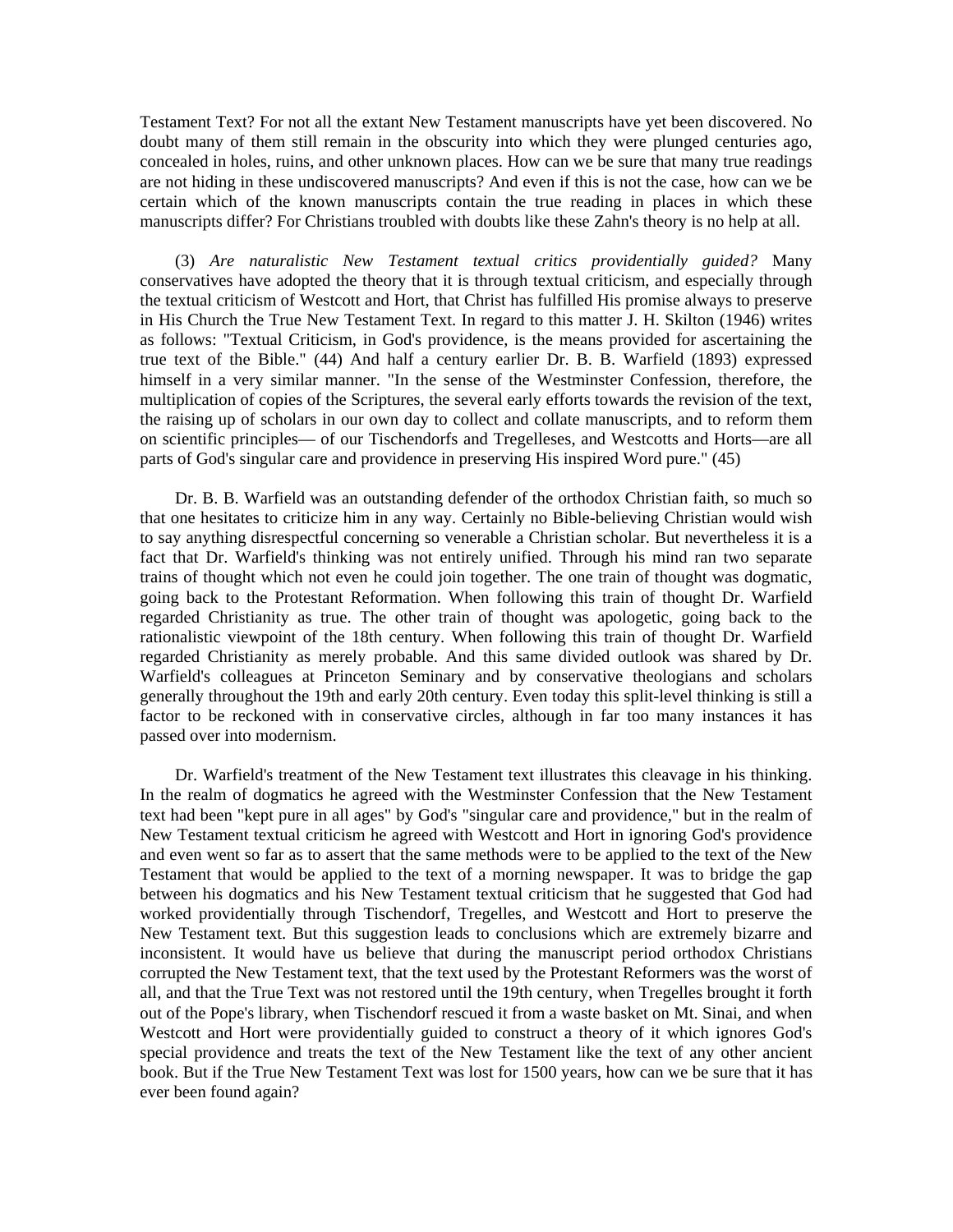Testament Text? For not all the extant New Testament manuscripts have yet been discovered. No doubt many of them still remain in the obscurity into which they were plunged centuries ago, concealed in holes, ruins, and other unknown places. How can we be sure that many true readings are not hiding in these undiscovered manuscripts? And even if this is not the case, how can we be certain which of the known manuscripts contain the true reading in places in which these manuscripts differ? For Christians troubled with doubts like these Zahn's theory is no help at all.

(3) *Are naturalistic New Testament textual critics providentially guided?* Many conservatives have adopted the theory that it is through textual criticism, and especially through the textual criticism of Westcott and Hort, that Christ has fulfilled His promise always to preserve in His Church the True New Testament Text. In regard to this matter J. H. Skilton (1946) writes as follows: "Textual Criticism, in God's providence, is the means provided for ascertaining the true text of the Bible." (44) And half a century earlier Dr. B. B. Warfield (1893) expressed himself in a very similar manner. "In the sense of the Westminster Confession, therefore, the multiplication of copies of the Scriptures, the several early efforts towards the revision of the text, the raising up of scholars in our own day to collect and collate manuscripts, and to reform them on scientific principles— of our Tischendorfs and Tregelleses, and Westcotts and Horts—are all parts of God's singular care and providence in preserving His inspired Word pure." (45)

Dr. B. B. Warfield was an outstanding defender of the orthodox Christian faith, so much so that one hesitates to criticize him in any way. Certainly no Bible-believing Christian would wish to say anything disrespectful concerning so venerable a Christian scholar. But nevertheless it is a fact that Dr. Warfield's thinking was not entirely unified. Through his mind ran two separate trains of thought which not even he could join together. The one train of thought was dogmatic, going back to the Protestant Reformation. When following this train of thought Dr. Warfield regarded Christianity as true. The other train of thought was apologetic, going back to the rationalistic viewpoint of the 18th century. When following this train of thought Dr. Warfield regarded Christianity as merely probable. And this same divided outlook was shared by Dr. Warfield's colleagues at Princeton Seminary and by conservative theologians and scholars generally throughout the 19th and early 20th century. Even today this split-level thinking is still a factor to be reckoned with in conservative circles, although in far too many instances it has passed over into modernism.

Dr. Warfield's treatment of the New Testament text illustrates this cleavage in his thinking. In the realm of dogmatics he agreed with the Westminster Confession that the New Testament text had been "kept pure in all ages" by God's "singular care and providence," but in the realm of New Testament textual criticism he agreed with Westcott and Hort in ignoring God's providence and even went so far as to assert that the same methods were to be applied to the text of the New Testament that would be applied to the text of a morning newspaper. It was to bridge the gap between his dogmatics and his New Testament textual criticism that he suggested that God had worked providentially through Tischendorf, Tregelles, and Westcott and Hort to preserve the New Testament text. But this suggestion leads to conclusions which are extremely bizarre and inconsistent. It would have us believe that during the manuscript period orthodox Christians corrupted the New Testament text, that the text used by the Protestant Reformers was the worst of all, and that the True Text was not restored until the 19th century, when Tregelles brought it forth out of the Pope's library, when Tischendorf rescued it from a waste basket on Mt. Sinai, and when Westcott and Hort were providentially guided to construct a theory of it which ignores God's special providence and treats the text of the New Testament like the text of any other ancient book. But if the True New Testament Text was lost for 1500 years, how can we be sure that it has ever been found again?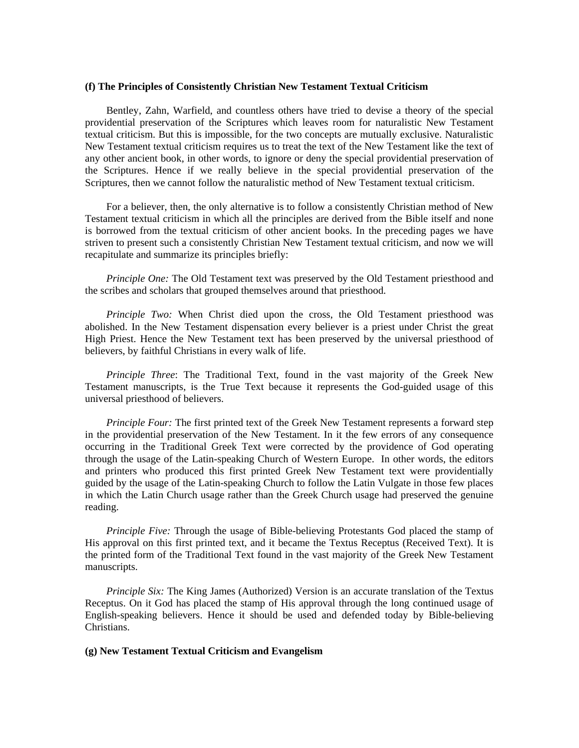**(f) The Principles of Consistently Christian New Testament Textual Criticism**

Bentley, Zahn, Warfield, and countless others have tried to devise a theory of the special providential preservation of the Scriptures which leaves room for naturalistic New Testament textual criticism. But this is impossible, for the two concepts are mutually exclusive. Naturalistic New Testament textual criticism requires us to treat the text of the New Testament like the text of any other ancient book, in other words, to ignore or deny the special providential preservation of the Scriptures. Hence if we really believe in the special providential preservation of the Scriptures, then we cannot follow the naturalistic method of New Testament textual criticism.

For a believer, then, the only alternative is to follow a consistently Christian method of New Testament textual criticism in which all the principles are derived from the Bible itself and none is borrowed from the textual criticism of other ancient books. In the preceding pages we have striven to present such a consistently Christian New Testament textual criticism, and now we will recapitulate and summarize its principles briefly:

*Principle One:* The Old Testament text was preserved by the Old Testament priesthood and the scribes and scholars that grouped themselves around that priesthood.

*Principle Two:* When Christ died upon the cross, the Old Testament priesthood was abolished. In the New Testament dispensation every believer is a priest under Christ the great High Priest. Hence the New Testament text has been preserved by the universal priesthood of believers, by faithful Christians in every walk of life.

*Principle Three*: The Traditional Text, found in the vast majority of the Greek New Testament manuscripts, is the True Text because it represents the God-guided usage of this universal priesthood of believers.

*Principle Four:* The first printed text of the Greek New Testament represents a forward step in the providential preservation of the New Testament. In it the few errors of any consequence occurring in the Traditional Greek Text were corrected by the providence of God operating through the usage of the Latin-speaking Church of Western Europe. In other words, the editors and printers who produced this first printed Greek New Testament text were providentially guided by the usage of the Latin-speaking Church to follow the Latin Vulgate in those few places in which the Latin Church usage rather than the Greek Church usage had preserved the genuine reading.

*Principle Five:* Through the usage of Bible-believing Protestants God placed the stamp of His approval on this first printed text, and it became the Textus Receptus (Received Text). It is the printed form of the Traditional Text found in the vast majority of the Greek New Testament manuscripts.

*Principle Six:* The King James (Authorized) Version is an accurate translation of the Textus Receptus. On it God has placed the stamp of His approval through the long continued usage of English-speaking believers. Hence it should be used and defended today by Bible-believing Christians.

**(g) New Testament Textual Criticism and Evangelism**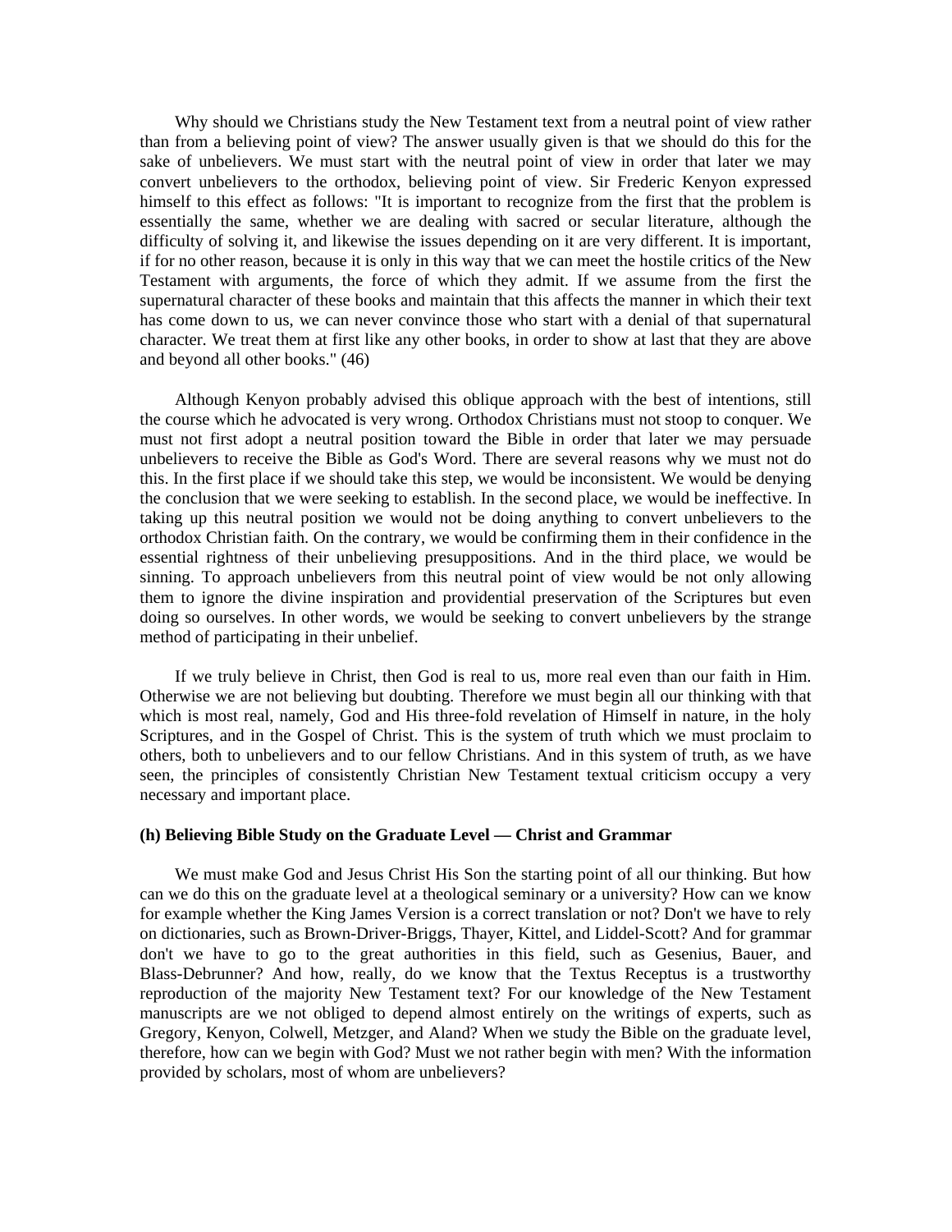Why should we Christians study the New Testament text from a neutral point of view rather than from a believing point of view? The answer usually given is that we should do this for the sake of unbelievers. We must start with the neutral point of view in order that later we may convert unbelievers to the orthodox, believing point of view. Sir Frederic Kenyon expressed himself to this effect as follows: "It is important to recognize from the first that the problem is essentially the same, whether we are dealing with sacred or secular literature, although the difficulty of solving it, and likewise the issues depending on it are very different. It is important, if for no other reason, because it is only in this way that we can meet the hostile critics of the New Testament with arguments, the force of which they admit. If we assume from the first the supernatural character of these books and maintain that this affects the manner in which their text has come down to us, we can never convince those who start with a denial of that supernatural character. We treat them at first like any other books, in order to show at last that they are above and beyond all other books." (46)

Although Kenyon probably advised this oblique approach with the best of intentions, still the course which he advocated is very wrong. Orthodox Christians must not stoop to conquer. We must not first adopt a neutral position toward the Bible in order that later we may persuade unbelievers to receive the Bible as God's Word. There are several reasons why we must not do this. In the first place if we should take this step, we would be inconsistent. We would be denying the conclusion that we were seeking to establish. In the second place, we would be ineffective. In taking up this neutral position we would not be doing anything to convert unbelievers to the orthodox Christian faith. On the contrary, we would be confirming them in their confidence in the essential rightness of their unbelieving presuppositions. And in the third place, we would be sinning. To approach unbelievers from this neutral point of view would be not only allowing them to ignore the divine inspiration and providential preservation of the Scriptures but even doing so ourselves. In other words, we would be seeking to convert unbelievers by the strange method of participating in their unbelief.

If we truly believe in Christ, then God is real to us, more real even than our faith in Him. Otherwise we are not believing but doubting. Therefore we must begin all our thinking with that which is most real, namely, God and His three-fold revelation of Himself in nature, in the holy Scriptures, and in the Gospel of Christ. This is the system of truth which we must proclaim to others, both to unbelievers and to our fellow Christians. And in this system of truth, as we have seen, the principles of consistently Christian New Testament textual criticism occupy a very necessary and important place.

#### (h) Believing Bible Study on the Graduate Level — Christ and Grammar

We must make God and Jesus Christ His Son the starting point of all our thinking. But how can we do this on the graduate level at a theological seminary or a university? How can we know for example whether the King James Version is a correct translation or not? Don't we have to rely on dictionaries, such as Brown-Driver-Briggs, Thayer, Kittel, and Liddel-Scott? And for grammar don't we have to go to the great authorities in this field, such as Gesenius, Bauer, and Blass-Debrunner? And how, really, do we know that the Textus Receptus is a trustworthy reproduction of the majority New Testament text? For our knowledge of the New Testament manuscripts are we not obliged to depend almost entirely on the writings of experts, such as Gregory, Kenyon, Colwell, Metzger, and Aland? When we study the Bible on the graduate level, therefore, how can we begin with God? Must we not rather begin with men? With the information provided by scholars, most of whom are unbelievers?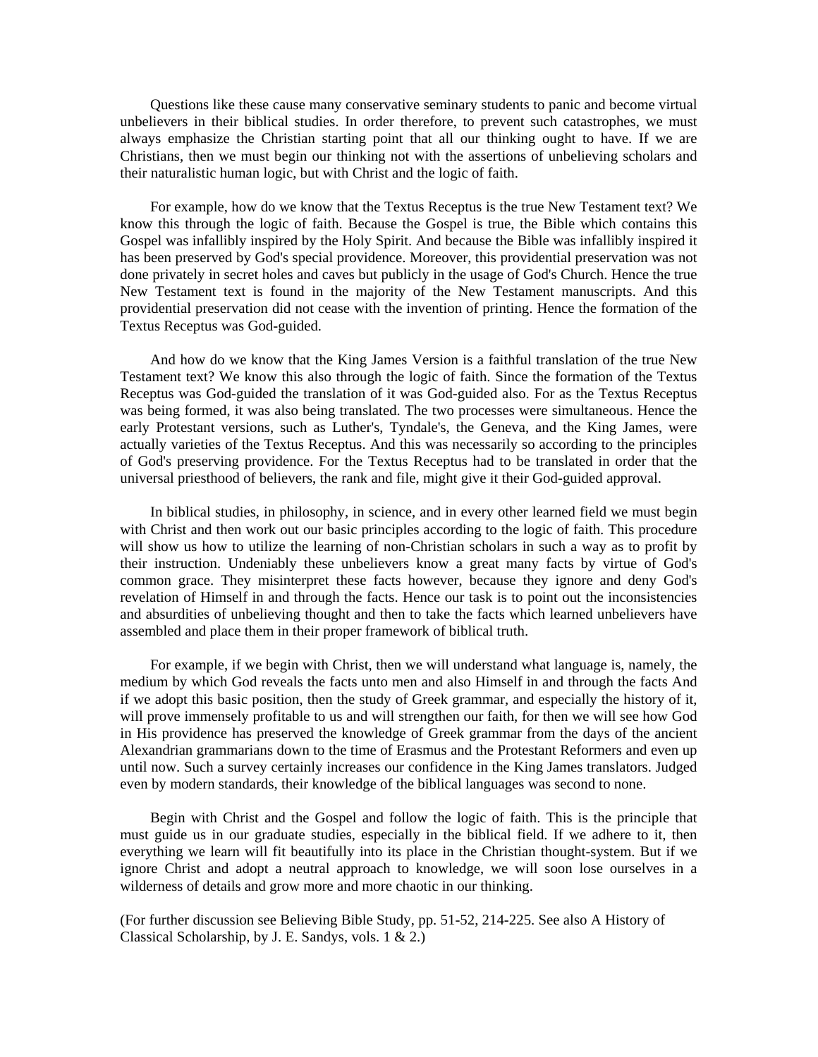Questions like these cause many conservative seminary students to panic and become virtual unbelievers in their biblical studies. In order therefore, to prevent such catastrophes, we must always emphasize the Christian starting point that all our thinking ought to have. If we are Christians, then we must begin our thinking not with the assertions of unbelieving scholars and their naturalistic human logic, but with Christ and the logic of faith.

For example, how do we know that the Textus Receptus is the true New Testament text? We know this through the logic of faith. Because the Gospel is true, the Bible which contains this Gospel was infallibly inspired by the Holy Spirit. And because the Bible was infallibly inspired it has been preserved by God's special providence. Moreover, this providential preservation was not done privately in secret holes and caves but publicly in the usage of God's Church. Hence the true New Testament text is found in the majority of the New Testament manuscripts. And this providential preservation did not cease with the invention of printing. Hence the formation of the Textus Receptus was God-guided.

And how do we know that the King James Version is a faithful translation of the true New Testament text? We know this also through the logic of faith. Since the formation of the Textus Receptus was God-guided the translation of it was God-guided also. For as the Textus Receptus was being formed, it was also being translated. The two processes were simultaneous. Hence the early Protestant versions, such as Luther's, Tyndale's, the Geneva, and the King James, were actually varieties of the Textus Receptus. And this was necessarily so according to the principles of God's preserving providence. For the Textus Receptus had to be translated in order that the universal priesthood of believers, the rank and file, might give it their God-guided approval.

In biblical studies, in philosophy, in science, and in every other learned field we must begin with Christ and then work out our basic principles according to the logic of faith. This procedure will show us how to utilize the learning of non-Christian scholars in such a way as to profit by their instruction. Undeniably these unbelievers know a great many facts by virtue of God's common grace. They misinterpret these facts however, because they ignore and deny God's revelation of Himself in and through the facts. Hence our task is to point out the inconsistencies and absurdities of unbelieving thought and then to take the facts which learned unbelievers have assembled and place them in their proper framework of biblical truth.

For example, if we begin with Christ, then we will understand what language is, namely, the medium by which God reveals the facts unto men and also Himself in and through the facts And if we adopt this basic position, then the study of Greek grammar, and especially the history of it, will prove immensely profitable to us and will strengthen our faith, for then we will see how God in His providence has preserved the knowledge of Greek grammar from the days of the ancient Alexandrian grammarians down to the time of Erasmus and the Protestant Reformers and even up until now. Such a survey certainly increases our confidence in the King James translators. Judged even by modern standards, their knowledge of the biblical languages was second to none.

Begin with Christ and the Gospel and follow the logic of faith. This is the principle that must guide us in our graduate studies, especially in the biblical field. If we adhere to it, then everything we learn will fit beautifully into its place in the Christian thought-system. But if we ignore Christ and adopt a neutral approach to knowledge, we will soon lose ourselves in a wilderness of details and grow more and more chaotic in our thinking.

(For further discussion see Believing Bible Study, pp. 51-52, 214-225. See also A History of Classical Scholarship, by J. E. Sandys, vols. 1 & 2.)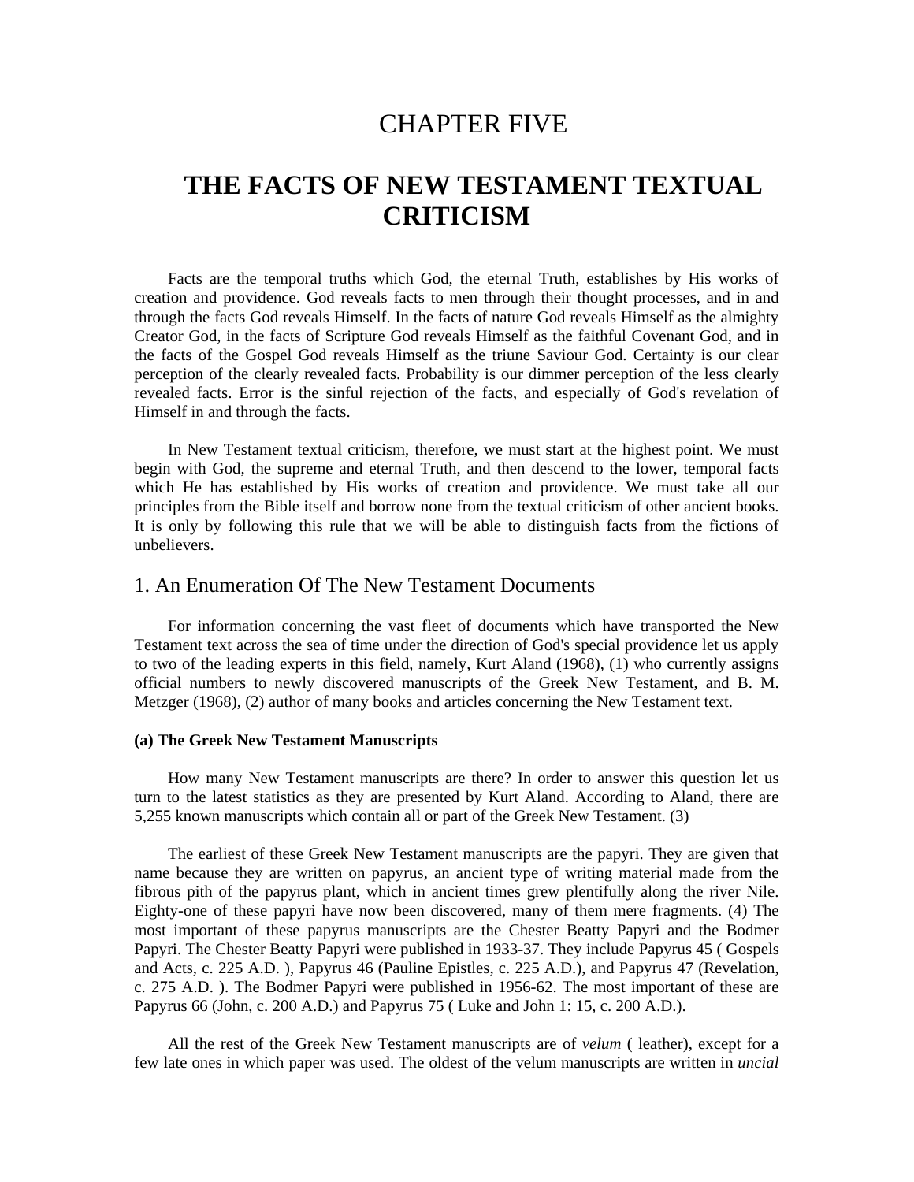# CHAPTER FIVE

# THE FACTS OF NEW TESTAMENT TEXTUAL CRITICISM

Facts are the temporal truths which God, the eternal Truth, establishes by His works of creation and providence. God reveals facts to men through their thought processes, and in and through the facts God reveals Himself. In the facts of nature God reveals Himself as the almighty Creator God, in the facts of Scripture God reveals Himself as the faithful Covenant God, and in the facts of the Gospel God reveals Himself as the triune Saviour God. Certainty is our clear perception of the clearly revealed facts. Probability is our dimmer perception of the less clearly revealed facts. Error is the sinful rejection of the facts, and especially of God's revelation of Himself in and through the facts.

In New Testament textual criticism, therefore, we must start at the highest point. We must begin with God, the supreme and eternal Truth, and then descend to the lower, temporal facts which He has established by His works of creation and providence. We must take all our principles from the Bible itself and borrow none from the textual criticism of other ancient books. It is only by following this rule that we will be able to distinguish facts from the fictions of unbelievers.

## 1. An Enumeration Of The New Testament Documents

For information concerning the vast fleet of documents which have transported the New Testament text across the sea of time under the direction of God's special providence let us apply to two of the leading experts in this field, namely, Kurt Aland (1968), (1) who currently assigns official numbers to newly discovered manuscripts of the Greek New Testament, and B. M. Metzger (1968), (2) author of many books and articles concerning the New Testament text.

**(a) The Greek New Testament Manuscripts**

How many New Testament manuscripts are there? In order to answer this question let us turn to the latest statistics as they are presented by Kurt Aland. According to Aland, there are 5,255 known manuscripts which contain all or part of the Greek New Testament. (3)

The earliest of these Greek New Testament manuscripts are the papyri. They are given that name because they are written on papyrus, an ancient type of writing material made from the fibrous pith of the papyrus plant, which in ancient times grew plentifully along the river Nile. Eighty-one of these papyri have now been discovered, many of them mere fragments. (4) The most important of these papyrus manuscripts are the Chester Beatty Papyri and the Bodmer Papyri. The Chester Beatty Papyri were published in 1933-37. They include Papyrus 45 ( Gospels and Acts, c. 225 A.D. ), Papyrus 46 (Pauline Epistles, c. 225 A.D.), and Papyrus 47 (Revelation, c. 275 A.D. ). The Bodmer Papyri were published in 1956-62. The most important of these are Papyrus 66 (John, c. 200 A.D.) and Papyrus 75 ( Luke and John 1: 15, c. 200 A.D.).

All the rest of the Greek New Testament manuscripts are of *velum* ( leather), except for a few late ones in which paper was used. The oldest of the velum manuscripts are written in *uncial*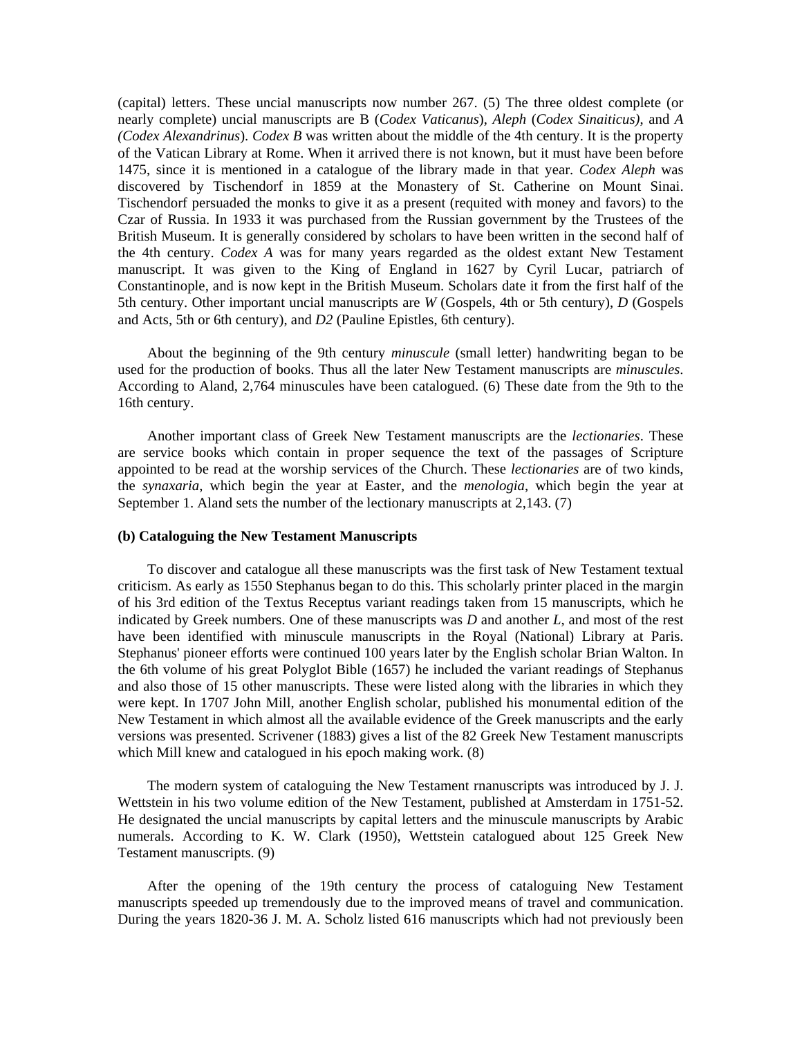(capital) letters. These uncial manuscripts now number 267. (5) The three oldest complete (or nearly complete) uncial manuscripts are B (*Codex Vaticanus*), *Aleph* (*Codex Sinaiticus)*, and *A (Codex Alexandrinus*). *Codex B* was written about the middle of the 4th century. It is the property of the Vatican Library at Rome. When it arrived there is not known, but it must have been before 1475, since it is mentioned in a catalogue of the library made in that year. *Codex Aleph* was discovered by Tischendorf in 1859 at the Monastery of St. Catherine on Mount Sinai. Tischendorf persuaded the monks to give it as a present (requited with money and favors) to the Czar of Russia. In 1933 it was purchased from the Russian government by the Trustees of the British Museum. It is generally considered by scholars to have been written in the second half of the 4th century. *Codex A* was for many years regarded as the oldest extant New Testament manuscript. It was given to the King of England in 1627 by Cyril Lucar, patriarch of Constantinople, and is now kept in the British Museum. Scholars date it from the first half of the 5th century. Other important uncial manuscripts are *W* (Gospels, 4th or 5th century), *D* (Gospels and Acts, 5th or 6th century), and *D2* (Pauline Epistles, 6th century).

About the beginning of the 9th century *minuscule* (small letter) handwriting began to be used for the production of books. Thus all the later New Testament manuscripts are *minuscules*. According to Aland, 2,764 minuscules have been catalogued. (6) These date from the 9th to the 16th century.

Another important class of Greek New Testament manuscripts are the *lectionaries*. These are service books which contain in proper sequence the text of the passages of Scripture appointed to be read at the worship services of the Church. These *lectionaries* are of two kinds, the *synaxaria*, which begin the year at Easter, and the *menologia*, which begin the year at September 1. Aland sets the number of the lectionary manuscripts at 2,143. (7)

**(b) Cataloguing the New Testament Manuscripts**

To discover and catalogue all these manuscripts was the first task of New Testament textual criticism. As early as 1550 Stephanus began to do this. This scholarly printer placed in the margin of his 3rd edition of the Textus Receptus variant readings taken from 15 manuscripts, which he indicated by Greek numbers. One of these manuscripts was *D* and another *L*, and most of the rest have been identified with minuscule manuscripts in the Royal (National) Library at Paris. Stephanus' pioneer efforts were continued 100 years later by the English scholar Brian Walton. In the 6th volume of his great Polyglot Bible (1657) he included the variant readings of Stephanus and also those of 15 other manuscripts. These were listed along with the libraries in which they were kept. In 1707 John Mill, another English scholar, published his monumental edition of the New Testament in which almost all the available evidence of the Greek manuscripts and the early versions was presented. Scrivener (1883) gives a list of the 82 Greek New Testament manuscripts which Mill knew and catalogued in his epoch making work. (8)

The modern system of cataloguing the New Testament rnanuscripts was introduced by J. J. Wettstein in his two volume edition of the New Testament, published at Amsterdam in 1751-52. He designated the uncial manuscripts by capital letters and the minuscule manuscripts by Arabic numerals. According to K. W. Clark (1950), Wettstein catalogued about 125 Greek New Testament manuscripts. (9)

After the opening of the 19th century the process of cataloguing New Testament manuscripts speeded up tremendously due to the improved means of travel and communication. During the years 1820-36 J. M. A. Scholz listed 616 manuscripts which had not previously been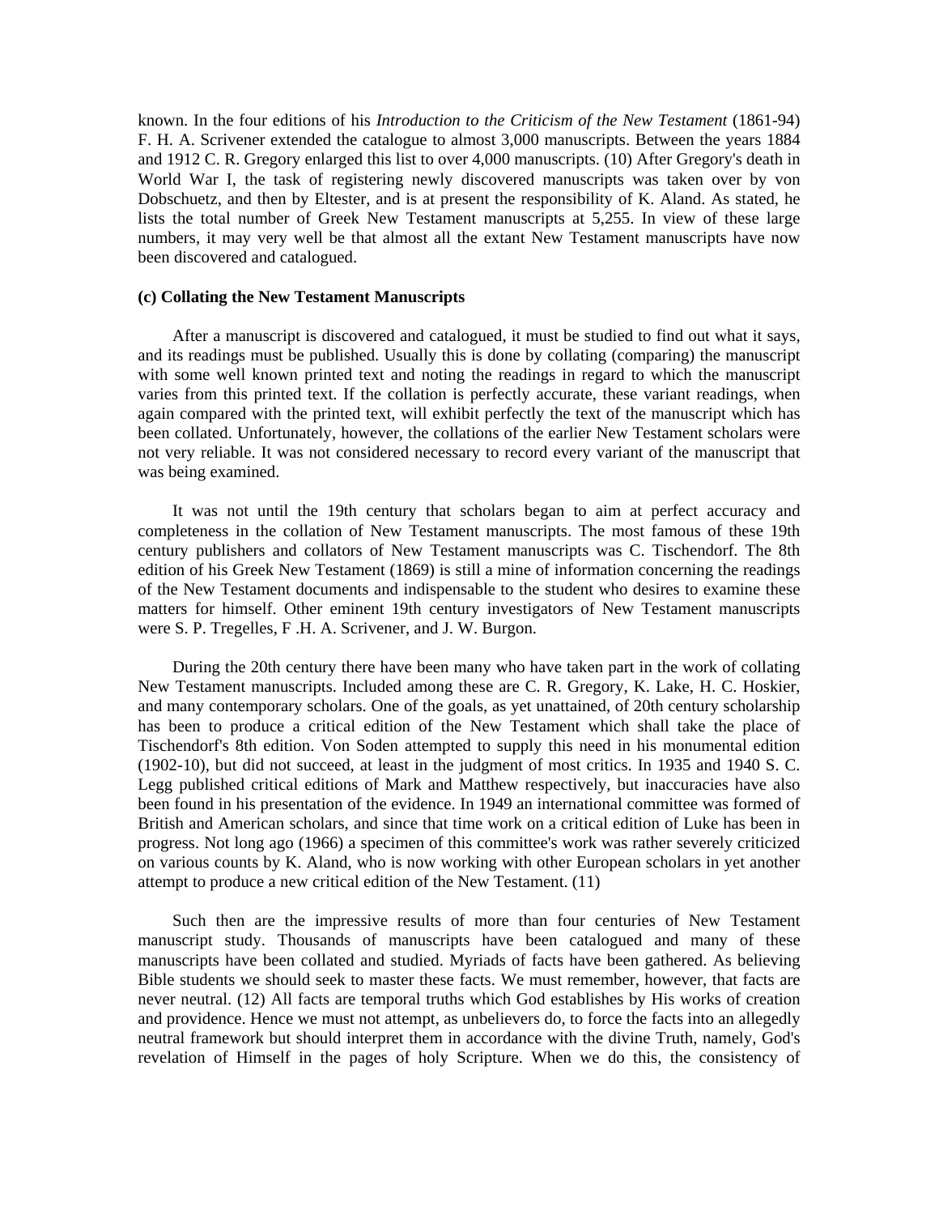known. In the four editions of his *Introduction to the Criticism of the New Testament* (1861-94) F. H. A. Scrivener extended the catalogue to almost 3,000 manuscripts. Between the years 1884 and 1912 C. R. Gregory enlarged this list to over 4,000 manuscripts. (10) After Gregory's death in World War I, the task of registering newly discovered manuscripts was taken over by von Dobschuetz, and then by Eltester, and is at present the responsibility of K. Aland. As stated, he lists the total number of Greek New Testament manuscripts at 5,255. In view of these large numbers, it may very well be that almost all the extant New Testament manuscripts have now been discovered and catalogued.

**(c) Collating the New Testament Manuscripts**

After a manuscript is discovered and catalogued, it must be studied to find out what it says, and its readings must be published. Usually this is done by collating (comparing) the manuscript with some well known printed text and noting the readings in regard to which the manuscript varies from this printed text. If the collation is perfectly accurate, these variant readings, when again compared with the printed text, will exhibit perfectly the text of the manuscript which has been collated. Unfortunately, however, the collations of the earlier New Testament scholars were not very reliable. It was not considered necessary to record every variant of the manuscript that was being examined.

It was not until the 19th century that scholars began to aim at perfect accuracy and completeness in the collation of New Testament manuscripts. The most famous of these 19th century publishers and collators of New Testament manuscripts was C. Tischendorf. The 8th edition of his Greek New Testament (1869) is still a mine of information concerning the readings of the New Testament documents and indispensable to the student who desires to examine these matters for himself. Other eminent 19th century investigators of New Testament manuscripts were S. P. Tregelles, F .H. A. Scrivener, and J. W. Burgon.

During the 20th century there have been many who have taken part in the work of collating New Testament manuscripts. Included among these are C. R. Gregory, K. Lake, H. C. Hoskier, and many contemporary scholars. One of the goals, as yet unattained, of 20th century scholarship has been to produce a critical edition of the New Testament which shall take the place of Tischendorf's 8th edition. Von Soden attempted to supply this need in his monumental edition (1902-10), but did not succeed, at least in the judgment of most critics. In 1935 and 1940 S. C. Legg published critical editions of Mark and Matthew respectively, but inaccuracies have also been found in his presentation of the evidence. In 1949 an international committee was formed of British and American scholars, and since that time work on a critical edition of Luke has been in progress. Not long ago (1966) a specimen of this committee's work was rather severely criticized on various counts by K. Aland, who is now working with other European scholars in yet another attempt to produce a new critical edition of the New Testament. (11)

Such then are the impressive results of more than four centuries of New Testament manuscript study. Thousands of manuscripts have been catalogued and many of these manuscripts have been collated and studied. Myriads of facts have been gathered. As believing Bible students we should seek to master these facts. We must remember, however, that facts are never neutral. (12) All facts are temporal truths which God establishes by His works of creation and providence. Hence we must not attempt, as unbelievers do, to force the facts into an allegedly neutral framework but should interpret them in accordance with the divine Truth, namely, God's revelation of Himself in the pages of holy Scripture. When we do this, the consistency of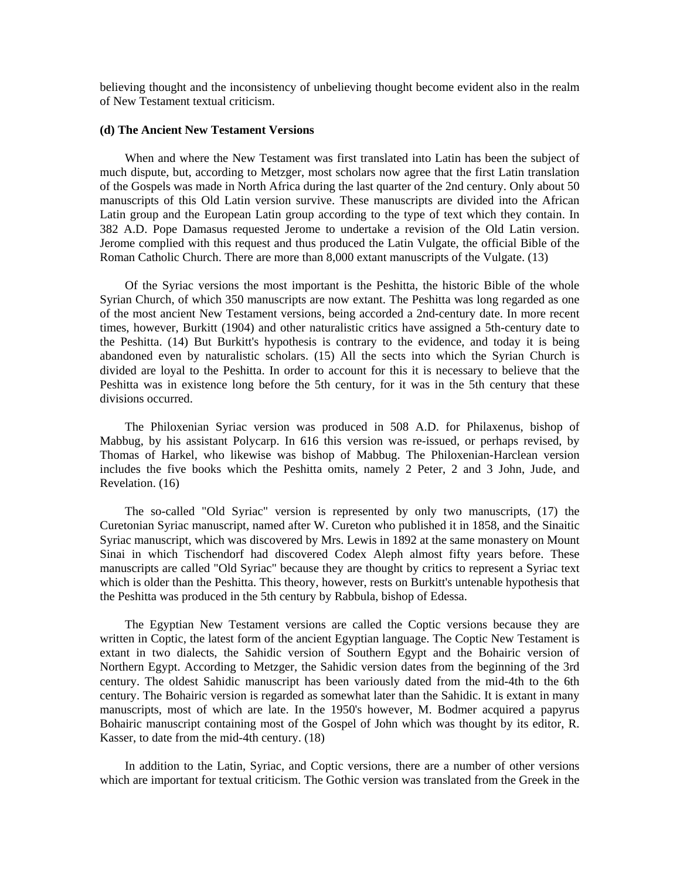believing thought and the inconsistency of unbelieving thought become evident also in the realm of New Testament textual criticism.

**(d) The Ancient New Testament Versions**

When and where the New Testament was first translated into Latin has been the subject of much dispute, but, according to Metzger, most scholars now agree that the first Latin translation of the Gospels was made in North Africa during the last quarter of the 2nd century. Only about 50 manuscripts of this Old Latin version survive. These manuscripts are divided into the African Latin group and the European Latin group according to the type of text which they contain. In 382 A.D. Pope Damasus requested Jerome to undertake a revision of the Old Latin version. Jerome complied with this request and thus produced the Latin Vulgate, the official Bible of the Roman Catholic Church. There are more than 8,000 extant manuscripts of the Vulgate. (13)

Of the Syriac versions the most important is the Peshitta, the historic Bible of the whole Syrian Church, of which 350 manuscripts are now extant. The Peshitta was long regarded as one of the most ancient New Testament versions, being accorded a 2nd-century date. In more recent times, however, Burkitt (1904) and other naturalistic critics have assigned a 5th-century date to the Peshitta. (14) But Burkitt's hypothesis is contrary to the evidence, and today it is being abandoned even by naturalistic scholars. (15) All the sects into which the Syrian Church is divided are loyal to the Peshitta. In order to account for this it is necessary to believe that the Peshitta was in existence long before the 5th century, for it was in the 5th century that these divisions occurred.

The Philoxenian Syriac version was produced in 508 A.D. for Philaxenus, bishop of Mabbug, by his assistant Polycarp. In 616 this version was re-issued, or perhaps revised, by Thomas of Harkel, who likewise was bishop of Mabbug. The Philoxenian-Harclean version includes the five books which the Peshitta omits, namely 2 Peter, 2 and 3 John, Jude, and Revelation. (16)

The so-called "Old Syriac" version is represented by only two manuscripts, (17) the Curetonian Syriac manuscript, named after W. Cureton who published it in 1858, and the Sinaitic Syriac manuscript, which was discovered by Mrs. Lewis in 1892 at the same monastery on Mount Sinai in which Tischendorf had discovered Codex Aleph almost fifty years before. These manuscripts are called "Old Syriac" because they are thought by critics to represent a Syriac text which is older than the Peshitta. This theory, however, rests on Burkitt's untenable hypothesis that the Peshitta was produced in the 5th century by Rabbula, bishop of Edessa.

The Egyptian New Testament versions are called the Coptic versions because they are written in Coptic, the latest form of the ancient Egyptian language. The Coptic New Testament is extant in two dialects, the Sahidic version of Southern Egypt and the Bohairic version of Northern Egypt. According to Metzger, the Sahidic version dates from the beginning of the 3rd century. The oldest Sahidic manuscript has been variously dated from the mid-4th to the 6th century. The Bohairic version is regarded as somewhat later than the Sahidic. It is extant in many manuscripts, most of which are late. In the 1950's however, M. Bodmer acquired a papyrus Bohairic manuscript containing most of the Gospel of John which was thought by its editor, R. Kasser, to date from the mid-4th century. (18)

In addition to the Latin, Syriac, and Coptic versions, there are a number of other versions which are important for textual criticism. The Gothic version was translated from the Greek in the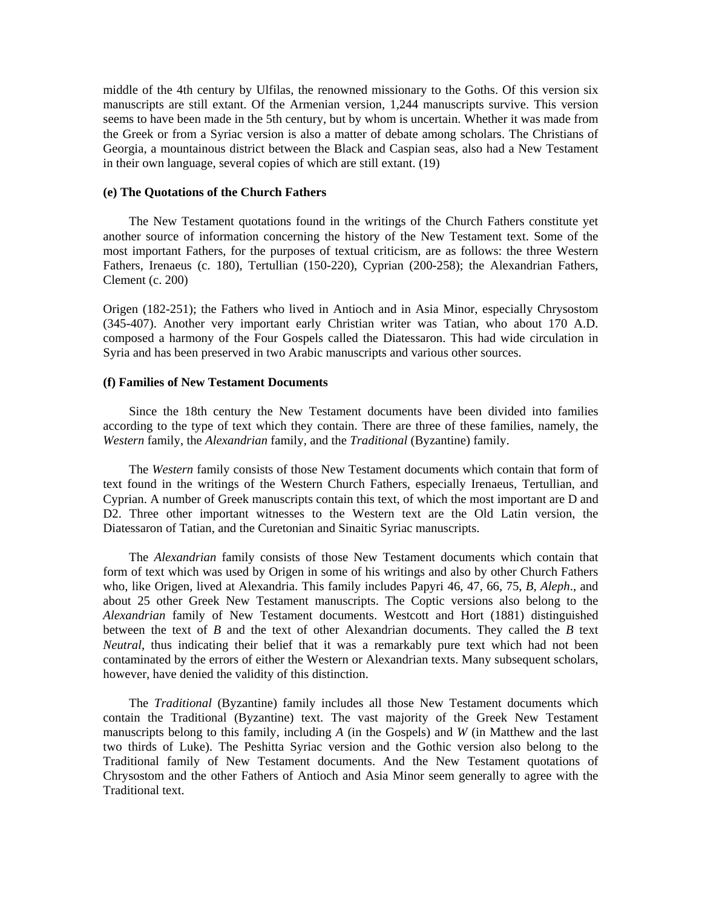middle of the 4th century by Ulfilas, the renowned missionary to the Goths. Of this version six manuscripts are still extant. Of the Armenian version, 1,244 manuscripts survive. This version seems to have been made in the 5th century, but by whom is uncertain. Whether it was made from the Greek or from a Syriac version is also a matter of debate among scholars. The Christians of Georgia, a mountainous district between the Black and Caspian seas, also had a New Testament in their own language, several copies of which are still extant. (19)

**(e) The Quotations of the Church Fathers**

The New Testament quotations found in the writings of the Church Fathers constitute yet another source of information concerning the history of the New Testament text. Some of the most important Fathers, for the purposes of textual criticism, are as follows: the three Western Fathers, Irenaeus (c. 180), Tertullian (150-220), Cyprian (200-258); the Alexandrian Fathers, Clement (c. 200)

Origen (182-251); the Fathers who lived in Antioch and in Asia Minor, especially Chrysostom (345-407). Another very important early Christian writer was Tatian, who about 170 A.D. composed a harmony of the Four Gospels called the Diatessaron. This had wide circulation in Syria and has been preserved in two Arabic manuscripts and various other sources.

**(f) Families of New Testament Documents**

Since the 18th century the New Testament documents have been divided into families according to the type of text which they contain. There are three of these families, namely, the *Western* family, the *Alexandrian* family, and the *Traditional* (Byzantine) family.

The *Western* family consists of those New Testament documents which contain that form of text found in the writings of the Western Church Fathers, especially Irenaeus, Tertullian, and Cyprian. A number of Greek manuscripts contain this text, of which the most important are D and D2. Three other important witnesses to the Western text are the Old Latin version, the Diatessaron of Tatian, and the Curetonian and Sinaitic Syriac manuscripts.

The *Alexandrian* family consists of those New Testament documents which contain that form of text which was used by Origen in some of his writings and also by other Church Fathers who, like Origen, lived at Alexandria. This family includes Papyri 46, 47, 66, 75, *B*, *Aleph*., and about 25 other Greek New Testament manuscripts. The Coptic versions also belong to the *Alexandrian* family of New Testament documents. Westcott and Hort (1881) distinguished between the text of *B* and the text of other Alexandrian documents. They called the *B* text *Neutral*, thus indicating their belief that it was a remarkably pure text which had not been contaminated by the errors of either the Western or Alexandrian texts. Many subsequent scholars, however, have denied the validity of this distinction.

The *Traditional* (Byzantine) family includes all those New Testament documents which contain the Traditional (Byzantine) text. The vast majority of the Greek New Testament manuscripts belong to this family, including *A* (in the Gospels) and *W* (in Matthew and the last two thirds of Luke). The Peshitta Syriac version and the Gothic version also belong to the Traditional family of New Testament documents. And the New Testament quotations of Chrysostom and the other Fathers of Antioch and Asia Minor seem generally to agree with the Traditional text.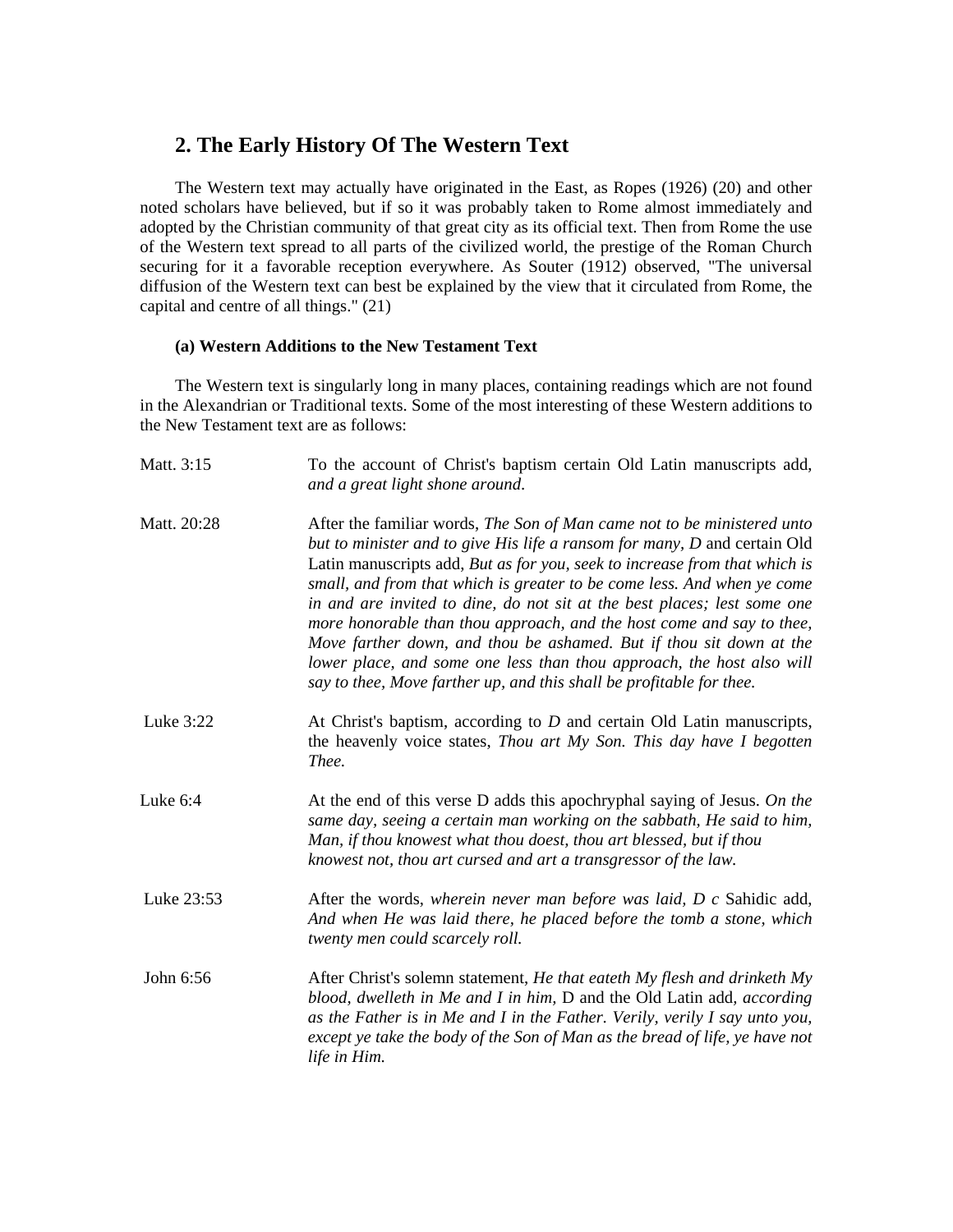## 2. The Early History Of The Western Text

The Western text may actually have originated in the East, as Ropes (1926) (20) and other noted scholars have believed, but if so it was probably taken to Rome almost immediately and adopted by the Christian community of that great city as its official text. Then from Rome the use of the Western text spread to all parts of the civilized world, the prestige of the Roman Church securing for it a favorable reception everywhere. As Souter (1912) observed, "The universal diffusion of the Western text can best be explained by the view that it circulated from Rome, the capital and centre of all things." (21)

### (a) Western Additions to the New Testament Text

The Western text is singularly long in many places, containing readings which are not found in the Alexandrian or Traditional texts. Some of the most interesting of these Western additions to the New Testament text are as follows:

| | |
|---|---|
| Matt. 3:15 | To the account of Christ's baptism certain Old Latin manuscripts add, *and a great light shone around*. |
| Matt. 20:28 | After the familiar words, *The Son of Man came not to be ministered unto but to minister and to give His life a ransom for many, D* and certain Old Latin manuscripts add, *But as for you, seek to increase from that which is small, and from that which is greater to be come less. And when ye come in and are invited to dine, do not sit at the best places; lest some one more honorable than thou approach, and the host come and say to thee, Move farther down, and thou be ashamed. But if thou sit down at the lower place, and some one less than thou approach, the host also will say to thee, Move farther up, and this shall be profitable for thee.* |
| Luke 3:22 | At Christ's baptism, according to *D* and certain Old Latin manuscripts, the heavenly voice states, *Thou art My Son. This day have I begotten Thee.* |
| Luke 6:4 | At the end of this verse D adds this apochryphal saying of Jesus. *On the same day, seeing a certain man working on the sabbath, He said to him, Man, if thou knowest what thou doest, thou art blessed, but if thou knowest not, thou art cursed and art a transgressor of the law.* |
| Luke 23:53 | After the words, *wherein never man before was laid, D c* Sahidic add, *And when He was laid there, he placed before the tomb a stone, which twenty men could scarcely roll.* |
| John 6:56 | After Christ's solemn statement, *He that eateth My flesh and drinketh My blood, dwelleth in Me and I in him,* D and the Old Latin add, *according as the Father is in Me and I in the Father. Verily, verily I say unto you, except ye take the body of the Son of Man as the bread of life, ye have not life in Him.* |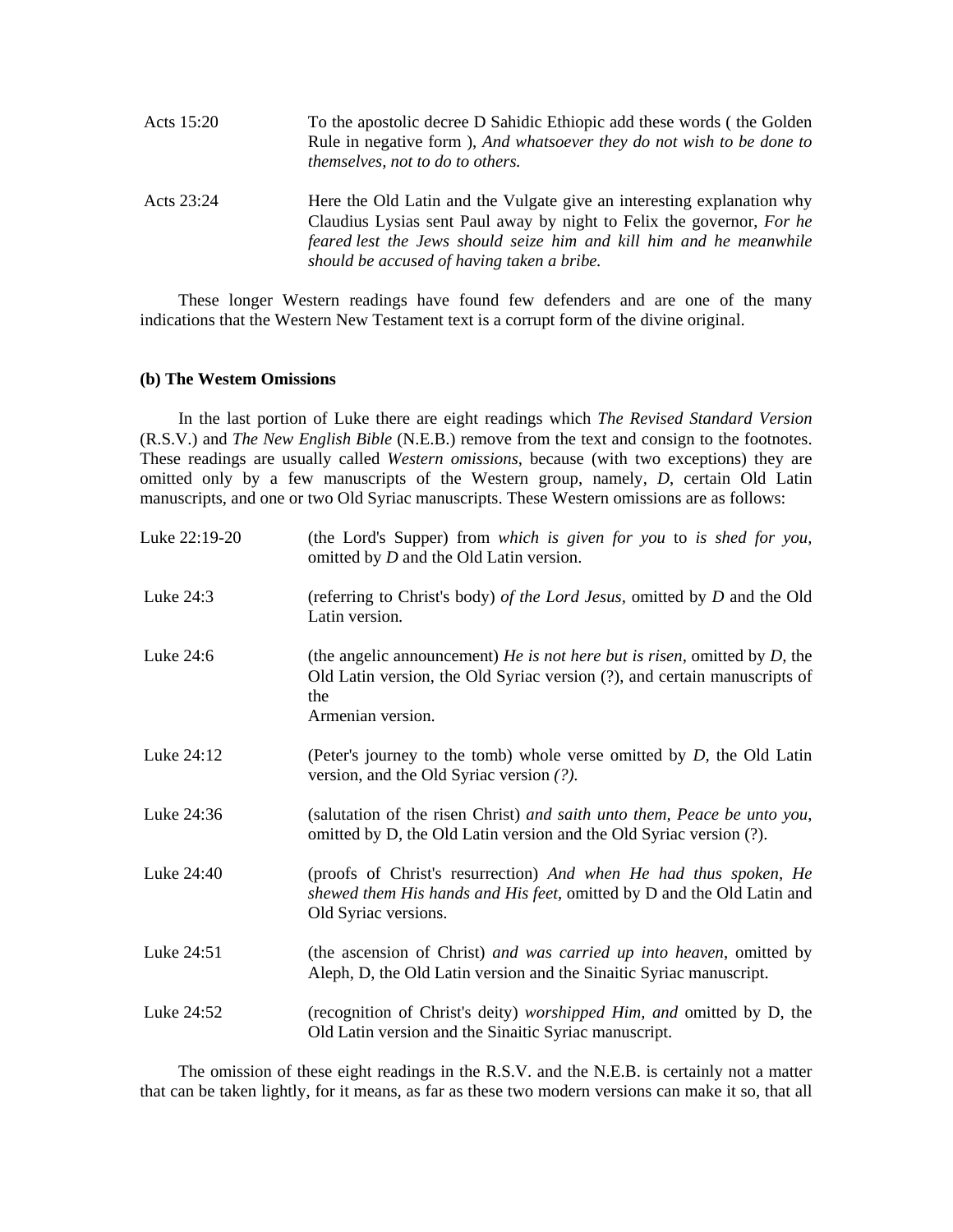Acts 15:20 — To the apostolic decree D Sahidic Ethiopic add these words ( the Golden Rule in negative form ), *And whatsoever they do not wish to be done to themselves, not to do to others.*

Acts 23:24 — Here the Old Latin and the Vulgate give an interesting explanation why Claudius Lysias sent Paul away by night to Felix the governor, *For he feared lest the Jews should seize him and kill him and he meanwhile should be accused of having taken a bribe.*

These longer Western readings have found few defenders and are one of the many indications that the Western New Testament text is a corrupt form of the divine original.

**(b) The Westem Omissions**

In the last portion of Luke there are eight readings which *The Revised Standard Version* (R.S.V.) and *The New English Bible* (N.E.B.) remove from the text and consign to the footnotes. These readings are usually called *Western omissions*, because (with two exceptions) they are omitted only by a few manuscripts of the Western group, namely, *D*, certain Old Latin manuscripts, and one or two Old Syriac manuscripts. These Western omissions are as follows:

Luke 22:19-20 — (the Lord's Supper) from *which is given for you* to *is shed for you*, omitted by *D* and the Old Latin version.

Luke 24:3 — (referring to Christ's body) *of the Lord Jesus*, omitted by *D* and the Old Latin version.

Luke 24:6 — (the angelic announcement) *He is not here but is risen*, omitted by *D*, the Old Latin version, the Old Syriac version (?), and certain manuscripts of the Armenian version.

Luke 24:12 — (Peter's journey to the tomb) whole verse omitted by *D*, the Old Latin version, and the Old Syriac version *(?).*

Luke 24:36 — (salutation of the risen Christ) *and saith unto them, Peace be unto you*, omitted by D, the Old Latin version and the Old Syriac version (?).

Luke 24:40 — (proofs of Christ's resurrection) *And when He had thus spoken, He shewed them His hands and His feet,* omitted by D and the Old Latin and Old Syriac versions.

Luke 24:51 — (the ascension of Christ) *and was carried up into heaven*, omitted by Aleph, D, the Old Latin version and the Sinaitic Syriac manuscript.

Luke 24:52 — (recognition of Christ's deity) *worshipped Him, and* omitted by D, the Old Latin version and the Sinaitic Syriac manuscript.

The omission of these eight readings in the R.S.V. and the N.E.B. is certainly not a matter that can be taken lightly, for it means, as far as these two modern versions can make it so, that all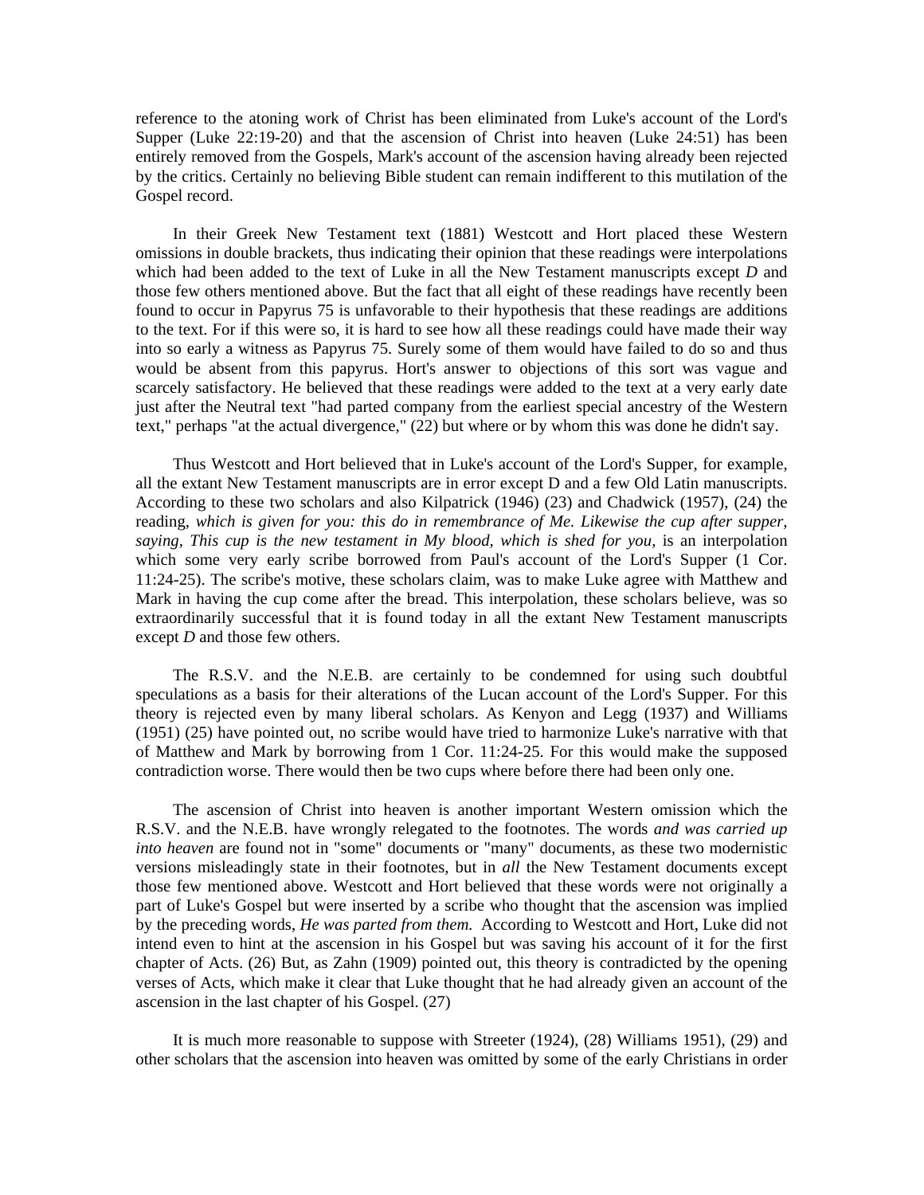reference to the atoning work of Christ has been eliminated from Luke's account of the Lord's Supper (Luke 22:19-20) and that the ascension of Christ into heaven (Luke 24:51) has been entirely removed from the Gospels, Mark's account of the ascension having already been rejected by the critics. Certainly no believing Bible student can remain indifferent to this mutilation of the Gospel record.

In their Greek New Testament text (1881) Westcott and Hort placed these Western omissions in double brackets, thus indicating their opinion that these readings were interpolations which had been added to the text of Luke in all the New Testament manuscripts except *D* and those few others mentioned above. But the fact that all eight of these readings have recently been found to occur in Papyrus 75 is unfavorable to their hypothesis that these readings are additions to the text. For if this were so, it is hard to see how all these readings could have made their way into so early a witness as Papyrus 75. Surely some of them would have failed to do so and thus would be absent from this papyrus. Hort's answer to objections of this sort was vague and scarcely satisfactory. He believed that these readings were added to the text at a very early date just after the Neutral text "had parted company from the earliest special ancestry of the Western text," perhaps "at the actual divergence," (22) but where or by whom this was done he didn't say.

Thus Westcott and Hort believed that in Luke's account of the Lord's Supper, for example, all the extant New Testament manuscripts are in error except D and a few Old Latin manuscripts. According to these two scholars and also Kilpatrick (1946) (23) and Chadwick (1957), (24) the reading, *which is given for you: this do in remembrance of Me. Likewise the cup after supper, saying, This cup is the new testament in My blood, which is shed for you,* is an interpolation which some very early scribe borrowed from Paul's account of the Lord's Supper (1 Cor. 11:24-25). The scribe's motive, these scholars claim, was to make Luke agree with Matthew and Mark in having the cup come after the bread. This interpolation, these scholars believe, was so extraordinarily successful that it is found today in all the extant New Testament manuscripts except *D* and those few others.

The R.S.V. and the N.E.B. are certainly to be condemned for using such doubtful speculations as a basis for their alterations of the Lucan account of the Lord's Supper. For this theory is rejected even by many liberal scholars. As Kenyon and Legg (1937) and Williams (1951) (25) have pointed out, no scribe would have tried to harmonize Luke's narrative with that of Matthew and Mark by borrowing from 1 Cor. 11:24-25. For this would make the supposed contradiction worse. There would then be two cups where before there had been only one.

The ascension of Christ into heaven is another important Western omission which the R.S.V. and the N.E.B. have wrongly relegated to the footnotes. The words *and was carried up into heaven* are found not in "some" documents or "many" documents, as these two modernistic versions misleadingly state in their footnotes, but in *all* the New Testament documents except those few mentioned above. Westcott and Hort believed that these words were not originally a part of Luke's Gospel but were inserted by a scribe who thought that the ascension was implied by the preceding words, *He was parted from them.* According to Westcott and Hort, Luke did not intend even to hint at the ascension in his Gospel but was saving his account of it for the first chapter of Acts. (26) But, as Zahn (1909) pointed out, this theory is contradicted by the opening verses of Acts, which make it clear that Luke thought that he had already given an account of the ascension in the last chapter of his Gospel. (27)

It is much more reasonable to suppose with Streeter (1924), (28) Williams 1951), (29) and other scholars that the ascension into heaven was omitted by some of the early Christians in order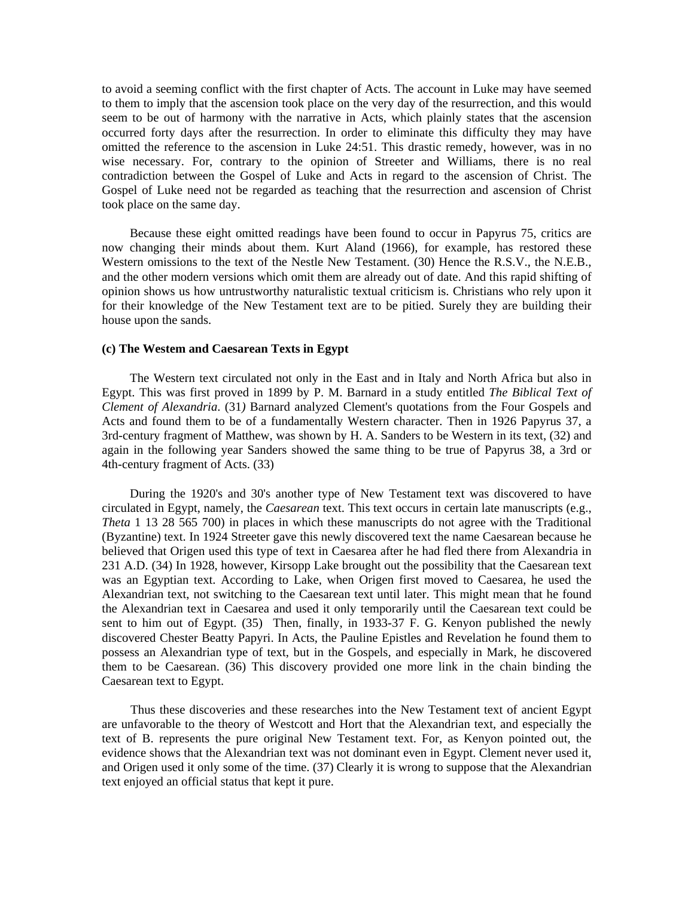to avoid a seeming conflict with the first chapter of Acts. The account in Luke may have seemed to them to imply that the ascension took place on the very day of the resurrection, and this would seem to be out of harmony with the narrative in Acts, which plainly states that the ascension occurred forty days after the resurrection. In order to eliminate this difficulty they may have omitted the reference to the ascension in Luke 24:51. This drastic remedy, however, was in no wise necessary. For, contrary to the opinion of Streeter and Williams, there is no real contradiction between the Gospel of Luke and Acts in regard to the ascension of Christ. The Gospel of Luke need not be regarded as teaching that the resurrection and ascension of Christ took place on the same day.

Because these eight omitted readings have been found to occur in Papyrus 75, critics are now changing their minds about them. Kurt Aland (1966), for example, has restored these Western omissions to the text of the Nestle New Testament. (30) Hence the R.S.V., the N.E.B., and the other modern versions which omit them are already out of date. And this rapid shifting of opinion shows us how untrustworthy naturalistic textual criticism is. Christians who rely upon it for their knowledge of the New Testament text are to be pitied. Surely they are building their house upon the sands.

**(c) The Westem and Caesarean Texts in Egypt**

The Western text circulated not only in the East and in Italy and North Africa but also in Egypt. This was first proved in 1899 by P. M. Barnard in a study entitled *The Biblical Text of Clement of Alexandria*. (31) Barnard analyzed Clement's quotations from the Four Gospels and Acts and found them to be of a fundamentally Western character. Then in 1926 Papyrus 37, a 3rd-century fragment of Matthew, was shown by H. A. Sanders to be Western in its text, (32) and again in the following year Sanders showed the same thing to be true of Papyrus 38, a 3rd or 4th-century fragment of Acts. (33)

During the 1920's and 30's another type of New Testament text was discovered to have circulated in Egypt, namely, the *Caesarean* text. This text occurs in certain late manuscripts (e.g., *Theta* 1 13 28 565 700) in places in which these manuscripts do not agree with the Traditional (Byzantine) text. In 1924 Streeter gave this newly discovered text the name Caesarean because he believed that Origen used this type of text in Caesarea after he had fled there from Alexandria in 231 A.D. (34) In 1928, however, Kirsopp Lake brought out the possibility that the Caesarean text was an Egyptian text. According to Lake, when Origen first moved to Caesarea, he used the Alexandrian text, not switching to the Caesarean text until later. This might mean that he found the Alexandrian text in Caesarea and used it only temporarily until the Caesarean text could be sent to him out of Egypt. (35) Then, finally, in 1933-37 F. G. Kenyon published the newly discovered Chester Beatty Papyri. In Acts, the Pauline Epistles and Revelation he found them to possess an Alexandrian type of text, but in the Gospels, and especially in Mark, he discovered them to be Caesarean. (36) This discovery provided one more link in the chain binding the Caesarean text to Egypt.

Thus these discoveries and these researches into the New Testament text of ancient Egypt are unfavorable to the theory of Westcott and Hort that the Alexandrian text, and especially the text of B. represents the pure original New Testament text. For, as Kenyon pointed out, the evidence shows that the Alexandrian text was not dominant even in Egypt. Clement never used it, and Origen used it only some of the time. (37) Clearly it is wrong to suppose that the Alexandrian text enjoyed an official status that kept it pure.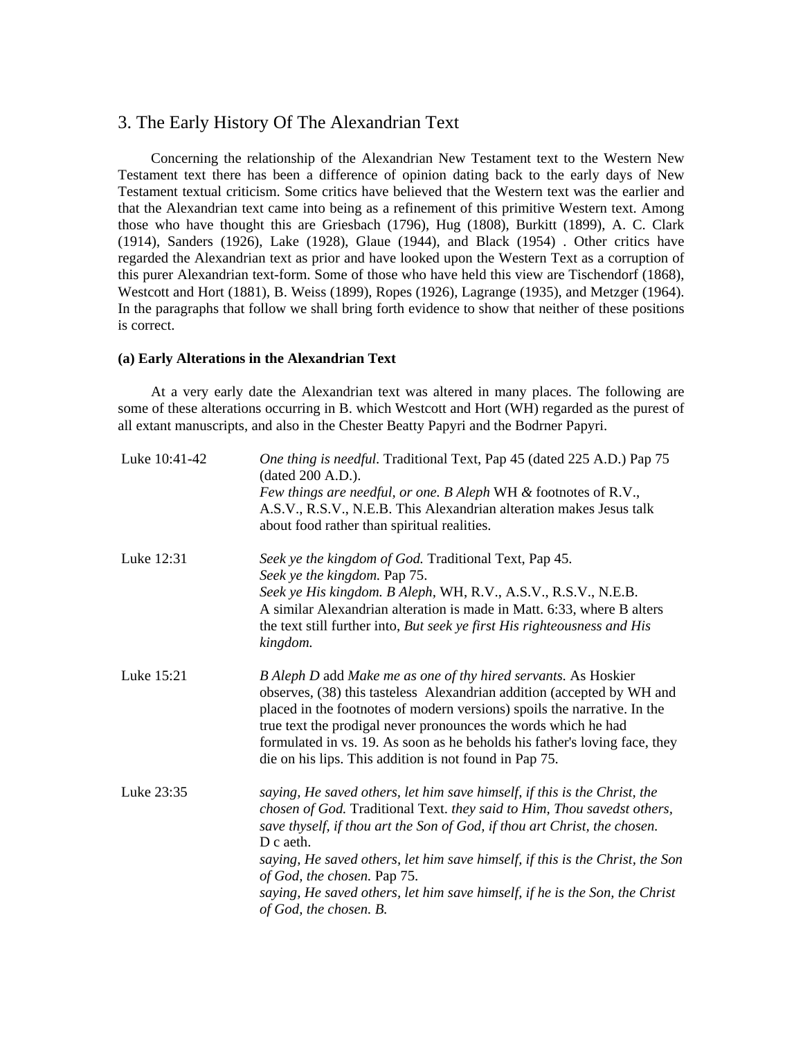## 3. The Early History Of The Alexandrian Text

Concerning the relationship of the Alexandrian New Testament text to the Western New Testament text there has been a difference of opinion dating back to the early days of New Testament textual criticism. Some critics have believed that the Western text was the earlier and that the Alexandrian text came into being as a refinement of this primitive Western text. Among those who have thought this are Griesbach (1796), Hug (1808), Burkitt (1899), A. C. Clark (1914), Sanders (1926), Lake (1928), Glaue (1944), and Black (1954) . Other critics have regarded the Alexandrian text as prior and have looked upon the Western Text as a corruption of this purer Alexandrian text-form. Some of those who have held this view are Tischendorf (1868), Westcott and Hort (1881), B. Weiss (1899), Ropes (1926), Lagrange (1935), and Metzger (1964). In the paragraphs that follow we shall bring forth evidence to show that neither of these positions is correct.

### (a) Early Alterations in the Alexandrian Text

At a very early date the Alexandrian text was altered in many places. The following are some of these alterations occurring in B. which Westcott and Hort (WH) regarded as the purest of all extant manuscripts, and also in the Chester Beatty Papyri and the Bodrner Papyri.

| | |
|---|---|
| Luke 10:41-42 | *One thing is needful.* Traditional Text, Pap 45 (dated 225 A.D.) Pap 75 (dated 200 A.D.).<br>*Few things are needful, or one. B Aleph* WH *&* footnotes of R.V., A.S.V., R.S.V., N.E.B. This Alexandrian alteration makes Jesus talk about food rather than spiritual realities. |
| Luke 12:31 | *Seek ye the kingdom of God.* Traditional Text, Pap 45.<br>*Seek ye the kingdom.* Pap 75.<br>*Seek ye His kingdom. B Aleph,* WH, R.V., A.S.V., R.S.V., N.E.B.<br>A similar Alexandrian alteration is made in Matt. 6:33, where B alters the text still further into, *But seek ye first His righteousness and His kingdom.* |
| Luke 15:21 | *B Aleph D* add *Make me as one of thy hired servants.* As Hoskier observes, (38) this tasteless Alexandrian addition (accepted by WH and placed in the footnotes of modern versions) spoils the narrative. In the true text the prodigal never pronounces the words which he had formulated in vs. 19. As soon as he beholds his father's loving face, they die on his lips. This addition is not found in Pap 75. |
| Luke 23:35 | *saying, He saved others, let him save himself, if this is the Christ, the chosen of God.* Traditional Text. *they said to Him, Thou savedst others, save thyself, if thou art the Son of God, if thou art Christ, the chosen.* D c aeth.<br>*saying, He saved others, let him save himself, if this is the Christ, the Son of God, the chosen.* Pap 75.<br>*saying, He saved others, let him save himself, if he is the Son, the Christ of God, the chosen. B.* |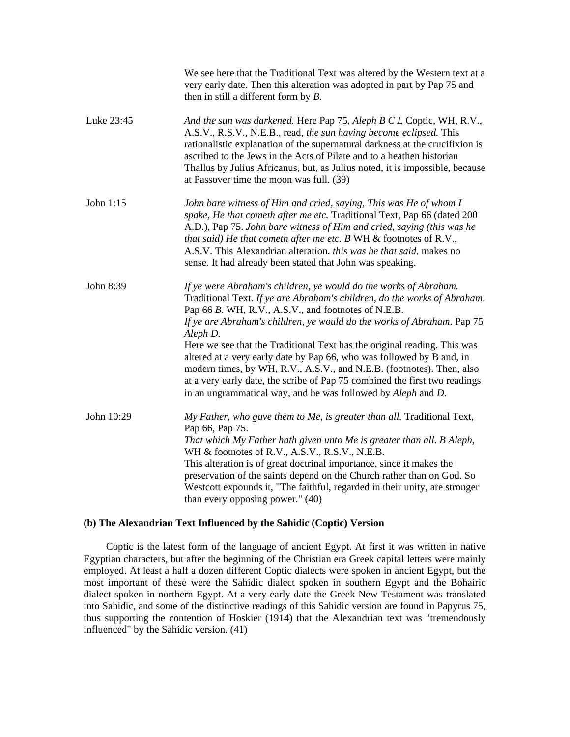We see here that the Traditional Text was altered by the Western text at a very early date. Then this alteration was adopted in part by Pap 75 and then in still a different form by *B.*

**Luke 23:45** — *And the sun was darkened.* Here Pap 75, *Aleph B C L* Coptic, WH, R.V., A.S.V., R.S.V., N.E.B., read, *the sun having become eclipsed.* This rationalistic explanation of the supernatural darkness at the crucifixion is ascribed to the Jews in the Acts of Pilate and to a heathen historian Thallus by Julius Africanus, but, as Julius noted, it is impossible, because at Passover time the moon was full. (39)

**John 1:15** — *John bare witness of Him and cried, saying, This was He of whom I spake, He that cometh after me etc.* Traditional Text, Pap 66 (dated 200 A.D.), Pap 75. *John bare witness of Him and cried, saying (this was he that said) He that cometh after me etc. B* WH & footnotes of R.V., A.S.V. This Alexandrian alteration, *this was he that said,* makes no sense. It had already been stated that John was speaking.

**John 8:39** — *If ye were Abraham's children, ye would do the works of Abraham.* Traditional Text. *If ye are Abraham's children, do the works of Abraham*. Pap 66 *B.* WH, R.V., A.S.V., and footnotes of N.E.B.
*If ye are Abraham's children, ye would do the works of Abraham*. Pap 75 *Aleph D.*
Here we see that the Traditional Text has the original reading. This was altered at a very early date by Pap 66, who was followed by B and, in modern times, by WH, R.V., A.S.V., and N.E.B. (footnotes). Then, also at a very early date, the scribe of Pap 75 combined the first two readings in an ungrammatical way, and he was followed by *Aleph* and *D*.

**John 10:29** — *My Father, who gave them to Me, is greater than all.* Traditional Text, Pap 66, Pap 75.
*That which My Father hath given unto Me is greater than all. B Aleph*, WH & footnotes of R.V., A.S.V., R.S.V., N.E.B.
This alteration is of great doctrinal importance, since it makes the preservation of the saints depend on the Church rather than on God. So Westcott expounds it, "The faithful, regarded in their unity, are stronger than every opposing power." (40)

**(b) The Alexandrian Text Influenced by the Sahidic (Coptic) Version**

Coptic is the latest form of the language of ancient Egypt. At first it was written in native Egyptian characters, but after the beginning of the Christian era Greek capital letters were mainly employed. At least a half a dozen different Coptic dialects were spoken in ancient Egypt, but the most important of these were the Sahidic dialect spoken in southern Egypt and the Bohairic dialect spoken in northern Egypt. At a very early date the Greek New Testament was translated into Sahidic, and some of the distinctive readings of this Sahidic version are found in Papyrus 75, thus supporting the contention of Hoskier (1914) that the Alexandrian text was "tremendously influenced" by the Sahidic version. (41)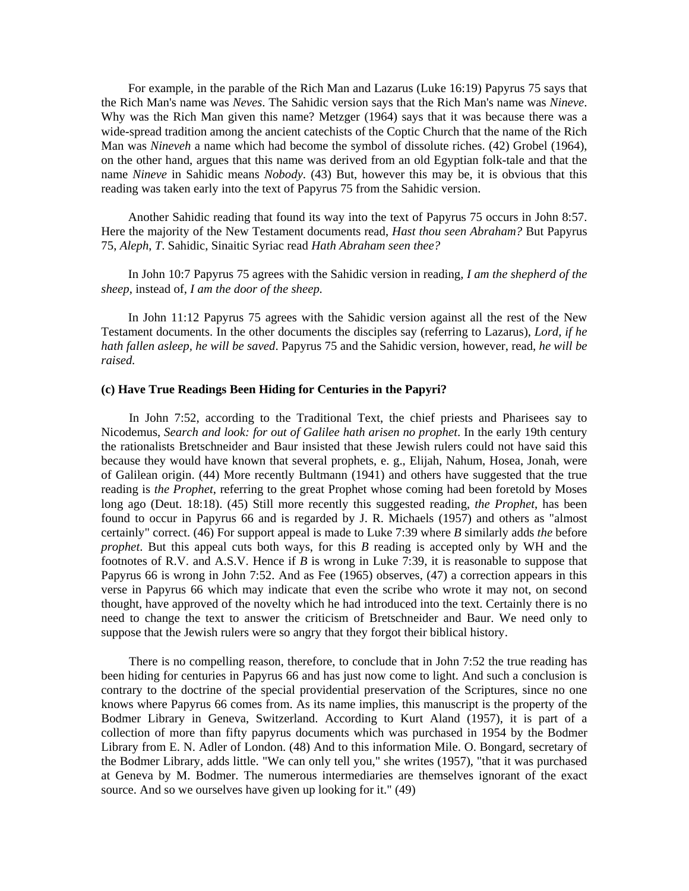For example, in the parable of the Rich Man and Lazarus (Luke 16:19) Papyrus 75 says that the Rich Man's name was *Neves*. The Sahidic version says that the Rich Man's name was *Nineve*. Why was the Rich Man given this name? Metzger (1964) says that it was because there was a wide-spread tradition among the ancient catechists of the Coptic Church that the name of the Rich Man was *Nineveh* a name which had become the symbol of dissolute riches. (42) Grobel (1964), on the other hand, argues that this name was derived from an old Egyptian folk-tale and that the name *Nineve* in Sahidic means *Nobody*. (43) But, however this may be, it is obvious that this reading was taken early into the text of Papyrus 75 from the Sahidic version.

Another Sahidic reading that found its way into the text of Papyrus 75 occurs in John 8:57. Here the majority of the New Testament documents read, *Hast thou seen Abraham?* But Papyrus 75, *Aleph*, *T*. Sahidic, Sinaitic Syriac read *Hath Abraham seen thee?*

In John 10:7 Papyrus 75 agrees with the Sahidic version in reading, *I am the shepherd of the sheep*, instead of, *I am the door of the sheep.*

In John 11:12 Papyrus 75 agrees with the Sahidic version against all the rest of the New Testament documents. In the other documents the disciples say (referring to Lazarus), *Lord, if he hath fallen asleep, he will be saved*. Papyrus 75 and the Sahidic version, however, read, *he will be raised.*

**(c) Have True Readings Been Hiding for Centuries in the Papyri?**

In John 7:52, according to the Traditional Text, the chief priests and Pharisees say to Nicodemus, *Search and look: for out of Galilee hath arisen no prophet*. In the early 19th century the rationalists Bretschneider and Baur insisted that these Jewish rulers could not have said this because they would have known that several prophets, e. g., Elijah, Nahum, Hosea, Jonah, were of Galilean origin. (44) More recently Bultmann (1941) and others have suggested that the true reading is *the Prophet*, referring to the great Prophet whose coming had been foretold by Moses long ago (Deut. 18:18). (45) Still more recently this suggested reading, *the Prophet*, has been found to occur in Papyrus 66 and is regarded by J. R. Michaels (1957) and others as "almost certainly" correct. (46) For support appeal is made to Luke 7:39 where *B* similarly adds *the* before *prophet*. But this appeal cuts both ways, for this *B* reading is accepted only by WH and the footnotes of R.V. and A.S.V. Hence if *B* is wrong in Luke 7:39, it is reasonable to suppose that Papyrus 66 is wrong in John 7:52. And as Fee (1965) observes, (47) a correction appears in this verse in Papyrus 66 which may indicate that even the scribe who wrote it may not, on second thought, have approved of the novelty which he had introduced into the text. Certainly there is no need to change the text to answer the criticism of Bretschneider and Baur. We need only to suppose that the Jewish rulers were so angry that they forgot their biblical history.

There is no compelling reason, therefore, to conclude that in John 7:52 the true reading has been hiding for centuries in Papyrus 66 and has just now come to light. And such a conclusion is contrary to the doctrine of the special providential preservation of the Scriptures, since no one knows where Papyrus 66 comes from. As its name implies, this manuscript is the property of the Bodmer Library in Geneva, Switzerland. According to Kurt Aland (1957), it is part of a collection of more than fifty papyrus documents which was purchased in 1954 by the Bodmer Library from E. N. Adler of London. (48) And to this information Mile. O. Bongard, secretary of the Bodmer Library, adds little. "We can only tell you," she writes (1957), "that it was purchased at Geneva by M. Bodmer. The numerous intermediaries are themselves ignorant of the exact source. And so we ourselves have given up looking for it." (49)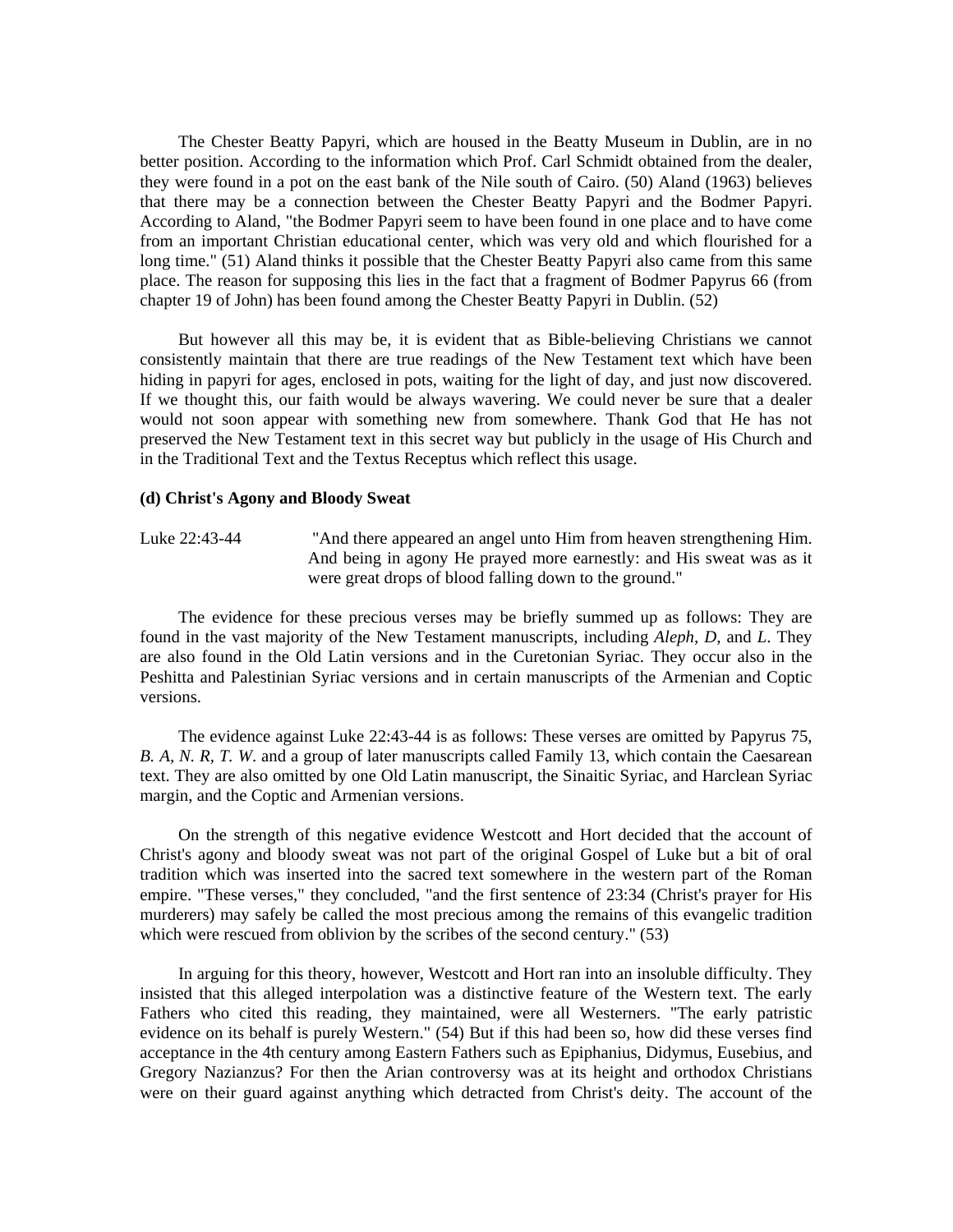The Chester Beatty Papyri, which are housed in the Beatty Museum in Dublin, are in no better position. According to the information which Prof. Carl Schmidt obtained from the dealer, they were found in a pot on the east bank of the Nile south of Cairo. (50) Aland (1963) believes that there may be a connection between the Chester Beatty Papyri and the Bodmer Papyri. According to Aland, "the Bodmer Papyri seem to have been found in one place and to have come from an important Christian educational center, which was very old and which flourished for a long time." (51) Aland thinks it possible that the Chester Beatty Papyri also came from this same place. The reason for supposing this lies in the fact that a fragment of Bodmer Papyrus 66 (from chapter 19 of John) has been found among the Chester Beatty Papyri in Dublin. (52)

But however all this may be, it is evident that as Bible-believing Christians we cannot consistently maintain that there are true readings of the New Testament text which have been hiding in papyri for ages, enclosed in pots, waiting for the light of day, and just now discovered. If we thought this, our faith would be always wavering. We could never be sure that a dealer would not soon appear with something new from somewhere. Thank God that He has not preserved the New Testament text in this secret way but publicly in the usage of His Church and in the Traditional Text and the Textus Receptus which reflect this usage.

**(d) Christ's Agony and Bloody Sweat**

Luke 22:43-44 "And there appeared an angel unto Him from heaven strengthening Him. And being in agony He prayed more earnestly: and His sweat was as it were great drops of blood falling down to the ground."

The evidence for these precious verses may be briefly summed up as follows: They are found in the vast majority of the New Testament manuscripts, including *Aleph, D,* and *L*. They are also found in the Old Latin versions and in the Curetonian Syriac. They occur also in the Peshitta and Palestinian Syriac versions and in certain manuscripts of the Armenian and Coptic versions.

The evidence against Luke 22:43-44 is as follows: These verses are omitted by Papyrus 75, *B. A, N. R, T. W*. and a group of later manuscripts called Family 13, which contain the Caesarean text. They are also omitted by one Old Latin manuscript, the Sinaitic Syriac, and Harclean Syriac margin, and the Coptic and Armenian versions.

On the strength of this negative evidence Westcott and Hort decided that the account of Christ's agony and bloody sweat was not part of the original Gospel of Luke but a bit of oral tradition which was inserted into the sacred text somewhere in the western part of the Roman empire. "These verses," they concluded, "and the first sentence of 23:34 (Christ's prayer for His murderers) may safely be called the most precious among the remains of this evangelic tradition which were rescued from oblivion by the scribes of the second century." (53)

In arguing for this theory, however, Westcott and Hort ran into an insoluble difficulty. They insisted that this alleged interpolation was a distinctive feature of the Western text. The early Fathers who cited this reading, they maintained, were all Westerners. "The early patristic evidence on its behalf is purely Western." (54) But if this had been so, how did these verses find acceptance in the 4th century among Eastern Fathers such as Epiphanius, Didymus, Eusebius, and Gregory Nazianzus? For then the Arian controversy was at its height and orthodox Christians were on their guard against anything which detracted from Christ's deity. The account of the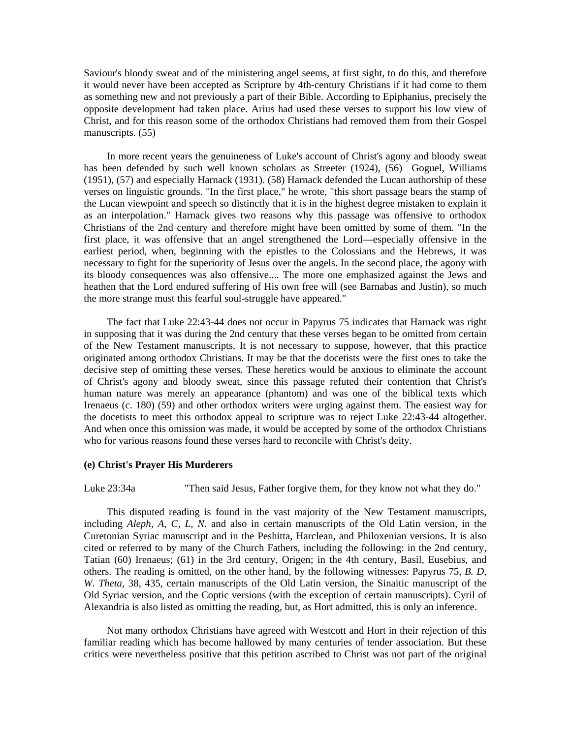Saviour's bloody sweat and of the ministering angel seems, at first sight, to do this, and therefore it would never have been accepted as Scripture by 4th-century Christians if it had come to them as something new and not previously a part of their Bible. According to Epiphanius, precisely the opposite development had taken place. Arius had used these verses to support his low view of Christ, and for this reason some of the orthodox Christians had removed them from their Gospel manuscripts. (55)

In more recent years the genuineness of Luke's account of Christ's agony and bloody sweat has been defended by such well known scholars as Streeter (1924), (56) Goguel, Williams (1951), (57) and especially Harnack (1931). (58) Harnack defended the Lucan authorship of these verses on linguistic grounds. "In the first place," he wrote, "this short passage bears the stamp of the Lucan viewpoint and speech so distinctly that it is in the highest degree mistaken to explain it as an interpolation." Harnack gives two reasons why this passage was offensive to orthodox Christians of the 2nd century and therefore might have been omitted by some of them. "In the first place, it was offensive that an angel strengthened the Lord—especially offensive in the earliest period, when, beginning with the epistles to the Colossians and the Hebrews, it was necessary to fight for the superiority of Jesus over the angels. In the second place, the agony with its bloody consequences was also offensive.... The more one emphasized against the Jews and heathen that the Lord endured suffering of His own free will (see Barnabas and Justin), so much the more strange must this fearful soul-struggle have appeared."

The fact that Luke 22:43-44 does not occur in Papyrus 75 indicates that Harnack was right in supposing that it was during the 2nd century that these verses began to be omitted from certain of the New Testament manuscripts. It is not necessary to suppose, however, that this practice originated among orthodox Christians. It may be that the docetists were the first ones to take the decisive step of omitting these verses. These heretics would be anxious to eliminate the account of Christ's agony and bloody sweat, since this passage refuted their contention that Christ's human nature was merely an appearance (phantom) and was one of the biblical texts which Irenaeus (c. 180) (59) and other orthodox writers were urging against them. The easiest way for the docetists to meet this orthodox appeal to scripture was to reject Luke 22:43-44 altogether. And when once this omission was made, it would be accepted by some of the orthodox Christians who for various reasons found these verses hard to reconcile with Christ's deity.

**(e) Christ's Prayer His Murderers**

Luke 23:34a "Then said Jesus, Father forgive them, for they know not what they do."

This disputed reading is found in the vast majority of the New Testament manuscripts, including *Aleph, A, C, L, N.* and also in certain manuscripts of the Old Latin version, in the Curetonian Syriac manuscript and in the Peshitta, Harclean, and Philoxenian versions. It is also cited or referred to by many of the Church Fathers, including the following: in the 2nd century, Tatian (60) Irenaeus; (61) in the 3rd century, Origen; in the 4th century, Basil, Eusebius, and others. The reading is omitted, on the other hand, by the following witnesses: Papyrus 75, *B. D, W. Theta*, 38, 435, certain manuscripts of the Old Latin version, the Sinaitic manuscript of the Old Syriac version, and the Coptic versions (with the exception of certain manuscripts). Cyril of Alexandria is also listed as omitting the reading, but, as Hort admitted, this is only an inference.

Not many orthodox Christians have agreed with Westcott and Hort in their rejection of this familiar reading which has become hallowed by many centuries of tender association. But these critics were nevertheless positive that this petition ascribed to Christ was not part of the original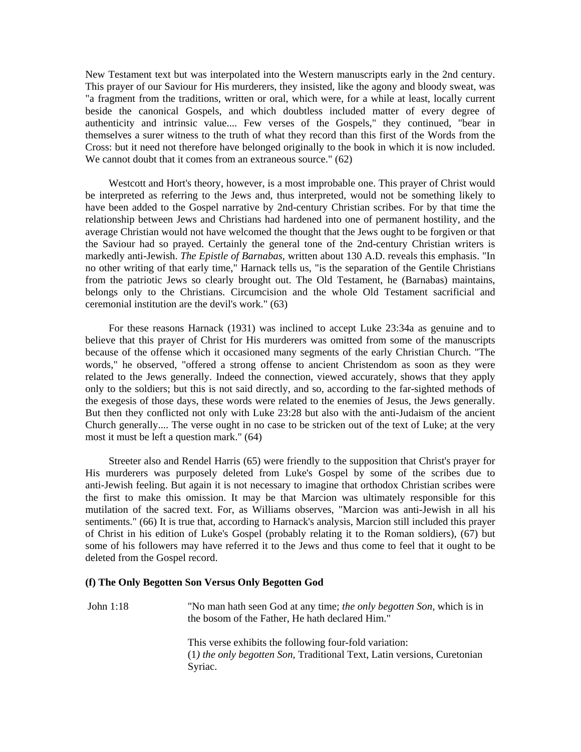New Testament text but was interpolated into the Western manuscripts early in the 2nd century. This prayer of our Saviour for His murderers, they insisted, like the agony and bloody sweat, was "a fragment from the traditions, written or oral, which were, for a while at least, locally current beside the canonical Gospels, and which doubtless included matter of every degree of authenticity and intrinsic value.... Few verses of the Gospels," they continued, "bear in themselves a surer witness to the truth of what they record than this first of the Words from the Cross: but it need not therefore have belonged originally to the book in which it is now included. We cannot doubt that it comes from an extraneous source." (62)

Westcott and Hort's theory, however, is a most improbable one. This prayer of Christ would be interpreted as referring to the Jews and, thus interpreted, would not be something likely to have been added to the Gospel narrative by 2nd-century Christian scribes. For by that time the relationship between Jews and Christians had hardened into one of permanent hostility, and the average Christian would not have welcomed the thought that the Jews ought to be forgiven or that the Saviour had so prayed. Certainly the general tone of the 2nd-century Christian writers is markedly anti-Jewish. *The Epistle of Barnabas*, written about 130 A.D. reveals this emphasis. "In no other writing of that early time," Harnack tells us, "is the separation of the Gentile Christians from the patriotic Jews so clearly brought out. The Old Testament, he (Barnabas) maintains, belongs only to the Christians. Circumcision and the whole Old Testament sacrificial and ceremonial institution are the devil's work." (63)

For these reasons Harnack (1931) was inclined to accept Luke 23:34a as genuine and to believe that this prayer of Christ for His murderers was omitted from some of the manuscripts because of the offense which it occasioned many segments of the early Christian Church. "The words," he observed, "offered a strong offense to ancient Christendom as soon as they were related to the Jews generally. Indeed the connection, viewed accurately, shows that they apply only to the soldiers; but this is not said directly, and so, according to the far-sighted methods of the exegesis of those days, these words were related to the enemies of Jesus, the Jews generally. But then they conflicted not only with Luke 23:28 but also with the anti-Judaism of the ancient Church generally.... The verse ought in no case to be stricken out of the text of Luke; at the very most it must be left a question mark." (64)

Streeter also and Rendel Harris (65) were friendly to the supposition that Christ's prayer for His murderers was purposely deleted from Luke's Gospel by some of the scribes due to anti-Jewish feeling. But again it is not necessary to imagine that orthodox Christian scribes were the first to make this omission. It may be that Marcion was ultimately responsible for this mutilation of the sacred text. For, as Williams observes, "Marcion was anti-Jewish in all his sentiments." (66) It is true that, according to Harnack's analysis, Marcion still included this prayer of Christ in his edition of Luke's Gospel (probably relating it to the Roman soldiers), (67) but some of his followers may have referred it to the Jews and thus come to feel that it ought to be deleted from the Gospel record.

**(f) The Only Begotten Son Versus Only Begotten God**

John 1:18 — "No man hath seen God at any time; *the only begotten Son*, which is in the bosom of the Father, He hath declared Him."

This verse exhibits the following four-fold variation:
(1) *the only begotten Son*, Traditional Text, Latin versions, Curetonian Syriac.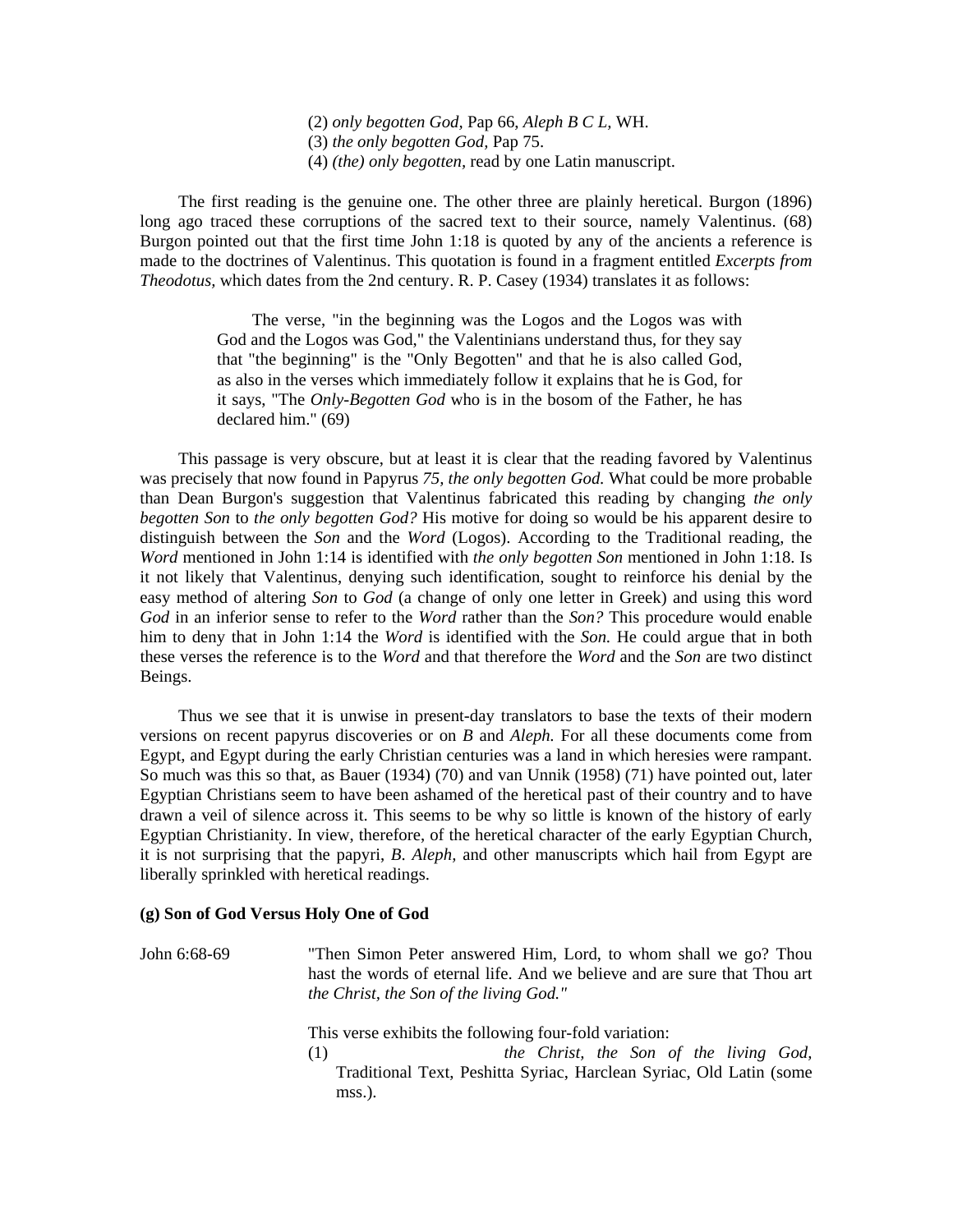(2) *only begotten God,* Pap 66, *Aleph B C L,* WH.
(3) *the only begotten God,* Pap 75.
(4) *(the) only begotten,* read by one Latin manuscript.

The first reading is the genuine one. The other three are plainly heretical. Burgon (1896) long ago traced these corruptions of the sacred text to their source, namely Valentinus. (68) Burgon pointed out that the first time John 1:18 is quoted by any of the ancients a reference is made to the doctrines of Valentinus. This quotation is found in a fragment entitled *Excerpts from Theodotus,* which dates from the 2nd century. R. P. Casey (1934) translates it as follows:

> The verse, "in the beginning was the Logos and the Logos was with God and the Logos was God," the Valentinians understand thus, for they say that "the beginning" is the "Only Begotten" and that he is also called God, as also in the verses which immediately follow it explains that he is God, for it says, "The *Only-Begotten God* who is in the bosom of the Father, he has declared him." (69)

This passage is very obscure, but at least it is clear that the reading favored by Valentinus was precisely that now found in Papyrus *75, the only begotten God.* What could be more probable than Dean Burgon's suggestion that Valentinus fabricated this reading by changing *the only begotten Son* to *the only begotten God?* His motive for doing so would be his apparent desire to distinguish between the *Son* and the *Word* (Logos). According to the Traditional reading, the *Word* mentioned in John 1:14 is identified with *the only begotten Son* mentioned in John 1:18. Is it not likely that Valentinus, denying such identification, sought to reinforce his denial by the easy method of altering *Son* to *God* (a change of only one letter in Greek) and using this word *God* in an inferior sense to refer to the *Word* rather than the *Son?* This procedure would enable him to deny that in John 1:14 the *Word* is identified with the *Son.* He could argue that in both these verses the reference is to the *Word* and that therefore the *Word* and the *Son* are two distinct Beings.

Thus we see that it is unwise in present-day translators to base the texts of their modern versions on recent papyrus discoveries or on *B* and *Aleph.* For all these documents come from Egypt, and Egypt during the early Christian centuries was a land in which heresies were rampant. So much was this so that, as Bauer (1934) (70) and van Unnik (1958) (71) have pointed out, later Egyptian Christians seem to have been ashamed of the heretical past of their country and to have drawn a veil of silence across it. This seems to be why so little is known of the history of early Egyptian Christianity. In view, therefore, of the heretical character of the early Egyptian Church, it is not surprising that the papyri, *B. Aleph,* and other manuscripts which hail from Egypt are liberally sprinkled with heretical readings.

**(g) Son of God Versus Holy One of God**

John 6:68-69 "Then Simon Peter answered Him, Lord, to whom shall we go? Thou hast the words of eternal life. And we believe and are sure that Thou art *the Christ, the Son of the living God."*

This verse exhibits the following four-fold variation:

(1) *the Christ, the Son of the living God,* Traditional Text, Peshitta Syriac, Harclean Syriac, Old Latin (some mss.).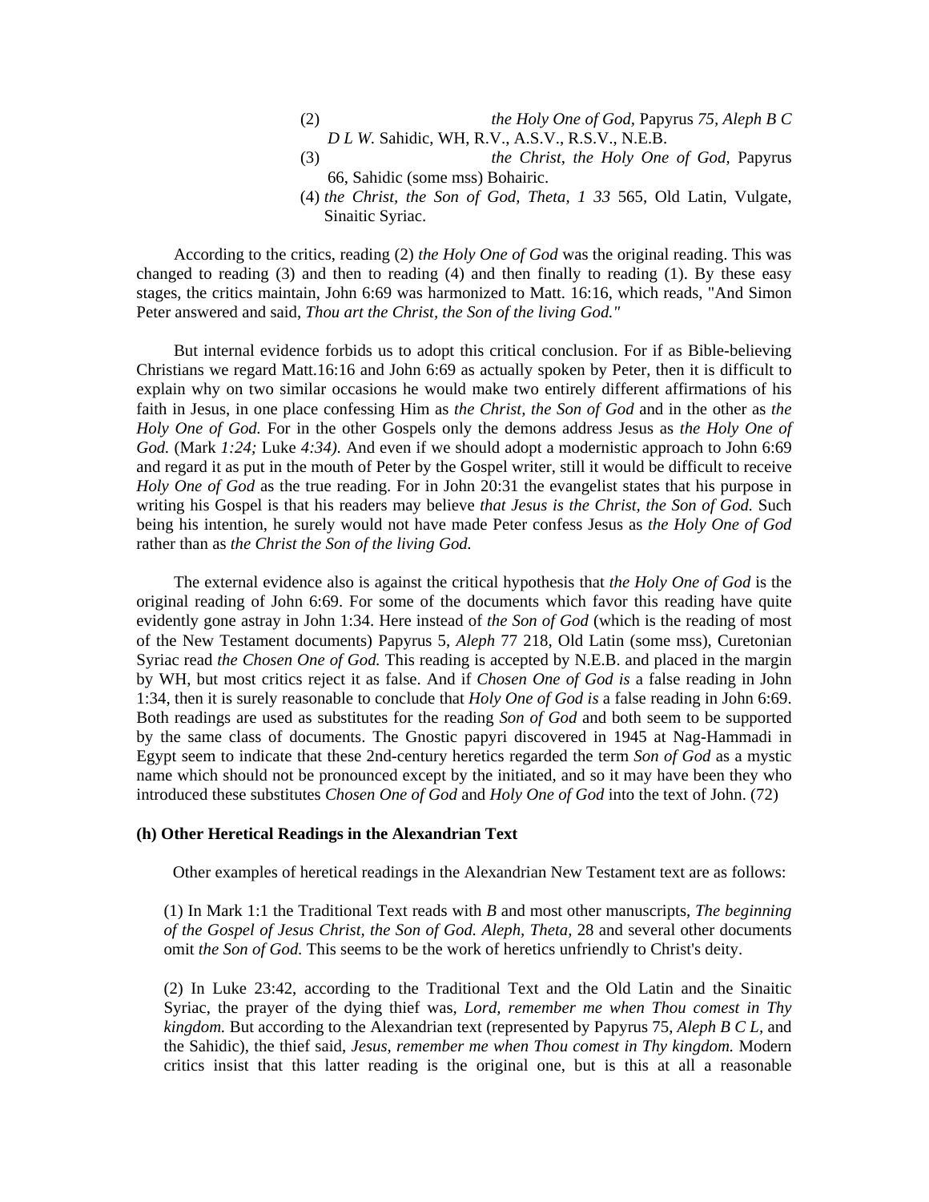(2) *the Holy One of God*, Papyrus *75, Aleph B C D L W.* Sahidic, WH, R.V., A.S.V., R.S.V., N.E.B.
(3) *the Christ, the Holy One of God,* Papyrus 66, Sahidic (some mss) Bohairic.
(4) *the Christ, the Son of God, Theta, 1 33* 565, Old Latin, Vulgate, Sinaitic Syriac.

According to the critics, reading (2) *the Holy One of God* was the original reading. This was changed to reading (3) and then to reading (4) and then finally to reading (1). By these easy stages, the critics maintain, John 6:69 was harmonized to Matt. 16:16, which reads, "And Simon Peter answered and said, *Thou art the Christ, the Son of the living God."*

But internal evidence forbids us to adopt this critical conclusion. For if as Bible-believing Christians we regard Matt.16:16 and John 6:69 as actually spoken by Peter, then it is difficult to explain why on two similar occasions he would make two entirely different affirmations of his faith in Jesus, in one place confessing Him as *the Christ, the Son of God* and in the other as *the Holy One of God.* For in the other Gospels only the demons address Jesus as *the Holy One of God.* (Mark *1:24;* Luke *4:34).* And even if we should adopt a modernistic approach to John 6:69 and regard it as put in the mouth of Peter by the Gospel writer, still it would be difficult to receive *Holy One of God* as the true reading. For in John 20:31 the evangelist states that his purpose in writing his Gospel is that his readers may believe *that Jesus is the Christ, the Son of God.* Such being his intention, he surely would not have made Peter confess Jesus as *the Holy One of God* rather than as *the Christ the Son of the living God.*

The external evidence also is against the critical hypothesis that *the Holy One of God* is the original reading of John 6:69. For some of the documents which favor this reading have quite evidently gone astray in John 1:34. Here instead of *the Son of God* (which is the reading of most of the New Testament documents) Papyrus 5, *Aleph* 77 218, Old Latin (some mss), Curetonian Syriac read *the Chosen One of God.* This reading is accepted by N.E.B. and placed in the margin by WH, but most critics reject it as false. And if *Chosen One of God is* a false reading in John 1:34, then it is surely reasonable to conclude that *Holy One of God is* a false reading in John 6:69. Both readings are used as substitutes for the reading *Son of God* and both seem to be supported by the same class of documents. The Gnostic papyri discovered in 1945 at Nag-Hammadi in Egypt seem to indicate that these 2nd-century heretics regarded the term *Son of God* as a mystic name which should not be pronounced except by the initiated, and so it may have been they who introduced these substitutes *Chosen One of God* and *Holy One of God* into the text of John. (72)

**(h) Other Heretical Readings in the Alexandrian Text**

Other examples of heretical readings in the Alexandrian New Testament text are as follows:

(1) In Mark 1:1 the Traditional Text reads with *B* and most other manuscripts, *The beginning of the Gospel of Jesus Christ, the Son of God. Aleph, Theta,* 28 and several other documents omit *the Son of God.* This seems to be the work of heretics unfriendly to Christ's deity.

(2) In Luke 23:42, according to the Traditional Text and the Old Latin and the Sinaitic Syriac, the prayer of the dying thief was, *Lord, remember me when Thou comest in Thy kingdom.* But according to the Alexandrian text (represented by Papyrus 75, *Aleph B C L,* and the Sahidic), the thief said, *Jesus, remember me when Thou comest in Thy kingdom.* Modern critics insist that this latter reading is the original one, but is this at all a reasonable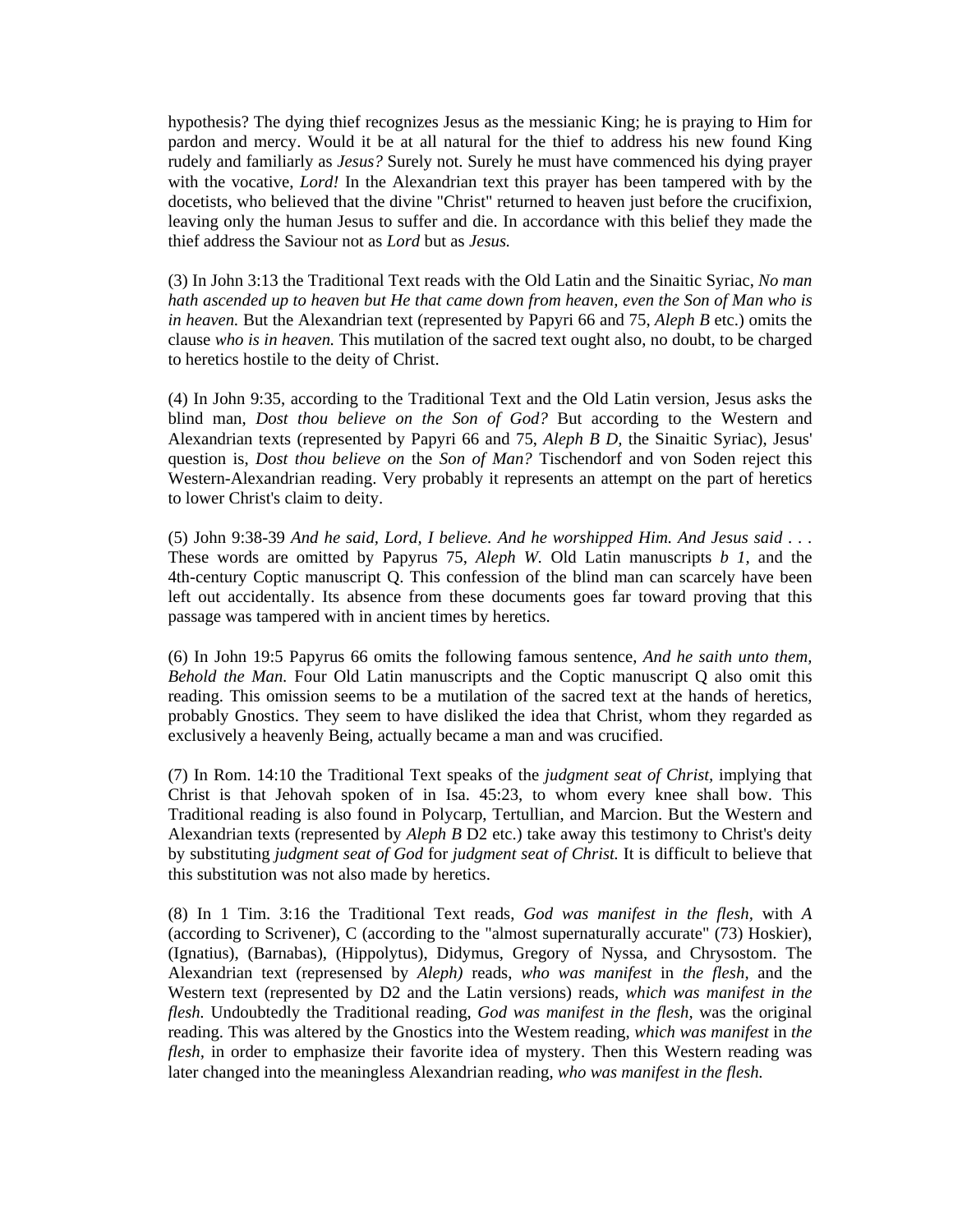hypothesis? The dying thief recognizes Jesus as the messianic King; he is praying to Him for pardon and mercy. Would it be at all natural for the thief to address his new found King rudely and familiarly as *Jesus?* Surely not. Surely he must have commenced his dying prayer with the vocative, *Lord!* In the Alexandrian text this prayer has been tampered with by the docetists, who believed that the divine "Christ" returned to heaven just before the crucifixion, leaving only the human Jesus to suffer and die. In accordance with this belief they made the thief address the Saviour not as *Lord* but as *Jesus.*

(3) In John 3:13 the Traditional Text reads with the Old Latin and the Sinaitic Syriac, *No man hath ascended up to heaven but He that came down from heaven, even the Son of Man who is in heaven.* But the Alexandrian text (represented by Papyri 66 and 75, *Aleph B* etc.) omits the clause *who is in heaven.* This mutilation of the sacred text ought also, no doubt, to be charged to heretics hostile to the deity of Christ.

(4) In John 9:35, according to the Traditional Text and the Old Latin version, Jesus asks the blind man, *Dost thou believe on the Son of God?* But according to the Western and Alexandrian texts (represented by Papyri 66 and 75, *Aleph B D,* the Sinaitic Syriac), Jesus' question is, *Dost thou believe on* the *Son of Man?* Tischendorf and von Soden reject this Western-Alexandrian reading. Very probably it represents an attempt on the part of heretics to lower Christ's claim to deity.

(5) John 9:38-39 *And he said, Lord, I believe. And he worshipped Him. And Jesus said . . .* These words are omitted by Papyrus 75, *Aleph W.* Old Latin manuscripts *b 1,* and the 4th-century Coptic manuscript Q. This confession of the blind man can scarcely have been left out accidentally. Its absence from these documents goes far toward proving that this passage was tampered with in ancient times by heretics.

(6) In John 19:5 Papyrus 66 omits the following famous sentence, *And he saith unto them, Behold the Man.* Four Old Latin manuscripts and the Coptic manuscript Q also omit this reading. This omission seems to be a mutilation of the sacred text at the hands of heretics, probably Gnostics. They seem to have disliked the idea that Christ, whom they regarded as exclusively a heavenly Being, actually became a man and was crucified.

(7) In Rom. 14:10 the Traditional Text speaks of the *judgment seat of Christ,* implying that Christ is that Jehovah spoken of in Isa. 45:23, to whom every knee shall bow. This Traditional reading is also found in Polycarp, Tertullian, and Marcion. But the Western and Alexandrian texts (represented by *Aleph B* D2 etc.) take away this testimony to Christ's deity by substituting *judgment seat of God* for *judgment seat of Christ.* It is difficult to believe that this substitution was not also made by heretics.

(8) In 1 Tim. 3:16 the Traditional Text reads, *God was manifest in the flesh*, with *A* (according to Scrivener), C (according to the "almost supernaturally accurate" (73) Hoskier), (Ignatius), (Barnabas), (Hippolytus), Didymus, Gregory of Nyssa, and Chrysostom. The Alexandrian text (represensed by *Aleph)* reads, *who was manifest* in *the flesh*, and the Western text (represented by D2 and the Latin versions) reads, *which was manifest in the flesh.* Undoubtedly the Traditional reading, *God was manifest in the flesh,* was the original reading. This was altered by the Gnostics into the Westem reading, *which was manifest* in *the flesh,* in order to emphasize their favorite idea of mystery. Then this Western reading was later changed into the meaningless Alexandrian reading, *who was manifest in the flesh.*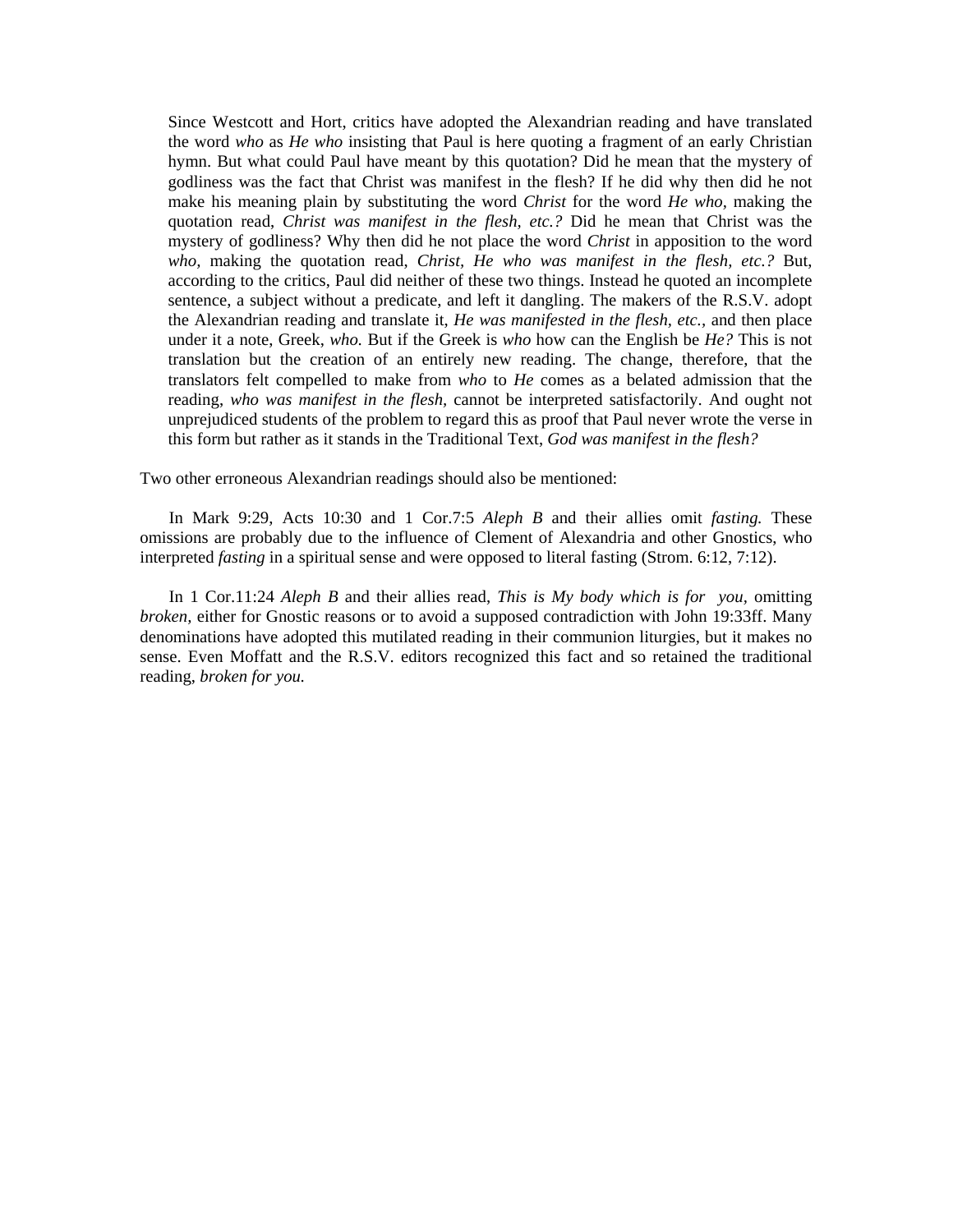> Since Westcott and Hort, critics have adopted the Alexandrian reading and have translated the word *who* as *He who* insisting that Paul is here quoting a fragment of an early Christian hymn. But what could Paul have meant by this quotation? Did he mean that the mystery of godliness was the fact that Christ was manifest in the flesh? If he did why then did he not make his meaning plain by substituting the word *Christ* for the word *He who,* making the quotation read, *Christ was manifest in the flesh, etc.?* Did he mean that Christ was the mystery of godliness? Why then did he not place the word *Christ* in apposition to the word *who,* making the quotation read, *Christ, He who was manifest in the flesh, etc.?* But, according to the critics, Paul did neither of these two things. Instead he quoted an incomplete sentence, a subject without a predicate, and left it dangling. The makers of the R.S.V. adopt the Alexandrian reading and translate it, *He was manifested in the flesh, etc.,* and then place under it a note, Greek, *who.* But if the Greek is *who* how can the English be *He?* This is not translation but the creation of an entirely new reading. The change, therefore, that the translators felt compelled to make from *who* to *He* comes as a belated admission that the reading, *who was manifest in the flesh,* cannot be interpreted satisfactorily. And ought not unprejudiced students of the problem to regard this as proof that Paul never wrote the verse in this form but rather as it stands in the Traditional Text, *God was manifest in the flesh?*

Two other erroneous Alexandrian readings should also be mentioned:

In Mark 9:29, Acts 10:30 and 1 Cor.7:5 *Aleph B* and their allies omit *fasting.* These omissions are probably due to the influence of Clement of Alexandria and other Gnostics, who interpreted *fasting* in a spiritual sense and were opposed to literal fasting (Strom. 6:12, 7:12).

In 1 Cor.11:24 *Aleph B* and their allies read, *This is My body which is for you,* omitting *broken,* either for Gnostic reasons or to avoid a supposed contradiction with John 19:33ff. Many denominations have adopted this mutilated reading in their communion liturgies, but it makes no sense. Even Moffatt and the R.S.V. editors recognized this fact and so retained the traditional reading, *broken for you.*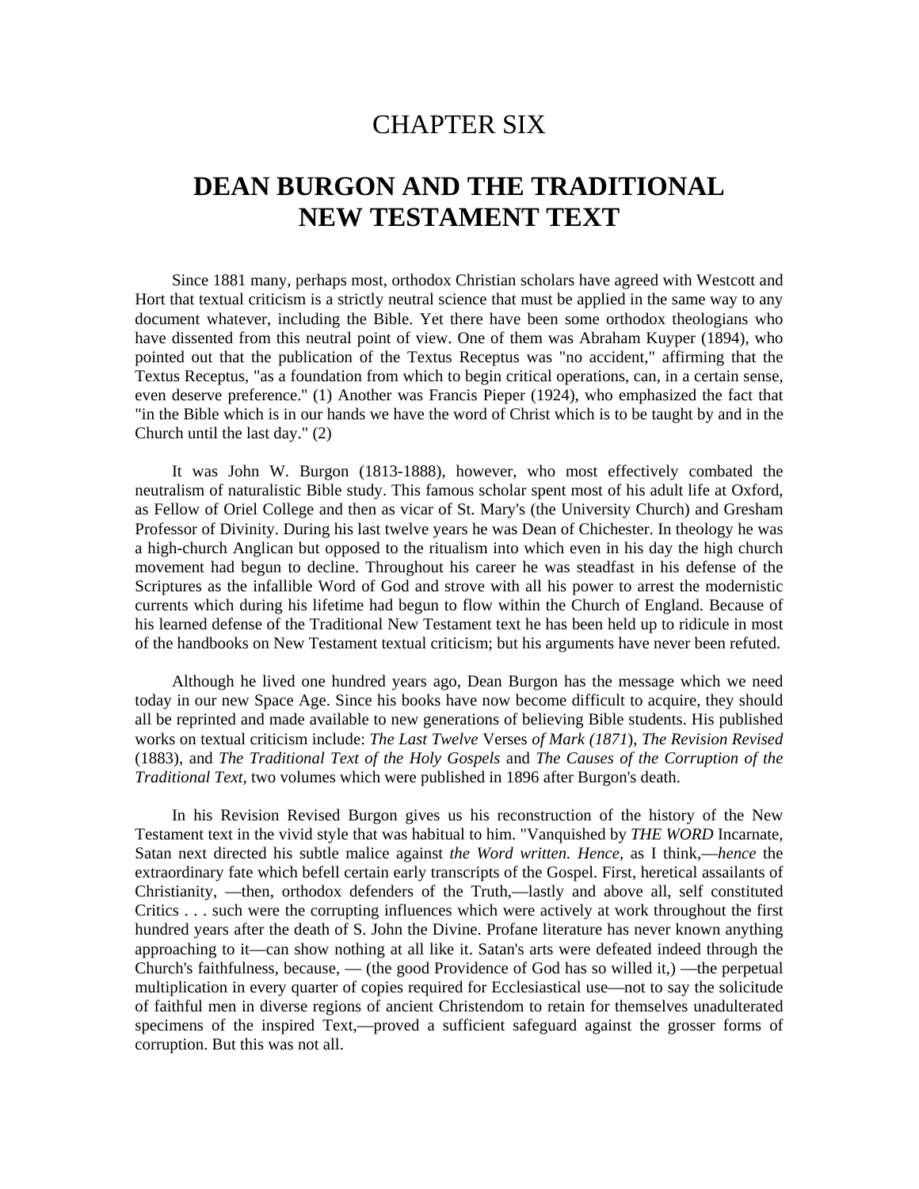# CHAPTER SIX

# DEAN BURGON AND THE TRADITIONAL NEW TESTAMENT TEXT

Since 1881 many, perhaps most, orthodox Christian scholars have agreed with Westcott and Hort that textual criticism is a strictly neutral science that must be applied in the same way to any document whatever, including the Bible. Yet there have been some orthodox theologians who have dissented from this neutral point of view. One of them was Abraham Kuyper (1894), who pointed out that the publication of the Textus Receptus was "no accident," affirming that the Textus Receptus, "as a foundation from which to begin critical operations, can, in a certain sense, even deserve preference." (1) Another was Francis Pieper (1924), who emphasized the fact that "in the Bible which is in our hands we have the word of Christ which is to be taught by and in the Church until the last day." (2)

It was John W. Burgon (1813-1888), however, who most effectively combated the neutralism of naturalistic Bible study. This famous scholar spent most of his adult life at Oxford, as Fellow of Oriel College and then as vicar of St. Mary's (the University Church) and Gresham Professor of Divinity. During his last twelve years he was Dean of Chichester. In theology he was a high-church Anglican but opposed to the ritualism into which even in his day the high church movement had begun to decline. Throughout his career he was steadfast in his defense of the Scriptures as the infallible Word of God and strove with all his power to arrest the modernistic currents which during his lifetime had begun to flow within the Church of England. Because of his learned defense of the Traditional New Testament text he has been held up to ridicule in most of the handbooks on New Testament textual criticism; but his arguments have never been refuted.

Although he lived one hundred years ago, Dean Burgon has the message which we need today in our new Space Age. Since his books have now become difficult to acquire, they should all be reprinted and made available to new generations of believing Bible students. His published works on textual criticism include: *The Last Twelve* Verses *of Mark (1871*), *The Revision Revised* (1883), and *The Traditional Text of the Holy Gospels* and *The Causes of the Corruption of the Traditional Text,* two volumes which were published in 1896 after Burgon's death.

In his Revision Revised Burgon gives us his reconstruction of the history of the New Testament text in the vivid style that was habitual to him. "Vanquished by *THE WORD* Incarnate, Satan next directed his subtle malice against *the Word written. Hence,* as I think,—*hence* the extraordinary fate which befell certain early transcripts of the Gospel. First, heretical assailants of Christianity, —then, orthodox defenders of the Truth,—lastly and above all, self constituted Critics . . . such were the corrupting influences which were actively at work throughout the first hundred years after the death of S. John the Divine. Profane literature has never known anything approaching to it—can show nothing at all like it. Satan's arts were defeated indeed through the Church's faithfulness, because, — (the good Providence of God has so willed it,) —the perpetual multiplication in every quarter of copies required for Ecclesiastical use—not to say the solicitude of faithful men in diverse regions of ancient Christendom to retain for themselves unadulterated specimens of the inspired Text,—proved a sufficient safeguard against the grosser forms of corruption. But this was not all.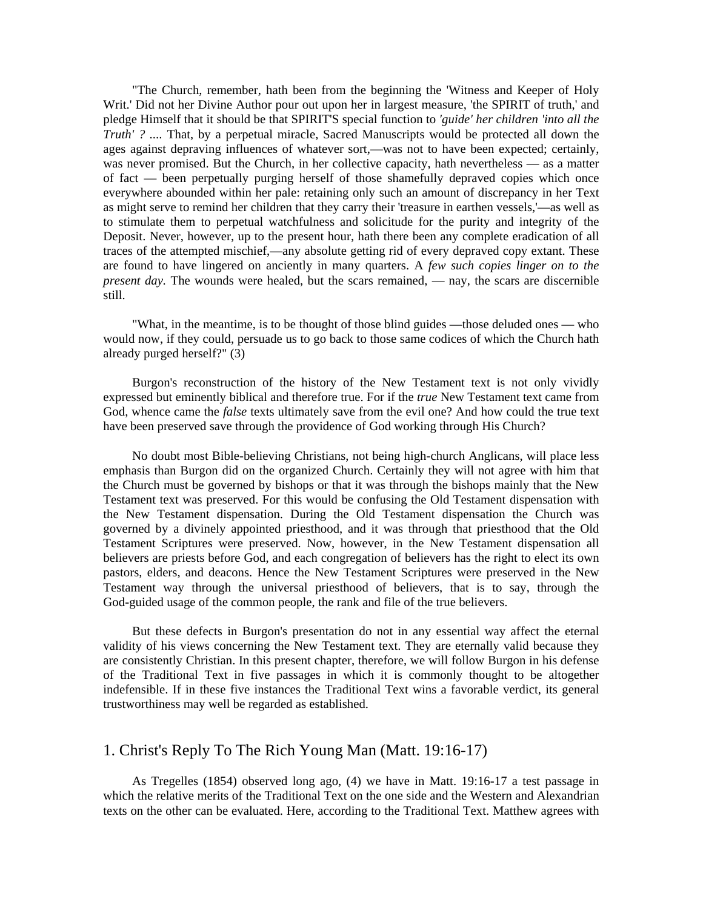"The Church, remember, hath been from the beginning the 'Witness and Keeper of Holy Writ.' Did not her Divine Author pour out upon her in largest measure, 'the SPIRIT of truth,' and pledge Himself that it should be that SPIRIT'S special function to *'guide' her children 'into all the Truth' ?* .... That, by a perpetual miracle, Sacred Manuscripts would be protected all down the ages against depraving influences of whatever sort,—was not to have been expected; certainly, was never promised. But the Church, in her collective capacity, hath nevertheless — as a matter of fact — been perpetually purging herself of those shamefully depraved copies which once everywhere abounded within her pale: retaining only such an amount of discrepancy in her Text as might serve to remind her children that they carry their 'treasure in earthen vessels,'—as well as to stimulate them to perpetual watchfulness and solicitude for the purity and integrity of the Deposit. Never, however, up to the present hour, hath there been any complete eradication of all traces of the attempted mischief,—any absolute getting rid of every depraved copy extant. These are found to have lingered on anciently in many quarters. A *few such copies linger on to the present day.* The wounds were healed, but the scars remained, — nay, the scars are discernible still.

"What, in the meantime, is to be thought of those blind guides —those deluded ones — who would now, if they could, persuade us to go back to those same codices of which the Church hath already purged herself?" (3)

Burgon's reconstruction of the history of the New Testament text is not only vividly expressed but eminently biblical and therefore true. For if the *true* New Testament text came from God, whence came the *false* texts ultimately save from the evil one? And how could the true text have been preserved save through the providence of God working through His Church?

No doubt most Bible-believing Christians, not being high-church Anglicans, will place less emphasis than Burgon did on the organized Church. Certainly they will not agree with him that the Church must be governed by bishops or that it was through the bishops mainly that the New Testament text was preserved. For this would be confusing the Old Testament dispensation with the New Testament dispensation. During the Old Testament dispensation the Church was governed by a divinely appointed priesthood, and it was through that priesthood that the Old Testament Scriptures were preserved. Now, however, in the New Testament dispensation all believers are priests before God, and each congregation of believers has the right to elect its own pastors, elders, and deacons. Hence the New Testament Scriptures were preserved in the New Testament way through the universal priesthood of believers, that is to say, through the God-guided usage of the common people, the rank and file of the true believers.

But these defects in Burgon's presentation do not in any essential way affect the eternal validity of his views concerning the New Testament text. They are eternally valid because they are consistently Christian. In this present chapter, therefore, we will follow Burgon in his defense of the Traditional Text in five passages in which it is commonly thought to be altogether indefensible. If in these five instances the Traditional Text wins a favorable verdict, its general trustworthiness may well be regarded as established.

## 1. Christ's Reply To The Rich Young Man (Matt. 19:16-17)

As Tregelles (1854) observed long ago, (4) we have in Matt. 19:16-17 a test passage in which the relative merits of the Traditional Text on the one side and the Western and Alexandrian texts on the other can be evaluated. Here, according to the Traditional Text. Matthew agrees with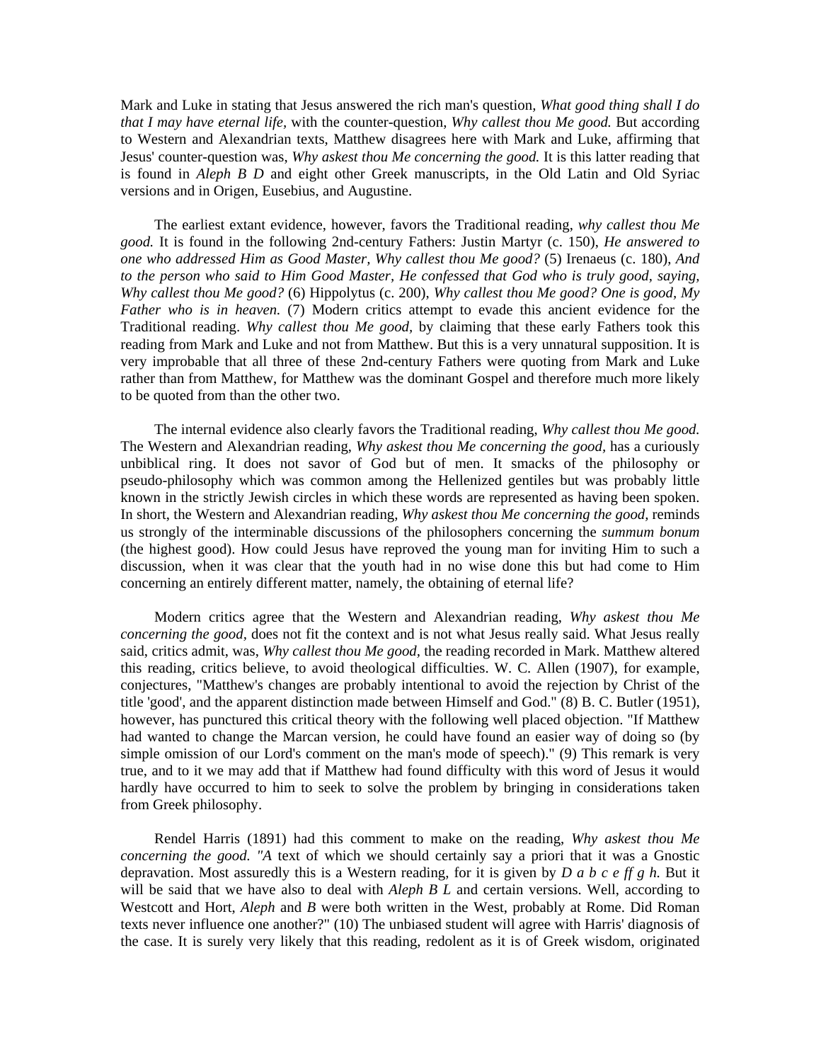Mark and Luke in stating that Jesus answered the rich man's question, *What good thing shall I do that I may have eternal life,* with the counter-question, *Why callest thou Me good.* But according to Western and Alexandrian texts, Matthew disagrees here with Mark and Luke, affirming that Jesus' counter-question was, *Why askest thou Me concerning the good.* It is this latter reading that is found in *Aleph B D* and eight other Greek manuscripts, in the Old Latin and Old Syriac versions and in Origen, Eusebius, and Augustine.

The earliest extant evidence, however, favors the Traditional reading, *why callest thou Me good.* It is found in the following 2nd-century Fathers: Justin Martyr (c. 150), *He answered to one who addressed Him as Good Master, Why callest thou Me good?* (5) Irenaeus (c. 180), *And to the person who said to Him Good Master, He confessed that God who is truly good, saying, Why callest thou Me good?* (6) Hippolytus (c. 200), *Why callest thou Me good? One is good, My Father who is in heaven.* (7) Modern critics attempt to evade this ancient evidence for the Traditional reading. *Why callest thou Me good,* by claiming that these early Fathers took this reading from Mark and Luke and not from Matthew. But this is a very unnatural supposition. It is very improbable that all three of these 2nd-century Fathers were quoting from Mark and Luke rather than from Matthew, for Matthew was the dominant Gospel and therefore much more likely to be quoted from than the other two.

The internal evidence also clearly favors the Traditional reading, *Why callest thou Me good.* The Western and Alexandrian reading, *Why askest thou Me concerning the good,* has a curiously unbiblical ring. It does not savor of God but of men. It smacks of the philosophy or pseudo-philosophy which was common among the Hellenized gentiles but was probably little known in the strictly Jewish circles in which these words are represented as having been spoken. In short, the Western and Alexandrian reading, *Why askest thou Me concerning the good,* reminds us strongly of the interminable discussions of the philosophers concerning the *summum bonum* (the highest good). How could Jesus have reproved the young man for inviting Him to such a discussion, when it was clear that the youth had in no wise done this but had come to Him concerning an entirely different matter, namely, the obtaining of eternal life?

Modern critics agree that the Western and Alexandrian reading, *Why askest thou Me concerning the good,* does not fit the context and is not what Jesus really said. What Jesus really said, critics admit, was, *Why callest thou Me good,* the reading recorded in Mark. Matthew altered this reading, critics believe, to avoid theological difficulties. W. C. Allen (1907), for example, conjectures, "Matthew's changes are probably intentional to avoid the rejection by Christ of the title 'good', and the apparent distinction made between Himself and God." (8) B. C. Butler (1951), however, has punctured this critical theory with the following well placed objection. "If Matthew had wanted to change the Marcan version, he could have found an easier way of doing so (by simple omission of our Lord's comment on the man's mode of speech)." (9) This remark is very true, and to it we may add that if Matthew had found difficulty with this word of Jesus it would hardly have occurred to him to seek to solve the problem by bringing in considerations taken from Greek philosophy.

Rendel Harris (1891) had this comment to make on the reading, *Why askest thou Me concerning the good. "A* text of which we should certainly say a priori that it was a Gnostic depravation. Most assuredly this is a Western reading, for it is given by *D a b c e ff g h.* But it will be said that we have also to deal with *Aleph B L* and certain versions. Well, according to Westcott and Hort, *Aleph* and *B* were both written in the West, probably at Rome. Did Roman texts never influence one another?" (10) The unbiased student will agree with Harris' diagnosis of the case. It is surely very likely that this reading, redolent as it is of Greek wisdom, originated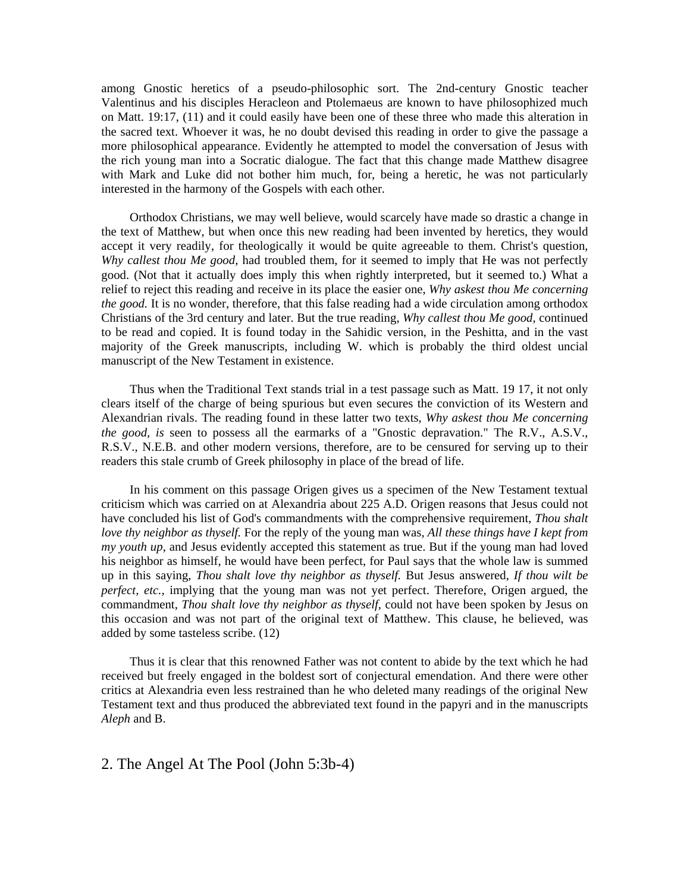among Gnostic heretics of a pseudo-philosophic sort. The 2nd-century Gnostic teacher Valentinus and his disciples Heracleon and Ptolemaeus are known to have philosophized much on Matt. 19:17, (11) and it could easily have been one of these three who made this alteration in the sacred text. Whoever it was, he no doubt devised this reading in order to give the passage a more philosophical appearance. Evidently he attempted to model the conversation of Jesus with the rich young man into a Socratic dialogue. The fact that this change made Matthew disagree with Mark and Luke did not bother him much, for, being a heretic, he was not particularly interested in the harmony of the Gospels with each other.

Orthodox Christians, we may well believe, would scarcely have made so drastic a change in the text of Matthew, but when once this new reading had been invented by heretics, they would accept it very readily, for theologically it would be quite agreeable to them. Christ's question, *Why callest thou Me good,* had troubled them, for it seemed to imply that He was not perfectly good. (Not that it actually does imply this when rightly interpreted, but it seemed to.) What a relief to reject this reading and receive in its place the easier one, *Why askest thou Me concerning the good.* It is no wonder, therefore, that this false reading had a wide circulation among orthodox Christians of the 3rd century and later. But the true reading, *Why callest thou Me good,* continued to be read and copied. It is found today in the Sahidic version, in the Peshitta, and in the vast majority of the Greek manuscripts, including W. which is probably the third oldest uncial manuscript of the New Testament in existence.

Thus when the Traditional Text stands trial in a test passage such as Matt. 19 17, it not only clears itself of the charge of being spurious but even secures the conviction of its Western and Alexandrian rivals. The reading found in these latter two texts, *Why askest thou Me concerning the good, is* seen to possess all the earmarks of a "Gnostic depravation." The R.V., A.S.V., R.S.V., N.E.B. and other modern versions, therefore, are to be censured for serving up to their readers this stale crumb of Greek philosophy in place of the bread of life.

In his comment on this passage Origen gives us a specimen of the New Testament textual criticism which was carried on at Alexandria about 225 A.D. Origen reasons that Jesus could not have concluded his list of God's commandments with the comprehensive requirement, *Thou shalt love thy neighbor as thyself.* For the reply of the young man was, *All these things have I kept from my youth up,* and Jesus evidently accepted this statement as true. But if the young man had loved his neighbor as himself, he would have been perfect, for Paul says that the whole law is summed up in this saying, *Thou shalt love thy neighbor as thyself.* But Jesus answered, *If thou wilt be perfect, etc.,* implying that the young man was not yet perfect. Therefore, Origen argued, the commandment, *Thou shalt love thy neighbor as thyself,* could not have been spoken by Jesus on this occasion and was not part of the original text of Matthew. This clause, he believed, was added by some tasteless scribe. (12)

Thus it is clear that this renowned Father was not content to abide by the text which he had received but freely engaged in the boldest sort of conjectural emendation. And there were other critics at Alexandria even less restrained than he who deleted many readings of the original New Testament text and thus produced the abbreviated text found in the papyri and in the manuscripts *Aleph* and B.

## 2. The Angel At The Pool (John 5:3b-4)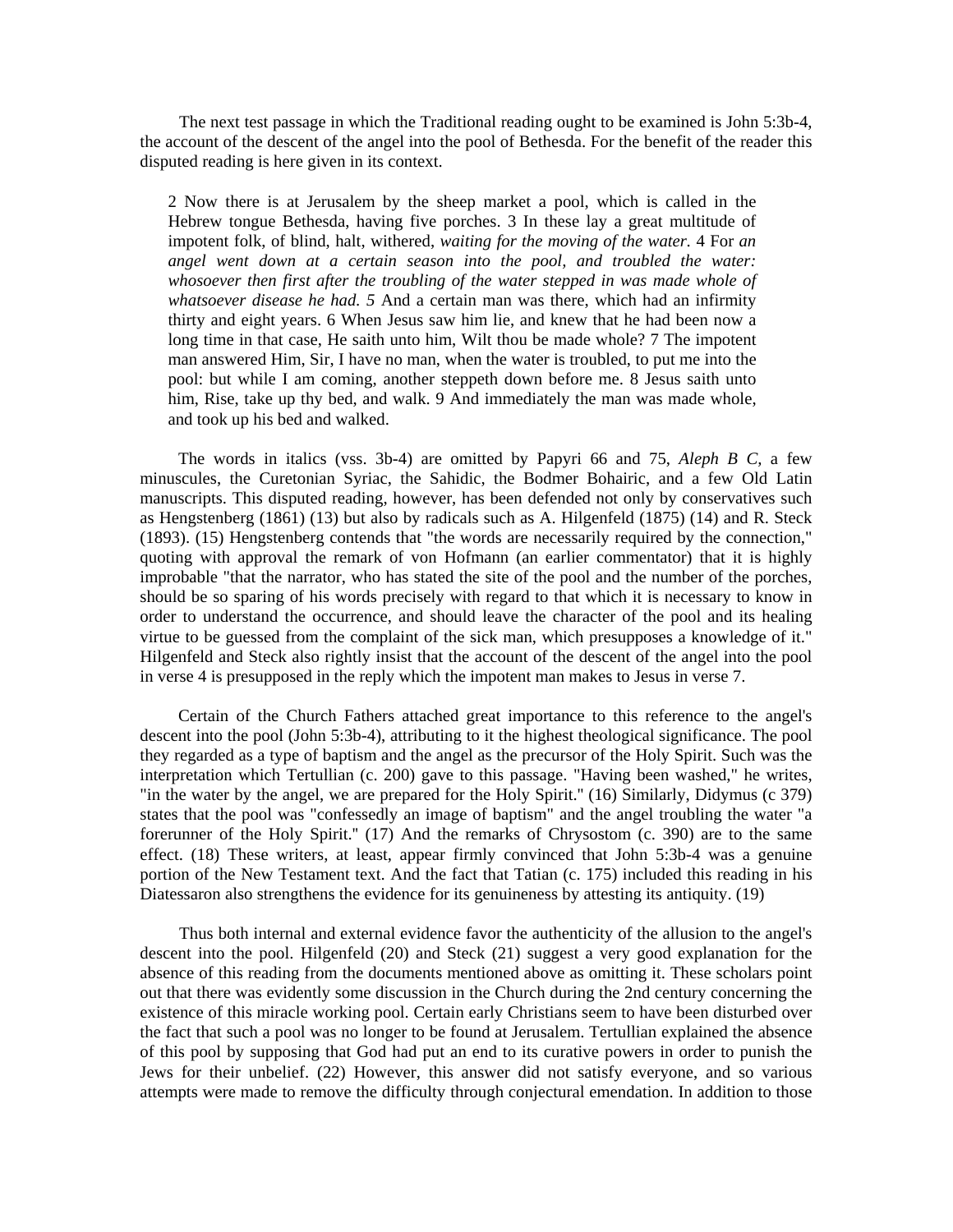The next test passage in which the Traditional reading ought to be examined is John 5:3b-4, the account of the descent of the angel into the pool of Bethesda. For the benefit of the reader this disputed reading is here given in its context.

> 2 Now there is at Jerusalem by the sheep market a pool, which is called in the Hebrew tongue Bethesda, having five porches. 3 In these lay a great multitude of impotent folk, of blind, halt, withered, *waiting for the moving of the water.* 4 For *an angel went down at a certain season into the pool, and troubled the water: whosoever then first after the troubling of the water stepped in was made whole of whatsoever disease he had. 5* And a certain man was there, which had an infirmity thirty and eight years. 6 When Jesus saw him lie, and knew that he had been now a long time in that case, He saith unto him, Wilt thou be made whole? 7 The impotent man answered Him, Sir, I have no man, when the water is troubled, to put me into the pool: but while I am coming, another steppeth down before me. 8 Jesus saith unto him, Rise, take up thy bed, and walk. 9 And immediately the man was made whole, and took up his bed and walked.

The words in italics (vss. 3b-4) are omitted by Papyri 66 and 75, *Aleph B C,* a few minuscules, the Curetonian Syriac, the Sahidic, the Bodmer Bohairic, and a few Old Latin manuscripts. This disputed reading, however, has been defended not only by conservatives such as Hengstenberg (1861) (13) but also by radicals such as A. Hilgenfeld (1875) (14) and R. Steck (1893). (15) Hengstenberg contends that "the words are necessarily required by the connection," quoting with approval the remark of von Hofmann (an earlier commentator) that it is highly improbable "that the narrator, who has stated the site of the pool and the number of the porches, should be so sparing of his words precisely with regard to that which it is necessary to know in order to understand the occurrence, and should leave the character of the pool and its healing virtue to be guessed from the complaint of the sick man, which presupposes a knowledge of it." Hilgenfeld and Steck also rightly insist that the account of the descent of the angel into the pool in verse 4 is presupposed in the reply which the impotent man makes to Jesus in verse 7.

Certain of the Church Fathers attached great importance to this reference to the angel's descent into the pool (John 5:3b-4), attributing to it the highest theological significance. The pool they regarded as a type of baptism and the angel as the precursor of the Holy Spirit. Such was the interpretation which Tertullian (c. 200) gave to this passage. "Having been washed," he writes, "in the water by the angel, we are prepared for the Holy Spirit." (16) Similarly, Didymus (c 379) states that the pool was "confessedly an image of baptism" and the angel troubling the water "a forerunner of the Holy Spirit." (17) And the remarks of Chrysostom (c. 390) are to the same effect. (18) These writers, at least, appear firmly convinced that John 5:3b-4 was a genuine portion of the New Testament text. And the fact that Tatian (c. 175) included this reading in his Diatessaron also strengthens the evidence for its genuineness by attesting its antiquity. (19)

Thus both internal and external evidence favor the authenticity of the allusion to the angel's descent into the pool. Hilgenfeld (20) and Steck (21) suggest a very good explanation for the absence of this reading from the documents mentioned above as omitting it. These scholars point out that there was evidently some discussion in the Church during the 2nd century concerning the existence of this miracle working pool. Certain early Christians seem to have been disturbed over the fact that such a pool was no longer to be found at Jerusalem. Tertullian explained the absence of this pool by supposing that God had put an end to its curative powers in order to punish the Jews for their unbelief. (22) However, this answer did not satisfy everyone, and so various attempts were made to remove the difficulty through conjectural emendation. In addition to those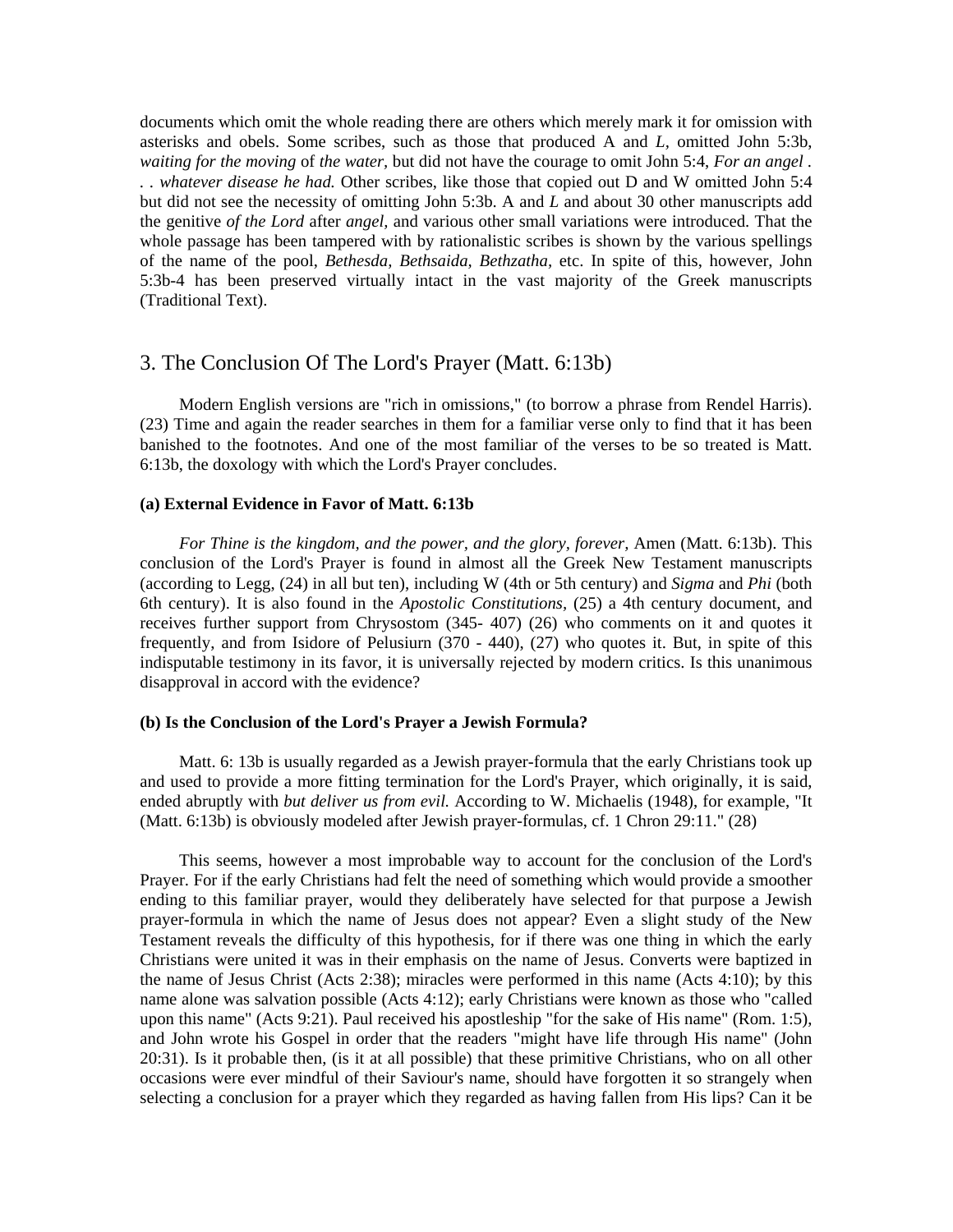documents which omit the whole reading there are others which merely mark it for omission with asterisks and obels. Some scribes, such as those that produced A and *L*, omitted John 5:3b, *waiting for the moving* of *the water,* but did not have the courage to omit John 5:4, *For an angel . . . whatever disease he had.* Other scribes, like those that copied out D and W omitted John 5:4 but did not see the necessity of omitting John 5:3b. A and *L* and about 30 other manuscripts add the genitive *of the Lord* after *angel,* and various other small variations were introduced. That the whole passage has been tampered with by rationalistic scribes is shown by the various spellings of the name of the pool, *Bethesda, Bethsaida, Bethzatha,* etc. In spite of this, however, John 5:3b-4 has been preserved virtually intact in the vast majority of the Greek manuscripts (Traditional Text).

## 3. The Conclusion Of The Lord's Prayer (Matt. 6:13b)

Modern English versions are "rich in omissions," (to borrow a phrase from Rendel Harris). (23) Time and again the reader searches in them for a familiar verse only to find that it has been banished to the footnotes. And one of the most familiar of the verses to be so treated is Matt. 6:13b, the doxology with which the Lord's Prayer concludes.

**(a) External Evidence in Favor of Matt. 6:13b**

*For Thine is the kingdom, and the power, and the glory, forever,* Amen (Matt. 6:13b). This conclusion of the Lord's Prayer is found in almost all the Greek New Testament manuscripts (according to Legg, (24) in all but ten), including W (4th or 5th century) and *Sigma* and *Phi* (both 6th century). It is also found in the *Apostolic Constitutions,* (25) a 4th century document, and receives further support from Chrysostom (345- 407) (26) who comments on it and quotes it frequently, and from Isidore of Pelusiurn (370 - 440), (27) who quotes it. But, in spite of this indisputable testimony in its favor, it is universally rejected by modern critics. Is this unanimous disapproval in accord with the evidence?

**(b) Is the Conclusion of the Lord's Prayer a Jewish Formula?**

Matt. 6: 13b is usually regarded as a Jewish prayer-formula that the early Christians took up and used to provide a more fitting termination for the Lord's Prayer, which originally, it is said, ended abruptly with *but deliver us from evil.* According to W. Michaelis (1948), for example, "It (Matt. 6:13b) is obviously modeled after Jewish prayer-formulas, cf. 1 Chron 29:11." (28)

This seems, however a most improbable way to account for the conclusion of the Lord's Prayer. For if the early Christians had felt the need of something which would provide a smoother ending to this familiar prayer, would they deliberately have selected for that purpose a Jewish prayer-formula in which the name of Jesus does not appear? Even a slight study of the New Testament reveals the difficulty of this hypothesis, for if there was one thing in which the early Christians were united it was in their emphasis on the name of Jesus. Converts were baptized in the name of Jesus Christ (Acts 2:38); miracles were performed in this name (Acts 4:10); by this name alone was salvation possible (Acts 4:12); early Christians were known as those who "called upon this name" (Acts 9:21). Paul received his apostleship "for the sake of His name" (Rom. 1:5), and John wrote his Gospel in order that the readers "might have life through His name" (John 20:31). Is it probable then, (is it at all possible) that these primitive Christians, who on all other occasions were ever mindful of their Saviour's name, should have forgotten it so strangely when selecting a conclusion for a prayer which they regarded as having fallen from His lips? Can it be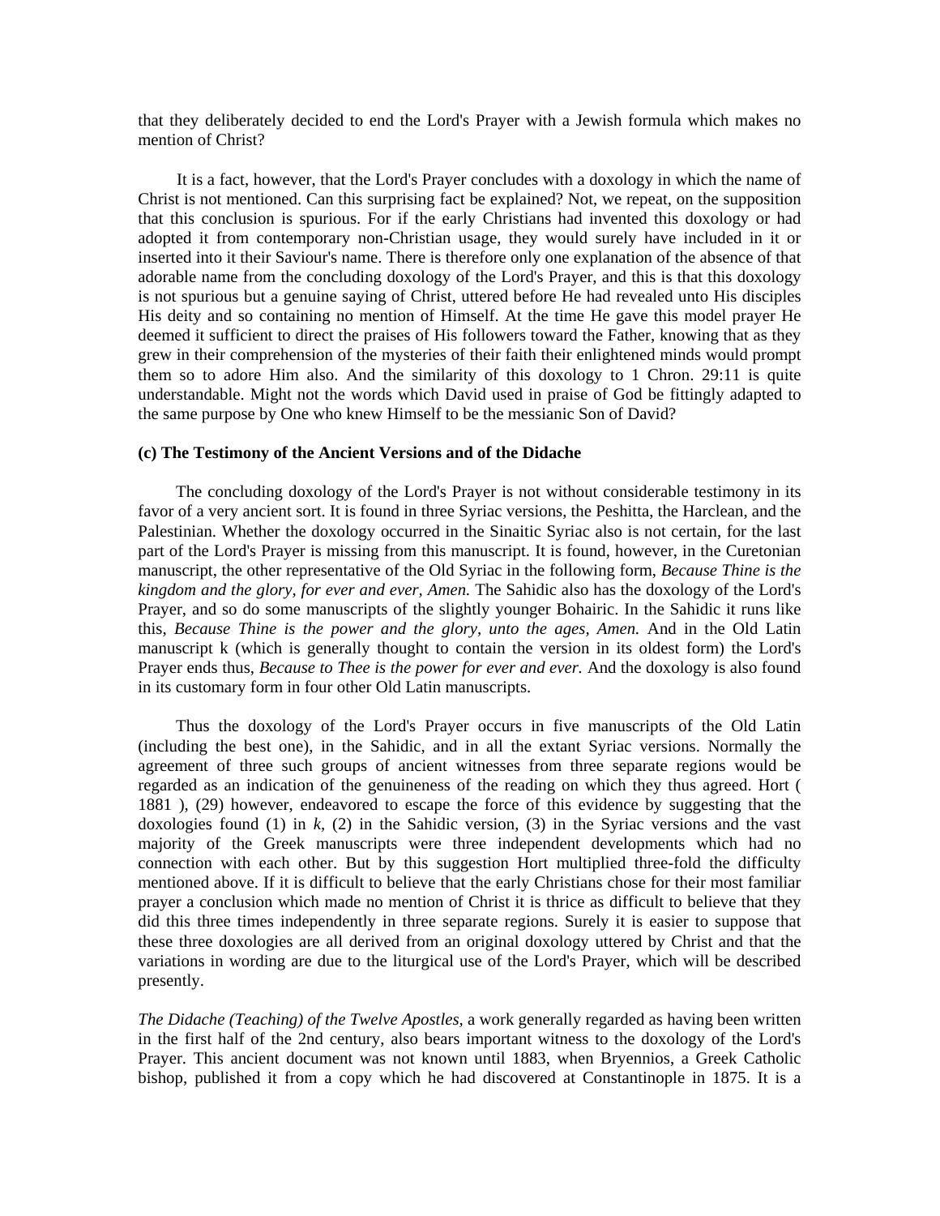that they deliberately decided to end the Lord's Prayer with a Jewish formula which makes no mention of Christ?

It is a fact, however, that the Lord's Prayer concludes with a doxology in which the name of Christ is not mentioned. Can this surprising fact be explained? Not, we repeat, on the supposition that this conclusion is spurious. For if the early Christians had invented this doxology or had adopted it from contemporary non-Christian usage, they would surely have included in it or inserted into it their Saviour's name. There is therefore only one explanation of the absence of that adorable name from the concluding doxology of the Lord's Prayer, and this is that this doxology is not spurious but a genuine saying of Christ, uttered before He had revealed unto His disciples His deity and so containing no mention of Himself. At the time He gave this model prayer He deemed it sufficient to direct the praises of His followers toward the Father, knowing that as they grew in their comprehension of the mysteries of their faith their enlightened minds would prompt them so to adore Him also. And the similarity of this doxology to 1 Chron. 29:11 is quite understandable. Might not the words which David used in praise of God be fittingly adapted to the same purpose by One who knew Himself to be the messianic Son of David?

**(c) The Testimony of the Ancient Versions and of the Didache**

The concluding doxology of the Lord's Prayer is not without considerable testimony in its favor of a very ancient sort. It is found in three Syriac versions, the Peshitta, the Harclean, and the Palestinian. Whether the doxology occurred in the Sinaitic Syriac also is not certain, for the last part of the Lord's Prayer is missing from this manuscript. It is found, however, in the Curetonian manuscript, the other representative of the Old Syriac in the following form, *Because Thine is the kingdom and the glory, for ever and ever, Amen.* The Sahidic also has the doxology of the Lord's Prayer, and so do some manuscripts of the slightly younger Bohairic. In the Sahidic it runs like this, *Because Thine is the power and the glory, unto the ages, Amen.* And in the Old Latin manuscript k (which is generally thought to contain the version in its oldest form) the Lord's Prayer ends thus, *Because to Thee is the power for ever and ever.* And the doxology is also found in its customary form in four other Old Latin manuscripts.

Thus the doxology of the Lord's Prayer occurs in five manuscripts of the Old Latin (including the best one), in the Sahidic, and in all the extant Syriac versions. Normally the agreement of three such groups of ancient witnesses from three separate regions would be regarded as an indication of the genuineness of the reading on which they thus agreed. Hort ( 1881 ), (29) however, endeavored to escape the force of this evidence by suggesting that the doxologies found (1) in *k*, (2) in the Sahidic version, (3) in the Syriac versions and the vast majority of the Greek manuscripts were three independent developments which had no connection with each other. But by this suggestion Hort multiplied three-fold the difficulty mentioned above. If it is difficult to believe that the early Christians chose for their most familiar prayer a conclusion which made no mention of Christ it is thrice as difficult to believe that they did this three times independently in three separate regions. Surely it is easier to suppose that these three doxologies are all derived from an original doxology uttered by Christ and that the variations in wording are due to the liturgical use of the Lord's Prayer, which will be described presently.

*The Didache (Teaching) of the Twelve Apostles*, a work generally regarded as having been written in the first half of the 2nd century, also bears important witness to the doxology of the Lord's Prayer. This ancient document was not known until 1883, when Bryennios, a Greek Catholic bishop, published it from a copy which he had discovered at Constantinople in 1875. It is a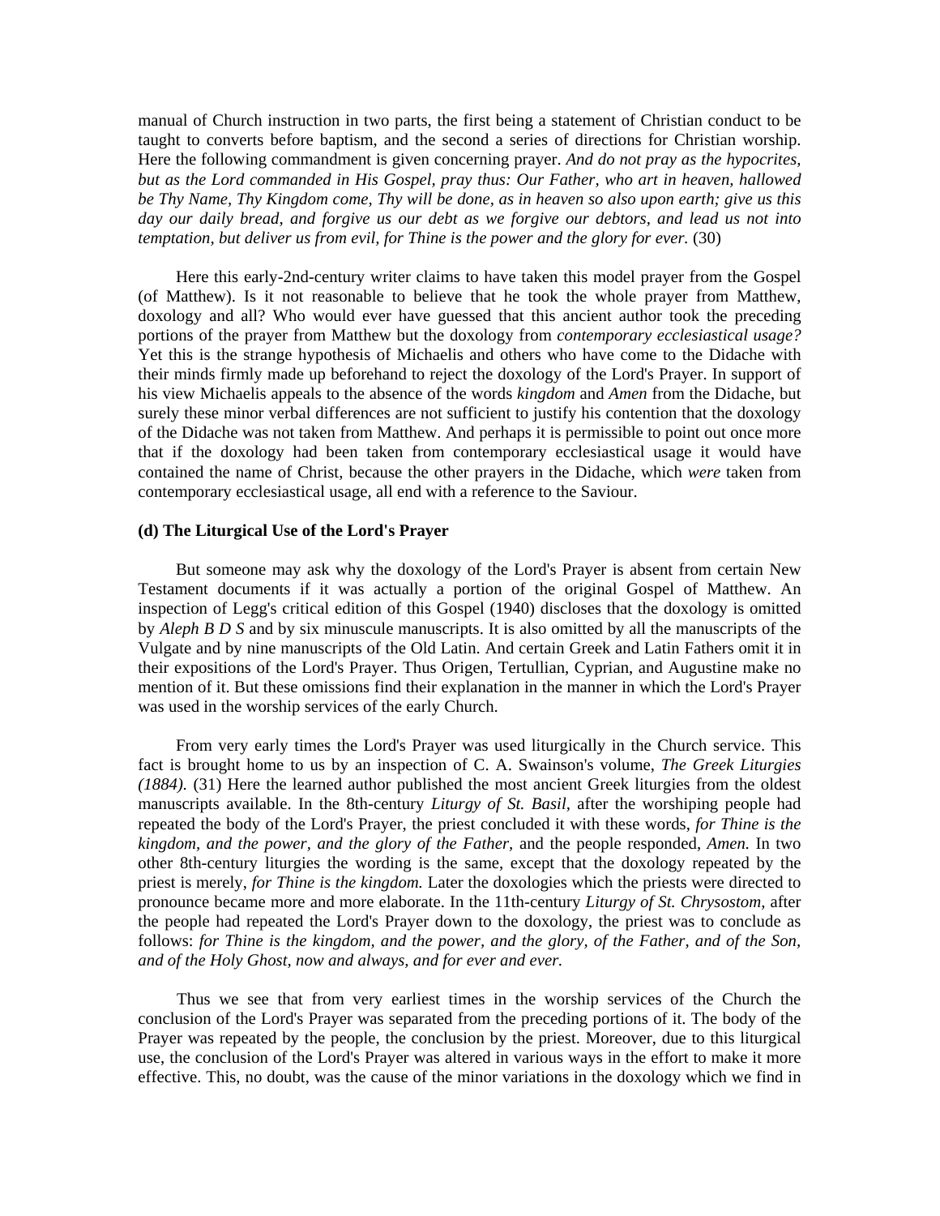manual of Church instruction in two parts, the first being a statement of Christian conduct to be taught to converts before baptism, and the second a series of directions for Christian worship. Here the following commandment is given concerning prayer. *And do not pray as the hypocrites, but as the Lord commanded in His Gospel, pray thus: Our Father, who art in heaven, hallowed be Thy Name, Thy Kingdom come, Thy will be done, as in heaven so also upon earth; give us this day our daily bread, and forgive us our debt as we forgive our debtors, and lead us not into temptation, but deliver us from evil, for Thine is the power and the glory for ever.* (30)

Here this early-2nd-century writer claims to have taken this model prayer from the Gospel (of Matthew). Is it not reasonable to believe that he took the whole prayer from Matthew, doxology and all? Who would ever have guessed that this ancient author took the preceding portions of the prayer from Matthew but the doxology from *contemporary ecclesiastical usage?* Yet this is the strange hypothesis of Michaelis and others who have come to the Didache with their minds firmly made up beforehand to reject the doxology of the Lord's Prayer. In support of his view Michaelis appeals to the absence of the words *kingdom* and *Amen* from the Didache, but surely these minor verbal differences are not sufficient to justify his contention that the doxology of the Didache was not taken from Matthew. And perhaps it is permissible to point out once more that if the doxology had been taken from contemporary ecclesiastical usage it would have contained the name of Christ, because the other prayers in the Didache, which *were* taken from contemporary ecclesiastical usage, all end with a reference to the Saviour.

### (d) The Liturgical Use of the Lord's Prayer

But someone may ask why the doxology of the Lord's Prayer is absent from certain New Testament documents if it was actually a portion of the original Gospel of Matthew. An inspection of Legg's critical edition of this Gospel (1940) discloses that the doxology is omitted by *Aleph B D S* and by six minuscule manuscripts. It is also omitted by all the manuscripts of the Vulgate and by nine manuscripts of the Old Latin. And certain Greek and Latin Fathers omit it in their expositions of the Lord's Prayer. Thus Origen, Tertullian, Cyprian, and Augustine make no mention of it. But these omissions find their explanation in the manner in which the Lord's Prayer was used in the worship services of the early Church.

From very early times the Lord's Prayer was used liturgically in the Church service. This fact is brought home to us by an inspection of C. A. Swainson's volume, *The Greek Liturgies (1884).* (31) Here the learned author published the most ancient Greek liturgies from the oldest manuscripts available. In the 8th-century *Liturgy of St. Basil*, after the worshiping people had repeated the body of the Lord's Prayer, the priest concluded it with these words, *for Thine is the kingdom, and the power, and the glory of the Father,* and the people responded, *Amen.* In two other 8th-century liturgies the wording is the same, except that the doxology repeated by the priest is merely, *for Thine is the kingdom.* Later the doxologies which the priests were directed to pronounce became more and more elaborate. In the 11th-century *Liturgy of St. Chrysostom*, after the people had repeated the Lord's Prayer down to the doxology, the priest was to conclude as follows: *for Thine is the kingdom, and the power, and the glory, of the Father, and of the Son, and of the Holy Ghost, now and always, and for ever and ever.*

Thus we see that from very earliest times in the worship services of the Church the conclusion of the Lord's Prayer was separated from the preceding portions of it. The body of the Prayer was repeated by the people, the conclusion by the priest. Moreover, due to this liturgical use, the conclusion of the Lord's Prayer was altered in various ways in the effort to make it more effective. This, no doubt, was the cause of the minor variations in the doxology which we find in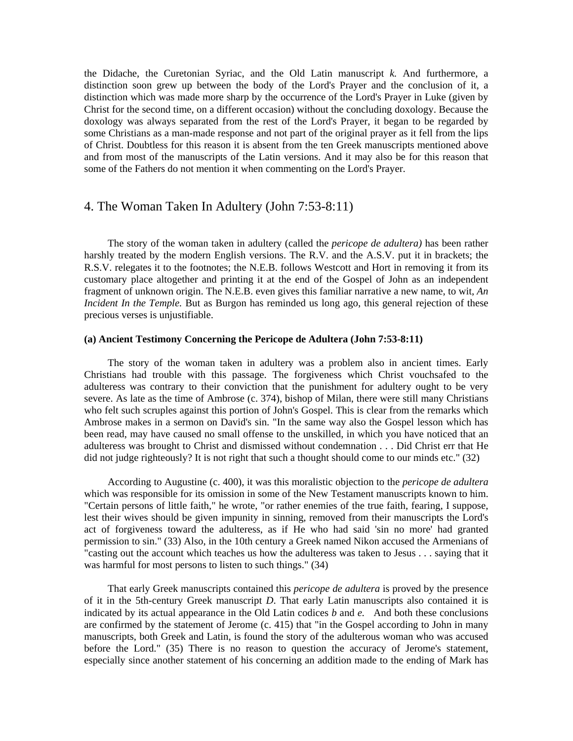the Didache, the Curetonian Syriac, and the Old Latin manuscript *k.* And furthermore, a distinction soon grew up between the body of the Lord's Prayer and the conclusion of it, a distinction which was made more sharp by the occurrence of the Lord's Prayer in Luke (given by Christ for the second time, on a different occasion) without the concluding doxology. Because the doxology was always separated from the rest of the Lord's Prayer, it began to be regarded by some Christians as a man-made response and not part of the original prayer as it fell from the lips of Christ. Doubtless for this reason it is absent from the ten Greek manuscripts mentioned above and from most of the manuscripts of the Latin versions. And it may also be for this reason that some of the Fathers do not mention it when commenting on the Lord's Prayer.

## 4. The Woman Taken In Adultery (John 7:53-8:11)

The story of the woman taken in adultery (called the *pericope de adultera)* has been rather harshly treated by the modern English versions. The R.V. and the A.S.V. put it in brackets; the R.S.V. relegates it to the footnotes; the N.E.B. follows Westcott and Hort in removing it from its customary place altogether and printing it at the end of the Gospel of John as an independent fragment of unknown origin. The N.E.B. even gives this familiar narrative a new name, to wit, *An Incident In the Temple.* But as Burgon has reminded us long ago, this general rejection of these precious verses is unjustifiable.

### (a) Ancient Testimony Concerning the Pericope de Adultera (John 7:53-8:11)

The story of the woman taken in adultery was a problem also in ancient times. Early Christians had trouble with this passage. The forgiveness which Christ vouchsafed to the adulteress was contrary to their conviction that the punishment for adultery ought to be very severe. As late as the time of Ambrose (c. 374), bishop of Milan, there were still many Christians who felt such scruples against this portion of John's Gospel. This is clear from the remarks which Ambrose makes in a sermon on David's sin. "In the same way also the Gospel lesson which has been read, may have caused no small offense to the unskilled, in which you have noticed that an adulteress was brought to Christ and dismissed without condemnation . . . Did Christ err that He did not judge righteously? It is not right that such a thought should come to our minds etc." (32)

According to Augustine (c. 400), it was this moralistic objection to the *pericope de adultera* which was responsible for its omission in some of the New Testament manuscripts known to him. "Certain persons of little faith," he wrote, "or rather enemies of the true faith, fearing, I suppose, lest their wives should be given impunity in sinning, removed from their manuscripts the Lord's act of forgiveness toward the adulteress, as if He who had said 'sin no more' had granted permission to sin." (33) Also, in the 10th century a Greek named Nikon accused the Armenians of "casting out the account which teaches us how the adulteress was taken to Jesus . . . saying that it was harmful for most persons to listen to such things." (34)

That early Greek manuscripts contained this *pericope de adultera* is proved by the presence of it in the 5th-century Greek manuscript *D*. That early Latin manuscripts also contained it is indicated by its actual appearance in the Old Latin codices *b* and *e.* And both these conclusions are confirmed by the statement of Jerome (c. 415) that "in the Gospel according to John in many manuscripts, both Greek and Latin, is found the story of the adulterous woman who was accused before the Lord." (35) There is no reason to question the accuracy of Jerome's statement, especially since another statement of his concerning an addition made to the ending of Mark has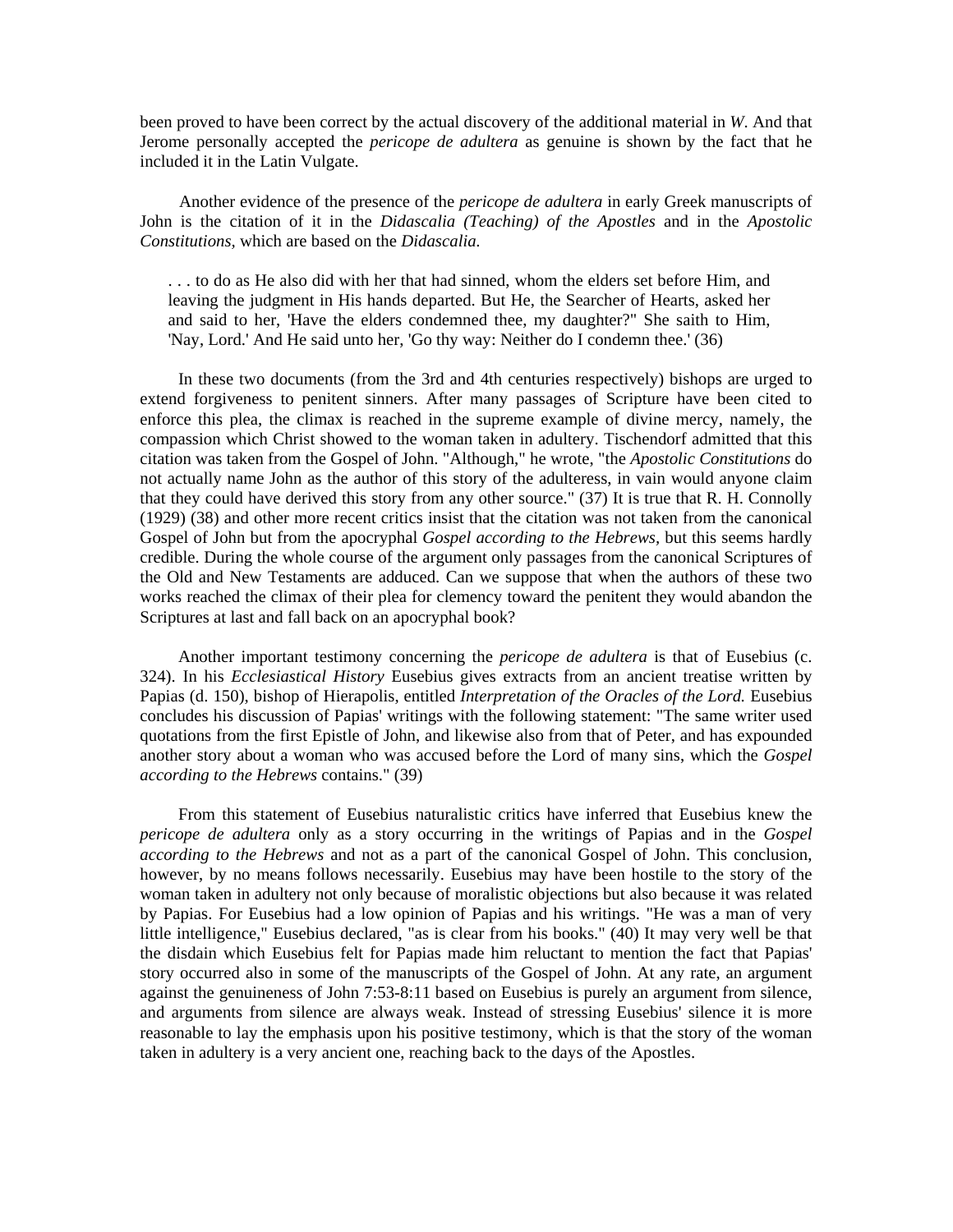been proved to have been correct by the actual discovery of the additional material in *W*. And that Jerome personally accepted the *pericope de adultera* as genuine is shown by the fact that he included it in the Latin Vulgate.

Another evidence of the presence of the *pericope de adultera* in early Greek manuscripts of John is the citation of it in the *Didascalia (Teaching) of the Apostles* and in the *Apostolic Constitutions,* which are based on the *Didascalia.*

> . . . to do as He also did with her that had sinned, whom the elders set before Him, and leaving the judgment in His hands departed. But He, the Searcher of Hearts, asked her and said to her, 'Have the elders condemned thee, my daughter?" She saith to Him, 'Nay, Lord.' And He said unto her, 'Go thy way: Neither do I condemn thee.' (36)

In these two documents (from the 3rd and 4th centuries respectively) bishops are urged to extend forgiveness to penitent sinners. After many passages of Scripture have been cited to enforce this plea, the climax is reached in the supreme example of divine mercy, namely, the compassion which Christ showed to the woman taken in adultery. Tischendorf admitted that this citation was taken from the Gospel of John. "Although," he wrote, "the *Apostolic Constitutions* do not actually name John as the author of this story of the adulteress, in vain would anyone claim that they could have derived this story from any other source." (37) It is true that R. H. Connolly (1929) (38) and other more recent critics insist that the citation was not taken from the canonical Gospel of John but from the apocryphal *Gospel according to the Hebrews*, but this seems hardly credible. During the whole course of the argument only passages from the canonical Scriptures of the Old and New Testaments are adduced. Can we suppose that when the authors of these two works reached the climax of their plea for clemency toward the penitent they would abandon the Scriptures at last and fall back on an apocryphal book?

Another important testimony concerning the *pericope de adultera* is that of Eusebius (c. 324). In his *Ecclesiastical History* Eusebius gives extracts from an ancient treatise written by Papias (d. 150), bishop of Hierapolis, entitled *Interpretation of the Oracles of the Lord.* Eusebius concludes his discussion of Papias' writings with the following statement: "The same writer used quotations from the first Epistle of John, and likewise also from that of Peter, and has expounded another story about a woman who was accused before the Lord of many sins, which the *Gospel according to the Hebrews* contains." (39)

From this statement of Eusebius naturalistic critics have inferred that Eusebius knew the *pericope de adultera* only as a story occurring in the writings of Papias and in the *Gospel according to the Hebrews* and not as a part of the canonical Gospel of John. This conclusion, however, by no means follows necessarily. Eusebius may have been hostile to the story of the woman taken in adultery not only because of moralistic objections but also because it was related by Papias. For Eusebius had a low opinion of Papias and his writings. "He was a man of very little intelligence," Eusebius declared, "as is clear from his books." (40) It may very well be that the disdain which Eusebius felt for Papias made him reluctant to mention the fact that Papias' story occurred also in some of the manuscripts of the Gospel of John. At any rate, an argument against the genuineness of John 7:53-8:11 based on Eusebius is purely an argument from silence, and arguments from silence are always weak. Instead of stressing Eusebius' silence it is more reasonable to lay the emphasis upon his positive testimony, which is that the story of the woman taken in adultery is a very ancient one, reaching back to the days of the Apostles.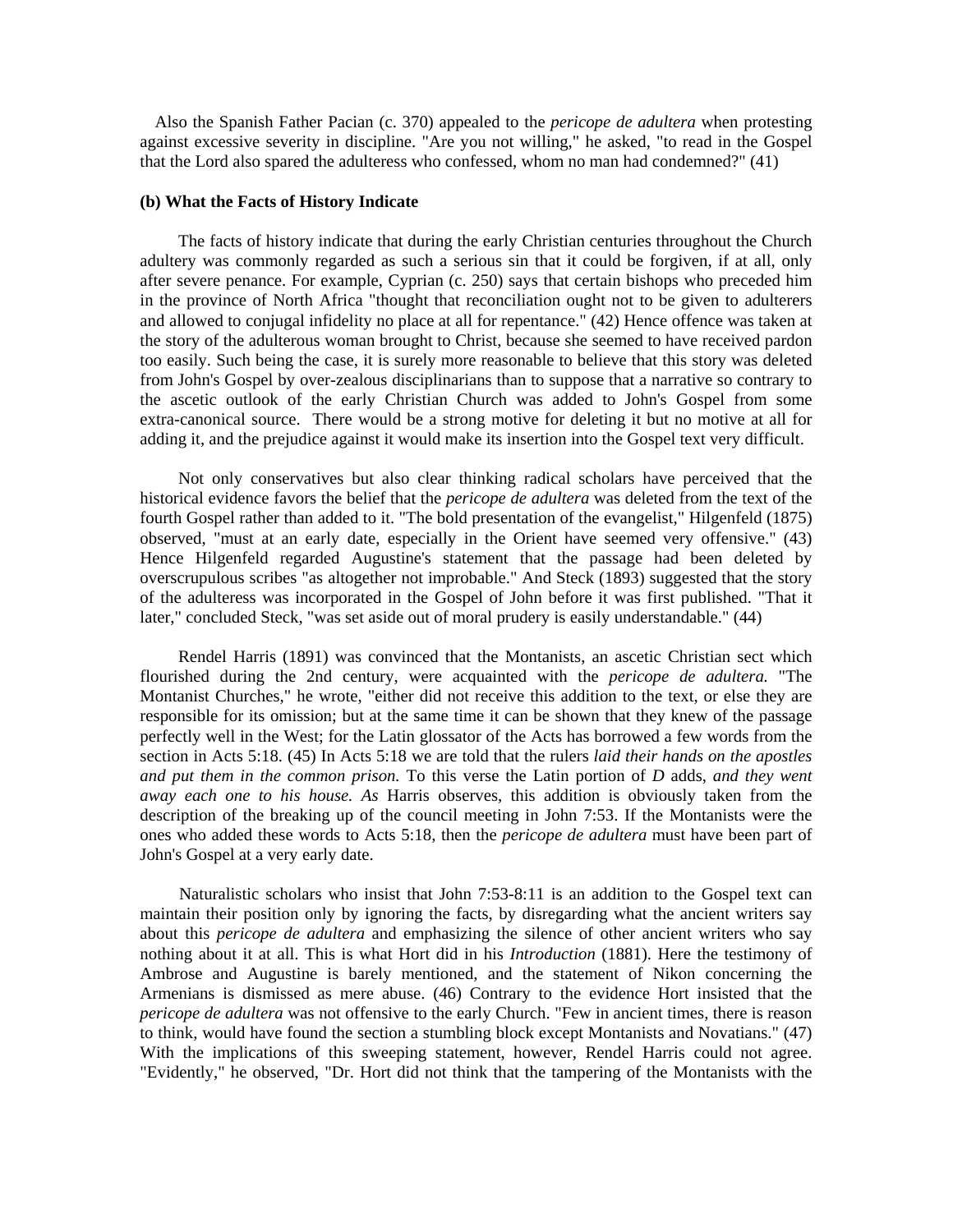Also the Spanish Father Pacian (c. 370) appealed to the *pericope de adultera* when protesting against excessive severity in discipline. "Are you not willing," he asked, "to read in the Gospel that the Lord also spared the adulteress who confessed, whom no man had condemned?" (41)

**(b) What the Facts of History Indicate**

The facts of history indicate that during the early Christian centuries throughout the Church adultery was commonly regarded as such a serious sin that it could be forgiven, if at all, only after severe penance. For example, Cyprian (c. 250) says that certain bishops who preceded him in the province of North Africa "thought that reconciliation ought not to be given to adulterers and allowed to conjugal infidelity no place at all for repentance." (42) Hence offence was taken at the story of the adulterous woman brought to Christ, because she seemed to have received pardon too easily. Such being the case, it is surely more reasonable to believe that this story was deleted from John's Gospel by over-zealous disciplinarians than to suppose that a narrative so contrary to the ascetic outlook of the early Christian Church was added to John's Gospel from some extra-canonical source. There would be a strong motive for deleting it but no motive at all for adding it, and the prejudice against it would make its insertion into the Gospel text very difficult.

Not only conservatives but also clear thinking radical scholars have perceived that the historical evidence favors the belief that the *pericope de adultera* was deleted from the text of the fourth Gospel rather than added to it. "The bold presentation of the evangelist," Hilgenfeld (1875) observed, "must at an early date, especially in the Orient have seemed very offensive." (43) Hence Hilgenfeld regarded Augustine's statement that the passage had been deleted by overscrupulous scribes "as altogether not improbable." And Steck (1893) suggested that the story of the adulteress was incorporated in the Gospel of John before it was first published. "That it later," concluded Steck, "was set aside out of moral prudery is easily understandable." (44)

Rendel Harris (1891) was convinced that the Montanists, an ascetic Christian sect which flourished during the 2nd century, were acquainted with the *pericope de adultera.* "The Montanist Churches," he wrote, "either did not receive this addition to the text, or else they are responsible for its omission; but at the same time it can be shown that they knew of the passage perfectly well in the West; for the Latin glossator of the Acts has borrowed a few words from the section in Acts 5:18. (45) In Acts 5:18 we are told that the rulers *laid their hands on the apostles and put them in the common prison.* To this verse the Latin portion of *D* adds, *and they went away each one to his house. As* Harris observes, this addition is obviously taken from the description of the breaking up of the council meeting in John 7:53. If the Montanists were the ones who added these words to Acts 5:18, then the *pericope de adultera* must have been part of John's Gospel at a very early date.

Naturalistic scholars who insist that John 7:53-8:11 is an addition to the Gospel text can maintain their position only by ignoring the facts, by disregarding what the ancient writers say about this *pericope de adultera* and emphasizing the silence of other ancient writers who say nothing about it at all. This is what Hort did in his *Introduction* (1881). Here the testimony of Ambrose and Augustine is barely mentioned, and the statement of Nikon concerning the Armenians is dismissed as mere abuse. (46) Contrary to the evidence Hort insisted that the *pericope de adultera* was not offensive to the early Church. "Few in ancient times, there is reason to think, would have found the section a stumbling block except Montanists and Novatians." (47) With the implications of this sweeping statement, however, Rendel Harris could not agree. "Evidently," he observed, "Dr. Hort did not think that the tampering of the Montanists with the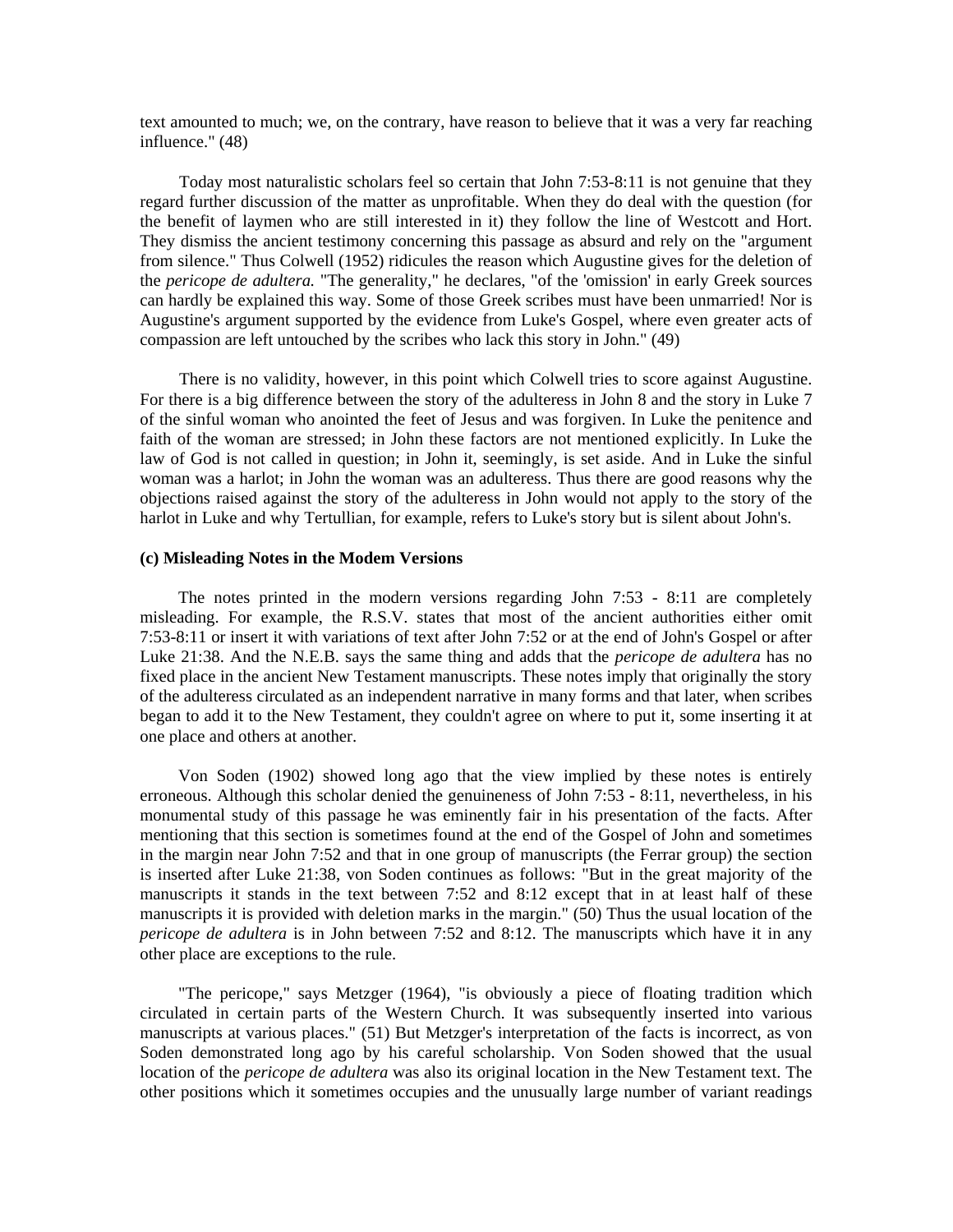text amounted to much; we, on the contrary, have reason to believe that it was a very far reaching influence." (48)

Today most naturalistic scholars feel so certain that John 7:53-8:11 is not genuine that they regard further discussion of the matter as unprofitable. When they do deal with the question (for the benefit of laymen who are still interested in it) they follow the line of Westcott and Hort. They dismiss the ancient testimony concerning this passage as absurd and rely on the "argument from silence." Thus Colwell (1952) ridicules the reason which Augustine gives for the deletion of the *pericope de adultera.* "The generality," he declares, "of the 'omission' in early Greek sources can hardly be explained this way. Some of those Greek scribes must have been unmarried! Nor is Augustine's argument supported by the evidence from Luke's Gospel, where even greater acts of compassion are left untouched by the scribes who lack this story in John." (49)

There is no validity, however, in this point which Colwell tries to score against Augustine. For there is a big difference between the story of the adulteress in John 8 and the story in Luke 7 of the sinful woman who anointed the feet of Jesus and was forgiven. In Luke the penitence and faith of the woman are stressed; in John these factors are not mentioned explicitly. In Luke the law of God is not called in question; in John it, seemingly, is set aside. And in Luke the sinful woman was a harlot; in John the woman was an adulteress. Thus there are good reasons why the objections raised against the story of the adulteress in John would not apply to the story of the harlot in Luke and why Tertullian, for example, refers to Luke's story but is silent about John's.

### (c) Misleading Notes in the Modem Versions

The notes printed in the modern versions regarding John 7:53 - 8:11 are completely misleading. For example, the R.S.V. states that most of the ancient authorities either omit 7:53-8:11 or insert it with variations of text after John 7:52 or at the end of John's Gospel or after Luke 21:38. And the N.E.B. says the same thing and adds that the *pericope de adultera* has no fixed place in the ancient New Testament manuscripts. These notes imply that originally the story of the adulteress circulated as an independent narrative in many forms and that later, when scribes began to add it to the New Testament, they couldn't agree on where to put it, some inserting it at one place and others at another.

Von Soden (1902) showed long ago that the view implied by these notes is entirely erroneous. Although this scholar denied the genuineness of John 7:53 - 8:11, nevertheless, in his monumental study of this passage he was eminently fair in his presentation of the facts. After mentioning that this section is sometimes found at the end of the Gospel of John and sometimes in the margin near John 7:52 and that in one group of manuscripts (the Ferrar group) the section is inserted after Luke 21:38, von Soden continues as follows: "But in the great majority of the manuscripts it stands in the text between 7:52 and 8:12 except that in at least half of these manuscripts it is provided with deletion marks in the margin." (50) Thus the usual location of the *pericope de adultera* is in John between 7:52 and 8:12. The manuscripts which have it in any other place are exceptions to the rule.

"The pericope," says Metzger (1964), "is obviously a piece of floating tradition which circulated in certain parts of the Western Church. It was subsequently inserted into various manuscripts at various places." (51) But Metzger's interpretation of the facts is incorrect, as von Soden demonstrated long ago by his careful scholarship. Von Soden showed that the usual location of the *pericope de adultera* was also its original location in the New Testament text. The other positions which it sometimes occupies and the unusually large number of variant readings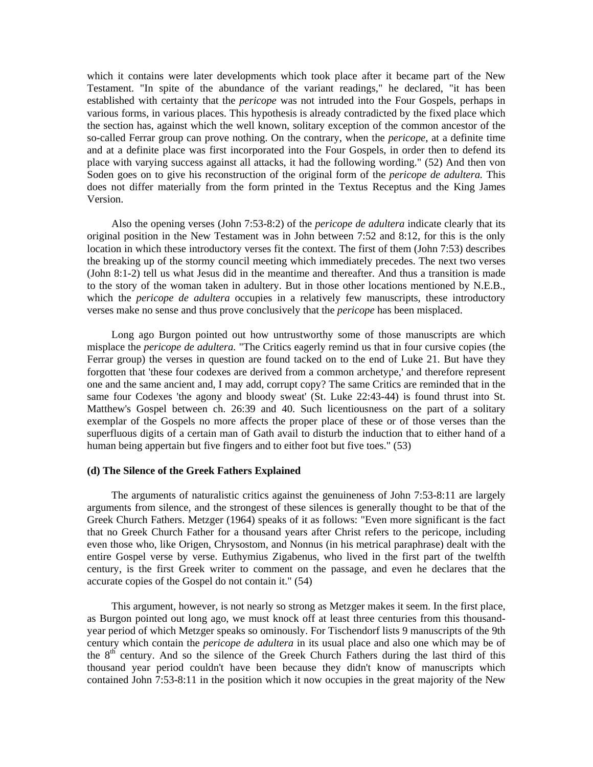which it contains were later developments which took place after it became part of the New Testament. "In spite of the abundance of the variant readings," he declared, "it has been established with certainty that the *pericope* was not intruded into the Four Gospels, perhaps in various forms, in various places. This hypothesis is already contradicted by the fixed place which the section has, against which the well known, solitary exception of the common ancestor of the so-called Ferrar group can prove nothing. On the contrary, when the *pericope,* at a definite time and at a definite place was first incorporated into the Four Gospels, in order then to defend its place with varying success against all attacks, it had the following wording." (52) And then von Soden goes on to give his reconstruction of the original form of the *pericope de adultera.* This does not differ materially from the form printed in the Textus Receptus and the King James Version.

Also the opening verses (John 7:53-8:2) of the *pericope de adultera* indicate clearly that its original position in the New Testament was in John between 7:52 and 8:12, for this is the only location in which these introductory verses fit the context. The first of them (John 7:53) describes the breaking up of the stormy council meeting which immediately precedes. The next two verses (John 8:1-2) tell us what Jesus did in the meantime and thereafter. And thus a transition is made to the story of the woman taken in adultery. But in those other locations mentioned by N.E.B., which the *pericope de adultera* occupies in a relatively few manuscripts, these introductory verses make no sense and thus prove conclusively that the *pericope* has been misplaced.

Long ago Burgon pointed out how untrustworthy some of those manuscripts are which misplace the *pericope de adultera.* "The Critics eagerly remind us that in four cursive copies (the Ferrar group) the verses in question are found tacked on to the end of Luke 21. But have they forgotten that 'these four codexes are derived from a common archetype,' and therefore represent one and the same ancient and, I may add, corrupt copy? The same Critics are reminded that in the same four Codexes 'the agony and bloody sweat' (St. Luke 22:43-44) is found thrust into St. Matthew's Gospel between ch. 26:39 and 40. Such licentiousness on the part of a solitary exemplar of the Gospels no more affects the proper place of these or of those verses than the superfluous digits of a certain man of Gath avail to disturb the induction that to either hand of a human being appertain but five fingers and to either foot but five toes." (53)

### (d) The Silence of the Greek Fathers Explained

The arguments of naturalistic critics against the genuineness of John 7:53-8:11 are largely arguments from silence, and the strongest of these silences is generally thought to be that of the Greek Church Fathers. Metzger (1964) speaks of it as follows: "Even more significant is the fact that no Greek Church Father for a thousand years after Christ refers to the pericope, including even those who, like Origen, Chrysostom, and Nonnus (in his metrical paraphrase) dealt with the entire Gospel verse by verse. Euthymius Zigabenus, who lived in the first part of the twelfth century, is the first Greek writer to comment on the passage, and even he declares that the accurate copies of the Gospel do not contain it." (54)

This argument, however, is not nearly so strong as Metzger makes it seem. In the first place, as Burgon pointed out long ago, we must knock off at least three centuries from this thousand-year period of which Metzger speaks so ominously. For Tischendorf lists 9 manuscripts of the 9th century which contain the *pericope de adultera* in its usual place and also one which may be of the 8th century. And so the silence of the Greek Church Fathers during the last third of this thousand year period couldn't have been because they didn't know of manuscripts which contained John 7:53-8:11 in the position which it now occupies in the great majority of the New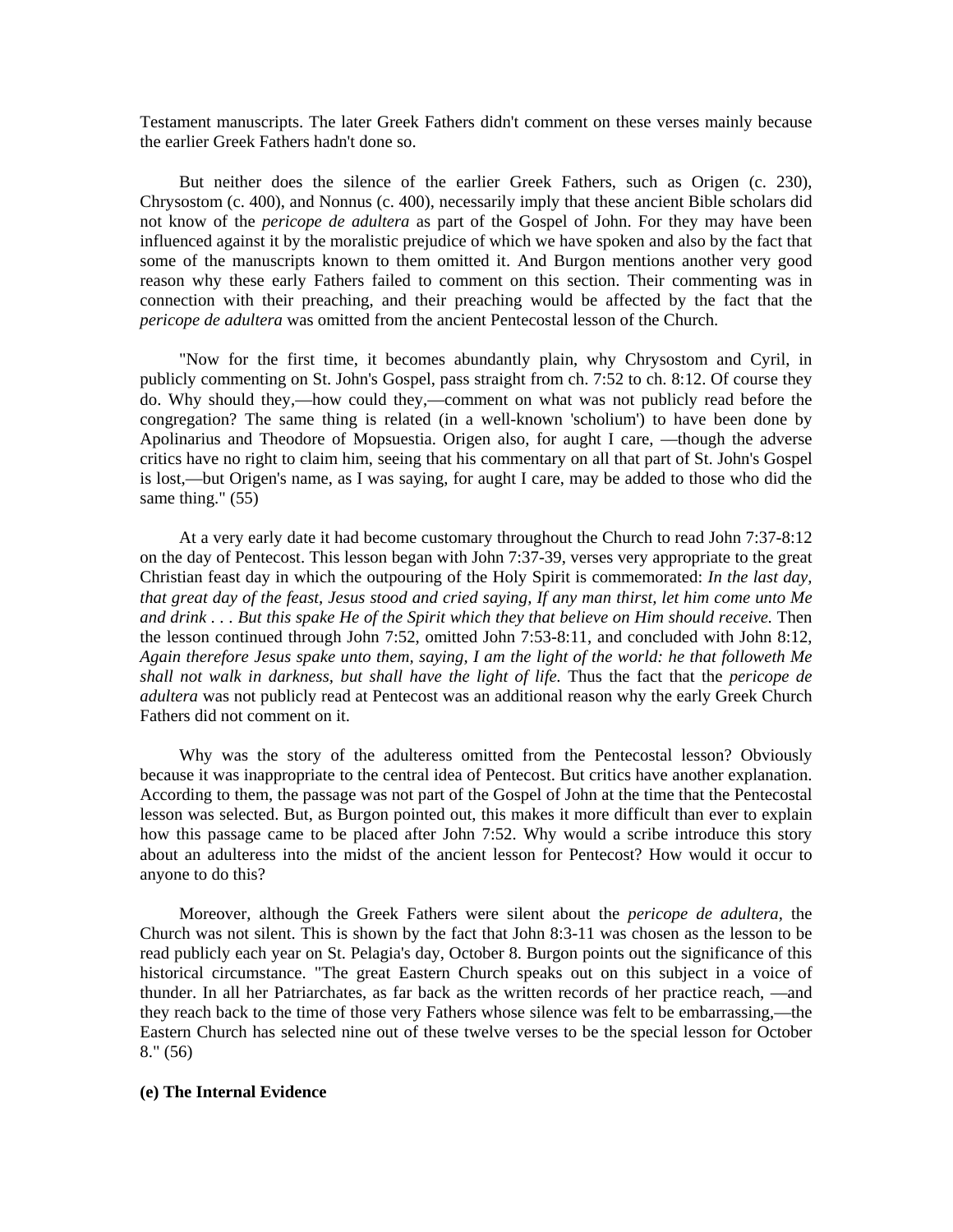Testament manuscripts. The later Greek Fathers didn't comment on these verses mainly because the earlier Greek Fathers hadn't done so.

But neither does the silence of the earlier Greek Fathers, such as Origen (c. 230), Chrysostom (c. 400), and Nonnus (c. 400), necessarily imply that these ancient Bible scholars did not know of the *pericope de adultera* as part of the Gospel of John. For they may have been influenced against it by the moralistic prejudice of which we have spoken and also by the fact that some of the manuscripts known to them omitted it. And Burgon mentions another very good reason why these early Fathers failed to comment on this section. Their commenting was in connection with their preaching, and their preaching would be affected by the fact that the *pericope de adultera* was omitted from the ancient Pentecostal lesson of the Church.

"Now for the first time, it becomes abundantly plain, why Chrysostom and Cyril, in publicly commenting on St. John's Gospel, pass straight from ch. 7:52 to ch. 8:12. Of course they do. Why should they,—how could they,—comment on what was not publicly read before the congregation? The same thing is related (in a well-known 'scholium') to have been done by Apolinarius and Theodore of Mopsuestia. Origen also, for aught I care, —though the adverse critics have no right to claim him, seeing that his commentary on all that part of St. John's Gospel is lost,—but Origen's name, as I was saying, for aught I care, may be added to those who did the same thing." (55)

At a very early date it had become customary throughout the Church to read John 7:37-8:12 on the day of Pentecost. This lesson began with John 7:37-39, verses very appropriate to the great Christian feast day in which the outpouring of the Holy Spirit is commemorated: *In the last day, that great day of the feast, Jesus stood and cried saying, If any man thirst, let him come unto Me and drink . . . But this spake He of the Spirit which they that believe on Him should receive.* Then the lesson continued through John 7:52, omitted John 7:53-8:11, and concluded with John 8:12, *Again therefore Jesus spake unto them, saying, I am the light of the world: he that followeth Me shall not walk in darkness, but shall have the light of life.* Thus the fact that the *pericope de adultera* was not publicly read at Pentecost was an additional reason why the early Greek Church Fathers did not comment on it.

Why was the story of the adulteress omitted from the Pentecostal lesson? Obviously because it was inappropriate to the central idea of Pentecost. But critics have another explanation. According to them, the passage was not part of the Gospel of John at the time that the Pentecostal lesson was selected. But, as Burgon pointed out, this makes it more difficult than ever to explain how this passage came to be placed after John 7:52. Why would a scribe introduce this story about an adulteress into the midst of the ancient lesson for Pentecost? How would it occur to anyone to do this?

Moreover, although the Greek Fathers were silent about the *pericope de adultera*, the Church was not silent. This is shown by the fact that John 8:3-11 was chosen as the lesson to be read publicly each year on St. Pelagia's day, October 8. Burgon points out the significance of this historical circumstance. "The great Eastern Church speaks out on this subject in a voice of thunder. In all her Patriarchates, as far back as the written records of her practice reach, —and they reach back to the time of those very Fathers whose silence was felt to be embarrassing,—the Eastern Church has selected nine out of these twelve verses to be the special lesson for October 8." (56)

**(e) The Internal Evidence**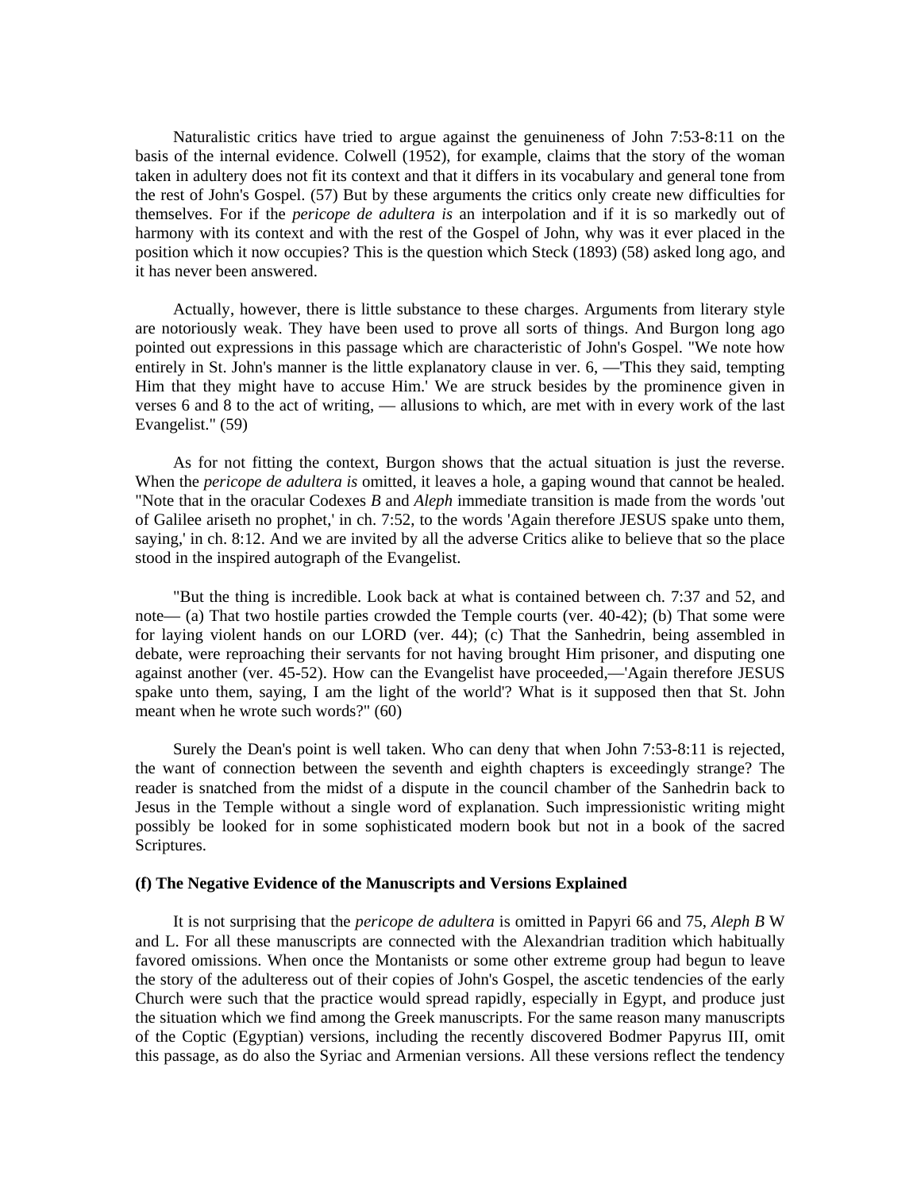Naturalistic critics have tried to argue against the genuineness of John 7:53-8:11 on the basis of the internal evidence. Colwell (1952), for example, claims that the story of the woman taken in adultery does not fit its context and that it differs in its vocabulary and general tone from the rest of John's Gospel. (57) But by these arguments the critics only create new difficulties for themselves. For if the *pericope de adultera is* an interpolation and if it is so markedly out of harmony with its context and with the rest of the Gospel of John, why was it ever placed in the position which it now occupies? This is the question which Steck (1893) (58) asked long ago, and it has never been answered.

Actually, however, there is little substance to these charges. Arguments from literary style are notoriously weak. They have been used to prove all sorts of things. And Burgon long ago pointed out expressions in this passage which are characteristic of John's Gospel. "We note how entirely in St. John's manner is the little explanatory clause in ver. 6, —'This they said, tempting Him that they might have to accuse Him.' We are struck besides by the prominence given in verses 6 and 8 to the act of writing, — allusions to which, are met with in every work of the last Evangelist." (59)

As for not fitting the context, Burgon shows that the actual situation is just the reverse. When the *pericope de adultera is* omitted, it leaves a hole, a gaping wound that cannot be healed. "Note that in the oracular Codexes *B* and *Aleph* immediate transition is made from the words 'out of Galilee ariseth no prophet,' in ch. 7:52, to the words 'Again therefore JESUS spake unto them, saying,' in ch. 8:12. And we are invited by all the adverse Critics alike to believe that so the place stood in the inspired autograph of the Evangelist.

"But the thing is incredible. Look back at what is contained between ch. 7:37 and 52, and note— (a) That two hostile parties crowded the Temple courts (ver. 40-42); (b) That some were for laying violent hands on our LORD (ver. 44); (c) That the Sanhedrin, being assembled in debate, were reproaching their servants for not having brought Him prisoner, and disputing one against another (ver. 45-52). How can the Evangelist have proceeded,—'Again therefore JESUS spake unto them, saying, I am the light of the world'? What is it supposed then that St. John meant when he wrote such words?" (60)

Surely the Dean's point is well taken. Who can deny that when John 7:53-8:11 is rejected, the want of connection between the seventh and eighth chapters is exceedingly strange? The reader is snatched from the midst of a dispute in the council chamber of the Sanhedrin back to Jesus in the Temple without a single word of explanation. Such impressionistic writing might possibly be looked for in some sophisticated modern book but not in a book of the sacred Scriptures.

**(f) The Negative Evidence of the Manuscripts and Versions Explained**

It is not surprising that the *pericope de adultera* is omitted in Papyri 66 and 75, *Aleph B* W and L. For all these manuscripts are connected with the Alexandrian tradition which habitually favored omissions. When once the Montanists or some other extreme group had begun to leave the story of the adulteress out of their copies of John's Gospel, the ascetic tendencies of the early Church were such that the practice would spread rapidly, especially in Egypt, and produce just the situation which we find among the Greek manuscripts. For the same reason many manuscripts of the Coptic (Egyptian) versions, including the recently discovered Bodmer Papyrus III, omit this passage, as do also the Syriac and Armenian versions. All these versions reflect the tendency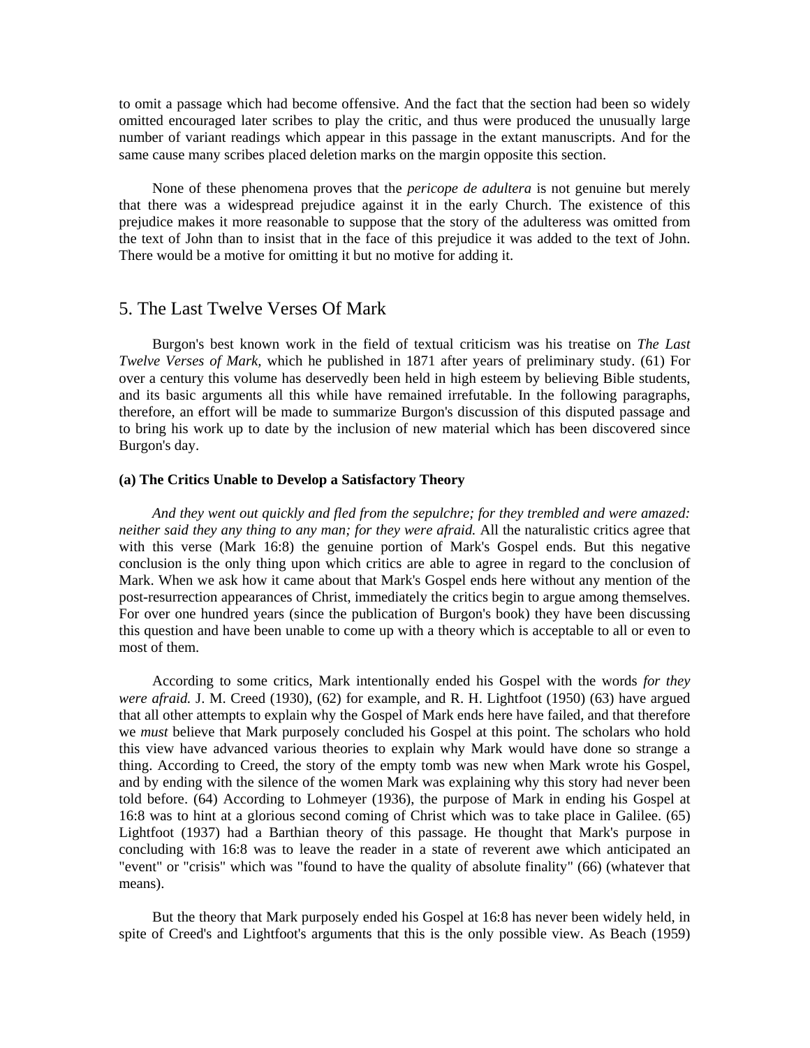to omit a passage which had become offensive. And the fact that the section had been so widely omitted encouraged later scribes to play the critic, and thus were produced the unusually large number of variant readings which appear in this passage in the extant manuscripts. And for the same cause many scribes placed deletion marks on the margin opposite this section.

None of these phenomena proves that the *pericope de adultera* is not genuine but merely that there was a widespread prejudice against it in the early Church. The existence of this prejudice makes it more reasonable to suppose that the story of the adulteress was omitted from the text of John than to insist that in the face of this prejudice it was added to the text of John. There would be a motive for omitting it but no motive for adding it.

## 5. The Last Twelve Verses Of Mark

Burgon's best known work in the field of textual criticism was his treatise on *The Last Twelve Verses of Mark,* which he published in 1871 after years of preliminary study. (61) For over a century this volume has deservedly been held in high esteem by believing Bible students, and its basic arguments all this while have remained irrefutable. In the following paragraphs, therefore, an effort will be made to summarize Burgon's discussion of this disputed passage and to bring his work up to date by the inclusion of new material which has been discovered since Burgon's day.

### (a) The Critics Unable to Develop a Satisfactory Theory

*And they went out quickly and fled from the sepulchre; for they trembled and were amazed: neither said they any thing to any man; for they were afraid.* All the naturalistic critics agree that with this verse (Mark 16:8) the genuine portion of Mark's Gospel ends. But this negative conclusion is the only thing upon which critics are able to agree in regard to the conclusion of Mark. When we ask how it came about that Mark's Gospel ends here without any mention of the post-resurrection appearances of Christ, immediately the critics begin to argue among themselves. For over one hundred years (since the publication of Burgon's book) they have been discussing this question and have been unable to come up with a theory which is acceptable to all or even to most of them.

According to some critics, Mark intentionally ended his Gospel with the words *for they were afraid.* J. M. Creed (1930), (62) for example, and R. H. Lightfoot (1950) (63) have argued that all other attempts to explain why the Gospel of Mark ends here have failed, and that therefore we *must* believe that Mark purposely concluded his Gospel at this point. The scholars who hold this view have advanced various theories to explain why Mark would have done so strange a thing. According to Creed, the story of the empty tomb was new when Mark wrote his Gospel, and by ending with the silence of the women Mark was explaining why this story had never been told before. (64) According to Lohmeyer (1936), the purpose of Mark in ending his Gospel at 16:8 was to hint at a glorious second coming of Christ which was to take place in Galilee. (65) Lightfoot (1937) had a Barthian theory of this passage. He thought that Mark's purpose in concluding with 16:8 was to leave the reader in a state of reverent awe which anticipated an "event" or "crisis" which was "found to have the quality of absolute finality" (66) (whatever that means).

But the theory that Mark purposely ended his Gospel at 16:8 has never been widely held, in spite of Creed's and Lightfoot's arguments that this is the only possible view. As Beach (1959)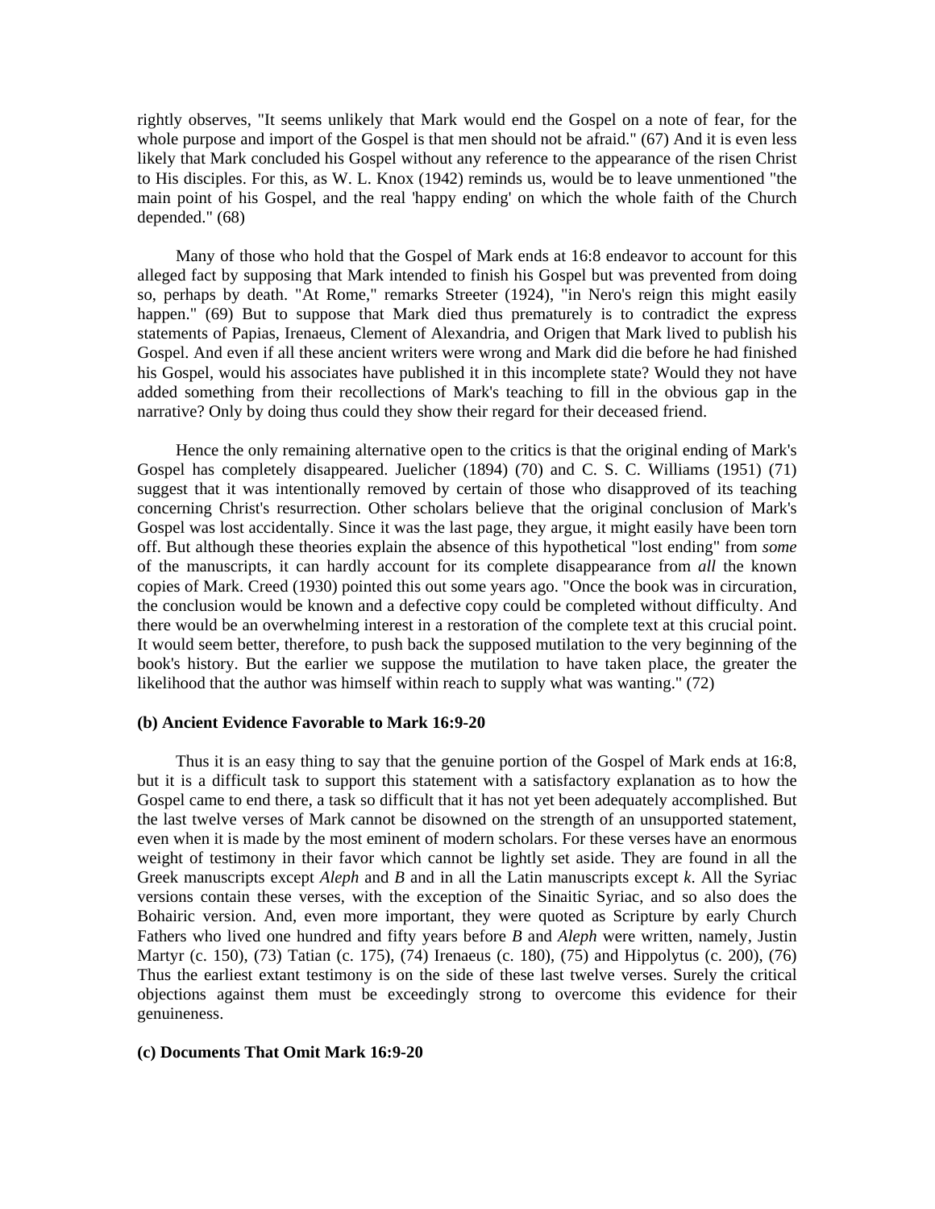rightly observes, "It seems unlikely that Mark would end the Gospel on a note of fear, for the whole purpose and import of the Gospel is that men should not be afraid." (67) And it is even less likely that Mark concluded his Gospel without any reference to the appearance of the risen Christ to His disciples. For this, as W. L. Knox (1942) reminds us, would be to leave unmentioned "the main point of his Gospel, and the real 'happy ending' on which the whole faith of the Church depended." (68)

Many of those who hold that the Gospel of Mark ends at 16:8 endeavor to account for this alleged fact by supposing that Mark intended to finish his Gospel but was prevented from doing so, perhaps by death. "At Rome," remarks Streeter (1924), "in Nero's reign this might easily happen." (69) But to suppose that Mark died thus prematurely is to contradict the express statements of Papias, Irenaeus, Clement of Alexandria, and Origen that Mark lived to publish his Gospel. And even if all these ancient writers were wrong and Mark did die before he had finished his Gospel, would his associates have published it in this incomplete state? Would they not have added something from their recollections of Mark's teaching to fill in the obvious gap in the narrative? Only by doing thus could they show their regard for their deceased friend.

Hence the only remaining alternative open to the critics is that the original ending of Mark's Gospel has completely disappeared. Juelicher (1894) (70) and C. S. C. Williams (1951) (71) suggest that it was intentionally removed by certain of those who disapproved of its teaching concerning Christ's resurrection. Other scholars believe that the original conclusion of Mark's Gospel was lost accidentally. Since it was the last page, they argue, it might easily have been torn off. But although these theories explain the absence of this hypothetical "lost ending" from *some* of the manuscripts, it can hardly account for its complete disappearance from *all* the known copies of Mark. Creed (1930) pointed this out some years ago. "Once the book was in circuration, the conclusion would be known and a defective copy could be completed without difficulty. And there would be an overwhelming interest in a restoration of the complete text at this crucial point. It would seem better, therefore, to push back the supposed mutilation to the very beginning of the book's history. But the earlier we suppose the mutilation to have taken place, the greater the likelihood that the author was himself within reach to supply what was wanting." (72)

#### (b) Ancient Evidence Favorable to Mark 16:9-20

Thus it is an easy thing to say that the genuine portion of the Gospel of Mark ends at 16:8, but it is a difficult task to support this statement with a satisfactory explanation as to how the Gospel came to end there, a task so difficult that it has not yet been adequately accomplished. But the last twelve verses of Mark cannot be disowned on the strength of an unsupported statement, even when it is made by the most eminent of modern scholars. For these verses have an enormous weight of testimony in their favor which cannot be lightly set aside. They are found in all the Greek manuscripts except *Aleph* and *B* and in all the Latin manuscripts except *k*. All the Syriac versions contain these verses, with the exception of the Sinaitic Syriac, and so also does the Bohairic version. And, even more important, they were quoted as Scripture by early Church Fathers who lived one hundred and fifty years before *B* and *Aleph* were written, namely, Justin Martyr (c. 150), (73) Tatian (c. 175), (74) Irenaeus (c. 180), (75) and Hippolytus (c. 200), (76) Thus the earliest extant testimony is on the side of these last twelve verses. Surely the critical objections against them must be exceedingly strong to overcome this evidence for their genuineness.

#### (c) Documents That Omit Mark 16:9-20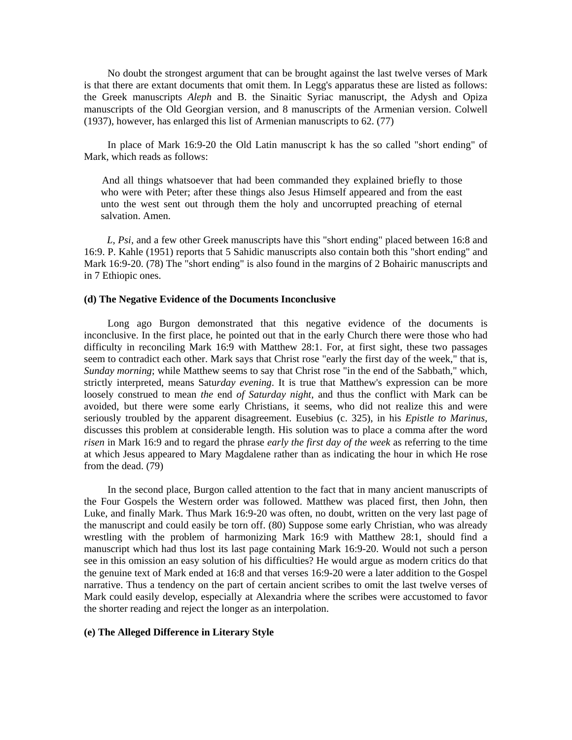No doubt the strongest argument that can be brought against the last twelve verses of Mark is that there are extant documents that omit them. In Legg's apparatus these are listed as follows: the Greek manuscripts *Aleph* and B. the Sinaitic Syriac manuscript, the Adysh and Opiza manuscripts of the Old Georgian version, and 8 manuscripts of the Armenian version. Colwell (1937), however, has enlarged this list of Armenian manuscripts to 62. (77)

In place of Mark 16:9-20 the Old Latin manuscript k has the so called "short ending" of Mark, which reads as follows:

> And all things whatsoever that had been commanded they explained briefly to those who were with Peter; after these things also Jesus Himself appeared and from the east unto the west sent out through them the holy and uncorrupted preaching of eternal salvation. Amen.

*L, Psi*, and a few other Greek manuscripts have this "short ending" placed between 16:8 and 16:9. P. Kahle (1951) reports that 5 Sahidic manuscripts also contain both this "short ending" and Mark 16:9-20. (78) The "short ending" is also found in the margins of 2 Bohairic manuscripts and in 7 Ethiopic ones.

**(d) The Negative Evidence of the Documents Inconclusive**

Long ago Burgon demonstrated that this negative evidence of the documents is inconclusive. In the first place, he pointed out that in the early Church there were those who had difficulty in reconciling Mark 16:9 with Matthew 28:1. For, at first sight, these two passages seem to contradict each other. Mark says that Christ rose "early the first day of the week," that is, *Sunday morning*; while Matthew seems to say that Christ rose "in the end of the Sabbath," which, strictly interpreted, means Satu*rday evening*. It is true that Matthew's expression can be more loosely construed to mean *the* end *of Saturday night,* and thus the conflict with Mark can be avoided, but there were some early Christians, it seems, who did not realize this and were seriously troubled by the apparent disagreement. Eusebius (c. 325), in his *Epistle to Marinus,* discusses this problem at considerable length. His solution was to place a comma after the word *risen* in Mark 16:9 and to regard the phrase *early the first day of the week* as referring to the time at which Jesus appeared to Mary Magdalene rather than as indicating the hour in which He rose from the dead. (79)

In the second place, Burgon called attention to the fact that in many ancient manuscripts of the Four Gospels the Western order was followed. Matthew was placed first, then John, then Luke, and finally Mark. Thus Mark 16:9-20 was often, no doubt, written on the very last page of the manuscript and could easily be torn off. (80) Suppose some early Christian, who was already wrestling with the problem of harmonizing Mark 16:9 with Matthew 28:1, should find a manuscript which had thus lost its last page containing Mark 16:9-20. Would not such a person see in this omission an easy solution of his difficulties? He would argue as modern critics do that the genuine text of Mark ended at 16:8 and that verses 16:9-20 were a later addition to the Gospel narrative. Thus a tendency on the part of certain ancient scribes to omit the last twelve verses of Mark could easily develop, especially at Alexandria where the scribes were accustomed to favor the shorter reading and reject the longer as an interpolation.

**(e) The Alleged Difference in Literary Style**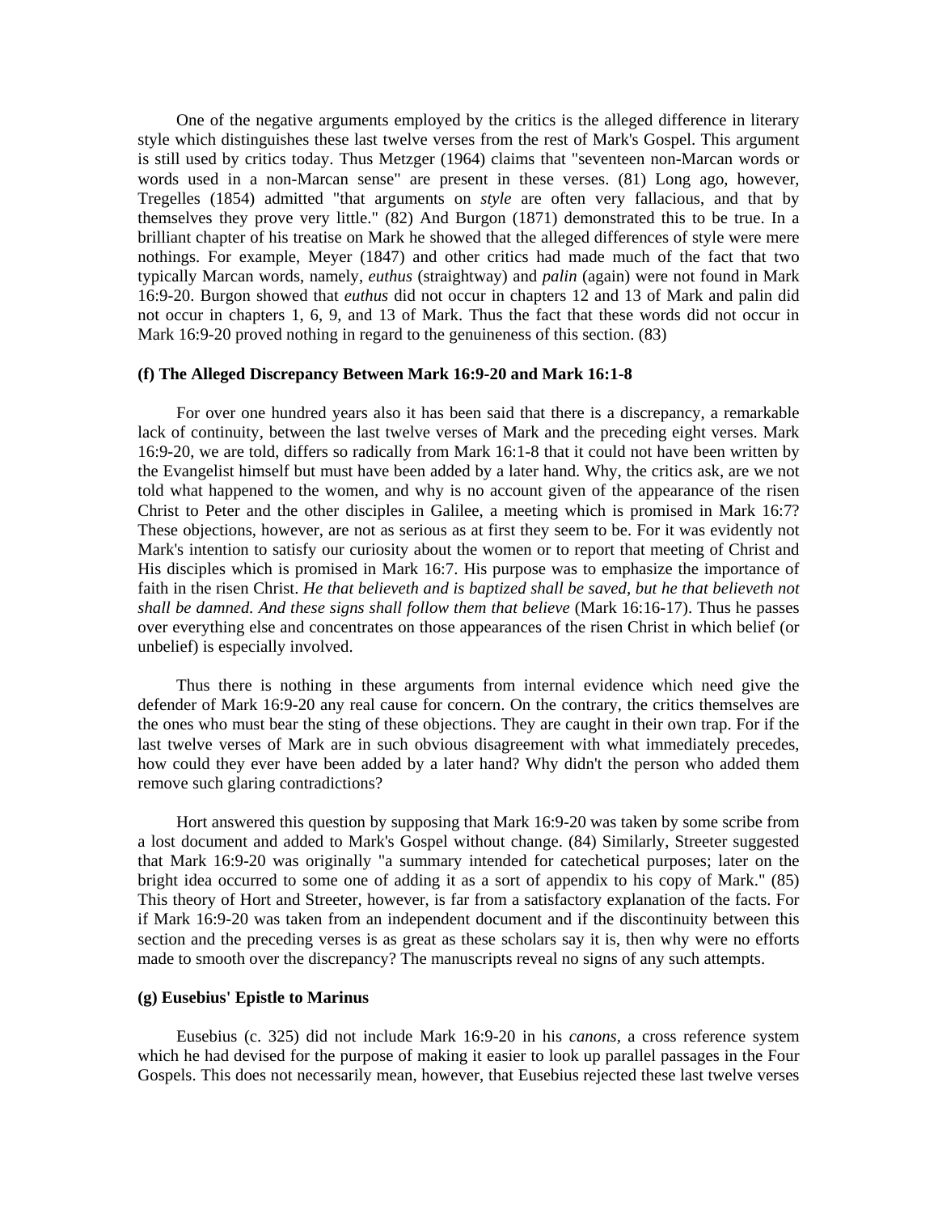One of the negative arguments employed by the critics is the alleged difference in literary style which distinguishes these last twelve verses from the rest of Mark's Gospel. This argument is still used by critics today. Thus Metzger (1964) claims that "seventeen non-Marcan words or words used in a non-Marcan sense" are present in these verses. (81) Long ago, however, Tregelles (1854) admitted "that arguments on *style* are often very fallacious, and that by themselves they prove very little." (82) And Burgon (1871) demonstrated this to be true. In a brilliant chapter of his treatise on Mark he showed that the alleged differences of style were mere nothings. For example, Meyer (1847) and other critics had made much of the fact that two typically Marcan words, namely, *euthus* (straightway) and *palin* (again) were not found in Mark 16:9-20. Burgon showed that *euthus* did not occur in chapters 12 and 13 of Mark and palin did not occur in chapters 1, 6, 9, and 13 of Mark. Thus the fact that these words did not occur in Mark 16:9-20 proved nothing in regard to the genuineness of this section. (83)

**(f) The Alleged Discrepancy Between Mark 16:9-20 and Mark 16:1-8**

For over one hundred years also it has been said that there is a discrepancy, a remarkable lack of continuity, between the last twelve verses of Mark and the preceding eight verses. Mark 16:9-20, we are told, differs so radically from Mark 16:1-8 that it could not have been written by the Evangelist himself but must have been added by a later hand. Why, the critics ask, are we not told what happened to the women, and why is no account given of the appearance of the risen Christ to Peter and the other disciples in Galilee, a meeting which is promised in Mark 16:7? These objections, however, are not as serious as at first they seem to be. For it was evidently not Mark's intention to satisfy our curiosity about the women or to report that meeting of Christ and His disciples which is promised in Mark 16:7. His purpose was to emphasize the importance of faith in the risen Christ. *He that believeth and is baptized shall be saved, but he that believeth not shall be damned. And these signs shall follow them that believe* (Mark 16:16-17). Thus he passes over everything else and concentrates on those appearances of the risen Christ in which belief (or unbelief) is especially involved.

Thus there is nothing in these arguments from internal evidence which need give the defender of Mark 16:9-20 any real cause for concern. On the contrary, the critics themselves are the ones who must bear the sting of these objections. They are caught in their own trap. For if the last twelve verses of Mark are in such obvious disagreement with what immediately precedes, how could they ever have been added by a later hand? Why didn't the person who added them remove such glaring contradictions?

Hort answered this question by supposing that Mark 16:9-20 was taken by some scribe from a lost document and added to Mark's Gospel without change. (84) Similarly, Streeter suggested that Mark 16:9-20 was originally "a summary intended for catechetical purposes; later on the bright idea occurred to some one of adding it as a sort of appendix to his copy of Mark." (85) This theory of Hort and Streeter, however, is far from a satisfactory explanation of the facts. For if Mark 16:9-20 was taken from an independent document and if the discontinuity between this section and the preceding verses is as great as these scholars say it is, then why were no efforts made to smooth over the discrepancy? The manuscripts reveal no signs of any such attempts.

**(g) Eusebius' Epistle to Marinus**

Eusebius (c. 325) did not include Mark 16:9-20 in his *canons*, a cross reference system which he had devised for the purpose of making it easier to look up parallel passages in the Four Gospels. This does not necessarily mean, however, that Eusebius rejected these last twelve verses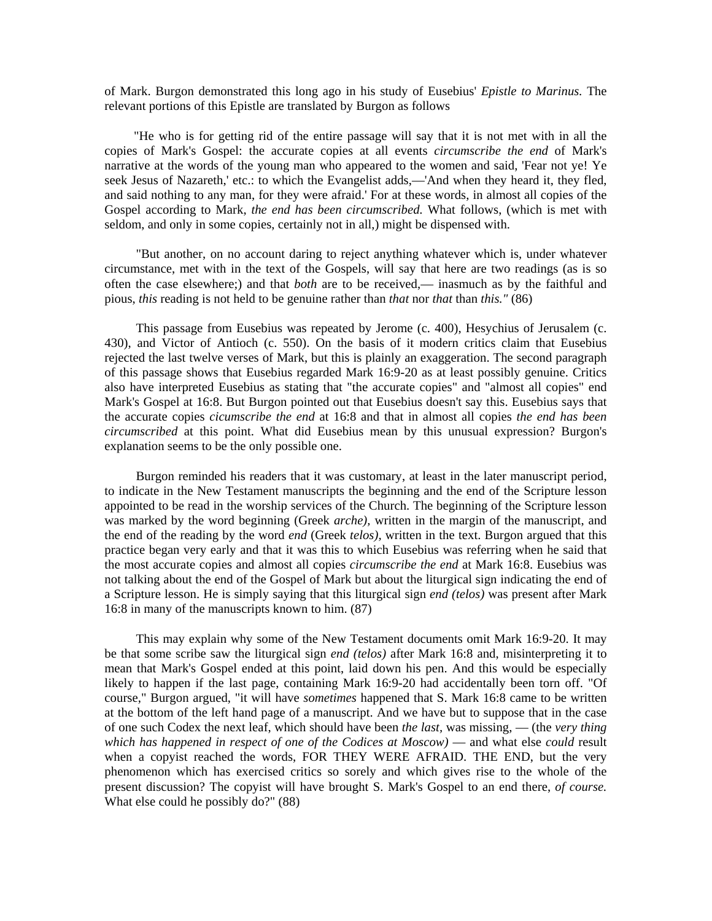of Mark. Burgon demonstrated this long ago in his study of Eusebius' *Epistle to Marinus.* The relevant portions of this Epistle are translated by Burgon as follows

"He who is for getting rid of the entire passage will say that it is not met with in all the copies of Mark's Gospel: the accurate copies at all events *circumscribe the end* of Mark's narrative at the words of the young man who appeared to the women and said, 'Fear not ye! Ye seek Jesus of Nazareth,' etc.: to which the Evangelist adds,—'And when they heard it, they fled, and said nothing to any man, for they were afraid.' For at these words, in almost all copies of the Gospel according to Mark, *the end has been circumscribed.* What follows, (which is met with seldom, and only in some copies, certainly not in all,) might be dispensed with.

"But another, on no account daring to reject anything whatever which is, under whatever circumstance, met with in the text of the Gospels, will say that here are two readings (as is so often the case elsewhere;) and that *both* are to be received,— inasmuch as by the faithful and pious, *this* reading is not held to be genuine rather than *that* nor *that* than *this."* (86)

This passage from Eusebius was repeated by Jerome (c. 400), Hesychius of Jerusalem (c. 430), and Victor of Antioch (c. 550). On the basis of it modern critics claim that Eusebius rejected the last twelve verses of Mark, but this is plainly an exaggeration. The second paragraph of this passage shows that Eusebius regarded Mark 16:9-20 as at least possibly genuine. Critics also have interpreted Eusebius as stating that "the accurate copies" and "almost all copies" end Mark's Gospel at 16:8. But Burgon pointed out that Eusebius doesn't say this. Eusebius says that the accurate copies *cicumscribe the end* at 16:8 and that in almost all copies *the end has been circumscribed* at this point. What did Eusebius mean by this unusual expression? Burgon's explanation seems to be the only possible one.

Burgon reminded his readers that it was customary, at least in the later manuscript period, to indicate in the New Testament manuscripts the beginning and the end of the Scripture lesson appointed to be read in the worship services of the Church. The beginning of the Scripture lesson was marked by the word beginning (Greek *arche),* written in the margin of the manuscript, and the end of the reading by the word *end* (Greek *telos),* written in the text. Burgon argued that this practice began very early and that it was this to which Eusebius was referring when he said that the most accurate copies and almost all copies *circumscribe the end* at Mark 16:8. Eusebius was not talking about the end of the Gospel of Mark but about the liturgical sign indicating the end of a Scripture lesson. He is simply saying that this liturgical sign *end (telos)* was present after Mark 16:8 in many of the manuscripts known to him. (87)

This may explain why some of the New Testament documents omit Mark 16:9-20. It may be that some scribe saw the liturgical sign *end (telos)* after Mark 16:8 and, misinterpreting it to mean that Mark's Gospel ended at this point, laid down his pen. And this would be especially likely to happen if the last page, containing Mark 16:9-20 had accidentally been torn off. "Of course," Burgon argued, "it will have *sometimes* happened that S. Mark 16:8 came to be written at the bottom of the left hand page of a manuscript. And we have but to suppose that in the case of one such Codex the next leaf, which should have been *the last,* was missing, — (the *very thing which has happened in respect of one of the Codices at Moscow)* — and what else *could* result when a copyist reached the words, FOR THEY WERE AFRAID. THE END, but the very phenomenon which has exercised critics so sorely and which gives rise to the whole of the present discussion? The copyist will have brought S. Mark's Gospel to an end there, *of course.* What else could he possibly do?" (88)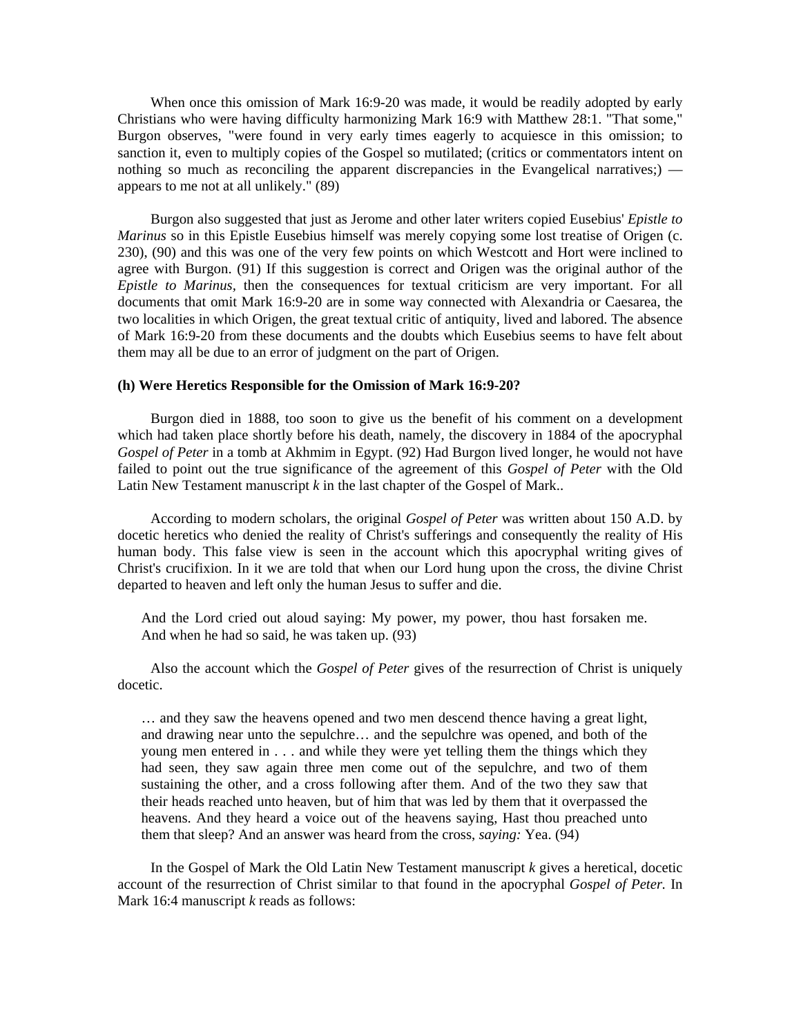When once this omission of Mark 16:9-20 was made, it would be readily adopted by early Christians who were having difficulty harmonizing Mark 16:9 with Matthew 28:1. "That some," Burgon observes, "were found in very early times eagerly to acquiesce in this omission; to sanction it, even to multiply copies of the Gospel so mutilated; (critics or commentators intent on nothing so much as reconciling the apparent discrepancies in the Evangelical narratives;) — appears to me not at all unlikely." (89)

Burgon also suggested that just as Jerome and other later writers copied Eusebius' *Epistle to Marinus* so in this Epistle Eusebius himself was merely copying some lost treatise of Origen (c. 230), (90) and this was one of the very few points on which Westcott and Hort were inclined to agree with Burgon. (91) If this suggestion is correct and Origen was the original author of the *Epistle to Marinus*, then the consequences for textual criticism are very important. For all documents that omit Mark 16:9-20 are in some way connected with Alexandria or Caesarea, the two localities in which Origen, the great textual critic of antiquity, lived and labored. The absence of Mark 16:9-20 from these documents and the doubts which Eusebius seems to have felt about them may all be due to an error of judgment on the part of Origen.

**(h) Were Heretics Responsible for the Omission of Mark 16:9-20?**

Burgon died in 1888, too soon to give us the benefit of his comment on a development which had taken place shortly before his death, namely, the discovery in 1884 of the apocryphal *Gospel of Peter* in a tomb at Akhmim in Egypt. (92) Had Burgon lived longer, he would not have failed to point out the true significance of the agreement of this *Gospel of Peter* with the Old Latin New Testament manuscript *k* in the last chapter of the Gospel of Mark..

According to modern scholars, the original *Gospel of Peter* was written about 150 A.D. by docetic heretics who denied the reality of Christ's sufferings and consequently the reality of His human body. This false view is seen in the account which this apocryphal writing gives of Christ's crucifixion. In it we are told that when our Lord hung upon the cross, the divine Christ departed to heaven and left only the human Jesus to suffer and die.

> And the Lord cried out aloud saying: My power, my power, thou hast forsaken me. And when he had so said, he was taken up. (93)

Also the account which the *Gospel of Peter* gives of the resurrection of Christ is uniquely docetic.

> … and they saw the heavens opened and two men descend thence having a great light, and drawing near unto the sepulchre… and the sepulchre was opened, and both of the young men entered in . . . and while they were yet telling them the things which they had seen, they saw again three men come out of the sepulchre, and two of them sustaining the other, and a cross following after them. And of the two they saw that their heads reached unto heaven, but of him that was led by them that it overpassed the heavens. And they heard a voice out of the heavens saying, Hast thou preached unto them that sleep? And an answer was heard from the cross, *saying:* Yea. (94)

In the Gospel of Mark the Old Latin New Testament manuscript *k* gives a heretical, docetic account of the resurrection of Christ similar to that found in the apocryphal *Gospel of Peter.* In Mark 16:4 manuscript *k* reads as follows: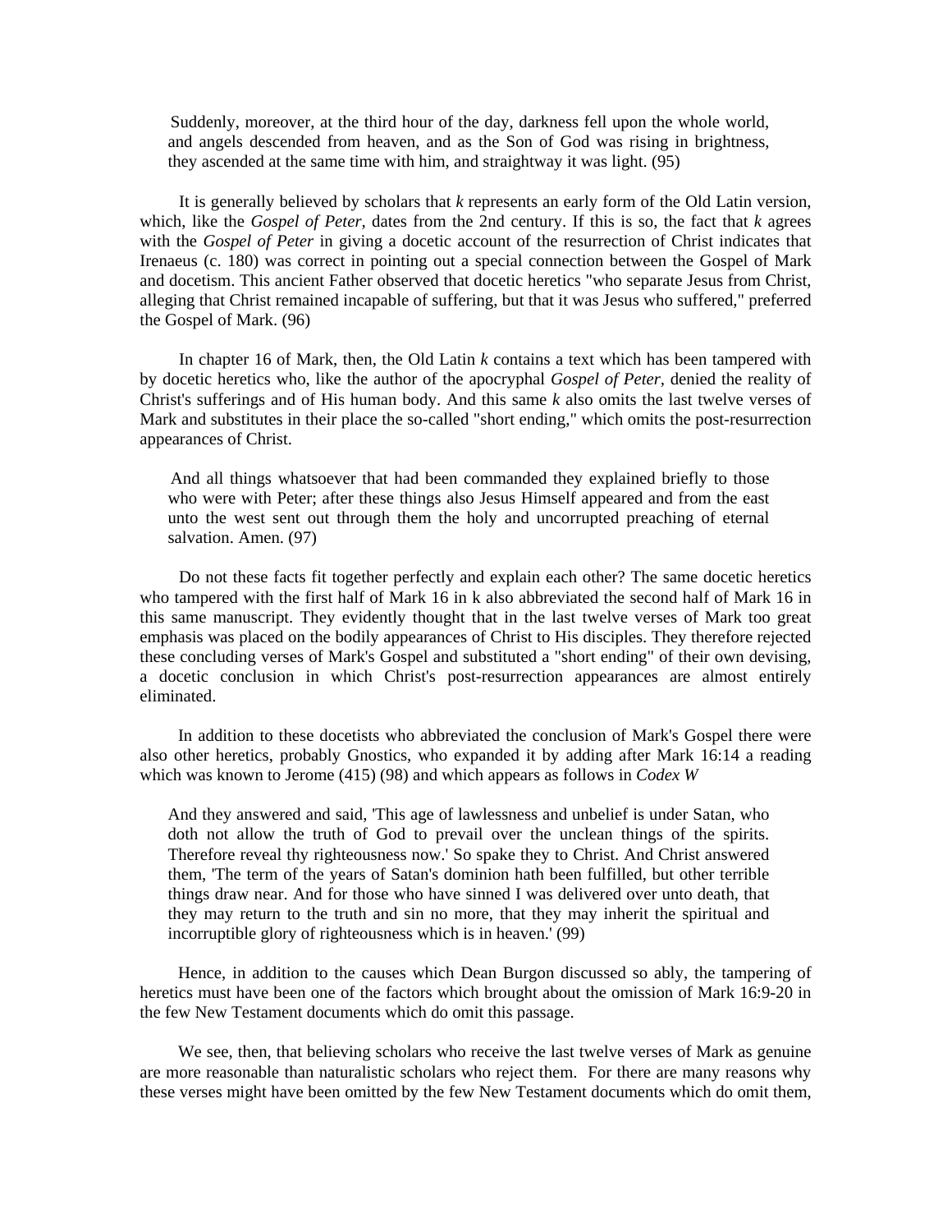> Suddenly, moreover, at the third hour of the day, darkness fell upon the whole world, and angels descended from heaven, and as the Son of God was rising in brightness, they ascended at the same time with him, and straightway it was light. (95)

It is generally believed by scholars that *k* represents an early form of the Old Latin version, which, like the *Gospel of Peter*, dates from the 2nd century. If this is so, the fact that *k* agrees with the *Gospel of Peter* in giving a docetic account of the resurrection of Christ indicates that Irenaeus (c. 180) was correct in pointing out a special connection between the Gospel of Mark and docetism. This ancient Father observed that docetic heretics "who separate Jesus from Christ, alleging that Christ remained incapable of suffering, but that it was Jesus who suffered," preferred the Gospel of Mark. (96)

In chapter 16 of Mark, then, the Old Latin *k* contains a text which has been tampered with by docetic heretics who, like the author of the apocryphal *Gospel of Peter*, denied the reality of Christ's sufferings and of His human body. And this same *k* also omits the last twelve verses of Mark and substitutes in their place the so-called "short ending," which omits the post-resurrection appearances of Christ.

> And all things whatsoever that had been commanded they explained briefly to those who were with Peter; after these things also Jesus Himself appeared and from the east unto the west sent out through them the holy and uncorrupted preaching of eternal salvation. Amen. (97)

Do not these facts fit together perfectly and explain each other? The same docetic heretics who tampered with the first half of Mark 16 in k also abbreviated the second half of Mark 16 in this same manuscript. They evidently thought that in the last twelve verses of Mark too great emphasis was placed on the bodily appearances of Christ to His disciples. They therefore rejected these concluding verses of Mark's Gospel and substituted a "short ending" of their own devising, a docetic conclusion in which Christ's post-resurrection appearances are almost entirely eliminated.

In addition to these docetists who abbreviated the conclusion of Mark's Gospel there were also other heretics, probably Gnostics, who expanded it by adding after Mark 16:14 a reading which was known to Jerome (415) (98) and which appears as follows in *Codex W*

> And they answered and said, 'This age of lawlessness and unbelief is under Satan, who doth not allow the truth of God to prevail over the unclean things of the spirits. Therefore reveal thy righteousness now.' So spake they to Christ. And Christ answered them, 'The term of the years of Satan's dominion hath been fulfilled, but other terrible things draw near. And for those who have sinned I was delivered over unto death, that they may return to the truth and sin no more, that they may inherit the spiritual and incorruptible glory of righteousness which is in heaven.' (99)

Hence, in addition to the causes which Dean Burgon discussed so ably, the tampering of heretics must have been one of the factors which brought about the omission of Mark 16:9-20 in the few New Testament documents which do omit this passage.

We see, then, that believing scholars who receive the last twelve verses of Mark as genuine are more reasonable than naturalistic scholars who reject them. For there are many reasons why these verses might have been omitted by the few New Testament documents which do omit them,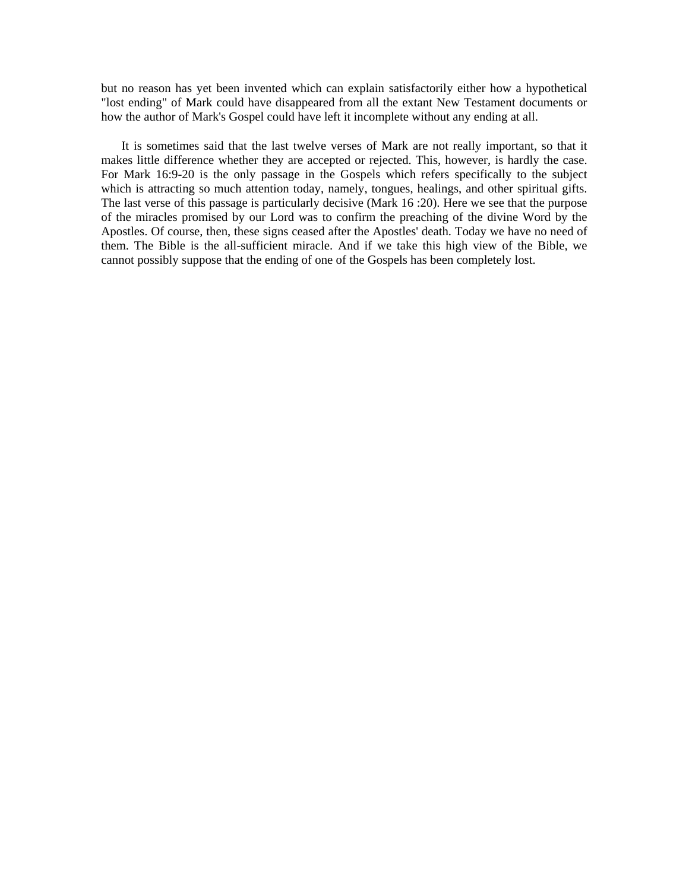but no reason has yet been invented which can explain satisfactorily either how a hypothetical "lost ending" of Mark could have disappeared from all the extant New Testament documents or how the author of Mark's Gospel could have left it incomplete without any ending at all.

It is sometimes said that the last twelve verses of Mark are not really important, so that it makes little difference whether they are accepted or rejected. This, however, is hardly the case. For Mark 16:9-20 is the only passage in the Gospels which refers specifically to the subject which is attracting so much attention today, namely, tongues, healings, and other spiritual gifts. The last verse of this passage is particularly decisive (Mark 16 :20). Here we see that the purpose of the miracles promised by our Lord was to confirm the preaching of the divine Word by the Apostles. Of course, then, these signs ceased after the Apostles' death. Today we have no need of them. The Bible is the all-sufficient miracle. And if we take this high view of the Bible, we cannot possibly suppose that the ending of one of the Gospels has been completely lost.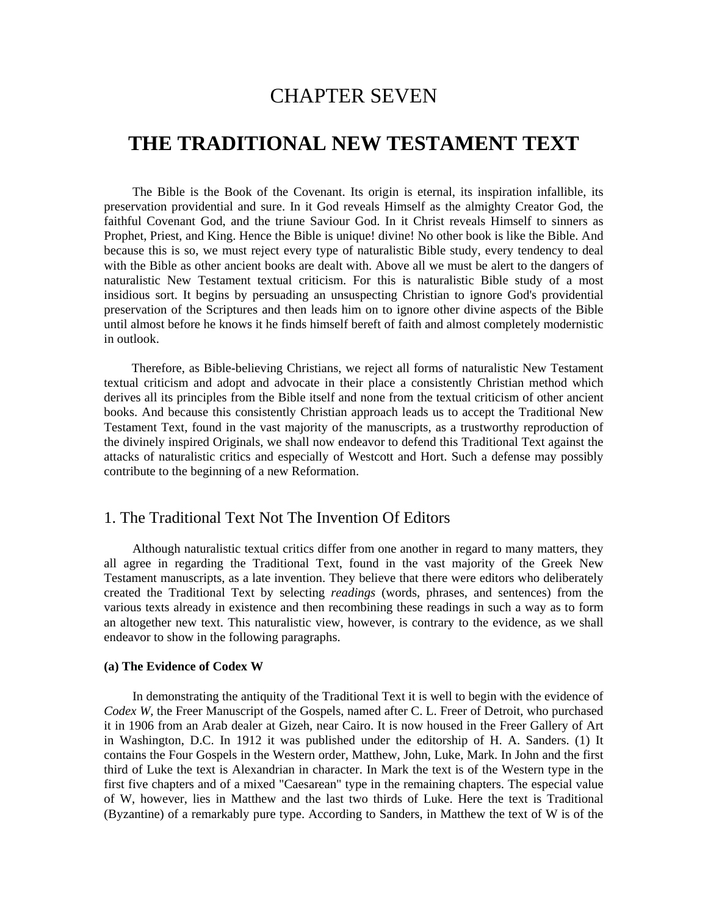# CHAPTER SEVEN

# THE TRADITIONAL NEW TESTAMENT TEXT

The Bible is the Book of the Covenant. Its origin is eternal, its inspiration infallible, its preservation providential and sure. In it God reveals Himself as the almighty Creator God, the faithful Covenant God, and the triune Saviour God. In it Christ reveals Himself to sinners as Prophet, Priest, and King. Hence the Bible is unique! divine! No other book is like the Bible. And because this is so, we must reject every type of naturalistic Bible study, every tendency to deal with the Bible as other ancient books are dealt with. Above all we must be alert to the dangers of naturalistic New Testament textual criticism. For this is naturalistic Bible study of a most insidious sort. It begins by persuading an unsuspecting Christian to ignore God's providential preservation of the Scriptures and then leads him on to ignore other divine aspects of the Bible until almost before he knows it he finds himself bereft of faith and almost completely modernistic in outlook.

Therefore, as Bible-believing Christians, we reject all forms of naturalistic New Testament textual criticism and adopt and advocate in their place a consistently Christian method which derives all its principles from the Bible itself and none from the textual criticism of other ancient books. And because this consistently Christian approach leads us to accept the Traditional New Testament Text, found in the vast majority of the manuscripts, as a trustworthy reproduction of the divinely inspired Originals, we shall now endeavor to defend this Traditional Text against the attacks of naturalistic critics and especially of Westcott and Hort. Such a defense may possibly contribute to the beginning of a new Reformation.

## 1. The Traditional Text Not The Invention Of Editors

Although naturalistic textual critics differ from one another in regard to many matters, they all agree in regarding the Traditional Text, found in the vast majority of the Greek New Testament manuscripts, as a late invention. They believe that there were editors who deliberately created the Traditional Text by selecting *readings* (words, phrases, and sentences) from the various texts already in existence and then recombining these readings in such a way as to form an altogether new text. This naturalistic view, however, is contrary to the evidence, as we shall endeavor to show in the following paragraphs.

#### (a) The Evidence of Codex W

In demonstrating the antiquity of the Traditional Text it is well to begin with the evidence of *Codex W*, the Freer Manuscript of the Gospels, named after C. L. Freer of Detroit, who purchased it in 1906 from an Arab dealer at Gizeh, near Cairo. It is now housed in the Freer Gallery of Art in Washington, D.C. In 1912 it was published under the editorship of H. A. Sanders. (1) It contains the Four Gospels in the Western order, Matthew, John, Luke, Mark. In John and the first third of Luke the text is Alexandrian in character. In Mark the text is of the Western type in the first five chapters and of a mixed "Caesarean" type in the remaining chapters. The especial value of W, however, lies in Matthew and the last two thirds of Luke. Here the text is Traditional (Byzantine) of a remarkably pure type. According to Sanders, in Matthew the text of W is of the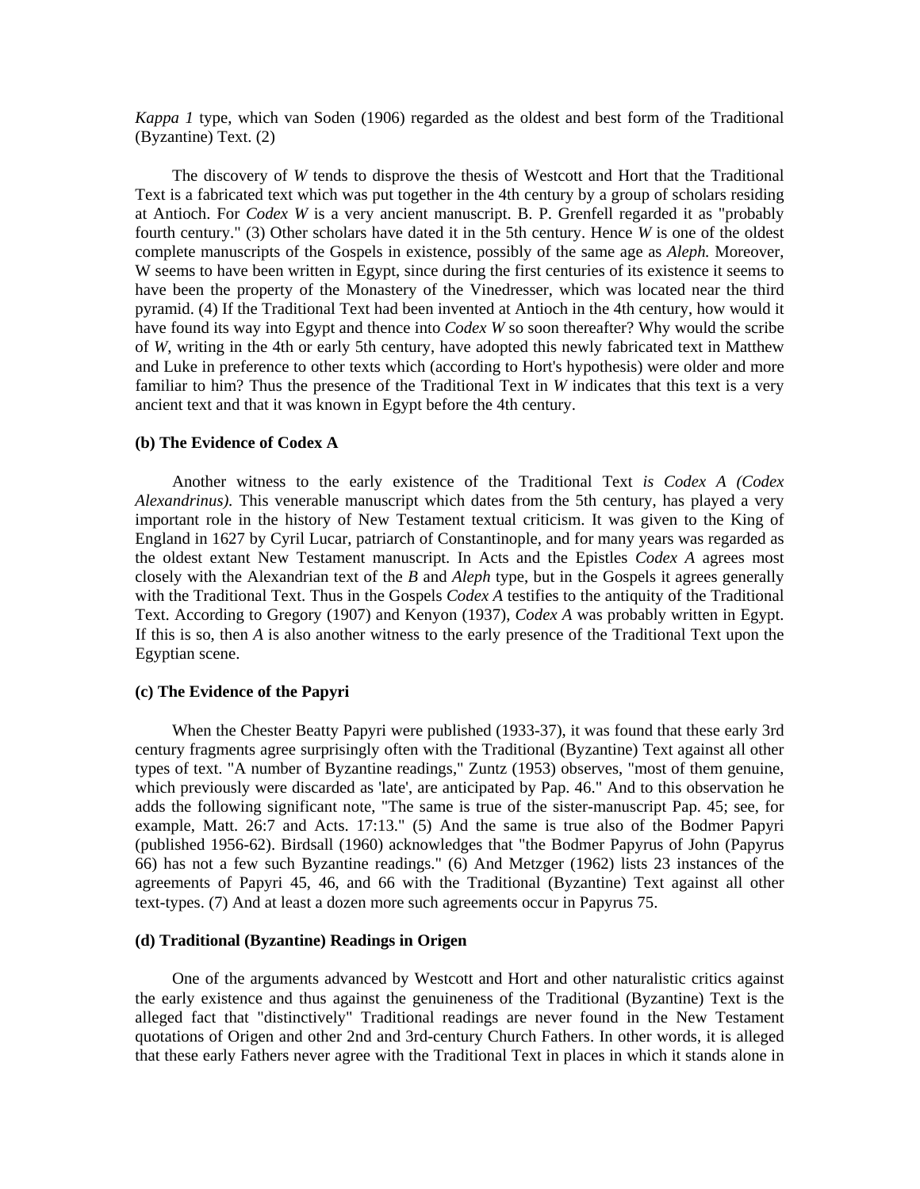*Kappa 1* type, which van Soden (1906) regarded as the oldest and best form of the Traditional (Byzantine) Text. (2)

The discovery of *W* tends to disprove the thesis of Westcott and Hort that the Traditional Text is a fabricated text which was put together in the 4th century by a group of scholars residing at Antioch. For *Codex W* is a very ancient manuscript. B. P. Grenfell regarded it as "probably fourth century." (3) Other scholars have dated it in the 5th century. Hence *W* is one of the oldest complete manuscripts of the Gospels in existence, possibly of the same age as *Aleph.* Moreover, W seems to have been written in Egypt, since during the first centuries of its existence it seems to have been the property of the Monastery of the Vinedresser, which was located near the third pyramid. (4) If the Traditional Text had been invented at Antioch in the 4th century, how would it have found its way into Egypt and thence into *Codex W* so soon thereafter? Why would the scribe of *W*, writing in the 4th or early 5th century, have adopted this newly fabricated text in Matthew and Luke in preference to other texts which (according to Hort's hypothesis) were older and more familiar to him? Thus the presence of the Traditional Text in *W* indicates that this text is a very ancient text and that it was known in Egypt before the 4th century.

**(b) The Evidence of Codex A**

Another witness to the early existence of the Traditional Text *is Codex A (Codex Alexandrinus).* This venerable manuscript which dates from the 5th century, has played a very important role in the history of New Testament textual criticism. It was given to the King of England in 1627 by Cyril Lucar, patriarch of Constantinople, and for many years was regarded as the oldest extant New Testament manuscript. In Acts and the Epistles *Codex A* agrees most closely with the Alexandrian text of the *B* and *Aleph* type, but in the Gospels it agrees generally with the Traditional Text. Thus in the Gospels *Codex A* testifies to the antiquity of the Traditional Text. According to Gregory (1907) and Kenyon (1937), *Codex A* was probably written in Egypt. If this is so, then *A* is also another witness to the early presence of the Traditional Text upon the Egyptian scene.

**(c) The Evidence of the Papyri**

When the Chester Beatty Papyri were published (1933-37), it was found that these early 3rd century fragments agree surprisingly often with the Traditional (Byzantine) Text against all other types of text. "A number of Byzantine readings," Zuntz (1953) observes, "most of them genuine, which previously were discarded as 'late', are anticipated by Pap. 46." And to this observation he adds the following significant note, "The same is true of the sister-manuscript Pap. 45; see, for example, Matt. 26:7 and Acts. 17:13." (5) And the same is true also of the Bodmer Papyri (published 1956-62). Birdsall (1960) acknowledges that "the Bodmer Papyrus of John (Papyrus 66) has not a few such Byzantine readings." (6) And Metzger (1962) lists 23 instances of the agreements of Papyri 45, 46, and 66 with the Traditional (Byzantine) Text against all other text-types. (7) And at least a dozen more such agreements occur in Papyrus 75.

**(d) Traditional (Byzantine) Readings in Origen**

One of the arguments advanced by Westcott and Hort and other naturalistic critics against the early existence and thus against the genuineness of the Traditional (Byzantine) Text is the alleged fact that "distinctively" Traditional readings are never found in the New Testament quotations of Origen and other 2nd and 3rd-century Church Fathers. In other words, it is alleged that these early Fathers never agree with the Traditional Text in places in which it stands alone in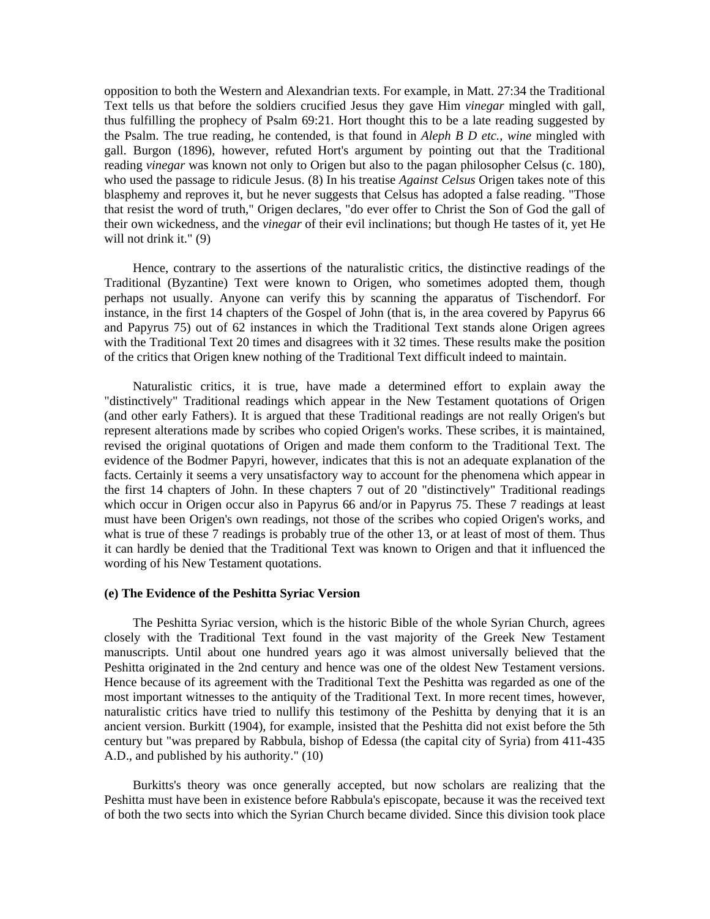opposition to both the Western and Alexandrian texts. For example, in Matt. 27:34 the Traditional Text tells us that before the soldiers crucified Jesus they gave Him *vinegar* mingled with gall, thus fulfilling the prophecy of Psalm 69:21. Hort thought this to be a late reading suggested by the Psalm. The true reading, he contended, is that found in *Aleph B D etc., wine* mingled with gall. Burgon (1896), however, refuted Hort's argument by pointing out that the Traditional reading *vinegar* was known not only to Origen but also to the pagan philosopher Celsus (c. 180), who used the passage to ridicule Jesus. (8) In his treatise *Against Celsus* Origen takes note of this blasphemy and reproves it, but he never suggests that Celsus has adopted a false reading. "Those that resist the word of truth," Origen declares, "do ever offer to Christ the Son of God the gall of their own wickedness, and the *vinegar* of their evil inclinations; but though He tastes of it, yet He will not drink it." (9)

Hence, contrary to the assertions of the naturalistic critics, the distinctive readings of the Traditional (Byzantine) Text were known to Origen, who sometimes adopted them, though perhaps not usually. Anyone can verify this by scanning the apparatus of Tischendorf. For instance, in the first 14 chapters of the Gospel of John (that is, in the area covered by Papyrus 66 and Papyrus 75) out of 62 instances in which the Traditional Text stands alone Origen agrees with the Traditional Text 20 times and disagrees with it 32 times. These results make the position of the critics that Origen knew nothing of the Traditional Text difficult indeed to maintain.

Naturalistic critics, it is true, have made a determined effort to explain away the "distinctively" Traditional readings which appear in the New Testament quotations of Origen (and other early Fathers). It is argued that these Traditional readings are not really Origen's but represent alterations made by scribes who copied Origen's works. These scribes, it is maintained, revised the original quotations of Origen and made them conform to the Traditional Text. The evidence of the Bodmer Papyri, however, indicates that this is not an adequate explanation of the facts. Certainly it seems a very unsatisfactory way to account for the phenomena which appear in the first 14 chapters of John. In these chapters 7 out of 20 "distinctively" Traditional readings which occur in Origen occur also in Papyrus 66 and/or in Papyrus 75. These 7 readings at least must have been Origen's own readings, not those of the scribes who copied Origen's works, and what is true of these 7 readings is probably true of the other 13, or at least of most of them. Thus it can hardly be denied that the Traditional Text was known to Origen and that it influenced the wording of his New Testament quotations.

**(e) The Evidence of the Peshitta Syriac Version**

The Peshitta Syriac version, which is the historic Bible of the whole Syrian Church, agrees closely with the Traditional Text found in the vast majority of the Greek New Testament manuscripts. Until about one hundred years ago it was almost universally believed that the Peshitta originated in the 2nd century and hence was one of the oldest New Testament versions. Hence because of its agreement with the Traditional Text the Peshitta was regarded as one of the most important witnesses to the antiquity of the Traditional Text. In more recent times, however, naturalistic critics have tried to nullify this testimony of the Peshitta by denying that it is an ancient version. Burkitt (1904), for example, insisted that the Peshitta did not exist before the 5th century but "was prepared by Rabbula, bishop of Edessa (the capital city of Syria) from 411-435 A.D., and published by his authority." (10)

Burkitts's theory was once generally accepted, but now scholars are realizing that the Peshitta must have been in existence before Rabbula's episcopate, because it was the received text of both the two sects into which the Syrian Church became divided. Since this division took place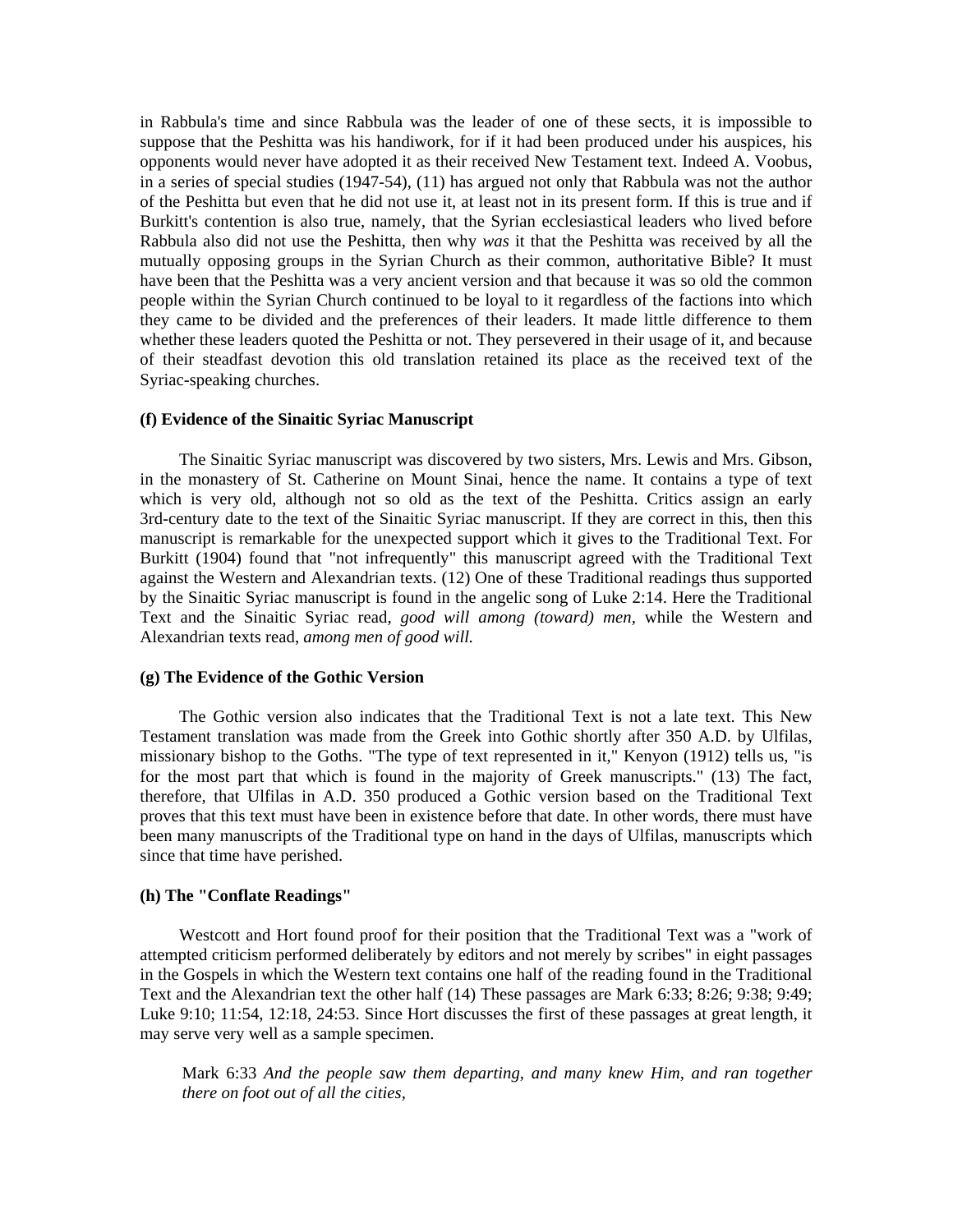in Rabbula's time and since Rabbula was the leader of one of these sects, it is impossible to suppose that the Peshitta was his handiwork, for if it had been produced under his auspices, his opponents would never have adopted it as their received New Testament text. Indeed A. Voobus, in a series of special studies (1947-54), (11) has argued not only that Rabbula was not the author of the Peshitta but even that he did not use it, at least not in its present form. If this is true and if Burkitt's contention is also true, namely, that the Syrian ecclesiastical leaders who lived before Rabbula also did not use the Peshitta, then why *was* it that the Peshitta was received by all the mutually opposing groups in the Syrian Church as their common, authoritative Bible? It must have been that the Peshitta was a very ancient version and that because it was so old the common people within the Syrian Church continued to be loyal to it regardless of the factions into which they came to be divided and the preferences of their leaders. It made little difference to them whether these leaders quoted the Peshitta or not. They persevered in their usage of it, and because of their steadfast devotion this old translation retained its place as the received text of the Syriac-speaking churches.

**(f) Evidence of the Sinaitic Syriac Manuscript**

The Sinaitic Syriac manuscript was discovered by two sisters, Mrs. Lewis and Mrs. Gibson, in the monastery of St. Catherine on Mount Sinai, hence the name. It contains a type of text which is very old, although not so old as the text of the Peshitta. Critics assign an early 3rd-century date to the text of the Sinaitic Syriac manuscript. If they are correct in this, then this manuscript is remarkable for the unexpected support which it gives to the Traditional Text. For Burkitt (1904) found that "not infrequently" this manuscript agreed with the Traditional Text against the Western and Alexandrian texts. (12) One of these Traditional readings thus supported by the Sinaitic Syriac manuscript is found in the angelic song of Luke 2:14. Here the Traditional Text and the Sinaitic Syriac read, *good will among (toward) men*, while the Western and Alexandrian texts read, *among men of good will.*

**(g) The Evidence of the Gothic Version**

The Gothic version also indicates that the Traditional Text is not a late text. This New Testament translation was made from the Greek into Gothic shortly after 350 A.D. by Ulfilas, missionary bishop to the Goths. "The type of text represented in it," Kenyon (1912) tells us, "is for the most part that which is found in the majority of Greek manuscripts." (13) The fact, therefore, that Ulfilas in A.D. 350 produced a Gothic version based on the Traditional Text proves that this text must have been in existence before that date. In other words, there must have been many manuscripts of the Traditional type on hand in the days of Ulfilas, manuscripts which since that time have perished.

**(h) The "Conflate Readings"**

Westcott and Hort found proof for their position that the Traditional Text was a "work of attempted criticism performed deliberately by editors and not merely by scribes" in eight passages in the Gospels in which the Western text contains one half of the reading found in the Traditional Text and the Alexandrian text the other half (14) These passages are Mark 6:33; 8:26; 9:38; 9:49; Luke 9:10; 11:54, 12:18, 24:53. Since Hort discusses the first of these passages at great length, it may serve very well as a sample specimen.

> Mark 6:33 *And the people saw them departing, and many knew Him, and ran together there on foot out of all the cities,*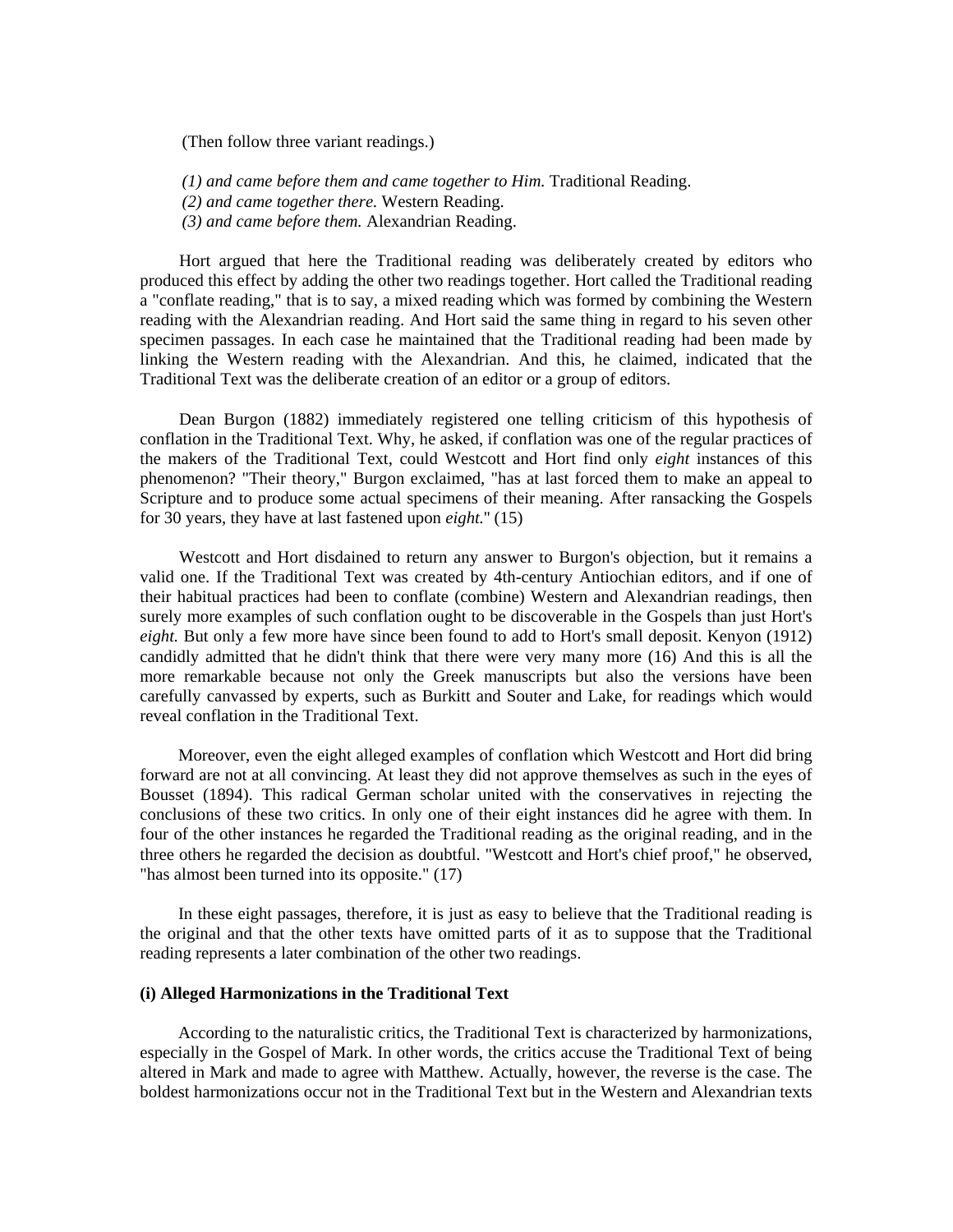(Then follow three variant readings.)

*(1) and came before them and came together to Him.* Traditional Reading.
*(2) and came together there.* Western Reading.
*(3) and came before them.* Alexandrian Reading.

Hort argued that here the Traditional reading was deliberately created by editors who produced this effect by adding the other two readings together. Hort called the Traditional reading a "conflate reading," that is to say, a mixed reading which was formed by combining the Western reading with the Alexandrian reading. And Hort said the same thing in regard to his seven other specimen passages. In each case he maintained that the Traditional reading had been made by linking the Western reading with the Alexandrian. And this, he claimed, indicated that the Traditional Text was the deliberate creation of an editor or a group of editors.

Dean Burgon (1882) immediately registered one telling criticism of this hypothesis of conflation in the Traditional Text. Why, he asked, if conflation was one of the regular practices of the makers of the Traditional Text, could Westcott and Hort find only *eight* instances of this phenomenon? "Their theory," Burgon exclaimed, "has at last forced them to make an appeal to Scripture and to produce some actual specimens of their meaning. After ransacking the Gospels for 30 years, they have at last fastened upon *eight.*" (15)

Westcott and Hort disdained to return any answer to Burgon's objection, but it remains a valid one. If the Traditional Text was created by 4th-century Antiochian editors, and if one of their habitual practices had been to conflate (combine) Western and Alexandrian readings, then surely more examples of such conflation ought to be discoverable in the Gospels than just Hort's *eight.* But only a few more have since been found to add to Hort's small deposit. Kenyon (1912) candidly admitted that he didn't think that there were very many more (16) And this is all the more remarkable because not only the Greek manuscripts but also the versions have been carefully canvassed by experts, such as Burkitt and Souter and Lake, for readings which would reveal conflation in the Traditional Text.

Moreover, even the eight alleged examples of conflation which Westcott and Hort did bring forward are not at all convincing. At least they did not approve themselves as such in the eyes of Bousset (1894). This radical German scholar united with the conservatives in rejecting the conclusions of these two critics. In only one of their eight instances did he agree with them. In four of the other instances he regarded the Traditional reading as the original reading, and in the three others he regarded the decision as doubtful. "Westcott and Hort's chief proof," he observed, "has almost been turned into its opposite." (17)

In these eight passages, therefore, it is just as easy to believe that the Traditional reading is the original and that the other texts have omitted parts of it as to suppose that the Traditional reading represents a later combination of the other two readings.

**(i) Alleged Harmonizations in the Traditional Text**

According to the naturalistic critics, the Traditional Text is characterized by harmonizations, especially in the Gospel of Mark. In other words, the critics accuse the Traditional Text of being altered in Mark and made to agree with Matthew. Actually, however, the reverse is the case. The boldest harmonizations occur not in the Traditional Text but in the Western and Alexandrian texts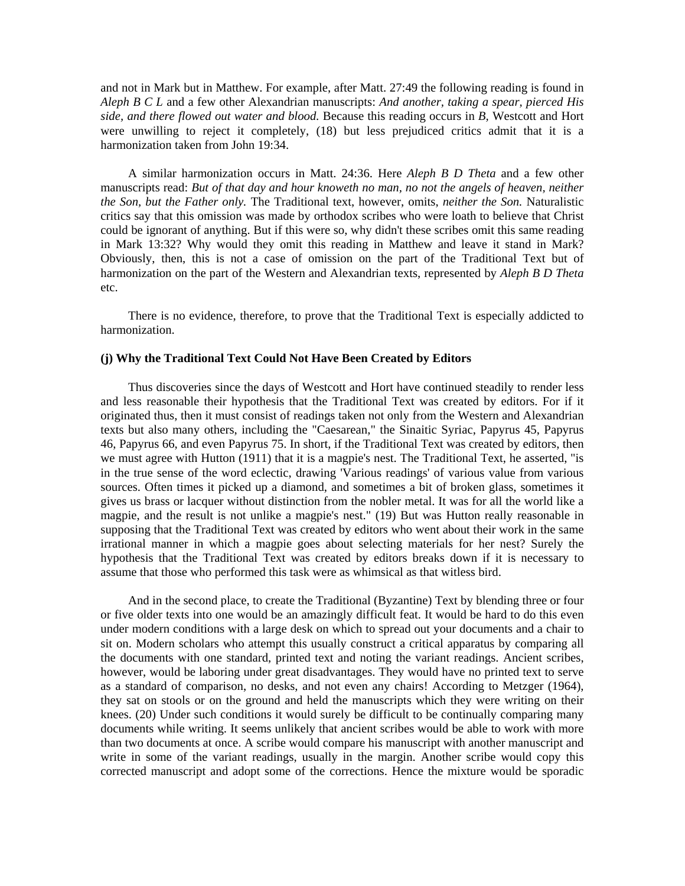and not in Mark but in Matthew. For example, after Matt. 27:49 the following reading is found in *Aleph B C L* and a few other Alexandrian manuscripts: *And another, taking a spear, pierced His side, and there flowed out water and blood.* Because this reading occurs in *B*, Westcott and Hort were unwilling to reject it completely, (18) but less prejudiced critics admit that it is a harmonization taken from John 19:34.

A similar harmonization occurs in Matt. 24:36. Here *Aleph B D Theta* and a few other manuscripts read: *But of that day and hour knoweth no man, no not the angels of heaven, neither the Son, but the Father only.* The Traditional text, however, omits, *neither the Son.* Naturalistic critics say that this omission was made by orthodox scribes who were loath to believe that Christ could be ignorant of anything. But if this were so, why didn't these scribes omit this same reading in Mark 13:32? Why would they omit this reading in Matthew and leave it stand in Mark? Obviously, then, this is not a case of omission on the part of the Traditional Text but of harmonization on the part of the Western and Alexandrian texts, represented by *Aleph B D Theta* etc.

There is no evidence, therefore, to prove that the Traditional Text is especially addicted to harmonization.

**(j) Why the Traditional Text Could Not Have Been Created by Editors**

Thus discoveries since the days of Westcott and Hort have continued steadily to render less and less reasonable their hypothesis that the Traditional Text was created by editors. For if it originated thus, then it must consist of readings taken not only from the Western and Alexandrian texts but also many others, including the "Caesarean," the Sinaitic Syriac, Papyrus 45, Papyrus 46, Papyrus 66, and even Papyrus 75. In short, if the Traditional Text was created by editors, then we must agree with Hutton (1911) that it is a magpie's nest. The Traditional Text, he asserted, "is in the true sense of the word eclectic, drawing 'Various readings' of various value from various sources. Often times it picked up a diamond, and sometimes a bit of broken glass, sometimes it gives us brass or lacquer without distinction from the nobler metal. It was for all the world like a magpie, and the result is not unlike a magpie's nest." (19) But was Hutton really reasonable in supposing that the Traditional Text was created by editors who went about their work in the same irrational manner in which a magpie goes about selecting materials for her nest? Surely the hypothesis that the Traditional Text was created by editors breaks down if it is necessary to assume that those who performed this task were as whimsical as that witless bird.

And in the second place, to create the Traditional (Byzantine) Text by blending three or four or five older texts into one would be an amazingly difficult feat. It would be hard to do this even under modern conditions with a large desk on which to spread out your documents and a chair to sit on. Modern scholars who attempt this usually construct a critical apparatus by comparing all the documents with one standard, printed text and noting the variant readings. Ancient scribes, however, would be laboring under great disadvantages. They would have no printed text to serve as a standard of comparison, no desks, and not even any chairs! According to Metzger (1964), they sat on stools or on the ground and held the manuscripts which they were writing on their knees. (20) Under such conditions it would surely be difficult to be continually comparing many documents while writing. It seems unlikely that ancient scribes would be able to work with more than two documents at once. A scribe would compare his manuscript with another manuscript and write in some of the variant readings, usually in the margin. Another scribe would copy this corrected manuscript and adopt some of the corrections. Hence the mixture would be sporadic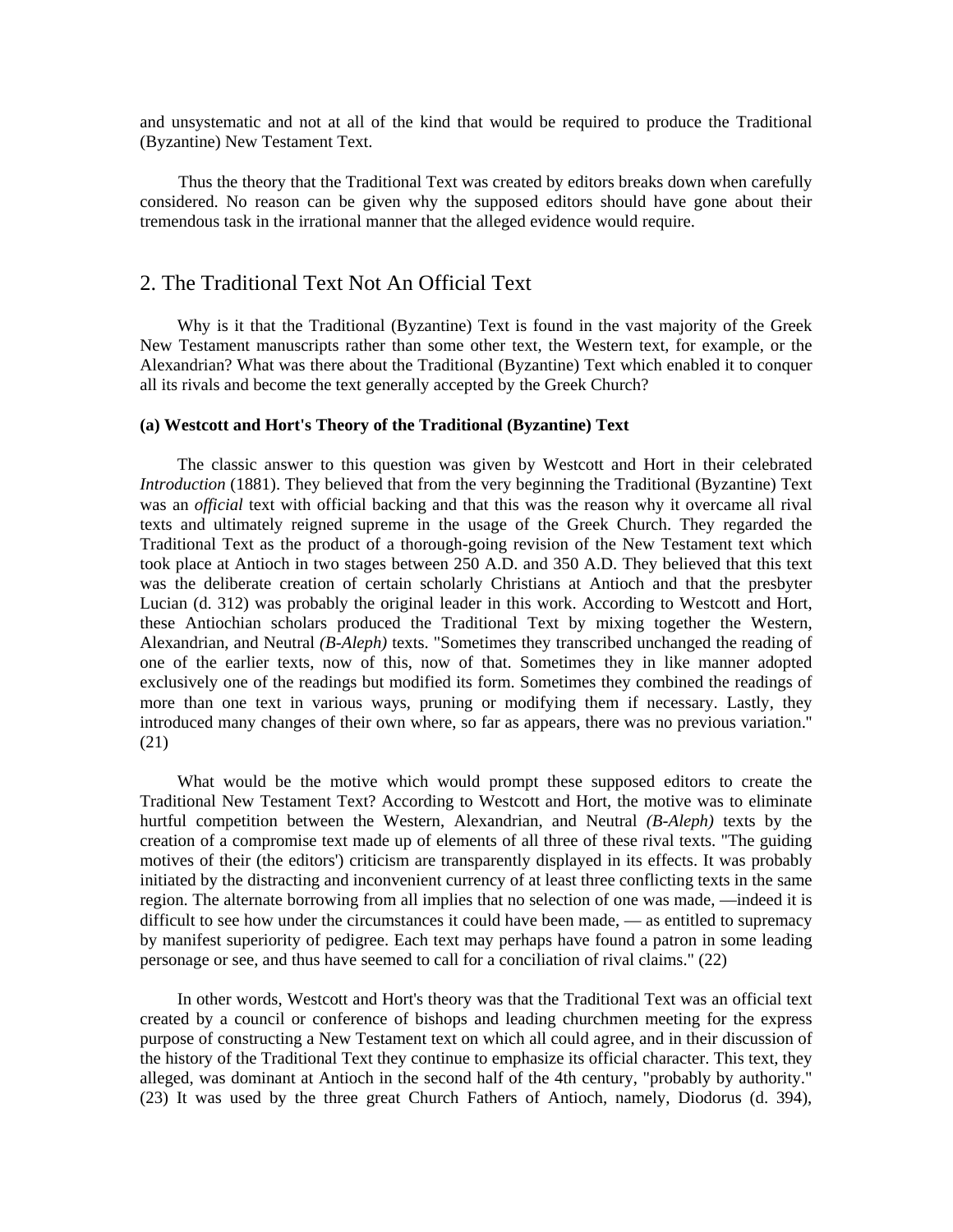and unsystematic and not at all of the kind that would be required to produce the Traditional (Byzantine) New Testament Text.

Thus the theory that the Traditional Text was created by editors breaks down when carefully considered. No reason can be given why the supposed editors should have gone about their tremendous task in the irrational manner that the alleged evidence would require.

## 2. The Traditional Text Not An Official Text

Why is it that the Traditional (Byzantine) Text is found in the vast majority of the Greek New Testament manuscripts rather than some other text, the Western text, for example, or the Alexandrian? What was there about the Traditional (Byzantine) Text which enabled it to conquer all its rivals and become the text generally accepted by the Greek Church?

### (a) Westcott and Hort's Theory of the Traditional (Byzantine) Text

The classic answer to this question was given by Westcott and Hort in their celebrated *Introduction* (1881). They believed that from the very beginning the Traditional (Byzantine) Text was an *official* text with official backing and that this was the reason why it overcame all rival texts and ultimately reigned supreme in the usage of the Greek Church. They regarded the Traditional Text as the product of a thorough-going revision of the New Testament text which took place at Antioch in two stages between 250 A.D. and 350 A.D. They believed that this text was the deliberate creation of certain scholarly Christians at Antioch and that the presbyter Lucian (d. 312) was probably the original leader in this work. According to Westcott and Hort, these Antiochian scholars produced the Traditional Text by mixing together the Western, Alexandrian, and Neutral *(B-Aleph)* texts. "Sometimes they transcribed unchanged the reading of one of the earlier texts, now of this, now of that. Sometimes they in like manner adopted exclusively one of the readings but modified its form. Sometimes they combined the readings of more than one text in various ways, pruning or modifying them if necessary. Lastly, they introduced many changes of their own where, so far as appears, there was no previous variation." (21)

What would be the motive which would prompt these supposed editors to create the Traditional New Testament Text? According to Westcott and Hort, the motive was to eliminate hurtful competition between the Western, Alexandrian, and Neutral *(B-Aleph)* texts by the creation of a compromise text made up of elements of all three of these rival texts. "The guiding motives of their (the editors') criticism are transparently displayed in its effects. It was probably initiated by the distracting and inconvenient currency of at least three conflicting texts in the same region. The alternate borrowing from all implies that no selection of one was made, —indeed it is difficult to see how under the circumstances it could have been made, — as entitled to supremacy by manifest superiority of pedigree. Each text may perhaps have found a patron in some leading personage or see, and thus have seemed to call for a conciliation of rival claims." (22)

In other words, Westcott and Hort's theory was that the Traditional Text was an official text created by a council or conference of bishops and leading churchmen meeting for the express purpose of constructing a New Testament text on which all could agree, and in their discussion of the history of the Traditional Text they continue to emphasize its official character. This text, they alleged, was dominant at Antioch in the second half of the 4th century, "probably by authority." (23) It was used by the three great Church Fathers of Antioch, namely, Diodorus (d. 394),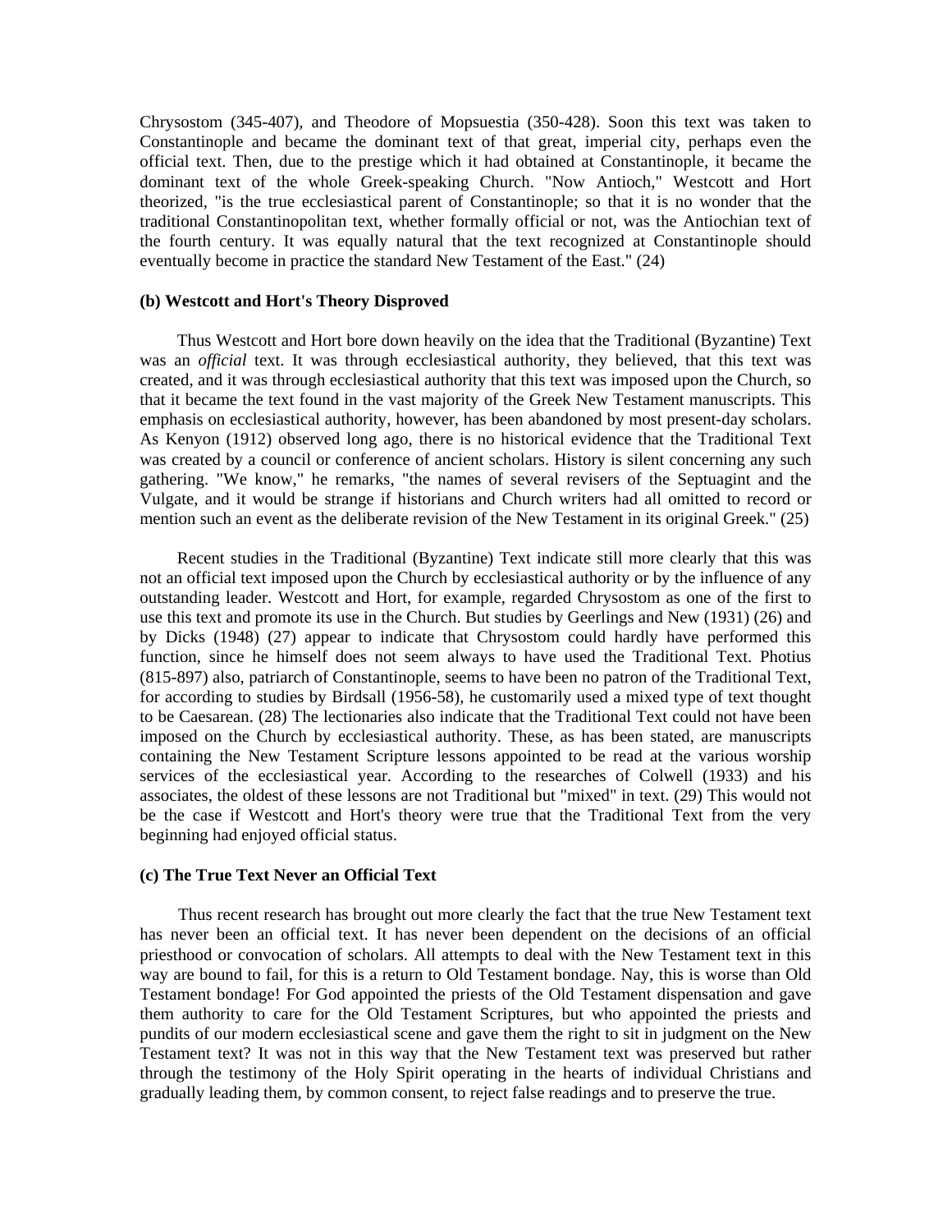Chrysostom (345-407), and Theodore of Mopsuestia (350-428). Soon this text was taken to Constantinople and became the dominant text of that great, imperial city, perhaps even the official text. Then, due to the prestige which it had obtained at Constantinople, it became the dominant text of the whole Greek-speaking Church. "Now Antioch," Westcott and Hort theorized, "is the true ecclesiastical parent of Constantinople; so that it is no wonder that the traditional Constantinopolitan text, whether formally official or not, was the Antiochian text of the fourth century. It was equally natural that the text recognized at Constantinople should eventually become in practice the standard New Testament of the East." (24)

### (b) Westcott and Hort's Theory Disproved

Thus Westcott and Hort bore down heavily on the idea that the Traditional (Byzantine) Text was an *official* text. It was through ecclesiastical authority, they believed, that this text was created, and it was through ecclesiastical authority that this text was imposed upon the Church, so that it became the text found in the vast majority of the Greek New Testament manuscripts. This emphasis on ecclesiastical authority, however, has been abandoned by most present-day scholars. As Kenyon (1912) observed long ago, there is no historical evidence that the Traditional Text was created by a council or conference of ancient scholars. History is silent concerning any such gathering. "We know," he remarks, "the names of several revisers of the Septuagint and the Vulgate, and it would be strange if historians and Church writers had all omitted to record or mention such an event as the deliberate revision of the New Testament in its original Greek." (25)

Recent studies in the Traditional (Byzantine) Text indicate still more clearly that this was not an official text imposed upon the Church by ecclesiastical authority or by the influence of any outstanding leader. Westcott and Hort, for example, regarded Chrysostom as one of the first to use this text and promote its use in the Church. But studies by Geerlings and New (1931) (26) and by Dicks (1948) (27) appear to indicate that Chrysostom could hardly have performed this function, since he himself does not seem always to have used the Traditional Text. Photius (815-897) also, patriarch of Constantinople, seems to have been no patron of the Traditional Text, for according to studies by Birdsall (1956-58), he customarily used a mixed type of text thought to be Caesarean. (28) The lectionaries also indicate that the Traditional Text could not have been imposed on the Church by ecclesiastical authority. These, as has been stated, are manuscripts containing the New Testament Scripture lessons appointed to be read at the various worship services of the ecclesiastical year. According to the researches of Colwell (1933) and his associates, the oldest of these lessons are not Traditional but "mixed" in text. (29) This would not be the case if Westcott and Hort's theory were true that the Traditional Text from the very beginning had enjoyed official status.

### (c) The True Text Never an Official Text

Thus recent research has brought out more clearly the fact that the true New Testament text has never been an official text. It has never been dependent on the decisions of an official priesthood or convocation of scholars. All attempts to deal with the New Testament text in this way are bound to fail, for this is a return to Old Testament bondage. Nay, this is worse than Old Testament bondage! For God appointed the priests of the Old Testament dispensation and gave them authority to care for the Old Testament Scriptures, but who appointed the priests and pundits of our modern ecclesiastical scene and gave them the right to sit in judgment on the New Testament text? It was not in this way that the New Testament text was preserved but rather through the testimony of the Holy Spirit operating in the hearts of individual Christians and gradually leading them, by common consent, to reject false readings and to preserve the true.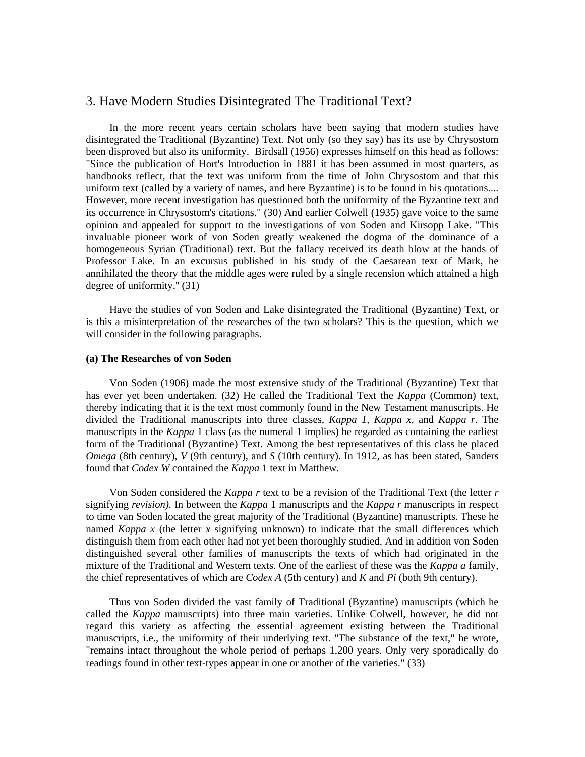## 3. Have Modern Studies Disintegrated The Traditional Text?

In the more recent years certain scholars have been saying that modern studies have disintegrated the Traditional (Byzantine) Text. Not only (so they say) has its use by Chrysostom been disproved but also its uniformity. Birdsall (1956) expresses himself on this head as follows: "Since the publication of Hort's Introduction in 1881 it has been assumed in most quarters, as handbooks reflect, that the text was uniform from the time of John Chrysostom and that this uniform text (called by a variety of names, and here Byzantine) is to be found in his quotations.... However, more recent investigation has questioned both the uniformity of the Byzantine text and its occurrence in Chrysostom's citations." (30) And earlier Colwell (1935) gave voice to the same opinion and appealed for support to the investigations of von Soden and Kirsopp Lake. "This invaluable pioneer work of von Soden greatly weakened the dogma of the dominance of a homogeneous Syrian (Traditional) text. But the fallacy received its death blow at the hands of Professor Lake. In an excursus published in his study of the Caesarean text of Mark, he annihilated the theory that the middle ages were ruled by a single recension which attained a high degree of uniformity." (31)

Have the studies of von Soden and Lake disintegrated the Traditional (Byzantine) Text, or is this a misinterpretation of the researches of the two scholars? This is the question, which we will consider in the following paragraphs.

**(a) The Researches of von Soden**

Von Soden (1906) made the most extensive study of the Traditional (Byzantine) Text that has ever yet been undertaken. (32) He called the Traditional Text the *Kappa* (Common) text, thereby indicating that it is the text most commonly found in the New Testament manuscripts. He divided the Traditional manuscripts into three classes, *Kappa 1, Kappa x,* and *Kappa r.* The manuscripts in the *Kappa* 1 class (as the numeral 1 implies) he regarded as containing the earliest form of the Traditional (Byzantine) Text. Among the best representatives of this class he placed *Omega* (8th century), *V* (9th century), and *S* (10th century). In 1912, as has been stated, Sanders found that *Codex W* contained the *Kappa* 1 text in Matthew.

Von Soden considered the *Kappa r* text to be a revision of the Traditional Text (the letter *r* signifying *revision).* In between the *Kappa* 1 manuscripts and the *Kappa r* manuscripts in respect to time van Soden located the great majority of the Traditional (Byzantine) manuscripts. These he named *Kappa x* (the letter *x* signifying unknown) to indicate that the small differences which distinguish them from each other had not yet been thoroughly studied. And in addition von Soden distinguished several other families of manuscripts the texts of which had originated in the mixture of the Traditional and Western texts. One of the earliest of these was the *Kappa a* family, the chief representatives of which are *Codex A* (5th century) and *K* and *Pi* (both 9th century).

Thus von Soden divided the vast family of Traditional (Byzantine) manuscripts (which he called the *Kappa* manuscripts) into three main varieties. Unlike Colwell, however, he did not regard this variety as affecting the essential agreement existing between the Traditional manuscripts, i.e., the uniformity of their underlying text. "The substance of the text," he wrote, "remains intact throughout the whole period of perhaps 1,200 years. Only very sporadically do readings found in other text-types appear in one or another of the varieties." (33)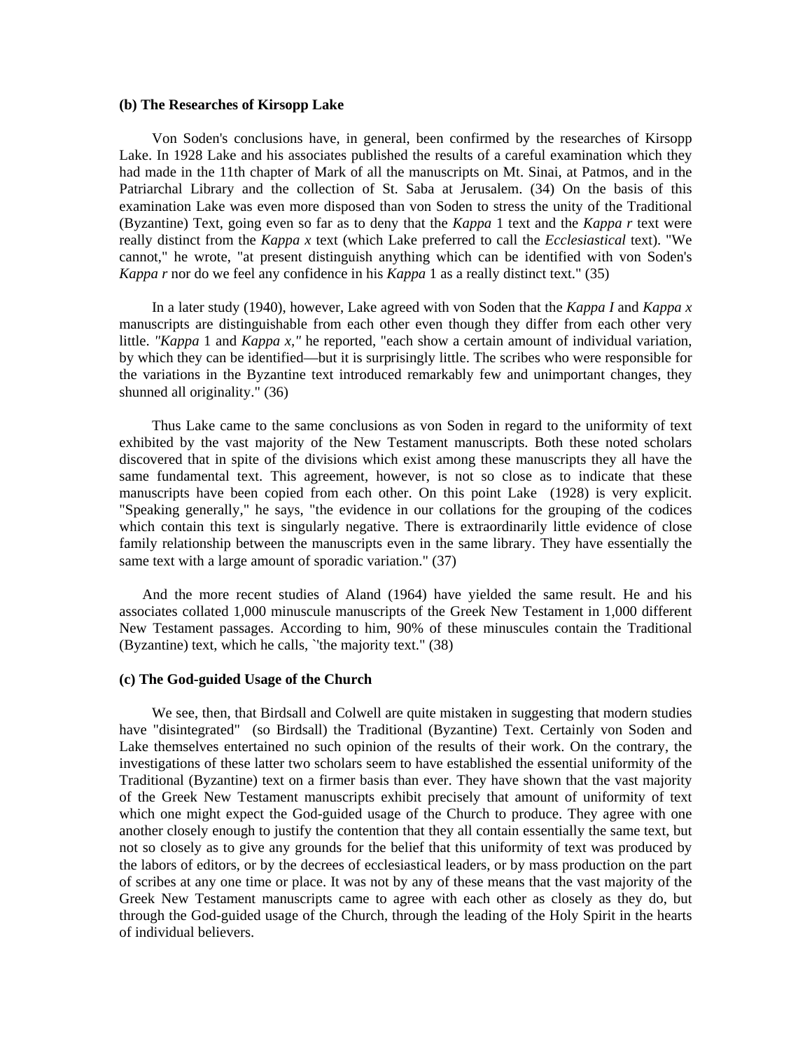**(b) The Researches of Kirsopp Lake**

Von Soden's conclusions have, in general, been confirmed by the researches of Kirsopp Lake. In 1928 Lake and his associates published the results of a careful examination which they had made in the 11th chapter of Mark of all the manuscripts on Mt. Sinai, at Patmos, and in the Patriarchal Library and the collection of St. Saba at Jerusalem. (34) On the basis of this examination Lake was even more disposed than von Soden to stress the unity of the Traditional (Byzantine) Text, going even so far as to deny that the *Kappa* 1 text and the *Kappa r* text were really distinct from the *Kappa x* text (which Lake preferred to call the *Ecclesiastical* text). "We cannot," he wrote, "at present distinguish anything which can be identified with von Soden's *Kappa r* nor do we feel any confidence in his *Kappa* 1 as a really distinct text." (35)

In a later study (1940), however, Lake agreed with von Soden that the *Kappa I* and *Kappa x* manuscripts are distinguishable from each other even though they differ from each other very little. *"Kappa* 1 and *Kappa x,"* he reported, "each show a certain amount of individual variation, by which they can be identified—but it is surprisingly little. The scribes who were responsible for the variations in the Byzantine text introduced remarkably few and unimportant changes, they shunned all originality." (36)

Thus Lake came to the same conclusions as von Soden in regard to the uniformity of text exhibited by the vast majority of the New Testament manuscripts. Both these noted scholars discovered that in spite of the divisions which exist among these manuscripts they all have the same fundamental text. This agreement, however, is not so close as to indicate that these manuscripts have been copied from each other. On this point Lake (1928) is very explicit. "Speaking generally," he says, "the evidence in our collations for the grouping of the codices which contain this text is singularly negative. There is extraordinarily little evidence of close family relationship between the manuscripts even in the same library. They have essentially the same text with a large amount of sporadic variation." (37)

And the more recent studies of Aland (1964) have yielded the same result. He and his associates collated 1,000 minuscule manuscripts of the Greek New Testament in 1,000 different New Testament passages. According to him, 90% of these minuscules contain the Traditional (Byzantine) text, which he calls, `'the majority text." (38)

**(c) The God-guided Usage of the Church**

We see, then, that Birdsall and Colwell are quite mistaken in suggesting that modern studies have "disintegrated" (so Birdsall) the Traditional (Byzantine) Text. Certainly von Soden and Lake themselves entertained no such opinion of the results of their work. On the contrary, the investigations of these latter two scholars seem to have established the essential uniformity of the Traditional (Byzantine) text on a firmer basis than ever. They have shown that the vast majority of the Greek New Testament manuscripts exhibit precisely that amount of uniformity of text which one might expect the God-guided usage of the Church to produce. They agree with one another closely enough to justify the contention that they all contain essentially the same text, but not so closely as to give any grounds for the belief that this uniformity of text was produced by the labors of editors, or by the decrees of ecclesiastical leaders, or by mass production on the part of scribes at any one time or place. It was not by any of these means that the vast majority of the Greek New Testament manuscripts came to agree with each other as closely as they do, but through the God-guided usage of the Church, through the leading of the Holy Spirit in the hearts of individual believers.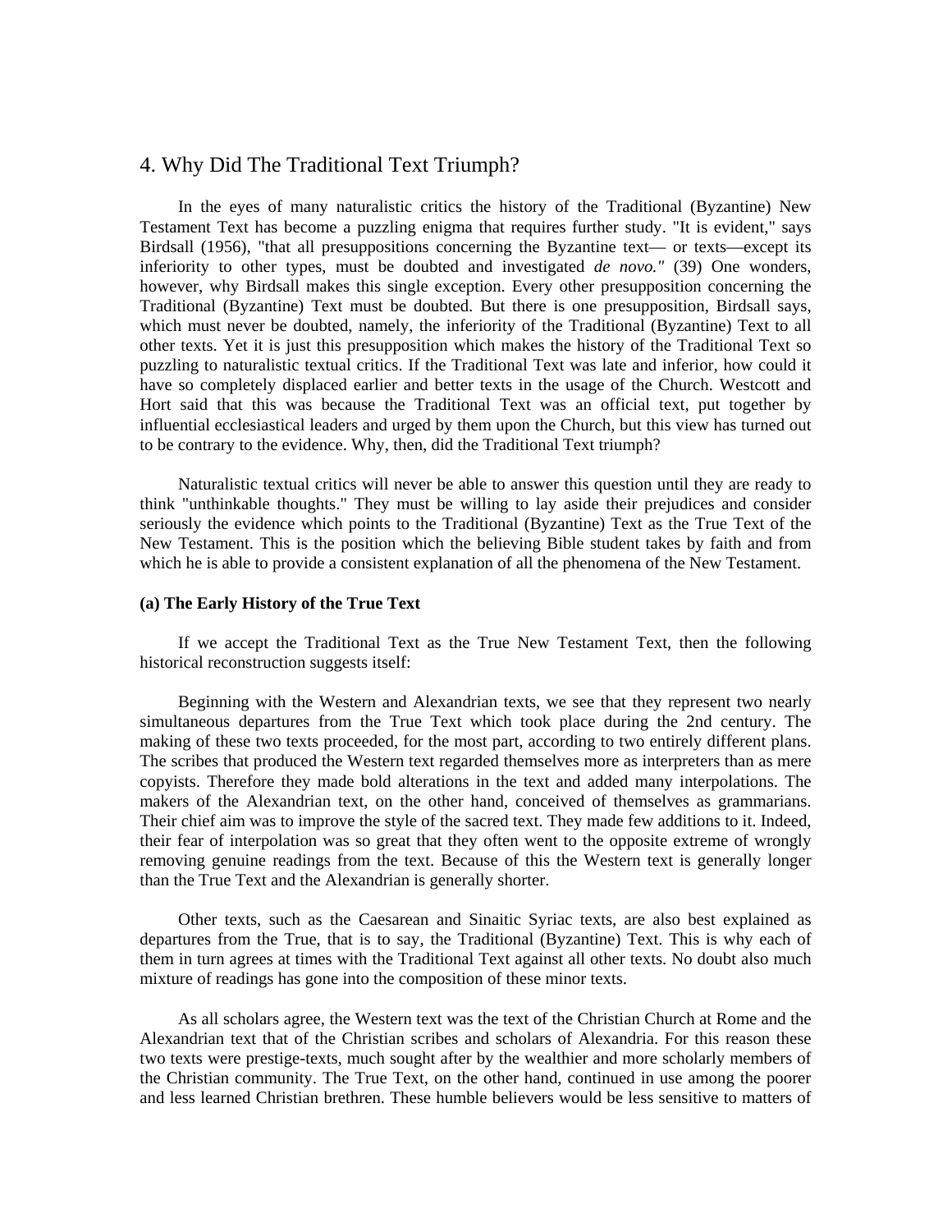## 4. Why Did The Traditional Text Triumph?

In the eyes of many naturalistic critics the history of the Traditional (Byzantine) New Testament Text has become a puzzling enigma that requires further study. "It is evident," says Birdsall (1956), "that all presuppositions concerning the Byzantine text— or texts—except its inferiority to other types, must be doubted and investigated *de novo."* (39) One wonders, however, why Birdsall makes this single exception. Every other presupposition concerning the Traditional (Byzantine) Text must be doubted. But there is one presupposition, Birdsall says, which must never be doubted, namely, the inferiority of the Traditional (Byzantine) Text to all other texts. Yet it is just this presupposition which makes the history of the Traditional Text so puzzling to naturalistic textual critics. If the Traditional Text was late and inferior, how could it have so completely displaced earlier and better texts in the usage of the Church. Westcott and Hort said that this was because the Traditional Text was an official text, put together by influential ecclesiastical leaders and urged by them upon the Church, but this view has turned out to be contrary to the evidence. Why, then, did the Traditional Text triumph?

Naturalistic textual critics will never be able to answer this question until they are ready to think "unthinkable thoughts." They must be willing to lay aside their prejudices and consider seriously the evidence which points to the Traditional (Byzantine) Text as the True Text of the New Testament. This is the position which the believing Bible student takes by faith and from which he is able to provide a consistent explanation of all the phenomena of the New Testament.

**(a) The Early History of the True Text**

If we accept the Traditional Text as the True New Testament Text, then the following historical reconstruction suggests itself:

Beginning with the Western and Alexandrian texts, we see that they represent two nearly simultaneous departures from the True Text which took place during the 2nd century. The making of these two texts proceeded, for the most part, according to two entirely different plans. The scribes that produced the Western text regarded themselves more as interpreters than as mere copyists. Therefore they made bold alterations in the text and added many interpolations. The makers of the Alexandrian text, on the other hand, conceived of themselves as grammarians. Their chief aim was to improve the style of the sacred text. They made few additions to it. Indeed, their fear of interpolation was so great that they often went to the opposite extreme of wrongly removing genuine readings from the text. Because of this the Western text is generally longer than the True Text and the Alexandrian is generally shorter.

Other texts, such as the Caesarean and Sinaitic Syriac texts, are also best explained as departures from the True, that is to say, the Traditional (Byzantine) Text. This is why each of them in turn agrees at times with the Traditional Text against all other texts. No doubt also much mixture of readings has gone into the composition of these minor texts.

As all scholars agree, the Western text was the text of the Christian Church at Rome and the Alexandrian text that of the Christian scribes and scholars of Alexandria. For this reason these two texts were prestige-texts, much sought after by the wealthier and more scholarly members of the Christian community. The True Text, on the other hand, continued in use among the poorer and less learned Christian brethren. These humble believers would be less sensitive to matters of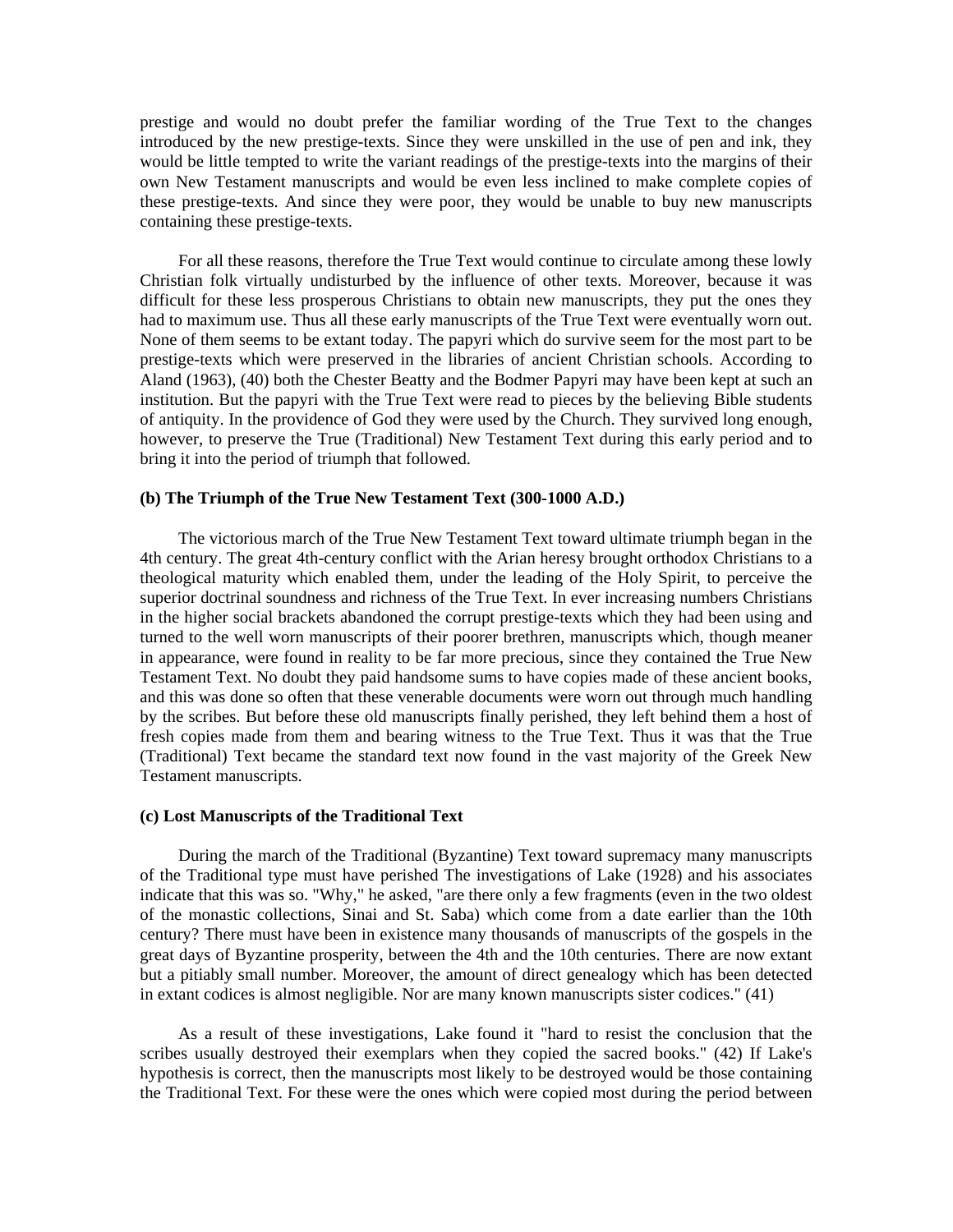prestige and would no doubt prefer the familiar wording of the True Text to the changes introduced by the new prestige-texts. Since they were unskilled in the use of pen and ink, they would be little tempted to write the variant readings of the prestige-texts into the margins of their own New Testament manuscripts and would be even less inclined to make complete copies of these prestige-texts. And since they were poor, they would be unable to buy new manuscripts containing these prestige-texts.

For all these reasons, therefore the True Text would continue to circulate among these lowly Christian folk virtually undisturbed by the influence of other texts. Moreover, because it was difficult for these less prosperous Christians to obtain new manuscripts, they put the ones they had to maximum use. Thus all these early manuscripts of the True Text were eventually worn out. None of them seems to be extant today. The papyri which do survive seem for the most part to be prestige-texts which were preserved in the libraries of ancient Christian schools. According to Aland (1963), (40) both the Chester Beatty and the Bodmer Papyri may have been kept at such an institution. But the papyri with the True Text were read to pieces by the believing Bible students of antiquity. In the providence of God they were used by the Church. They survived long enough, however, to preserve the True (Traditional) New Testament Text during this early period and to bring it into the period of triumph that followed.

**(b) The Triumph of the True New Testament Text (300-1000 A.D.)**

The victorious march of the True New Testament Text toward ultimate triumph began in the 4th century. The great 4th-century conflict with the Arian heresy brought orthodox Christians to a theological maturity which enabled them, under the leading of the Holy Spirit, to perceive the superior doctrinal soundness and richness of the True Text. In ever increasing numbers Christians in the higher social brackets abandoned the corrupt prestige-texts which they had been using and turned to the well worn manuscripts of their poorer brethren, manuscripts which, though meaner in appearance, were found in reality to be far more precious, since they contained the True New Testament Text. No doubt they paid handsome sums to have copies made of these ancient books, and this was done so often that these venerable documents were worn out through much handling by the scribes. But before these old manuscripts finally perished, they left behind them a host of fresh copies made from them and bearing witness to the True Text. Thus it was that the True (Traditional) Text became the standard text now found in the vast majority of the Greek New Testament manuscripts.

**(c) Lost Manuscripts of the Traditional Text**

During the march of the Traditional (Byzantine) Text toward supremacy many manuscripts of the Traditional type must have perished The investigations of Lake (1928) and his associates indicate that this was so. "Why," he asked, "are there only a few fragments (even in the two oldest of the monastic collections, Sinai and St. Saba) which come from a date earlier than the 10th century? There must have been in existence many thousands of manuscripts of the gospels in the great days of Byzantine prosperity, between the 4th and the 10th centuries. There are now extant but a pitiably small number. Moreover, the amount of direct genealogy which has been detected in extant codices is almost negligible. Nor are many known manuscripts sister codices." (41)

As a result of these investigations, Lake found it "hard to resist the conclusion that the scribes usually destroyed their exemplars when they copied the sacred books." (42) If Lake's hypothesis is correct, then the manuscripts most likely to be destroyed would be those containing the Traditional Text. For these were the ones which were copied most during the period between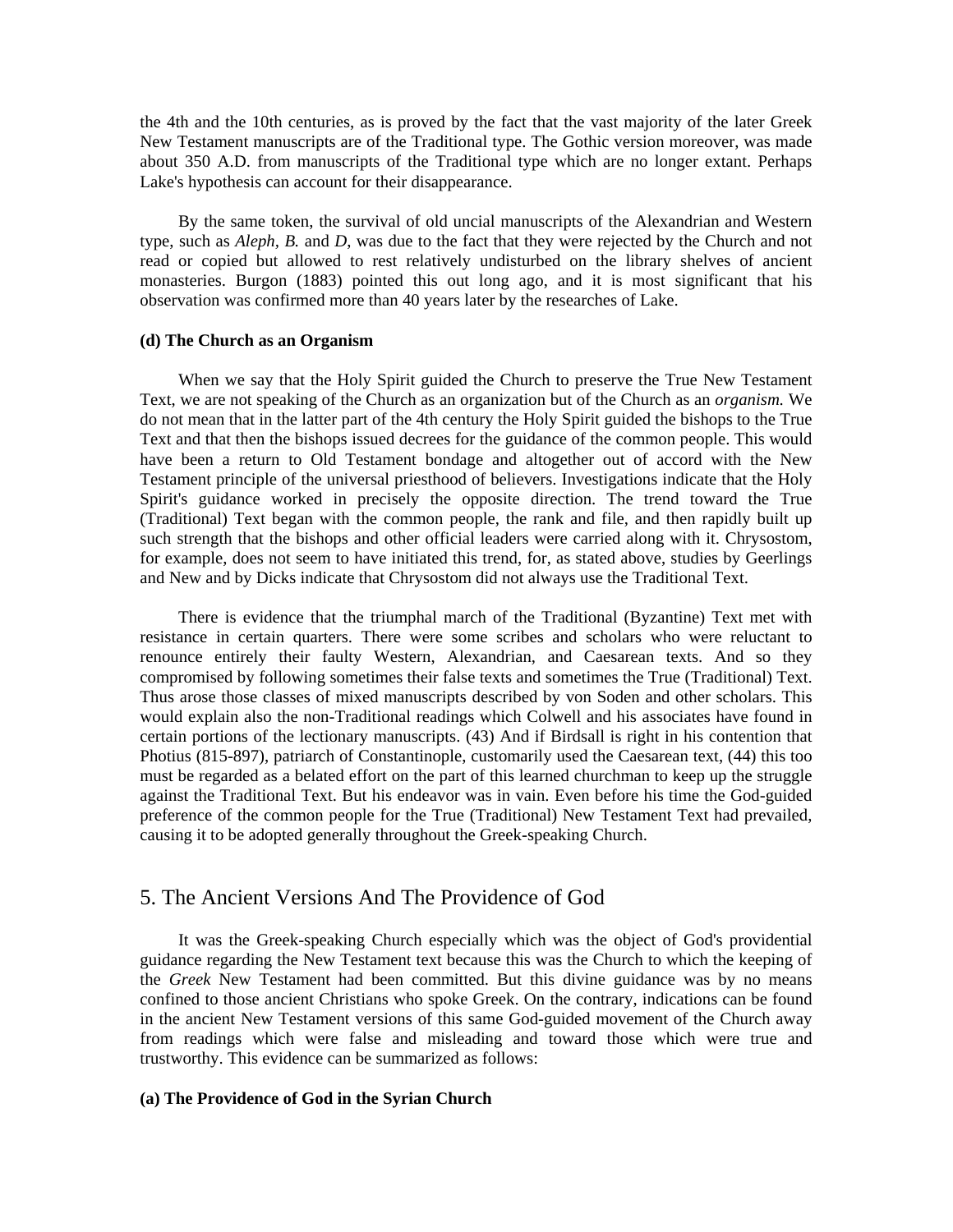the 4th and the 10th centuries, as is proved by the fact that the vast majority of the later Greek New Testament manuscripts are of the Traditional type. The Gothic version moreover, was made about 350 A.D. from manuscripts of the Traditional type which are no longer extant. Perhaps Lake's hypothesis can account for their disappearance.

By the same token, the survival of old uncial manuscripts of the Alexandrian and Western type, such as *Aleph*, *B.* and *D*, was due to the fact that they were rejected by the Church and not read or copied but allowed to rest relatively undisturbed on the library shelves of ancient monasteries. Burgon (1883) pointed this out long ago, and it is most significant that his observation was confirmed more than 40 years later by the researches of Lake.

**(d) The Church as an Organism**

When we say that the Holy Spirit guided the Church to preserve the True New Testament Text, we are not speaking of the Church as an organization but of the Church as an *organism.* We do not mean that in the latter part of the 4th century the Holy Spirit guided the bishops to the True Text and that then the bishops issued decrees for the guidance of the common people. This would have been a return to Old Testament bondage and altogether out of accord with the New Testament principle of the universal priesthood of believers. Investigations indicate that the Holy Spirit's guidance worked in precisely the opposite direction. The trend toward the True (Traditional) Text began with the common people, the rank and file, and then rapidly built up such strength that the bishops and other official leaders were carried along with it. Chrysostom, for example, does not seem to have initiated this trend, for, as stated above, studies by Geerlings and New and by Dicks indicate that Chrysostom did not always use the Traditional Text.

There is evidence that the triumphal march of the Traditional (Byzantine) Text met with resistance in certain quarters. There were some scribes and scholars who were reluctant to renounce entirely their faulty Western, Alexandrian, and Caesarean texts. And so they compromised by following sometimes their false texts and sometimes the True (Traditional) Text. Thus arose those classes of mixed manuscripts described by von Soden and other scholars. This would explain also the non-Traditional readings which Colwell and his associates have found in certain portions of the lectionary manuscripts. (43) And if Birdsall is right in his contention that Photius (815-897), patriarch of Constantinople, customarily used the Caesarean text, (44) this too must be regarded as a belated effort on the part of this learned churchman to keep up the struggle against the Traditional Text. But his endeavor was in vain. Even before his time the God-guided preference of the common people for the True (Traditional) New Testament Text had prevailed, causing it to be adopted generally throughout the Greek-speaking Church.

## 5. The Ancient Versions And The Providence of God

It was the Greek-speaking Church especially which was the object of God's providential guidance regarding the New Testament text because this was the Church to which the keeping of the *Greek* New Testament had been committed. But this divine guidance was by no means confined to those ancient Christians who spoke Greek. On the contrary, indications can be found in the ancient New Testament versions of this same God-guided movement of the Church away from readings which were false and misleading and toward those which were true and trustworthy. This evidence can be summarized as follows:

**(a) The Providence of God in the Syrian Church**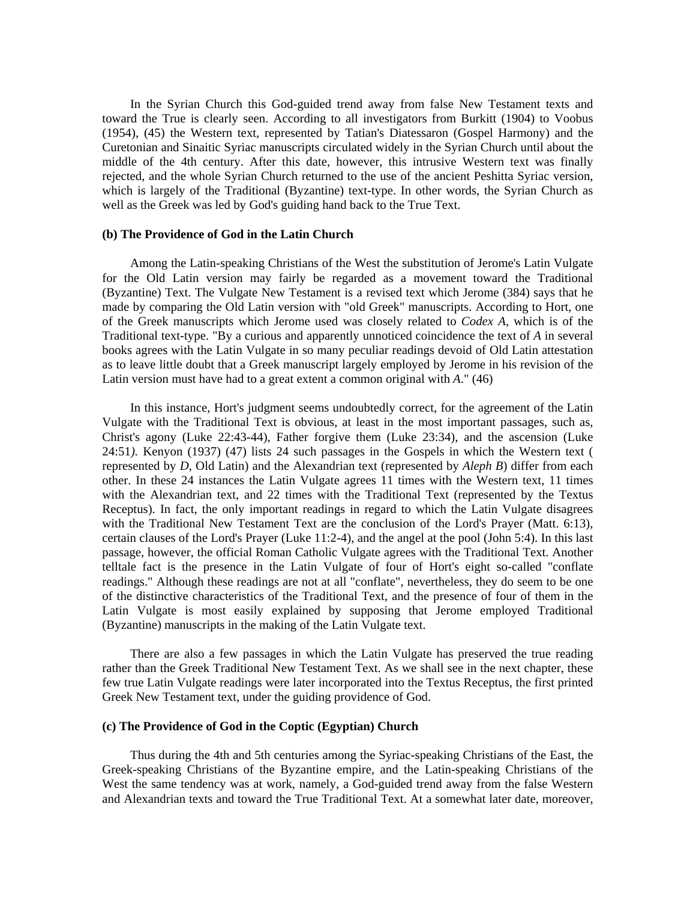In the Syrian Church this God-guided trend away from false New Testament texts and toward the True is clearly seen. According to all investigators from Burkitt (1904) to Voobus (1954), (45) the Western text, represented by Tatian's Diatessaron (Gospel Harmony) and the Curetonian and Sinaitic Syriac manuscripts circulated widely in the Syrian Church until about the middle of the 4th century. After this date, however, this intrusive Western text was finally rejected, and the whole Syrian Church returned to the use of the ancient Peshitta Syriac version, which is largely of the Traditional (Byzantine) text-type. In other words, the Syrian Church as well as the Greek was led by God's guiding hand back to the True Text.

**(b) The Providence of God in the Latin Church**

Among the Latin-speaking Christians of the West the substitution of Jerome's Latin Vulgate for the Old Latin version may fairly be regarded as a movement toward the Traditional (Byzantine) Text. The Vulgate New Testament is a revised text which Jerome (384) says that he made by comparing the Old Latin version with "old Greek" manuscripts. According to Hort, one of the Greek manuscripts which Jerome used was closely related to *Codex A*, which is of the Traditional text-type. "By a curious and apparently unnoticed coincidence the text of *A* in several books agrees with the Latin Vulgate in so many peculiar readings devoid of Old Latin attestation as to leave little doubt that a Greek manuscript largely employed by Jerome in his revision of the Latin version must have had to a great extent a common original with *A*." (46)

In this instance, Hort's judgment seems undoubtedly correct, for the agreement of the Latin Vulgate with the Traditional Text is obvious, at least in the most important passages, such as, Christ's agony (Luke 22:43-44), Father forgive them (Luke 23:34), and the ascension (Luke 24:51). Kenyon (1937) (47) lists 24 such passages in the Gospels in which the Western text ( represented by *D*, Old Latin) and the Alexandrian text (represented by *Aleph B*) differ from each other. In these 24 instances the Latin Vulgate agrees 11 times with the Western text, 11 times with the Alexandrian text, and 22 times with the Traditional Text (represented by the Textus Receptus). In fact, the only important readings in regard to which the Latin Vulgate disagrees with the Traditional New Testament Text are the conclusion of the Lord's Prayer (Matt. 6:13), certain clauses of the Lord's Prayer (Luke 11:2-4), and the angel at the pool (John 5:4). In this last passage, however, the official Roman Catholic Vulgate agrees with the Traditional Text. Another telltale fact is the presence in the Latin Vulgate of four of Hort's eight so-called "conflate readings." Although these readings are not at all "conflate", nevertheless, they do seem to be one of the distinctive characteristics of the Traditional Text, and the presence of four of them in the Latin Vulgate is most easily explained by supposing that Jerome employed Traditional (Byzantine) manuscripts in the making of the Latin Vulgate text.

There are also a few passages in which the Latin Vulgate has preserved the true reading rather than the Greek Traditional New Testament Text. As we shall see in the next chapter, these few true Latin Vulgate readings were later incorporated into the Textus Receptus, the first printed Greek New Testament text, under the guiding providence of God.

**(c) The Providence of God in the Coptic (Egyptian) Church**

Thus during the 4th and 5th centuries among the Syriac-speaking Christians of the East, the Greek-speaking Christians of the Byzantine empire, and the Latin-speaking Christians of the West the same tendency was at work, namely, a God-guided trend away from the false Western and Alexandrian texts and toward the True Traditional Text. At a somewhat later date, moreover,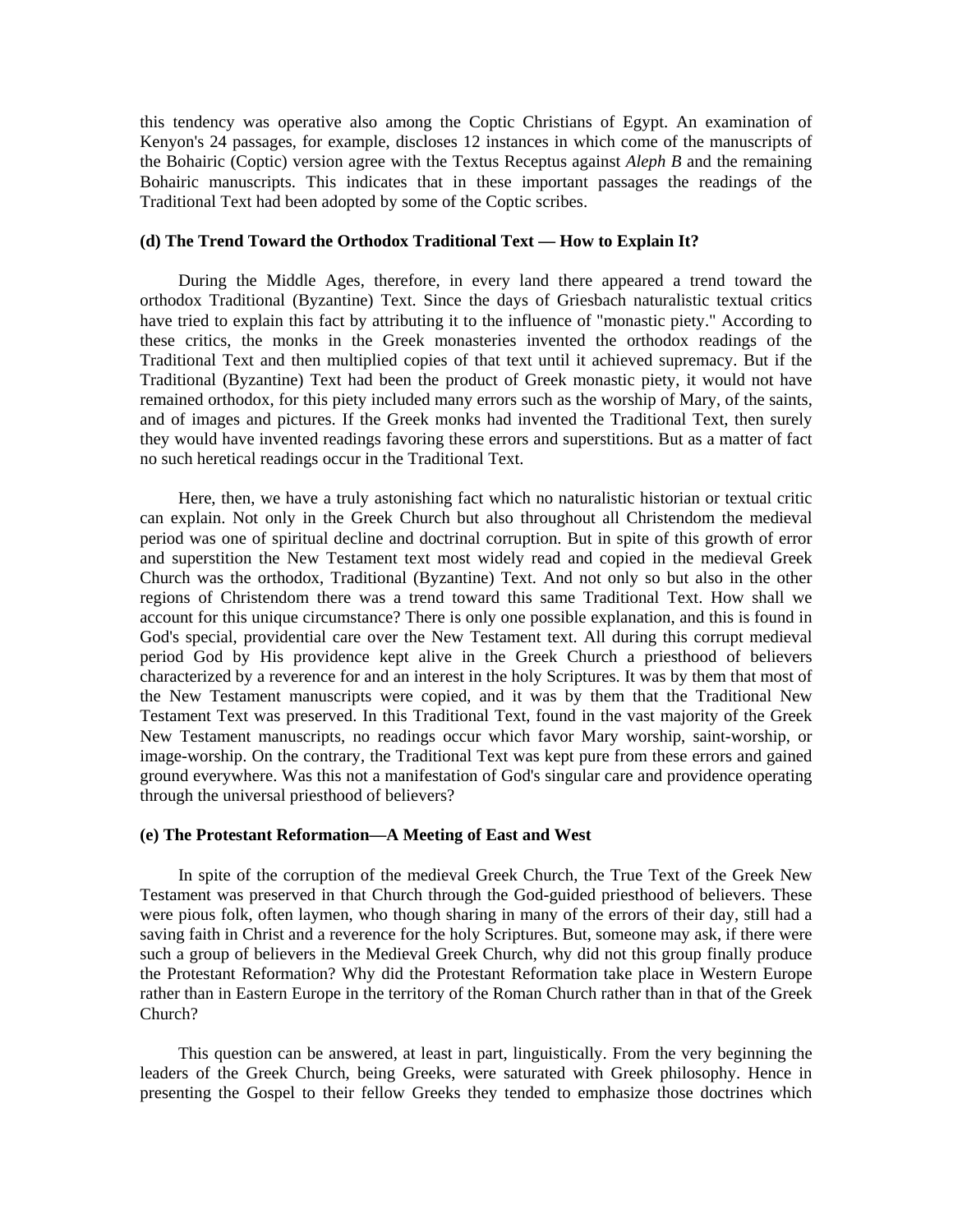this tendency was operative also among the Coptic Christians of Egypt. An examination of Kenyon's 24 passages, for example, discloses 12 instances in which come of the manuscripts of the Bohairic (Coptic) version agree with the Textus Receptus against *Aleph B* and the remaining Bohairic manuscripts. This indicates that in these important passages the readings of the Traditional Text had been adopted by some of the Coptic scribes.

**(d) The Trend Toward the Orthodox Traditional Text — How to Explain It?**

During the Middle Ages, therefore, in every land there appeared a trend toward the orthodox Traditional (Byzantine) Text. Since the days of Griesbach naturalistic textual critics have tried to explain this fact by attributing it to the influence of "monastic piety." According to these critics, the monks in the Greek monasteries invented the orthodox readings of the Traditional Text and then multiplied copies of that text until it achieved supremacy. But if the Traditional (Byzantine) Text had been the product of Greek monastic piety, it would not have remained orthodox, for this piety included many errors such as the worship of Mary, of the saints, and of images and pictures. If the Greek monks had invented the Traditional Text, then surely they would have invented readings favoring these errors and superstitions. But as a matter of fact no such heretical readings occur in the Traditional Text.

Here, then, we have a truly astonishing fact which no naturalistic historian or textual critic can explain. Not only in the Greek Church but also throughout all Christendom the medieval period was one of spiritual decline and doctrinal corruption. But in spite of this growth of error and superstition the New Testament text most widely read and copied in the medieval Greek Church was the orthodox, Traditional (Byzantine) Text. And not only so but also in the other regions of Christendom there was a trend toward this same Traditional Text. How shall we account for this unique circumstance? There is only one possible explanation, and this is found in God's special, providential care over the New Testament text. All during this corrupt medieval period God by His providence kept alive in the Greek Church a priesthood of believers characterized by a reverence for and an interest in the holy Scriptures. It was by them that most of the New Testament manuscripts were copied, and it was by them that the Traditional New Testament Text was preserved. In this Traditional Text, found in the vast majority of the Greek New Testament manuscripts, no readings occur which favor Mary worship, saint-worship, or image-worship. On the contrary, the Traditional Text was kept pure from these errors and gained ground everywhere. Was this not a manifestation of God's singular care and providence operating through the universal priesthood of believers?

**(e) The Protestant Reformation—A Meeting of East and West**

In spite of the corruption of the medieval Greek Church, the True Text of the Greek New Testament was preserved in that Church through the God-guided priesthood of believers. These were pious folk, often laymen, who though sharing in many of the errors of their day, still had a saving faith in Christ and a reverence for the holy Scriptures. But, someone may ask, if there were such a group of believers in the Medieval Greek Church, why did not this group finally produce the Protestant Reformation? Why did the Protestant Reformation take place in Western Europe rather than in Eastern Europe in the territory of the Roman Church rather than in that of the Greek Church?

This question can be answered, at least in part, linguistically. From the very beginning the leaders of the Greek Church, being Greeks, were saturated with Greek philosophy. Hence in presenting the Gospel to their fellow Greeks they tended to emphasize those doctrines which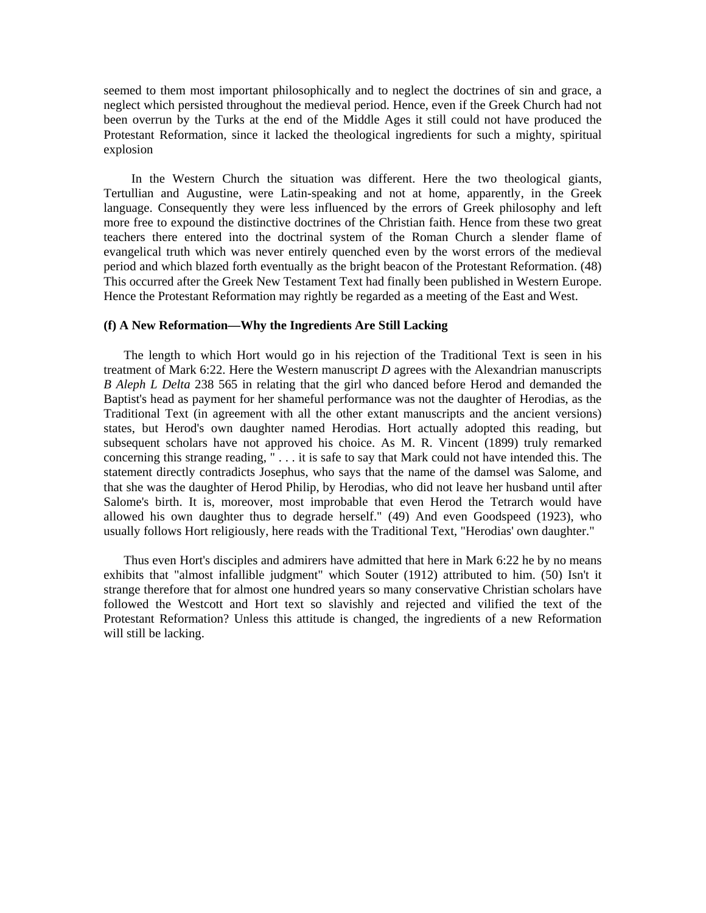seemed to them most important philosophically and to neglect the doctrines of sin and grace, a neglect which persisted throughout the medieval period. Hence, even if the Greek Church had not been overrun by the Turks at the end of the Middle Ages it still could not have produced the Protestant Reformation, since it lacked the theological ingredients for such a mighty, spiritual explosion

In the Western Church the situation was different. Here the two theological giants, Tertullian and Augustine, were Latin-speaking and not at home, apparently, in the Greek language. Consequently they were less influenced by the errors of Greek philosophy and left more free to expound the distinctive doctrines of the Christian faith. Hence from these two great teachers there entered into the doctrinal system of the Roman Church a slender flame of evangelical truth which was never entirely quenched even by the worst errors of the medieval period and which blazed forth eventually as the bright beacon of the Protestant Reformation. (48) This occurred after the Greek New Testament Text had finally been published in Western Europe. Hence the Protestant Reformation may rightly be regarded as a meeting of the East and West.

**(f) A New Reformation—Why the Ingredients Are Still Lacking**

The length to which Hort would go in his rejection of the Traditional Text is seen in his treatment of Mark 6:22. Here the Western manuscript *D* agrees with the Alexandrian manuscripts *B Aleph L Delta* 238 565 in relating that the girl who danced before Herod and demanded the Baptist's head as payment for her shameful performance was not the daughter of Herodias, as the Traditional Text (in agreement with all the other extant manuscripts and the ancient versions) states, but Herod's own daughter named Herodias. Hort actually adopted this reading, but subsequent scholars have not approved his choice. As M. R. Vincent (1899) truly remarked concerning this strange reading, " . . . it is safe to say that Mark could not have intended this. The statement directly contradicts Josephus, who says that the name of the damsel was Salome, and that she was the daughter of Herod Philip, by Herodias, who did not leave her husband until after Salome's birth. It is, moreover, most improbable that even Herod the Tetrarch would have allowed his own daughter thus to degrade herself." (49) And even Goodspeed (1923), who usually follows Hort religiously, here reads with the Traditional Text, "Herodias' own daughter."

Thus even Hort's disciples and admirers have admitted that here in Mark 6:22 he by no means exhibits that "almost infallible judgment" which Souter (1912) attributed to him. (50) Isn't it strange therefore that for almost one hundred years so many conservative Christian scholars have followed the Westcott and Hort text so slavishly and rejected and vilified the text of the Protestant Reformation? Unless this attitude is changed, the ingredients of a new Reformation will still be lacking.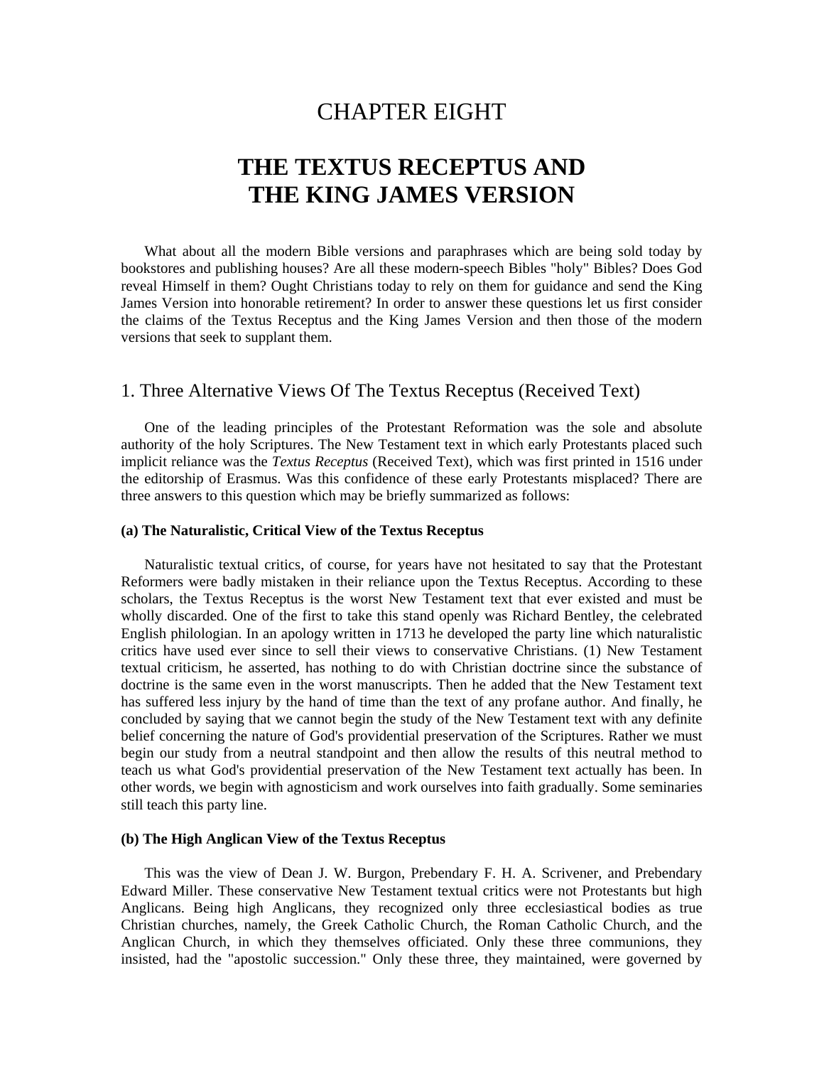# CHAPTER EIGHT

# THE TEXTUS RECEPTUS AND THE KING JAMES VERSION

What about all the modern Bible versions and paraphrases which are being sold today by bookstores and publishing houses? Are all these modern-speech Bibles "holy" Bibles? Does God reveal Himself in them? Ought Christians today to rely on them for guidance and send the King James Version into honorable retirement? In order to answer these questions let us first consider the claims of the Textus Receptus and the King James Version and then those of the modern versions that seek to supplant them.

## 1. Three Alternative Views Of The Textus Receptus (Received Text)

One of the leading principles of the Protestant Reformation was the sole and absolute authority of the holy Scriptures. The New Testament text in which early Protestants placed such implicit reliance was the *Textus Receptus* (Received Text), which was first printed in 1516 under the editorship of Erasmus. Was this confidence of these early Protestants misplaced? There are three answers to this question which may be briefly summarized as follows:

#### (a) The Naturalistic, Critical View of the Textus Receptus

Naturalistic textual critics, of course, for years have not hesitated to say that the Protestant Reformers were badly mistaken in their reliance upon the Textus Receptus. According to these scholars, the Textus Receptus is the worst New Testament text that ever existed and must be wholly discarded. One of the first to take this stand openly was Richard Bentley, the celebrated English philologian. In an apology written in 1713 he developed the party line which naturalistic critics have used ever since to sell their views to conservative Christians. (1) New Testament textual criticism, he asserted, has nothing to do with Christian doctrine since the substance of doctrine is the same even in the worst manuscripts. Then he added that the New Testament text has suffered less injury by the hand of time than the text of any profane author. And finally, he concluded by saying that we cannot begin the study of the New Testament text with any definite belief concerning the nature of God's providential preservation of the Scriptures. Rather we must begin our study from a neutral standpoint and then allow the results of this neutral method to teach us what God's providential preservation of the New Testament text actually has been. In other words, we begin with agnosticism and work ourselves into faith gradually. Some seminaries still teach this party line.

#### (b) The High Anglican View of the Textus Receptus

This was the view of Dean J. W. Burgon, Prebendary F. H. A. Scrivener, and Prebendary Edward Miller. These conservative New Testament textual critics were not Protestants but high Anglicans. Being high Anglicans, they recognized only three ecclesiastical bodies as true Christian churches, namely, the Greek Catholic Church, the Roman Catholic Church, and the Anglican Church, in which they themselves officiated. Only these three communions, they insisted, had the "apostolic succession." Only these three, they maintained, were governed by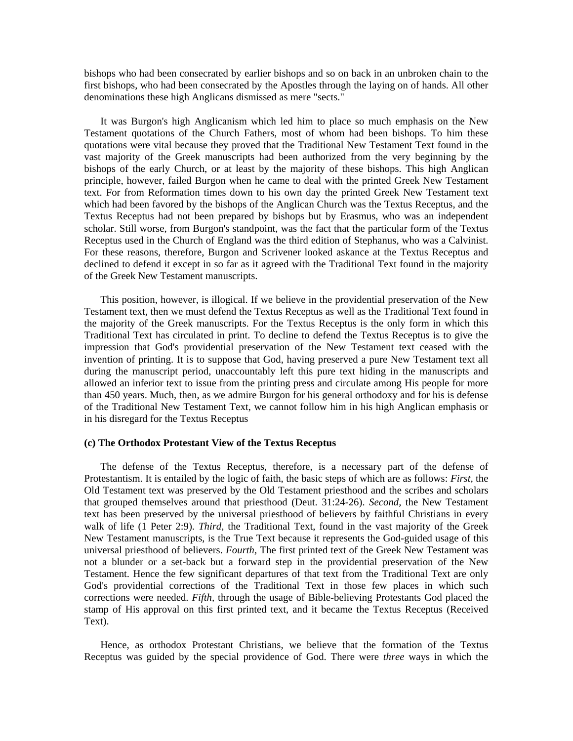bishops who had been consecrated by earlier bishops and so on back in an unbroken chain to the first bishops, who had been consecrated by the Apostles through the laying on of hands. All other denominations these high Anglicans dismissed as mere "sects."

It was Burgon's high Anglicanism which led him to place so much emphasis on the New Testament quotations of the Church Fathers, most of whom had been bishops. To him these quotations were vital because they proved that the Traditional New Testament Text found in the vast majority of the Greek manuscripts had been authorized from the very beginning by the bishops of the early Church, or at least by the majority of these bishops. This high Anglican principle, however, failed Burgon when he came to deal with the printed Greek New Testament text. For from Reformation times down to his own day the printed Greek New Testament text which had been favored by the bishops of the Anglican Church was the Textus Receptus, and the Textus Receptus had not been prepared by bishops but by Erasmus, who was an independent scholar. Still worse, from Burgon's standpoint, was the fact that the particular form of the Textus Receptus used in the Church of England was the third edition of Stephanus, who was a Calvinist. For these reasons, therefore, Burgon and Scrivener looked askance at the Textus Receptus and declined to defend it except in so far as it agreed with the Traditional Text found in the majority of the Greek New Testament manuscripts.

This position, however, is illogical. If we believe in the providential preservation of the New Testament text, then we must defend the Textus Receptus as well as the Traditional Text found in the majority of the Greek manuscripts. For the Textus Receptus is the only form in which this Traditional Text has circulated in print. To decline to defend the Textus Receptus is to give the impression that God's providential preservation of the New Testament text ceased with the invention of printing. It is to suppose that God, having preserved a pure New Testament text all during the manuscript period, unaccountably left this pure text hiding in the manuscripts and allowed an inferior text to issue from the printing press and circulate among His people for more than 450 years. Much, then, as we admire Burgon for his general orthodoxy and for his is defense of the Traditional New Testament Text, we cannot follow him in his high Anglican emphasis or in his disregard for the Textus Receptus

**(c) The Orthodox Protestant View of the Textus Receptus**

The defense of the Textus Receptus, therefore, is a necessary part of the defense of Protestantism. It is entailed by the logic of faith, the basic steps of which are as follows: *First,* the Old Testament text was preserved by the Old Testament priesthood and the scribes and scholars that grouped themselves around that priesthood (Deut. 31:24-26). *Second,* the New Testament text has been preserved by the universal priesthood of believers by faithful Christians in every walk of life (1 Peter 2:9). *Third,* the Traditional Text, found in the vast majority of the Greek New Testament manuscripts, is the True Text because it represents the God-guided usage of this universal priesthood of believers. *Fourth,* The first printed text of the Greek New Testament was not a blunder or a set-back but a forward step in the providential preservation of the New Testament. Hence the few significant departures of that text from the Traditional Text are only God's providential corrections of the Traditional Text in those few places in which such corrections were needed. *Fifth,* through the usage of Bible-believing Protestants God placed the stamp of His approval on this first printed text, and it became the Textus Receptus (Received Text).

Hence, as orthodox Protestant Christians, we believe that the formation of the Textus Receptus was guided by the special providence of God. There were *three* ways in which the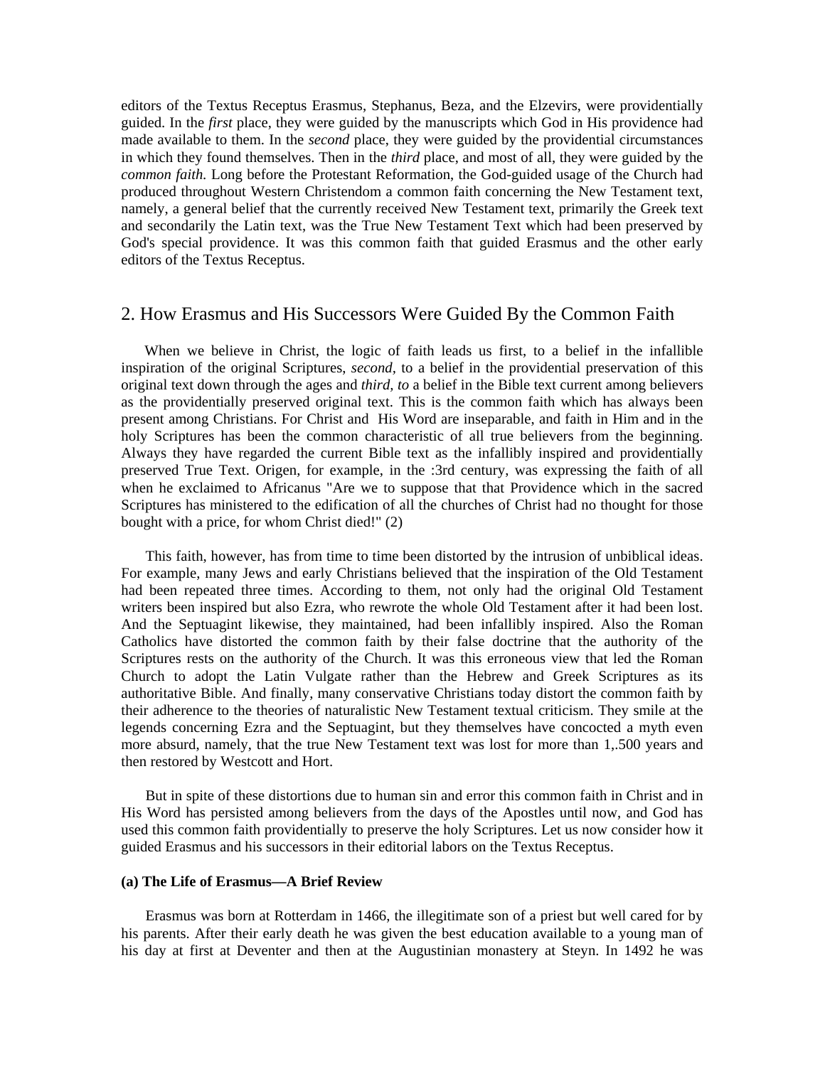editors of the Textus Receptus Erasmus, Stephanus, Beza, and the Elzevirs, were providentially guided. In the *first* place, they were guided by the manuscripts which God in His providence had made available to them. In the *second* place, they were guided by the providential circumstances in which they found themselves. Then in the *third* place, and most of all, they were guided by the *common faith.* Long before the Protestant Reformation, the God-guided usage of the Church had produced throughout Western Christendom a common faith concerning the New Testament text, namely, a general belief that the currently received New Testament text, primarily the Greek text and secondarily the Latin text, was the True New Testament Text which had been preserved by God's special providence. It was this common faith that guided Erasmus and the other early editors of the Textus Receptus.

## 2. How Erasmus and His Successors Were Guided By the Common Faith

When we believe in Christ, the logic of faith leads us first, to a belief in the infallible inspiration of the original Scriptures, *second,* to a belief in the providential preservation of this original text down through the ages and *third, to* a belief in the Bible text current among believers as the providentially preserved original text. This is the common faith which has always been present among Christians. For Christ and His Word are inseparable, and faith in Him and in the holy Scriptures has been the common characteristic of all true believers from the beginning. Always they have regarded the current Bible text as the infallibly inspired and providentially preserved True Text. Origen, for example, in the :3rd century, was expressing the faith of all when he exclaimed to Africanus "Are we to suppose that that Providence which in the sacred Scriptures has ministered to the edification of all the churches of Christ had no thought for those bought with a price, for whom Christ died!" (2)

This faith, however, has from time to time been distorted by the intrusion of unbiblical ideas. For example, many Jews and early Christians believed that the inspiration of the Old Testament had been repeated three times. According to them, not only had the original Old Testament writers been inspired but also Ezra, who rewrote the whole Old Testament after it had been lost. And the Septuagint likewise, they maintained, had been infallibly inspired. Also the Roman Catholics have distorted the common faith by their false doctrine that the authority of the Scriptures rests on the authority of the Church. It was this erroneous view that led the Roman Church to adopt the Latin Vulgate rather than the Hebrew and Greek Scriptures as its authoritative Bible. And finally, many conservative Christians today distort the common faith by their adherence to the theories of naturalistic New Testament textual criticism. They smile at the legends concerning Ezra and the Septuagint, but they themselves have concocted a myth even more absurd, namely, that the true New Testament text was lost for more than 1,.500 years and then restored by Westcott and Hort.

But in spite of these distortions due to human sin and error this common faith in Christ and in His Word has persisted among believers from the days of the Apostles until now, and God has used this common faith providentially to preserve the holy Scriptures. Let us now consider how it guided Erasmus and his successors in their editorial labors on the Textus Receptus.

#### (a) The Life of Erasmus—A Brief Review

Erasmus was born at Rotterdam in 1466, the illegitimate son of a priest but well cared for by his parents. After their early death he was given the best education available to a young man of his day at first at Deventer and then at the Augustinian monastery at Steyn. In 1492 he was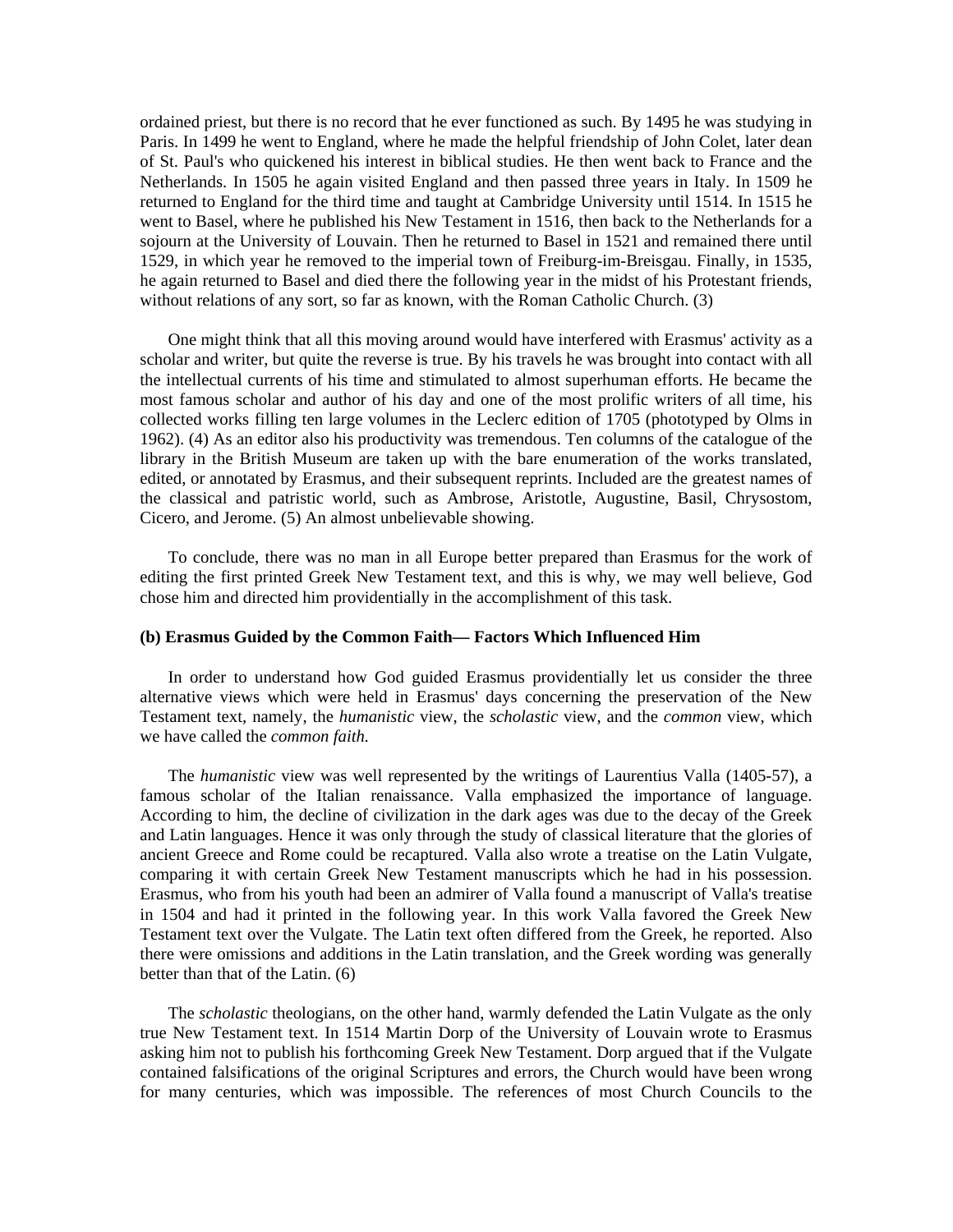ordained priest, but there is no record that he ever functioned as such. By 1495 he was studying in Paris. In 1499 he went to England, where he made the helpful friendship of John Colet, later dean of St. Paul's who quickened his interest in biblical studies. He then went back to France and the Netherlands. In 1505 he again visited England and then passed three years in Italy. In 1509 he returned to England for the third time and taught at Cambridge University until 1514. In 1515 he went to Basel, where he published his New Testament in 1516, then back to the Netherlands for a sojourn at the University of Louvain. Then he returned to Basel in 1521 and remained there until 1529, in which year he removed to the imperial town of Freiburg-im-Breisgau. Finally, in 1535, he again returned to Basel and died there the following year in the midst of his Protestant friends, without relations of any sort, so far as known, with the Roman Catholic Church. (3)

One might think that all this moving around would have interfered with Erasmus' activity as a scholar and writer, but quite the reverse is true. By his travels he was brought into contact with all the intellectual currents of his time and stimulated to almost superhuman efforts. He became the most famous scholar and author of his day and one of the most prolific writers of all time, his collected works filling ten large volumes in the Leclerc edition of 1705 (phototyped by Olms in 1962). (4) As an editor also his productivity was tremendous. Ten columns of the catalogue of the library in the British Museum are taken up with the bare enumeration of the works translated, edited, or annotated by Erasmus, and their subsequent reprints. Included are the greatest names of the classical and patristic world, such as Ambrose, Aristotle, Augustine, Basil, Chrysostom, Cicero, and Jerome. (5) An almost unbelievable showing.

To conclude, there was no man in all Europe better prepared than Erasmus for the work of editing the first printed Greek New Testament text, and this is why, we may well believe, God chose him and directed him providentially in the accomplishment of this task.

**(b) Erasmus Guided by the Common Faith— Factors Which Influenced Him**

In order to understand how God guided Erasmus providentially let us consider the three alternative views which were held in Erasmus' days concerning the preservation of the New Testament text, namely, the *humanistic* view, the *scholastic* view, and the *common* view, which we have called the *common faith.*

The *humanistic* view was well represented by the writings of Laurentius Valla (1405-57), a famous scholar of the Italian renaissance. Valla emphasized the importance of language. According to him, the decline of civilization in the dark ages was due to the decay of the Greek and Latin languages. Hence it was only through the study of classical literature that the glories of ancient Greece and Rome could be recaptured. Valla also wrote a treatise on the Latin Vulgate, comparing it with certain Greek New Testament manuscripts which he had in his possession. Erasmus, who from his youth had been an admirer of Valla found a manuscript of Valla's treatise in 1504 and had it printed in the following year. In this work Valla favored the Greek New Testament text over the Vulgate. The Latin text often differed from the Greek, he reported. Also there were omissions and additions in the Latin translation, and the Greek wording was generally better than that of the Latin. (6)

The *scholastic* theologians, on the other hand, warmly defended the Latin Vulgate as the only true New Testament text. In 1514 Martin Dorp of the University of Louvain wrote to Erasmus asking him not to publish his forthcoming Greek New Testament. Dorp argued that if the Vulgate contained falsifications of the original Scriptures and errors, the Church would have been wrong for many centuries, which was impossible. The references of most Church Councils to the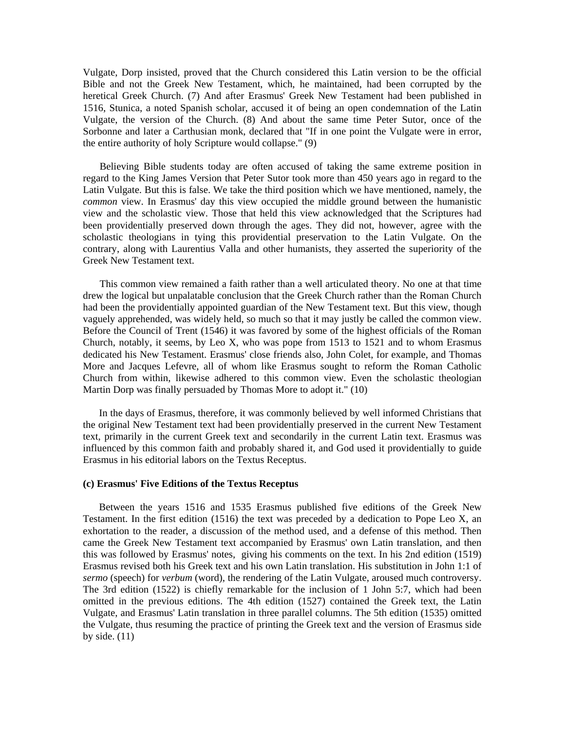Vulgate, Dorp insisted, proved that the Church considered this Latin version to be the official Bible and not the Greek New Testament, which, he maintained, had been corrupted by the heretical Greek Church. (7) And after Erasmus' Greek New Testament had been published in 1516, Stunica, a noted Spanish scholar, accused it of being an open condemnation of the Latin Vulgate, the version of the Church. (8) And about the same time Peter Sutor, once of the Sorbonne and later a Carthusian monk, declared that "If in one point the Vulgate were in error, the entire authority of holy Scripture would collapse." (9)

Believing Bible students today are often accused of taking the same extreme position in regard to the King James Version that Peter Sutor took more than 450 years ago in regard to the Latin Vulgate. But this is false. We take the third position which we have mentioned, namely, the *common* view. In Erasmus' day this view occupied the middle ground between the humanistic view and the scholastic view. Those that held this view acknowledged that the Scriptures had been providentially preserved down through the ages. They did not, however, agree with the scholastic theologians in tying this providential preservation to the Latin Vulgate. On the contrary, along with Laurentius Valla and other humanists, they asserted the superiority of the Greek New Testament text.

This common view remained a faith rather than a well articulated theory. No one at that time drew the logical but unpalatable conclusion that the Greek Church rather than the Roman Church had been the providentially appointed guardian of the New Testament text. But this view, though vaguely apprehended, was widely held, so much so that it may justly be called the common view. Before the Council of Trent (1546) it was favored by some of the highest officials of the Roman Church, notably, it seems, by Leo X, who was pope from 1513 to 1521 and to whom Erasmus dedicated his New Testament. Erasmus' close friends also, John Colet, for example, and Thomas More and Jacques Lefevre, all of whom like Erasmus sought to reform the Roman Catholic Church from within, likewise adhered to this common view. Even the scholastic theologian Martin Dorp was finally persuaded by Thomas More to adopt it." (10)

In the days of Erasmus, therefore, it was commonly believed by well informed Christians that the original New Testament text had been providentially preserved in the current New Testament text, primarily in the current Greek text and secondarily in the current Latin text. Erasmus was influenced by this common faith and probably shared it, and God used it providentially to guide Erasmus in his editorial labors on the Textus Receptus.

**(c) Erasmus' Five Editions of the Textus Receptus**

Between the years 1516 and 1535 Erasmus published five editions of the Greek New Testament. In the first edition (1516) the text was preceded by a dedication to Pope Leo X, an exhortation to the reader, a discussion of the method used, and a defense of this method. Then came the Greek New Testament text accompanied by Erasmus' own Latin translation, and then this was followed by Erasmus' notes, giving his comments on the text. In his 2nd edition (1519) Erasmus revised both his Greek text and his own Latin translation. His substitution in John 1:1 of *sermo* (speech) for *verbum* (word), the rendering of the Latin Vulgate, aroused much controversy. The 3rd edition (1522) is chiefly remarkable for the inclusion of 1 John 5:7, which had been omitted in the previous editions. The 4th edition (1527) contained the Greek text, the Latin Vulgate, and Erasmus' Latin translation in three parallel columns. The 5th edition (1535) omitted the Vulgate, thus resuming the practice of printing the Greek text and the version of Erasmus side by side. (11)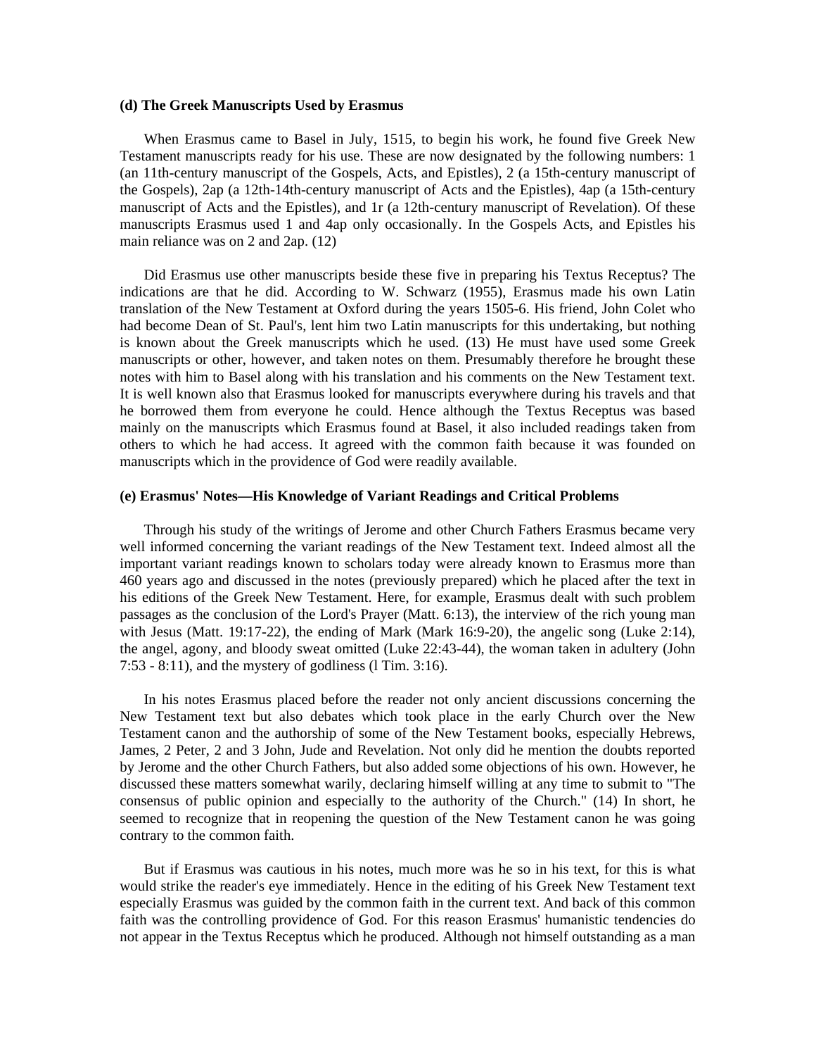**(d) The Greek Manuscripts Used by Erasmus**

When Erasmus came to Basel in July, 1515, to begin his work, he found five Greek New Testament manuscripts ready for his use. These are now designated by the following numbers: 1 (an 11th-century manuscript of the Gospels, Acts, and Epistles), 2 (a 15th-century manuscript of the Gospels), 2ap (a 12th-14th-century manuscript of Acts and the Epistles), 4ap (a 15th-century manuscript of Acts and the Epistles), and 1r (a 12th-century manuscript of Revelation). Of these manuscripts Erasmus used 1 and 4ap only occasionally. In the Gospels Acts, and Epistles his main reliance was on 2 and 2ap. (12)

Did Erasmus use other manuscripts beside these five in preparing his Textus Receptus? The indications are that he did. According to W. Schwarz (1955), Erasmus made his own Latin translation of the New Testament at Oxford during the years 1505-6. His friend, John Colet who had become Dean of St. Paul's, lent him two Latin manuscripts for this undertaking, but nothing is known about the Greek manuscripts which he used. (13) He must have used some Greek manuscripts or other, however, and taken notes on them. Presumably therefore he brought these notes with him to Basel along with his translation and his comments on the New Testament text. It is well known also that Erasmus looked for manuscripts everywhere during his travels and that he borrowed them from everyone he could. Hence although the Textus Receptus was based mainly on the manuscripts which Erasmus found at Basel, it also included readings taken from others to which he had access. It agreed with the common faith because it was founded on manuscripts which in the providence of God were readily available.

**(e) Erasmus' Notes—His Knowledge of Variant Readings and Critical Problems**

Through his study of the writings of Jerome and other Church Fathers Erasmus became very well informed concerning the variant readings of the New Testament text. Indeed almost all the important variant readings known to scholars today were already known to Erasmus more than 460 years ago and discussed in the notes (previously prepared) which he placed after the text in his editions of the Greek New Testament. Here, for example, Erasmus dealt with such problem passages as the conclusion of the Lord's Prayer (Matt. 6:13), the interview of the rich young man with Jesus (Matt. 19:17-22), the ending of Mark (Mark 16:9-20), the angelic song (Luke 2:14), the angel, agony, and bloody sweat omitted (Luke 22:43-44), the woman taken in adultery (John 7:53 - 8:11), and the mystery of godliness (l Tim. 3:16).

In his notes Erasmus placed before the reader not only ancient discussions concerning the New Testament text but also debates which took place in the early Church over the New Testament canon and the authorship of some of the New Testament books, especially Hebrews, James, 2 Peter, 2 and 3 John, Jude and Revelation. Not only did he mention the doubts reported by Jerome and the other Church Fathers, but also added some objections of his own. However, he discussed these matters somewhat warily, declaring himself willing at any time to submit to "The consensus of public opinion and especially to the authority of the Church." (14) In short, he seemed to recognize that in reopening the question of the New Testament canon he was going contrary to the common faith.

But if Erasmus was cautious in his notes, much more was he so in his text, for this is what would strike the reader's eye immediately. Hence in the editing of his Greek New Testament text especially Erasmus was guided by the common faith in the current text. And back of this common faith was the controlling providence of God. For this reason Erasmus' humanistic tendencies do not appear in the Textus Receptus which he produced. Although not himself outstanding as a man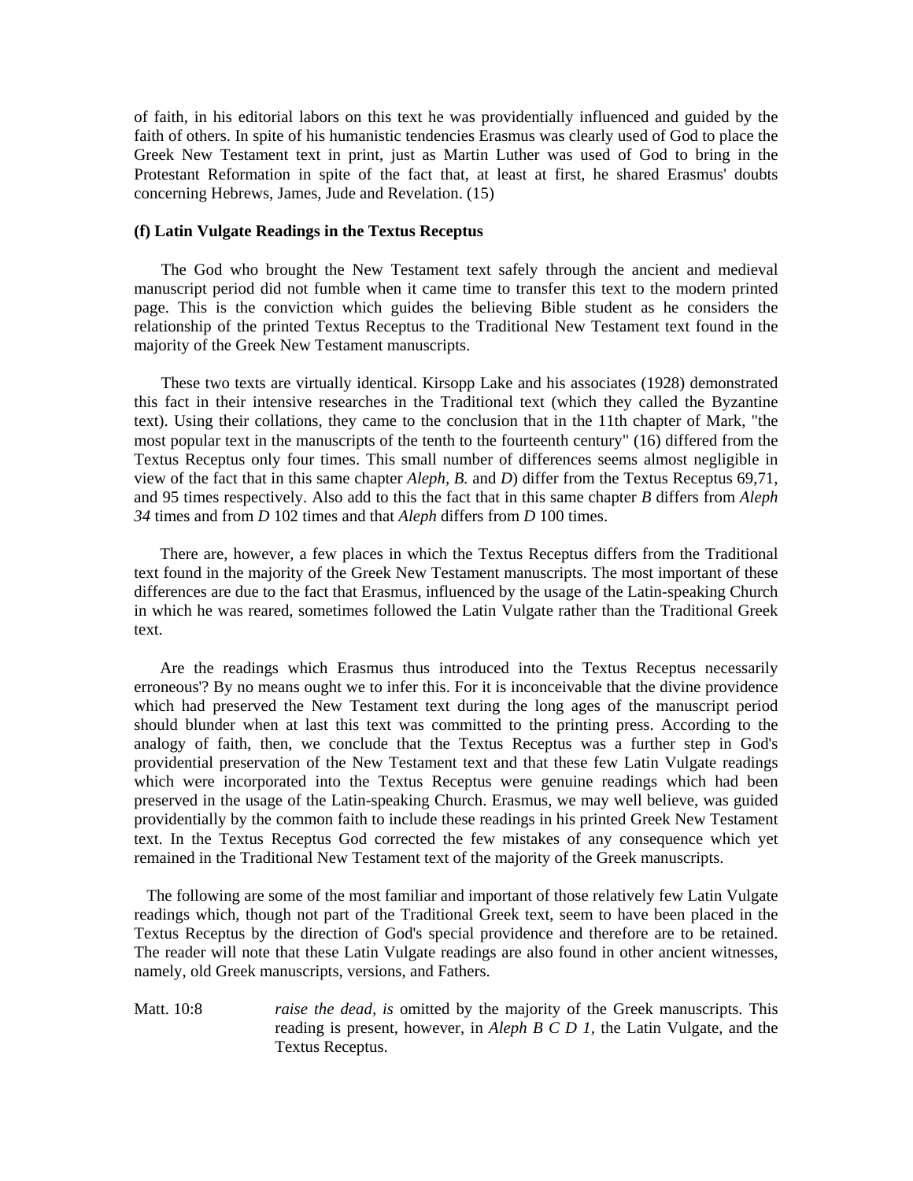of faith, in his editorial labors on this text he was providentially influenced and guided by the faith of others. In spite of his humanistic tendencies Erasmus was clearly used of God to place the Greek New Testament text in print, just as Martin Luther was used of God to bring in the Protestant Reformation in spite of the fact that, at least at first, he shared Erasmus' doubts concerning Hebrews, James, Jude and Revelation. (15)

**(f) Latin Vulgate Readings in the Textus Receptus**

The God who brought the New Testament text safely through the ancient and medieval manuscript period did not fumble when it came time to transfer this text to the modern printed page. This is the conviction which guides the believing Bible student as he considers the relationship of the printed Textus Receptus to the Traditional New Testament text found in the majority of the Greek New Testament manuscripts.

These two texts are virtually identical. Kirsopp Lake and his associates (1928) demonstrated this fact in their intensive researches in the Traditional text (which they called the Byzantine text). Using their collations, they came to the conclusion that in the 11th chapter of Mark, "the most popular text in the manuscripts of the tenth to the fourteenth century" (16) differed from the Textus Receptus only four times. This small number of differences seems almost negligible in view of the fact that in this same chapter *Aleph, B.* and *D*) differ from the Textus Receptus 69,71, and 95 times respectively. Also add to this the fact that in this same chapter *B* differs from *Aleph 34* times and from *D* 102 times and that *Aleph* differs from *D* 100 times.

There are, however, a few places in which the Textus Receptus differs from the Traditional text found in the majority of the Greek New Testament manuscripts. The most important of these differences are due to the fact that Erasmus, influenced by the usage of the Latin-speaking Church in which he was reared, sometimes followed the Latin Vulgate rather than the Traditional Greek text.

Are the readings which Erasmus thus introduced into the Textus Receptus necessarily erroneous'? By no means ought we to infer this. For it is inconceivable that the divine providence which had preserved the New Testament text during the long ages of the manuscript period should blunder when at last this text was committed to the printing press. According to the analogy of faith, then, we conclude that the Textus Receptus was a further step in God's providential preservation of the New Testament text and that these few Latin Vulgate readings which were incorporated into the Textus Receptus were genuine readings which had been preserved in the usage of the Latin-speaking Church. Erasmus, we may well believe, was guided providentially by the common faith to include these readings in his printed Greek New Testament text. In the Textus Receptus God corrected the few mistakes of any consequence which yet remained in the Traditional New Testament text of the majority of the Greek manuscripts.

The following are some of the most familiar and important of those relatively few Latin Vulgate readings which, though not part of the Traditional Greek text, seem to have been placed in the Textus Receptus by the direction of God's special providence and therefore are to be retained. The reader will note that these Latin Vulgate readings are also found in other ancient witnesses, namely, old Greek manuscripts, versions, and Fathers.

Matt. 10:8 — *raise the dead, is* omitted by the majority of the Greek manuscripts. This reading is present, however, in *Aleph B C D 1*, the Latin Vulgate, and the Textus Receptus.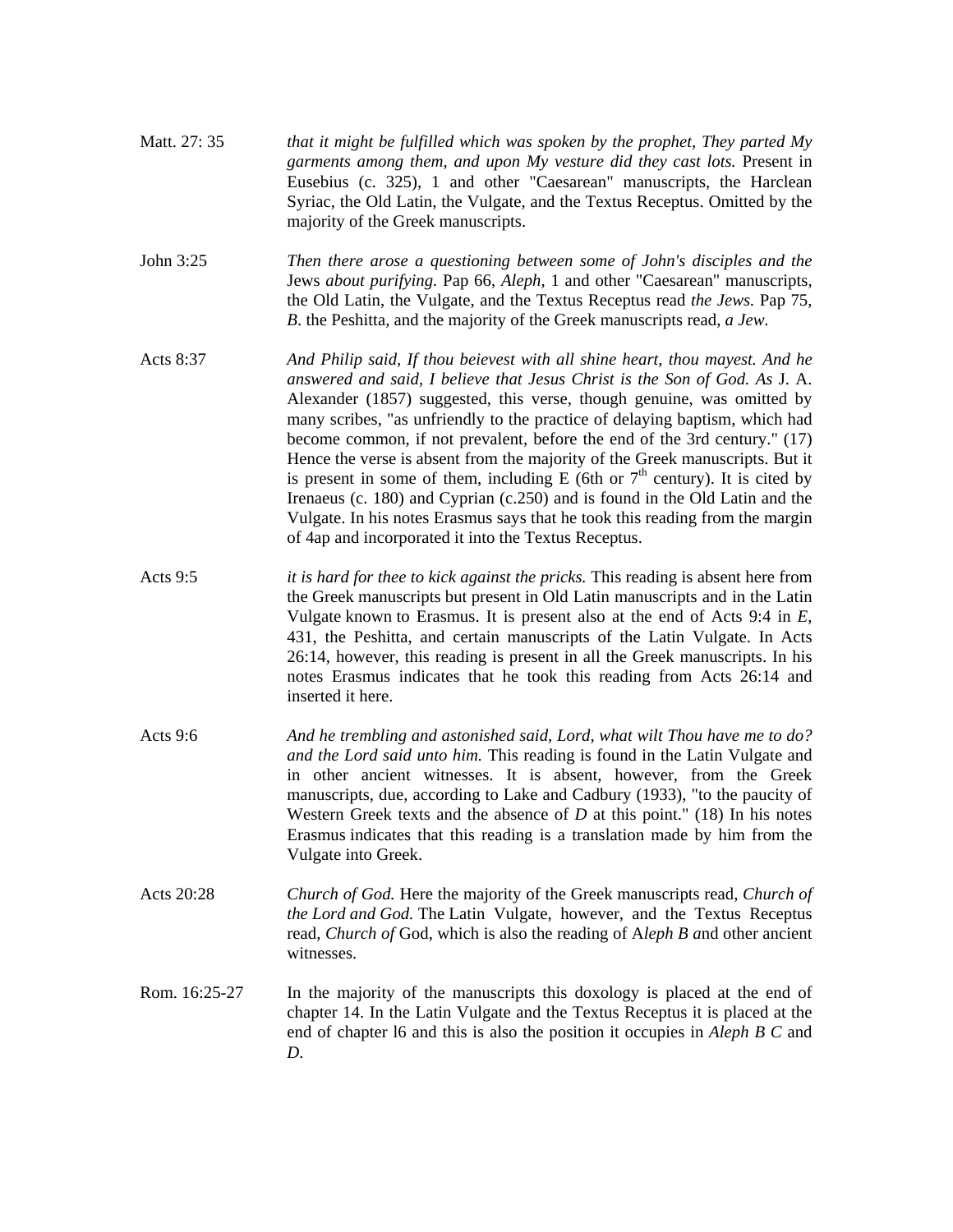Matt. 27: 35 — *that it might be fulfilled which was spoken by the prophet, They parted My garments among them, and upon My vesture did they cast lots.* Present in Eusebius (c. 325), 1 and other "Caesarean" manuscripts, the Harclean Syriac, the Old Latin, the Vulgate, and the Textus Receptus. Omitted by the majority of the Greek manuscripts.

John 3:25 — *Then there arose a questioning between some of John's disciples and the* Jews *about purifying.* Pap 66, *Aleph*, 1 and other "Caesarean" manuscripts, the Old Latin, the Vulgate, and the Textus Receptus read *the Jews.* Pap 75, *B*. the Peshitta, and the majority of the Greek manuscripts read, *a Jew*.

Acts 8:37 — *And Philip said, If thou beievest with all shine heart, thou mayest. And he answered and said, I believe that Jesus Christ is the Son of God. As* J. A. Alexander (1857) suggested, this verse, though genuine, was omitted by many scribes, "as unfriendly to the practice of delaying baptism, which had become common, if not prevalent, before the end of the 3rd century." (17) Hence the verse is absent from the majority of the Greek manuscripts. But it is present in some of them, including E (6th or 7th century). It is cited by Irenaeus (c. 180) and Cyprian (c.250) and is found in the Old Latin and the Vulgate. In his notes Erasmus says that he took this reading from the margin of 4ap and incorporated it into the Textus Receptus.

Acts 9:5 — *it is hard for thee to kick against the pricks.* This reading is absent here from the Greek manuscripts but present in Old Latin manuscripts and in the Latin Vulgate known to Erasmus. It is present also at the end of Acts 9:4 in *E*, 431, the Peshitta, and certain manuscripts of the Latin Vulgate. In Acts 26:14, however, this reading is present in all the Greek manuscripts. In his notes Erasmus indicates that he took this reading from Acts 26:14 and inserted it here.

Acts 9:6 — *And he trembling and astonished said, Lord, what wilt Thou have me to do? and the Lord said unto him.* This reading is found in the Latin Vulgate and in other ancient witnesses. It is absent, however, from the Greek manuscripts, due, according to Lake and Cadbury (1933), "to the paucity of Western Greek texts and the absence of *D* at this point." (18) In his notes Erasmus indicates that this reading is a translation made by him from the Vulgate into Greek.

Acts 20:28 — *Church of God.* Here the majority of the Greek manuscripts read, *Church of the Lord and God.* The Latin Vulgate, however, and the Textus Receptus read, *Church of* God, which is also the reading of A*leph B a*nd other ancient witnesses.

Rom. 16:25-27 — In the majority of the manuscripts this doxology is placed at the end of chapter 14. In the Latin Vulgate and the Textus Receptus it is placed at the end of chapter l6 and this is also the position it occupies in *Aleph B C* and *D*.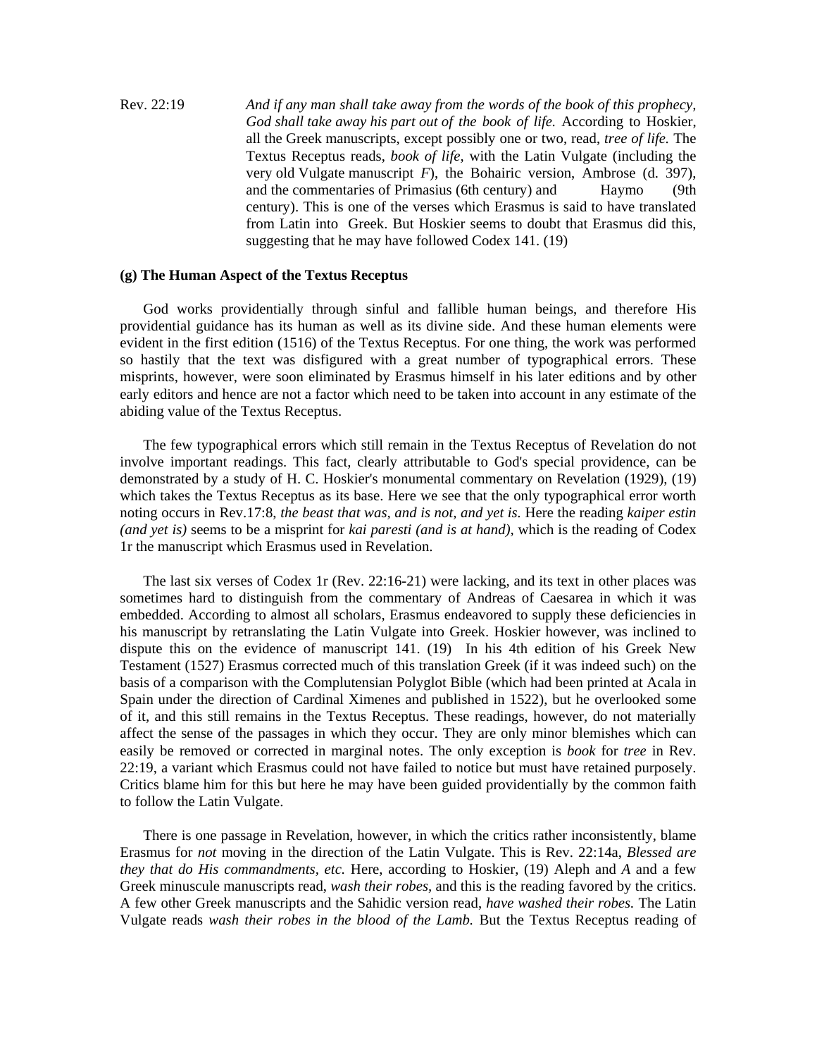Rev. 22:19 *And if any man shall take away from the words of the book of this prophecy, God shall take away his part out of the book of life.* According to Hoskier, all the Greek manuscripts, except possibly one or two, read, *tree of life.* The Textus Receptus reads, *book of life,* with the Latin Vulgate (including the very old Vulgate manuscript *F*), the Bohairic version, Ambrose (d. 397), and the commentaries of Primasius (6th century) and Haymo (9th century). This is one of the verses which Erasmus is said to have translated from Latin into Greek. But Hoskier seems to doubt that Erasmus did this, suggesting that he may have followed Codex 141. (19)

**(g) The Human Aspect of the Textus Receptus**

God works providentially through sinful and fallible human beings, and therefore His providential guidance has its human as well as its divine side. And these human elements were evident in the first edition (1516) of the Textus Receptus. For one thing, the work was performed so hastily that the text was disfigured with a great number of typographical errors. These misprints, however, were soon eliminated by Erasmus himself in his later editions and by other early editors and hence are not a factor which need to be taken into account in any estimate of the abiding value of the Textus Receptus.

The few typographical errors which still remain in the Textus Receptus of Revelation do not involve important readings. This fact, clearly attributable to God's special providence, can be demonstrated by a study of H. C. Hoskier's monumental commentary on Revelation (1929), (19) which takes the Textus Receptus as its base. Here we see that the only typographical error worth noting occurs in Rev.17:8, *the beast that was, and is not, and yet is.* Here the reading *kaiper estin (and yet is)* seems to be a misprint for *kai paresti (and is at hand),* which is the reading of Codex 1r the manuscript which Erasmus used in Revelation.

The last six verses of Codex 1r (Rev. 22:16-21) were lacking, and its text in other places was sometimes hard to distinguish from the commentary of Andreas of Caesarea in which it was embedded. According to almost all scholars, Erasmus endeavored to supply these deficiencies in his manuscript by retranslating the Latin Vulgate into Greek. Hoskier however, was inclined to dispute this on the evidence of manuscript 141. (19) In his 4th edition of his Greek New Testament (1527) Erasmus corrected much of this translation Greek (if it was indeed such) on the basis of a comparison with the Complutensian Polyglot Bible (which had been printed at Acala in Spain under the direction of Cardinal Ximenes and published in 1522), but he overlooked some of it, and this still remains in the Textus Receptus. These readings, however, do not materially affect the sense of the passages in which they occur. They are only minor blemishes which can easily be removed or corrected in marginal notes. The only exception is *book* for *tree* in Rev. 22:19, a variant which Erasmus could not have failed to notice but must have retained purposely. Critics blame him for this but here he may have been guided providentially by the common faith to follow the Latin Vulgate.

There is one passage in Revelation, however, in which the critics rather inconsistently, blame Erasmus for *not* moving in the direction of the Latin Vulgate. This is Rev. 22:14a, *Blessed are they that do His commandments, etc.* Here, according to Hoskier, (19) Aleph and *A* and a few Greek minuscule manuscripts read, *wash their robes*, and this is the reading favored by the critics. A few other Greek manuscripts and the Sahidic version read, *have washed their robes.* The Latin Vulgate reads *wash their robes in the blood of the Lamb.* But the Textus Receptus reading of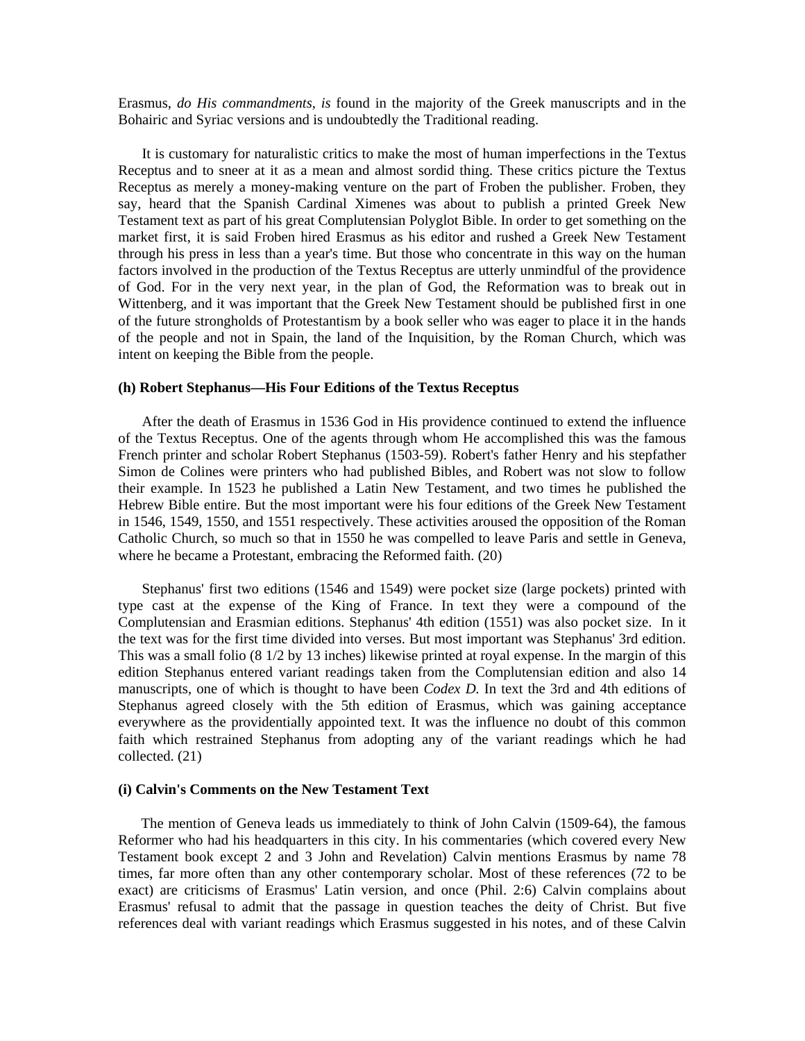Erasmus, *do His commandments*, *is* found in the majority of the Greek manuscripts and in the Bohairic and Syriac versions and is undoubtedly the Traditional reading.

It is customary for naturalistic critics to make the most of human imperfections in the Textus Receptus and to sneer at it as a mean and almost sordid thing. These critics picture the Textus Receptus as merely a money-making venture on the part of Froben the publisher. Froben, they say, heard that the Spanish Cardinal Ximenes was about to publish a printed Greek New Testament text as part of his great Complutensian Polyglot Bible. In order to get something on the market first, it is said Froben hired Erasmus as his editor and rushed a Greek New Testament through his press in less than a year's time. But those who concentrate in this way on the human factors involved in the production of the Textus Receptus are utterly unmindful of the providence of God. For in the very next year, in the plan of God, the Reformation was to break out in Wittenberg, and it was important that the Greek New Testament should be published first in one of the future strongholds of Protestantism by a book seller who was eager to place it in the hands of the people and not in Spain, the land of the Inquisition, by the Roman Church, which was intent on keeping the Bible from the people.

**(h) Robert Stephanus—His Four Editions of the Textus Receptus**

After the death of Erasmus in 1536 God in His providence continued to extend the influence of the Textus Receptus. One of the agents through whom He accomplished this was the famous French printer and scholar Robert Stephanus (1503-59). Robert's father Henry and his stepfather Simon de Colines were printers who had published Bibles, and Robert was not slow to follow their example. In 1523 he published a Latin New Testament, and two times he published the Hebrew Bible entire. But the most important were his four editions of the Greek New Testament in 1546, 1549, 1550, and 1551 respectively. These activities aroused the opposition of the Roman Catholic Church, so much so that in 1550 he was compelled to leave Paris and settle in Geneva, where he became a Protestant, embracing the Reformed faith. (20)

Stephanus' first two editions (1546 and 1549) were pocket size (large pockets) printed with type cast at the expense of the King of France. In text they were a compound of the Complutensian and Erasmian editions. Stephanus' 4th edition (1551) was also pocket size. In it the text was for the first time divided into verses. But most important was Stephanus' 3rd edition. This was a small folio (8 1/2 by 13 inches) likewise printed at royal expense. In the margin of this edition Stephanus entered variant readings taken from the Complutensian edition and also 14 manuscripts, one of which is thought to have been *Codex D.* In text the 3rd and 4th editions of Stephanus agreed closely with the 5th edition of Erasmus, which was gaining acceptance everywhere as the providentially appointed text. It was the influence no doubt of this common faith which restrained Stephanus from adopting any of the variant readings which he had collected. (21)

**(i) Calvin's Comments on the New Testament Text**

The mention of Geneva leads us immediately to think of John Calvin (1509-64), the famous Reformer who had his headquarters in this city. In his commentaries (which covered every New Testament book except 2 and 3 John and Revelation) Calvin mentions Erasmus by name 78 times, far more often than any other contemporary scholar. Most of these references (72 to be exact) are criticisms of Erasmus' Latin version, and once (Phil. 2:6) Calvin complains about Erasmus' refusal to admit that the passage in question teaches the deity of Christ. But five references deal with variant readings which Erasmus suggested in his notes, and of these Calvin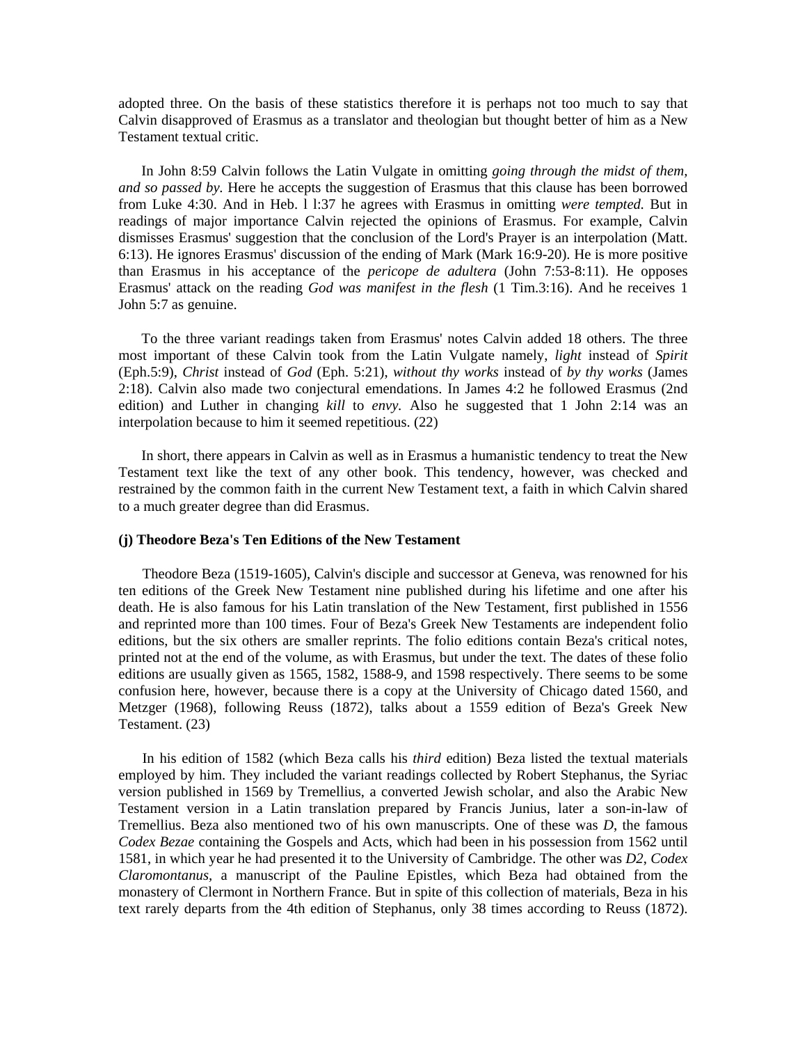adopted three. On the basis of these statistics therefore it is perhaps not too much to say that Calvin disapproved of Erasmus as a translator and theologian but thought better of him as a New Testament textual critic.

In John 8:59 Calvin follows the Latin Vulgate in omitting *going through the midst of them, and so passed by.* Here he accepts the suggestion of Erasmus that this clause has been borrowed from Luke 4:30. And in Heb. l l:37 he agrees with Erasmus in omitting *were tempted.* But in readings of major importance Calvin rejected the opinions of Erasmus. For example, Calvin dismisses Erasmus' suggestion that the conclusion of the Lord's Prayer is an interpolation (Matt. 6:13). He ignores Erasmus' discussion of the ending of Mark (Mark 16:9-20). He is more positive than Erasmus in his acceptance of the *pericope de adultera* (John 7:53-8:11). He opposes Erasmus' attack on the reading *God was manifest in the flesh* (1 Tim.3:16). And he receives 1 John 5:7 as genuine.

To the three variant readings taken from Erasmus' notes Calvin added 18 others. The three most important of these Calvin took from the Latin Vulgate namely, *light* instead of *Spirit* (Eph.5:9), *Christ* instead of *God* (Eph. 5:21), *without thy works* instead of *by thy works* (James 2:18). Calvin also made two conjectural emendations. In James 4:2 he followed Erasmus (2nd edition) and Luther in changing *kill* to *envy.* Also he suggested that 1 John 2:14 was an interpolation because to him it seemed repetitious. (22)

In short, there appears in Calvin as well as in Erasmus a humanistic tendency to treat the New Testament text like the text of any other book. This tendency, however, was checked and restrained by the common faith in the current New Testament text, a faith in which Calvin shared to a much greater degree than did Erasmus.

**(j) Theodore Beza's Ten Editions of the New Testament**

Theodore Beza (1519-1605), Calvin's disciple and successor at Geneva, was renowned for his ten editions of the Greek New Testament nine published during his lifetime and one after his death. He is also famous for his Latin translation of the New Testament, first published in 1556 and reprinted more than 100 times. Four of Beza's Greek New Testaments are independent folio editions, but the six others are smaller reprints. The folio editions contain Beza's critical notes, printed not at the end of the volume, as with Erasmus, but under the text. The dates of these folio editions are usually given as 1565, 1582, 1588-9, and 1598 respectively. There seems to be some confusion here, however, because there is a copy at the University of Chicago dated 1560, and Metzger (1968), following Reuss (1872), talks about a 1559 edition of Beza's Greek New Testament. (23)

In his edition of 1582 (which Beza calls his *third* edition) Beza listed the textual materials employed by him. They included the variant readings collected by Robert Stephanus, the Syriac version published in 1569 by Tremellius, a converted Jewish scholar, and also the Arabic New Testament version in a Latin translation prepared by Francis Junius, later a son-in-law of Tremellius. Beza also mentioned two of his own manuscripts. One of these was *D*, the famous *Codex Bezae* containing the Gospels and Acts, which had been in his possession from 1562 until 1581, in which year he had presented it to the University of Cambridge. The other was *D2*, *Codex Claromontanus*, a manuscript of the Pauline Epistles, which Beza had obtained from the monastery of Clermont in Northern France. But in spite of this collection of materials, Beza in his text rarely departs from the 4th edition of Stephanus, only 38 times according to Reuss (1872).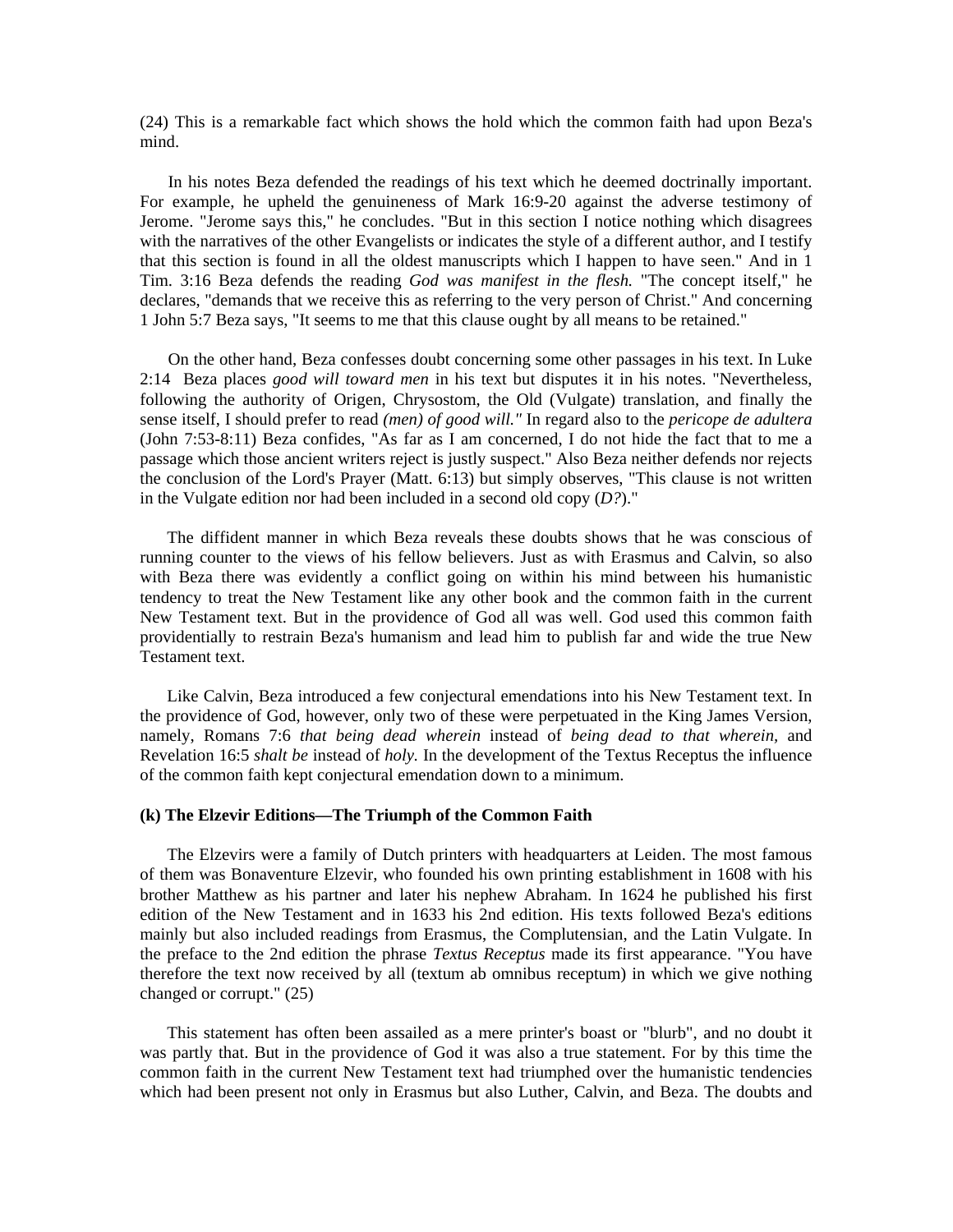(24) This is a remarkable fact which shows the hold which the common faith had upon Beza's mind.

In his notes Beza defended the readings of his text which he deemed doctrinally important. For example, he upheld the genuineness of Mark 16:9-20 against the adverse testimony of Jerome. "Jerome says this," he concludes. "But in this section I notice nothing which disagrees with the narratives of the other Evangelists or indicates the style of a different author, and I testify that this section is found in all the oldest manuscripts which I happen to have seen." And in 1 Tim. 3:16 Beza defends the reading *God was manifest in the flesh.* "The concept itself," he declares, "demands that we receive this as referring to the very person of Christ." And concerning 1 John 5:7 Beza says, "It seems to me that this clause ought by all means to be retained."

On the other hand, Beza confesses doubt concerning some other passages in his text. In Luke 2:14 Beza places *good will toward men* in his text but disputes it in his notes. "Nevertheless, following the authority of Origen, Chrysostom, the Old (Vulgate) translation, and finally the sense itself, I should prefer to read *(men) of good will."* In regard also to the *pericope de adultera* (John 7:53-8:11) Beza confides, "As far as I am concerned, I do not hide the fact that to me a passage which those ancient writers reject is justly suspect." Also Beza neither defends nor rejects the conclusion of the Lord's Prayer (Matt. 6:13) but simply observes, "This clause is not written in the Vulgate edition nor had been included in a second old copy (*D?*)."

The diffident manner in which Beza reveals these doubts shows that he was conscious of running counter to the views of his fellow believers. Just as with Erasmus and Calvin, so also with Beza there was evidently a conflict going on within his mind between his humanistic tendency to treat the New Testament like any other book and the common faith in the current New Testament text. But in the providence of God all was well. God used this common faith providentially to restrain Beza's humanism and lead him to publish far and wide the true New Testament text.

Like Calvin, Beza introduced a few conjectural emendations into his New Testament text. In the providence of God, however, only two of these were perpetuated in the King James Version, namely, Romans 7:6 *that being dead wherein* instead of *being dead to that wherein,* and Revelation 16:5 *shalt be* instead of *holy.* In the development of the Textus Receptus the influence of the common faith kept conjectural emendation down to a minimum.

### (k) The Elzevir Editions—The Triumph of the Common Faith

The Elzevirs were a family of Dutch printers with headquarters at Leiden. The most famous of them was Bonaventure Elzevir, who founded his own printing establishment in 1608 with his brother Matthew as his partner and later his nephew Abraham. In 1624 he published his first edition of the New Testament and in 1633 his 2nd edition. His texts followed Beza's editions mainly but also included readings from Erasmus, the Complutensian, and the Latin Vulgate. In the preface to the 2nd edition the phrase *Textus Receptus* made its first appearance. "You have therefore the text now received by all (textum ab omnibus receptum) in which we give nothing changed or corrupt." (25)

This statement has often been assailed as a mere printer's boast or "blurb", and no doubt it was partly that. But in the providence of God it was also a true statement. For by this time the common faith in the current New Testament text had triumphed over the humanistic tendencies which had been present not only in Erasmus but also Luther, Calvin, and Beza. The doubts and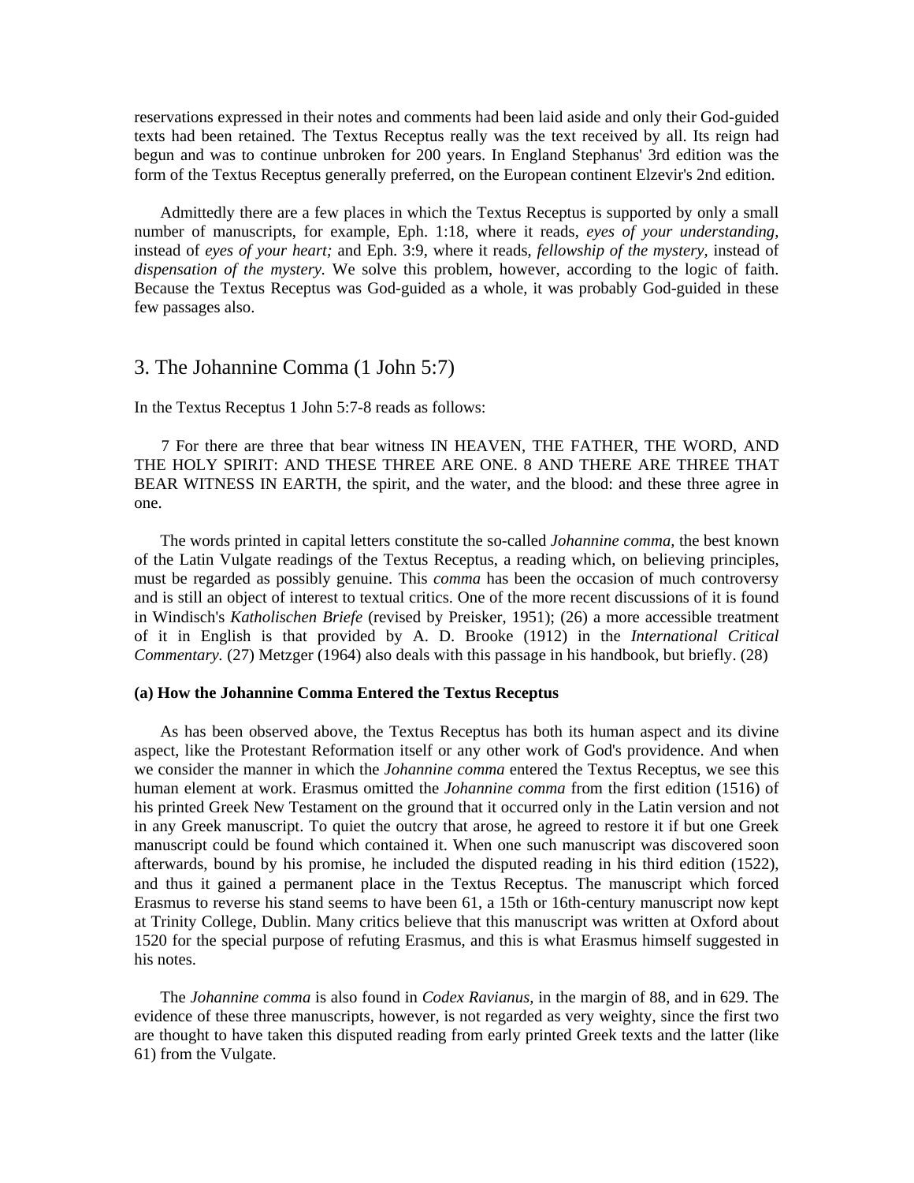reservations expressed in their notes and comments had been laid aside and only their God-guided texts had been retained. The Textus Receptus really was the text received by all. Its reign had begun and was to continue unbroken for 200 years. In England Stephanus' 3rd edition was the form of the Textus Receptus generally preferred, on the European continent Elzevir's 2nd edition.

Admittedly there are a few places in which the Textus Receptus is supported by only a small number of manuscripts, for example, Eph. 1:18, where it reads, *eyes of your understanding,* instead of *eyes of your heart;* and Eph. 3:9, where it reads, *fellowship of the mystery,* instead of *dispensation of the mystery.* We solve this problem, however, according to the logic of faith. Because the Textus Receptus was God-guided as a whole, it was probably God-guided in these few passages also.

## 3. The Johannine Comma (1 John 5:7)

In the Textus Receptus 1 John 5:7-8 reads as follows:

7 For there are three that bear witness IN HEAVEN, THE FATHER, THE WORD, AND THE HOLY SPIRIT: AND THESE THREE ARE ONE. 8 AND THERE ARE THREE THAT BEAR WITNESS IN EARTH, the spirit, and the water, and the blood: and these three agree in one.

The words printed in capital letters constitute the so-called *Johannine comma,* the best known of the Latin Vulgate readings of the Textus Receptus, a reading which, on believing principles, must be regarded as possibly genuine. This *comma* has been the occasion of much controversy and is still an object of interest to textual critics. One of the more recent discussions of it is found in Windisch's *Katholischen Briefe* (revised by Preisker, 1951); (26) a more accessible treatment of it in English is that provided by A. D. Brooke (1912) in the *International Critical Commentary.* (27) Metzger (1964) also deals with this passage in his handbook, but briefly. (28)

### (a) How the Johannine Comma Entered the Textus Receptus

As has been observed above, the Textus Receptus has both its human aspect and its divine aspect, like the Protestant Reformation itself or any other work of God's providence. And when we consider the manner in which the *Johannine comma* entered the Textus Receptus, we see this human element at work. Erasmus omitted the *Johannine comma* from the first edition (1516) of his printed Greek New Testament on the ground that it occurred only in the Latin version and not in any Greek manuscript. To quiet the outcry that arose, he agreed to restore it if but one Greek manuscript could be found which contained it. When one such manuscript was discovered soon afterwards, bound by his promise, he included the disputed reading in his third edition (1522), and thus it gained a permanent place in the Textus Receptus. The manuscript which forced Erasmus to reverse his stand seems to have been 61, a 15th or 16th-century manuscript now kept at Trinity College, Dublin. Many critics believe that this manuscript was written at Oxford about 1520 for the special purpose of refuting Erasmus, and this is what Erasmus himself suggested in his notes.

The *Johannine comma* is also found in *Codex Ravianus,* in the margin of 88, and in 629. The evidence of these three manuscripts, however, is not regarded as very weighty, since the first two are thought to have taken this disputed reading from early printed Greek texts and the latter (like 61) from the Vulgate.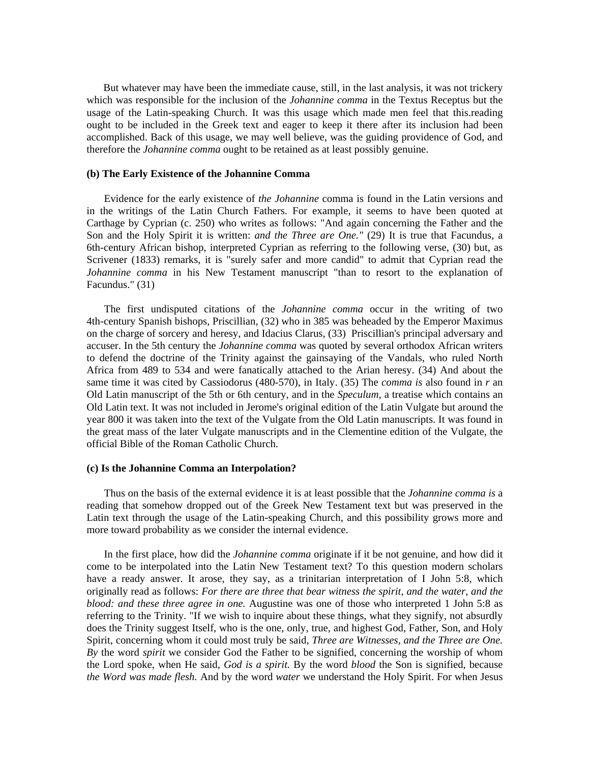But whatever may have been the immediate cause, still, in the last analysis, it was not trickery which was responsible for the inclusion of the *Johannine comma* in the Textus Receptus but the usage of the Latin-speaking Church. It was this usage which made men feel that this.reading ought to be included in the Greek text and eager to keep it there after its inclusion had been accomplished. Back of this usage, we may well believe, was the guiding providence of God, and therefore the *Johannine comma* ought to be retained as at least possibly genuine.

**(b) The Early Existence of the Johannine Comma**

Evidence for the early existence of *the Johannine* comma is found in the Latin versions and in the writings of the Latin Church Fathers. For example, it seems to have been quoted at Carthage by Cyprian (c. 250) who writes as follows: "And again concerning the Father and the Son and the Holy Spirit it is written: *and the Three are One."* (29) It is true that Facundus, a 6th-century African bishop, interpreted Cyprian as referring to the following verse, (30) but, as Scrivener (1833) remarks, it is "surely safer and more candid" to admit that Cyprian read the *Johannine comma* in his New Testament manuscript "than to resort to the explanation of Facundus." (31)

The first undisputed citations of the *Johannine comma* occur in the writing of two 4th-century Spanish bishops, Priscillian, (32) who in 385 was beheaded by the Emperor Maximus on the charge of sorcery and heresy, and Idacius Clarus, (33) Priscillian's principal adversary and accuser. In the 5th century the *Johannine comma* was quoted by several orthodox African writers to defend the doctrine of the Trinity against the gainsaying of the Vandals, who ruled North Africa from 489 to 534 and were fanatically attached to the Arian heresy. (34) And about the same time it was cited by Cassiodorus (480-570), in Italy. (35) The *comma is* also found in *r* an Old Latin manuscript of the 5th or 6th century, and in the *Speculum,* a treatise which contains an Old Latin text. It was not included in Jerome's original edition of the Latin Vulgate but around the year 800 it was taken into the text of the Vulgate from the Old Latin manuscripts. It was found in the great mass of the later Vulgate manuscripts and in the Clementine edition of the Vulgate, the official Bible of the Roman Catholic Church.

**(c) Is the Johannine Comma an Interpolation?**

Thus on the basis of the external evidence it is at least possible that the *Johannine comma is* a reading that somehow dropped out of the Greek New Testament text but was preserved in the Latin text through the usage of the Latin-speaking Church, and this possibility grows more and more toward probability as we consider the internal evidence.

In the first place, how did the *Johannine comma* originate if it be not genuine, and how did it come to be interpolated into the Latin New Testament text? To this question modern scholars have a ready answer. It arose, they say, as a trinitarian interpretation of I John 5:8, which originally read as follows: *For there are three that bear witness the spirit, and the water, and the blood: and these three agree in one.* Augustine was one of those who interpreted 1 John 5:8 as referring to the Trinity. "If we wish to inquire about these things, what they signify, not absurdly does the Trinity suggest Itself, who is the one, only, true, and highest God, Father, Son, and Holy Spirit, concerning whom it could most truly be said, *Three are Witnesses, and the Three are One. By* the word *spirit* we consider God the Father to be signified, concerning the worship of whom the Lord spoke, when He said, *God is a spirit.* By the word *blood* the Son is signified, because *the Word was made flesh.* And by the word *water* we understand the Holy Spirit. For when Jesus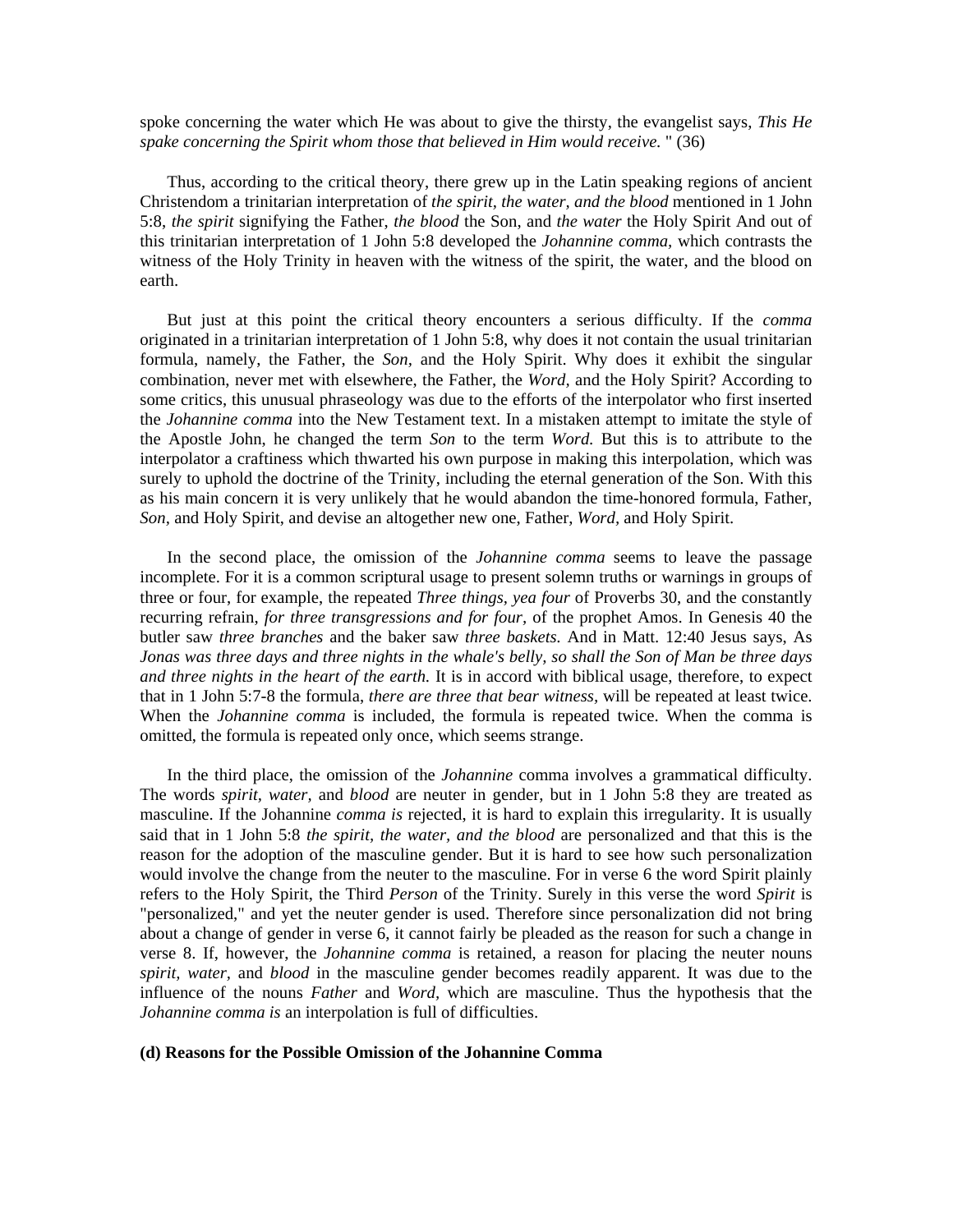spoke concerning the water which He was about to give the thirsty, the evangelist says, *This He spake concerning the Spirit whom those that believed in Him would receive.* " (36)

Thus, according to the critical theory, there grew up in the Latin speaking regions of ancient Christendom a trinitarian interpretation of *the spirit, the water, and the blood* mentioned in 1 John 5:8, *the spirit* signifying the Father, *the blood* the Son, and *the water* the Holy Spirit And out of this trinitarian interpretation of 1 John 5:8 developed the *Johannine comma*, which contrasts the witness of the Holy Trinity in heaven with the witness of the spirit, the water, and the blood on earth.

But just at this point the critical theory encounters a serious difficulty. If the *comma* originated in a trinitarian interpretation of 1 John 5:8, why does it not contain the usual trinitarian formula, namely, the Father, the *Son*, and the Holy Spirit. Why does it exhibit the singular combination, never met with elsewhere, the Father, the *Word*, and the Holy Spirit? According to some critics, this unusual phraseology was due to the efforts of the interpolator who first inserted the *Johannine comma* into the New Testament text. In a mistaken attempt to imitate the style of the Apostle John, he changed the term *Son* to the term *Word.* But this is to attribute to the interpolator a craftiness which thwarted his own purpose in making this interpolation, which was surely to uphold the doctrine of the Trinity, including the eternal generation of the Son. With this as his main concern it is very unlikely that he would abandon the time-honored formula, Father, *Son*, and Holy Spirit, and devise an altogether new one, Father, *Word*, and Holy Spirit.

In the second place, the omission of the *Johannine comma* seems to leave the passage incomplete. For it is a common scriptural usage to present solemn truths or warnings in groups of three or four, for example, the repeated *Three things, yea four* of Proverbs 30, and the constantly recurring refrain, *for three transgressions and for four*, of the prophet Amos. In Genesis 40 the butler saw *three branches* and the baker saw *three baskets.* And in Matt. 12:40 Jesus says, As *Jonas was three days and three nights in the whale's belly, so shall the Son of Man be three days and three nights in the heart of the earth.* It is in accord with biblical usage, therefore, to expect that in 1 John 5:7-8 the formula, *there are three that bear witness*, will be repeated at least twice. When the *Johannine comma* is included, the formula is repeated twice. When the comma is omitted, the formula is repeated only once, which seems strange.

In the third place, the omission of the *Johannine* comma involves a grammatical difficulty. The words *spirit, water,* and *blood* are neuter in gender, but in 1 John 5:8 they are treated as masculine. If the Johannine *comma is* rejected, it is hard to explain this irregularity. It is usually said that in 1 John 5:8 *the spirit, the water, and the blood* are personalized and that this is the reason for the adoption of the masculine gender. But it is hard to see how such personalization would involve the change from the neuter to the masculine. For in verse 6 the word Spirit plainly refers to the Holy Spirit, the Third *Person* of the Trinity. Surely in this verse the word *Spirit* is "personalized," and yet the neuter gender is used. Therefore since personalization did not bring about a change of gender in verse 6, it cannot fairly be pleaded as the reason for such a change in verse 8. If, however, the *Johannine comma* is retained, a reason for placing the neuter nouns *spirit, water,* and *blood* in the masculine gender becomes readily apparent. It was due to the influence of the nouns *Father* and *Word,* which are masculine. Thus the hypothesis that the *Johannine comma is* an interpolation is full of difficulties.

**(d) Reasons for the Possible Omission of the Johannine Comma**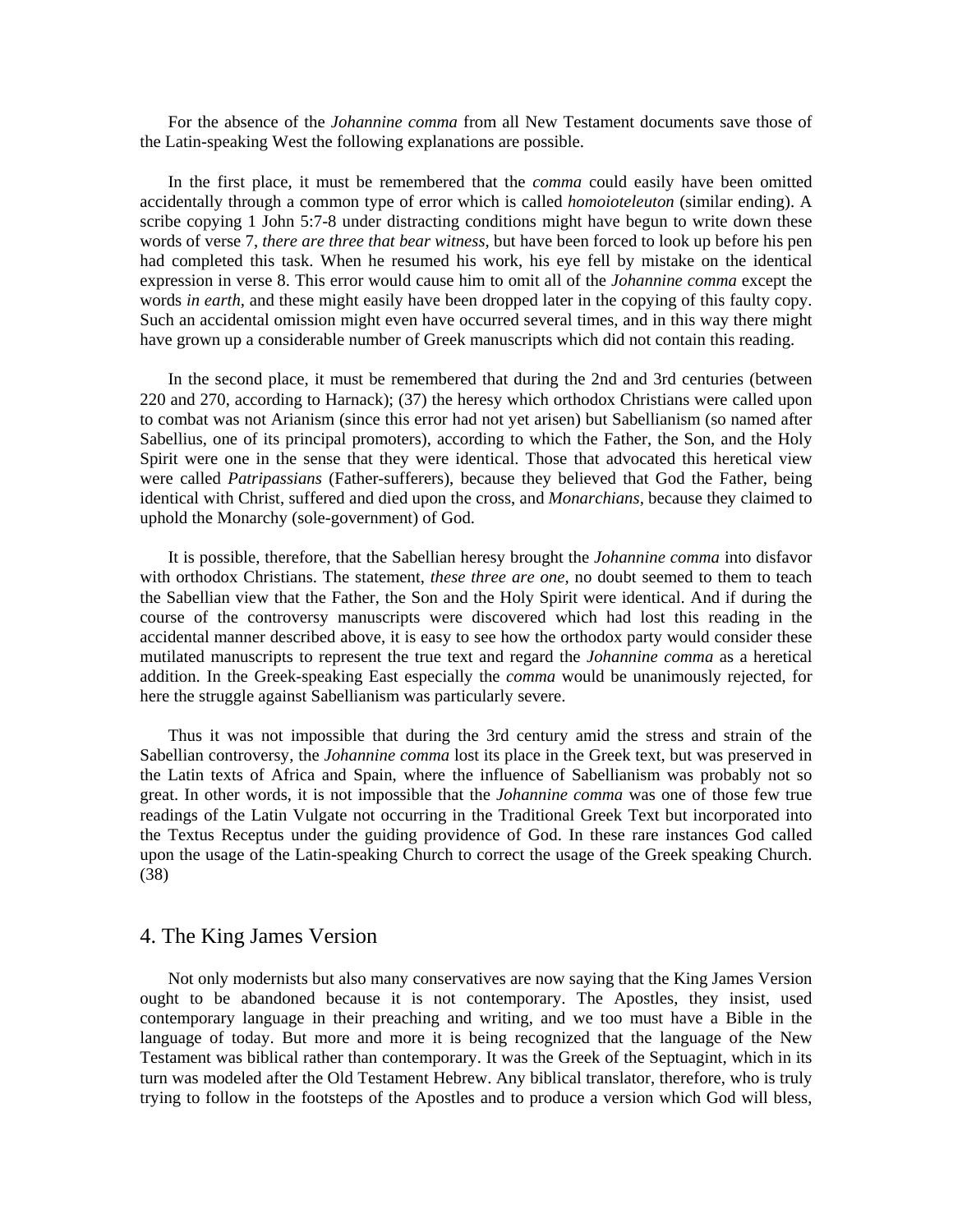For the absence of the *Johannine comma* from all New Testament documents save those of the Latin-speaking West the following explanations are possible.

In the first place, it must be remembered that the *comma* could easily have been omitted accidentally through a common type of error which is called *homoioteleuton* (similar ending). A scribe copying 1 John 5:7-8 under distracting conditions might have begun to write down these words of verse 7, *there are three that bear witness*, but have been forced to look up before his pen had completed this task. When he resumed his work, his eye fell by mistake on the identical expression in verse 8. This error would cause him to omit all of the *Johannine comma* except the words *in earth*, and these might easily have been dropped later in the copying of this faulty copy. Such an accidental omission might even have occurred several times, and in this way there might have grown up a considerable number of Greek manuscripts which did not contain this reading.

In the second place, it must be remembered that during the 2nd and 3rd centuries (between 220 and 270, according to Harnack); (37) the heresy which orthodox Christians were called upon to combat was not Arianism (since this error had not yet arisen) but Sabellianism (so named after Sabellius, one of its principal promoters), according to which the Father, the Son, and the Holy Spirit were one in the sense that they were identical. Those that advocated this heretical view were called *Patripassians* (Father-sufferers), because they believed that God the Father, being identical with Christ, suffered and died upon the cross, and *Monarchians*, because they claimed to uphold the Monarchy (sole-government) of God.

It is possible, therefore, that the Sabellian heresy brought the *Johannine comma* into disfavor with orthodox Christians. The statement, *these three are one*, no doubt seemed to them to teach the Sabellian view that the Father, the Son and the Holy Spirit were identical. And if during the course of the controversy manuscripts were discovered which had lost this reading in the accidental manner described above, it is easy to see how the orthodox party would consider these mutilated manuscripts to represent the true text and regard the *Johannine comma* as a heretical addition. In the Greek-speaking East especially the *comma* would be unanimously rejected, for here the struggle against Sabellianism was particularly severe.

Thus it was not impossible that during the 3rd century amid the stress and strain of the Sabellian controversy, the *Johannine comma* lost its place in the Greek text, but was preserved in the Latin texts of Africa and Spain, where the influence of Sabellianism was probably not so great. In other words, it is not impossible that the *Johannine comma* was one of those few true readings of the Latin Vulgate not occurring in the Traditional Greek Text but incorporated into the Textus Receptus under the guiding providence of God. In these rare instances God called upon the usage of the Latin-speaking Church to correct the usage of the Greek speaking Church. (38)

## 4. The King James Version

Not only modernists but also many conservatives are now saying that the King James Version ought to be abandoned because it is not contemporary. The Apostles, they insist, used contemporary language in their preaching and writing, and we too must have a Bible in the language of today. But more and more it is being recognized that the language of the New Testament was biblical rather than contemporary. It was the Greek of the Septuagint, which in its turn was modeled after the Old Testament Hebrew. Any biblical translator, therefore, who is truly trying to follow in the footsteps of the Apostles and to produce a version which God will bless,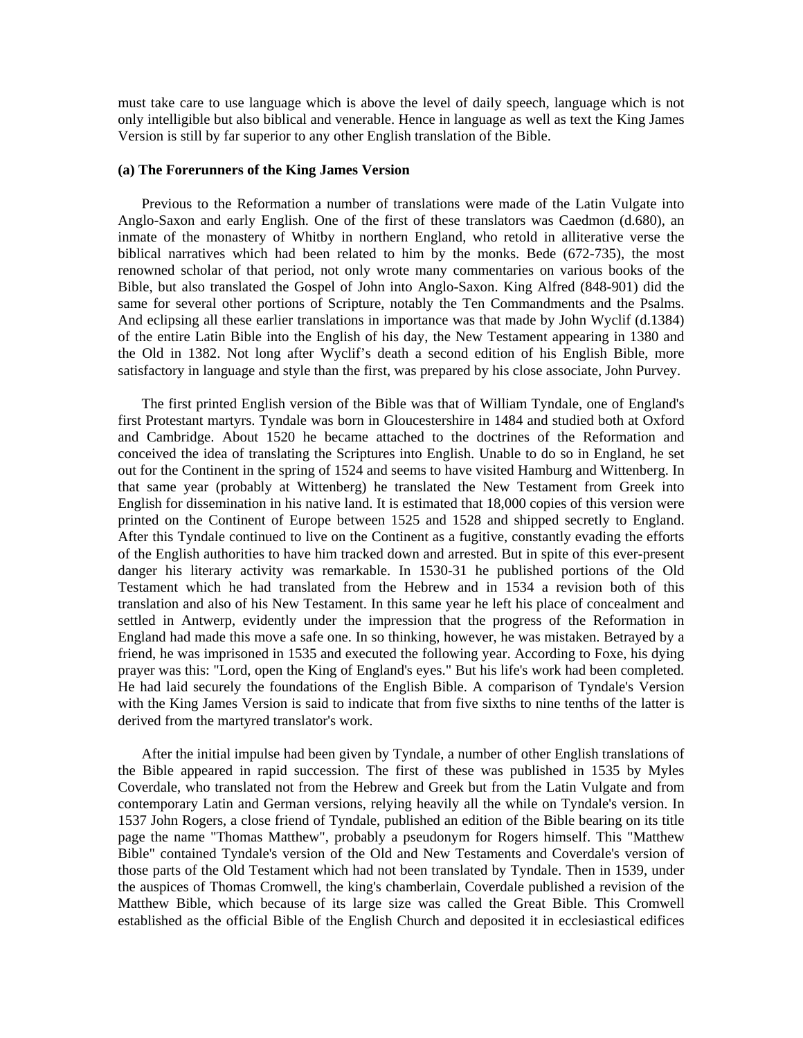must take care to use language which is above the level of daily speech, language which is not only intelligible but also biblical and venerable. Hence in language as well as text the King James Version is still by far superior to any other English translation of the Bible.

**(a) The Forerunners of the King James Version**

Previous to the Reformation a number of translations were made of the Latin Vulgate into Anglo-Saxon and early English. One of the first of these translators was Caedmon (d.680), an inmate of the monastery of Whitby in northern England, who retold in alliterative verse the biblical narratives which had been related to him by the monks. Bede (672-735), the most renowned scholar of that period, not only wrote many commentaries on various books of the Bible, but also translated the Gospel of John into Anglo-Saxon. King Alfred (848-901) did the same for several other portions of Scripture, notably the Ten Commandments and the Psalms. And eclipsing all these earlier translations in importance was that made by John Wyclif (d.1384) of the entire Latin Bible into the English of his day, the New Testament appearing in 1380 and the Old in 1382. Not long after Wyclif's death a second edition of his English Bible, more satisfactory in language and style than the first, was prepared by his close associate, John Purvey.

The first printed English version of the Bible was that of William Tyndale, one of England's first Protestant martyrs. Tyndale was born in Gloucestershire in 1484 and studied both at Oxford and Cambridge. About 1520 he became attached to the doctrines of the Reformation and conceived the idea of translating the Scriptures into English. Unable to do so in England, he set out for the Continent in the spring of 1524 and seems to have visited Hamburg and Wittenberg. In that same year (probably at Wittenberg) he translated the New Testament from Greek into English for dissemination in his native land. It is estimated that 18,000 copies of this version were printed on the Continent of Europe between 1525 and 1528 and shipped secretly to England. After this Tyndale continued to live on the Continent as a fugitive, constantly evading the efforts of the English authorities to have him tracked down and arrested. But in spite of this ever-present danger his literary activity was remarkable. In 1530-31 he published portions of the Old Testament which he had translated from the Hebrew and in 1534 a revision both of this translation and also of his New Testament. In this same year he left his place of concealment and settled in Antwerp, evidently under the impression that the progress of the Reformation in England had made this move a safe one. In so thinking, however, he was mistaken. Betrayed by a friend, he was imprisoned in 1535 and executed the following year. According to Foxe, his dying prayer was this: "Lord, open the King of England's eyes." But his life's work had been completed. He had laid securely the foundations of the English Bible. A comparison of Tyndale's Version with the King James Version is said to indicate that from five sixths to nine tenths of the latter is derived from the martyred translator's work.

After the initial impulse had been given by Tyndale, a number of other English translations of the Bible appeared in rapid succession. The first of these was published in 1535 by Myles Coverdale, who translated not from the Hebrew and Greek but from the Latin Vulgate and from contemporary Latin and German versions, relying heavily all the while on Tyndale's version. In 1537 John Rogers, a close friend of Tyndale, published an edition of the Bible bearing on its title page the name "Thomas Matthew", probably a pseudonym for Rogers himself. This "Matthew Bible" contained Tyndale's version of the Old and New Testaments and Coverdale's version of those parts of the Old Testament which had not been translated by Tyndale. Then in 1539, under the auspices of Thomas Cromwell, the king's chamberlain, Coverdale published a revision of the Matthew Bible, which because of its large size was called the Great Bible. This Cromwell established as the official Bible of the English Church and deposited it in ecclesiastical edifices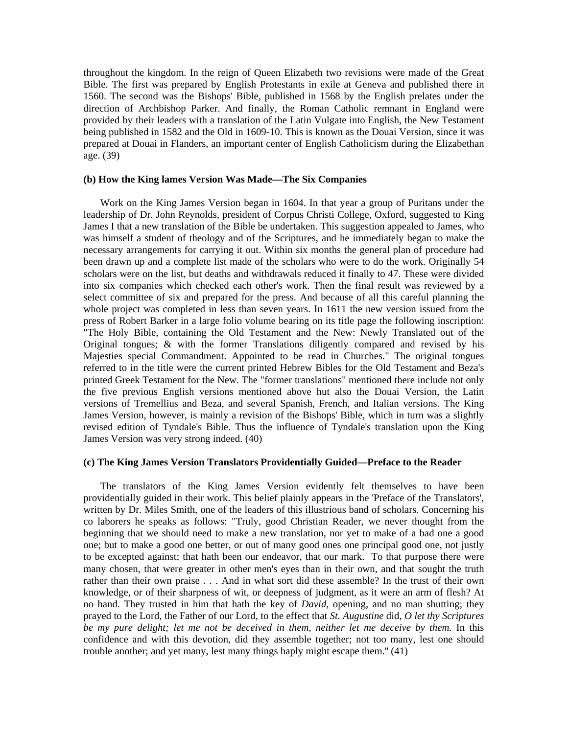throughout the kingdom. In the reign of Queen Elizabeth two revisions were made of the Great Bible. The first was prepared by English Protestants in exile at Geneva and published there in 1560. The second was the Bishops' Bible, published in 1568 by the English prelates under the direction of Archbishop Parker. And finally, the Roman Catholic remnant in England were provided by their leaders with a translation of the Latin Vulgate into English, the New Testament being published in 1582 and the Old in 1609-10. This is known as the Douai Version, since it was prepared at Douai in Flanders, an important center of English Catholicism during the Elizabethan age. (39)

**(b) How the King lames Version Was Made—The Six Companies**

Work on the King James Version began in 1604. In that year a group of Puritans under the leadership of Dr. John Reynolds, president of Corpus Christi College, Oxford, suggested to King James I that a new translation of the Bible be undertaken. This suggestion appealed to James, who was himself a student of theology and of the Scriptures, and he immediately began to make the necessary arrangements for carrying it out. Within six months the general plan of procedure had been drawn up and a complete list made of the scholars who were to do the work. Originally 54 scholars were on the list, but deaths and withdrawals reduced it finally to 47. These were divided into six companies which checked each other's work. Then the final result was reviewed by a select committee of six and prepared for the press. And because of all this careful planning the whole project was completed in less than seven years. In 1611 the new version issued from the press of Robert Barker in a large folio volume bearing on its title page the following inscription: "The Holy Bible, containing the Old Testament and the New: Newly Translated out of the Original tongues; & with the former Translations diligently compared and revised by his Majesties special Commandment. Appointed to be read in Churches." The original tongues referred to in the title were the current printed Hebrew Bibles for the Old Testament and Beza's printed Greek Testament for the New. The "former translations" mentioned there include not only the five previous English versions mentioned above hut also the Douai Version, the Latin versions of Tremellius and Beza, and several Spanish, French, and Italian versions. The King James Version, however, is mainly a revision of the Bishops' Bible, which in turn was a slightly revised edition of Tyndale's Bible. Thus the influence of Tyndale's translation upon the King James Version was very strong indeed. (40)

**(c) The King James Version Translators Providentially Guided—Preface to the Reader**

The translators of the King James Version evidently felt themselves to have been providentially guided in their work. This belief plainly appears in the 'Preface of the Translators', written by Dr. Miles Smith, one of the leaders of this illustrious band of scholars. Concerning his co laborers he speaks as follows: "Truly, good Christian Reader, we never thought from the beginning that we should need to make a new translation, nor yet to make of a bad one a good one; but to make a good one better, or out of many good ones one principal good one, not justly to be excepted against; that hath been our endeavor, that our mark. To that purpose there were many chosen, that were greater in other men's eyes than in their own, and that sought the truth rather than their own praise . . . And in what sort did these assemble? In the trust of their own knowledge, or of their sharpness of wit, or deepness of judgment, as it were an arm of flesh? At no hand. They trusted in him that hath the key of *David*, opening, and no man shutting; they prayed to the Lord, the Father of our Lord, to the effect that *St. Augustine* did, *O let thy Scriptures be my pure delight; let me not be deceived in them, neither let me deceive by them.* In this confidence and with this devotion, did they assemble together; not too many, lest one should trouble another; and yet many, lest many things haply might escape them." (41)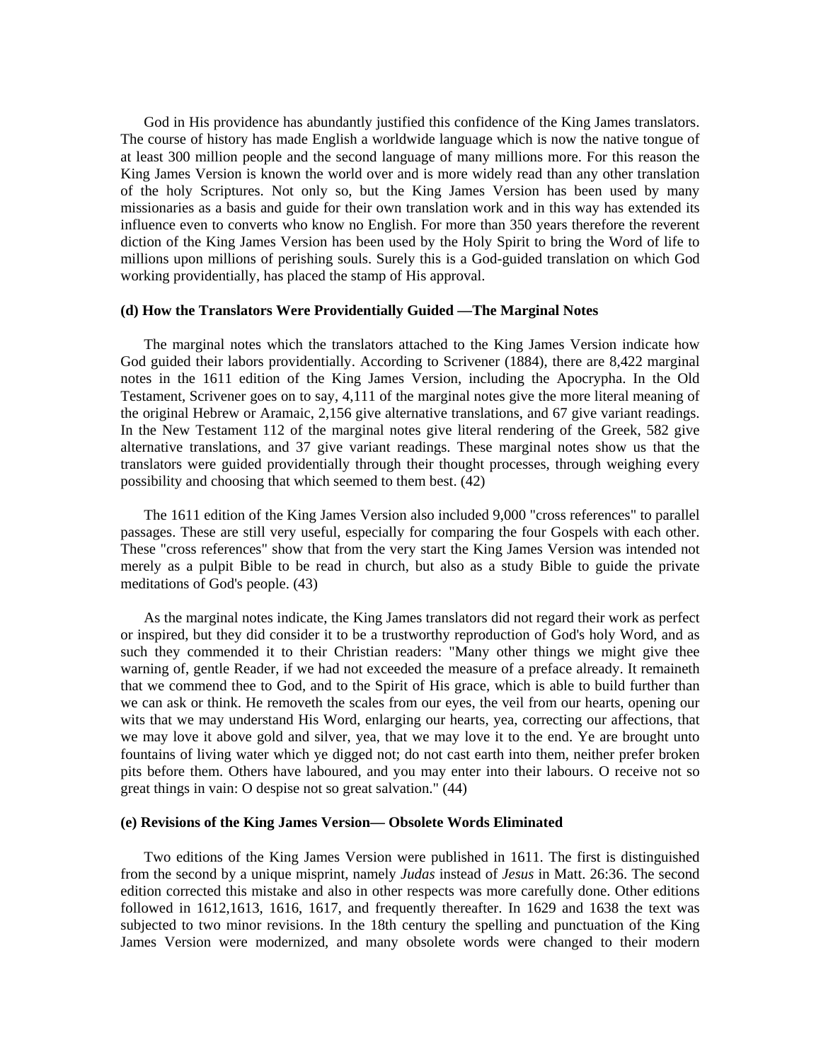God in His providence has abundantly justified this confidence of the King James translators. The course of history has made English a worldwide language which is now the native tongue of at least 300 million people and the second language of many millions more. For this reason the King James Version is known the world over and is more widely read than any other translation of the holy Scriptures. Not only so, but the King James Version has been used by many missionaries as a basis and guide for their own translation work and in this way has extended its influence even to converts who know no English. For more than 350 years therefore the reverent diction of the King James Version has been used by the Holy Spirit to bring the Word of life to millions upon millions of perishing souls. Surely this is a God-guided translation on which God working providentially, has placed the stamp of His approval.

**(d) How the Translators Were Providentially Guided —The Marginal Notes**

The marginal notes which the translators attached to the King James Version indicate how God guided their labors providentially. According to Scrivener (1884), there are 8,422 marginal notes in the 1611 edition of the King James Version, including the Apocrypha. In the Old Testament, Scrivener goes on to say, 4,111 of the marginal notes give the more literal meaning of the original Hebrew or Aramaic, 2,156 give alternative translations, and 67 give variant readings. In the New Testament 112 of the marginal notes give literal rendering of the Greek, 582 give alternative translations, and 37 give variant readings. These marginal notes show us that the translators were guided providentially through their thought processes, through weighing every possibility and choosing that which seemed to them best. (42)

The 1611 edition of the King James Version also included 9,000 "cross references" to parallel passages. These are still very useful, especially for comparing the four Gospels with each other. These "cross references" show that from the very start the King James Version was intended not merely as a pulpit Bible to be read in church, but also as a study Bible to guide the private meditations of God's people. (43)

As the marginal notes indicate, the King James translators did not regard their work as perfect or inspired, but they did consider it to be a trustworthy reproduction of God's holy Word, and as such they commended it to their Christian readers: "Many other things we might give thee warning of, gentle Reader, if we had not exceeded the measure of a preface already. It remaineth that we commend thee to God, and to the Spirit of His grace, which is able to build further than we can ask or think. He removeth the scales from our eyes, the veil from our hearts, opening our wits that we may understand His Word, enlarging our hearts, yea, correcting our affections, that we may love it above gold and silver, yea, that we may love it to the end. Ye are brought unto fountains of living water which ye digged not; do not cast earth into them, neither prefer broken pits before them. Others have laboured, and you may enter into their labours. O receive not so great things in vain: O despise not so great salvation." (44)

**(e) Revisions of the King James Version— Obsolete Words Eliminated**

Two editions of the King James Version were published in 1611. The first is distinguished from the second by a unique misprint, namely *Judas* instead of *Jesus* in Matt. 26:36. The second edition corrected this mistake and also in other respects was more carefully done. Other editions followed in 1612,1613, 1616, 1617, and frequently thereafter. In 1629 and 1638 the text was subjected to two minor revisions. In the 18th century the spelling and punctuation of the King James Version were modernized, and many obsolete words were changed to their modern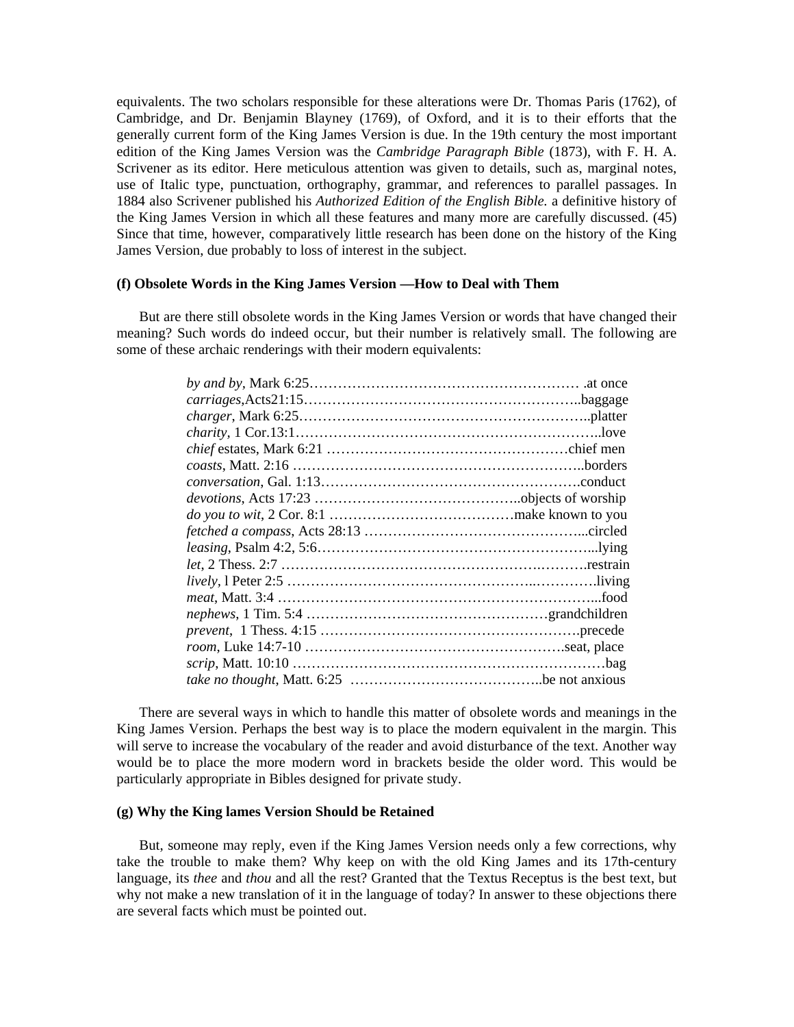equivalents. The two scholars responsible for these alterations were Dr. Thomas Paris (1762), of Cambridge, and Dr. Benjamin Blayney (1769), of Oxford, and it is to their efforts that the generally current form of the King James Version is due. In the 19th century the most important edition of the King James Version was the *Cambridge Paragraph Bible* (1873), with F. H. A. Scrivener as its editor. Here meticulous attention was given to details, such as, marginal notes, use of Italic type, punctuation, orthography, grammar, and references to parallel passages. In 1884 also Scrivener published his *Authorized Edition of the English Bible.* a definitive history of the King James Version in which all these features and many more are carefully discussed. (45) Since that time, however, comparatively little research has been done on the history of the King James Version, due probably to loss of interest in the subject.

**(f) Obsolete Words in the King James Version —How to Deal with Them**

But are there still obsolete words in the King James Version or words that have changed their meaning? Such words do indeed occur, but their number is relatively small. The following are some of these archaic renderings with their modern equivalents:

*by and by*, Mark 6:25…………………………………………………… .at once
*carriages*,Acts21:15…………………………………………………..baggage
*charger*, Mark 6:25……………………………………………………..platter
*charity*, 1 Cor.13:1………………………………………………………..love
*chief* estates, Mark 6:21 ……………………………………………chief men
*coasts*, Matt. 2:16 ……………………………………………………..borders
*conversation*, Gal. 1:13……………………………………………….conduct
*devotions*, Acts 17:23 ……………………………………..objects of worship
*do you to wit*, 2 Cor. 8:1 …………………………………make known to you
*fetched a compass*, Acts 28:13 ………………………………………...circled
*leasing*, Psalm 4:2, 5:6…………………………………………………...lying
*let*, 2 Thess. 2:7 ……………………………………………….……….restrain
*lively*, l Peter 2:5 …………………………………………..………….living
*meat*, Matt. 3:4 …………………………………………………………...food
*nephews*, 1 Tim. 5:4 ……………………………………………grandchildren
*prevent*, 1 Thess. 4:15 ……………………………………………….precede
*room*, Luke 14:7-10 ……………………………………………….seat, place
*scrip*, Matt. 10:10 …………………………………………………………bag
*take no thought*, Matt. 6:25 …………………………………..be not anxious

There are several ways in which to handle this matter of obsolete words and meanings in the King James Version. Perhaps the best way is to place the modern equivalent in the margin. This will serve to increase the vocabulary of the reader and avoid disturbance of the text. Another way would be to place the more modern word in brackets beside the older word. This would be particularly appropriate in Bibles designed for private study.

**(g) Why the King lames Version Should be Retained**

But, someone may reply, even if the King James Version needs only a few corrections, why take the trouble to make them? Why keep on with the old King James and its 17th-century language, its *thee* and *thou* and all the rest? Granted that the Textus Receptus is the best text, but why not make a new translation of it in the language of today? In answer to these objections there are several facts which must be pointed out.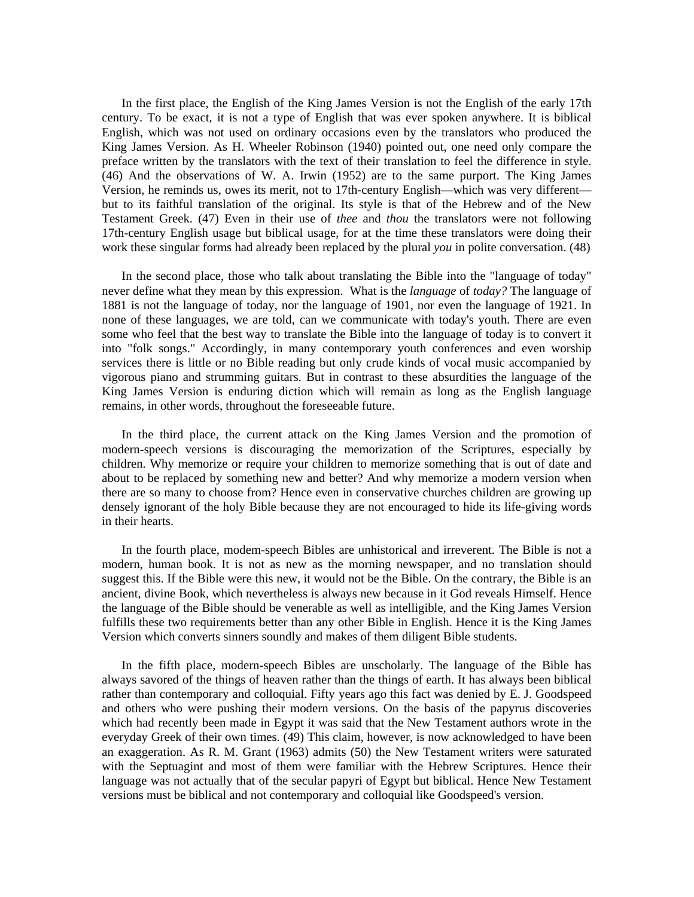In the first place, the English of the King James Version is not the English of the early 17th century. To be exact, it is not a type of English that was ever spoken anywhere. It is biblical English, which was not used on ordinary occasions even by the translators who produced the King James Version. As H. Wheeler Robinson (1940) pointed out, one need only compare the preface written by the translators with the text of their translation to feel the difference in style. (46) And the observations of W. A. Irwin (1952) are to the same purport. The King James Version, he reminds us, owes its merit, not to 17th-century English—which was very different—but to its faithful translation of the original. Its style is that of the Hebrew and of the New Testament Greek. (47) Even in their use of *thee* and *thou* the translators were not following 17th-century English usage but biblical usage, for at the time these translators were doing their work these singular forms had already been replaced by the plural *you* in polite conversation. (48)

In the second place, those who talk about translating the Bible into the "language of today" never define what they mean by this expression. What is the *language* of *today?* The language of 1881 is not the language of today, nor the language of 1901, nor even the language of 1921. In none of these languages, we are told, can we communicate with today's youth. There are even some who feel that the best way to translate the Bible into the language of today is to convert it into "folk songs." Accordingly, in many contemporary youth conferences and even worship services there is little or no Bible reading but only crude kinds of vocal music accompanied by vigorous piano and strumming guitars. But in contrast to these absurdities the language of the King James Version is enduring diction which will remain as long as the English language remains, in other words, throughout the foreseeable future.

In the third place, the current attack on the King James Version and the promotion of modern-speech versions is discouraging the memorization of the Scriptures, especially by children. Why memorize or require your children to memorize something that is out of date and about to be replaced by something new and better? And why memorize a modern version when there are so many to choose from? Hence even in conservative churches children are growing up densely ignorant of the holy Bible because they are not encouraged to hide its life-giving words in their hearts.

In the fourth place, modem-speech Bibles are unhistorical and irreverent. The Bible is not a modern, human book. It is not as new as the morning newspaper, and no translation should suggest this. If the Bible were this new, it would not be the Bible. On the contrary, the Bible is an ancient, divine Book, which nevertheless is always new because in it God reveals Himself. Hence the language of the Bible should be venerable as well as intelligible, and the King James Version fulfills these two requirements better than any other Bible in English. Hence it is the King James Version which converts sinners soundly and makes of them diligent Bible students.

In the fifth place, modern-speech Bibles are unscholarly. The language of the Bible has always savored of the things of heaven rather than the things of earth. It has always been biblical rather than contemporary and colloquial. Fifty years ago this fact was denied by E. J. Goodspeed and others who were pushing their modern versions. On the basis of the papyrus discoveries which had recently been made in Egypt it was said that the New Testament authors wrote in the everyday Greek of their own times. (49) This claim, however, is now acknowledged to have been an exaggeration. As R. M. Grant (1963) admits (50) the New Testament writers were saturated with the Septuagint and most of them were familiar with the Hebrew Scriptures. Hence their language was not actually that of the secular papyri of Egypt but biblical. Hence New Testament versions must be biblical and not contemporary and colloquial like Goodspeed's version.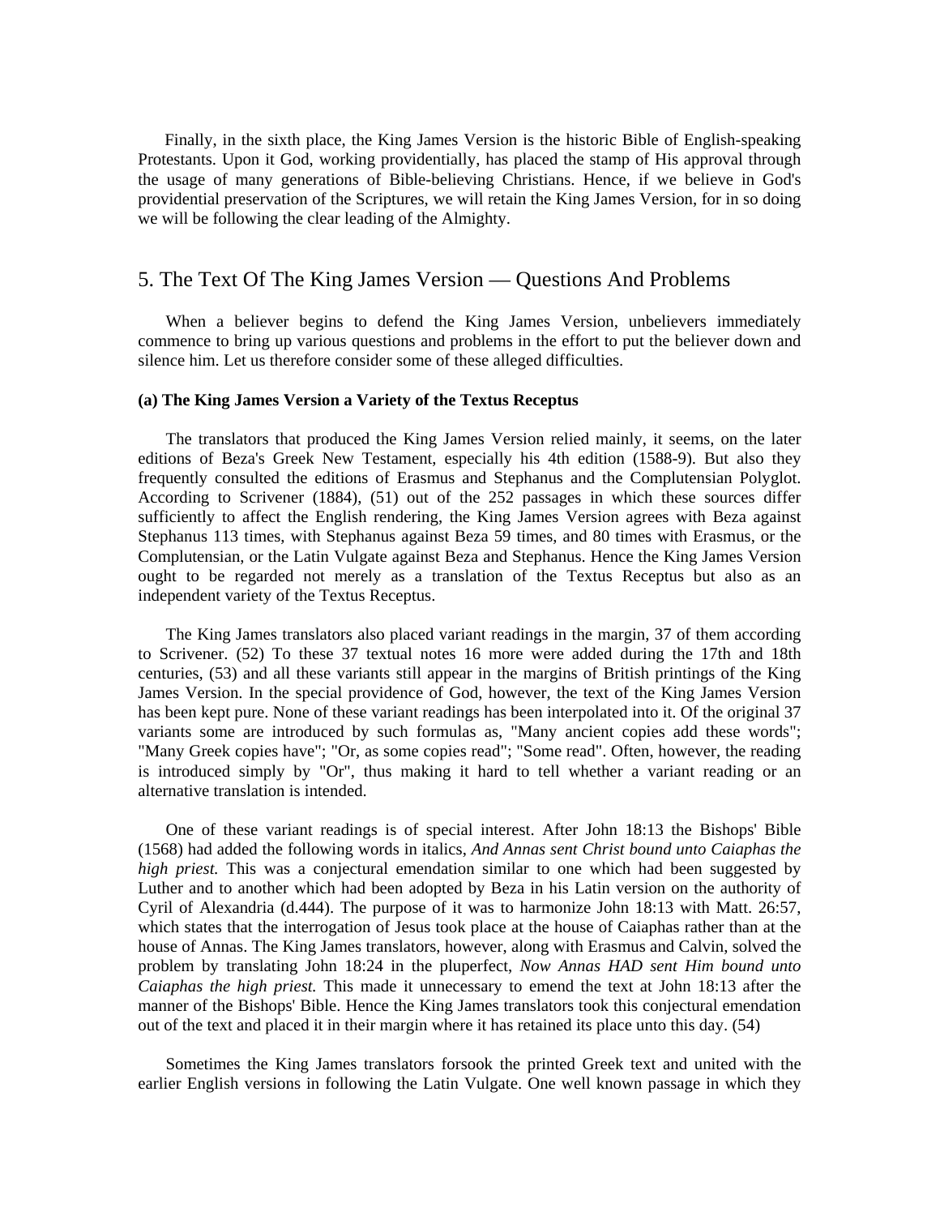Finally, in the sixth place, the King James Version is the historic Bible of English-speaking Protestants. Upon it God, working providentially, has placed the stamp of His approval through the usage of many generations of Bible-believing Christians. Hence, if we believe in God's providential preservation of the Scriptures, we will retain the King James Version, for in so doing we will be following the clear leading of the Almighty.

## 5. The Text Of The King James Version — Questions And Problems

When a believer begins to defend the King James Version, unbelievers immediately commence to bring up various questions and problems in the effort to put the believer down and silence him. Let us therefore consider some of these alleged difficulties.

#### (a) The King James Version a Variety of the Textus Receptus

The translators that produced the King James Version relied mainly, it seems, on the later editions of Beza's Greek New Testament, especially his 4th edition (1588-9). But also they frequently consulted the editions of Erasmus and Stephanus and the Complutensian Polyglot. According to Scrivener (1884), (51) out of the 252 passages in which these sources differ sufficiently to affect the English rendering, the King James Version agrees with Beza against Stephanus 113 times, with Stephanus against Beza 59 times, and 80 times with Erasmus, or the Complutensian, or the Latin Vulgate against Beza and Stephanus. Hence the King James Version ought to be regarded not merely as a translation of the Textus Receptus but also as an independent variety of the Textus Receptus.

The King James translators also placed variant readings in the margin, 37 of them according to Scrivener. (52) To these 37 textual notes 16 more were added during the 17th and 18th centuries, (53) and all these variants still appear in the margins of British printings of the King James Version. In the special providence of God, however, the text of the King James Version has been kept pure. None of these variant readings has been interpolated into it. Of the original 37 variants some are introduced by such formulas as, "Many ancient copies add these words"; "Many Greek copies have"; "Or, as some copies read"; "Some read". Often, however, the reading is introduced simply by "Or", thus making it hard to tell whether a variant reading or an alternative translation is intended.

One of these variant readings is of special interest. After John 18:13 the Bishops' Bible (1568) had added the following words in italics, *And Annas sent Christ bound unto Caiaphas the high priest.* This was a conjectural emendation similar to one which had been suggested by Luther and to another which had been adopted by Beza in his Latin version on the authority of Cyril of Alexandria (d.444). The purpose of it was to harmonize John 18:13 with Matt. 26:57, which states that the interrogation of Jesus took place at the house of Caiaphas rather than at the house of Annas. The King James translators, however, along with Erasmus and Calvin, solved the problem by translating John 18:24 in the pluperfect, *Now Annas HAD sent Him bound unto Caiaphas the high priest.* This made it unnecessary to emend the text at John 18:13 after the manner of the Bishops' Bible. Hence the King James translators took this conjectural emendation out of the text and placed it in their margin where it has retained its place unto this day. (54)

Sometimes the King James translators forsook the printed Greek text and united with the earlier English versions in following the Latin Vulgate. One well known passage in which they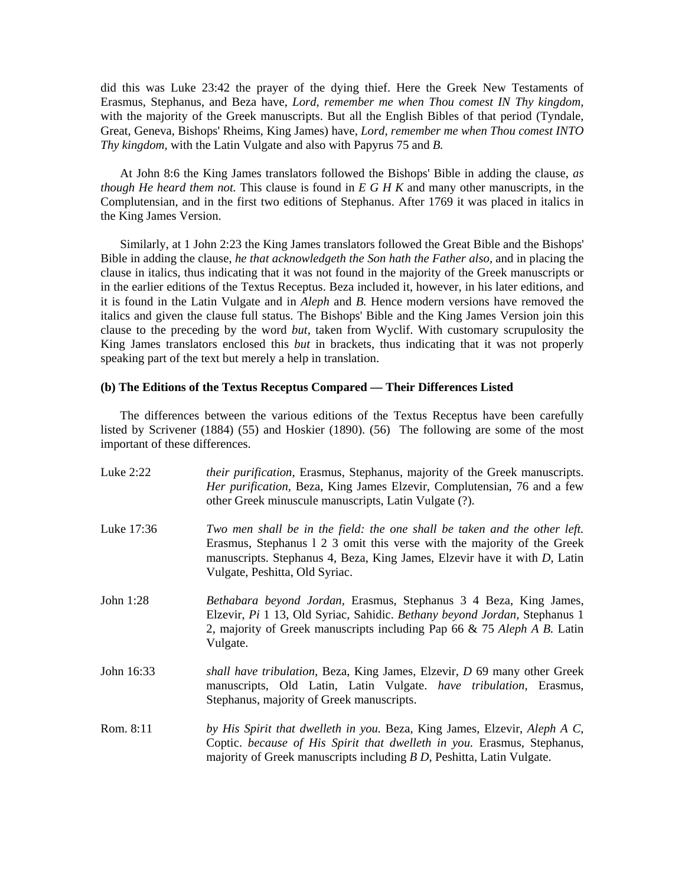did this was Luke 23:42 the prayer of the dying thief. Here the Greek New Testaments of Erasmus, Stephanus, and Beza have, *Lord, remember me when Thou comest IN Thy kingdom,* with the majority of the Greek manuscripts. But all the English Bibles of that period (Tyndale, Great, Geneva, Bishops' Rheims, King James) have, *Lord, remember me when Thou comest INTO Thy kingdom,* with the Latin Vulgate and also with Papyrus 75 and *B.*

At John 8:6 the King James translators followed the Bishops' Bible in adding the clause, *as though He heard them not.* This clause is found in *E G H K* and many other manuscripts, in the Complutensian, and in the first two editions of Stephanus. After 1769 it was placed in italics in the King James Version.

Similarly, at 1 John 2:23 the King James translators followed the Great Bible and the Bishops' Bible in adding the clause, *he that acknowledgeth the Son hath the Father also,* and in placing the clause in italics, thus indicating that it was not found in the majority of the Greek manuscripts or in the earlier editions of the Textus Receptus. Beza included it, however, in his later editions, and it is found in the Latin Vulgate and in *Aleph* and *B.* Hence modern versions have removed the italics and given the clause full status. The Bishops' Bible and the King James Version join this clause to the preceding by the word *but,* taken from Wyclif. With customary scrupulosity the King James translators enclosed this *but* in brackets, thus indicating that it was not properly speaking part of the text but merely a help in translation.

**(b) The Editions of the Textus Receptus Compared — Their Differences Listed**

The differences between the various editions of the Textus Receptus have been carefully listed by Scrivener (1884) (55) and Hoskier (1890). (56) The following are some of the most important of these differences.

| | |
|---|---|
| Luke 2:22 | *their purification,* Erasmus, Stephanus, majority of the Greek manuscripts. *Her purification,* Beza, King James Elzevir, Complutensian, 76 and a few other Greek minuscule manuscripts, Latin Vulgate (?). |
| Luke 17:36 | *Two men shall be in the field: the one shall be taken and the other left.* Erasmus, Stephanus 1 2 3 omit this verse with the majority of the Greek manuscripts. Stephanus 4, Beza, King James, Elzevir have it with *D,* Latin Vulgate, Peshitta, Old Syriac. |
| John 1:28 | *Bethabara beyond Jordan,* Erasmus, Stephanus 3 4 Beza, King James, Elzevir, *Pi* 1 13, Old Syriac, Sahidic. *Bethany beyond Jordan,* Stephanus 1 2, majority of Greek manuscripts including Pap 66 & 75 *Aleph A B.* Latin Vulgate. |
| John 16:33 | *shall have tribulation,* Beza, King James, Elzevir, *D* 69 many other Greek manuscripts, Old Latin, Latin Vulgate. *have tribulation,* Erasmus, Stephanus, majority of Greek manuscripts. |
| Rom. 8:11 | *by His Spirit that dwelleth in you.* Beza, King James, Elzevir, *Aleph A C,* Coptic. *because of His Spirit that dwelleth in you.* Erasmus, Stephanus, majority of Greek manuscripts including *B D,* Peshitta, Latin Vulgate. |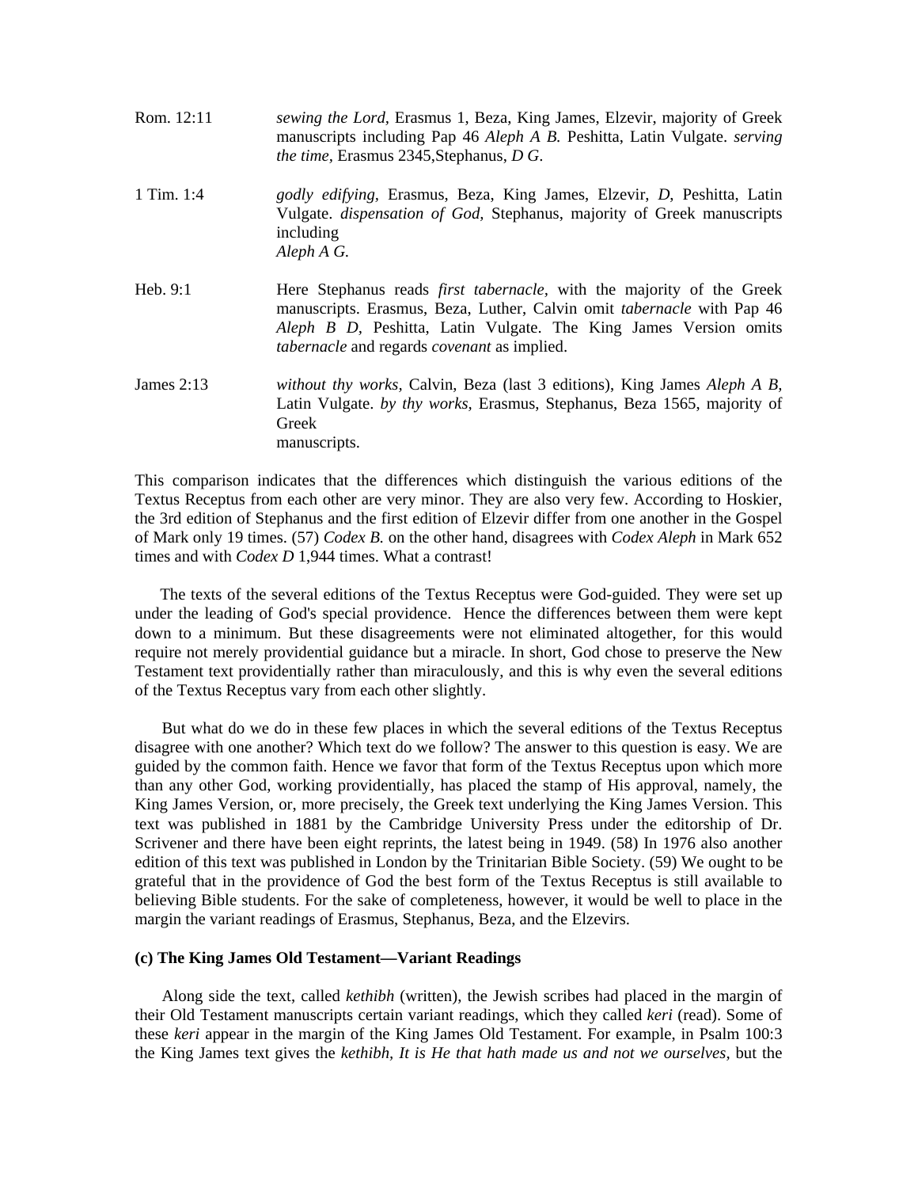Rom. 12:11 — *sewing the Lord,* Erasmus 1, Beza, King James, Elzevir, majority of Greek manuscripts including Pap 46 *Aleph A B.* Peshitta, Latin Vulgate. *serving the time,* Erasmus 2345,Stephanus, *D G*.

1 Tim. 1:4 — *godly edifying,* Erasmus, Beza, King James, Elzevir, *D,* Peshitta, Latin Vulgate. *dispensation of God,* Stephanus, majority of Greek manuscripts including *Aleph A G.*

Heb. 9:1 — Here Stephanus reads *first tabernacle,* with the majority of the Greek manuscripts. Erasmus, Beza, Luther, Calvin omit *tabernacle* with Pap 46 *Aleph B D,* Peshitta, Latin Vulgate. The King James Version omits *tabernacle* and regards *covenant* as implied.

James 2:13 — *without thy works,* Calvin, Beza (last 3 editions), King James *Aleph A B,* Latin Vulgate. *by thy works,* Erasmus, Stephanus, Beza 1565, majority of Greek manuscripts.

This comparison indicates that the differences which distinguish the various editions of the Textus Receptus from each other are very minor. They are also very few. According to Hoskier, the 3rd edition of Stephanus and the first edition of Elzevir differ from one another in the Gospel of Mark only 19 times. (57) *Codex B.* on the other hand, disagrees with *Codex Aleph* in Mark 652 times and with *Codex D* 1,944 times. What a contrast!

The texts of the several editions of the Textus Receptus were God-guided. They were set up under the leading of God's special providence. Hence the differences between them were kept down to a minimum. But these disagreements were not eliminated altogether, for this would require not merely providential guidance but a miracle. In short, God chose to preserve the New Testament text providentially rather than miraculously, and this is why even the several editions of the Textus Receptus vary from each other slightly.

But what do we do in these few places in which the several editions of the Textus Receptus disagree with one another? Which text do we follow? The answer to this question is easy. We are guided by the common faith. Hence we favor that form of the Textus Receptus upon which more than any other God, working providentially, has placed the stamp of His approval, namely, the King James Version, or, more precisely, the Greek text underlying the King James Version. This text was published in 1881 by the Cambridge University Press under the editorship of Dr. Scrivener and there have been eight reprints, the latest being in 1949. (58) In 1976 also another edition of this text was published in London by the Trinitarian Bible Society. (59) We ought to be grateful that in the providence of God the best form of the Textus Receptus is still available to believing Bible students. For the sake of completeness, however, it would be well to place in the margin the variant readings of Erasmus, Stephanus, Beza, and the Elzevirs.

**(c) The King James Old Testament—Variant Readings**

Along side the text, called *kethibh* (written), the Jewish scribes had placed in the margin of their Old Testament manuscripts certain variant readings, which they called *keri* (read). Some of these *keri* appear in the margin of the King James Old Testament. For example, in Psalm 100:3 the King James text gives the *kethibh, It is He that hath made us and not we ourselves,* but the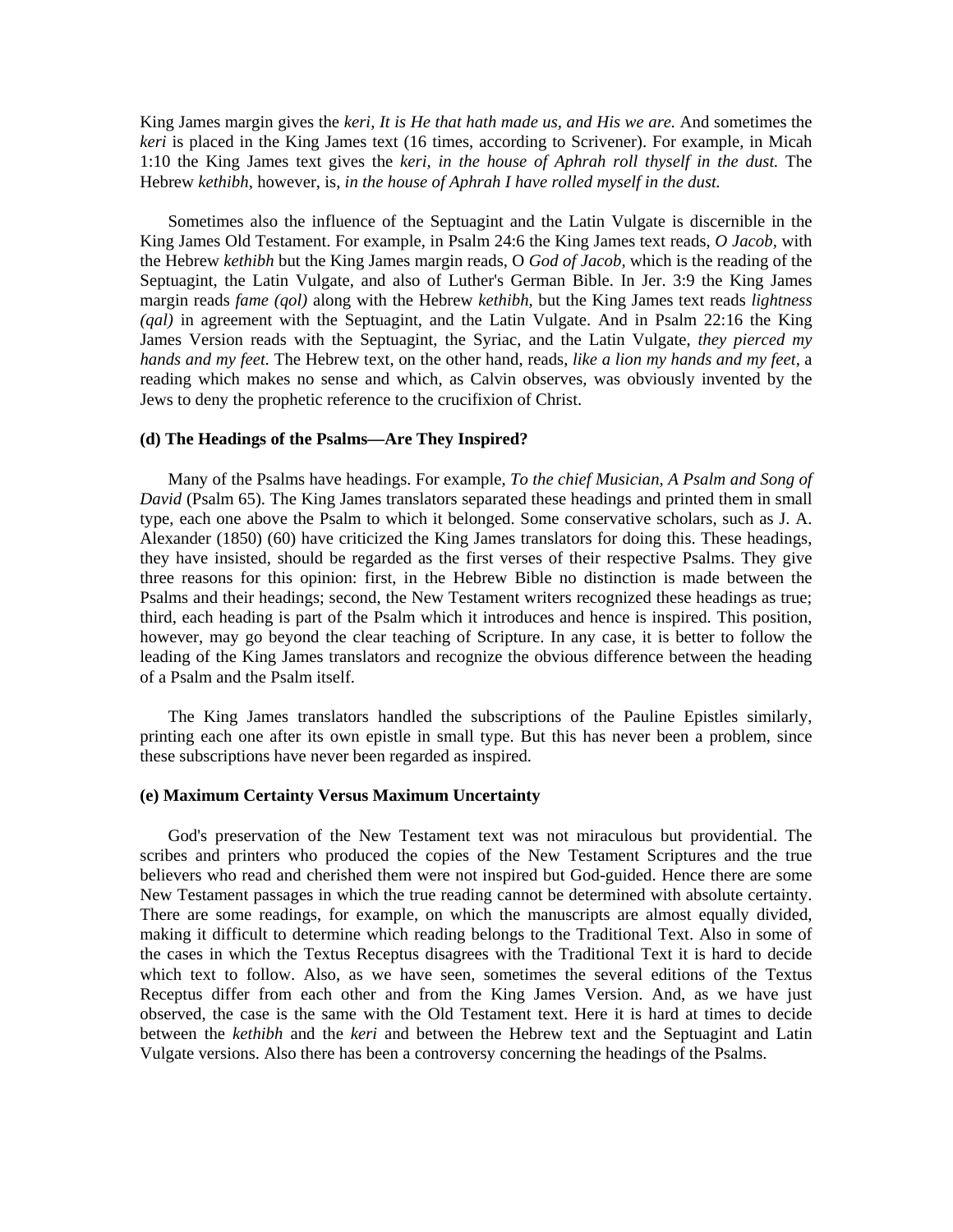King James margin gives the *keri, It is He that hath made us, and His we are.* And sometimes the *keri* is placed in the King James text (16 times, according to Scrivener). For example, in Micah 1:10 the King James text gives the *keri, in the house of Aphrah roll thyself in the dust.* The Hebrew *kethibh*, however, is, *in the house of Aphrah I have rolled myself in the dust.*

Sometimes also the influence of the Septuagint and the Latin Vulgate is discernible in the King James Old Testament. For example, in Psalm 24:6 the King James text reads, *O Jacob*, with the Hebrew *kethibh* but the King James margin reads, O *God of Jacob,* which is the reading of the Septuagint, the Latin Vulgate, and also of Luther's German Bible. In Jer. 3:9 the King James margin reads *fame (qol)* along with the Hebrew *kethibh,* but the King James text reads *lightness (qal)* in agreement with the Septuagint, and the Latin Vulgate. And in Psalm 22:16 the King James Version reads with the Septuagint, the Syriac, and the Latin Vulgate, *they pierced my hands and my feet.* The Hebrew text, on the other hand, reads, *like a lion my hands and my feet*, a reading which makes no sense and which, as Calvin observes, was obviously invented by the Jews to deny the prophetic reference to the crucifixion of Christ.

**(d) The Headings of the Psalms—Are They Inspired?**

Many of the Psalms have headings. For example, *To the chief Musician, A Psalm and Song of David* (Psalm 65). The King James translators separated these headings and printed them in small type, each one above the Psalm to which it belonged. Some conservative scholars, such as J. A. Alexander (1850) (60) have criticized the King James translators for doing this. These headings, they have insisted, should be regarded as the first verses of their respective Psalms. They give three reasons for this opinion: first, in the Hebrew Bible no distinction is made between the Psalms and their headings; second, the New Testament writers recognized these headings as true; third, each heading is part of the Psalm which it introduces and hence is inspired. This position, however, may go beyond the clear teaching of Scripture. In any case, it is better to follow the leading of the King James translators and recognize the obvious difference between the heading of a Psalm and the Psalm itself.

The King James translators handled the subscriptions of the Pauline Epistles similarly, printing each one after its own epistle in small type. But this has never been a problem, since these subscriptions have never been regarded as inspired.

**(e) Maximum Certainty Versus Maximum Uncertainty**

God's preservation of the New Testament text was not miraculous but providential. The scribes and printers who produced the copies of the New Testament Scriptures and the true believers who read and cherished them were not inspired but God-guided. Hence there are some New Testament passages in which the true reading cannot be determined with absolute certainty. There are some readings, for example, on which the manuscripts are almost equally divided, making it difficult to determine which reading belongs to the Traditional Text. Also in some of the cases in which the Textus Receptus disagrees with the Traditional Text it is hard to decide which text to follow. Also, as we have seen, sometimes the several editions of the Textus Receptus differ from each other and from the King James Version. And, as we have just observed, the case is the same with the Old Testament text. Here it is hard at times to decide between the *kethibh* and the *keri* and between the Hebrew text and the Septuagint and Latin Vulgate versions. Also there has been a controversy concerning the headings of the Psalms.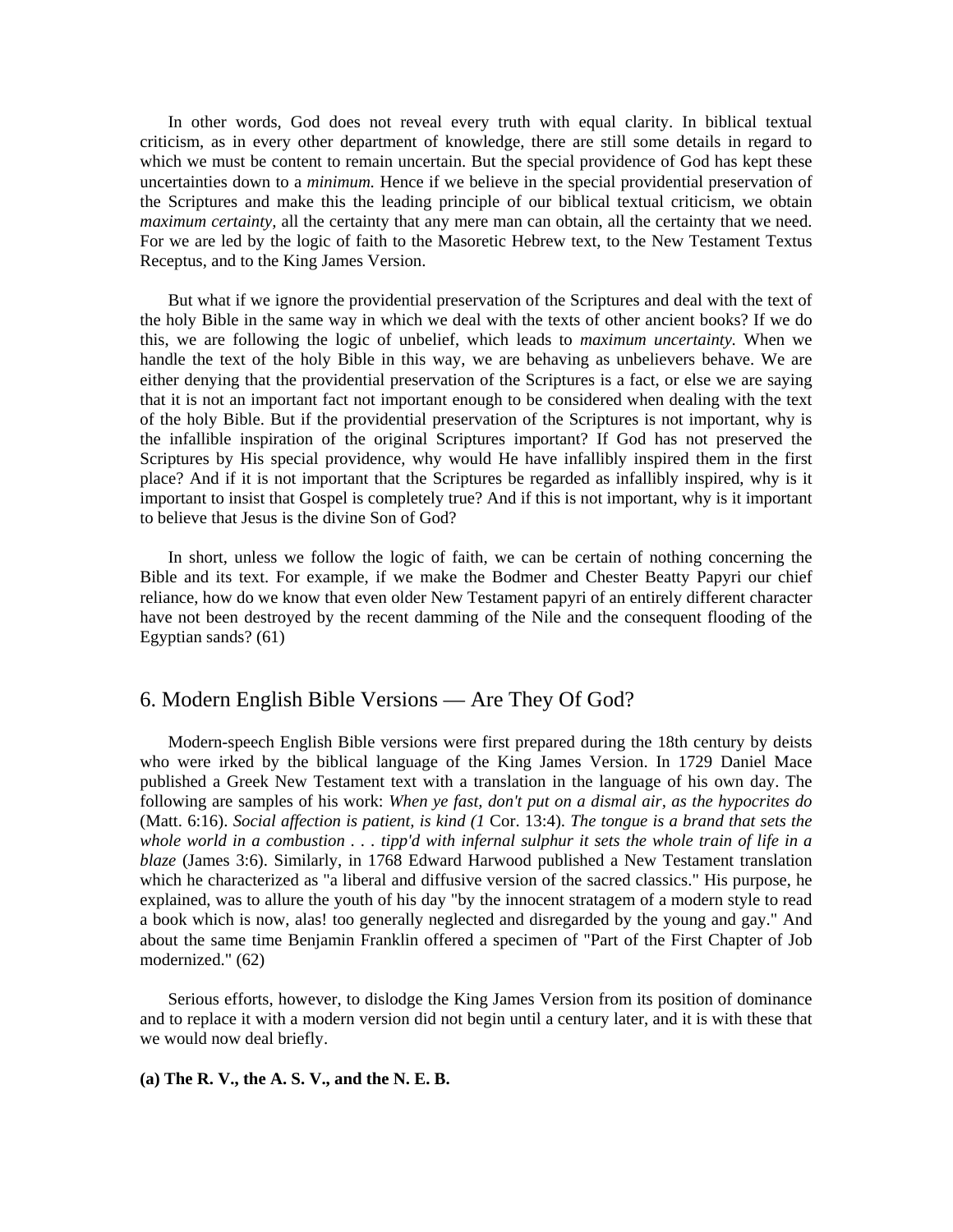In other words, God does not reveal every truth with equal clarity. In biblical textual criticism, as in every other department of knowledge, there are still some details in regard to which we must be content to remain uncertain. But the special providence of God has kept these uncertainties down to a *minimum.* Hence if we believe in the special providential preservation of the Scriptures and make this the leading principle of our biblical textual criticism, we obtain *maximum certainty,* all the certainty that any mere man can obtain, all the certainty that we need. For we are led by the logic of faith to the Masoretic Hebrew text, to the New Testament Textus Receptus, and to the King James Version.

But what if we ignore the providential preservation of the Scriptures and deal with the text of the holy Bible in the same way in which we deal with the texts of other ancient books? If we do this, we are following the logic of unbelief, which leads to *maximum uncertainty.* When we handle the text of the holy Bible in this way, we are behaving as unbelievers behave. We are either denying that the providential preservation of the Scriptures is a fact, or else we are saying that it is not an important fact not important enough to be considered when dealing with the text of the holy Bible. But if the providential preservation of the Scriptures is not important, why is the infallible inspiration of the original Scriptures important? If God has not preserved the Scriptures by His special providence, why would He have infallibly inspired them in the first place? And if it is not important that the Scriptures be regarded as infallibly inspired, why is it important to insist that Gospel is completely true? And if this is not important, why is it important to believe that Jesus is the divine Son of God?

In short, unless we follow the logic of faith, we can be certain of nothing concerning the Bible and its text. For example, if we make the Bodmer and Chester Beatty Papyri our chief reliance, how do we know that even older New Testament papyri of an entirely different character have not been destroyed by the recent damming of the Nile and the consequent flooding of the Egyptian sands? (61)

## 6. Modern English Bible Versions — Are They Of God?

Modern-speech English Bible versions were first prepared during the 18th century by deists who were irked by the biblical language of the King James Version. In 1729 Daniel Mace published a Greek New Testament text with a translation in the language of his own day. The following are samples of his work: *When ye fast, don't put on a dismal air, as the hypocrites do* (Matt. 6:16). *Social affection is patient, is kind (1* Cor. 13:4). *The tongue is a brand that sets the whole world in a combustion . . . tipp'd with infernal sulphur it sets the whole train of life in a blaze* (James 3:6). Similarly, in 1768 Edward Harwood published a New Testament translation which he characterized as "a liberal and diffusive version of the sacred classics." His purpose, he explained, was to allure the youth of his day "by the innocent stratagem of a modern style to read a book which is now, alas! too generally neglected and disregarded by the young and gay." And about the same time Benjamin Franklin offered a specimen of "Part of the First Chapter of Job modernized." (62)

Serious efforts, however, to dislodge the King James Version from its position of dominance and to replace it with a modern version did not begin until a century later, and it is with these that we would now deal briefly.

**(a) The R. V., the A. S. V., and the N. E. B.**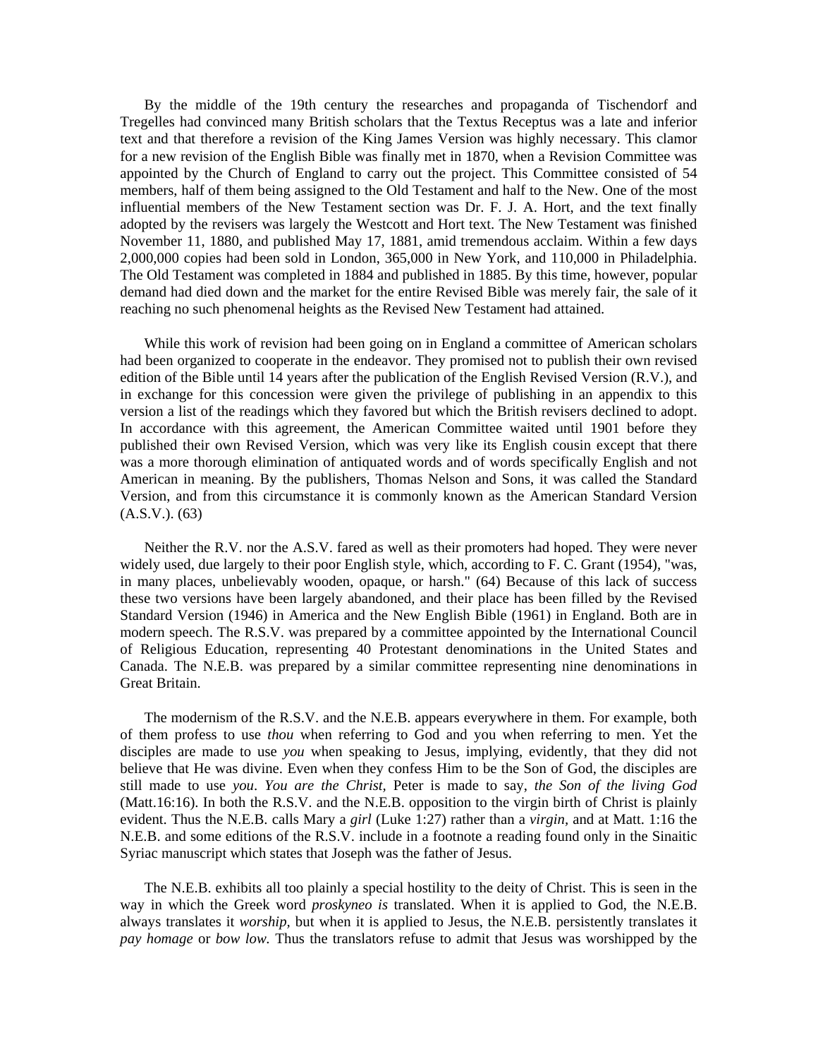By the middle of the 19th century the researches and propaganda of Tischendorf and Tregelles had convinced many British scholars that the Textus Receptus was a late and inferior text and that therefore a revision of the King James Version was highly necessary. This clamor for a new revision of the English Bible was finally met in 1870, when a Revision Committee was appointed by the Church of England to carry out the project. This Committee consisted of 54 members, half of them being assigned to the Old Testament and half to the New. One of the most influential members of the New Testament section was Dr. F. J. A. Hort, and the text finally adopted by the revisers was largely the Westcott and Hort text. The New Testament was finished November 11, 1880, and published May 17, 1881, amid tremendous acclaim. Within a few days 2,000,000 copies had been sold in London, 365,000 in New York, and 110,000 in Philadelphia. The Old Testament was completed in 1884 and published in 1885. By this time, however, popular demand had died down and the market for the entire Revised Bible was merely fair, the sale of it reaching no such phenomenal heights as the Revised New Testament had attained.

While this work of revision had been going on in England a committee of American scholars had been organized to cooperate in the endeavor. They promised not to publish their own revised edition of the Bible until 14 years after the publication of the English Revised Version (R.V.), and in exchange for this concession were given the privilege of publishing in an appendix to this version a list of the readings which they favored but which the British revisers declined to adopt. In accordance with this agreement, the American Committee waited until 1901 before they published their own Revised Version, which was very like its English cousin except that there was a more thorough elimination of antiquated words and of words specifically English and not American in meaning. By the publishers, Thomas Nelson and Sons, it was called the Standard Version, and from this circumstance it is commonly known as the American Standard Version (A.S.V.). (63)

Neither the R.V. nor the A.S.V. fared as well as their promoters had hoped. They were never widely used, due largely to their poor English style, which, according to F. C. Grant (1954), "was, in many places, unbelievably wooden, opaque, or harsh." (64) Because of this lack of success these two versions have been largely abandoned, and their place has been filled by the Revised Standard Version (1946) in America and the New English Bible (1961) in England. Both are in modern speech. The R.S.V. was prepared by a committee appointed by the International Council of Religious Education, representing 40 Protestant denominations in the United States and Canada. The N.E.B. was prepared by a similar committee representing nine denominations in Great Britain.

The modernism of the R.S.V. and the N.E.B. appears everywhere in them. For example, both of them profess to use *thou* when referring to God and you when referring to men. Yet the disciples are made to use *you* when speaking to Jesus, implying, evidently, that they did not believe that He was divine. Even when they confess Him to be the Son of God, the disciples are still made to use *you*. *You are the Christ,* Peter is made to say, *the Son of the living God* (Matt.16:16). In both the R.S.V. and the N.E.B. opposition to the virgin birth of Christ is plainly evident. Thus the N.E.B. calls Mary a *girl* (Luke 1:27) rather than a *virgin,* and at Matt. 1:16 the N.E.B. and some editions of the R.S.V. include in a footnote a reading found only in the Sinaitic Syriac manuscript which states that Joseph was the father of Jesus.

The N.E.B. exhibits all too plainly a special hostility to the deity of Christ. This is seen in the way in which the Greek word *proskyneo is* translated. When it is applied to God, the N.E.B. always translates it *worship,* but when it is applied to Jesus, the N.E.B. persistently translates it *pay homage* or *bow low.* Thus the translators refuse to admit that Jesus was worshipped by the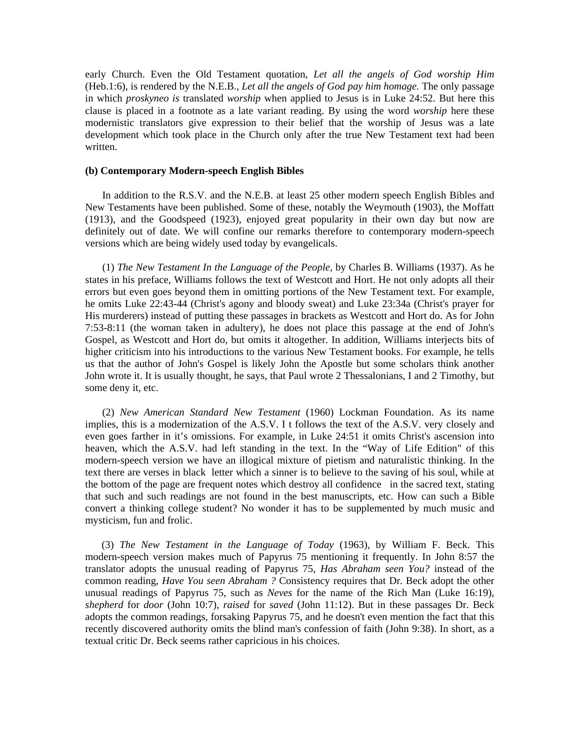early Church. Even the Old Testament quotation, *Let all the angels of God worship Him* (Heb.1:6), is rendered by the N.E.B., *Let all the angels of God pay him homage.* The only passage in which *proskyneo is* translated *worship* when applied to Jesus is in Luke 24:52. But here this clause is placed in a footnote as a late variant reading. By using the word *worship* here these modernistic translators give expression to their belief that the worship of Jesus was a late development which took place in the Church only after the true New Testament text had been written.

**(b) Contemporary Modern-speech English Bibles**

In addition to the R.S.V. and the N.E.B. at least 25 other modern speech English Bibles and New Testaments have been published. Some of these, notably the Weymouth (1903), the Moffatt (1913), and the Goodspeed (1923), enjoyed great popularity in their own day but now are definitely out of date. We will confine our remarks therefore to contemporary modern-speech versions which are being widely used today by evangelicals.

(1) *The New Testament In the Language of the People,* by Charles B. Williams (1937). As he states in his preface, Williams follows the text of Westcott and Hort. He not only adopts all their errors but even goes beyond them in omitting portions of the New Testament text. For example, he omits Luke 22:43-44 (Christ's agony and bloody sweat) and Luke 23:34a (Christ's prayer for His murderers) instead of putting these passages in brackets as Westcott and Hort do. As for John 7:53-8:11 (the woman taken in adultery), he does not place this passage at the end of John's Gospel, as Westcott and Hort do, but omits it altogether. In addition, Williams interjects bits of higher criticism into his introductions to the various New Testament books. For example, he tells us that the author of John's Gospel is likely John the Apostle but some scholars think another John wrote it. It is usually thought, he says, that Paul wrote 2 Thessalonians, I and 2 Timothy, but some deny it, etc.

(2) *New American Standard New Testament* (1960) Lockman Foundation. As its name implies, this is a modernization of the A.S.V. I t follows the text of the A.S.V. very closely and even goes farther in it's omissions. For example, in Luke 24:51 it omits Christ's ascension into heaven, which the A.S.V. had left standing in the text. In the "Way of Life Edition" of this modern-speech version we have an illogical mixture of pietism and naturalistic thinking. In the text there are verses in black letter which a sinner is to believe to the saving of his soul, while at the bottom of the page are frequent notes which destroy all confidence in the sacred text, stating that such and such readings are not found in the best manuscripts, etc. How can such a Bible convert a thinking college student? No wonder it has to be supplemented by much music and mysticism, fun and frolic.

(3) *The New Testament in the Language of Today* (1963), by William F. Beck. This modern-speech version makes much of Papyrus 75 mentioning it frequently. In John 8:57 the translator adopts the unusual reading of Papyrus 75, *Has Abraham seen You?* instead of the common reading, *Have You seen Abraham ?* Consistency requires that Dr. Beck adopt the other unusual readings of Papyrus 75, such as *Neves* for the name of the Rich Man (Luke 16:19), *shepherd* for *door* (John 10:7), *raised* for *saved* (John 11:12). But in these passages Dr. Beck adopts the common readings, forsaking Papyrus 75, and he doesn't even mention the fact that this recently discovered authority omits the blind man's confession of faith (John 9:38). In short, as a textual critic Dr. Beck seems rather capricious in his choices.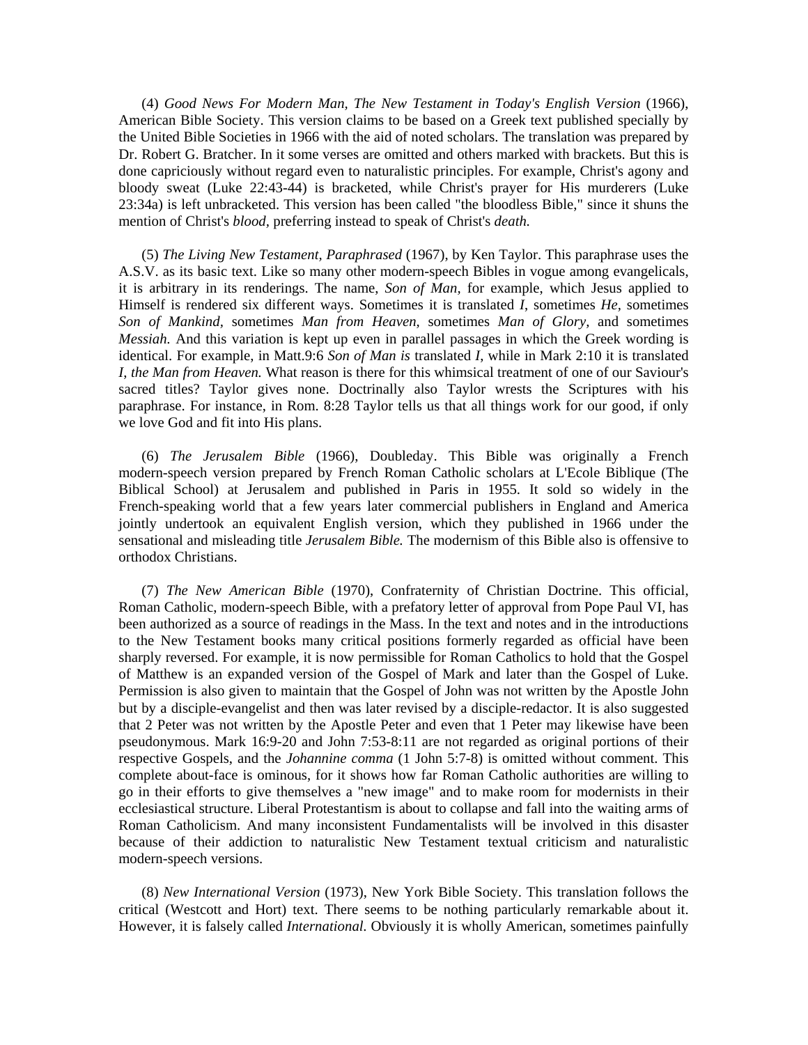(4) *Good News For Modern Man, The New Testament in Today's English Version* (1966), American Bible Society. This version claims to be based on a Greek text published specially by the United Bible Societies in 1966 with the aid of noted scholars. The translation was prepared by Dr. Robert G. Bratcher. In it some verses are omitted and others marked with brackets. But this is done capriciously without regard even to naturalistic principles. For example, Christ's agony and bloody sweat (Luke 22:43-44) is bracketed, while Christ's prayer for His murderers (Luke 23:34a) is left unbracketed. This version has been called "the bloodless Bible," since it shuns the mention of Christ's *blood,* preferring instead to speak of Christ's *death.*

(5) *The Living New Testament, Paraphrased* (1967), by Ken Taylor. This paraphrase uses the A.S.V. as its basic text. Like so many other modern-speech Bibles in vogue among evangelicals, it is arbitrary in its renderings. The name, *Son of Man,* for example, which Jesus applied to Himself is rendered six different ways. Sometimes it is translated *I,* sometimes *He,* sometimes *Son of Mankind,* sometimes *Man from Heaven,* sometimes *Man of Glory,* and sometimes *Messiah.* And this variation is kept up even in parallel passages in which the Greek wording is identical. For example, in Matt.9:6 *Son of Man is* translated *I,* while in Mark 2:10 it is translated *I, the Man from Heaven.* What reason is there for this whimsical treatment of one of our Saviour's sacred titles? Taylor gives none. Doctrinally also Taylor wrests the Scriptures with his paraphrase. For instance, in Rom. 8:28 Taylor tells us that all things work for our good, if only we love God and fit into His plans.

(6) *The Jerusalem Bible* (1966), Doubleday. This Bible was originally a French modern-speech version prepared by French Roman Catholic scholars at L'Ecole Biblique (The Biblical School) at Jerusalem and published in Paris in 1955. It sold so widely in the French-speaking world that a few years later commercial publishers in England and America jointly undertook an equivalent English version, which they published in 1966 under the sensational and misleading title *Jerusalem Bible.* The modernism of this Bible also is offensive to orthodox Christians.

(7) *The New American Bible* (1970), Confraternity of Christian Doctrine. This official, Roman Catholic, modern-speech Bible, with a prefatory letter of approval from Pope Paul VI, has been authorized as a source of readings in the Mass. In the text and notes and in the introductions to the New Testament books many critical positions formerly regarded as official have been sharply reversed. For example, it is now permissible for Roman Catholics to hold that the Gospel of Matthew is an expanded version of the Gospel of Mark and later than the Gospel of Luke. Permission is also given to maintain that the Gospel of John was not written by the Apostle John but by a disciple-evangelist and then was later revised by a disciple-redactor. It is also suggested that 2 Peter was not written by the Apostle Peter and even that 1 Peter may likewise have been pseudonymous. Mark 16:9-20 and John 7:53-8:11 are not regarded as original portions of their respective Gospels, and the *Johannine comma* (1 John 5:7-8) is omitted without comment. This complete about-face is ominous, for it shows how far Roman Catholic authorities are willing to go in their efforts to give themselves a "new image" and to make room for modernists in their ecclesiastical structure. Liberal Protestantism is about to collapse and fall into the waiting arms of Roman Catholicism. And many inconsistent Fundamentalists will be involved in this disaster because of their addiction to naturalistic New Testament textual criticism and naturalistic modern-speech versions.

(8) *New International Version* (1973), New York Bible Society. This translation follows the critical (Westcott and Hort) text. There seems to be nothing particularly remarkable about it. However, it is falsely called *International.* Obviously it is wholly American, sometimes painfully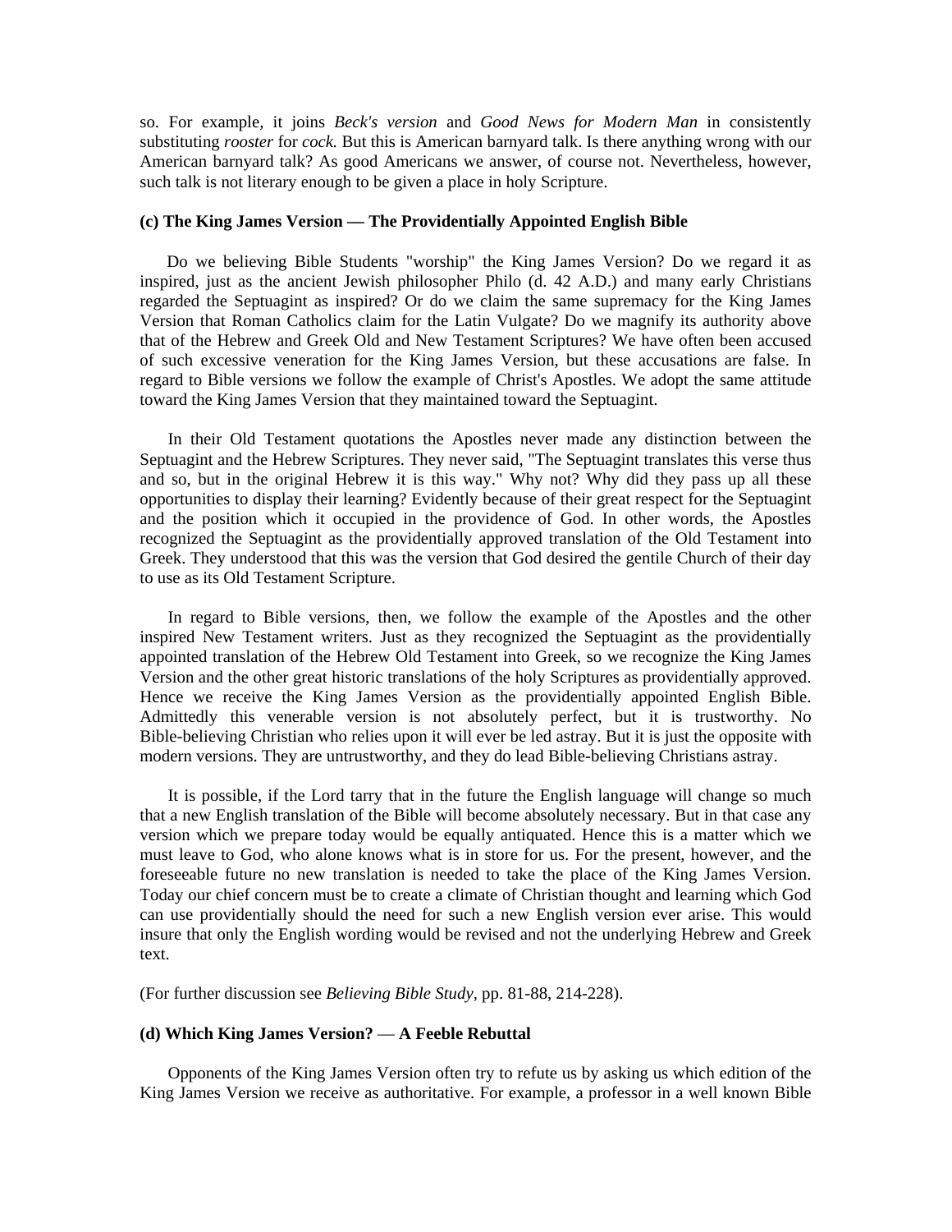so. For example, it joins *Beck's version* and *Good News for Modern Man* in consistently substituting *rooster* for *cock.* But this is American barnyard talk. Is there anything wrong with our American barnyard talk? As good Americans we answer, of course not. Nevertheless, however, such talk is not literary enough to be given a place in holy Scripture.

**(c) The King James Version — The Providentially Appointed English Bible**

Do we believing Bible Students "worship" the King James Version? Do we regard it as inspired, just as the ancient Jewish philosopher Philo (d. 42 A.D.) and many early Christians regarded the Septuagint as inspired? Or do we claim the same supremacy for the King James Version that Roman Catholics claim for the Latin Vulgate? Do we magnify its authority above that of the Hebrew and Greek Old and New Testament Scriptures? We have often been accused of such excessive veneration for the King James Version, but these accusations are false. In regard to Bible versions we follow the example of Christ's Apostles. We adopt the same attitude toward the King James Version that they maintained toward the Septuagint.

In their Old Testament quotations the Apostles never made any distinction between the Septuagint and the Hebrew Scriptures. They never said, "The Septuagint translates this verse thus and so, but in the original Hebrew it is this way." Why not? Why did they pass up all these opportunities to display their learning? Evidently because of their great respect for the Septuagint and the position which it occupied in the providence of God. In other words, the Apostles recognized the Septuagint as the providentially approved translation of the Old Testament into Greek. They understood that this was the version that God desired the gentile Church of their day to use as its Old Testament Scripture.

In regard to Bible versions, then, we follow the example of the Apostles and the other inspired New Testament writers. Just as they recognized the Septuagint as the providentially appointed translation of the Hebrew Old Testament into Greek, so we recognize the King James Version and the other great historic translations of the holy Scriptures as providentially approved. Hence we receive the King James Version as the providentially appointed English Bible. Admittedly this venerable version is not absolutely perfect, but it is trustworthy. No Bible-believing Christian who relies upon it will ever be led astray. But it is just the opposite with modern versions. They are untrustworthy, and they do lead Bible-believing Christians astray.

It is possible, if the Lord tarry that in the future the English language will change so much that a new English translation of the Bible will become absolutely necessary. But in that case any version which we prepare today would be equally antiquated. Hence this is a matter which we must leave to God, who alone knows what is in store for us. For the present, however, and the foreseeable future no new translation is needed to take the place of the King James Version. Today our chief concern must be to create a climate of Christian thought and learning which God can use providentially should the need for such a new English version ever arise. This would insure that only the English wording would be revised and not the underlying Hebrew and Greek text.

(For further discussion see *Believing Bible Study*, pp. 81-88, 214-228).

**(d) Which King James Version? — A Feeble Rebuttal**

Opponents of the King James Version often try to refute us by asking us which edition of the King James Version we receive as authoritative. For example, a professor in a well known Bible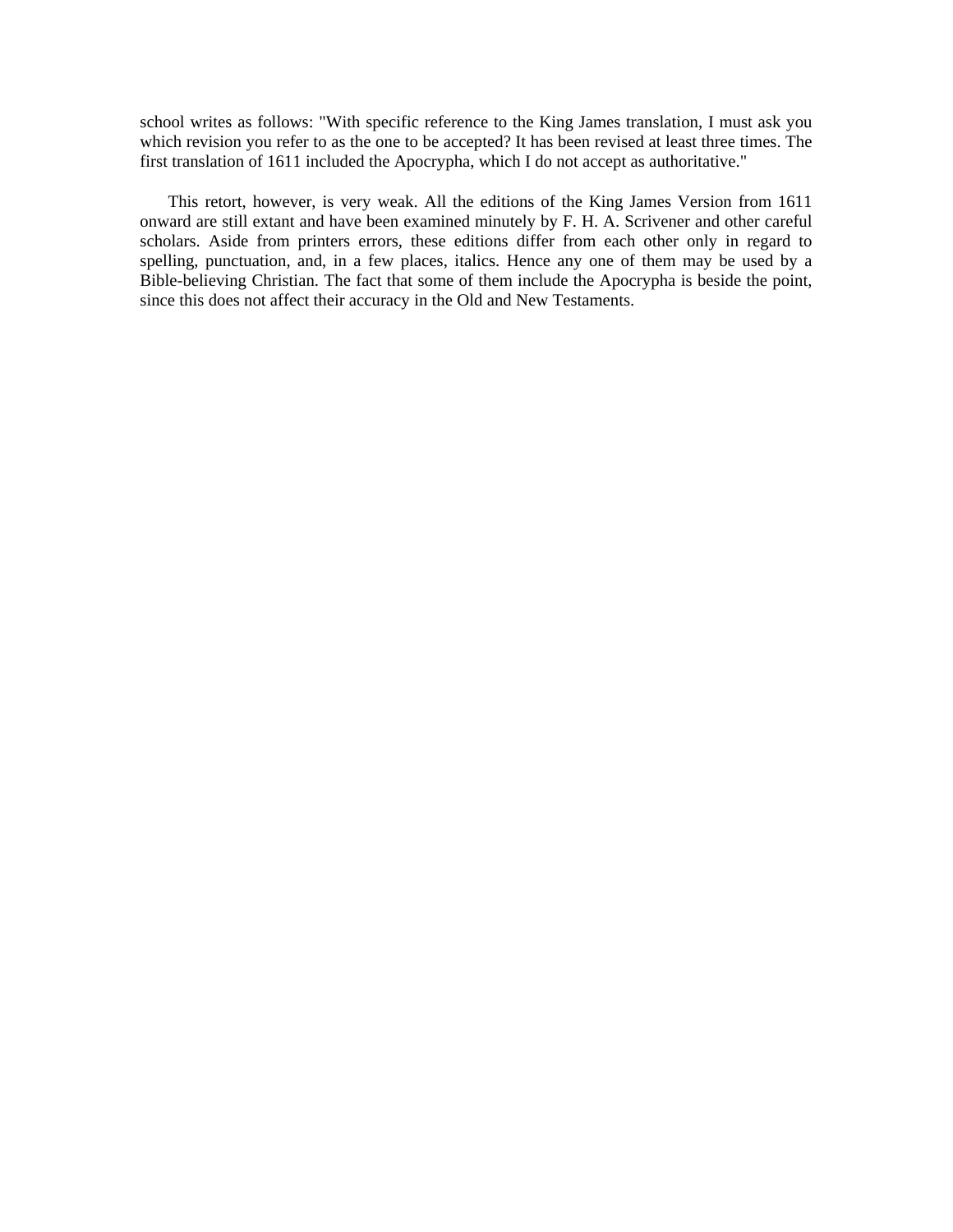school writes as follows: "With specific reference to the King James translation, I must ask you which revision you refer to as the one to be accepted? It has been revised at least three times. The first translation of 1611 included the Apocrypha, which I do not accept as authoritative."

This retort, however, is very weak. All the editions of the King James Version from 1611 onward are still extant and have been examined minutely by F. H. A. Scrivener and other careful scholars. Aside from printers errors, these editions differ from each other only in regard to spelling, punctuation, and, in a few places, italics. Hence any one of them may be used by a Bible-believing Christian. The fact that some of them include the Apocrypha is beside the point, since this does not affect their accuracy in the Old and New Testaments.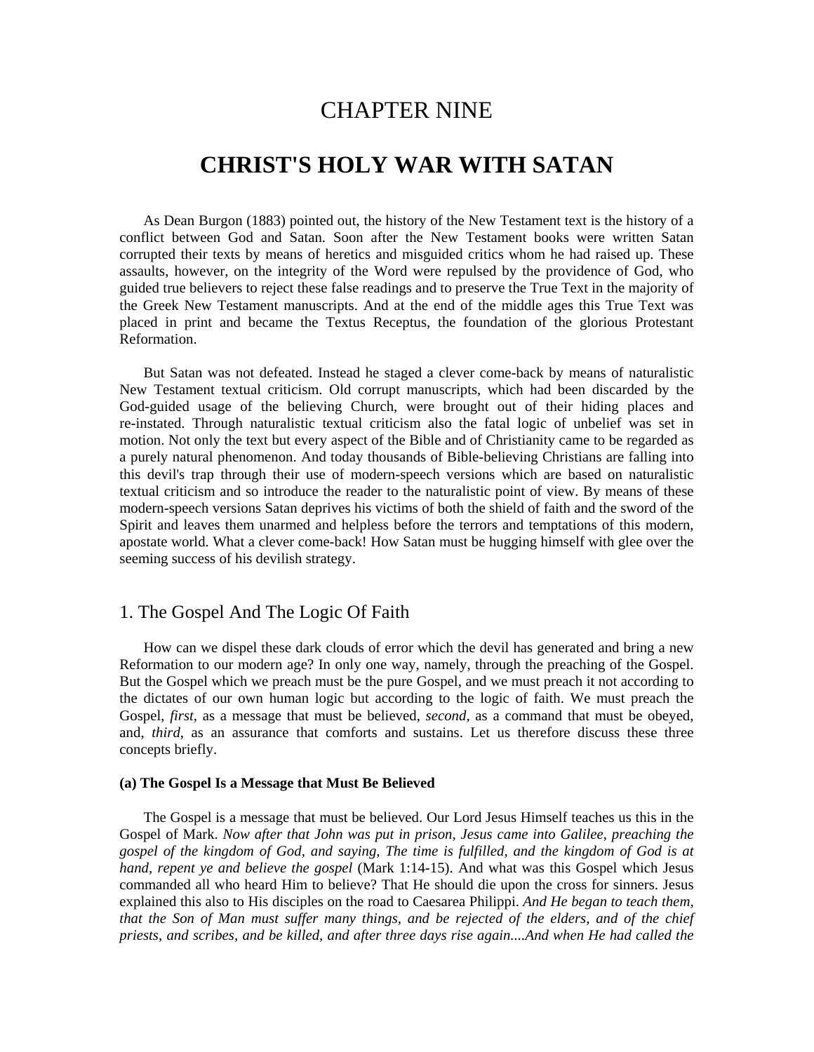# CHAPTER NINE

# CHRIST'S HOLY WAR WITH SATAN

As Dean Burgon (1883) pointed out, the history of the New Testament text is the history of a conflict between God and Satan. Soon after the New Testament books were written Satan corrupted their texts by means of heretics and misguided critics whom he had raised up. These assaults, however, on the integrity of the Word were repulsed by the providence of God, who guided true believers to reject these false readings and to preserve the True Text in the majority of the Greek New Testament manuscripts. And at the end of the middle ages this True Text was placed in print and became the Textus Receptus, the foundation of the glorious Protestant Reformation.

But Satan was not defeated. Instead he staged a clever come-back by means of naturalistic New Testament textual criticism. Old corrupt manuscripts, which had been discarded by the God-guided usage of the believing Church, were brought out of their hiding places and re-instated. Through naturalistic textual criticism also the fatal logic of unbelief was set in motion. Not only the text but every aspect of the Bible and of Christianity came to be regarded as a purely natural phenomenon. And today thousands of Bible-believing Christians are falling into this devil's trap through their use of modern-speech versions which are based on naturalistic textual criticism and so introduce the reader to the naturalistic point of view. By means of these modern-speech versions Satan deprives his victims of both the shield of faith and the sword of the Spirit and leaves them unarmed and helpless before the terrors and temptations of this modern, apostate world. What a clever come-back! How Satan must be hugging himself with glee over the seeming success of his devilish strategy.

## 1. The Gospel And The Logic Of Faith

How can we dispel these dark clouds of error which the devil has generated and bring a new Reformation to our modern age? In only one way, namely, through the preaching of the Gospel. But the Gospel which we preach must be the pure Gospel, and we must preach it not according to the dictates of our own human logic but according to the logic of faith. We must preach the Gospel, *first*, as a message that must be believed, *second*, as a command that must be obeyed, and, *third*, as an assurance that comforts and sustains. Let us therefore discuss these three concepts briefly.

#### (a) The Gospel Is a Message that Must Be Believed

The Gospel is a message that must be believed. Our Lord Jesus Himself teaches us this in the Gospel of Mark. *Now after that John was put in prison, Jesus came into Galilee, preaching the gospel of the kingdom of God, and saying, The time is fulfilled, and the kingdom of God is at hand, repent ye and believe the gospel* (Mark 1:14-15). And what was this Gospel which Jesus commanded all who heard Him to believe? That He should die upon the cross for sinners. Jesus explained this also to His disciples on the road to Caesarea Philippi. *And He began to teach them, that the Son of Man must suffer many things, and be rejected of the elders, and of the chief priests, and scribes, and be killed, and after three days rise again....And when He had called the*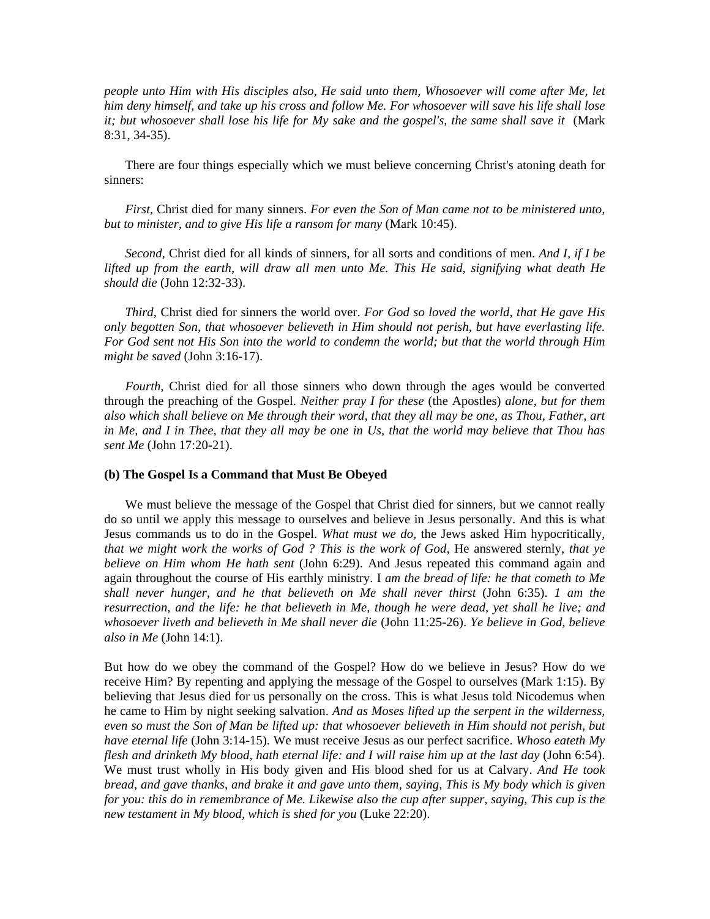*people unto Him with His disciples also, He said unto them, Whosoever will come after Me, let him deny himself, and take up his cross and follow Me. For whosoever will save his life shall lose it; but whosoever shall lose his life for My sake and the gospel's, the same shall save it* (Mark 8:31, 34-35).

There are four things especially which we must believe concerning Christ's atoning death for sinners:

*First*, Christ died for many sinners. *For even the Son of Man came not to be ministered unto, but to minister, and to give His life a ransom for many* (Mark 10:45).

*Second*, Christ died for all kinds of sinners, for all sorts and conditions of men. *And I, if I be lifted up from the earth, will draw all men unto Me. This He said, signifying what death He should die* (John 12:32-33).

*Third*, Christ died for sinners the world over. *For God so loved the world, that He gave His only begotten Son, that whosoever believeth in Him should not perish, but have everlasting life. For God sent not His Son into the world to condemn the world; but that the world through Him might be saved* (John 3:16-17).

*Fourth*, Christ died for all those sinners who down through the ages would be converted through the preaching of the Gospel. *Neither pray I for these* (the Apostles) *alone, but for them also which shall believe on Me through their word, that they all may be one, as Thou, Father, art in Me, and I in Thee, that they all may be one in Us, that the world may believe that Thou has sent Me* (John 17:20-21).

**(b) The Gospel Is a Command that Must Be Obeyed**

We must believe the message of the Gospel that Christ died for sinners, but we cannot really do so until we apply this message to ourselves and believe in Jesus personally. And this is what Jesus commands us to do in the Gospel. *What must we do*, the Jews asked Him hypocritically, *that we might work the works of God ? This is the work of God,* He answered sternly, *that ye believe on Him whom He hath sent* (John 6:29). And Jesus repeated this command again and again throughout the course of His earthly ministry. I *am the bread of life: he that cometh to Me shall never hunger, and he that believeth on Me shall never thirst* (John 6:35). *1 am the resurrection, and the life: he that believeth in Me, though he were dead, yet shall he live; and whosoever liveth and believeth in Me shall never die* (John 11:25-26). *Ye believe in God, believe also in Me* (John 14:1).

But how do we obey the command of the Gospel? How do we believe in Jesus? How do we receive Him? By repenting and applying the message of the Gospel to ourselves (Mark 1:15). By believing that Jesus died for us personally on the cross. This is what Jesus told Nicodemus when he came to Him by night seeking salvation. *And as Moses lifted up the serpent in the wilderness, even so must the Son of Man be lifted up: that whosoever believeth in Him should not perish, but have eternal life* (John 3:14-15). We must receive Jesus as our perfect sacrifice. *Whoso eateth My flesh and drinketh My blood, hath eternal life: and I will raise him up at the last day* (John 6:54). We must trust wholly in His body given and His blood shed for us at Calvary. *And He took bread, and gave thanks, and brake it and gave unto them, saying, This is My body which is given for you: this do in remembrance of Me. Likewise also the cup after supper, saying, This cup is the new testament in My blood, which is shed for you* (Luke 22:20).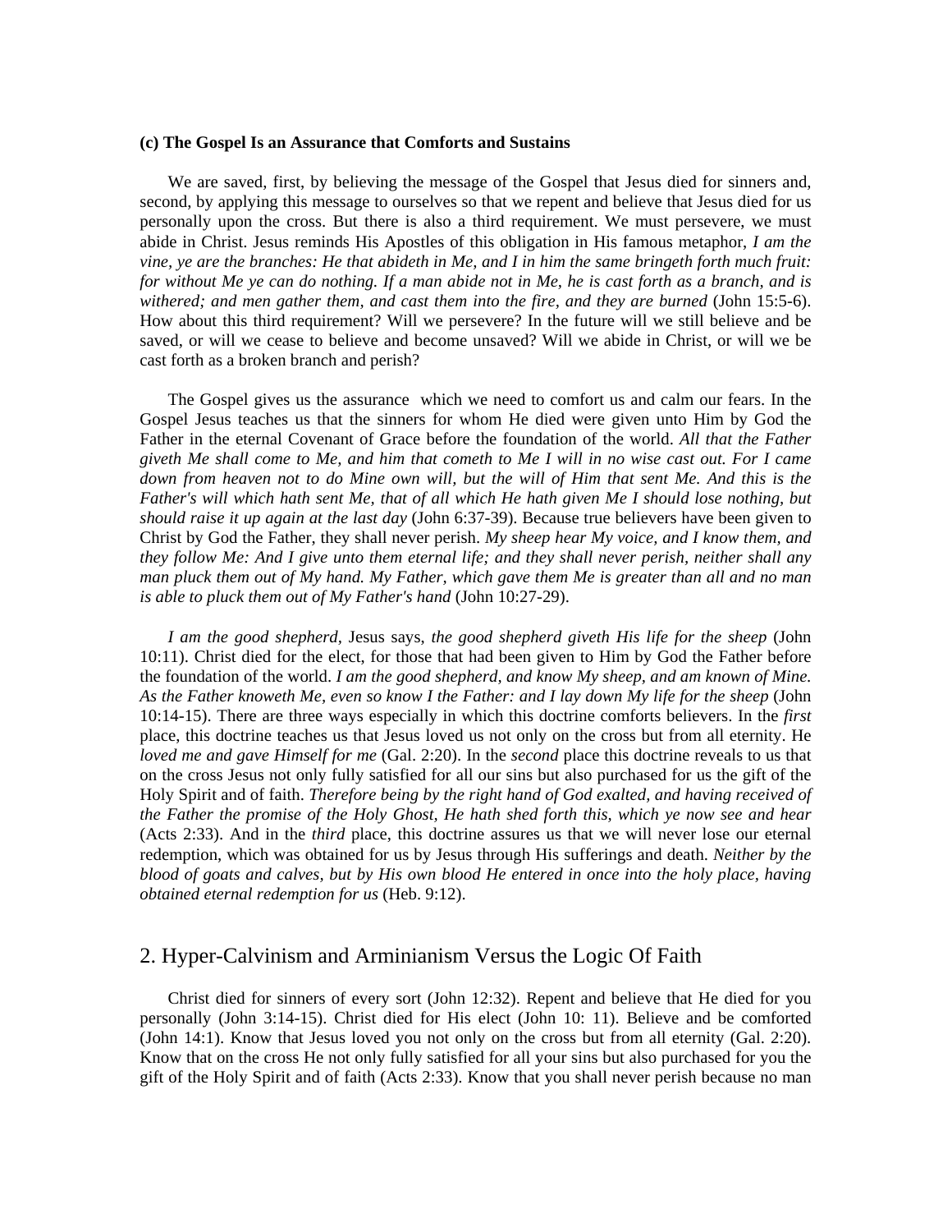**(c) The Gospel Is an Assurance that Comforts and Sustains**

We are saved, first, by believing the message of the Gospel that Jesus died for sinners and, second, by applying this message to ourselves so that we repent and believe that Jesus died for us personally upon the cross. But there is also a third requirement. We must persevere, we must abide in Christ. Jesus reminds His Apostles of this obligation in His famous metaphor, *I am the vine, ye are the branches: He that abideth in Me, and I in him the same bringeth forth much fruit: for without Me ye can do nothing. If a man abide not in Me, he is cast forth as a branch, and is withered; and men gather them, and cast them into the fire, and they are burned* (John 15:5-6). How about this third requirement? Will we persevere? In the future will we still believe and be saved, or will we cease to believe and become unsaved? Will we abide in Christ, or will we be cast forth as a broken branch and perish?

The Gospel gives us the assurance which we need to comfort us and calm our fears. In the Gospel Jesus teaches us that the sinners for whom He died were given unto Him by God the Father in the eternal Covenant of Grace before the foundation of the world. *All that the Father giveth Me shall come to Me, and him that cometh to Me I will in no wise cast out. For I came down from heaven not to do Mine own will, but the will of Him that sent Me. And this is the Father's will which hath sent Me, that of all which He hath given Me I should lose nothing, but should raise it up again at the last day* (John 6:37-39). Because true believers have been given to Christ by God the Father, they shall never perish. *My sheep hear My voice, and I know them, and they follow Me: And I give unto them eternal life; and they shall never perish, neither shall any man pluck them out of My hand. My Father, which gave them Me is greater than all and no man is able to pluck them out of My Father's hand* (John 10:27-29).

*I am the good shepherd,* Jesus says, *the good shepherd giveth His life for the sheep* (John 10:11). Christ died for the elect, for those that had been given to Him by God the Father before the foundation of the world. *I am the good shepherd, and know My sheep, and am known of Mine. As the Father knoweth Me, even so know I the Father: and I lay down My life for the sheep* (John 10:14-15). There are three ways especially in which this doctrine comforts believers. In the *first* place, this doctrine teaches us that Jesus loved us not only on the cross but from all eternity. He *loved me and gave Himself for me* (Gal. 2:20). In the *second* place this doctrine reveals to us that on the cross Jesus not only fully satisfied for all our sins but also purchased for us the gift of the Holy Spirit and of faith. *Therefore being by the right hand of God exalted, and having received of the Father the promise of the Holy Ghost, He hath shed forth this, which ye now see and hear* (Acts 2:33). And in the *third* place, this doctrine assures us that we will never lose our eternal redemption, which was obtained for us by Jesus through His sufferings and death. *Neither by the blood of goats and calves, but by His own blood He entered in once into the holy place, having obtained eternal redemption for us* (Heb. 9:12).

## 2. Hyper-Calvinism and Arminianism Versus the Logic Of Faith

Christ died for sinners of every sort (John 12:32). Repent and believe that He died for you personally (John 3:14-15). Christ died for His elect (John 10: 11). Believe and be comforted (John 14:1). Know that Jesus loved you not only on the cross but from all eternity (Gal. 2:20). Know that on the cross He not only fully satisfied for all your sins but also purchased for you the gift of the Holy Spirit and of faith (Acts 2:33). Know that you shall never perish because no man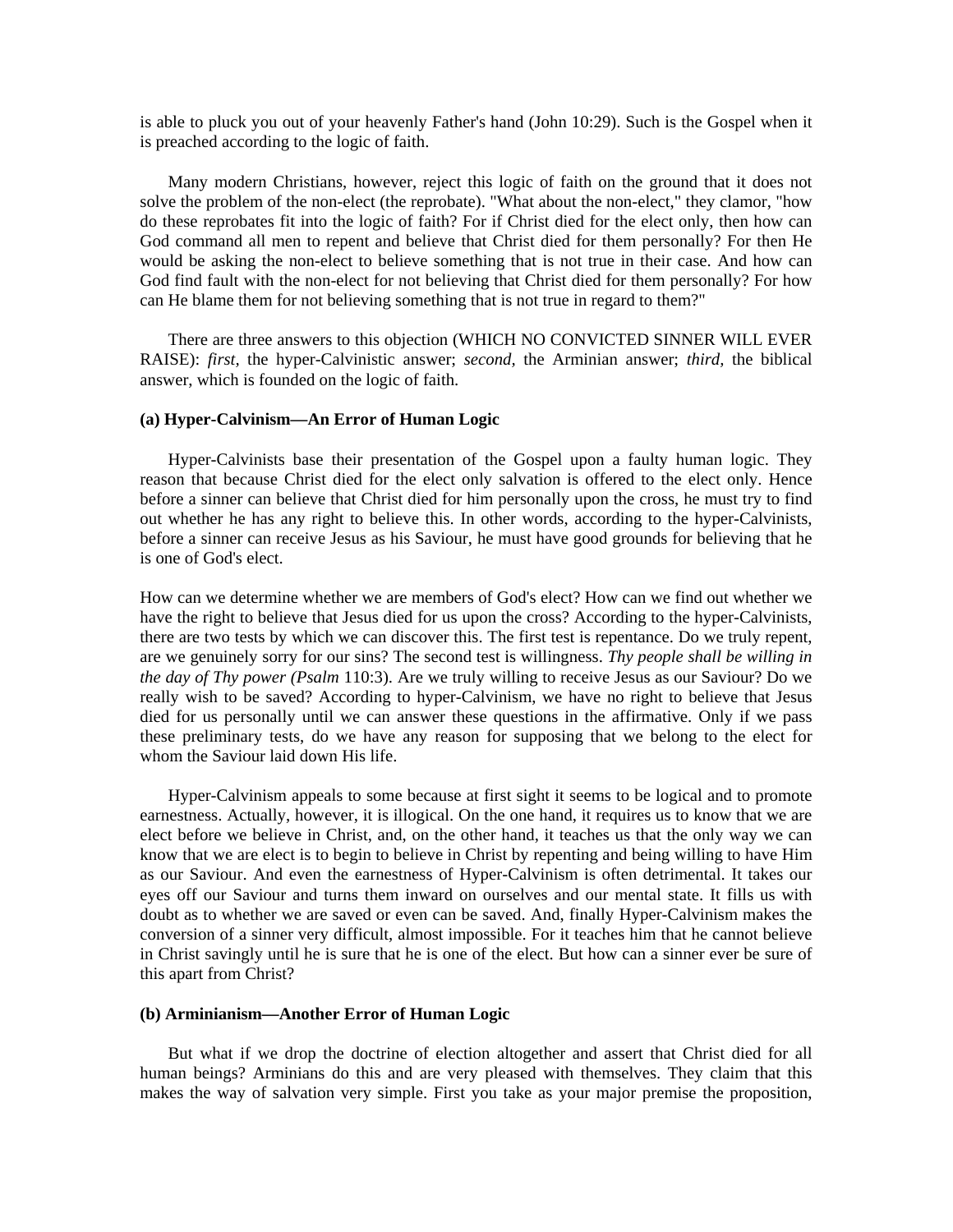is able to pluck you out of your heavenly Father's hand (John 10:29). Such is the Gospel when it is preached according to the logic of faith.

Many modern Christians, however, reject this logic of faith on the ground that it does not solve the problem of the non-elect (the reprobate). "What about the non-elect," they clamor, "how do these reprobates fit into the logic of faith? For if Christ died for the elect only, then how can God command all men to repent and believe that Christ died for them personally? For then He would be asking the non-elect to believe something that is not true in their case. And how can God find fault with the non-elect for not believing that Christ died for them personally? For how can He blame them for not believing something that is not true in regard to them?"

There are three answers to this objection (WHICH NO CONVICTED SINNER WILL EVER RAISE): *first*, the hyper-Calvinistic answer; *second*, the Arminian answer; *third*, the biblical answer, which is founded on the logic of faith.

### (a) Hyper-Calvinism—An Error of Human Logic

Hyper-Calvinists base their presentation of the Gospel upon a faulty human logic. They reason that because Christ died for the elect only salvation is offered to the elect only. Hence before a sinner can believe that Christ died for him personally upon the cross, he must try to find out whether he has any right to believe this. In other words, according to the hyper-Calvinists, before a sinner can receive Jesus as his Saviour, he must have good grounds for believing that he is one of God's elect.

How can we determine whether we are members of God's elect? How can we find out whether we have the right to believe that Jesus died for us upon the cross? According to the hyper-Calvinists, there are two tests by which we can discover this. The first test is repentance. Do we truly repent, are we genuinely sorry for our sins? The second test is willingness. *Thy people shall be willing in the day of Thy power (Psalm* 110:3). Are we truly willing to receive Jesus as our Saviour? Do we really wish to be saved? According to hyper-Calvinism, we have no right to believe that Jesus died for us personally until we can answer these questions in the affirmative. Only if we pass these preliminary tests, do we have any reason for supposing that we belong to the elect for whom the Saviour laid down His life.

Hyper-Calvinism appeals to some because at first sight it seems to be logical and to promote earnestness. Actually, however, it is illogical. On the one hand, it requires us to know that we are elect before we believe in Christ, and, on the other hand, it teaches us that the only way we can know that we are elect is to begin to believe in Christ by repenting and being willing to have Him as our Saviour. And even the earnestness of Hyper-Calvinism is often detrimental. It takes our eyes off our Saviour and turns them inward on ourselves and our mental state. It fills us with doubt as to whether we are saved or even can be saved. And, finally Hyper-Calvinism makes the conversion of a sinner very difficult, almost impossible. For it teaches him that he cannot believe in Christ savingly until he is sure that he is one of the elect. But how can a sinner ever be sure of this apart from Christ?

### (b) Arminianism—Another Error of Human Logic

But what if we drop the doctrine of election altogether and assert that Christ died for all human beings? Arminians do this and are very pleased with themselves. They claim that this makes the way of salvation very simple. First you take as your major premise the proposition,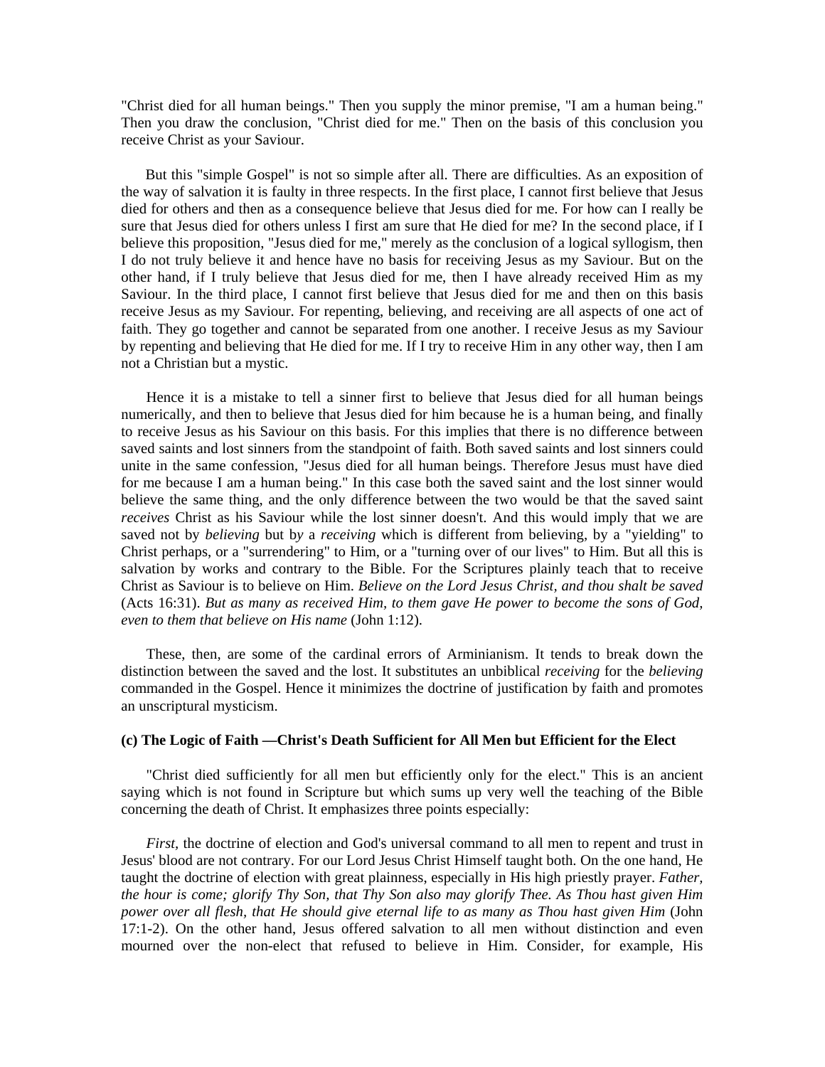"Christ died for all human beings." Then you supply the minor premise, "I am a human being." Then you draw the conclusion, "Christ died for me." Then on the basis of this conclusion you receive Christ as your Saviour.

But this "simple Gospel" is not so simple after all. There are difficulties. As an exposition of the way of salvation it is faulty in three respects. In the first place, I cannot first believe that Jesus died for others and then as a consequence believe that Jesus died for me. For how can I really be sure that Jesus died for others unless I first am sure that He died for me? In the second place, if I believe this proposition, "Jesus died for me," merely as the conclusion of a logical syllogism, then I do not truly believe it and hence have no basis for receiving Jesus as my Saviour. But on the other hand, if I truly believe that Jesus died for me, then I have already received Him as my Saviour. In the third place, I cannot first believe that Jesus died for me and then on this basis receive Jesus as my Saviour. For repenting, believing, and receiving are all aspects of one act of faith. They go together and cannot be separated from one another. I receive Jesus as my Saviour by repenting and believing that He died for me. If I try to receive Him in any other way, then I am not a Christian but a mystic.

Hence it is a mistake to tell a sinner first to believe that Jesus died for all human beings numerically, and then to believe that Jesus died for him because he is a human being, and finally to receive Jesus as his Saviour on this basis. For this implies that there is no difference between saved saints and lost sinners from the standpoint of faith. Both saved saints and lost sinners could unite in the same confession, "Jesus died for all human beings. Therefore Jesus must have died for me because I am a human being." In this case both the saved saint and the lost sinner would believe the same thing, and the only difference between the two would be that the saved saint *receives* Christ as his Saviour while the lost sinner doesn't. And this would imply that we are saved not by *believing* but by a *receiving* which is different from believing, by a "yielding" to Christ perhaps, or a "surrendering" to Him, or a "turning over of our lives" to Him. But all this is salvation by works and contrary to the Bible. For the Scriptures plainly teach that to receive Christ as Saviour is to believe on Him. *Believe on the Lord Jesus Christ, and thou shalt be saved* (Acts 16:31). *But as many as received Him, to them gave He power to become the sons of God, even to them that believe on His name* (John 1:12).

These, then, are some of the cardinal errors of Arminianism. It tends to break down the distinction between the saved and the lost. It substitutes an unbiblical *receiving* for the *believing* commanded in the Gospel. Hence it minimizes the doctrine of justification by faith and promotes an unscriptural mysticism.

**(c) The Logic of Faith —Christ's Death Sufficient for All Men but Efficient for the Elect**

"Christ died sufficiently for all men but efficiently only for the elect." This is an ancient saying which is not found in Scripture but which sums up very well the teaching of the Bible concerning the death of Christ. It emphasizes three points especially:

*First*, the doctrine of election and God's universal command to all men to repent and trust in Jesus' blood are not contrary. For our Lord Jesus Christ Himself taught both. On the one hand, He taught the doctrine of election with great plainness, especially in His high priestly prayer. *Father, the hour is come; glorify Thy Son, that Thy Son also may glorify Thee. As Thou hast given Him power over all flesh, that He should give eternal life to as many as Thou hast given Him* (John 17:1-2). On the other hand, Jesus offered salvation to all men without distinction and even mourned over the non-elect that refused to believe in Him. Consider, for example, His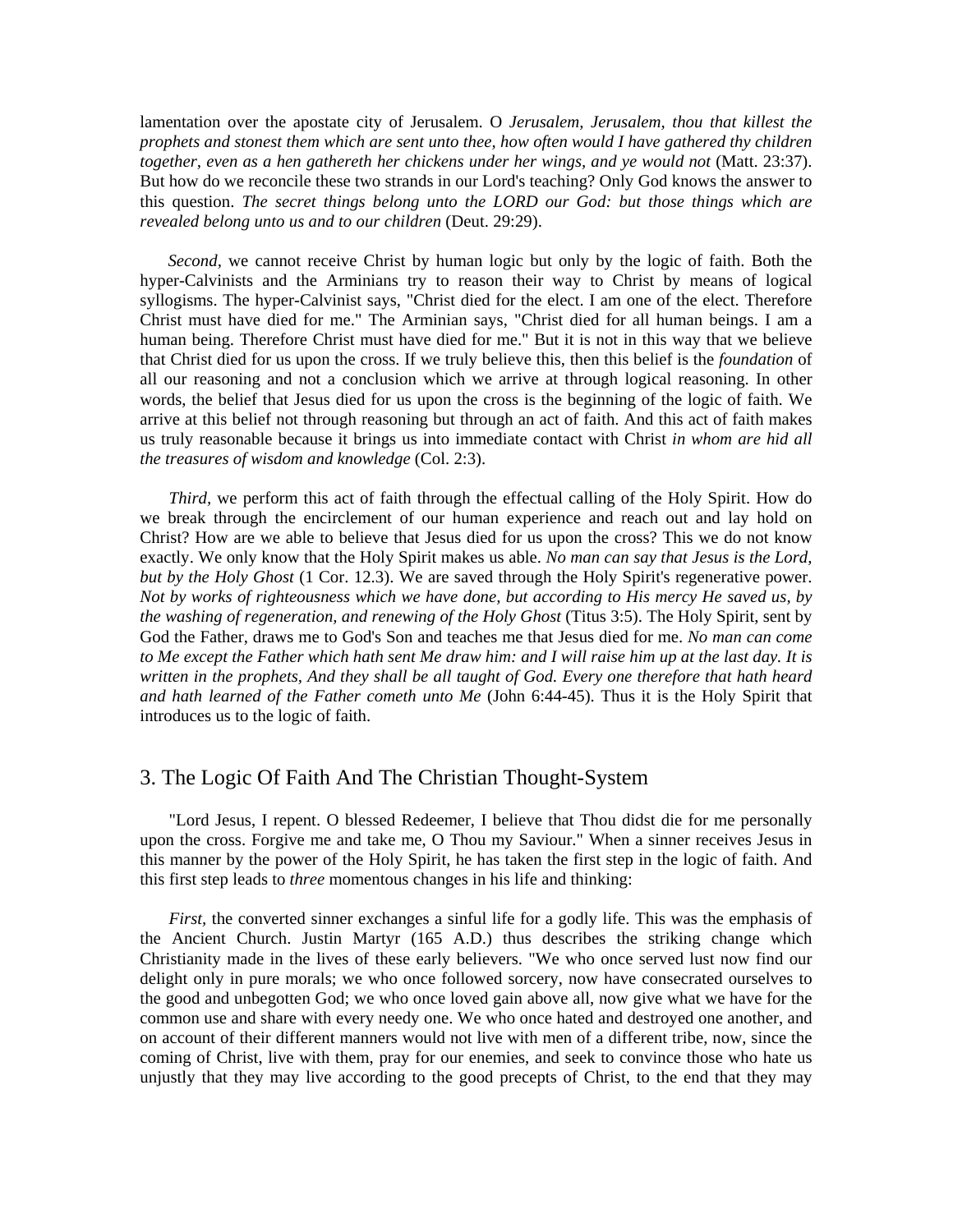lamentation over the apostate city of Jerusalem. O *Jerusalem, Jerusalem, thou that killest the prophets and stonest them which are sent unto thee, how often would I have gathered thy children together, even as a hen gathereth her chickens under her wings, and ye would not* (Matt. 23:37). But how do we reconcile these two strands in our Lord's teaching? Only God knows the answer to this question. *The secret things belong unto the LORD our God: but those things which are revealed belong unto us and to our children* (Deut. 29:29).

*Second*, we cannot receive Christ by human logic but only by the logic of faith. Both the hyper-Calvinists and the Arminians try to reason their way to Christ by means of logical syllogisms. The hyper-Calvinist says, "Christ died for the elect. I am one of the elect. Therefore Christ must have died for me." The Arminian says, "Christ died for all human beings. I am a human being. Therefore Christ must have died for me." But it is not in this way that we believe that Christ died for us upon the cross. If we truly believe this, then this belief is the *foundation* of all our reasoning and not a conclusion which we arrive at through logical reasoning. In other words, the belief that Jesus died for us upon the cross is the beginning of the logic of faith. We arrive at this belief not through reasoning but through an act of faith. And this act of faith makes us truly reasonable because it brings us into immediate contact with Christ *in whom are hid all the treasures of wisdom and knowledge* (Col. 2:3).

*Third*, we perform this act of faith through the effectual calling of the Holy Spirit. How do we break through the encirclement of our human experience and reach out and lay hold on Christ? How are we able to believe that Jesus died for us upon the cross? This we do not know exactly. We only know that the Holy Spirit makes us able. *No man can say that Jesus is the Lord, but by the Holy Ghost* (1 Cor. 12.3). We are saved through the Holy Spirit's regenerative power. *Not by works of righteousness which we have done, but according to His mercy He saved us, by the washing of regeneration, and renewing of the Holy Ghost* (Titus 3:5). The Holy Spirit, sent by God the Father, draws me to God's Son and teaches me that Jesus died for me. *No man can come to Me except the Father which hath sent Me draw him: and I will raise him up at the last day. It is written in the prophets, And they shall be all taught of God. Every one therefore that hath heard and hath learned of the Father cometh unto Me* (John 6:44-45). Thus it is the Holy Spirit that introduces us to the logic of faith.

## 3. The Logic Of Faith And The Christian Thought-System

"Lord Jesus, I repent. O blessed Redeemer, I believe that Thou didst die for me personally upon the cross. Forgive me and take me, O Thou my Saviour." When a sinner receives Jesus in this manner by the power of the Holy Spirit, he has taken the first step in the logic of faith. And this first step leads to *three* momentous changes in his life and thinking:

*First*, the converted sinner exchanges a sinful life for a godly life. This was the emphasis of the Ancient Church. Justin Martyr (165 A.D.) thus describes the striking change which Christianity made in the lives of these early believers. "We who once served lust now find our delight only in pure morals; we who once followed sorcery, now have consecrated ourselves to the good and unbegotten God; we who once loved gain above all, now give what we have for the common use and share with every needy one. We who once hated and destroyed one another, and on account of their different manners would not live with men of a different tribe, now, since the coming of Christ, live with them, pray for our enemies, and seek to convince those who hate us unjustly that they may live according to the good precepts of Christ, to the end that they may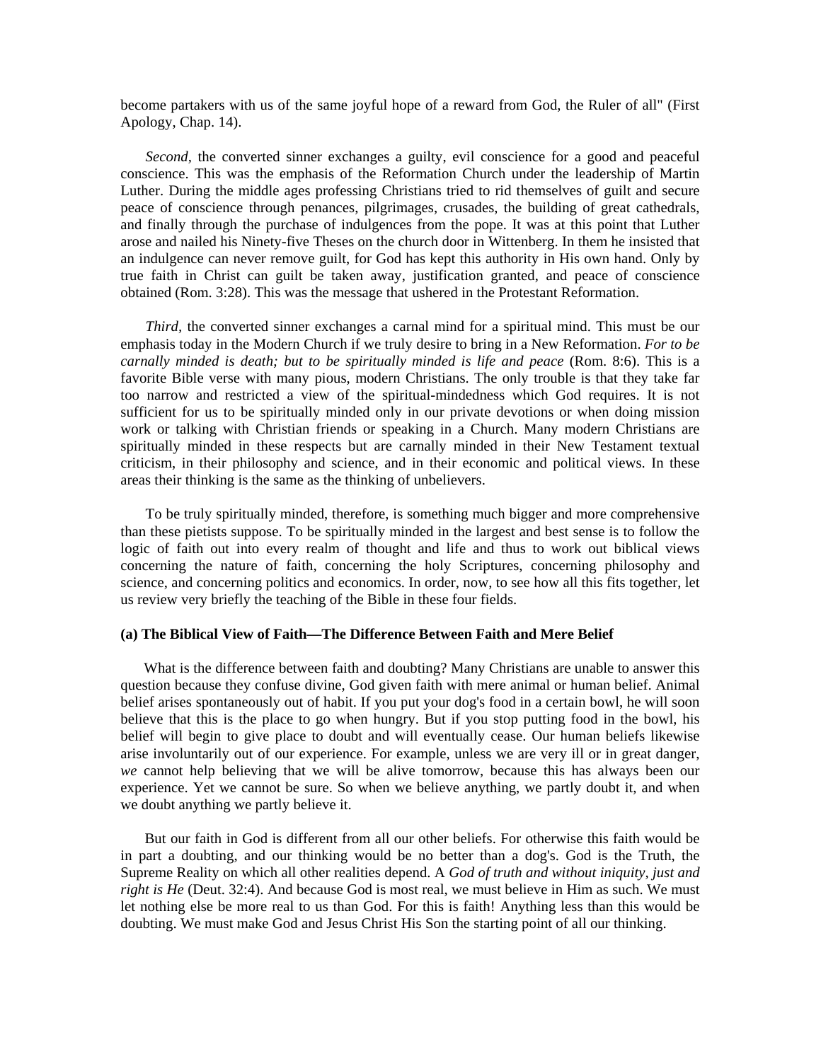become partakers with us of the same joyful hope of a reward from God, the Ruler of all" (First Apology, Chap. 14).

*Second*, the converted sinner exchanges a guilty, evil conscience for a good and peaceful conscience. This was the emphasis of the Reformation Church under the leadership of Martin Luther. During the middle ages professing Christians tried to rid themselves of guilt and secure peace of conscience through penances, pilgrimages, crusades, the building of great cathedrals, and finally through the purchase of indulgences from the pope. It was at this point that Luther arose and nailed his Ninety-five Theses on the church door in Wittenberg. In them he insisted that an indulgence can never remove guilt, for God has kept this authority in His own hand. Only by true faith in Christ can guilt be taken away, justification granted, and peace of conscience obtained (Rom. 3:28). This was the message that ushered in the Protestant Reformation.

*Third*, the converted sinner exchanges a carnal mind for a spiritual mind. This must be our emphasis today in the Modern Church if we truly desire to bring in a New Reformation. *For to be carnally minded is death; but to be spiritually minded is life and peace* (Rom. 8:6). This is a favorite Bible verse with many pious, modern Christians. The only trouble is that they take far too narrow and restricted a view of the spiritual-mindedness which God requires. It is not sufficient for us to be spiritually minded only in our private devotions or when doing mission work or talking with Christian friends or speaking in a Church. Many modern Christians are spiritually minded in these respects but are carnally minded in their New Testament textual criticism, in their philosophy and science, and in their economic and political views. In these areas their thinking is the same as the thinking of unbelievers.

To be truly spiritually minded, therefore, is something much bigger and more comprehensive than these pietists suppose. To be spiritually minded in the largest and best sense is to follow the logic of faith out into every realm of thought and life and thus to work out biblical views concerning the nature of faith, concerning the holy Scriptures, concerning philosophy and science, and concerning politics and economics. In order, now, to see how all this fits together, let us review very briefly the teaching of the Bible in these four fields.

**(a) The Biblical View of Faith—The Difference Between Faith and Mere Belief**

What is the difference between faith and doubting? Many Christians are unable to answer this question because they confuse divine, God given faith with mere animal or human belief. Animal belief arises spontaneously out of habit. If you put your dog's food in a certain bowl, he will soon believe that this is the place to go when hungry. But if you stop putting food in the bowl, his belief will begin to give place to doubt and will eventually cease. Our human beliefs likewise arise involuntarily out of our experience. For example, unless we are very ill or in great danger, *we* cannot help believing that we will be alive tomorrow, because this has always been our experience. Yet we cannot be sure. So when we believe anything, we partly doubt it, and when we doubt anything we partly believe it.

But our faith in God is different from all our other beliefs. For otherwise this faith would be in part a doubting, and our thinking would be no better than a dog's. God is the Truth, the Supreme Reality on which all other realities depend. A *God of truth and without iniquity, just and right is He* (Deut. 32:4). And because God is most real, we must believe in Him as such. We must let nothing else be more real to us than God. For this is faith! Anything less than this would be doubting. We must make God and Jesus Christ His Son the starting point of all our thinking.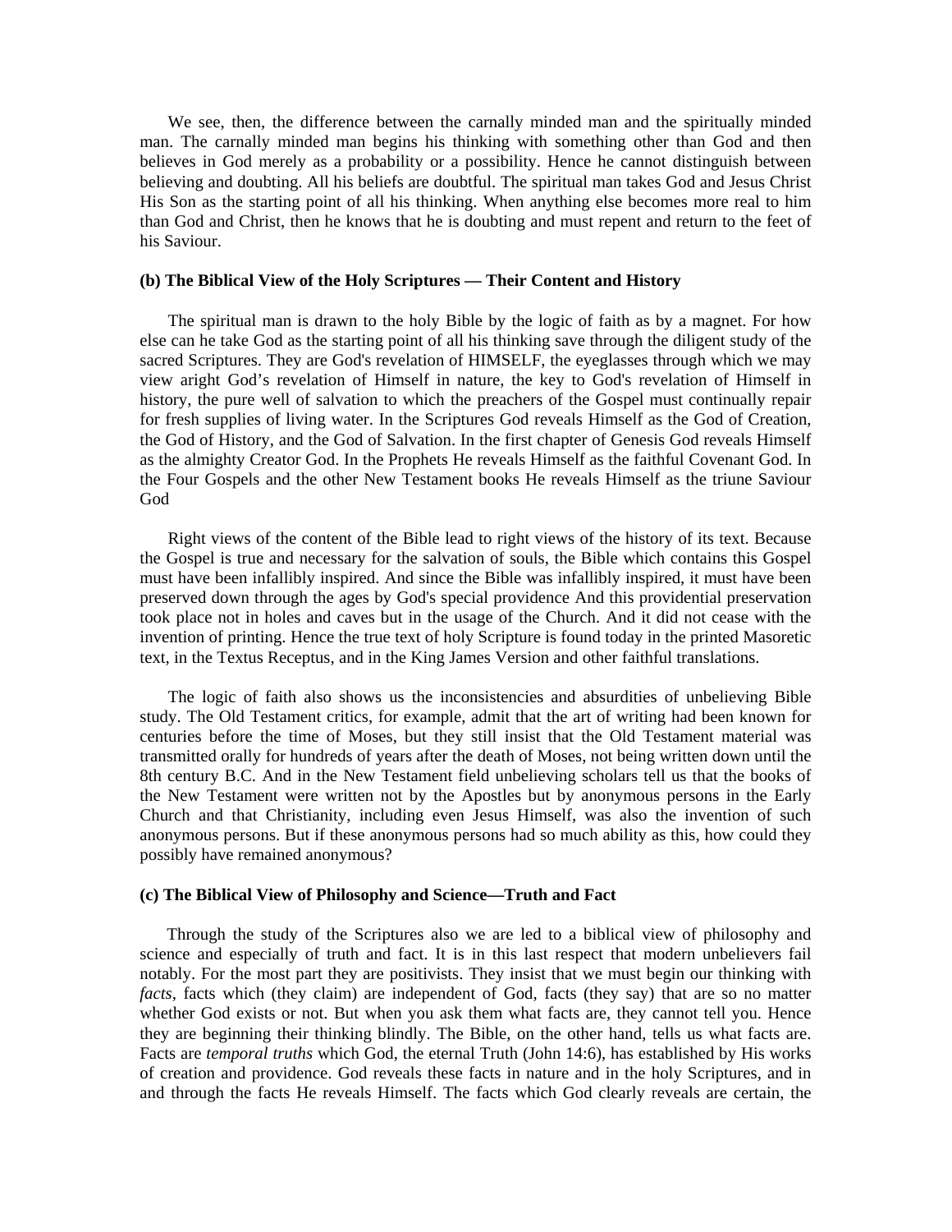We see, then, the difference between the carnally minded man and the spiritually minded man. The carnally minded man begins his thinking with something other than God and then believes in God merely as a probability or a possibility. Hence he cannot distinguish between believing and doubting. All his beliefs are doubtful. The spiritual man takes God and Jesus Christ His Son as the starting point of all his thinking. When anything else becomes more real to him than God and Christ, then he knows that he is doubting and must repent and return to the feet of his Saviour.

**(b) The Biblical View of the Holy Scriptures — Their Content and History**

The spiritual man is drawn to the holy Bible by the logic of faith as by a magnet. For how else can he take God as the starting point of all his thinking save through the diligent study of the sacred Scriptures. They are God's revelation of HIMSELF, the eyeglasses through which we may view aright God's revelation of Himself in nature, the key to God's revelation of Himself in history, the pure well of salvation to which the preachers of the Gospel must continually repair for fresh supplies of living water. In the Scriptures God reveals Himself as the God of Creation, the God of History, and the God of Salvation. In the first chapter of Genesis God reveals Himself as the almighty Creator God. In the Prophets He reveals Himself as the faithful Covenant God. In the Four Gospels and the other New Testament books He reveals Himself as the triune Saviour God

Right views of the content of the Bible lead to right views of the history of its text. Because the Gospel is true and necessary for the salvation of souls, the Bible which contains this Gospel must have been infallibly inspired. And since the Bible was infallibly inspired, it must have been preserved down through the ages by God's special providence And this providential preservation took place not in holes and caves but in the usage of the Church. And it did not cease with the invention of printing. Hence the true text of holy Scripture is found today in the printed Masoretic text, in the Textus Receptus, and in the King James Version and other faithful translations.

The logic of faith also shows us the inconsistencies and absurdities of unbelieving Bible study. The Old Testament critics, for example, admit that the art of writing had been known for centuries before the time of Moses, but they still insist that the Old Testament material was transmitted orally for hundreds of years after the death of Moses, not being written down until the 8th century B.C. And in the New Testament field unbelieving scholars tell us that the books of the New Testament were written not by the Apostles but by anonymous persons in the Early Church and that Christianity, including even Jesus Himself, was also the invention of such anonymous persons. But if these anonymous persons had so much ability as this, how could they possibly have remained anonymous?

**(c) The Biblical View of Philosophy and Science—Truth and Fact**

Through the study of the Scriptures also we are led to a biblical view of philosophy and science and especially of truth and fact. It is in this last respect that modern unbelievers fail notably. For the most part they are positivists. They insist that we must begin our thinking with *facts*, facts which (they claim) are independent of God, facts (they say) that are so no matter whether God exists or not. But when you ask them what facts are, they cannot tell you. Hence they are beginning their thinking blindly. The Bible, on the other hand, tells us what facts are. Facts are *temporal truths* which God, the eternal Truth (John 14:6), has established by His works of creation and providence. God reveals these facts in nature and in the holy Scriptures, and in and through the facts He reveals Himself. The facts which God clearly reveals are certain, the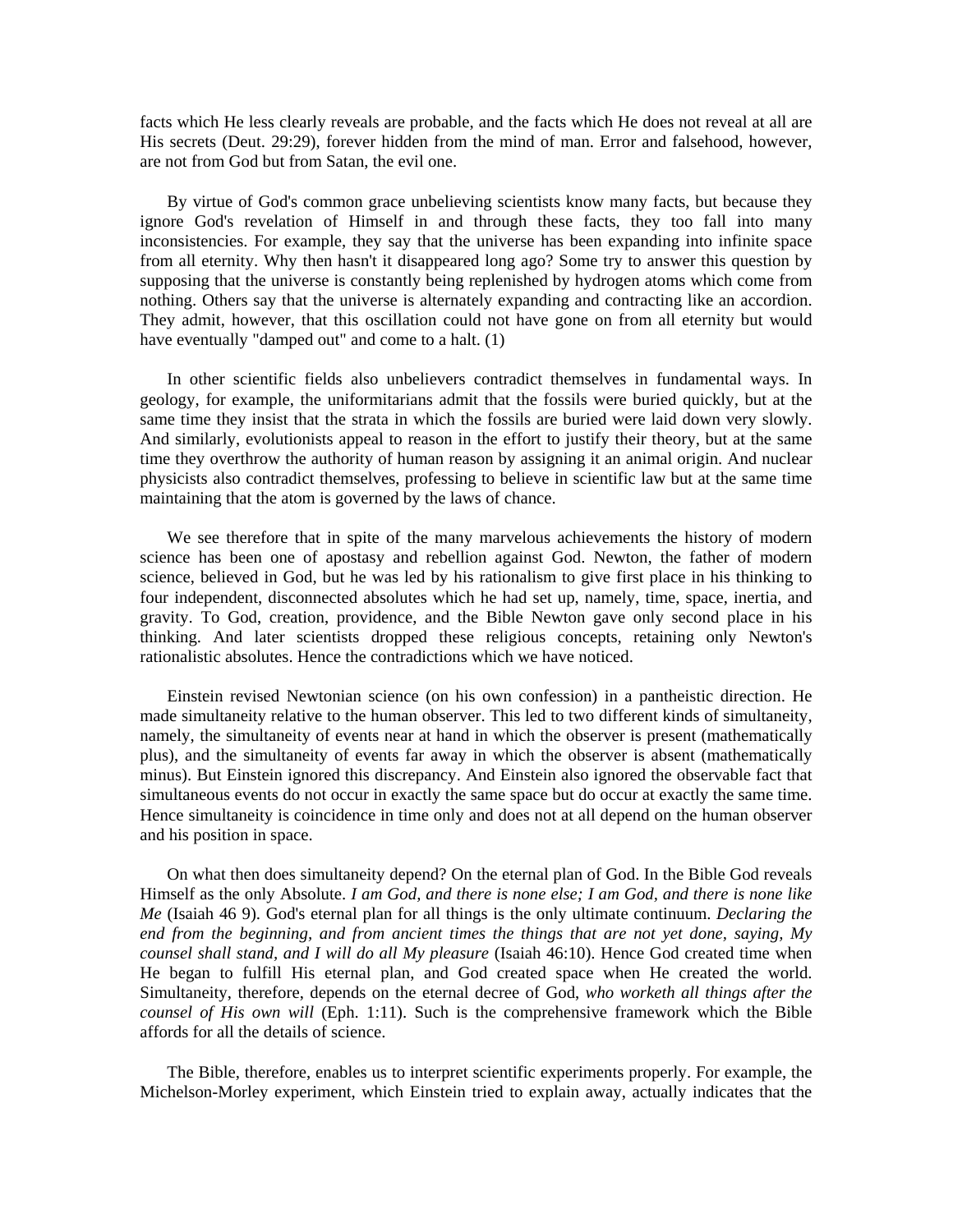facts which He less clearly reveals are probable, and the facts which He does not reveal at all are His secrets (Deut. 29:29), forever hidden from the mind of man. Error and falsehood, however, are not from God but from Satan, the evil one.

By virtue of God's common grace unbelieving scientists know many facts, but because they ignore God's revelation of Himself in and through these facts, they too fall into many inconsistencies. For example, they say that the universe has been expanding into infinite space from all eternity. Why then hasn't it disappeared long ago? Some try to answer this question by supposing that the universe is constantly being replenished by hydrogen atoms which come from nothing. Others say that the universe is alternately expanding and contracting like an accordion. They admit, however, that this oscillation could not have gone on from all eternity but would have eventually "damped out" and come to a halt. (1)

In other scientific fields also unbelievers contradict themselves in fundamental ways. In geology, for example, the uniformitarians admit that the fossils were buried quickly, but at the same time they insist that the strata in which the fossils are buried were laid down very slowly. And similarly, evolutionists appeal to reason in the effort to justify their theory, but at the same time they overthrow the authority of human reason by assigning it an animal origin. And nuclear physicists also contradict themselves, professing to believe in scientific law but at the same time maintaining that the atom is governed by the laws of chance.

We see therefore that in spite of the many marvelous achievements the history of modern science has been one of apostasy and rebellion against God. Newton, the father of modern science, believed in God, but he was led by his rationalism to give first place in his thinking to four independent, disconnected absolutes which he had set up, namely, time, space, inertia, and gravity. To God, creation, providence, and the Bible Newton gave only second place in his thinking. And later scientists dropped these religious concepts, retaining only Newton's rationalistic absolutes. Hence the contradictions which we have noticed.

Einstein revised Newtonian science (on his own confession) in a pantheistic direction. He made simultaneity relative to the human observer. This led to two different kinds of simultaneity, namely, the simultaneity of events near at hand in which the observer is present (mathematically plus), and the simultaneity of events far away in which the observer is absent (mathematically minus). But Einstein ignored this discrepancy. And Einstein also ignored the observable fact that simultaneous events do not occur in exactly the same space but do occur at exactly the same time. Hence simultaneity is coincidence in time only and does not at all depend on the human observer and his position in space.

On what then does simultaneity depend? On the eternal plan of God. In the Bible God reveals Himself as the only Absolute. *I am God, and there is none else; I am God, and there is none like Me* (Isaiah 46 9). God's eternal plan for all things is the only ultimate continuum. *Declaring the end from the beginning, and from ancient times the things that are not yet done, saying, My counsel shall stand, and I will do all My pleasure* (Isaiah 46:10). Hence God created time when He began to fulfill His eternal plan, and God created space when He created the world. Simultaneity, therefore, depends on the eternal decree of God, *who worketh all things after the counsel of His own will* (Eph. 1:11). Such is the comprehensive framework which the Bible affords for all the details of science.

The Bible, therefore, enables us to interpret scientific experiments properly. For example, the Michelson-Morley experiment, which Einstein tried to explain away, actually indicates that the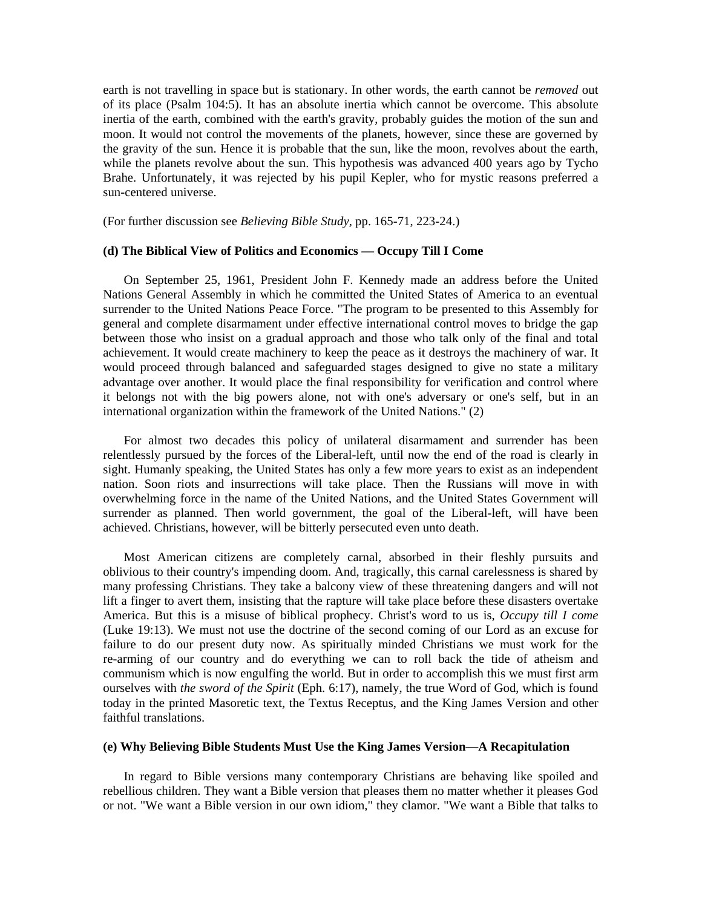earth is not travelling in space but is stationary. In other words, the earth cannot be *removed* out of its place (Psalm 104:5). It has an absolute inertia which cannot be overcome. This absolute inertia of the earth, combined with the earth's gravity, probably guides the motion of the sun and moon. It would not control the movements of the planets, however, since these are governed by the gravity of the sun. Hence it is probable that the sun, like the moon, revolves about the earth, while the planets revolve about the sun. This hypothesis was advanced 400 years ago by Tycho Brahe. Unfortunately, it was rejected by his pupil Kepler, who for mystic reasons preferred a sun-centered universe.

(For further discussion see *Believing Bible Study*, pp. 165-71, 223-24.)

### (d) The Biblical View of Politics and Economics — Occupy Till I Come

On September 25, 1961, President John F. Kennedy made an address before the United Nations General Assembly in which he committed the United States of America to an eventual surrender to the United Nations Peace Force. "The program to be presented to this Assembly for general and complete disarmament under effective international control moves to bridge the gap between those who insist on a gradual approach and those who talk only of the final and total achievement. It would create machinery to keep the peace as it destroys the machinery of war. It would proceed through balanced and safeguarded stages designed to give no state a military advantage over another. It would place the final responsibility for verification and control where it belongs not with the big powers alone, not with one's adversary or one's self, but in an international organization within the framework of the United Nations." (2)

For almost two decades this policy of unilateral disarmament and surrender has been relentlessly pursued by the forces of the Liberal-left, until now the end of the road is clearly in sight. Humanly speaking, the United States has only a few more years to exist as an independent nation. Soon riots and insurrections will take place. Then the Russians will move in with overwhelming force in the name of the United Nations, and the United States Government will surrender as planned. Then world government, the goal of the Liberal-left, will have been achieved. Christians, however, will be bitterly persecuted even unto death.

Most American citizens are completely carnal, absorbed in their fleshly pursuits and oblivious to their country's impending doom. And, tragically, this carnal carelessness is shared by many professing Christians. They take a balcony view of these threatening dangers and will not lift a finger to avert them, insisting that the rapture will take place before these disasters overtake America. But this is a misuse of biblical prophecy. Christ's word to us is, *Occupy till I come* (Luke 19:13). We must not use the doctrine of the second coming of our Lord as an excuse for failure to do our present duty now. As spiritually minded Christians we must work for the re-arming of our country and do everything we can to roll back the tide of atheism and communism which is now engulfing the world. But in order to accomplish this we must first arm ourselves with *the sword of the Spirit* (Eph. 6:17), namely, the true Word of God, which is found today in the printed Masoretic text, the Textus Receptus, and the King James Version and other faithful translations.

### (e) Why Believing Bible Students Must Use the King James Version—A Recapitulation

In regard to Bible versions many contemporary Christians are behaving like spoiled and rebellious children. They want a Bible version that pleases them no matter whether it pleases God or not. "We want a Bible version in our own idiom," they clamor. "We want a Bible that talks to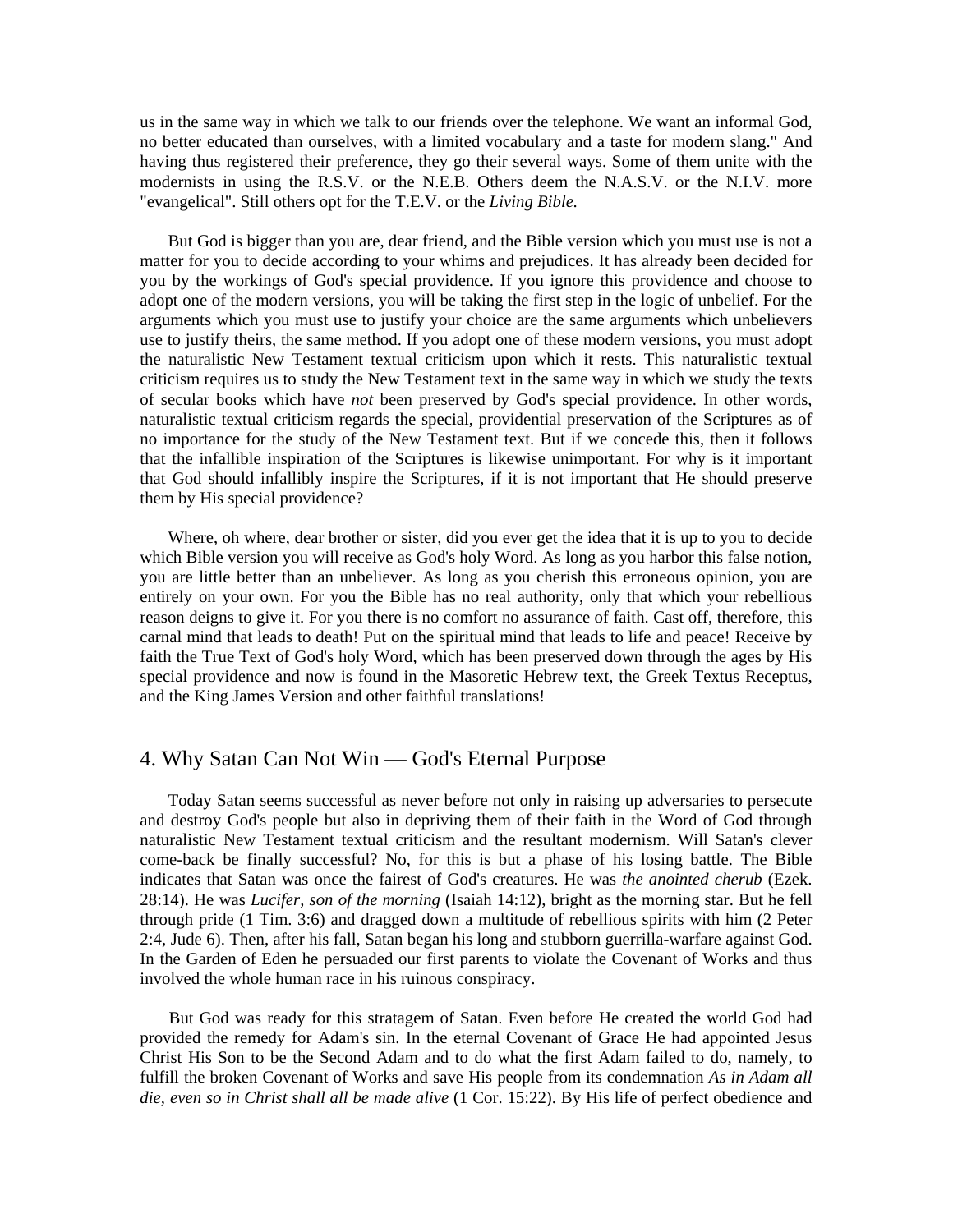us in the same way in which we talk to our friends over the telephone. We want an informal God, no better educated than ourselves, with a limited vocabulary and a taste for modern slang." And having thus registered their preference, they go their several ways. Some of them unite with the modernists in using the R.S.V. or the N.E.B. Others deem the N.A.S.V. or the N.I.V. more "evangelical". Still others opt for the T.E.V. or the *Living Bible.*

But God is bigger than you are, dear friend, and the Bible version which you must use is not a matter for you to decide according to your whims and prejudices. It has already been decided for you by the workings of God's special providence. If you ignore this providence and choose to adopt one of the modern versions, you will be taking the first step in the logic of unbelief. For the arguments which you must use to justify your choice are the same arguments which unbelievers use to justify theirs, the same method. If you adopt one of these modern versions, you must adopt the naturalistic New Testament textual criticism upon which it rests. This naturalistic textual criticism requires us to study the New Testament text in the same way in which we study the texts of secular books which have *not* been preserved by God's special providence. In other words, naturalistic textual criticism regards the special, providential preservation of the Scriptures as of no importance for the study of the New Testament text. But if we concede this, then it follows that the infallible inspiration of the Scriptures is likewise unimportant. For why is it important that God should infallibly inspire the Scriptures, if it is not important that He should preserve them by His special providence?

Where, oh where, dear brother or sister, did you ever get the idea that it is up to you to decide which Bible version you will receive as God's holy Word. As long as you harbor this false notion, you are little better than an unbeliever. As long as you cherish this erroneous opinion, you are entirely on your own. For you the Bible has no real authority, only that which your rebellious reason deigns to give it. For you there is no comfort no assurance of faith. Cast off, therefore, this carnal mind that leads to death! Put on the spiritual mind that leads to life and peace! Receive by faith the True Text of God's holy Word, which has been preserved down through the ages by His special providence and now is found in the Masoretic Hebrew text, the Greek Textus Receptus, and the King James Version and other faithful translations!

## 4. Why Satan Can Not Win — God's Eternal Purpose

Today Satan seems successful as never before not only in raising up adversaries to persecute and destroy God's people but also in depriving them of their faith in the Word of God through naturalistic New Testament textual criticism and the resultant modernism. Will Satan's clever come-back be finally successful? No, for this is but a phase of his losing battle. The Bible indicates that Satan was once the fairest of God's creatures. He was *the anointed cherub* (Ezek. 28:14). He was *Lucifer, son of the morning* (Isaiah 14:12), bright as the morning star. But he fell through pride (1 Tim. 3:6) and dragged down a multitude of rebellious spirits with him (2 Peter 2:4, Jude 6). Then, after his fall, Satan began his long and stubborn guerrilla-warfare against God. In the Garden of Eden he persuaded our first parents to violate the Covenant of Works and thus involved the whole human race in his ruinous conspiracy.

But God was ready for this stratagem of Satan. Even before He created the world God had provided the remedy for Adam's sin. In the eternal Covenant of Grace He had appointed Jesus Christ His Son to be the Second Adam and to do what the first Adam failed to do, namely, to fulfill the broken Covenant of Works and save His people from its condemnation *As in Adam all die, even so in Christ shall all be made alive* (1 Cor. 15:22). By His life of perfect obedience and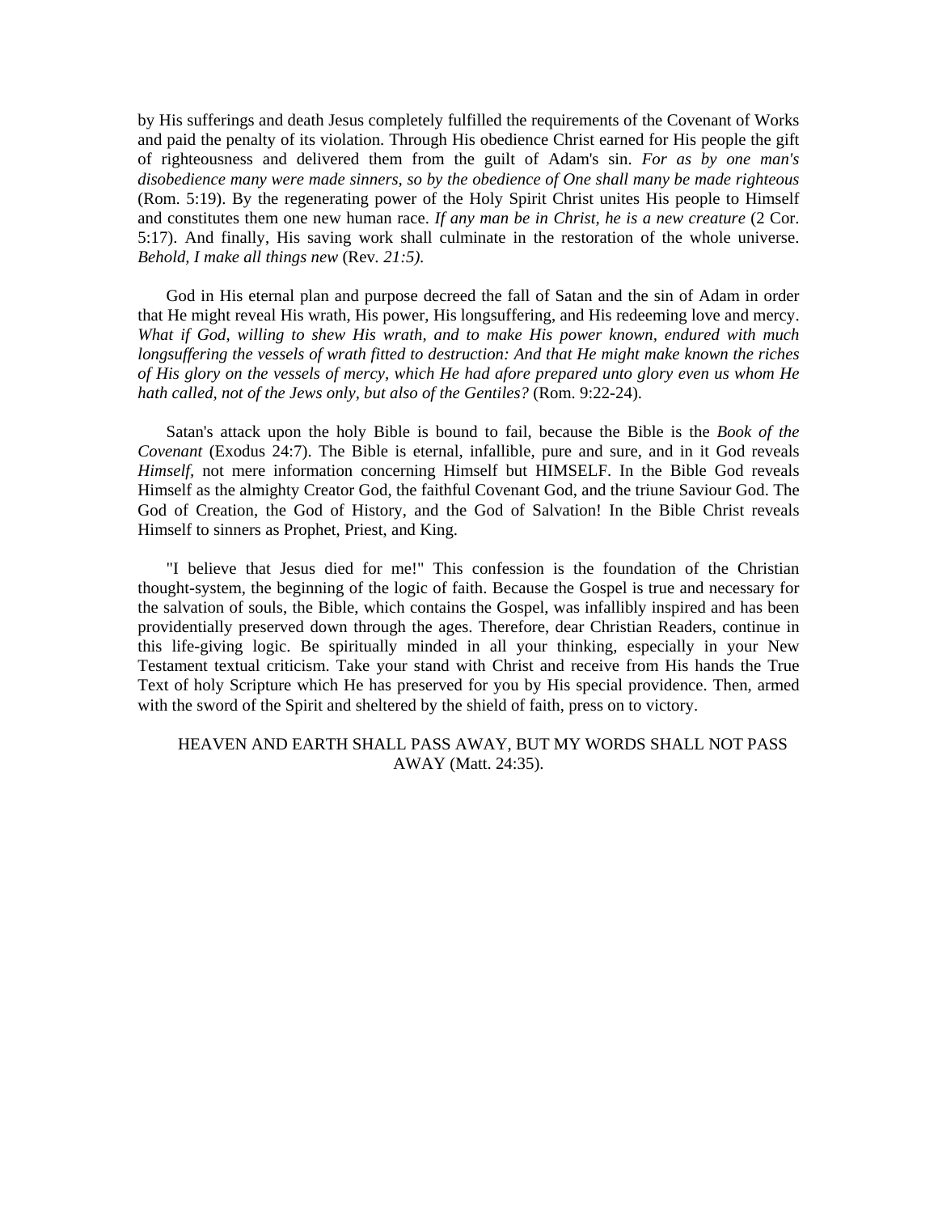by His sufferings and death Jesus completely fulfilled the requirements of the Covenant of Works and paid the penalty of its violation. Through His obedience Christ earned for His people the gift of righteousness and delivered them from the guilt of Adam's sin. *For as by one man's disobedience many were made sinners, so by the obedience of One shall many be made righteous* (Rom. 5:19). By the regenerating power of the Holy Spirit Christ unites His people to Himself and constitutes them one new human race. *If any man be in Christ, he is a new creature* (2 Cor. 5:17). And finally, His saving work shall culminate in the restoration of the whole universe. *Behold, I make all things new* (Rev. *21:5).*

God in His eternal plan and purpose decreed the fall of Satan and the sin of Adam in order that He might reveal His wrath, His power, His longsuffering, and His redeeming love and mercy. *What if God, willing to shew His wrath, and to make His power known, endured with much longsuffering the vessels of wrath fitted to destruction: And that He might make known the riches of His glory on the vessels of mercy, which He had afore prepared unto glory even us whom He hath called, not of the Jews only, but also of the Gentiles?* (Rom. 9:22-24).

Satan's attack upon the holy Bible is bound to fail, because the Bible is the *Book of the Covenant* (Exodus 24:7). The Bible is eternal, infallible, pure and sure, and in it God reveals *Himself,* not mere information concerning Himself but HIMSELF. In the Bible God reveals Himself as the almighty Creator God, the faithful Covenant God, and the triune Saviour God. The God of Creation, the God of History, and the God of Salvation! In the Bible Christ reveals Himself to sinners as Prophet, Priest, and King.

"I believe that Jesus died for me!" This confession is the foundation of the Christian thought-system, the beginning of the logic of faith. Because the Gospel is true and necessary for the salvation of souls, the Bible, which contains the Gospel, was infallibly inspired and has been providentially preserved down through the ages. Therefore, dear Christian Readers, continue in this life-giving logic. Be spiritually minded in all your thinking, especially in your New Testament textual criticism. Take your stand with Christ and receive from His hands the True Text of holy Scripture which He has preserved for you by His special providence. Then, armed with the sword of the Spirit and sheltered by the shield of faith, press on to victory.

HEAVEN AND EARTH SHALL PASS AWAY, BUT MY WORDS SHALL NOT PASS AWAY (Matt. 24:35).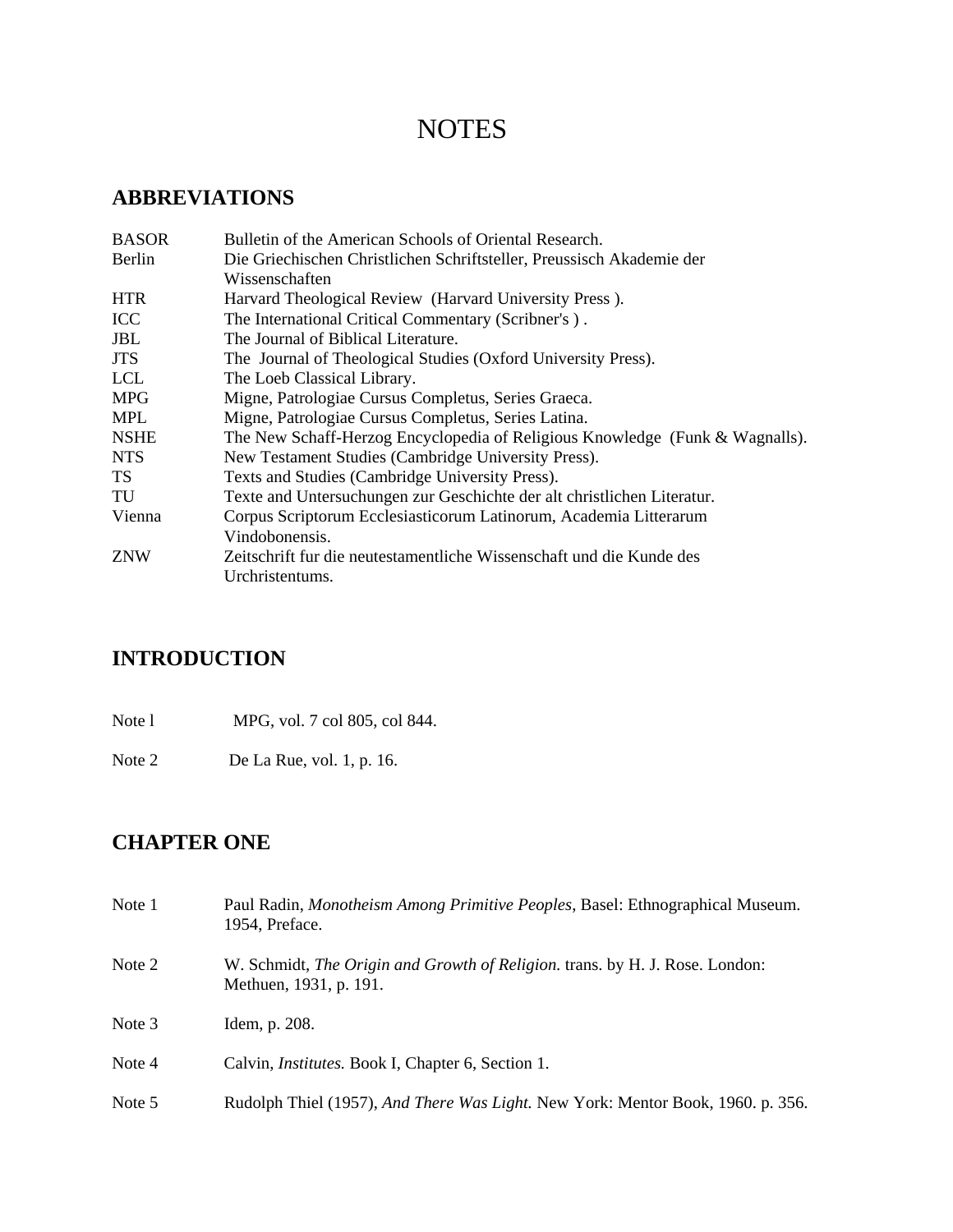# NOTES

## ABBREVIATIONS

| | |
|---|---|
| BASOR | Bulletin of the American Schools of Oriental Research. |
| Berlin | Die Griechischen Christlichen Schriftsteller, Preussisch Akademie der Wissenschaften |
| HTR | Harvard Theological Review (Harvard University Press ). |
| ICC | The International Critical Commentary (Scribner's ) . |
| JBL | The Journal of Biblical Literature. |
| JTS | The Journal of Theological Studies (Oxford University Press). |
| LCL | The Loeb Classical Library. |
| MPG | Migne, Patrologiae Cursus Completus, Series Graeca. |
| MPL | Migne, Patrologiae Cursus Completus, Series Latina. |
| NSHE | The New Schaff-Herzog Encyclopedia of Religious Knowledge (Funk & Wagnalls). |
| NTS | New Testament Studies (Cambridge University Press). |
| TS | Texts and Studies (Cambridge University Press). |
| TU | Texte and Untersuchungen zur Geschichte der alt christlichen Literatur. |
| Vienna | Corpus Scriptorum Ecclesiasticorum Latinorum, Academia Litterarum Vindobonensis. |
| ZNW | Zeitschrift fur die neutestamentliche Wissenschaft und die Kunde des Urchristentums. |

## INTRODUCTION

Note l MPG, vol. 7 col 805, col 844.

Note 2 De La Rue, vol. 1, p. 16.

## CHAPTER ONE

Note 1 Paul Radin, *Monotheism Among Primitive Peoples*, Basel: Ethnographical Museum. 1954, Preface.

Note 2 W. Schmidt, *The Origin and Growth of Religion.* trans. by H. J. Rose. London: Methuen, 1931, p. 191.

Note 3 Idem, p. 208.

Note 4 Calvin, *Institutes.* Book I, Chapter 6, Section 1.

Note 5 Rudolph Thiel (1957), *And There Was Light.* New York: Mentor Book, 1960. p. 356.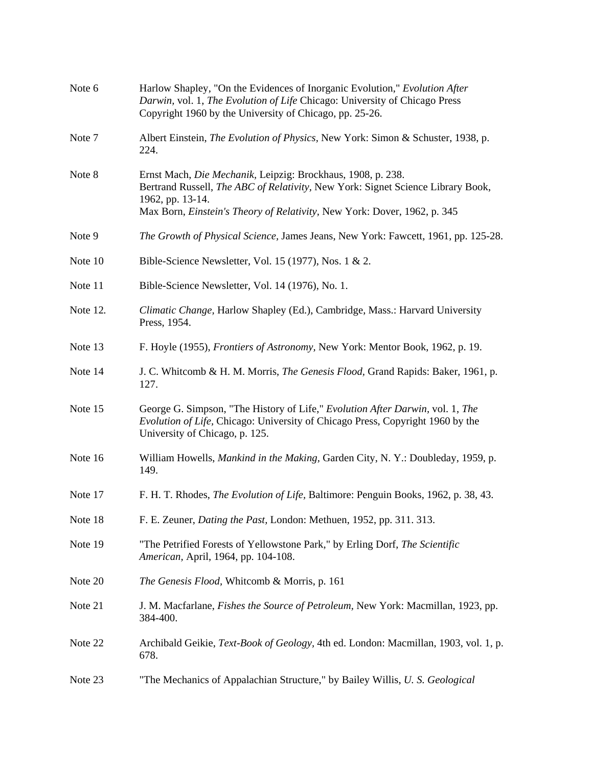Note 6 Harlow Shapley, "On the Evidences of Inorganic Evolution," *Evolution After Darwin,* vol. 1, *The Evolution of Life* Chicago: University of Chicago Press Copyright 1960 by the University of Chicago, pp. 25-26.

Note 7 Albert Einstein, *The Evolution of Physics*, New York: Simon & Schuster, 1938, p. 224.

Note 8 Ernst Mach, *Die Mechanik*, Leipzig: Brockhaus, 1908, p. 238.
Bertrand Russell, *The ABC of Relativity*, New York: Signet Science Library Book, 1962, pp. 13-14.
Max Born, *Einstein's Theory of Relativity,* New York: Dover, 1962, p. 345

Note 9 *The Growth of Physical Science,* James Jeans, New York: Fawcett, 1961, pp. 125-28.

Note 10 Bible-Science Newsletter, Vol. 15 (1977), Nos. 1 & 2.

Note 11 Bible-Science Newsletter, Vol. 14 (1976), No. 1.

Note 12. *Climatic Change,* Harlow Shapley (Ed.), Cambridge, Mass.: Harvard University Press, 1954.

Note 13 F. Hoyle (1955), *Frontiers of Astronomy*, New York: Mentor Book, 1962, p. 19.

Note 14 J. C. Whitcomb & H. M. Morris, *The Genesis Flood,* Grand Rapids: Baker, 1961, p. 127.

Note 15 George G. Simpson, "The History of Life," *Evolution After Darwin*, vol. 1, *The Evolution of Life,* Chicago: University of Chicago Press, Copyright 1960 by the University of Chicago, p. 125.

Note 16 William Howells, *Mankind in the Making,* Garden City, N. Y.: Doubleday, 1959, p. 149.

Note 17 F. H. T. Rhodes, *The Evolution of Life*, Baltimore: Penguin Books, 1962, p. 38, 43.

Note 18 F. E. Zeuner, *Dating the Past,* London: Methuen, 1952, pp. 311. 313.

Note 19 "The Petrified Forests of Yellowstone Park," by Erling Dorf, *The Scientific American,* April, 1964, pp. 104-108.

Note 20 *The Genesis Flood,* Whitcomb & Morris, p. 161

Note 21 J. M. Macfarlane, *Fishes the Source of Petroleum*, New York: Macmillan, 1923, pp. 384-400.

Note 22 Archibald Geikie, *Text-Book of Geology,* 4th ed. London: Macmillan, 1903, vol. 1, p. 678.

Note 23 "The Mechanics of Appalachian Structure," by Bailey Willis, *U. S. Geological*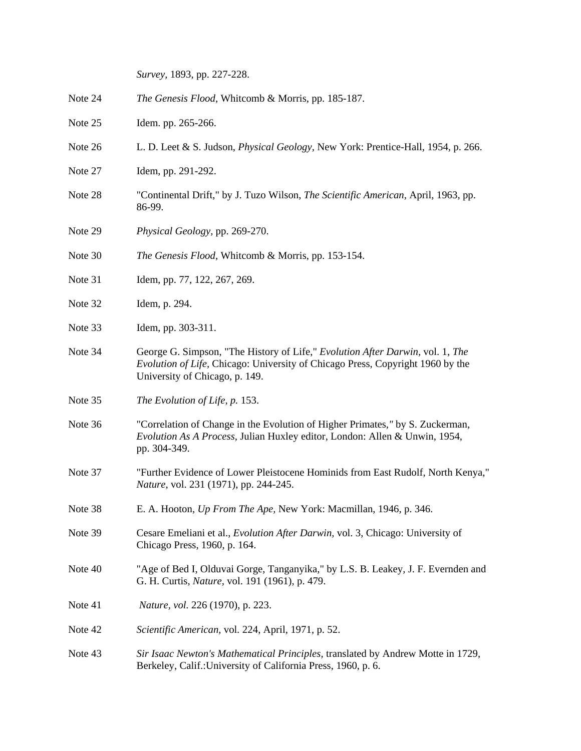*Survey*, 1893, pp. 227-228.

Note 24 *The Genesis Flood*, Whitcomb & Morris, pp. 185-187.

Note 25 Idem. pp. 265-266.

Note 26 L. D. Leet & S. Judson, *Physical Geology*, New York: Prentice-Hall, 1954, p. 266.

Note 27 Idem, pp. 291-292.

Note 28 "Continental Drift," by J. Tuzo Wilson, *The Scientific American*, April, 1963, pp. 86-99.

Note 29 *Physical Geology*, pp. 269-270.

Note 30 *The Genesis Flood*, Whitcomb & Morris, pp. 153-154.

Note 31 Idem, pp. 77, 122, 267, 269.

Note 32 Idem, p. 294.

Note 33 Idem, pp. 303-311.

Note 34 George G. Simpson, "The History of Life," *Evolution After Darwin*, vol. 1, *The Evolution of Life*, Chicago: University of Chicago Press, Copyright 1960 by the University of Chicago, p. 149.

Note 35 *The Evolution of Life, p.* 153.

Note 36 "Correlation of Change in the Evolution of Higher Primates," by S. Zuckerman, *Evolution As A Process*, Julian Huxley editor, London: Allen & Unwin, 1954, pp. 304-349.

Note 37 "Further Evidence of Lower Pleistocene Hominids from East Rudolf, North Kenya," *Nature*, vol. 231 (1971), pp. 244-245.

Note 38 E. A. Hooton, *Up From The Ape*, New York: Macmillan, 1946, p. 346.

Note 39 Cesare Emeliani et al., *Evolution After Darwin*, vol. 3, Chicago: University of Chicago Press, 1960, p. 164.

Note 40 "Age of Bed I, Olduvai Gorge, Tanganyika," by L.S. B. Leakey, J. F. Evernden and G. H. Curtis, *Nature*, vol. 191 (1961), p. 479.

Note 41 *Nature*, *vol.* 226 (1970), p. 223.

Note 42 *Scientific American*, vol. 224, April, 1971, p. 52.

Note 43 *Sir Isaac Newton's Mathematical Principles*, translated by Andrew Motte in 1729, Berkeley, Calif.:University of California Press, 1960, p. 6.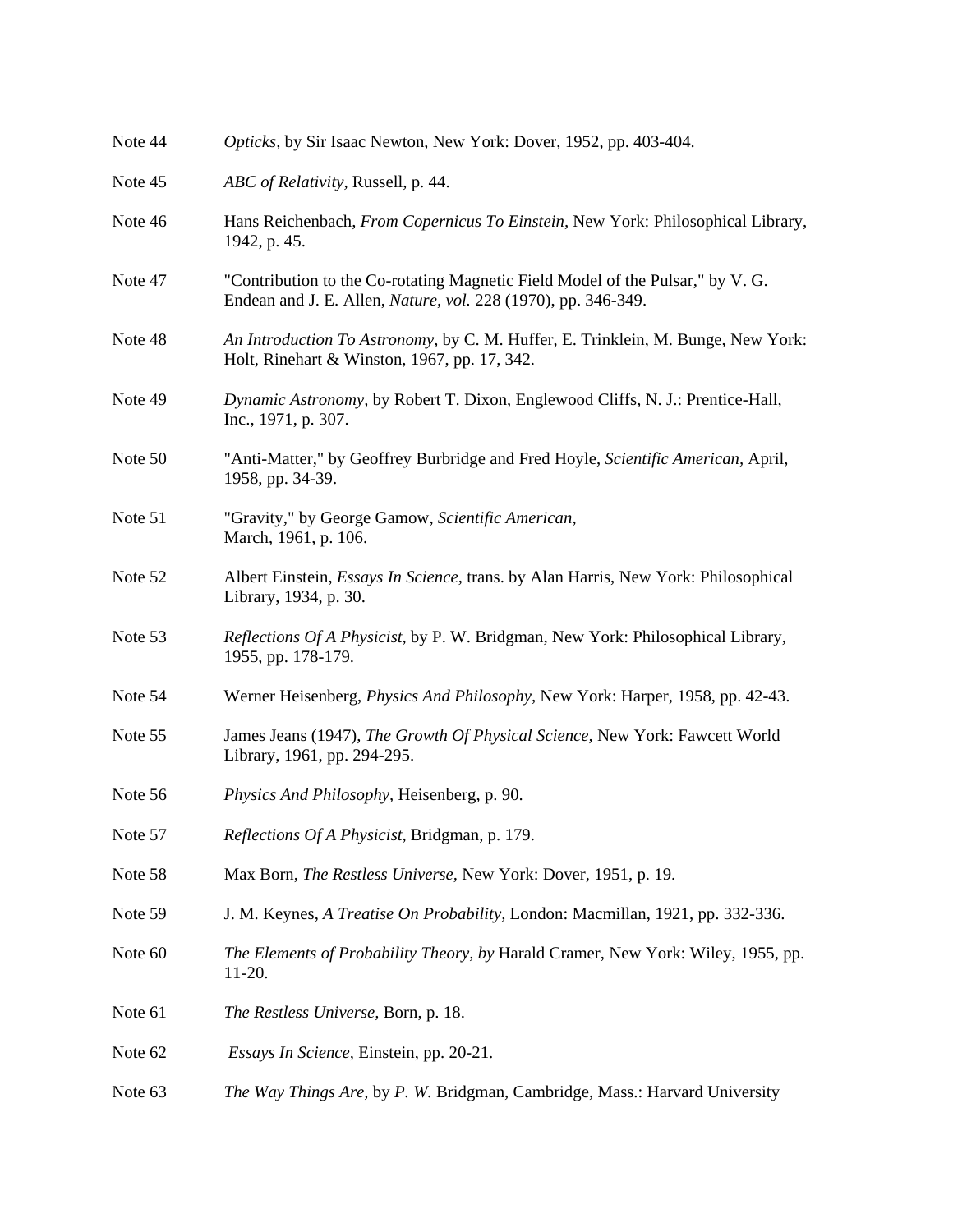Note 44 *Opticks,* by Sir Isaac Newton, New York: Dover, 1952, pp. 403-404.

Note 45 *ABC of Relativity,* Russell, p. 44.

Note 46 Hans Reichenbach, *From Copernicus To Einstein,* New York: Philosophical Library, 1942, p. 45.

Note 47 "Contribution to the Co-rotating Magnetic Field Model of the Pulsar," by V. G. Endean and J. E. Allen, *Nature, vol.* 228 (1970), pp. 346-349.

Note 48 *An Introduction To Astronomy,* by C. M. Huffer, E. Trinklein, M. Bunge, New York: Holt, Rinehart & Winston, 1967, pp. 17, 342.

Note 49 *Dynamic Astronomy,* by Robert T. Dixon, Englewood Cliffs, N. J.: Prentice-Hall, Inc., 1971, p. 307.

Note 50 "Anti-Matter," by Geoffrey Burbridge and Fred Hoyle, *Scientific American,* April, 1958, pp. 34-39.

Note 51 "Gravity," by George Gamow, *Scientific American,* March, 1961, p. 106.

Note 52 Albert Einstein, *Essays In Science,* trans. by Alan Harris, New York: Philosophical Library, 1934, p. 30.

Note 53 *Reflections Of A Physicist,* by P. W. Bridgman, New York: Philosophical Library, 1955, pp. 178-179.

Note 54 Werner Heisenberg, *Physics And Philosophy,* New York: Harper, 1958, pp. 42-43.

Note 55 James Jeans (1947), *The Growth Of Physical Science,* New York: Fawcett World Library, 1961, pp. 294-295.

Note 56 *Physics And Philosophy,* Heisenberg, p. 90.

Note 57 *Reflections Of A Physicist,* Bridgman, p. 179.

Note 58 Max Born, *The Restless Universe,* New York: Dover, 1951, p. 19.

Note 59 J. M. Keynes, *A Treatise On Probability,* London: Macmillan, 1921, pp. 332-336.

Note 60 *The Elements of Probability Theory, by* Harald Cramer, New York: Wiley, 1955, pp. 11-20.

Note 61 *The Restless Universe,* Born, p. 18.

Note 62 *Essays In Science,* Einstein, pp. 20-21.

Note 63 *The Way Things Are,* by *P. W.* Bridgman, Cambridge, Mass.: Harvard University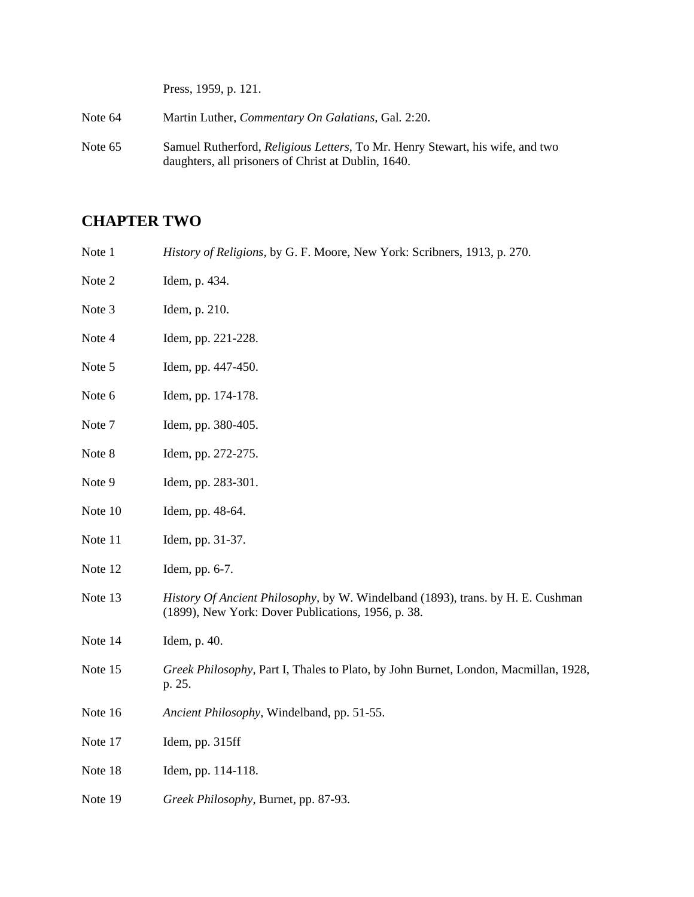Press, 1959, p. 121.

Note 64 Martin Luther, *Commentary On Galatians*, Gal. 2:20.

Note 65 Samuel Rutherford, *Religious Letters*, To Mr. Henry Stewart, his wife, and two daughters, all prisoners of Christ at Dublin, 1640.

## CHAPTER TWO

Note 1 *History of Religions*, by G. F. Moore, New York: Scribners, 1913, p. 270.

Note 2 Idem, p. 434.

Note 3 Idem, p. 210.

Note 4 Idem, pp. 221-228.

Note 5 Idem, pp. 447-450.

Note 6 Idem, pp. 174-178.

Note 7 Idem, pp. 380-405.

Note 8 Idem, pp. 272-275.

Note 9 Idem, pp. 283-301.

Note 10 Idem, pp. 48-64.

Note 11 Idem, pp. 31-37.

Note 12 Idem, pp. 6-7.

Note 13 *History Of Ancient Philosophy*, by W. Windelband (1893), trans. by H. E. Cushman (1899), New York: Dover Publications, 1956, p. 38.

Note 14 Idem, p. 40.

Note 15 *Greek Philosophy*, Part I, Thales to Plato, by John Burnet, London, Macmillan, 1928, p. 25.

Note 16 *Ancient Philosophy*, Windelband, pp. 51-55.

Note 17 Idem, pp. 315ff

Note 18 Idem, pp. 114-118.

Note 19 *Greek Philosophy*, Burnet, pp. 87-93.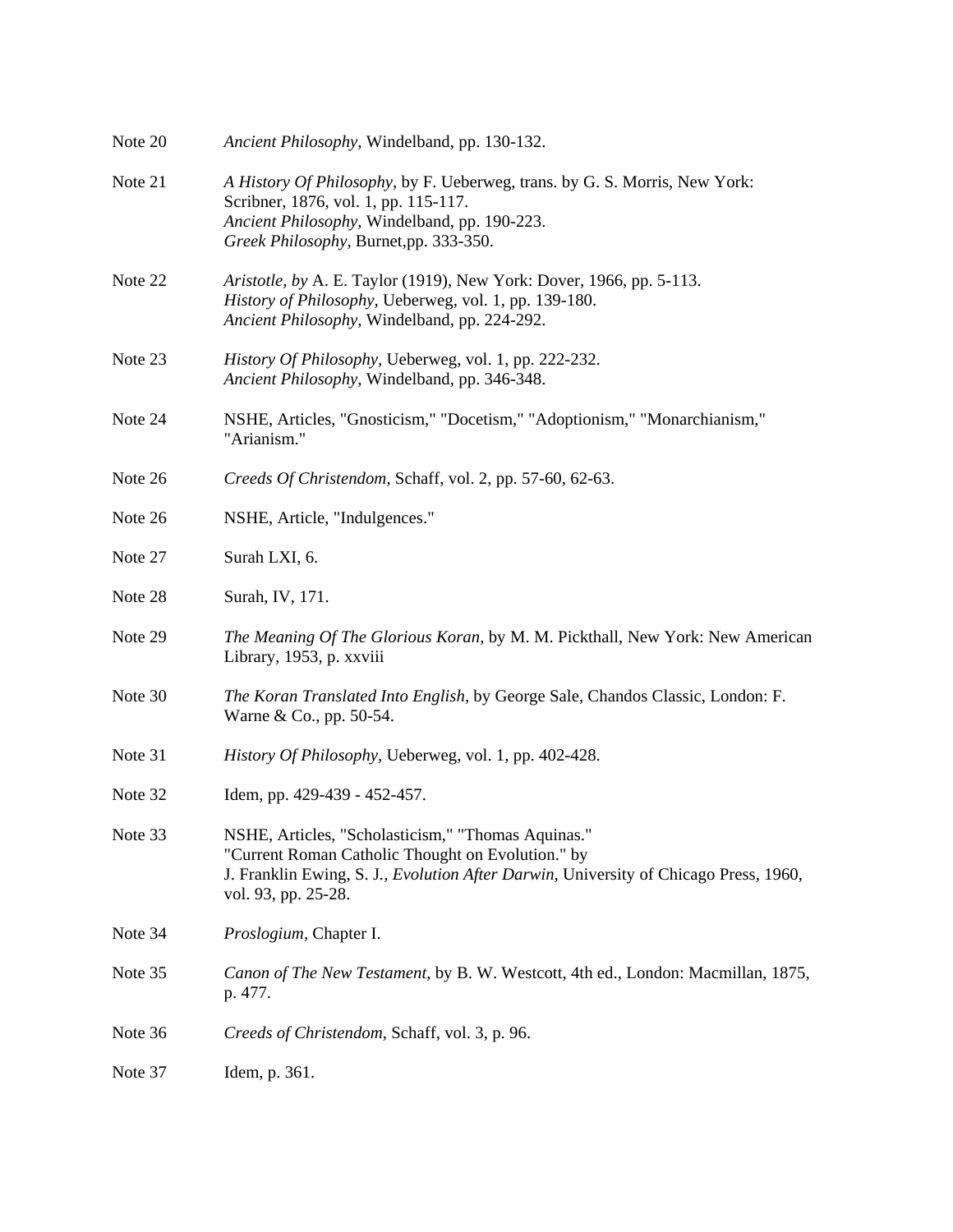Note 20 *Ancient Philosophy,* Windelband, pp. 130-132.

Note 21 *A History Of Philosophy,* by F. Ueberweg, trans. by G. S. Morris, New York: Scribner, 1876, vol. 1, pp. 115-117.
*Ancient Philosophy,* Windelband, pp. 190-223.
*Greek Philosophy,* Burnet,pp. 333-350.

Note 22 *Aristotle, by* A. E. Taylor (1919), New York: Dover, 1966, pp. 5-113.
*History of Philosophy,* Ueberweg, vol. 1, pp. 139-180.
*Ancient Philosophy,* Windelband, pp. 224-292.

Note 23 *History Of Philosophy,* Ueberweg, vol. 1, pp. 222-232.
*Ancient Philosophy,* Windelband, pp. 346-348.

Note 24 NSHE, Articles, "Gnosticism," "Docetism," "Adoptionism," "Monarchianism," "Arianism."

Note 26 *Creeds Of Christendom,* Schaff, vol. 2, pp. 57-60, 62-63.

Note 26 NSHE, Article, "Indulgences."

Note 27 Surah LXI, 6.

Note 28 Surah, IV, 171.

Note 29 *The Meaning Of The Glorious Koran,* by M. M. Pickthall, New York: New American Library, 1953, p. xxviii

Note 30 *The Koran Translated Into English,* by George Sale, Chandos Classic, London: F. Warne & Co., pp. 50-54.

Note 31 *History Of Philosophy,* Ueberweg, vol. 1, pp. 402-428.

Note 32 Idem, pp. 429-439 - 452-457.

Note 33 NSHE, Articles, "Scholasticism," "Thomas Aquinas."
"Current Roman Catholic Thought on Evolution." by
J. Franklin Ewing, S. J.*, Evolution After Darwin,* University of Chicago Press, 1960, vol. 93, pp. 25-28.

Note 34 *Proslogium,* Chapter I.

Note 35 *Canon of The New Testament,* by B. W. Westcott, 4th ed., London: Macmillan, 1875, p. 477.

Note 36 *Creeds of Christendom,* Schaff, vol. 3, p. 96.

Note 37 Idem, p. 361.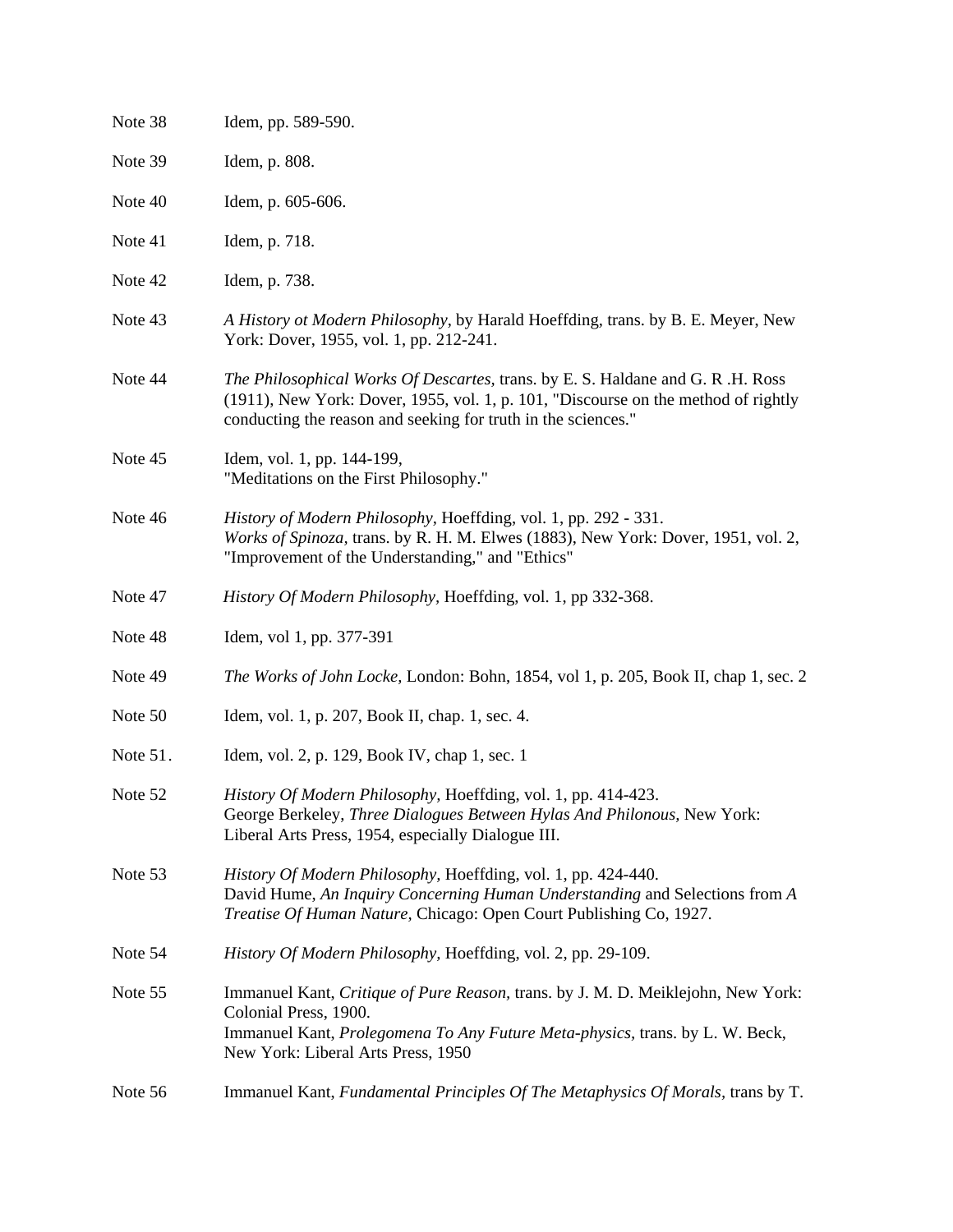Note 38 Idem, pp. 589-590.

Note 39 Idem, p. 808.

Note 40 Idem, p. 605-606.

Note 41 Idem, p. 718.

Note 42 Idem, p. 738.

Note 43 *A History ot Modern Philosophy*, by Harald Hoeffding, trans. by B. E. Meyer, New York: Dover, 1955, vol. 1, pp. 212-241.

Note 44 *The Philosophical Works Of Descartes,* trans. by E. S. Haldane and G. R .H. Ross (1911), New York: Dover, 1955, vol. 1, p. 101, "Discourse on the method of rightly conducting the reason and seeking for truth in the sciences."

Note 45 Idem, vol. 1, pp. 144-199, "Meditations on the First Philosophy."

Note 46 *History of Modern Philosophy*, Hoeffding, vol. 1, pp. 292 - 331. *Works of Spinoza,* trans. by R. H. M. Elwes (1883), New York: Dover, 1951, vol. 2, "Improvement of the Understanding," and "Ethics"

Note 47 *History Of Modern Philosophy,* Hoeffding, vol. 1, pp 332-368.

Note 48 Idem, vol 1, pp. 377-391

Note 49 *The Works of John Locke,* London: Bohn, 1854, vol 1, p. 205, Book II, chap 1, sec. 2

Note 50 Idem, vol. 1, p. 207, Book II, chap. 1, sec. 4.

Note 51. Idem, vol. 2, p. 129, Book IV, chap 1, sec. 1

Note 52 *History Of Modern Philosophy,* Hoeffding, vol. 1, pp. 414-423. George Berkeley, *Three Dialogues Between Hylas And Philonous,* New York: Liberal Arts Press, 1954, especially Dialogue III.

Note 53 *History Of Modern Philosophy,* Hoeffding, vol. 1, pp. 424-440. David Hume, *An Inquiry Concerning Human Understanding* and Selections from *A Treatise Of Human Nature,* Chicago: Open Court Publishing Co, 1927.

Note 54 *History Of Modern Philosophy,* Hoeffding, vol. 2, pp. 29-109.

Note 55 Immanuel Kant, *Critique of Pure Reason,* trans. by J. M. D. Meiklejohn, New York: Colonial Press, 1900. Immanuel Kant, *Prolegomena To Any Future Meta-physics,* trans. by L. W. Beck, New York: Liberal Arts Press, 1950

Note 56 Immanuel Kant, *Fundamental Principles Of The Metaphysics Of Morals,* trans by T.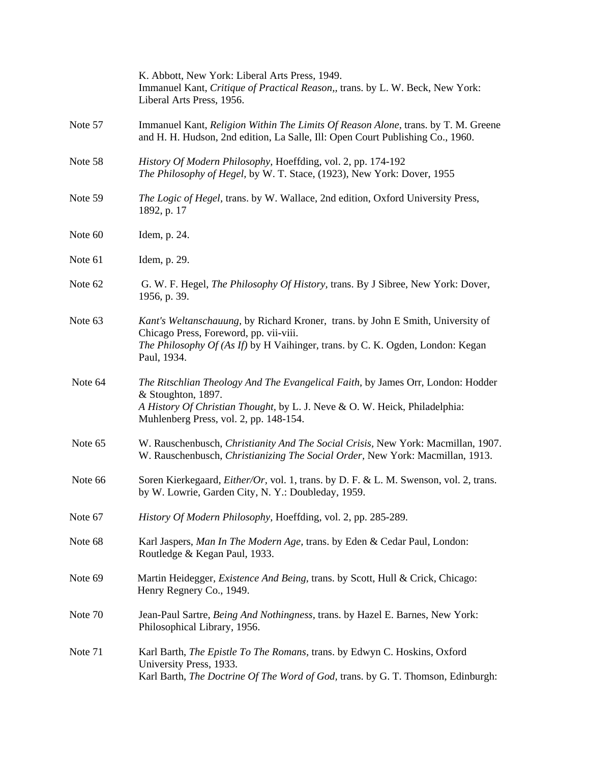K. Abbott, New York: Liberal Arts Press, 1949.
Immanuel Kant, *Critique of Practical Reason,*, trans. by L. W. Beck, New York: Liberal Arts Press, 1956.

Note 57 Immanuel Kant, *Religion Within The Limits Of Reason Alone*, trans. by T. M. Greene and H. H. Hudson, 2nd edition, La Salle, Ill: Open Court Publishing Co., 1960.

Note 58 *History Of Modern Philosophy,* Hoeffding, vol. 2, pp. 174-192
*The Philosophy of Hegel,* by W. T. Stace, (1923), New York: Dover, 1955

Note 59 *The Logic of Hegel,* trans. by W. Wallace, 2nd edition, Oxford University Press, 1892, p. 17

Note 60 Idem, p. 24.

Note 61 Idem, p. 29.

Note 62 G. W. F. Hegel, *The Philosophy Of History*, trans. By J Sibree, New York: Dover, 1956, p. 39.

Note 63 *Kant's Weltanschauung,* by Richard Kroner, trans. by John E Smith, University of Chicago Press, Foreword, pp. vii-viii.
*The Philosophy Of (As If)* by H Vaihinger, trans. by C. K. Ogden, London: Kegan Paul, 1934.

Note 64 *The Ritschlian Theology And The Evangelical Faith,* by James Orr, London: Hodder & Stoughton, 1897.
*A History Of Christian Thought,* by L. J. Neve & O. W. Heick, Philadelphia: Muhlenberg Press, vol. 2, pp. 148-154.

Note 65 W. Rauschenbusch, *Christianity And The Social Crisis*, New York: Macmillan, 1907.
W. Rauschenbusch, *Christianizing The Social Order,* New York: Macmillan, 1913.

Note 66 Soren Kierkegaard, *Either/Or,* vol. 1, trans. by D. F. & L. M. Swenson, vol. 2, trans. by W. Lowrie, Garden City, N. Y.: Doubleday, 1959.

Note 67 *History Of Modern Philosophy,* Hoeffding, vol. 2, pp. 285-289.

Note 68 Karl Jaspers, *Man In The Modern Age,* trans. by Eden & Cedar Paul, London: Routledge & Kegan Paul, 1933.

Note 69 Martin Heidegger, *Existence And Being*, trans. by Scott, Hull & Crick, Chicago: Henry Regnery Co., 1949.

Note 70 Jean-Paul Sartre, *Being And Nothingness,* trans. by Hazel E. Barnes, New York: Philosophical Library, 1956.

Note 71 Karl Barth, *The Epistle To The Romans,* trans. by Edwyn C. Hoskins, Oxford University Press, 1933.
Karl Barth, *The Doctrine Of The Word of God,* trans. by G. T. Thomson, Edinburgh: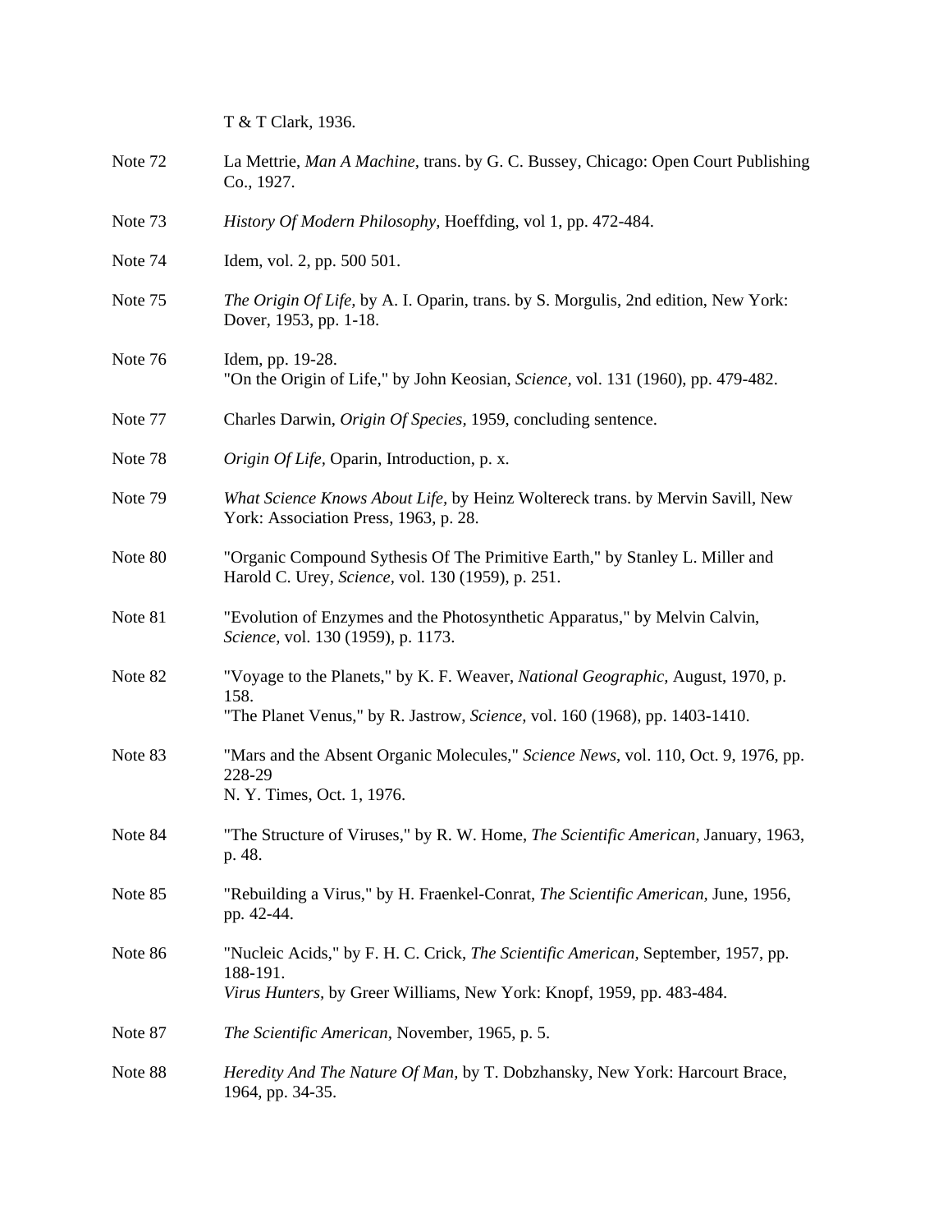T & T Clark, 1936.

Note 72 La Mettrie, *Man A Machine*, trans. by G. C. Bussey, Chicago: Open Court Publishing Co., 1927.

Note 73 *History Of Modern Philosophy*, Hoeffding, vol 1, pp. 472-484.

Note 74 Idem, vol. 2, pp. 500 501.

Note 75 *The Origin Of Life*, by A. I. Oparin, trans. by S. Morgulis, 2nd edition, New York: Dover, 1953, pp. 1-18.

Note 76 Idem, pp. 19-28.
"On the Origin of Life," by John Keosian, *Science*, vol. 131 (1960), pp. 479-482.

Note 77 Charles Darwin, *Origin Of Species*, 1959, concluding sentence.

Note 78 *Origin Of Life*, Oparin, Introduction, p. x.

Note 79 *What Science Knows About Life*, by Heinz Woltereck trans. by Mervin Savill, New York: Association Press, 1963, p. 28.

Note 80 "Organic Compound Sythesis Of The Primitive Earth," by Stanley L. Miller and Harold C. Urey, *Science*, vol. 130 (1959), p. 251.

Note 81 "Evolution of Enzymes and the Photosynthetic Apparatus," by Melvin Calvin, *Science*, vol. 130 (1959), p. 1173.

Note 82 "Voyage to the Planets," by K. F. Weaver, *National Geographic*, August, 1970, p. 158.
"The Planet Venus," by R. Jastrow, *Science*, vol. 160 (1968), pp. 1403-1410.

Note 83 "Mars and the Absent Organic Molecules," *Science News*, vol. 110, Oct. 9, 1976, pp. 228-29
N. Y. Times, Oct. 1, 1976.

Note 84 "The Structure of Viruses," by R. W. Home, *The Scientific American*, January, 1963, p. 48.

Note 85 "Rebuilding a Virus," by H. Fraenkel-Conrat, *The Scientific American*, June, 1956, pp. 42-44.

Note 86 "Nucleic Acids," by F. H. C. Crick, *The Scientific American*, September, 1957, pp. 188-191.
*Virus Hunters*, by Greer Williams, New York: Knopf, 1959, pp. 483-484.

Note 87 *The Scientific American*, November, 1965, p. 5.

Note 88 *Heredity And The Nature Of Man*, by T. Dobzhansky, New York: Harcourt Brace, 1964, pp. 34-35.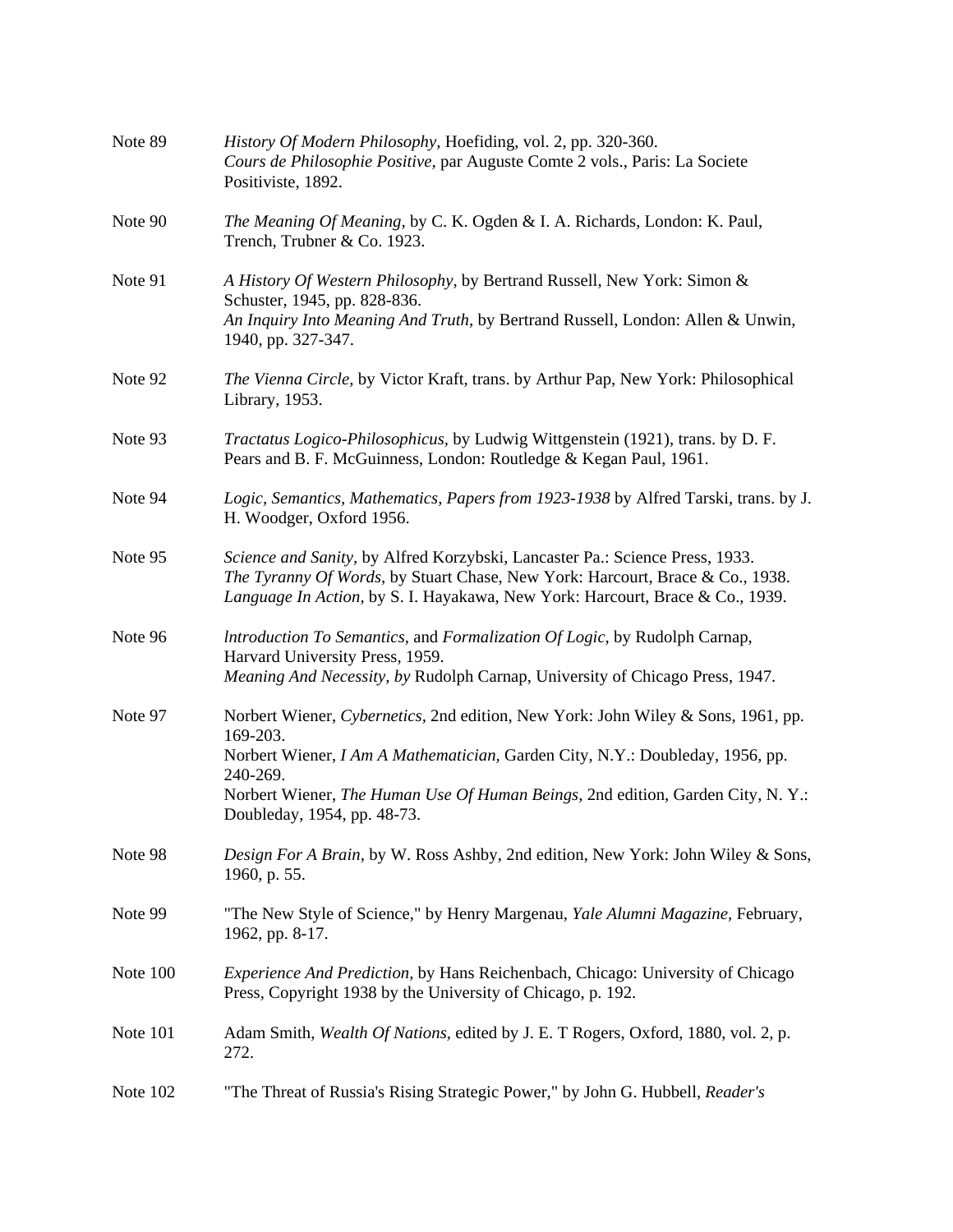Note 89 — *History Of Modern Philosophy,* Hoefiding, vol. 2, pp. 320-360.
*Cours de Philosophie Positive,* par Auguste Comte 2 vols., Paris: La Societe Positiviste, 1892.

Note 90 — *The Meaning Of Meaning,* by C. K. Ogden & I. A. Richards, London: K. Paul, Trench, Trubner & Co. 1923.

Note 91 — *A History Of Western Philosophy,* by Bertrand Russell, New York: Simon & Schuster, 1945, pp. 828-836.
*An Inquiry Into Meaning And Truth,* by Bertrand Russell, London: Allen & Unwin, 1940, pp. 327-347.

Note 92 — *The Vienna Circle,* by Victor Kraft, trans. by Arthur Pap, New York: Philosophical Library, 1953.

Note 93 — *Tractatus Logico-Philosophicus,* by Ludwig Wittgenstein (1921), trans. by D. F. Pears and B. F. McGuinness, London: Routledge & Kegan Paul, 1961.

Note 94 — *Logic, Semantics, Mathematics, Papers from 1923-1938* by Alfred Tarski, trans. by J. H. Woodger, Oxford 1956.

Note 95 — *Science and Sanity,* by Alfred Korzybski, Lancaster Pa.: Science Press, 1933.
*The Tyranny Of Words,* by Stuart Chase, New York: Harcourt, Brace & Co., 1938.
*Language In Action,* by S. I. Hayakawa, New York: Harcourt, Brace & Co., 1939.

Note 96 — *lntroduction To Semantics,* and *Formalization Of Logic*, by Rudolph Carnap, Harvard University Press, 1959.
*Meaning And Necessity, by* Rudolph Carnap, University of Chicago Press, 1947.

Note 97 — Norbert Wiener, *Cybernetics*, 2nd edition, New York: John Wiley & Sons, 1961, pp. 169-203.
Norbert Wiener, *I Am A Mathematician,* Garden City, N.Y.: Doubleday, 1956, pp. 240-269.
Norbert Wiener, *The Human Use Of Human Beings,* 2nd edition, Garden City, N. Y.: Doubleday, 1954, pp. 48-73.

Note 98 — *Design For A Brain,* by W. Ross Ashby, 2nd edition, New York: John Wiley & Sons, 1960, p. 55.

Note 99 — "The New Style of Science," by Henry Margenau, *Yale Alumni Magazine,* February, 1962, pp. 8-17.

Note 100 — *Experience And Prediction,* by Hans Reichenbach, Chicago: University of Chicago Press, Copyright 1938 by the University of Chicago, p. 192.

Note 101 — Adam Smith, *Wealth Of Nations,* edited by J. E. T Rogers, Oxford, 1880, vol. 2, p. 272.

Note 102 — "The Threat of Russia's Rising Strategic Power," by John G. Hubbell, *Reader's*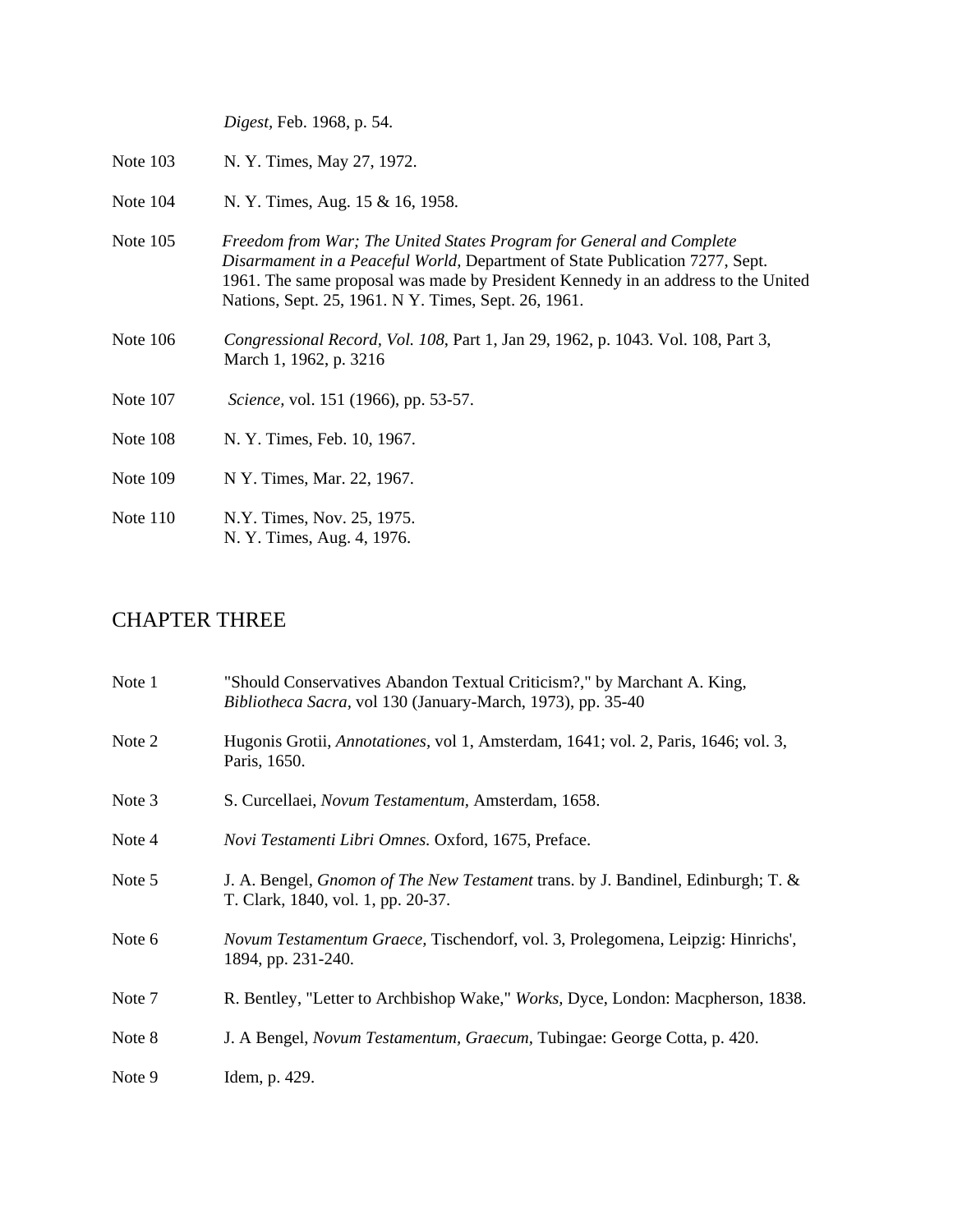*Digest*, Feb. 1968, p. 54.

Note 103 N. Y. Times, May 27, 1972.

Note 104 N. Y. Times, Aug. 15 & 16, 1958.

Note 105 *Freedom from War; The United States Program for General and Complete Disarmament in a Peaceful World*, Department of State Publication 7277, Sept. 1961. The same proposal was made by President Kennedy in an address to the United Nations, Sept. 25, 1961. N Y. Times, Sept. 26, 1961.

Note 106 *Congressional Record, Vol. 108*, Part 1, Jan 29, 1962, p. 1043. Vol. 108, Part 3, March 1, 1962, p. 3216

Note 107 *Science*, vol. 151 (1966), pp. 53-57.

Note 108 N. Y. Times, Feb. 10, 1967.

Note 109 N Y. Times, Mar. 22, 1967.

Note 110 N.Y. Times, Nov. 25, 1975.
N. Y. Times, Aug. 4, 1976.

## CHAPTER THREE

Note 1 "Should Conservatives Abandon Textual Criticism?," by Marchant A. King, *Bibliotheca Sacra*, vol 130 (January-March, 1973), pp. 35-40

Note 2 Hugonis Grotii, *Annotationes*, vol 1, Amsterdam, 1641; vol. 2, Paris, 1646; vol. 3, Paris, 1650.

Note 3 S. Curcellaei, *Novum Testamentum*, Amsterdam, 1658.

Note 4 *Novi Testamenti Libri Omnes*. Oxford, 1675, Preface.

Note 5 J. A. Bengel, *Gnomon of The New Testament* trans. by J. Bandinel, Edinburgh; T. & T. Clark, 1840, vol. 1, pp. 20-37.

Note 6 *Novum Testamentum Graece*, Tischendorf, vol. 3, Prolegomena, Leipzig: Hinrichs', 1894, pp. 231-240.

Note 7 R. Bentley, "Letter to Archbishop Wake," *Works*, Dyce, London: Macpherson, 1838.

Note 8 J. A Bengel, *Novum Testamentum, Graecum*, Tubingae: George Cotta, p. 420.

Note 9 Idem, p. 429.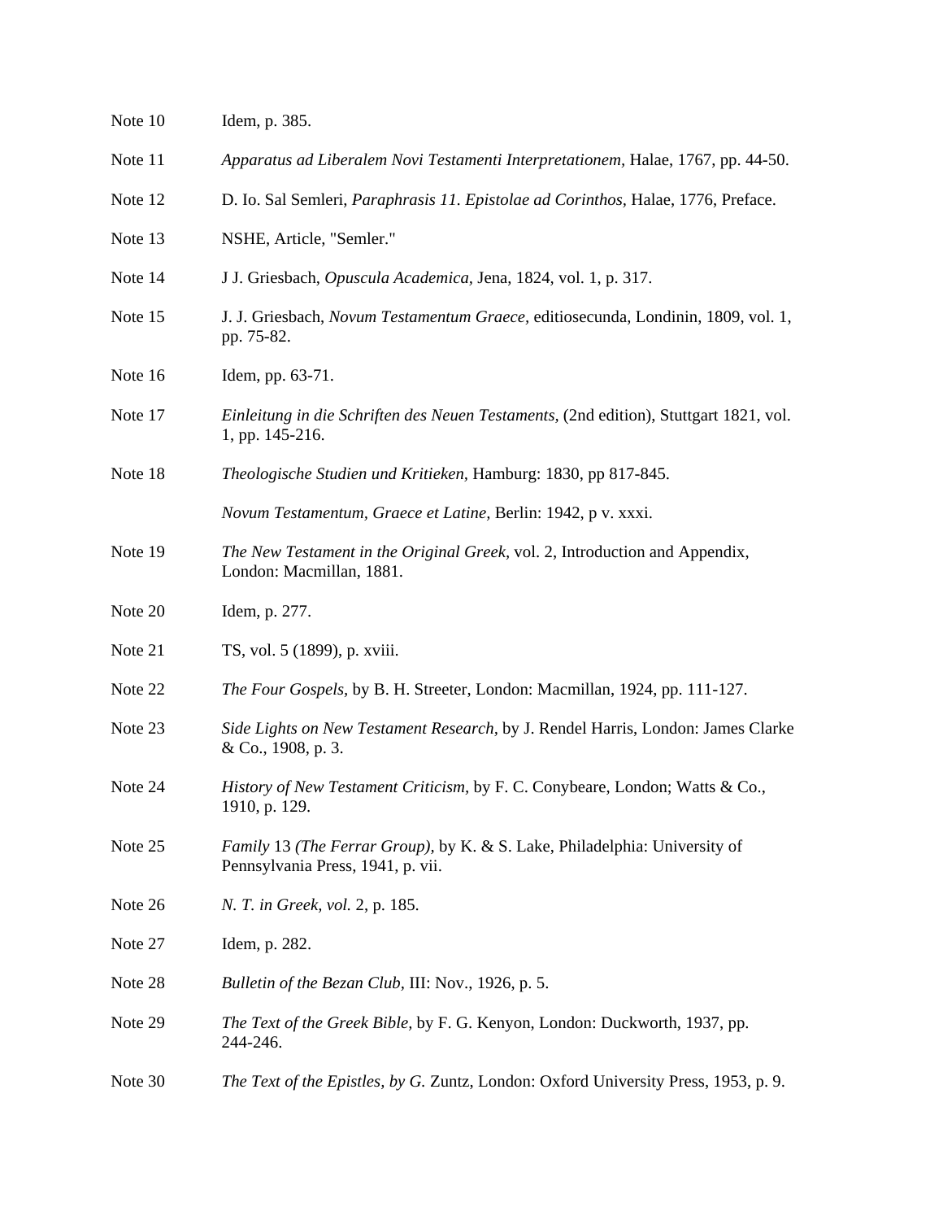Note 10 Idem, p. 385.

Note 11 *Apparatus ad Liberalem Novi Testamenti Interpretationem,* Halae, 1767, pp. 44-50.

Note 12 D. Io. Sal Semleri, *Paraphrasis 11. Epistolae ad Corinthos*, Halae, 1776, Preface.

Note 13 NSHE, Article, "Semler."

Note 14 J J. Griesbach, *Opuscula Academica,* Jena, 1824, vol. 1, p. 317.

Note 15 J. J. Griesbach, *Novum Testamentum Graece,* editiosecunda, Londinin, 1809, vol. 1, pp. 75-82.

Note 16 Idem, pp. 63-71.

Note 17 *Einleitung in die Schriften des Neuen Testaments,* (2nd edition), Stuttgart 1821, vol. 1, pp. 145-216.

Note 18 *Theologische Studien und Kritieken,* Hamburg: 1830, pp 817-845.

*Novum Testamentum, Graece et Latine,* Berlin: 1942, p v. xxxi.

Note 19 *The New Testament in the Original Greek,* vol. 2, Introduction and Appendix, London: Macmillan, 1881.

Note 20 Idem, p. 277.

Note 21 TS, vol. 5 (1899), p. xviii.

Note 22 *The Four Gospels,* by B. H. Streeter, London: Macmillan, 1924, pp. 111-127.

Note 23 *Side Lights on New Testament Research*, by J. Rendel Harris, London: James Clarke & Co., 1908, p. 3.

Note 24 *History of New Testament Criticism,* by F. C. Conybeare, London; Watts & Co., 1910, p. 129.

Note 25 *Family* 13 *(The Ferrar Group),* by K. & S. Lake, Philadelphia: University of Pennsylvania Press, 1941, p. vii.

Note 26 *N. T. in Greek, vol.* 2, p. 185.

Note 27 Idem, p. 282.

Note 28 *Bulletin of the Bezan Club,* III: Nov., 1926, p. 5.

Note 29 *The Text of the Greek Bible,* by F. G. Kenyon, London: Duckworth, 1937, pp. 244-246.

Note 30 *The Text of the Epistles, by G.* Zuntz, London: Oxford University Press, 1953, p. 9.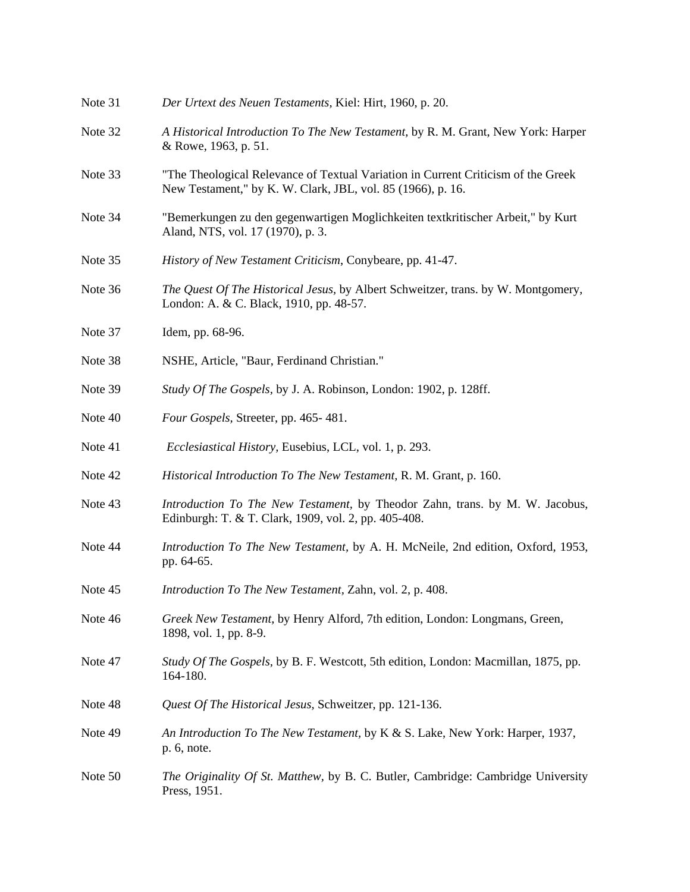Note 31 *Der Urtext des Neuen Testaments*, Kiel: Hirt, 1960, p. 20.

Note 32 *A Historical Introduction To The New Testament*, by R. M. Grant, New York: Harper & Rowe, 1963, p. 51.

Note 33 "The Theological Relevance of Textual Variation in Current Criticism of the Greek New Testament," by K. W. Clark, JBL, vol. 85 (1966), p. 16.

Note 34 "Bemerkungen zu den gegenwartigen Moglichkeiten textkritischer Arbeit," by Kurt Aland, NTS, vol. 17 (1970), p. 3.

Note 35 *History of New Testament Criticism*, Conybeare, pp. 41-47.

Note 36 *The Quest Of The Historical Jesus,* by Albert Schweitzer, trans. by W. Montgomery, London: A. & C. Black, 1910, pp. 48-57.

Note 37 Idem, pp. 68-96.

Note 38 NSHE, Article, "Baur, Ferdinand Christian."

Note 39 *Study Of The Gospels,* by J. A. Robinson, London: 1902, p. 128ff.

Note 40 *Four Gospels,* Streeter, pp. 465- 481.

Note 41 *Ecclesiastical History,* Eusebius, LCL, vol. 1, p. 293.

Note 42 *Historical Introduction To The New Testament,* R. M. Grant, p. 160.

Note 43 *Introduction To The New Testament,* by Theodor Zahn, trans. by M. W. Jacobus, Edinburgh: T. & T. Clark, 1909, vol. 2, pp. 405-408.

Note 44 *Introduction To The New Testament,* by A. H. McNeile, 2nd edition, Oxford, 1953, pp. 64-65.

Note 45 *Introduction To The New Testament,* Zahn, vol. 2, p. 408.

Note 46 *Greek New Testament,* by Henry Alford, 7th edition, London: Longmans, Green, 1898, vol. 1, pp. 8-9.

Note 47 *Study Of The Gospels,* by B. F. Westcott, 5th edition, London: Macmillan, 1875, pp. 164-180.

Note 48 *Quest Of The Historical Jesus,* Schweitzer, pp. 121-136.

Note 49 *An Introduction To The New Testament,* by K & S. Lake, New York: Harper, 1937, p. 6, note.

Note 50 *The Originality Of St. Matthew,* by B. C. Butler, Cambridge: Cambridge University Press, 1951.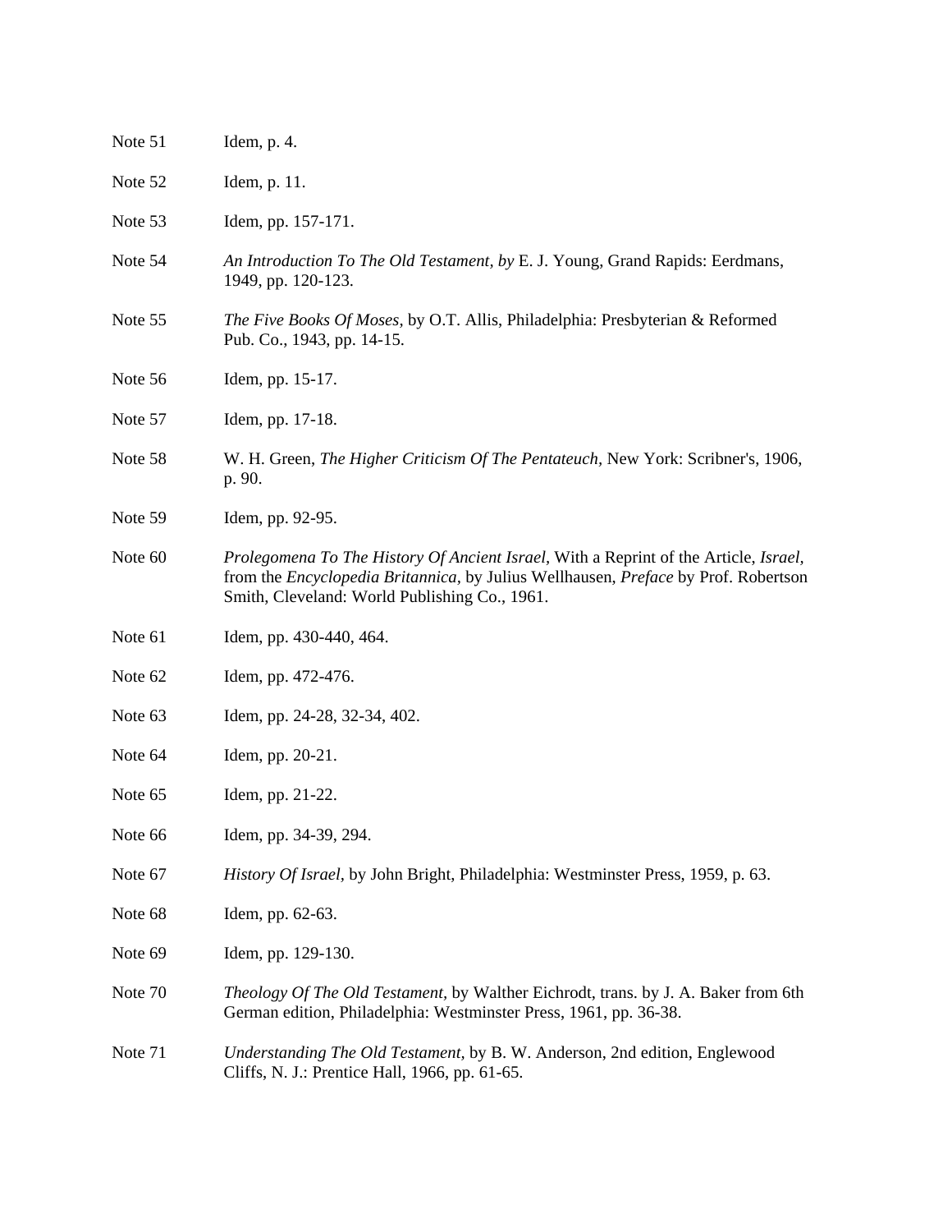Note 51 Idem, p. 4.

Note 52 Idem, p. 11.

Note 53 Idem, pp. 157-171.

Note 54 *An Introduction To The Old Testament, by* E. J. Young, Grand Rapids: Eerdmans, 1949, pp. 120-123.

Note 55 *The Five Books Of Moses,* by O.T. Allis, Philadelphia: Presbyterian & Reformed Pub. Co., 1943, pp. 14-15.

Note 56 Idem, pp. 15-17.

Note 57 Idem, pp. 17-18.

Note 58 W. H. Green, *The Higher Criticism Of The Pentateuch,* New York: Scribner's, 1906, p. 90.

Note 59 Idem, pp. 92-95.

Note 60 *Prolegomena To The History Of Ancient Israel,* With a Reprint of the Article, *Israel,* from the *Encyclopedia Britannica,* by Julius Wellhausen, *Preface* by Prof. Robertson Smith, Cleveland: World Publishing Co., 1961.

Note 61 Idem, pp. 430-440, 464.

Note 62 Idem, pp. 472-476.

Note 63 Idem, pp. 24-28, 32-34, 402.

Note 64 Idem, pp. 20-21.

Note 65 Idem, pp. 21-22.

Note 66 Idem, pp. 34-39, 294.

Note 67 *History Of Israel,* by John Bright, Philadelphia: Westminster Press, 1959, p. 63.

Note 68 Idem, pp. 62-63.

Note 69 Idem, pp. 129-130.

Note 70 *Theology Of The Old Testament,* by Walther Eichrodt, trans. by J. A. Baker from 6th German edition, Philadelphia: Westminster Press, 1961, pp. 36-38.

Note 71 *Understanding The Old Testament,* by B. W. Anderson, 2nd edition, Englewood Cliffs, N. J.: Prentice Hall, 1966, pp. 61-65.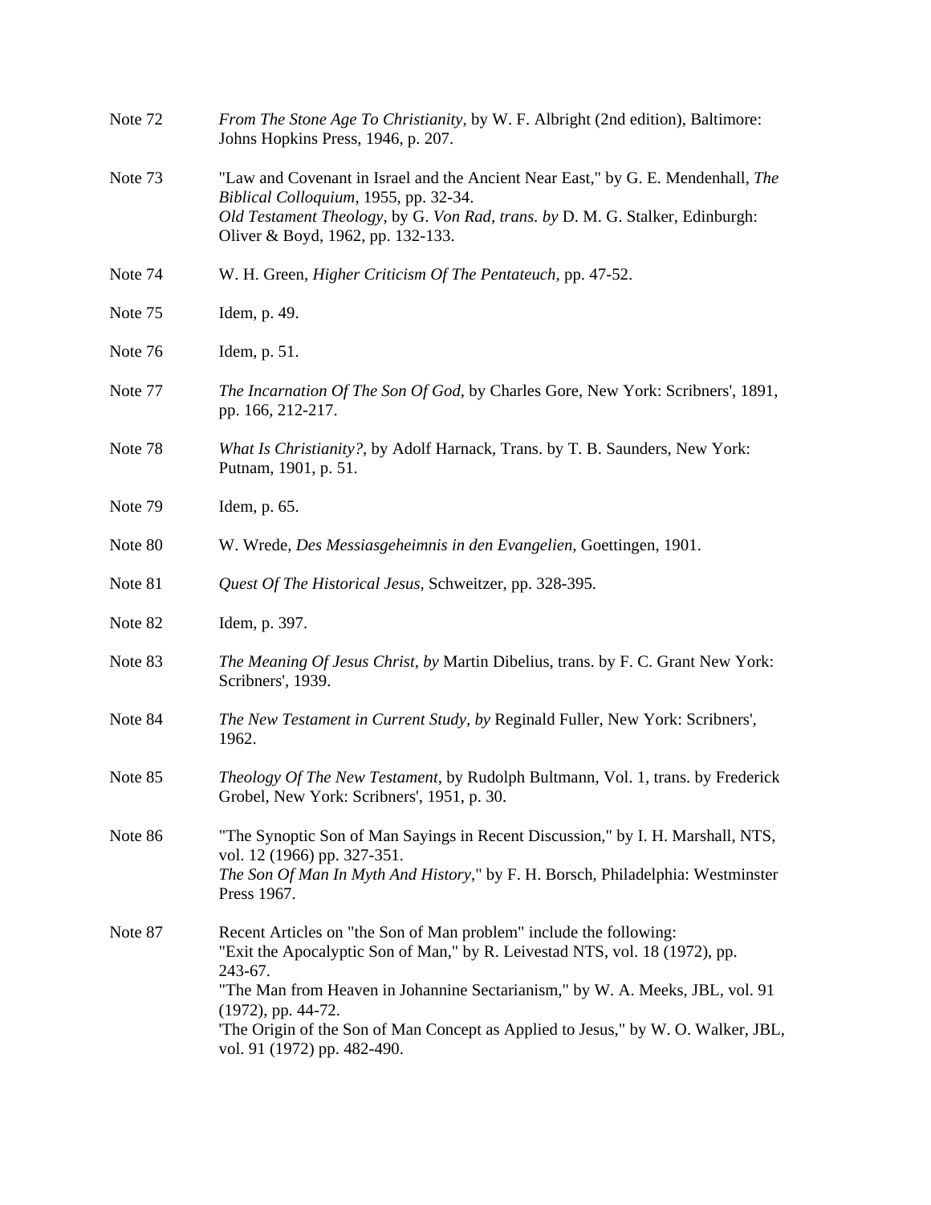Note 72 *From The Stone Age To Christianity*, by W. F. Albright (2nd edition), Baltimore: Johns Hopkins Press, 1946, p. 207.

Note 73 "Law and Covenant in Israel and the Ancient Near East," by G. E. Mendenhall, *The Biblical Colloquium*, 1955, pp. 32-34.
*Old Testament Theology*, by G. *Von Rad, trans. by* D. M. G. Stalker, Edinburgh: Oliver & Boyd, 1962, pp. 132-133.

Note 74 W. H. Green, *Higher Criticism Of The Pentateuch*, pp. 47-52.

Note 75 Idem, p. 49.

Note 76 Idem, p. 51.

Note 77 *The Incarnation Of The Son Of God*, by Charles Gore, New York: Scribners', 1891, pp. 166, 212-217.

Note 78 *What Is Christianity?*, by Adolf Harnack, Trans. by T. B. Saunders, New York: Putnam, 1901, p. 51.

Note 79 Idem, p. 65.

Note 80 W. Wrede, *Des Messiasgeheimnis in den Evangelien*, Goettingen, 1901.

Note 81 *Quest Of The Historical Jesus,* Schweitzer, pp. 328-395.

Note 82 Idem, p. 397.

Note 83 *The Meaning Of Jesus Christ, by* Martin Dibelius, trans. by F. C. Grant New York: Scribners', 1939.

Note 84 *The New Testament in Current Study, by* Reginald Fuller, New York: Scribners', 1962.

Note 85 *Theology Of The New Testament*, by Rudolph Bultmann, Vol. 1, trans. by Frederick Grobel, New York: Scribners', 1951, p. 30.

Note 86 "The Synoptic Son of Man Sayings in Recent Discussion," by I. H. Marshall, NTS, vol. 12 (1966) pp. 327-351.
*The Son Of Man In Myth And History*," by F. H. Borsch, Philadelphia: Westminster Press 1967.

Note 87 Recent Articles on "the Son of Man problem" include the following:
"Exit the Apocalyptic Son of Man," by R. Leivestad NTS, vol. 18 (1972), pp. 243-67.
"The Man from Heaven in Johannine Sectarianism," by W. A. Meeks, JBL, vol. 91 (1972), pp. 44-72.
'The Origin of the Son of Man Concept as Applied to Jesus," by W. O. Walker, JBL, vol. 91 (1972) pp. 482-490.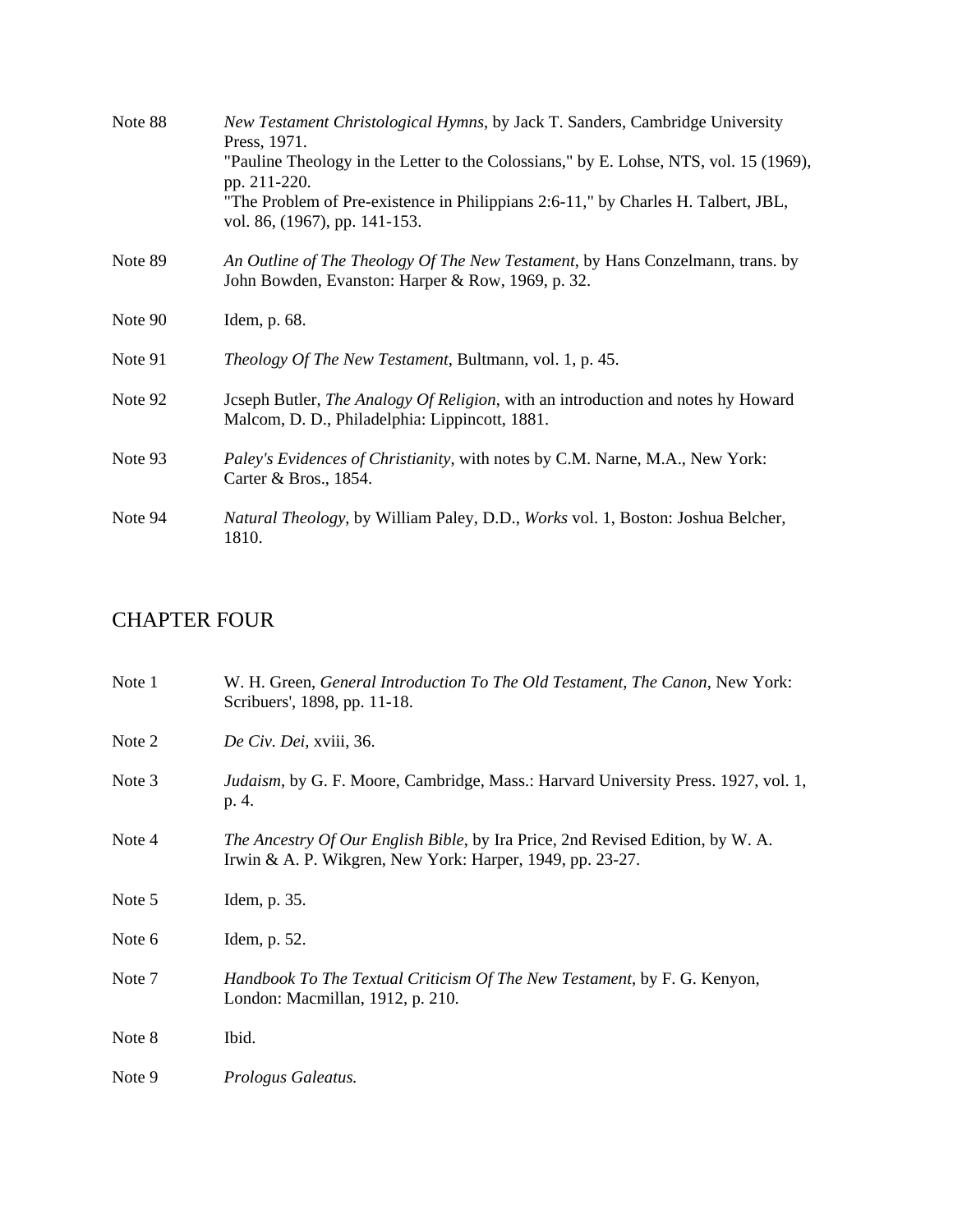Note 88 *New Testament Christological Hymns*, by Jack T. Sanders, Cambridge University Press, 1971.
"Pauline Theology in the Letter to the Colossians," by E. Lohse, NTS, vol. 15 (1969), pp. 211-220.
"The Problem of Pre-existence in Philippians 2:6-11," by Charles H. Talbert, JBL, vol. 86, (1967), pp. 141-153.

Note 89 *An Outline of The Theology Of The New Testament*, by Hans Conzelmann, trans. by John Bowden, Evanston: Harper & Row, 1969, p. 32.

Note 90 Idem, p. 68.

Note 91 *Theology Of The New Testament*, Bultmann, vol. 1, p. 45.

Note 92 Jcseph Butler, *The Analogy Of Religion*, with an introduction and notes hy Howard Malcom, D. D., Philadelphia: Lippincott, 1881.

Note 93 *Paley's Evidences of Christianity*, with notes by C.M. Narne, M.A., New York: Carter & Bros., 1854.

Note 94 *Natural Theology*, by William Paley, D.D., *Works* vol. 1, Boston: Joshua Belcher, 1810.

## CHAPTER FOUR

Note 1 W. H. Green, *General Introduction To The Old Testament, The Canon*, New York: Scribuers', 1898, pp. 11-18.

Note 2 *De Civ. Dei*, xviii, 36.

Note 3 *Judaism*, by G. F. Moore, Cambridge, Mass.: Harvard University Press. 1927, vol. 1, p. 4.

Note 4 *The Ancestry Of Our English Bible*, by Ira Price, 2nd Revised Edition, by W. A. Irwin & A. P. Wikgren, New York: Harper, 1949, pp. 23-27.

Note 5 Idem, p. 35.

Note 6 Idem, p. 52.

Note 7 *Handbook To The Textual Criticism Of The New Testament*, by F. G. Kenyon, London: Macmillan, 1912, p. 210.

Note 8 Ibid.

Note 9 *Prologus Galeatus.*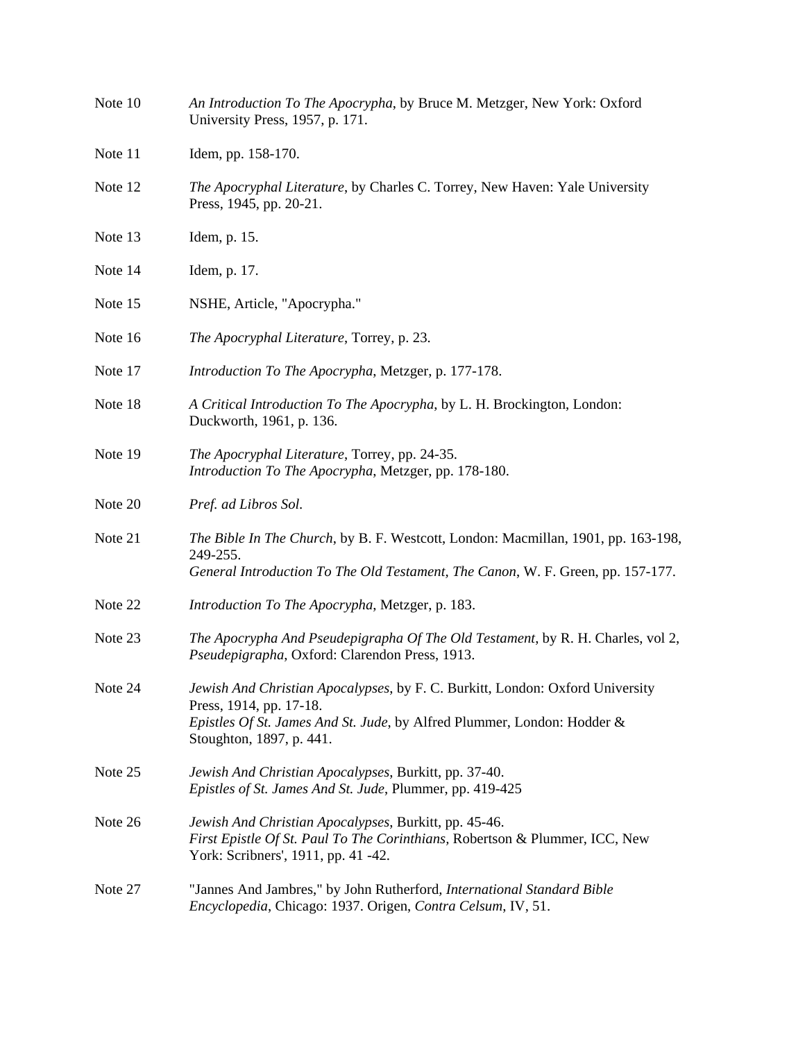Note 10 *An Introduction To The Apocrypha*, by Bruce M. Metzger, New York: Oxford University Press, 1957, p. 171.

Note 11 Idem, pp. 158-170.

Note 12 *The Apocryphal Literature*, by Charles C. Torrey, New Haven: Yale University Press, 1945, pp. 20-21.

Note 13 Idem, p. 15.

Note 14 Idem, p. 17.

Note 15 NSHE, Article, "Apocrypha."

Note 16 *The Apocryphal Literature*, Torrey, p. 23.

Note 17 *Introduction To The Apocrypha*, Metzger, p. 177-178.

Note 18 *A Critical Introduction To The Apocrypha*, by L. H. Brockington, London: Duckworth, 1961, p. 136.

Note 19 *The Apocryphal Literature*, Torrey, pp. 24-35.
*Introduction To The Apocrypha*, Metzger, pp. 178-180.

Note 20 *Pref. ad Libros Sol.*

Note 21 *The Bible In The Church*, by B. F. Westcott, London: Macmillan, 1901, pp. 163-198, 249-255.
*General Introduction To The Old Testament, The Canon*, W. F. Green, pp. 157-177.

Note 22 *Introduction To The Apocrypha*, Metzger, p. 183.

Note 23 *The Apocrypha And Pseudepigrapha Of The Old Testament*, by R. H. Charles, vol 2, *Pseudepigrapha*, Oxford: Clarendon Press, 1913.

Note 24 *Jewish And Christian Apocalypses*, by F. C. Burkitt, London: Oxford University Press, 1914, pp. 17-18.
*Epistles Of St. James And St. Jude*, by Alfred Plummer, London: Hodder & Stoughton, 1897, p. 441.

Note 25 *Jewish And Christian Apocalypses*, Burkitt, pp. 37-40.
*Epistles of St. James And St. Jude*, Plummer, pp. 419-425

Note 26 *Jewish And Christian Apocalypses*, Burkitt, pp. 45-46.
*First Epistle Of St. Paul To The Corinthians*, Robertson & Plummer, ICC, New York: Scribners', 1911, pp. 41 -42.

Note 27 "Jannes And Jambres," by John Rutherford, *International Standard Bible Encyclopedia*, Chicago: 1937. Origen, *Contra Celsum*, IV, 51.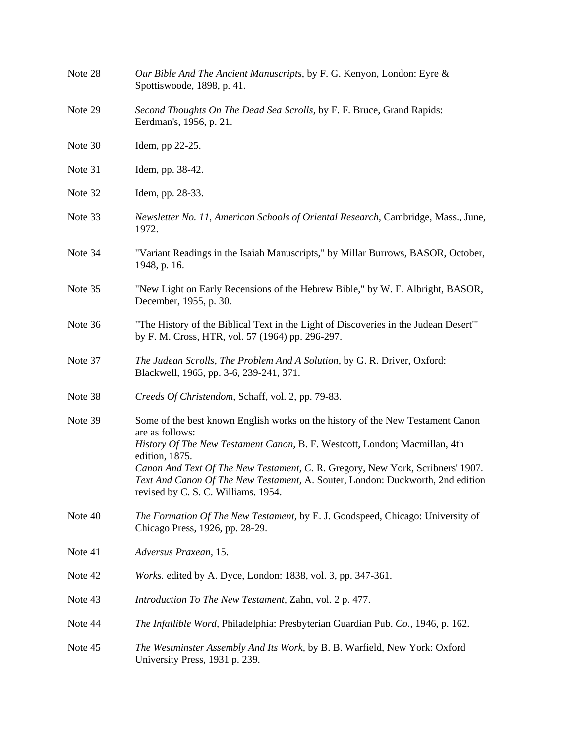Note 28 *Our Bible And The Ancient Manuscripts*, by F. G. Kenyon, London: Eyre & Spottiswoode, 1898, p. 41.

Note 29 *Second Thoughts On The Dead Sea Scrolls,* by F. F. Bruce, Grand Rapids: Eerdman's, 1956, p. 21.

Note 30 Idem, pp 22-25.

Note 31 Idem, pp. 38-42.

Note 32 Idem, pp. 28-33.

Note 33 *Newsletter No. 11*, *American Schools of Oriental Research*, Cambridge, Mass., June, 1972.

Note 34 "Variant Readings in the Isaiah Manuscripts," by Millar Burrows, BASOR, October, 1948, p. 16.

Note 35 "New Light on Early Recensions of the Hebrew Bible," by W. F. Albright, BASOR, December, 1955, p. 30.

Note 36 "The History of the Biblical Text in the Light of Discoveries in the Judean Desert'" by F. M. Cross, HTR, vol. 57 (1964) pp. 296-297.

Note 37 *The Judean Scrolls, The Problem And A Solution,* by G. R. Driver, Oxford: Blackwell, 1965, pp. 3-6, 239-241, 371.

Note 38 *Creeds Of Christendom,* Schaff, vol. 2, pp. 79-83.

Note 39 Some of the best known English works on the history of the New Testament Canon are as follows:
*History Of The New Testament Canon,* B. F. Westcott, London; Macmillan, 4th edition, 1875.
*Canon And Text Of The New Testament, C.* R. Gregory, New York, Scribners' 1907.
*Text And Canon Of The New Testament,* A. Souter, London: Duckworth, 2nd edition revised by C. S. C. Williams, 1954.

Note 40 *The Formation Of The New Testament,* by E. J. Goodspeed, Chicago: University of Chicago Press, 1926, pp. 28-29.

Note 41 *Adversus Praxean,* 15.

Note 42 *Works.* edited by A. Dyce, London: 1838, vol. 3, pp. 347-361.

Note 43 *Introduction To The New Testament,* Zahn, vol. 2 p. 477.

Note 44 *The Infallible Word,* Philadelphia: Presbyterian Guardian Pub. *Co.,* 1946, p. 162.

Note 45 *The Westminster Assembly And Its Work,* by B. B. Warfield, New York: Oxford University Press, 1931 p. 239.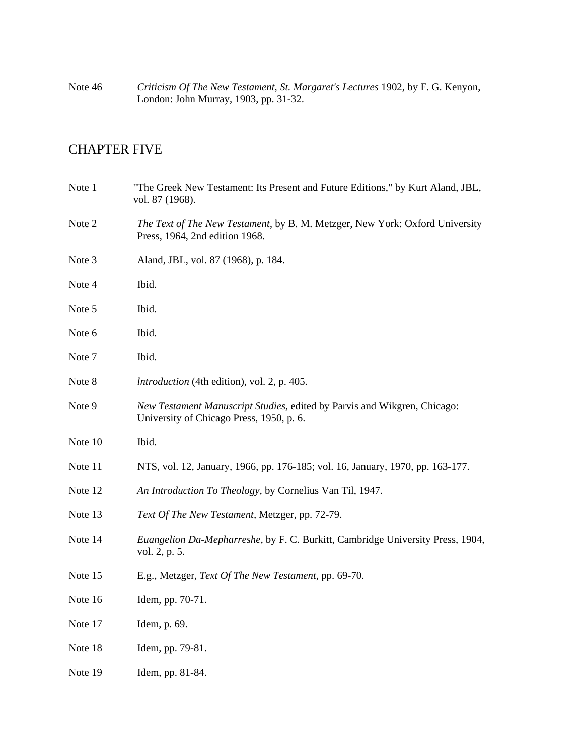Note 46 *Criticism Of The New Testament, St. Margaret's Lectures* 1902, by F. G. Kenyon, London: John Murray, 1903, pp. 31-32.

## CHAPTER FIVE

Note 1 "The Greek New Testament: Its Present and Future Editions," by Kurt Aland, JBL, vol. 87 (1968).

Note 2 *The Text of The New Testament,* by B. M. Metzger, New York: Oxford University Press, 1964, 2nd edition 1968.

Note 3 Aland, JBL, vol. 87 (1968), p. 184.

Note 4 Ibid.

Note 5 Ibid.

Note 6 Ibid.

Note 7 Ibid.

Note 8 *lntroduction* (4th edition), vol. 2, p. 405.

Note 9 *New Testament Manuscript Studies,* edited by Parvis and Wikgren, Chicago: University of Chicago Press, 1950, p. 6.

Note 10 Ibid.

Note 11 NTS, vol. 12, January, 1966, pp. 176-185; vol. 16, January, 1970, pp. 163-177.

Note 12 *An Introduction To Theology,* by Cornelius Van Til, 1947.

Note 13 *Text Of The New Testament,* Metzger, pp. 72-79.

Note 14 *Euangelion Da-Mepharreshe,* by F. C. Burkitt, Cambridge University Press, 1904, vol. 2, p. 5.

Note 15 E.g., Metzger, *Text Of The New Testament,* pp. 69-70.

Note 16 Idem, pp. 70-71.

Note 17 Idem, p. 69.

Note 18 Idem, pp. 79-81.

Note 19 Idem, pp. 81-84.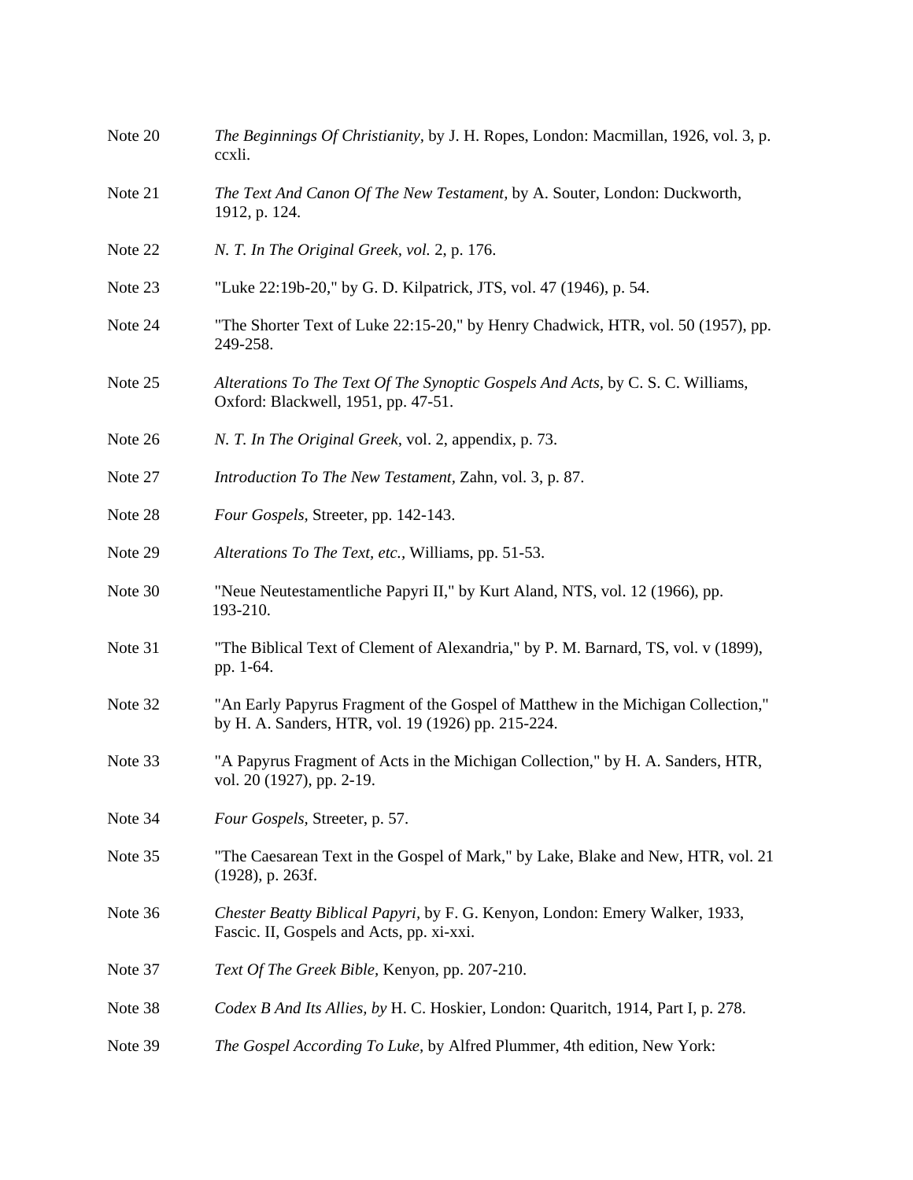Note 20 *The Beginnings Of Christianity*, by J. H. Ropes, London: Macmillan, 1926, vol. 3, p. ccxli.

Note 21 *The Text And Canon Of The New Testament*, by A. Souter, London: Duckworth, 1912, p. 124.

Note 22 *N. T. In The Original Greek, vol.* 2, p. 176.

Note 23 "Luke 22:19b-20," by G. D. Kilpatrick, JTS, vol. 47 (1946), p. 54.

Note 24 "The Shorter Text of Luke 22:15-20," by Henry Chadwick, HTR, vol. 50 (1957), pp. 249-258.

Note 25 *Alterations To The Text Of The Synoptic Gospels And Acts*, by C. S. C. Williams, Oxford: Blackwell, 1951, pp. 47-51.

Note 26 *N. T. In The Original Greek*, vol. 2, appendix, p. 73.

Note 27 *Introduction To The New Testament*, Zahn, vol. 3, p. 87.

Note 28 *Four Gospels*, Streeter, pp. 142-143.

Note 29 *Alterations To The Text, etc.*, Williams, pp. 51-53.

Note 30 "Neue Neutestamentliche Papyri II," by Kurt Aland, NTS, vol. 12 (1966), pp. 193-210.

Note 31 "The Biblical Text of Clement of Alexandria," by P. M. Barnard, TS, vol. v (1899), pp. 1-64.

Note 32 "An Early Papyrus Fragment of the Gospel of Matthew in the Michigan Collection," by H. A. Sanders, HTR, vol. 19 (1926) pp. 215-224.

Note 33 "A Papyrus Fragment of Acts in the Michigan Collection," by H. A. Sanders, HTR, vol. 20 (1927), pp. 2-19.

Note 34 *Four Gospels,* Streeter, p. 57.

Note 35 "The Caesarean Text in the Gospel of Mark," by Lake, Blake and New, HTR, vol. 21 (1928), p. 263f.

Note 36 *Chester Beatty Biblical Papyri*, by F. G. Kenyon, London: Emery Walker, 1933, Fascic. II, Gospels and Acts, pp. xi-xxi.

Note 37 *Text Of The Greek Bible*, Kenyon, pp. 207-210.

Note 38 *Codex B And Its Allies, by* H. C. Hoskier, London: Quaritch, 1914, Part I, p. 278.

Note 39 *The Gospel According To Luke*, by Alfred Plummer, 4th edition, New York: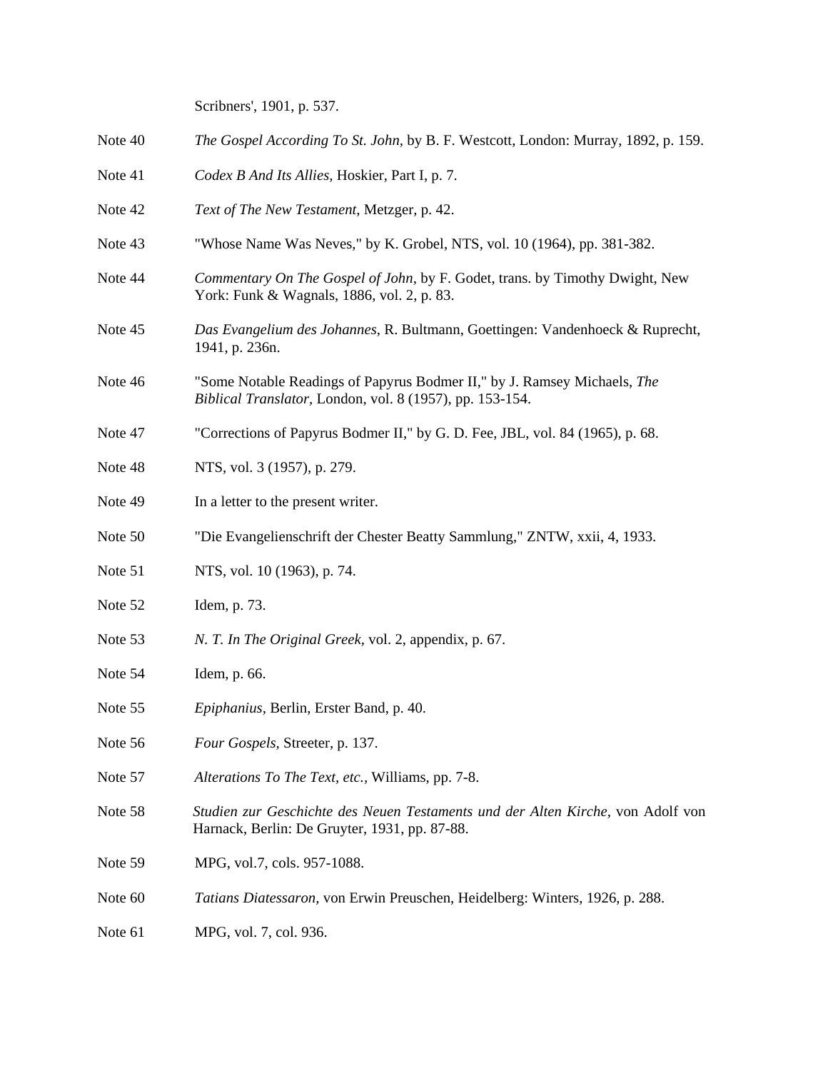Scribners', 1901, p. 537.

Note 40 *The Gospel According To St. John*, by B. F. Westcott, London: Murray, 1892, p. 159.

Note 41 *Codex B And Its Allies*, Hoskier, Part I, p. 7.

Note 42 *Text of The New Testament,* Metzger, p. 42.

Note 43 "Whose Name Was Neves," by K. Grobel, NTS, vol. 10 (1964), pp. 381-382.

Note 44 *Commentary On The Gospel of John*, by F. Godet, trans. by Timothy Dwight, New York: Funk & Wagnals, 1886, vol. 2, p. 83.

Note 45 *Das Evangelium des Johannes*, R. Bultmann, Goettingen: Vandenhoeck & Ruprecht, 1941, p. 236n.

Note 46 "Some Notable Readings of Papyrus Bodmer II," by J. Ramsey Michaels, *The Biblical Translator,* London, vol. 8 (1957), pp. 153-154.

Note 47 "Corrections of Papyrus Bodmer II," by G. D. Fee, JBL, vol. 84 (1965), p. 68.

Note 48 NTS, vol. 3 (1957), p. 279.

Note 49 In a letter to the present writer.

Note 50 "Die Evangelienschrift der Chester Beatty Sammlung," ZNTW, xxii, 4, 1933.

Note 51 NTS, vol. 10 (1963), p. 74.

Note 52 Idem, p. 73.

Note 53 *N. T. In The Original Greek,* vol. 2, appendix, p. 67.

Note 54 Idem, p. 66.

Note 55 *Epiphanius*, Berlin, Erster Band, p. 40.

Note 56 *Four Gospels,* Streeter, p. 137.

Note 57 *Alterations To The Text, etc.,* Williams, pp. 7-8.

Note 58 *Studien zur Geschichte des Neuen Testaments und der Alten Kirche*, von Adolf von Harnack, Berlin: De Gruyter, 1931, pp. 87-88.

Note 59 MPG, vol.7, cols. 957-1088.

Note 60 *Tatians Diatessaron*, von Erwin Preuschen, Heidelberg: Winters, 1926, p. 288.

Note 61 MPG, vol. 7, col. 936.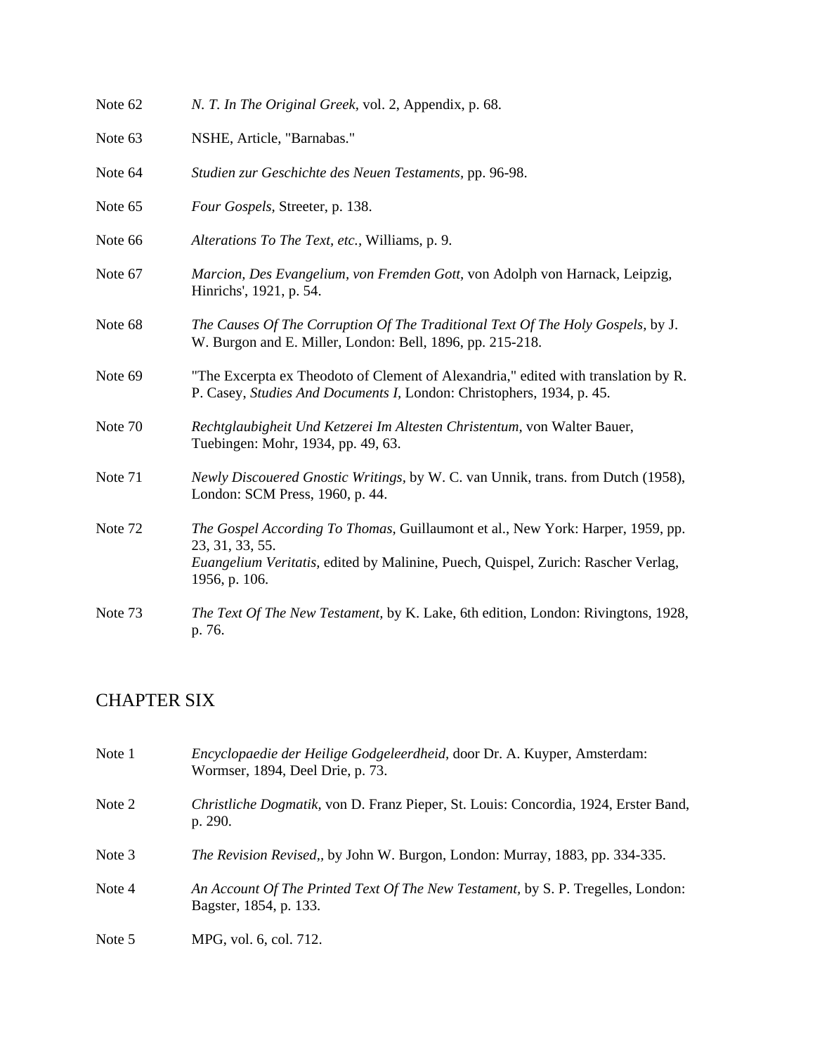Note 62 *N. T. In The Original Greek*, vol. 2, Appendix, p. 68.

Note 63 NSHE, Article, "Barnabas."

Note 64 *Studien zur Geschichte des Neuen Testaments*, pp. 96-98.

Note 65 *Four Gospels*, Streeter, p. 138.

Note 66 *Alterations To The Text, etc.*, Williams, p. 9.

Note 67 *Marcion, Des Evangelium, von Fremden Gott*, von Adolph von Harnack, Leipzig, Hinrichs', 1921, p. 54.

Note 68 *The Causes Of The Corruption Of The Traditional Text Of The Holy Gospels*, by J. W. Burgon and E. Miller, London: Bell, 1896, pp. 215-218.

Note 69 "The Excerpta ex Theodoto of Clement of Alexandria," edited with translation by R. P. Casey, *Studies And Documents I*, London: Christophers, 1934, p. 45.

Note 70 *Rechtglaubigheit Und Ketzerei Im Altesten Christentum*, von Walter Bauer, Tuebingen: Mohr, 1934, pp. 49, 63.

Note 71 *Newly Discouered Gnostic Writings*, by W. C. van Unnik, trans. from Dutch (1958), London: SCM Press, 1960, p. 44.

Note 72 *The Gospel According To Thomas*, Guillaumont et al., New York: Harper, 1959, pp. 23, 31, 33, 55.
*Euangelium Veritatis*, edited by Malinine, Puech, Quispel, Zurich: Rascher Verlag, 1956, p. 106.

Note 73 *The Text Of The New Testament*, by K. Lake, 6th edition, London: Rivingtons, 1928, p. 76.

## CHAPTER SIX

Note 1 *Encyclopaedie der Heilige Godgeleerdheid*, door Dr. A. Kuyper, Amsterdam: Wormser, 1894, Deel Drie, p. 73.

Note 2 *Christliche Dogmatik*, von D. Franz Pieper, St. Louis: Concordia, 1924, Erster Band, p. 290.

Note 3 *The Revision Revised,*, by John W. Burgon, London: Murray, 1883, pp. 334-335.

Note 4 *An Account Of The Printed Text Of The New Testament*, by S. P. Tregelles, London: Bagster, 1854, p. 133.

Note 5 MPG, vol. 6, col. 712.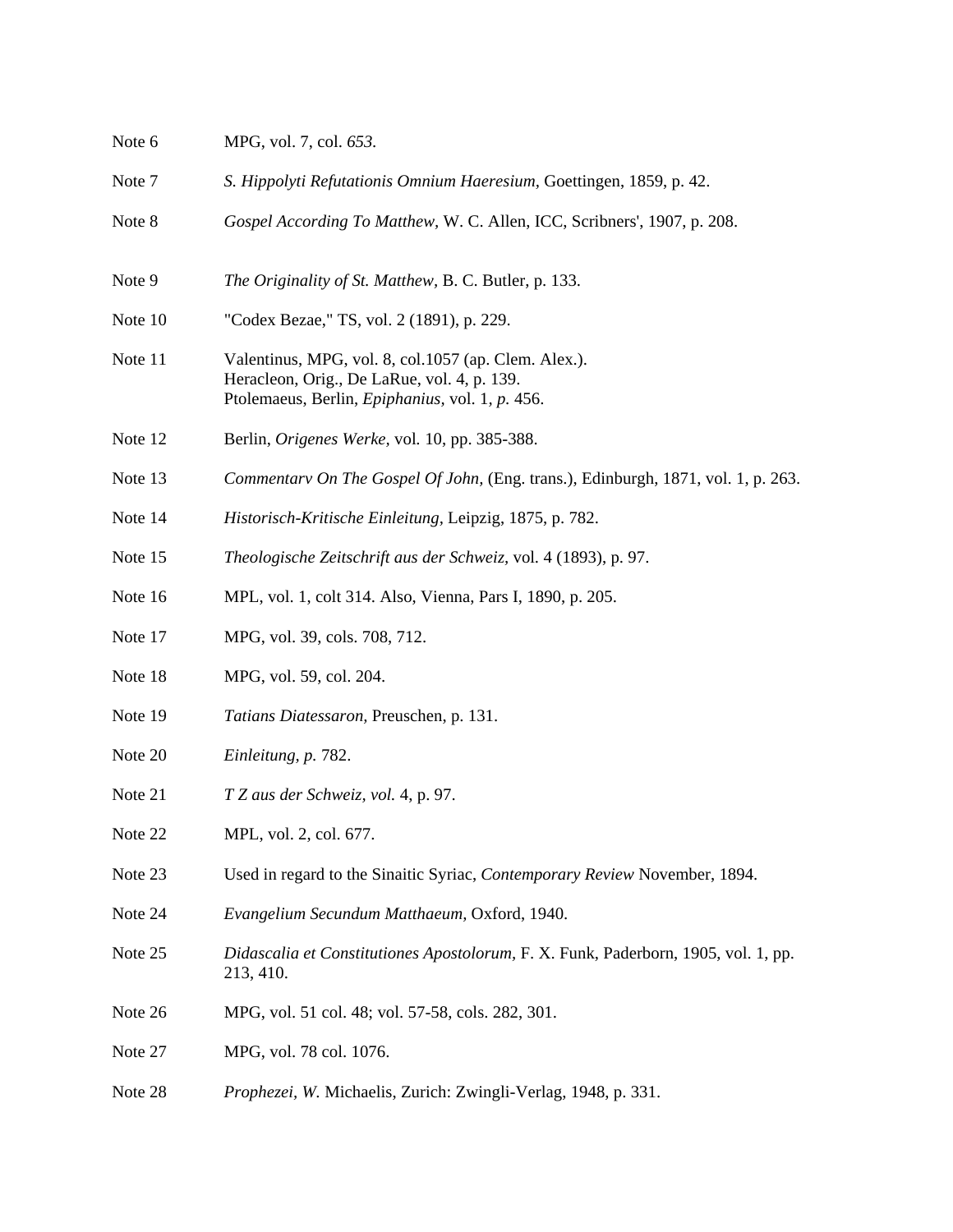Note 6 MPG, vol. 7, col. *653.*

Note 7 *S. Hippolyti Refutationis Omnium Haeresium*, Goettingen, 1859, p. 42.

Note 8 *Gospel According To Matthew*, W. C. Allen, ICC, Scribners', 1907, p. 208.

Note 9 *The Originality of St. Matthew*, B. C. Butler, p. 133.

Note 10 "Codex Bezae," TS, vol. 2 (1891), p. 229.

Note 11 Valentinus, MPG, vol. 8, col.1057 (ap. Clem. Alex.).
Heracleon, Orig., De LaRue, vol. 4, p. 139.
Ptolemaeus, Berlin, *Epiphanius*, vol. 1, *p.* 456.

Note 12 Berlin, *Origenes Werke*, vol. 10, pp. 385-388.

Note 13 *Commentarv On The Gospel Of John*, (Eng. trans.), Edinburgh, 1871, vol. 1, p. 263.

Note 14 *Historisch-Kritische Einleitung*, Leipzig, 1875, p. 782.

Note 15 *Theologische Zeitschrift aus der Schweiz*, vol. 4 (1893), p. 97.

Note 16 MPL, vol. 1, colt 314. Also, Vienna, Pars I, 1890, p. 205.

Note 17 MPG, vol. 39, cols. 708, 712.

Note 18 MPG, vol. 59, col. 204.

Note 19 *Tatians Diatessaron*, Preuschen, p. 131.

Note 20 *Einleitung, p.* 782.

Note 21 *T Z aus der Schweiz, vol.* 4, p. 97.

Note 22 MPL, vol. 2, col. 677.

Note 23 Used in regard to the Sinaitic Syriac, *Contemporary Review* November, 1894.

Note 24 *Evangelium Secundum Matthaeum*, Oxford, 1940.

Note 25 *Didascalia et Constitutiones Apostolorum*, F. X. Funk, Paderborn, 1905, vol. 1, pp. 213, 410.

Note 26 MPG, vol. 51 col. 48; vol. 57-58, cols. 282, 301.

Note 27 MPG, vol. 78 col. 1076.

Note 28 *Prophezei, W.* Michaelis, Zurich: Zwingli-Verlag, 1948, p. 331.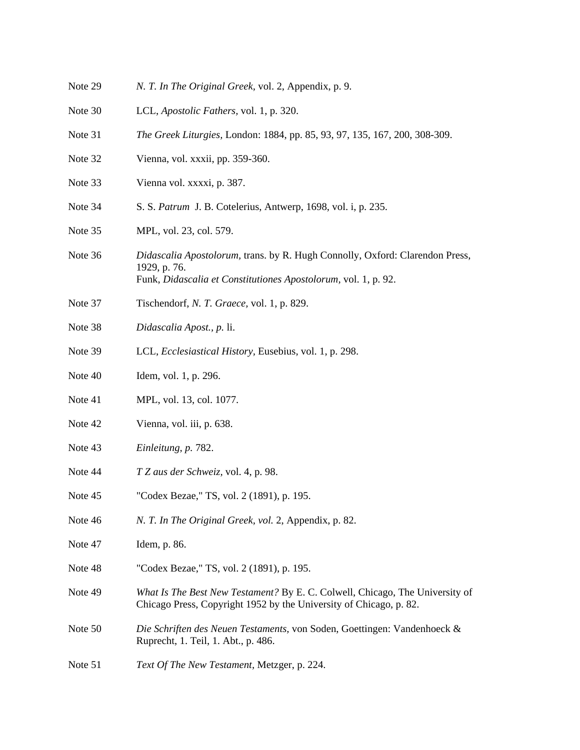Note 29 *N. T. In The Original Greek*, vol. 2, Appendix, p. 9.

Note 30 LCL, *Apostolic Fathers*, vol. 1, p. 320.

Note 31 *The Greek Liturgies,* London: 1884, pp. 85, 93, 97, 135, 167, 200, 308-309.

Note 32 Vienna, vol. xxxii, pp. 359-360.

Note 33 Vienna vol. xxxxi, p. 387.

Note 34 S. S. *Patrum* J. B. Cotelerius, Antwerp, 1698, vol. i, p. 235.

Note 35 MPL, vol. 23, col. 579.

Note 36 *Didascalia Apostolorum*, trans. by R. Hugh Connolly, Oxford: Clarendon Press, 1929, p. 76.
Funk, *Didascalia et Constitutiones Apostolorum,* vol. 1, p. 92.

Note 37 Tischendorf, *N. T. Graece,* vol. 1, p. 829.

Note 38 *Didascalia Apost., p.* li.

Note 39 LCL, *Ecclesiastical History*, Eusebius, vol. 1, p. 298.

Note 40 Idem, vol. 1, p. 296.

Note 41 MPL, vol. 13, col. 1077.

Note 42 Vienna, vol. iii, p. 638.

Note 43 *Einleitung, p.* 782.

Note 44 *T Z aus der Schweiz,* vol. 4, p. 98.

Note 45 "Codex Bezae," TS, vol. 2 (1891), p. 195.

Note 46 *N. T. In The Original Greek, vol.* 2, Appendix, p. 82.

Note 47 Idem, p. 86.

Note 48 "Codex Bezae," TS, vol. 2 (1891), p. 195.

Note 49 *What Is The Best New Testament?* By E. C. Colwell, Chicago, The University of Chicago Press, Copyright 1952 by the University of Chicago, p. 82.

Note 50 *Die Schriften des Neuen Testaments,* von Soden, Goettingen: Vandenhoeck & Ruprecht, 1. Teil, 1. Abt., p. 486.

Note 51 *Text Of The New Testament*, Metzger, p. 224.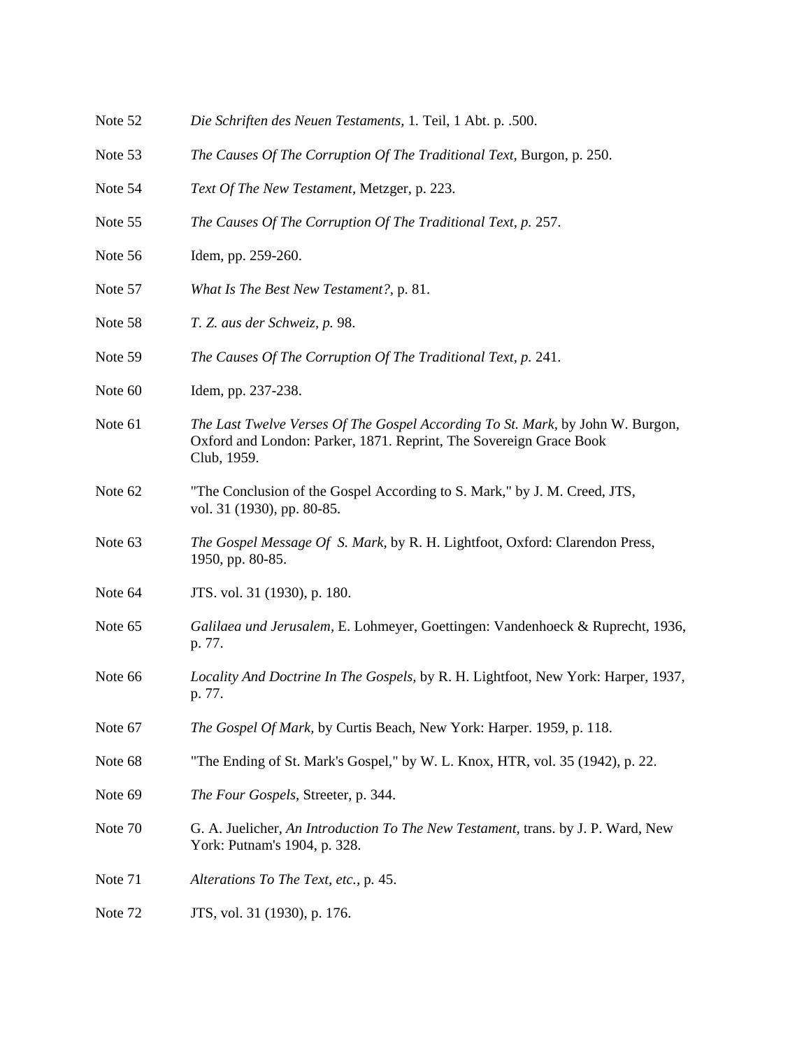Note 52 *Die Schriften des Neuen Testaments,* 1. Teil, 1 Abt. p. .500.

Note 53 *The Causes Of The Corruption Of The Traditional Text,* Burgon, p. 250.

Note 54 *Text Of The New Testament,* Metzger, p. 223.

Note 55 *The Causes Of The Corruption Of The Traditional Text, p.* 257.

Note 56 Idem, pp. 259-260.

Note 57 *What Is The Best New Testament?,* p. 81.

Note 58 *T. Z. aus der Schweiz, p.* 98.

Note 59 *The Causes Of The Corruption Of The Traditional Text, p.* 241.

Note 60 Idem, pp. 237-238.

Note 61 *The Last Twelve Verses Of The Gospel According To St. Mark,* by John W. Burgon, Oxford and London: Parker, 1871. Reprint, The Sovereign Grace Book Club, 1959.

Note 62 "The Conclusion of the Gospel According to S. Mark," by J. M. Creed, JTS, vol. 31 (1930), pp. 80-85.

Note 63 *The Gospel Message Of S. Mark,* by R. H. Lightfoot, Oxford: Clarendon Press, 1950, pp. 80-85.

Note 64 JTS. vol. 31 (1930), p. 180.

Note 65 *Galilaea und Jerusalem,* E. Lohmeyer, Goettingen: Vandenhoeck & Ruprecht, 1936, p. 77.

Note 66 *Locality And Doctrine In The Gospels,* by R. H. Lightfoot, New York: Harper, 1937, p. 77.

Note 67 *The Gospel Of Mark,* by Curtis Beach, New York: Harper. 1959, p. 118.

Note 68 "The Ending of St. Mark's Gospel," by W. L. Knox, HTR, vol. 35 (1942), p. 22.

Note 69 *The Four Gospels,* Streeter, p. 344.

Note 70 G. A. Juelicher, *An Introduction To The New Testament,* trans. by J. P. Ward, New York: Putnam's 1904, p. 328.

Note 71 *Alterations To The Text, etc.,* p. 45.

Note 72 JTS, vol. 31 (1930), p. 176.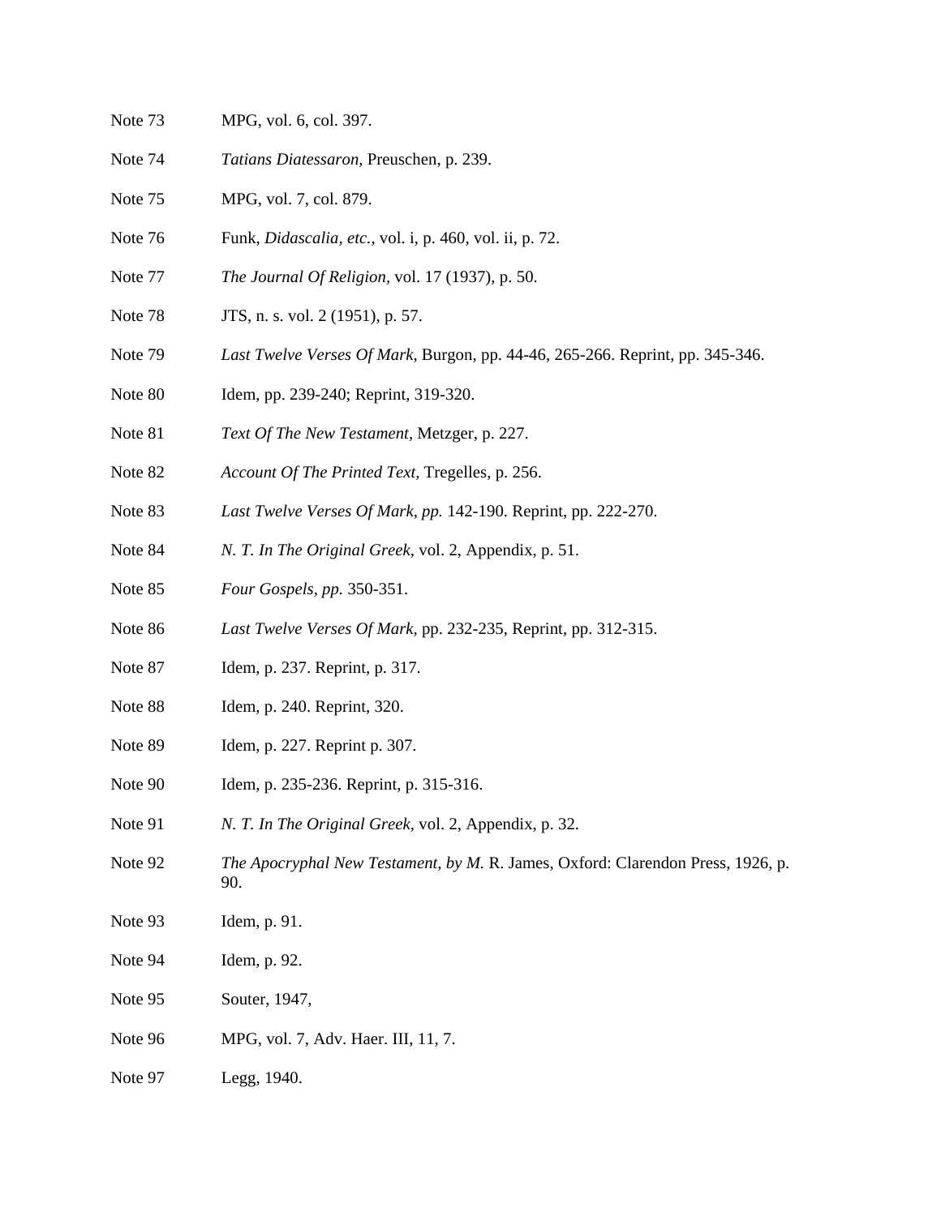Note 73 MPG, vol. 6, col. 397.

Note 74 *Tatians Diatessaron*, Preuschen, p. 239.

Note 75 MPG, vol. 7, col. 879.

Note 76 Funk, *Didascalia, etc.*, vol. i, p. 460, vol. ii, p. 72.

Note 77 *The Journal Of Religion*, vol. 17 (1937), p. 50.

Note 78 JTS, n. s. vol. 2 (1951), p. 57.

Note 79 *Last Twelve Verses Of Mark*, Burgon, pp. 44-46, 265-266. Reprint, pp. 345-346.

Note 80 Idem, pp. 239-240; Reprint, 319-320.

Note 81 *Text Of The New Testament*, Metzger, p. 227.

Note 82 *Account Of The Printed Text*, Tregelles, p. 256.

Note 83 *Last Twelve Verses Of Mark, pp.* 142-190. Reprint, pp. 222-270.

Note 84 *N. T. In The Original Greek*, vol. 2, Appendix, p. 51.

Note 85 *Four Gospels, pp.* 350-351.

Note 86 *Last Twelve Verses Of Mark*, pp. 232-235, Reprint, pp. 312-315.

Note 87 Idem, p. 237. Reprint, p. 317.

Note 88 Idem, p. 240. Reprint, 320.

Note 89 Idem, p. 227. Reprint p. 307.

Note 90 Idem, p. 235-236. Reprint, p. 315-316.

Note 91 *N. T. In The Original Greek*, vol. 2, Appendix, p. 32.

Note 92 *The Apocryphal New Testament, by M.* R. James, Oxford: Clarendon Press, 1926, p. 90.

Note 93 Idem, p. 91.

Note 94 Idem, p. 92.

Note 95 Souter, 1947,

Note 96 MPG, vol. 7, Adv. Haer. III, 11, 7.

Note 97 Legg, 1940.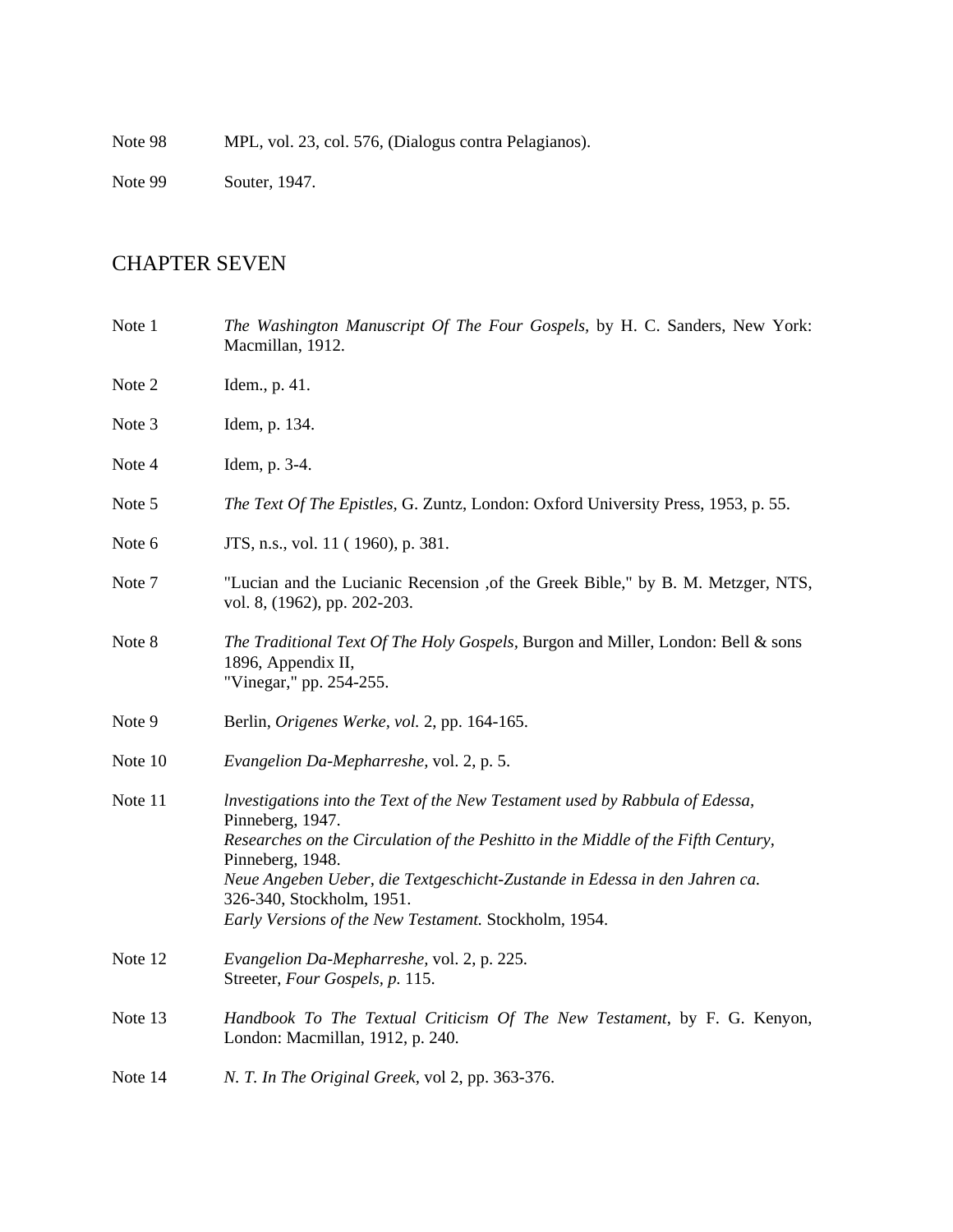Note 98 MPL, vol. 23, col. 576, (Dialogus contra Pelagianos).

Note 99 Souter, 1947.

## CHAPTER SEVEN

Note 1 *The Washington Manuscript Of The Four Gospels,* by H. C. Sanders, New York: Macmillan, 1912.

Note 2 Idem., p. 41.

Note 3 Idem, p. 134.

Note 4 Idem, p. 3-4.

Note 5 *The Text Of The Epistles,* G. Zuntz, London: Oxford University Press, 1953, p. 55.

Note 6 JTS, n.s., vol. 11 ( 1960), p. 381.

Note 7 "Lucian and the Lucianic Recension ,of the Greek Bible," by B. M. Metzger, NTS, vol. 8, (1962), pp. 202-203.

Note 8 *The Traditional Text Of The Holy Gospels,* Burgon and Miller, London: Bell & sons 1896, Appendix II,
"Vinegar," pp. 254-255.

Note 9 Berlin, *Origenes Werke, vol.* 2, pp. 164-165.

Note 10 *Evangelion Da-Mepharreshe,* vol. 2, p. 5.

Note 11 *lnvestigations into the Text of the New Testament used by Rabbula of Edessa,* Pinneberg, 1947.
*Researches on the Circulation of the Peshitto in the Middle of the Fifth Century,* Pinneberg, 1948.
*Neue Angeben Ueber, die Textgeschicht-Zustande in Edessa in den Jahren ca.* 326-340, Stockholm, 1951.
*Early Versions of the New Testament.* Stockholm, 1954.

Note 12 *Evangelion Da-Mepharreshe,* vol. 2, p. 225.
Streeter, *Four Gospels, p.* 115.

Note 13 *Handbook To The Textual Criticism Of The New Testament,* by F. G. Kenyon, London: Macmillan, 1912, p. 240.

Note 14 *N. T. In The Original Greek,* vol 2, pp. 363-376.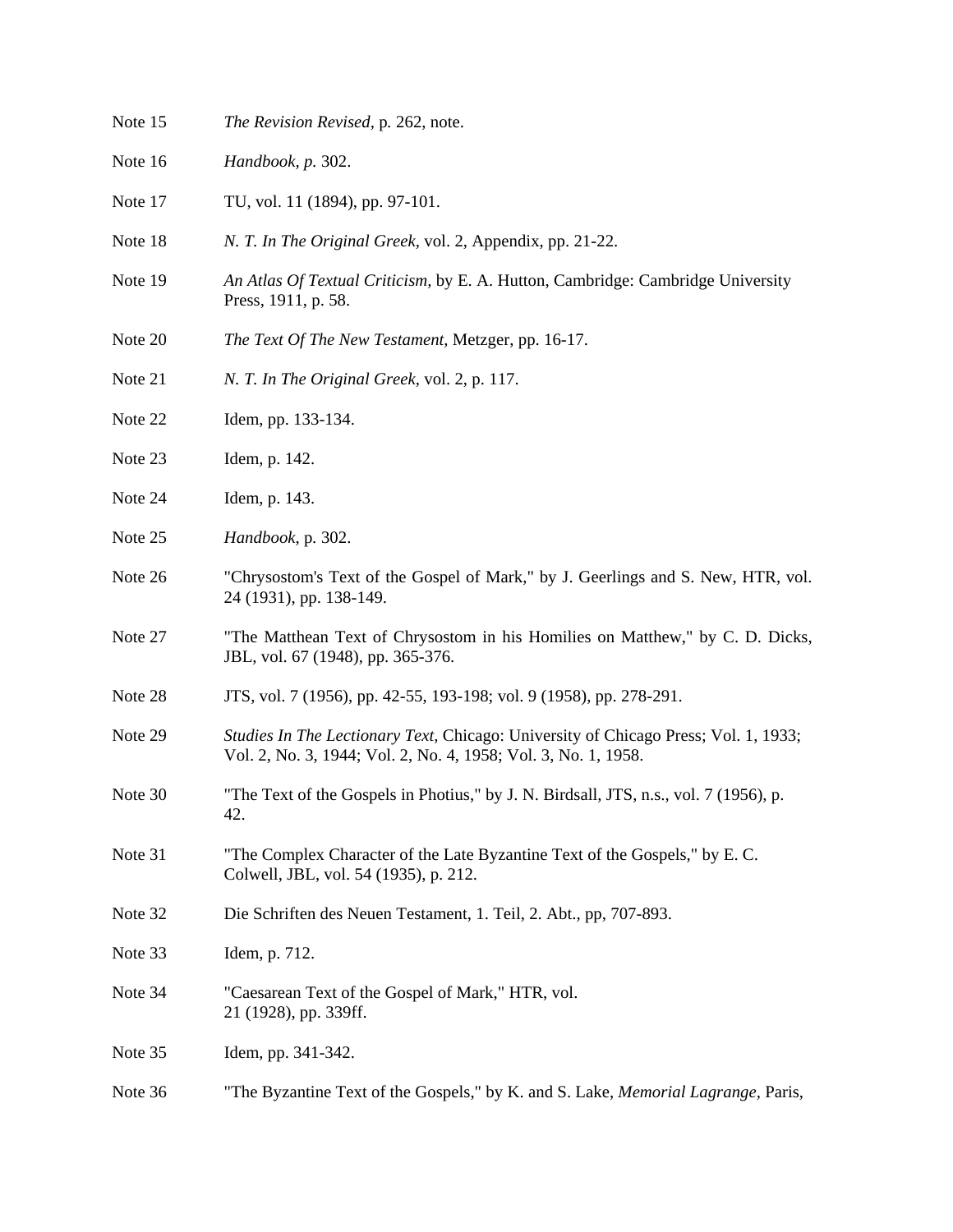Note 15 *The Revision Revised*, p. 262, note.

Note 16 *Handbook, p.* 302.

Note 17 TU, vol. 11 (1894), pp. 97-101.

Note 18 *N. T. In The Original Greek*, vol. 2, Appendix, pp. 21-22.

Note 19 *An Atlas Of Textual Criticism*, by E. A. Hutton, Cambridge: Cambridge University Press, 1911, p. 58.

Note 20 *The Text Of The New Testament*, Metzger, pp. 16-17.

Note 21 *N. T. In The Original Greek*, vol. 2, p. 117.

Note 22 Idem, pp. 133-134.

Note 23 Idem, p. 142.

Note 24 Idem, p. 143.

Note 25 *Handbook*, p. 302.

Note 26 "Chrysostom's Text of the Gospel of Mark," by J. Geerlings and S. New, HTR, vol. 24 (1931), pp. 138-149.

Note 27 "The Matthean Text of Chrysostom in his Homilies on Matthew," by C. D. Dicks, JBL, vol. 67 (1948), pp. 365-376.

Note 28 JTS, vol. 7 (1956), pp. 42-55, 193-198; vol. 9 (1958), pp. 278-291.

Note 29 *Studies In The Lectionary Text*, Chicago: University of Chicago Press; Vol. 1, 1933; Vol. 2, No. 3, 1944; Vol. 2, No. 4, 1958; Vol. 3, No. 1, 1958.

Note 30 "The Text of the Gospels in Photius," by J. N. Birdsall, JTS, n.s., vol. 7 (1956), p. 42.

Note 31 "The Complex Character of the Late Byzantine Text of the Gospels," by E. C. Colwell, JBL, vol. 54 (1935), p. 212.

Note 32 Die Schriften des Neuen Testament, 1. Teil, 2. Abt., pp, 707-893.

Note 33 Idem, p. 712.

Note 34 "Caesarean Text of the Gospel of Mark," HTR, vol. 21 (1928), pp. 339ff.

Note 35 Idem, pp. 341-342.

Note 36 "The Byzantine Text of the Gospels," by K. and S. Lake, *Memorial Lagrange*, Paris,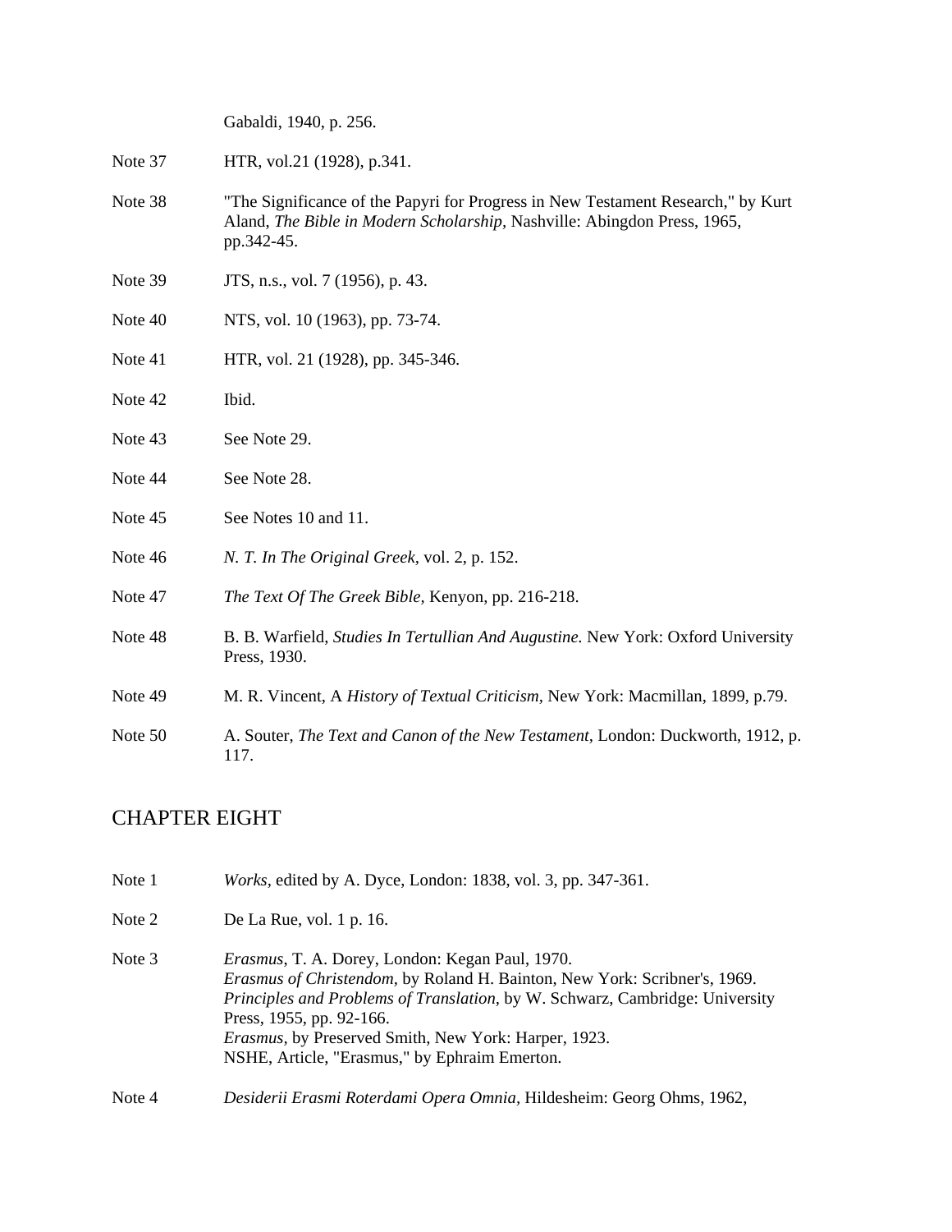Gabaldi, 1940, p. 256.

Note 37 HTR, vol.21 (1928), p.341.

Note 38 "The Significance of the Papyri for Progress in New Testament Research," by Kurt Aland, *The Bible in Modern Scholarship*, Nashville: Abingdon Press, 1965, pp.342-45.

Note 39 JTS, n.s., vol. 7 (1956), p. 43.

Note 40 NTS, vol. 10 (1963), pp. 73-74.

Note 41 HTR, vol. 21 (1928), pp. 345-346.

Note 42 Ibid.

Note 43 See Note 29.

Note 44 See Note 28.

Note 45 See Notes 10 and 11.

Note 46 *N. T. In The Original Greek*, vol. 2, p. 152.

Note 47 *The Text Of The Greek Bible*, Kenyon, pp. 216-218.

Note 48 B. B. Warfield, *Studies In Tertullian And Augustine.* New York: Oxford University Press, 1930.

Note 49 M. R. Vincent, A *History of Textual Criticism*, New York: Macmillan, 1899, p.79.

Note 50 A. Souter, *The Text and Canon of the New Testament*, London: Duckworth, 1912, p. 117.

## CHAPTER EIGHT

Note 1 *Works*, edited by A. Dyce, London: 1838, vol. 3, pp. 347-361.

Note 2 De La Rue, vol. 1 p. 16.

Note 3 *Erasmus*, T. A. Dorey, London: Kegan Paul, 1970.
*Erasmus of Christendom*, by Roland H. Bainton, New York: Scribner's, 1969.
*Principles and Problems of Translation*, by W. Schwarz, Cambridge: University Press, 1955, pp. 92-166.
*Erasmus*, by Preserved Smith, New York: Harper, 1923.
NSHE, Article, "Erasmus," by Ephraim Emerton.

Note 4 *Desiderii Erasmi Roterdami Opera Omnia*, Hildesheim: Georg Ohms, 1962,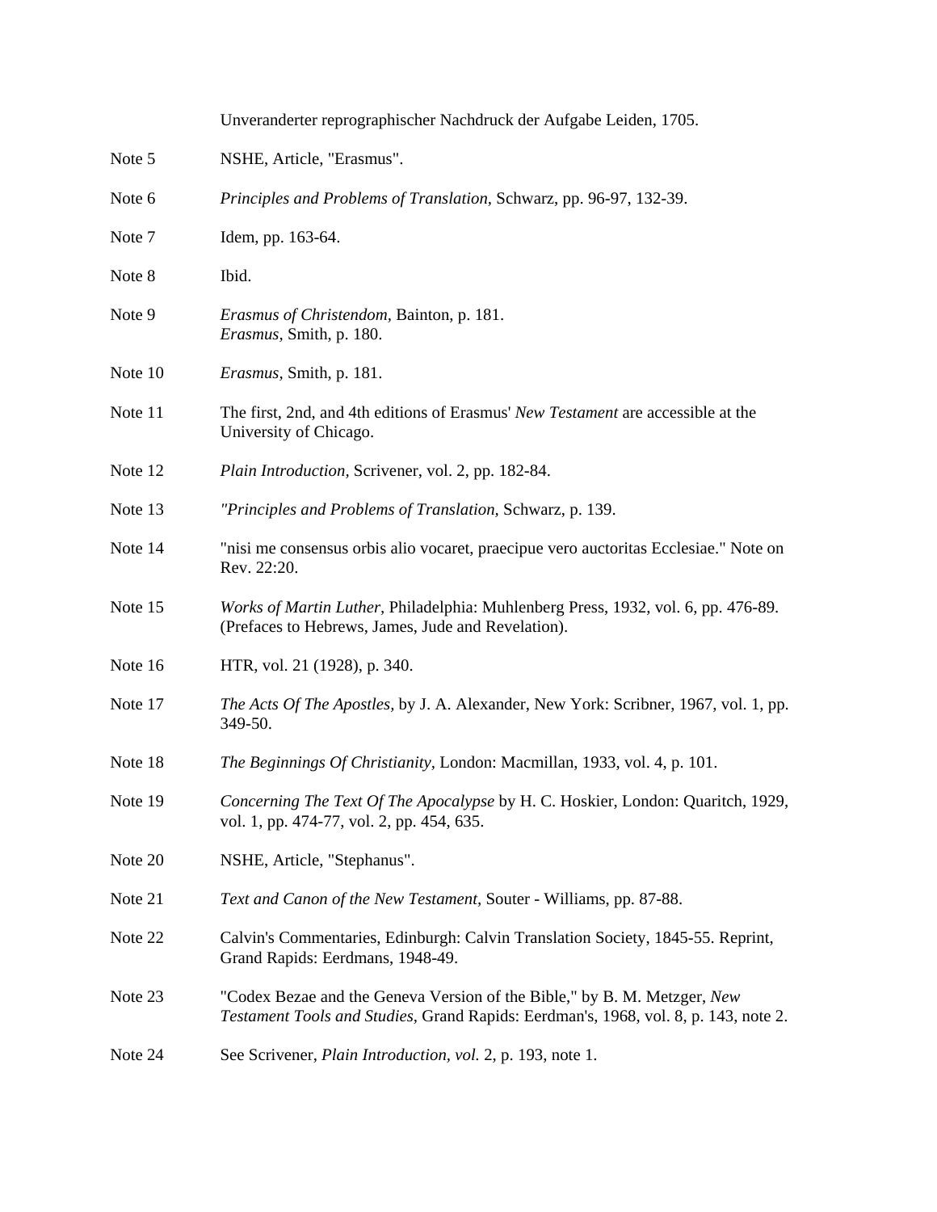Unveranderter reprographischer Nachdruck der Aufgabe Leiden, 1705.

Note 5 NSHE, Article, "Erasmus".

Note 6 *Principles and Problems of Translation,* Schwarz, pp. 96-97, 132-39.

Note 7 Idem, pp. 163-64.

Note 8 Ibid.

Note 9 *Erasmus of Christendom,* Bainton, p. 181.
*Erasmus,* Smith, p. 180.

Note 10 *Erasmus,* Smith, p. 181.

Note 11 The first, 2nd, and 4th editions of Erasmus' *New Testament* are accessible at the University of Chicago.

Note 12 *Plain Introduction,* Scrivener, vol. 2, pp. 182-84.

Note 13 *"Principles and Problems of Translation*, Schwarz, p. 139.

Note 14 "nisi me consensus orbis alio vocaret, praecipue vero auctoritas Ecclesiae." Note on Rev. 22:20.

Note 15 *Works of Martin Luther,* Philadelphia: Muhlenberg Press, 1932, vol. 6, pp. 476-89. (Prefaces to Hebrews, James, Jude and Revelation).

Note 16 HTR, vol. 21 (1928), p. 340.

Note 17 *The Acts Of The Apostles,* by J. A. Alexander, New York: Scribner, 1967, vol. 1, pp. 349-50.

Note 18 *The Beginnings Of Christianity,* London: Macmillan, 1933, vol. 4, p. 101.

Note 19 *Concerning The Text Of The Apocalypse* by H. C. Hoskier, London: Quaritch, 1929, vol. 1, pp. 474-77, vol. 2, pp. 454, 635.

Note 20 NSHE, Article, "Stephanus".

Note 21 *Text and Canon of the New Testament,* Souter - Williams, pp. 87-88.

Note 22 Calvin's Commentaries, Edinburgh: Calvin Translation Society, 1845-55. Reprint, Grand Rapids: Eerdmans, 1948-49.

Note 23 "Codex Bezae and the Geneva Version of the Bible," by B. M. Metzger, *New Testament Tools and Studies,* Grand Rapids: Eerdman's, 1968, vol. 8, p. 143, note 2.

Note 24 See Scrivener, *Plain Introduction*, *vol.* 2, p. 193, note 1.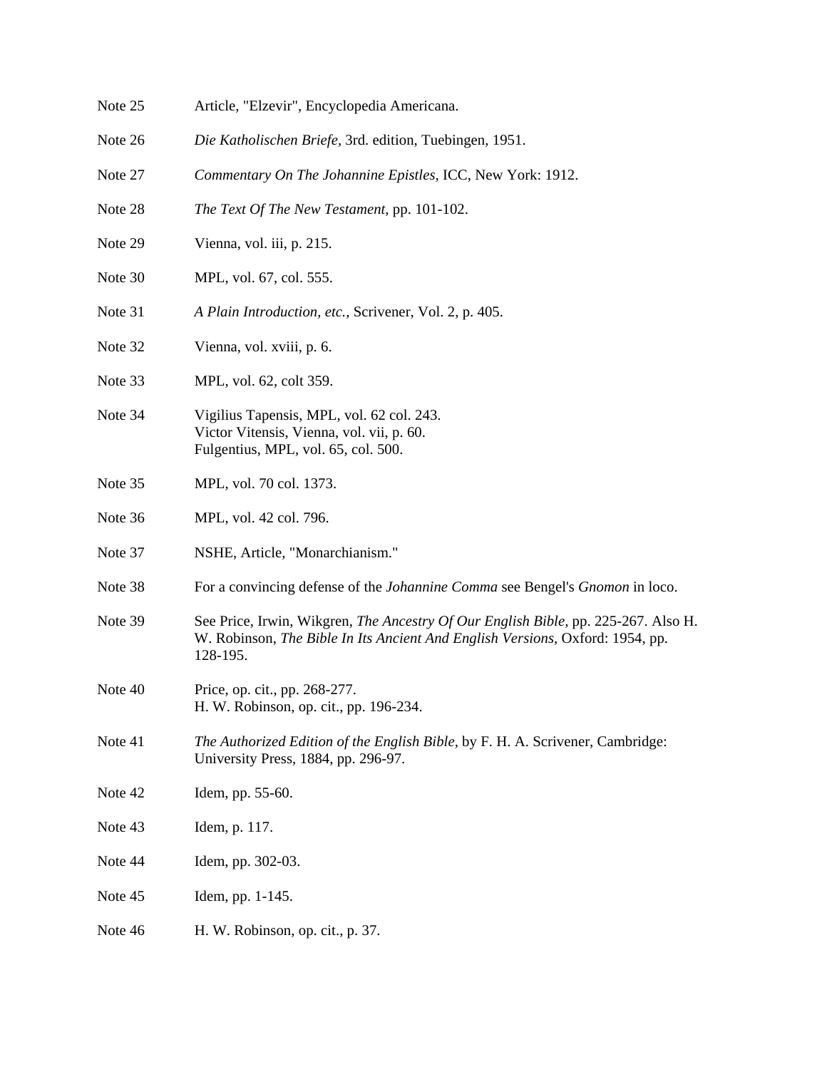Note 25 Article, "Elzevir", Encyclopedia Americana.

Note 26 *Die Katholischen Briefe,* 3rd. edition, Tuebingen, 1951.

Note 27 *Commentary On The Johannine Epistles,* ICC, New York: 1912.

Note 28 *The Text Of The New Testament,* pp. 101-102.

Note 29 Vienna, vol. iii, p. 215.

Note 30 MPL, vol. 67, col. 555.

Note 31 *A Plain Introduction, etc.,* Scrivener, Vol. 2, p. 405.

Note 32 Vienna, vol. xviii, p. 6.

Note 33 MPL, vol. 62, colt 359.

Note 34 Vigilius Tapensis, MPL, vol. 62 col. 243.
Victor Vitensis, Vienna, vol. vii, p. 60.
Fulgentius, MPL, vol. 65, col. 500.

Note 35 MPL, vol. 70 col. 1373.

Note 36 MPL, vol. 42 col. 796.

Note 37 NSHE, Article, "Monarchianism."

Note 38 For a convincing defense of the *Johannine Comma* see Bengel's *Gnomon* in loco.

Note 39 See Price, Irwin, Wikgren, *The Ancestry Of Our English Bible,* pp. 225-267. Also H. W. Robinson, *The Bible In Its Ancient And English Versions*, Oxford: 1954, pp. 128-195.

Note 40 Price, op. cit., pp. 268-277.
H. W. Robinson, op. cit., pp. 196-234.

Note 41 *The Authorized Edition of the English Bible,* by F. H. A. Scrivener, Cambridge: University Press, 1884, pp. 296-97.

Note 42 Idem, pp. 55-60.

Note 43 Idem, p. 117.

Note 44 Idem, pp. 302-03.

Note 45 Idem, pp. 1-145.

Note 46 H. W. Robinson, op. cit., p. 37.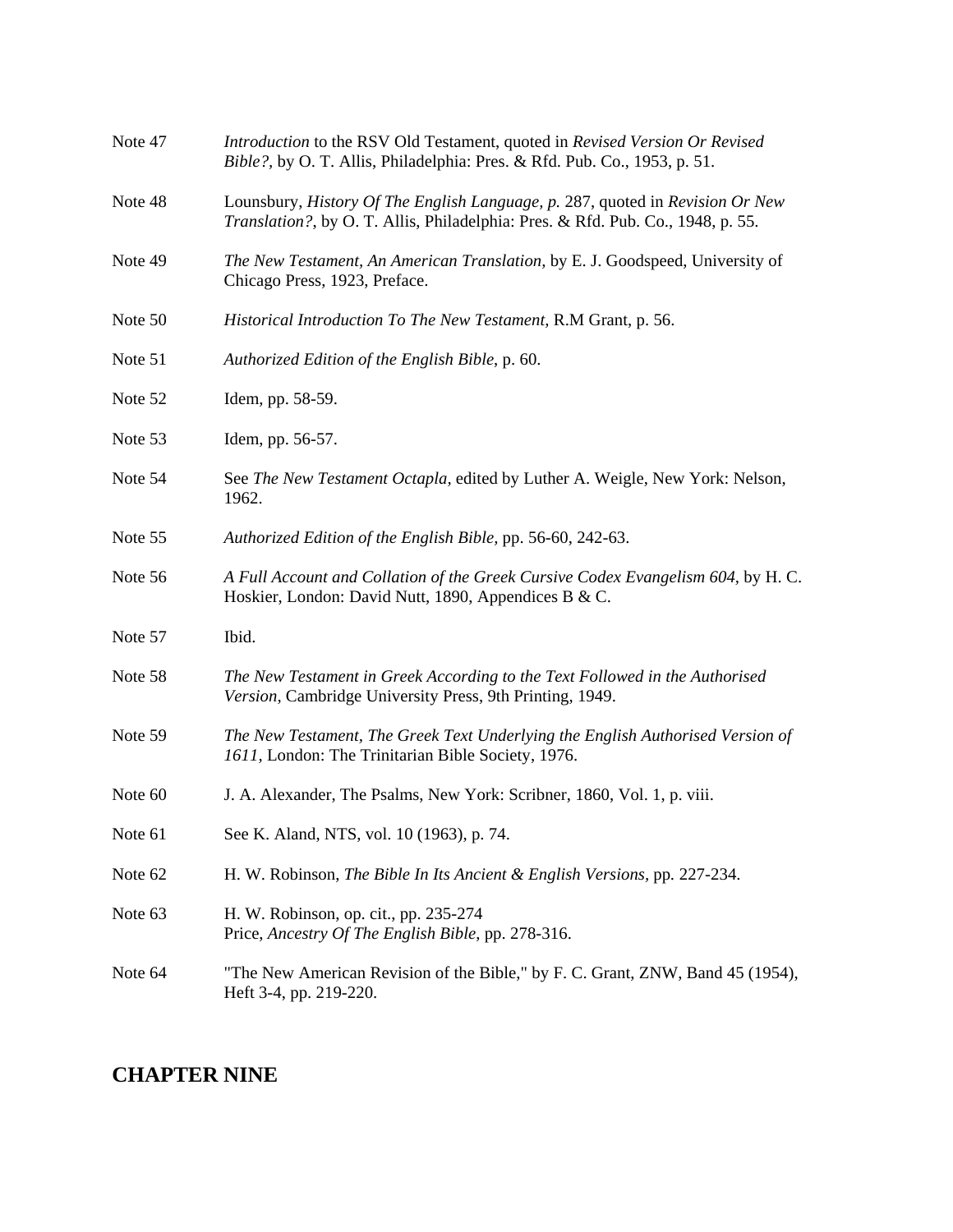Note 47 *Introduction* to the RSV Old Testament, quoted in *Revised Version Or Revised Bible?*, by O. T. Allis, Philadelphia: Pres. & Rfd. Pub. Co., 1953, p. 51.

Note 48 Lounsbury, *History Of The English Language, p.* 287, quoted in *Revision Or New Translation?*, by O. T. Allis, Philadelphia: Pres. & Rfd. Pub. Co., 1948, p. 55.

Note 49 *The New Testament, An American Translation,* by E. J. Goodspeed, University of Chicago Press, 1923, Preface.

Note 50 *Historical Introduction To The New Testament,* R.M Grant, p. 56.

Note 51 *Authorized Edition of the English Bible*, p. 60.

Note 52 Idem, pp. 58-59.

Note 53 Idem, pp. 56-57.

Note 54 See *The New Testament Octapla,* edited by Luther A. Weigle, New York: Nelson, 1962.

Note 55 *Authorized Edition of the English Bible,* pp. 56-60, 242-63.

Note 56 *A Full Account and Collation of the Greek Cursive Codex Evangelism 604*, by H. C. Hoskier, London: David Nutt, 1890, Appendices B & C.

Note 57 Ibid.

Note 58 *The New Testament in Greek According to the Text Followed in the Authorised Version,* Cambridge University Press, 9th Printing, 1949.

Note 59 *The New Testament, The Greek Text Underlying the English Authorised Version of 1611,* London: The Trinitarian Bible Society, 1976.

Note 60 J. A. Alexander, The Psalms, New York: Scribner, 1860, Vol. 1, p. viii.

Note 61 See K. Aland, NTS, vol. 10 (1963), p. 74.

Note 62 H. W. Robinson, *The Bible In Its Ancient & English Versions,* pp. 227-234.

Note 63 H. W. Robinson, op. cit., pp. 235-274
Price, *Ancestry Of The English Bible*, pp. 278-316.

Note 64 "The New American Revision of the Bible," by F. C. Grant, ZNW, Band 45 (1954), Heft 3-4, pp. 219-220.

## CHAPTER NINE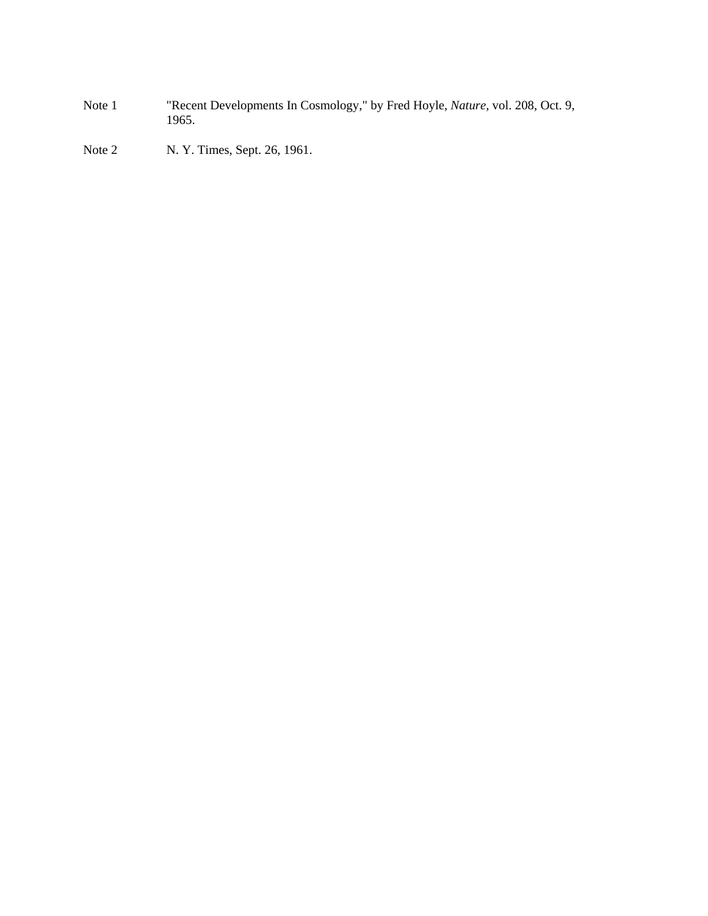Note 1 "Recent Developments In Cosmology," by Fred Hoyle, *Nature*, vol. 208, Oct. 9, 1965.

Note 2 N. Y. Times, Sept. 26, 1961.